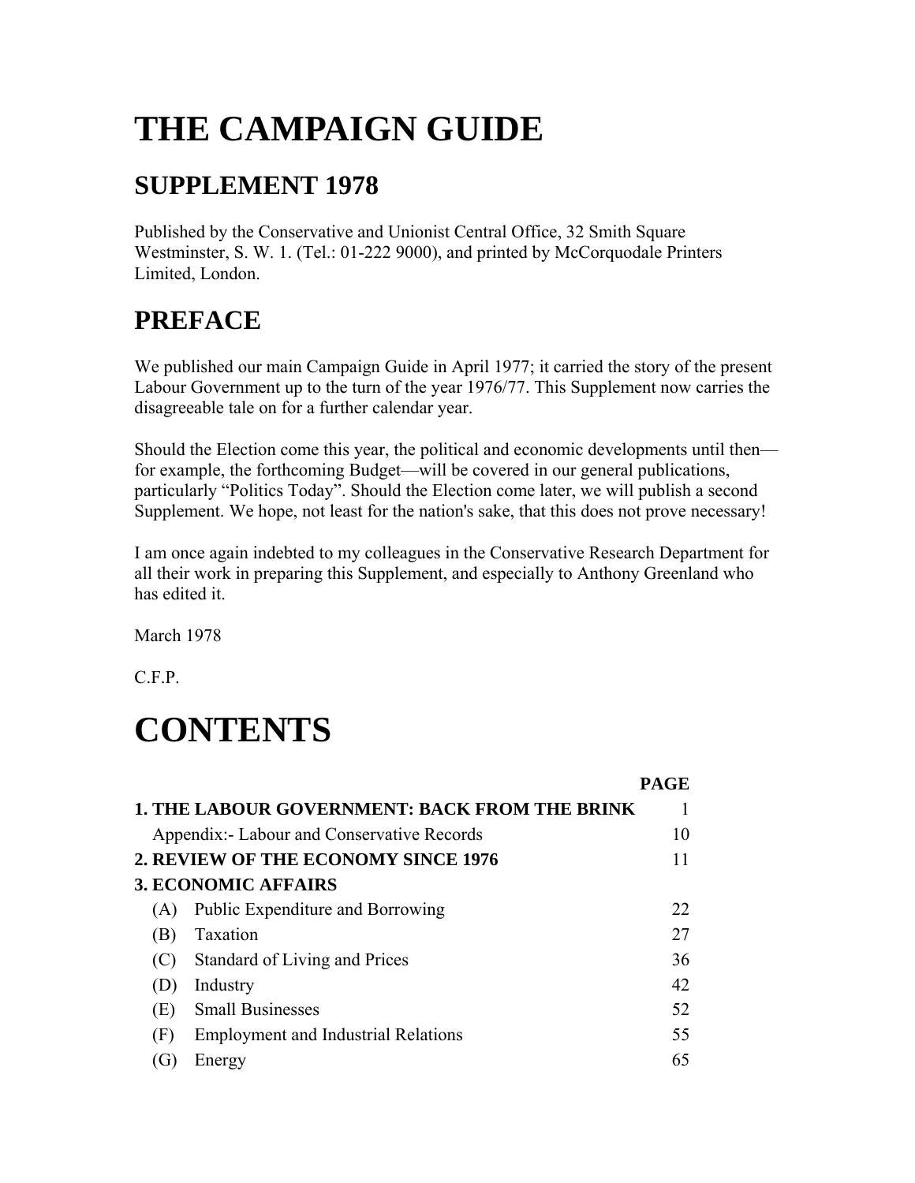# THE CAMPAIGN GUIDE

## SUPPLEMENT 1978

Published by the Conservative and Unionist Central Office, 32 Smith Square Westminster, S. W. 1. (Tel.: 01-222 9000), and printed by McCorquodale Printers Limited, London.

## PREFACE

We published our main Campaign Guide in April 1977; it carried the story of the present Labour Government up to the turn of the year 1976/77. This Supplement now carries the disagreeable tale on for a further calendar year.

Should the Election come this year, the political and economic developments until then—for example, the forthcoming Budget—will be covered in our general publications, particularly "Politics Today". Should the Election come later, we will publish a second Supplement. We hope, not least for the nation's sake, that this does not prove necessary!

I am once again indebted to my colleagues in the Conservative Research Department for all their work in preparing this Supplement, and especially to Anthony Greenland who has edited it.

March 1978

C.F.P.

# CONTENTS

| | | PAGE |
|---|---|---|
| **1. THE LABOUR GOVERNMENT: BACK FROM THE BRINK** | | 1 |
| | Appendix:- Labour and Conservative Records | 10 |
| **2. REVIEW OF THE ECONOMY SINCE 1976** | | 11 |
| **3. ECONOMIC AFFAIRS** | | |
| (A) | Public Expenditure and Borrowing | 22 |
| (B) | Taxation | 27 |
| (C) | Standard of Living and Prices | 36 |
| (D) | Industry | 42 |
| (E) | Small Businesses | 52 |
| (F) | Employment and Industrial Relations | 55 |
| (G) | Energy | 65 |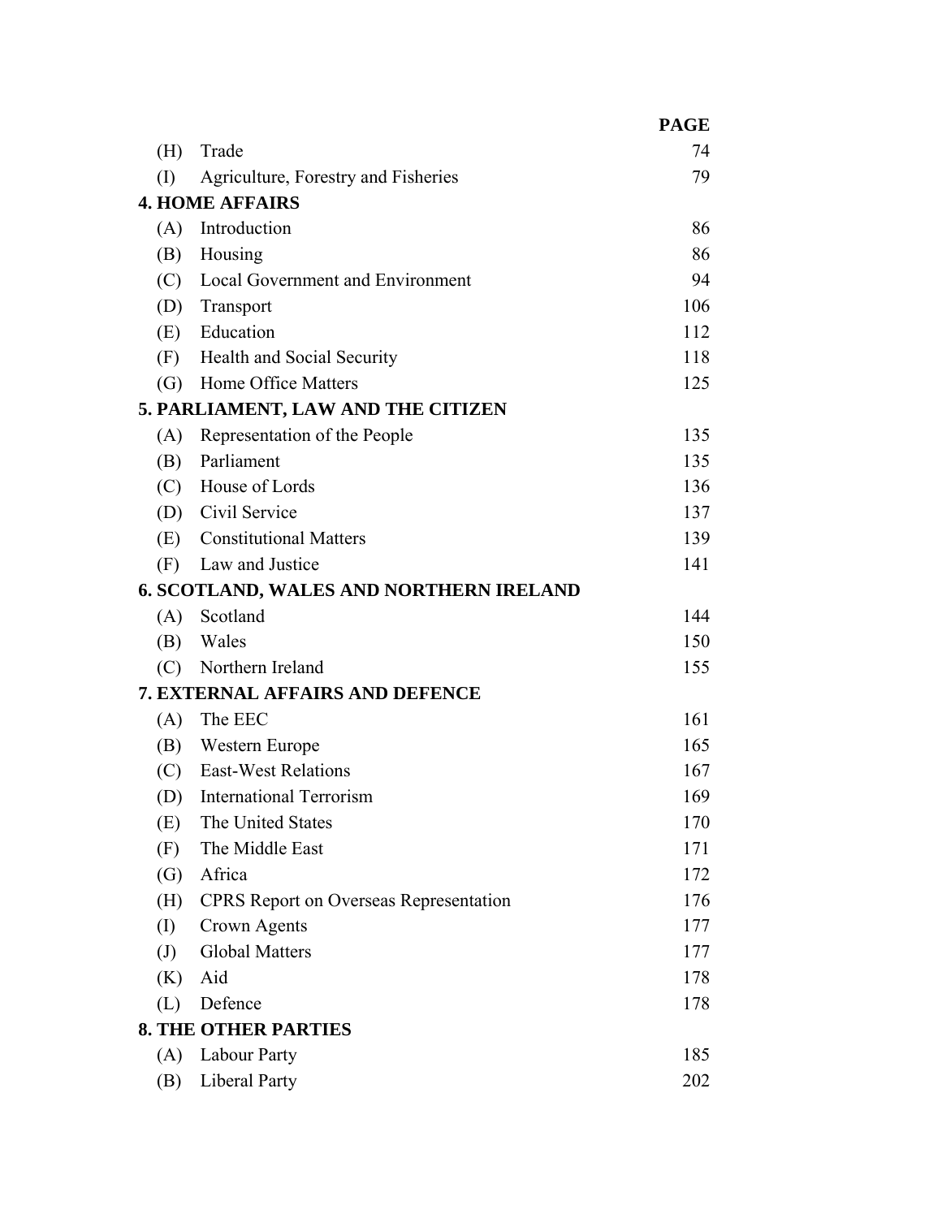| | | PAGE |
|---|---|---|
| (H) | Trade | 74 |
| (I) | Agriculture, Forestry and Fisheries | 79 |
| **4. HOME AFFAIRS** | | |
| (A) | Introduction | 86 |
| (B) | Housing | 86 |
| (C) | Local Government and Environment | 94 |
| (D) | Transport | 106 |
| (E) | Education | 112 |
| (F) | Health and Social Security | 118 |
| (G) | Home Office Matters | 125 |
| **5. PARLIAMENT, LAW AND THE CITIZEN** | | |
| (A) | Representation of the People | 135 |
| (B) | Parliament | 135 |
| (C) | House of Lords | 136 |
| (D) | Civil Service | 137 |
| (E) | Constitutional Matters | 139 |
| (F) | Law and Justice | 141 |
| **6. SCOTLAND, WALES AND NORTHERN IRELAND** | | |
| (A) | Scotland | 144 |
| (B) | Wales | 150 |
| (C) | Northern Ireland | 155 |
| **7. EXTERNAL AFFAIRS AND DEFENCE** | | |
| (A) | The EEC | 161 |
| (B) | Western Europe | 165 |
| (C) | East-West Relations | 167 |
| (D) | International Terrorism | 169 |
| (E) | The United States | 170 |
| (F) | The Middle East | 171 |
| (G) | Africa | 172 |
| (H) | CPRS Report on Overseas Representation | 176 |
| (I) | Crown Agents | 177 |
| (J) | Global Matters | 177 |
| (K) | Aid | 178 |
| (L) | Defence | 178 |
| **8. THE OTHER PARTIES** | | |
| (A) | Labour Party | 185 |
| (B) | Liberal Party | 202 |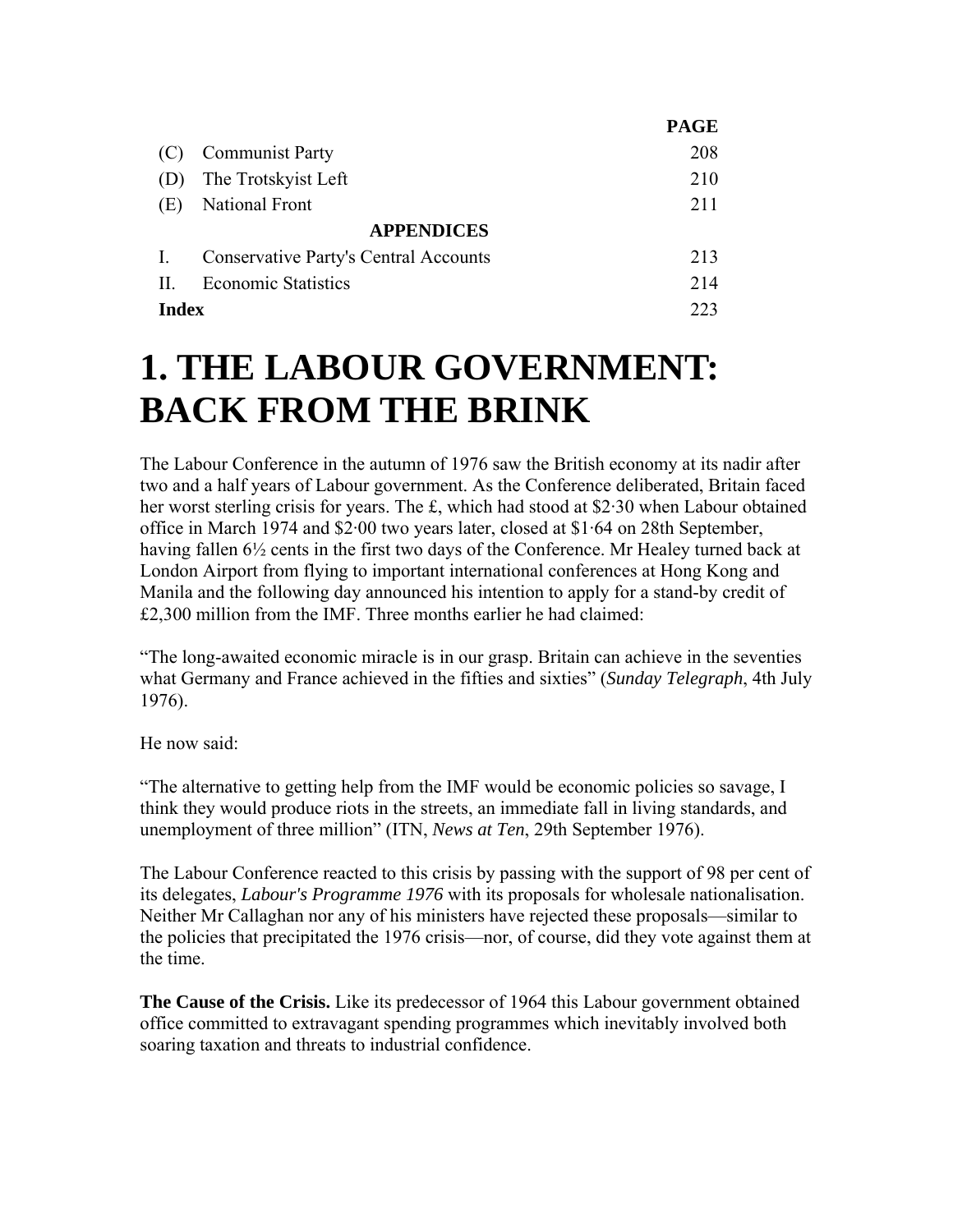| | | PAGE |
|---|---|---|
| (C) | Communist Party | 208 |
| (D) | The Trotskyist Left | 210 |
| (E) | National Front | 211 |
| | **APPENDICES** | |
| I. | Conservative Party's Central Accounts | 213 |
| II. | Economic Statistics | 214 |
| **Index** | | 223 |

# 1. THE LABOUR GOVERNMENT: BACK FROM THE BRINK

The Labour Conference in the autumn of 1976 saw the British economy at its nadir after two and a half years of Labour government. As the Conference deliberated, Britain faced her worst sterling crisis for years. The £, which had stood at $2·30 when Labour obtained office in March 1974 and $2·00 two years later, closed at $1·64 on 28th September, having fallen 6½ cents in the first two days of the Conference. Mr Healey turned back at London Airport from flying to important international conferences at Hong Kong and Manila and the following day announced his intention to apply for a stand-by credit of £2,300 million from the IMF. Three months earlier he had claimed:

"The long-awaited economic miracle is in our grasp. Britain can achieve in the seventies what Germany and France achieved in the fifties and sixties" (*Sunday Telegraph*, 4th July 1976).

He now said:

"The alternative to getting help from the IMF would be economic policies so savage, I think they would produce riots in the streets, an immediate fall in living standards, and unemployment of three million" (ITN, *News at Ten*, 29th September 1976).

The Labour Conference reacted to this crisis by passing with the support of 98 per cent of its delegates, *Labour's Programme 1976* with its proposals for wholesale nationalisation. Neither Mr Callaghan nor any of his ministers have rejected these proposals—similar to the policies that precipitated the 1976 crisis—nor, of course, did they vote against them at the time.

**The Cause of the Crisis.** Like its predecessor of 1964 this Labour government obtained office committed to extravagant spending programmes which inevitably involved both soaring taxation and threats to industrial confidence.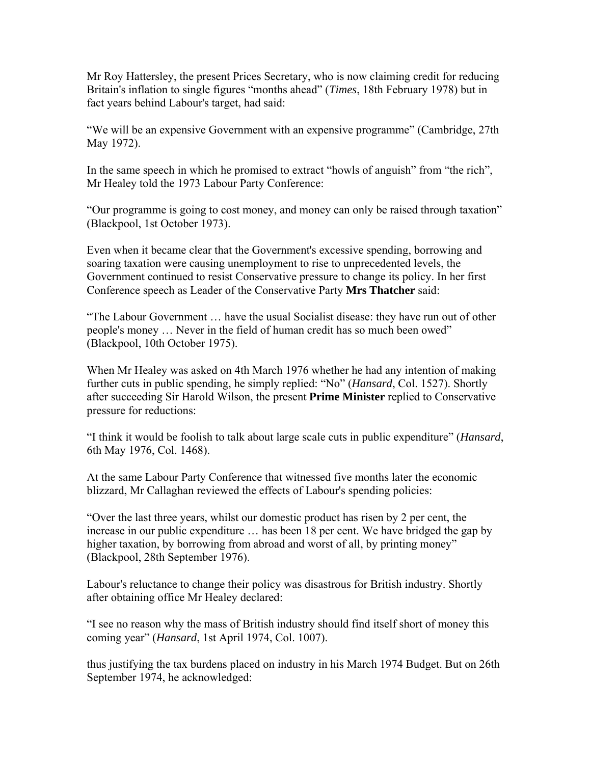Mr Roy Hattersley, the present Prices Secretary, who is now claiming credit for reducing Britain's inflation to single figures "months ahead" (*Times*, 18th February 1978) but in fact years behind Labour's target, had said:

"We will be an expensive Government with an expensive programme" (Cambridge, 27th May 1972).

In the same speech in which he promised to extract "howls of anguish" from "the rich", Mr Healey told the 1973 Labour Party Conference:

"Our programme is going to cost money, and money can only be raised through taxation" (Blackpool, 1st October 1973).

Even when it became clear that the Government's excessive spending, borrowing and soaring taxation were causing unemployment to rise to unprecedented levels, the Government continued to resist Conservative pressure to change its policy. In her first Conference speech as Leader of the Conservative Party **Mrs Thatcher** said:

"The Labour Government … have the usual Socialist disease: they have run out of other people's money … Never in the field of human credit has so much been owed" (Blackpool, 10th October 1975).

When Mr Healey was asked on 4th March 1976 whether he had any intention of making further cuts in public spending, he simply replied: "No" (*Hansard*, Col. 1527). Shortly after succeeding Sir Harold Wilson, the present **Prime Minister** replied to Conservative pressure for reductions:

"I think it would be foolish to talk about large scale cuts in public expenditure" (*Hansard*, 6th May 1976, Col. 1468).

At the same Labour Party Conference that witnessed five months later the economic blizzard, Mr Callaghan reviewed the effects of Labour's spending policies:

"Over the last three years, whilst our domestic product has risen by 2 per cent, the increase in our public expenditure … has been 18 per cent. We have bridged the gap by higher taxation, by borrowing from abroad and worst of all, by printing money" (Blackpool, 28th September 1976).

Labour's reluctance to change their policy was disastrous for British industry. Shortly after obtaining office Mr Healey declared:

"I see no reason why the mass of British industry should find itself short of money this coming year" (*Hansard*, 1st April 1974, Col. 1007).

thus justifying the tax burdens placed on industry in his March 1974 Budget. But on 26th September 1974, he acknowledged: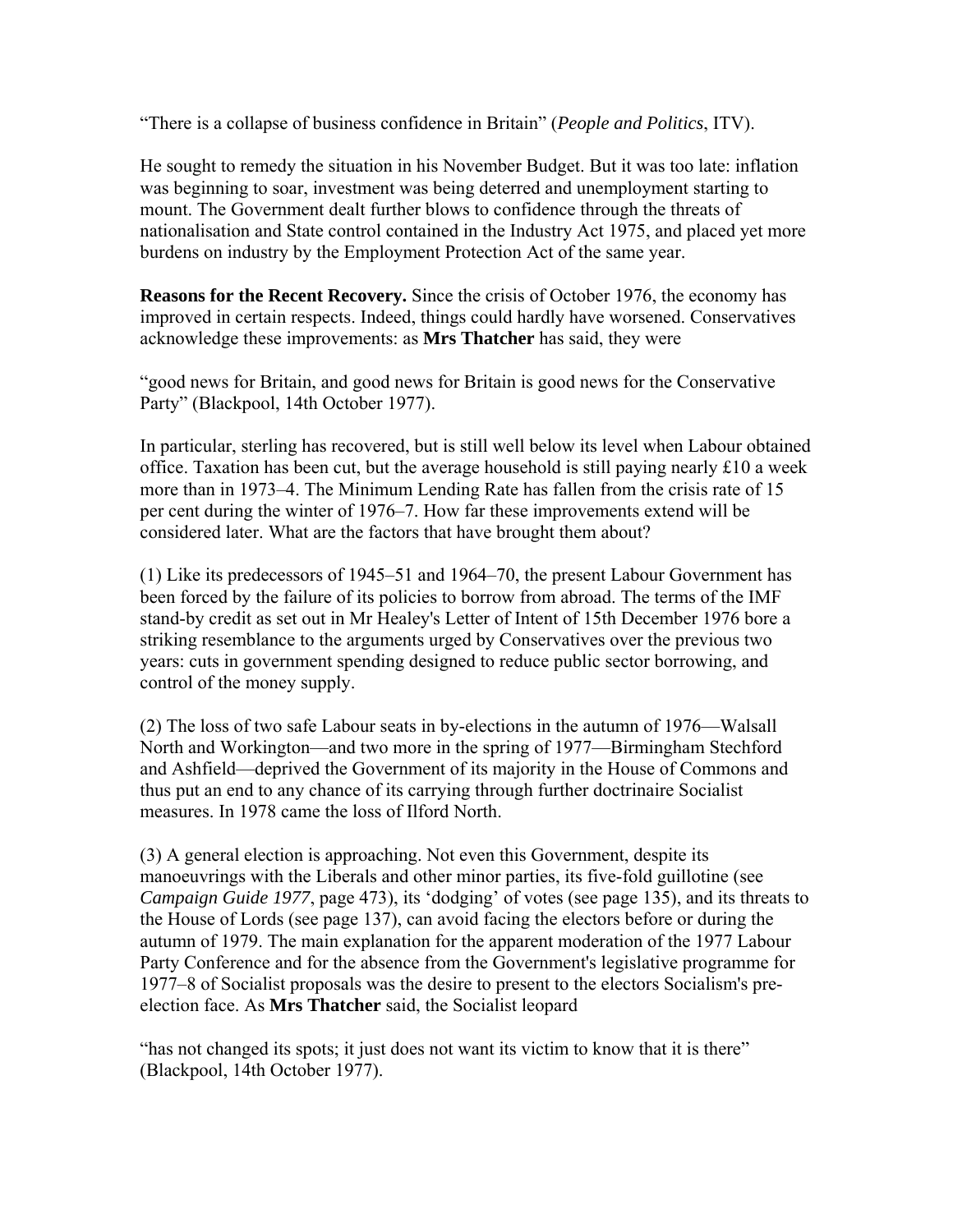"There is a collapse of business confidence in Britain" (*People and Politics*, ITV).

He sought to remedy the situation in his November Budget. But it was too late: inflation was beginning to soar, investment was being deterred and unemployment starting to mount. The Government dealt further blows to confidence through the threats of nationalisation and State control contained in the Industry Act 1975, and placed yet more burdens on industry by the Employment Protection Act of the same year.

**Reasons for the Recent Recovery.** Since the crisis of October 1976, the economy has improved in certain respects. Indeed, things could hardly have worsened. Conservatives acknowledge these improvements: as **Mrs Thatcher** has said, they were

"good news for Britain, and good news for Britain is good news for the Conservative Party" (Blackpool, 14th October 1977).

In particular, sterling has recovered, but is still well below its level when Labour obtained office. Taxation has been cut, but the average household is still paying nearly £10 a week more than in 1973–4. The Minimum Lending Rate has fallen from the crisis rate of 15 per cent during the winter of 1976–7. How far these improvements extend will be considered later. What are the factors that have brought them about?

(1) Like its predecessors of 1945–51 and 1964–70, the present Labour Government has been forced by the failure of its policies to borrow from abroad. The terms of the IMF stand-by credit as set out in Mr Healey's Letter of Intent of 15th December 1976 bore a striking resemblance to the arguments urged by Conservatives over the previous two years: cuts in government spending designed to reduce public sector borrowing, and control of the money supply.

(2) The loss of two safe Labour seats in by-elections in the autumn of 1976—Walsall North and Workington—and two more in the spring of 1977—Birmingham Stechford and Ashfield—deprived the Government of its majority in the House of Commons and thus put an end to any chance of its carrying through further doctrinaire Socialist measures. In 1978 came the loss of Ilford North.

(3) A general election is approaching. Not even this Government, despite its manoeuvrings with the Liberals and other minor parties, its five-fold guillotine (see *Campaign Guide 1977*, page 473), its 'dodging' of votes (see page 135), and its threats to the House of Lords (see page 137), can avoid facing the electors before or during the autumn of 1979. The main explanation for the apparent moderation of the 1977 Labour Party Conference and for the absence from the Government's legislative programme for 1977–8 of Socialist proposals was the desire to present to the electors Socialism's pre-election face. As **Mrs Thatcher** said, the Socialist leopard

"has not changed its spots; it just does not want its victim to know that it is there" (Blackpool, 14th October 1977).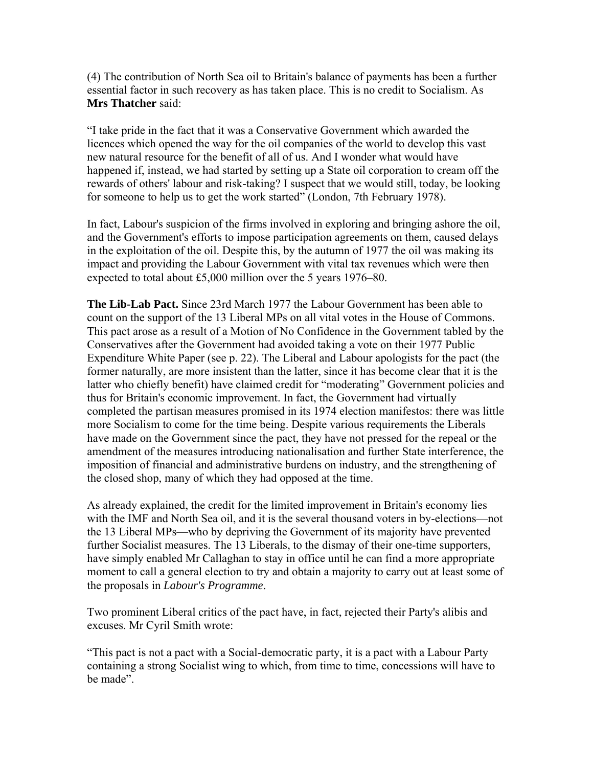(4) The contribution of North Sea oil to Britain's balance of payments has been a further essential factor in such recovery as has taken place. This is no credit to Socialism. As **Mrs Thatcher** said:

"I take pride in the fact that it was a Conservative Government which awarded the licences which opened the way for the oil companies of the world to develop this vast new natural resource for the benefit of all of us. And I wonder what would have happened if, instead, we had started by setting up a State oil corporation to cream off the rewards of others' labour and risk-taking? I suspect that we would still, today, be looking for someone to help us to get the work started" (London, 7th February 1978).

In fact, Labour's suspicion of the firms involved in exploring and bringing ashore the oil, and the Government's efforts to impose participation agreements on them, caused delays in the exploitation of the oil. Despite this, by the autumn of 1977 the oil was making its impact and providing the Labour Government with vital tax revenues which were then expected to total about £5,000 million over the 5 years 1976–80.

**The Lib-Lab Pact.** Since 23rd March 1977 the Labour Government has been able to count on the support of the 13 Liberal MPs on all vital votes in the House of Commons. This pact arose as a result of a Motion of No Confidence in the Government tabled by the Conservatives after the Government had avoided taking a vote on their 1977 Public Expenditure White Paper (see p. 22). The Liberal and Labour apologists for the pact (the former naturally, are more insistent than the latter, since it has become clear that it is the latter who chiefly benefit) have claimed credit for "moderating" Government policies and thus for Britain's economic improvement. In fact, the Government had virtually completed the partisan measures promised in its 1974 election manifestos: there was little more Socialism to come for the time being. Despite various requirements the Liberals have made on the Government since the pact, they have not pressed for the repeal or the amendment of the measures introducing nationalisation and further State interference, the imposition of financial and administrative burdens on industry, and the strengthening of the closed shop, many of which they had opposed at the time.

As already explained, the credit for the limited improvement in Britain's economy lies with the IMF and North Sea oil, and it is the several thousand voters in by-elections—not the 13 Liberal MPs—who by depriving the Government of its majority have prevented further Socialist measures. The 13 Liberals, to the dismay of their one-time supporters, have simply enabled Mr Callaghan to stay in office until he can find a more appropriate moment to call a general election to try and obtain a majority to carry out at least some of the proposals in *Labour's Programme*.

Two prominent Liberal critics of the pact have, in fact, rejected their Party's alibis and excuses. Mr Cyril Smith wrote:

"This pact is not a pact with a Social-democratic party, it is a pact with a Labour Party containing a strong Socialist wing to which, from time to time, concessions will have to be made".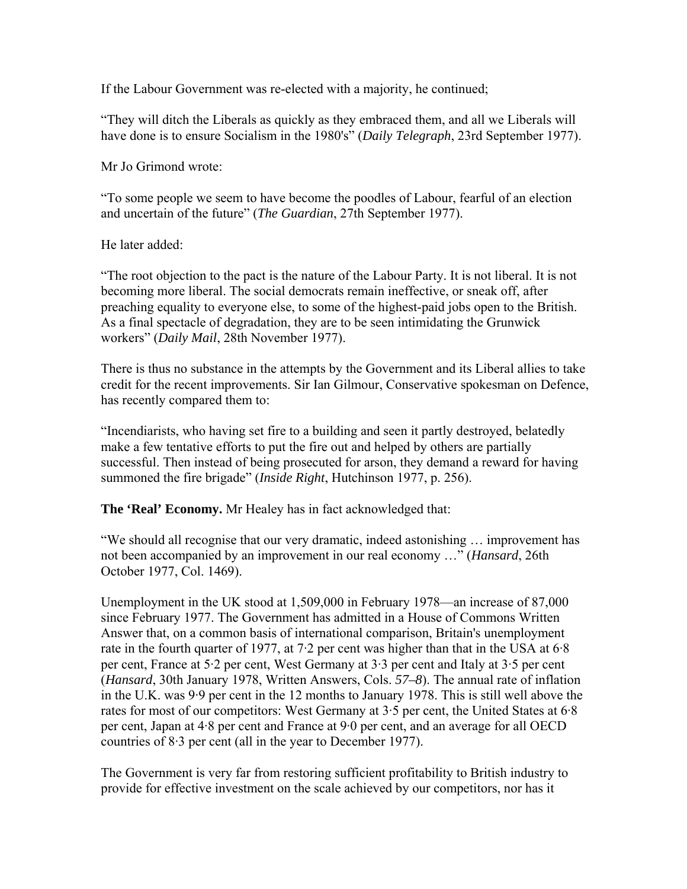If the Labour Government was re-elected with a majority, he continued;

"They will ditch the Liberals as quickly as they embraced them, and all we Liberals will have done is to ensure Socialism in the 1980's" (*Daily Telegraph*, 23rd September 1977).

Mr Jo Grimond wrote:

"To some people we seem to have become the poodles of Labour, fearful of an election and uncertain of the future" (*The Guardian*, 27th September 1977).

He later added:

"The root objection to the pact is the nature of the Labour Party. It is not liberal. It is not becoming more liberal. The social democrats remain ineffective, or sneak off, after preaching equality to everyone else, to some of the highest-paid jobs open to the British. As a final spectacle of degradation, they are to be seen intimidating the Grunwick workers" (*Daily Mail*, 28th November 1977).

There is thus no substance in the attempts by the Government and its Liberal allies to take credit for the recent improvements. Sir Ian Gilmour, Conservative spokesman on Defence, has recently compared them to:

"Incendiarists, who having set fire to a building and seen it partly destroyed, belatedly make a few tentative efforts to put the fire out and helped by others are partially successful. Then instead of being prosecuted for arson, they demand a reward for having summoned the fire brigade" (*Inside Right*, Hutchinson 1977, p. 256).

**The 'Real' Economy.** Mr Healey has in fact acknowledged that:

"We should all recognise that our very dramatic, indeed astonishing … improvement has not been accompanied by an improvement in our real economy …" (*Hansard*, 26th October 1977, Col. 1469).

Unemployment in the UK stood at 1,509,000 in February 1978—an increase of 87,000 since February 1977. The Government has admitted in a House of Commons Written Answer that, on a common basis of international comparison, Britain's unemployment rate in the fourth quarter of 1977, at 7·2 per cent was higher than that in the USA at 6·8 per cent, France at 5·2 per cent, West Germany at 3·3 per cent and Italy at 3·5 per cent (*Hansard*, 30th January 1978, Written Answers, Cols. *57–8*). The annual rate of inflation in the U.K. was 9·9 per cent in the 12 months to January 1978. This is still well above the rates for most of our competitors: West Germany at 3·5 per cent, the United States at 6·8 per cent, Japan at 4·8 per cent and France at 9·0 per cent, and an average for all OECD countries of 8·3 per cent (all in the year to December 1977).

The Government is very far from restoring sufficient profitability to British industry to provide for effective investment on the scale achieved by our competitors, nor has it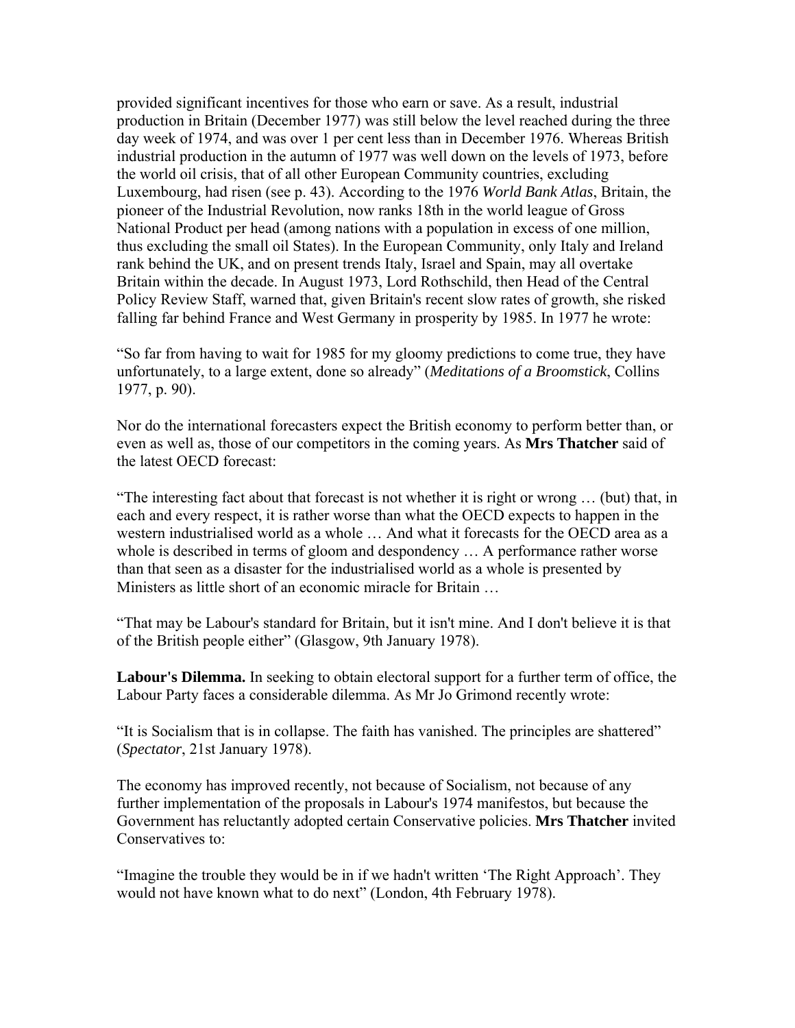provided significant incentives for those who earn or save. As a result, industrial production in Britain (December 1977) was still below the level reached during the three day week of 1974, and was over 1 per cent less than in December 1976. Whereas British industrial production in the autumn of 1977 was well down on the levels of 1973, before the world oil crisis, that of all other European Community countries, excluding Luxembourg, had risen (see p. 43). According to the 1976 *World Bank Atlas*, Britain, the pioneer of the Industrial Revolution, now ranks 18th in the world league of Gross National Product per head (among nations with a population in excess of one million, thus excluding the small oil States). In the European Community, only Italy and Ireland rank behind the UK, and on present trends Italy, Israel and Spain, may all overtake Britain within the decade. In August 1973, Lord Rothschild, then Head of the Central Policy Review Staff, warned that, given Britain's recent slow rates of growth, she risked falling far behind France and West Germany in prosperity by 1985. In 1977 he wrote:

"So far from having to wait for 1985 for my gloomy predictions to come true, they have unfortunately, to a large extent, done so already" (*Meditations of a Broomstick*, Collins 1977, p. 90).

Nor do the international forecasters expect the British economy to perform better than, or even as well as, those of our competitors in the coming years. As **Mrs Thatcher** said of the latest OECD forecast:

"The interesting fact about that forecast is not whether it is right or wrong … (but) that, in each and every respect, it is rather worse than what the OECD expects to happen in the western industrialised world as a whole … And what it forecasts for the OECD area as a whole is described in terms of gloom and despondency … A performance rather worse than that seen as a disaster for the industrialised world as a whole is presented by Ministers as little short of an economic miracle for Britain …

"That may be Labour's standard for Britain, but it isn't mine. And I don't believe it is that of the British people either" (Glasgow, 9th January 1978).

**Labour's Dilemma.** In seeking to obtain electoral support for a further term of office, the Labour Party faces a considerable dilemma. As Mr Jo Grimond recently wrote:

"It is Socialism that is in collapse. The faith has vanished. The principles are shattered" (*Spectator*, 21st January 1978).

The economy has improved recently, not because of Socialism, not because of any further implementation of the proposals in Labour's 1974 manifestos, but because the Government has reluctantly adopted certain Conservative policies. **Mrs Thatcher** invited Conservatives to:

"Imagine the trouble they would be in if we hadn't written 'The Right Approach'. They would not have known what to do next" (London, 4th February 1978).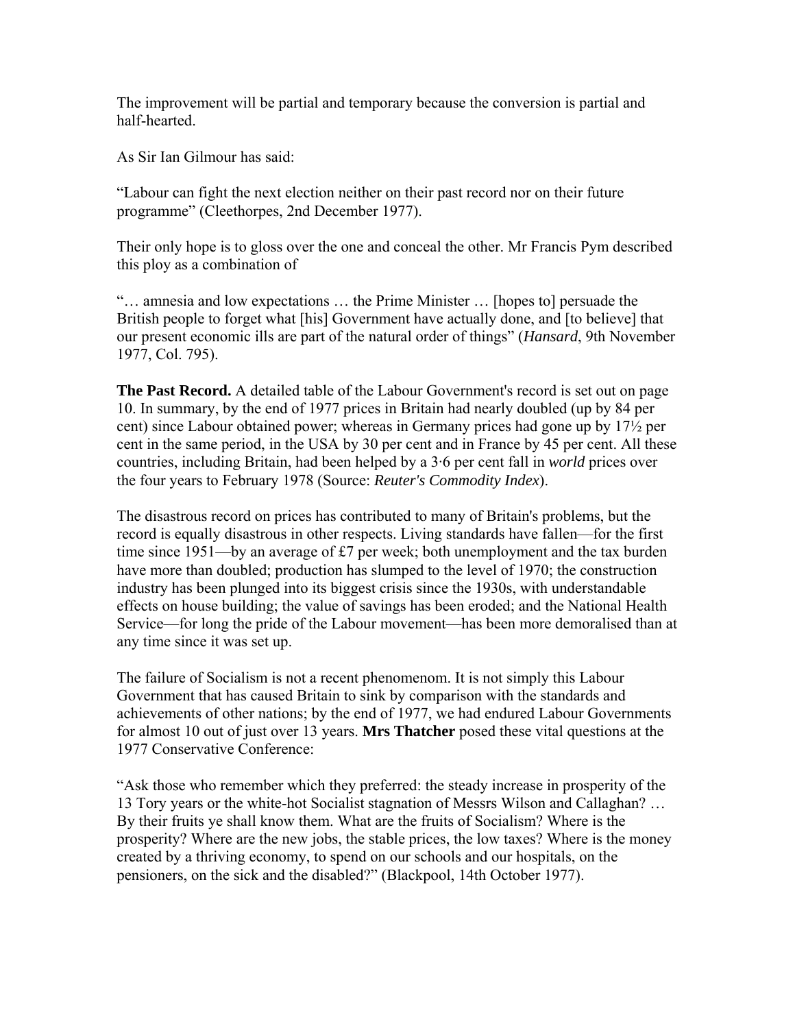The improvement will be partial and temporary because the conversion is partial and half-hearted.

As Sir Ian Gilmour has said:

"Labour can fight the next election neither on their past record nor on their future programme" (Cleethorpes, 2nd December 1977).

Their only hope is to gloss over the one and conceal the other. Mr Francis Pym described this ploy as a combination of

"… amnesia and low expectations … the Prime Minister … [hopes to] persuade the British people to forget what [his] Government have actually done, and [to believe] that our present economic ills are part of the natural order of things" (*Hansard*, 9th November 1977, Col. 795).

**The Past Record.** A detailed table of the Labour Government's record is set out on page 10. In summary, by the end of 1977 prices in Britain had nearly doubled (up by 84 per cent) since Labour obtained power; whereas in Germany prices had gone up by 17½ per cent in the same period, in the USA by 30 per cent and in France by 45 per cent. All these countries, including Britain, had been helped by a 3·6 per cent fall in *world* prices over the four years to February 1978 (Source: *Reuter's Commodity Index*).

The disastrous record on prices has contributed to many of Britain's problems, but the record is equally disastrous in other respects. Living standards have fallen—for the first time since 1951—by an average of £7 per week; both unemployment and the tax burden have more than doubled; production has slumped to the level of 1970; the construction industry has been plunged into its biggest crisis since the 1930s, with understandable effects on house building; the value of savings has been eroded; and the National Health Service—for long the pride of the Labour movement—has been more demoralised than at any time since it was set up.

The failure of Socialism is not a recent phenomenom. It is not simply this Labour Government that has caused Britain to sink by comparison with the standards and achievements of other nations; by the end of 1977, we had endured Labour Governments for almost 10 out of just over 13 years. **Mrs Thatcher** posed these vital questions at the 1977 Conservative Conference:

"Ask those who remember which they preferred: the steady increase in prosperity of the 13 Tory years or the white-hot Socialist stagnation of Messrs Wilson and Callaghan? … By their fruits ye shall know them. What are the fruits of Socialism? Where is the prosperity? Where are the new jobs, the stable prices, the low taxes? Where is the money created by a thriving economy, to spend on our schools and our hospitals, on the pensioners, on the sick and the disabled?" (Blackpool, 14th October 1977).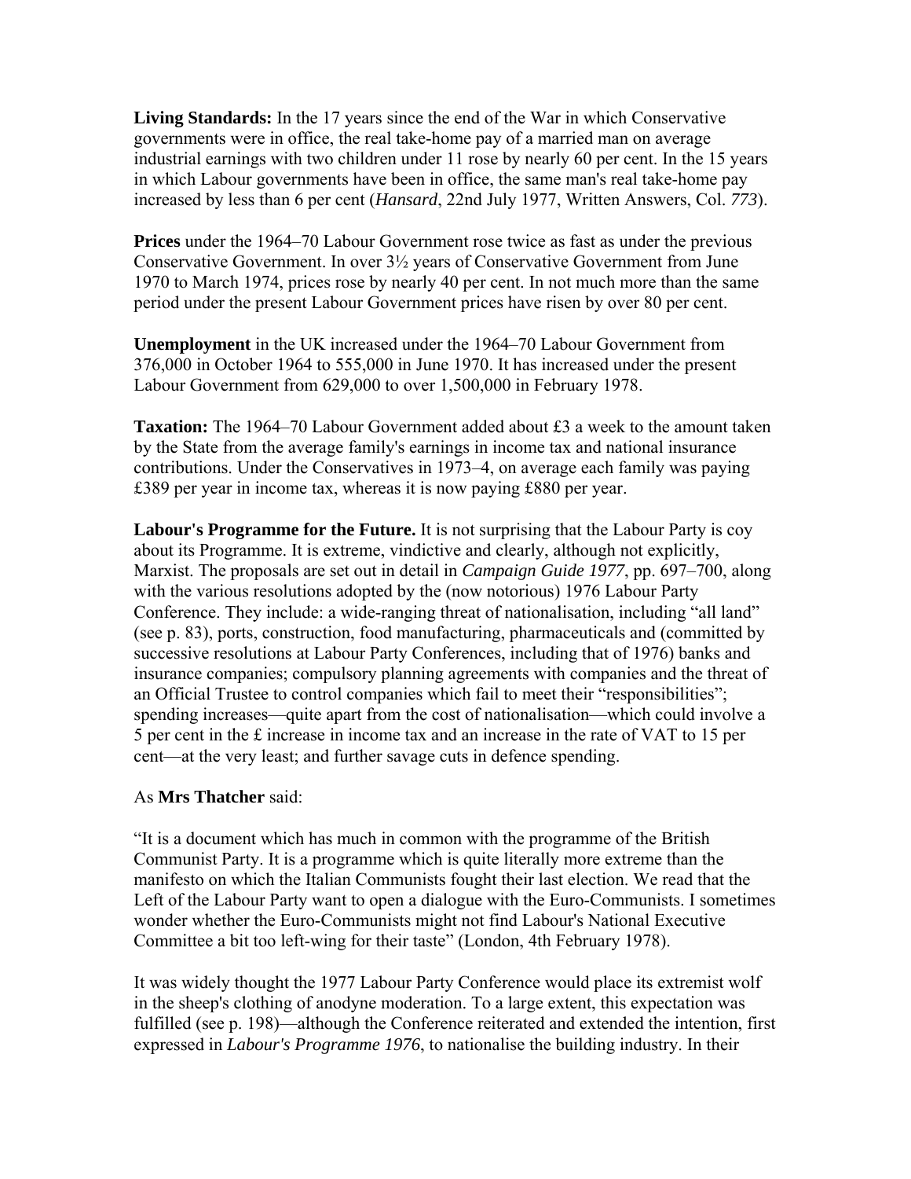**Living Standards:** In the 17 years since the end of the War in which Conservative governments were in office, the real take-home pay of a married man on average industrial earnings with two children under 11 rose by nearly 60 per cent. In the 15 years in which Labour governments have been in office, the same man's real take-home pay increased by less than 6 per cent (*Hansard*, 22nd July 1977, Written Answers, Col. *773*).

**Prices** under the 1964–70 Labour Government rose twice as fast as under the previous Conservative Government. In over 3½ years of Conservative Government from June 1970 to March 1974, prices rose by nearly 40 per cent. In not much more than the same period under the present Labour Government prices have risen by over 80 per cent.

**Unemployment** in the UK increased under the 1964–70 Labour Government from 376,000 in October 1964 to 555,000 in June 1970. It has increased under the present Labour Government from 629,000 to over 1,500,000 in February 1978.

**Taxation:** The 1964–70 Labour Government added about £3 a week to the amount taken by the State from the average family's earnings in income tax and national insurance contributions. Under the Conservatives in 1973–4, on average each family was paying £389 per year in income tax, whereas it is now paying £880 per year.

**Labour's Programme for the Future.** It is not surprising that the Labour Party is coy about its Programme. It is extreme, vindictive and clearly, although not explicitly, Marxist. The proposals are set out in detail in *Campaign Guide 1977*, pp. 697–700, along with the various resolutions adopted by the (now notorious) 1976 Labour Party Conference. They include: a wide-ranging threat of nationalisation, including "all land" (see p. 83), ports, construction, food manufacturing, pharmaceuticals and (committed by successive resolutions at Labour Party Conferences, including that of 1976) banks and insurance companies; compulsory planning agreements with companies and the threat of an Official Trustee to control companies which fail to meet their "responsibilities"; spending increases—quite apart from the cost of nationalisation—which could involve a 5 per cent in the £ increase in income tax and an increase in the rate of VAT to 15 per cent—at the very least; and further savage cuts in defence spending.

As **Mrs Thatcher** said:

"It is a document which has much in common with the programme of the British Communist Party. It is a programme which is quite literally more extreme than the manifesto on which the Italian Communists fought their last election. We read that the Left of the Labour Party want to open a dialogue with the Euro-Communists. I sometimes wonder whether the Euro-Communists might not find Labour's National Executive Committee a bit too left-wing for their taste" (London, 4th February 1978).

It was widely thought the 1977 Labour Party Conference would place its extremist wolf in the sheep's clothing of anodyne moderation. To a large extent, this expectation was fulfilled (see p. 198)—although the Conference reiterated and extended the intention, first expressed in *Labour's Programme 1976*, to nationalise the building industry. In their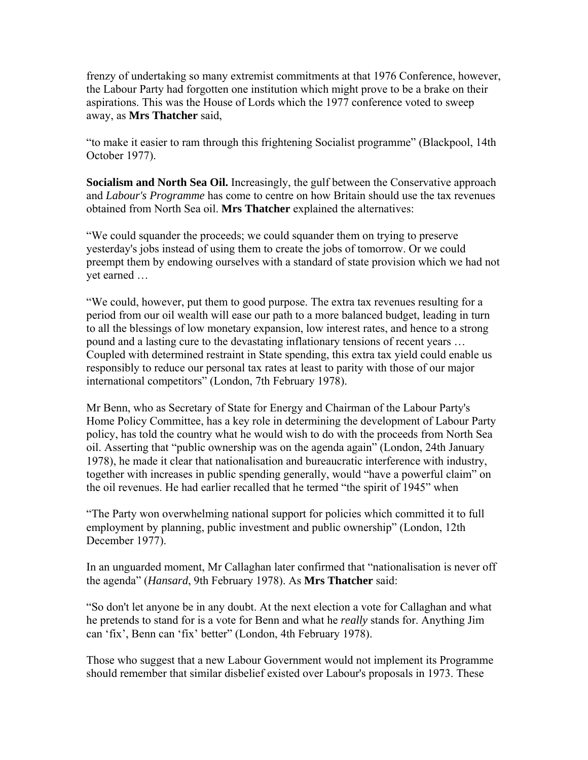frenzy of undertaking so many extremist commitments at that 1976 Conference, however, the Labour Party had forgotten one institution which might prove to be a brake on their aspirations. This was the House of Lords which the 1977 conference voted to sweep away, as **Mrs Thatcher** said,

"to make it easier to ram through this frightening Socialist programme" (Blackpool, 14th October 1977).

**Socialism and North Sea Oil.** Increasingly, the gulf between the Conservative approach and *Labour's Programme* has come to centre on how Britain should use the tax revenues obtained from North Sea oil. **Mrs Thatcher** explained the alternatives:

"We could squander the proceeds; we could squander them on trying to preserve yesterday's jobs instead of using them to create the jobs of tomorrow. Or we could preempt them by endowing ourselves with a standard of state provision which we had not yet earned …

"We could, however, put them to good purpose. The extra tax revenues resulting for a period from our oil wealth will ease our path to a more balanced budget, leading in turn to all the blessings of low monetary expansion, low interest rates, and hence to a strong pound and a lasting cure to the devastating inflationary tensions of recent years … Coupled with determined restraint in State spending, this extra tax yield could enable us responsibly to reduce our personal tax rates at least to parity with those of our major international competitors" (London, 7th February 1978).

Mr Benn, who as Secretary of State for Energy and Chairman of the Labour Party's Home Policy Committee, has a key role in determining the development of Labour Party policy, has told the country what he would wish to do with the proceeds from North Sea oil. Asserting that "public ownership was on the agenda again" (London, 24th January 1978), he made it clear that nationalisation and bureaucratic interference with industry, together with increases in public spending generally, would "have a powerful claim" on the oil revenues. He had earlier recalled that he termed "the spirit of 1945" when

"The Party won overwhelming national support for policies which committed it to full employment by planning, public investment and public ownership" (London, 12th December 1977).

In an unguarded moment, Mr Callaghan later confirmed that "nationalisation is never off the agenda" (*Hansard*, 9th February 1978). As **Mrs Thatcher** said:

"So don't let anyone be in any doubt. At the next election a vote for Callaghan and what he pretends to stand for is a vote for Benn and what he *really* stands for. Anything Jim can 'fix', Benn can 'fix' better" (London, 4th February 1978).

Those who suggest that a new Labour Government would not implement its Programme should remember that similar disbelief existed over Labour's proposals in 1973. These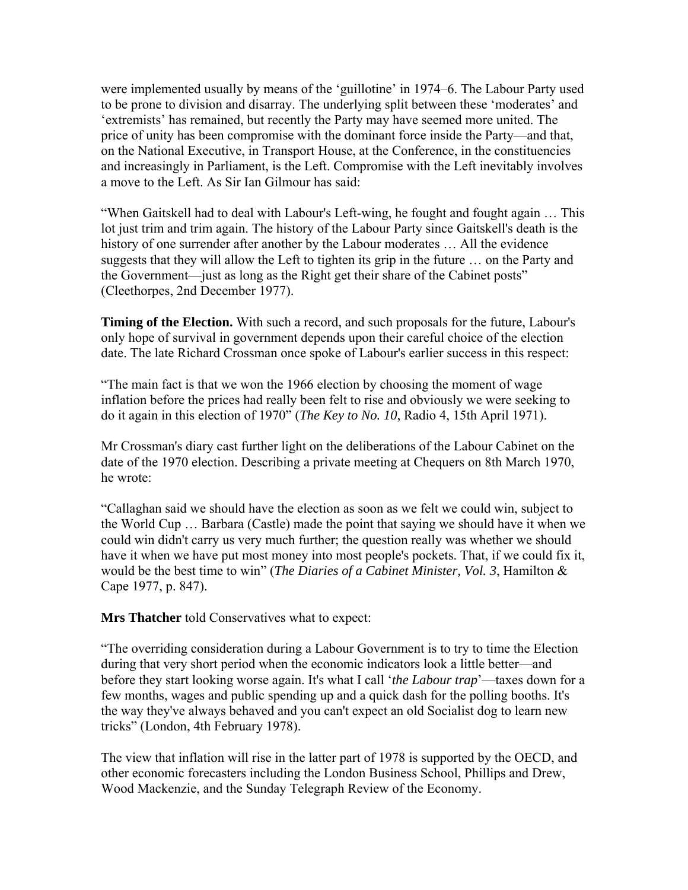were implemented usually by means of the 'guillotine' in 1974–6. The Labour Party used to be prone to division and disarray. The underlying split between these 'moderates' and 'extremists' has remained, but recently the Party may have seemed more united. The price of unity has been compromise with the dominant force inside the Party—and that, on the National Executive, in Transport House, at the Conference, in the constituencies and increasingly in Parliament, is the Left. Compromise with the Left inevitably involves a move to the Left. As Sir Ian Gilmour has said:

"When Gaitskell had to deal with Labour's Left-wing, he fought and fought again … This lot just trim and trim again. The history of the Labour Party since Gaitskell's death is the history of one surrender after another by the Labour moderates … All the evidence suggests that they will allow the Left to tighten its grip in the future … on the Party and the Government—just as long as the Right get their share of the Cabinet posts" (Cleethorpes, 2nd December 1977).

**Timing of the Election.** With such a record, and such proposals for the future, Labour's only hope of survival in government depends upon their careful choice of the election date. The late Richard Crossman once spoke of Labour's earlier success in this respect:

"The main fact is that we won the 1966 election by choosing the moment of wage inflation before the prices had really been felt to rise and obviously we were seeking to do it again in this election of 1970" (*The Key to No. 10*, Radio 4, 15th April 1971).

Mr Crossman's diary cast further light on the deliberations of the Labour Cabinet on the date of the 1970 election. Describing a private meeting at Chequers on 8th March 1970, he wrote:

"Callaghan said we should have the election as soon as we felt we could win, subject to the World Cup … Barbara (Castle) made the point that saying we should have it when we could win didn't carry us very much further; the question really was whether we should have it when we have put most money into most people's pockets. That, if we could fix it, would be the best time to win" (*The Diaries of a Cabinet Minister, Vol. 3*, Hamilton & Cape 1977, p. 847).

**Mrs Thatcher** told Conservatives what to expect:

"The overriding consideration during a Labour Government is to try to time the Election during that very short period when the economic indicators look a little better—and before they start looking worse again. It's what I call '*the Labour trap*'—taxes down for a few months, wages and public spending up and a quick dash for the polling booths. It's the way they've always behaved and you can't expect an old Socialist dog to learn new tricks" (London, 4th February 1978).

The view that inflation will rise in the latter part of 1978 is supported by the OECD, and other economic forecasters including the London Business School, Phillips and Drew, Wood Mackenzie, and the Sunday Telegraph Review of the Economy.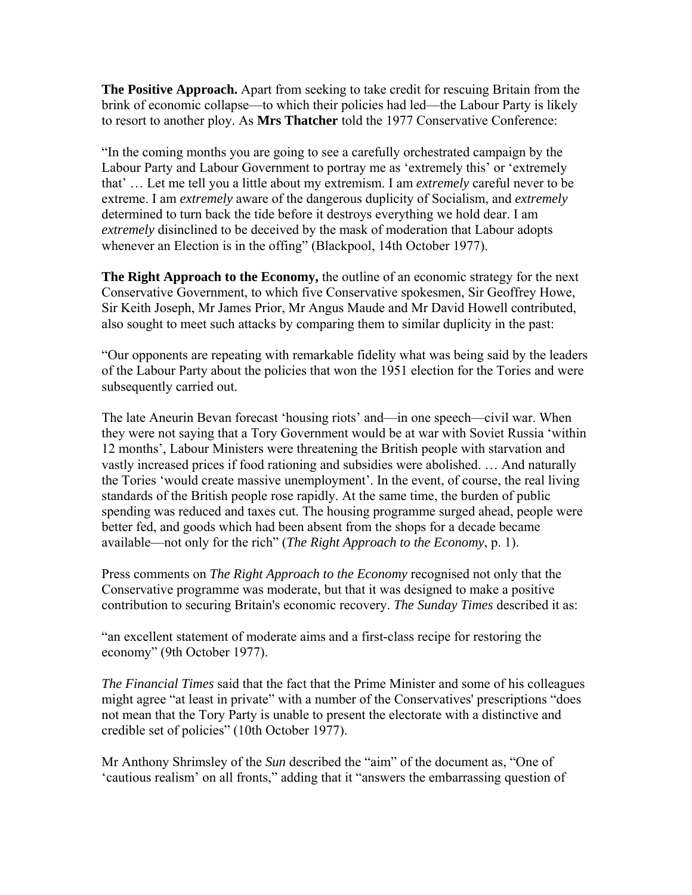**The Positive Approach.** Apart from seeking to take credit for rescuing Britain from the brink of economic collapse—to which their policies had led—the Labour Party is likely to resort to another ploy. As **Mrs Thatcher** told the 1977 Conservative Conference:

"In the coming months you are going to see a carefully orchestrated campaign by the Labour Party and Labour Government to portray me as 'extremely this' or 'extremely that' … Let me tell you a little about my extremism. I am *extremely* careful never to be extreme. I am *extremely* aware of the dangerous duplicity of Socialism, and *extremely* determined to turn back the tide before it destroys everything we hold dear. I am *extremely* disinclined to be deceived by the mask of moderation that Labour adopts whenever an Election is in the offing" (Blackpool, 14th October 1977).

**The Right Approach to the Economy,** the outline of an economic strategy for the next Conservative Government, to which five Conservative spokesmen, Sir Geoffrey Howe, Sir Keith Joseph, Mr James Prior, Mr Angus Maude and Mr David Howell contributed, also sought to meet such attacks by comparing them to similar duplicity in the past:

"Our opponents are repeating with remarkable fidelity what was being said by the leaders of the Labour Party about the policies that won the 1951 election for the Tories and were subsequently carried out.

The late Aneurin Bevan forecast 'housing riots' and—in one speech—civil war. When they were not saying that a Tory Government would be at war with Soviet Russia 'within 12 months', Labour Ministers were threatening the British people with starvation and vastly increased prices if food rationing and subsidies were abolished. … And naturally the Tories 'would create massive unemployment'. In the event, of course, the real living standards of the British people rose rapidly. At the same time, the burden of public spending was reduced and taxes cut. The housing programme surged ahead, people were better fed, and goods which had been absent from the shops for a decade became available—not only for the rich" (*The Right Approach to the Economy*, p. 1).

Press comments on *The Right Approach to the Economy* recognised not only that the Conservative programme was moderate, but that it was designed to make a positive contribution to securing Britain's economic recovery. *The Sunday Times* described it as:

"an excellent statement of moderate aims and a first-class recipe for restoring the economy" (9th October 1977).

*The Financial Times* said that the fact that the Prime Minister and some of his colleagues might agree "at least in private" with a number of the Conservatives' prescriptions "does not mean that the Tory Party is unable to present the electorate with a distinctive and credible set of policies" (10th October 1977).

Mr Anthony Shrimsley of the *Sun* described the "aim" of the document as, "One of 'cautious realism' on all fronts," adding that it "answers the embarrassing question of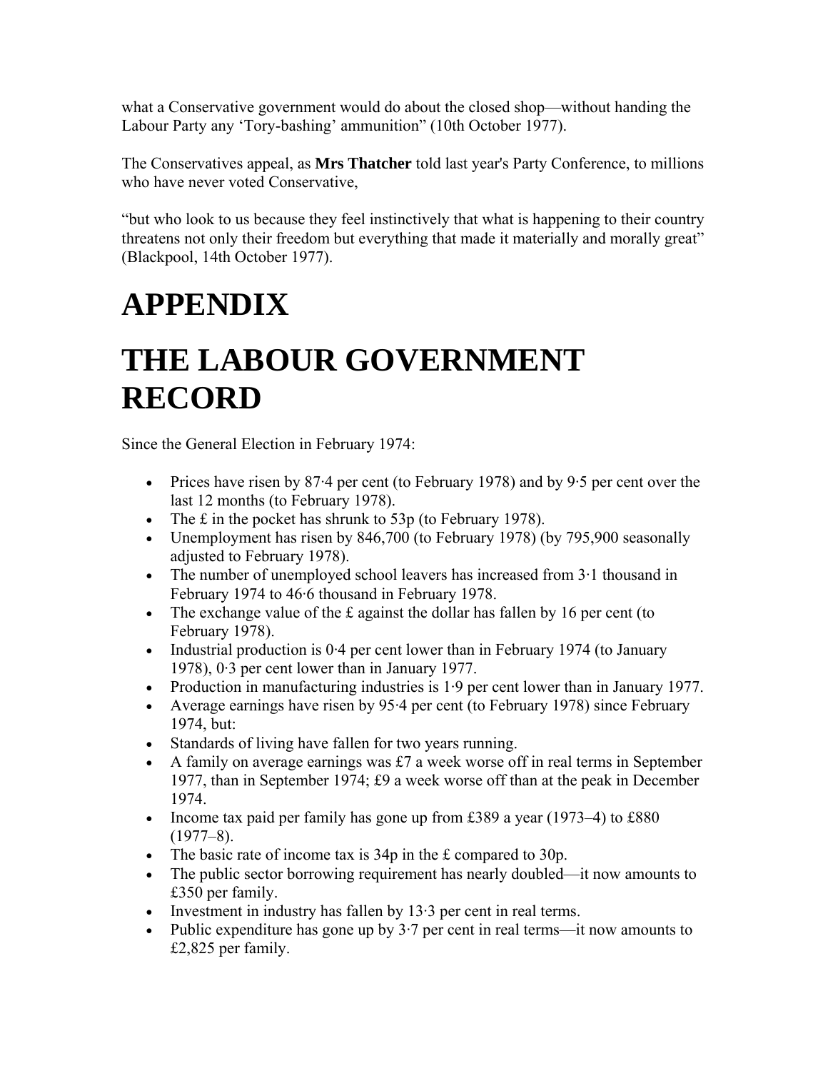what a Conservative government would do about the closed shop—without handing the Labour Party any 'Tory-bashing' ammunition" (10th October 1977).

The Conservatives appeal, as **Mrs Thatcher** told last year's Party Conference, to millions who have never voted Conservative,

"but who look to us because they feel instinctively that what is happening to their country threatens not only their freedom but everything that made it materially and morally great" (Blackpool, 14th October 1977).

# APPENDIX

# THE LABOUR GOVERNMENT RECORD

Since the General Election in February 1974:

- Prices have risen by 87·4 per cent (to February 1978) and by 9·5 per cent over the last 12 months (to February 1978).
- The £ in the pocket has shrunk to 53p (to February 1978).
- Unemployment has risen by 846,700 (to February 1978) (by 795,900 seasonally adjusted to February 1978).
- The number of unemployed school leavers has increased from 3·1 thousand in February 1974 to 46·6 thousand in February 1978.
- The exchange value of the £ against the dollar has fallen by 16 per cent (to February 1978).
- Industrial production is 0·4 per cent lower than in February 1974 (to January 1978), 0·3 per cent lower than in January 1977.
- Production in manufacturing industries is 1·9 per cent lower than in January 1977.
- Average earnings have risen by 95·4 per cent (to February 1978) since February 1974, but:
- Standards of living have fallen for two years running.
- A family on average earnings was £7 a week worse off in real terms in September 1977, than in September 1974; £9 a week worse off than at the peak in December 1974.
- Income tax paid per family has gone up from £389 a year (1973–4) to £880 (1977–8).
- The basic rate of income tax is 34p in the £ compared to 30p.
- The public sector borrowing requirement has nearly doubled—it now amounts to £350 per family.
- Investment in industry has fallen by 13·3 per cent in real terms.
- Public expenditure has gone up by 3·7 per cent in real terms—it now amounts to £2,825 per family.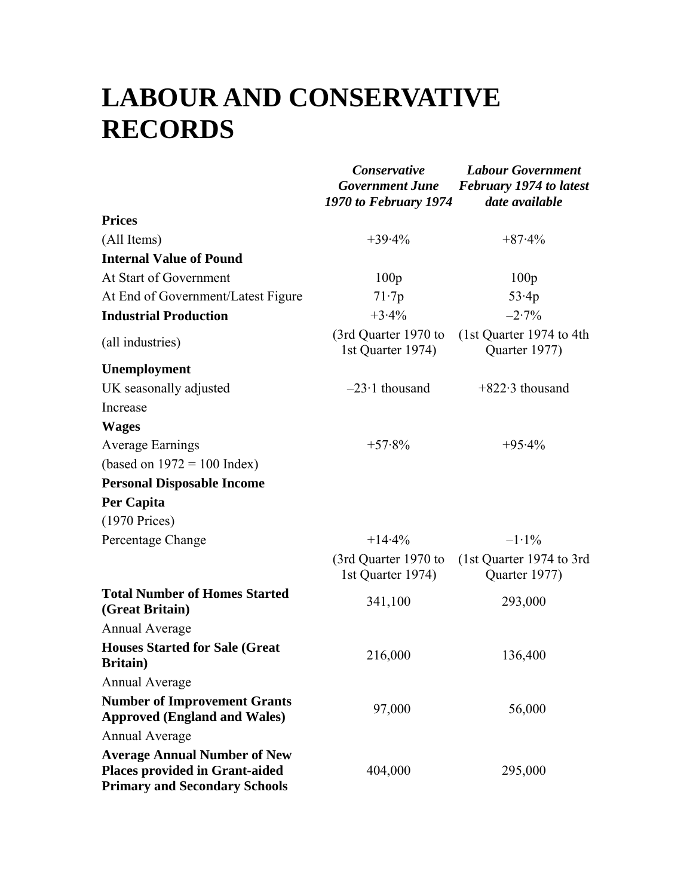# LABOUR AND CONSERVATIVE RECORDS

| | *Conservative Government June 1970 to February 1974* | *Labour Government February 1974 to latest date available* |
|---|---|---|
| **Prices** | | |
| (All Items) | +39·4% | +87·4% |
| **Internal Value of Pound** | | |
| At Start of Government | 100p | 100p |
| At End of Government/Latest Figure | 71·7p | 53·4p |
| **Industrial Production** | +3·4% | –2·7% |
| (all industries) | (3rd Quarter 1970 to 1st Quarter 1974) | (1st Quarter 1974 to 4th Quarter 1977) |
| **Unemployment** | | |
| UK seasonally adjusted | –23·1 thousand | +822·3 thousand |
| Increase | | |
| **Wages** | | |
| Average Earnings | +57·8% | +95·4% |
| (based on 1972 = 100 Index) | | |
| **Personal Disposable Income** | | |
| **Per Capita** | | |
| (1970 Prices) | | |
| Percentage Change | +14·4% | –1·1% |
| | (3rd Quarter 1970 to 1st Quarter 1974) | (1st Quarter 1974 to 3rd Quarter 1977) |
| **Total Number of Homes Started (Great Britain)** | 341,100 | 293,000 |
| Annual Average | | |
| **Houses Started for Sale (Great Britain)** | 216,000 | 136,400 |
| Annual Average | | |
| **Number of Improvement Grants Approved (England and Wales)** | 97,000 | 56,000 |
| Annual Average | | |
| **Average Annual Number of New Places provided in Grant-aided Primary and Secondary Schools** | 404,000 | 295,000 |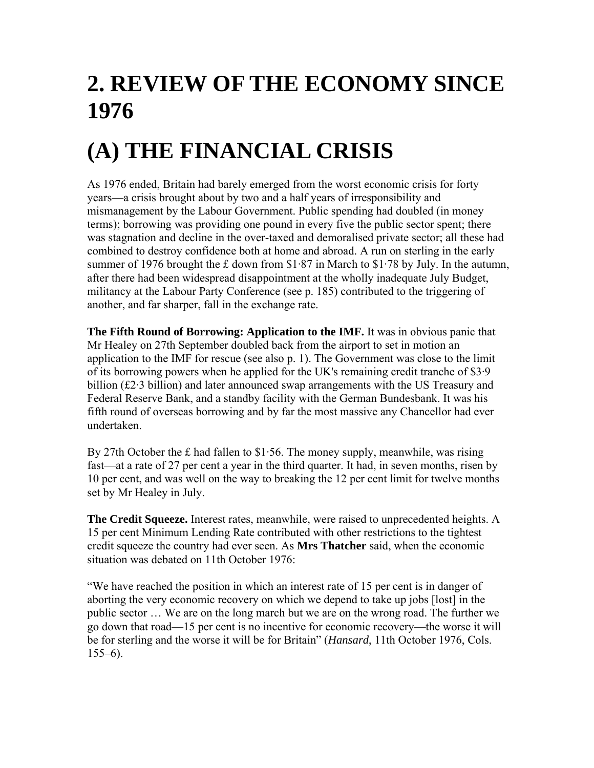# 2. REVIEW OF THE ECONOMY SINCE 1976

# (A) THE FINANCIAL CRISIS

As 1976 ended, Britain had barely emerged from the worst economic crisis for forty years—a crisis brought about by two and a half years of irresponsibility and mismanagement by the Labour Government. Public spending had doubled (in money terms); borrowing was providing one pound in every five the public sector spent; there was stagnation and decline in the over-taxed and demoralised private sector; all these had combined to destroy confidence both at home and abroad. A run on sterling in the early summer of 1976 brought the £ down from $1·87 in March to $1·78 by July. In the autumn, after there had been widespread disappointment at the wholly inadequate July Budget, militancy at the Labour Party Conference (see p. 185) contributed to the triggering of another, and far sharper, fall in the exchange rate.

**The Fifth Round of Borrowing: Application to the IMF.** It was in obvious panic that Mr Healey on 27th September doubled back from the airport to set in motion an application to the IMF for rescue (see also p. 1). The Government was close to the limit of its borrowing powers when he applied for the UK's remaining credit tranche of $3·9 billion (£2·3 billion) and later announced swap arrangements with the US Treasury and Federal Reserve Bank, and a standby facility with the German Bundesbank. It was his fifth round of overseas borrowing and by far the most massive any Chancellor had ever undertaken.

By 27th October the £ had fallen to $1·56. The money supply, meanwhile, was rising fast—at a rate of 27 per cent a year in the third quarter. It had, in seven months, risen by 10 per cent, and was well on the way to breaking the 12 per cent limit for twelve months set by Mr Healey in July.

**The Credit Squeeze.** Interest rates, meanwhile, were raised to unprecedented heights. A 15 per cent Minimum Lending Rate contributed with other restrictions to the tightest credit squeeze the country had ever seen. As **Mrs Thatcher** said, when the economic situation was debated on 11th October 1976:

"We have reached the position in which an interest rate of 15 per cent is in danger of aborting the very economic recovery on which we depend to take up jobs [lost] in the public sector … We are on the long march but we are on the wrong road. The further we go down that road—15 per cent is no incentive for economic recovery—the worse it will be for sterling and the worse it will be for Britain" (*Hansard*, 11th October 1976, Cols. 155–6).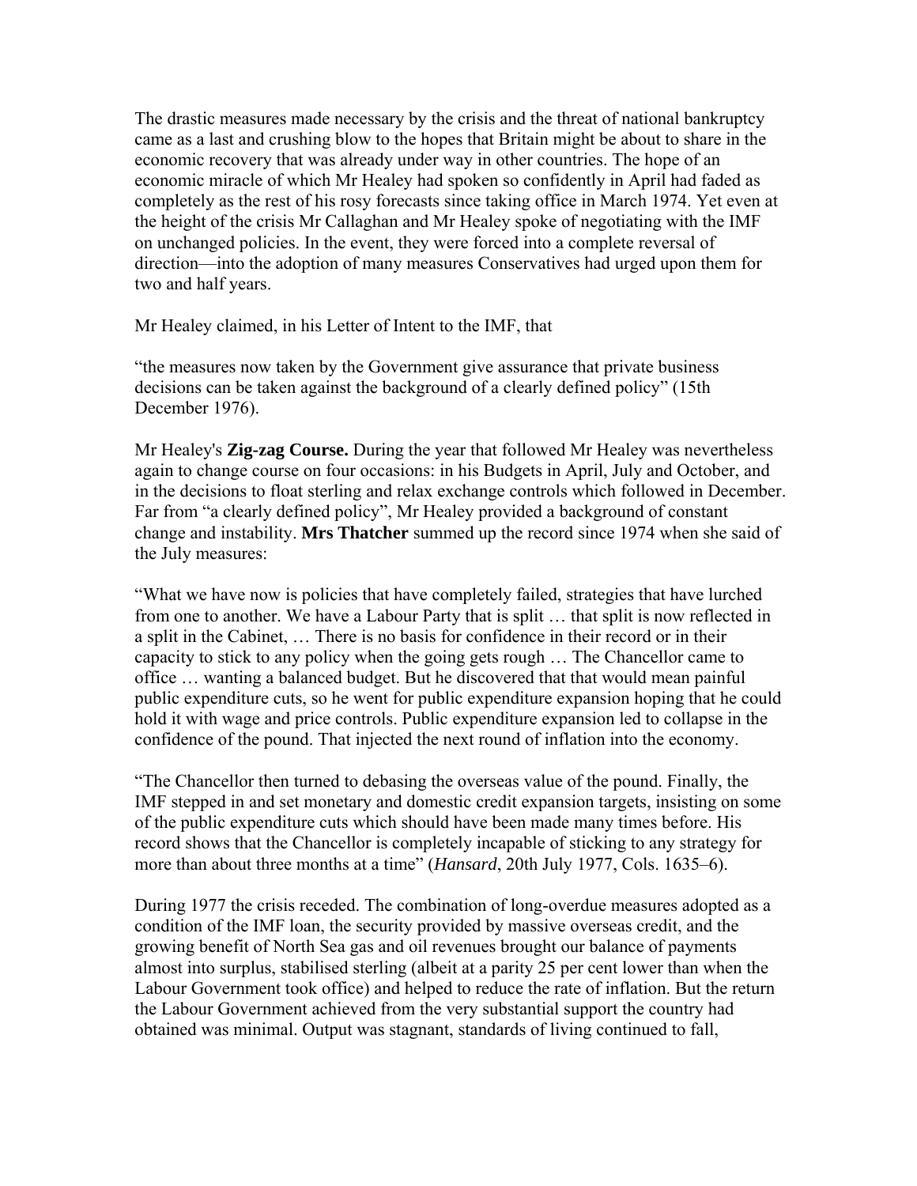The drastic measures made necessary by the crisis and the threat of national bankruptcy came as a last and crushing blow to the hopes that Britain might be about to share in the economic recovery that was already under way in other countries. The hope of an economic miracle of which Mr Healey had spoken so confidently in April had faded as completely as the rest of his rosy forecasts since taking office in March 1974. Yet even at the height of the crisis Mr Callaghan and Mr Healey spoke of negotiating with the IMF on unchanged policies. In the event, they were forced into a complete reversal of direction—into the adoption of many measures Conservatives had urged upon them for two and half years.

Mr Healey claimed, in his Letter of Intent to the IMF, that

"the measures now taken by the Government give assurance that private business decisions can be taken against the background of a clearly defined policy" (15th December 1976).

Mr Healey's **Zig-zag Course.** During the year that followed Mr Healey was nevertheless again to change course on four occasions: in his Budgets in April, July and October, and in the decisions to float sterling and relax exchange controls which followed in December. Far from "a clearly defined policy", Mr Healey provided a background of constant change and instability. **Mrs Thatcher** summed up the record since 1974 when she said of the July measures:

"What we have now is policies that have completely failed, strategies that have lurched from one to another. We have a Labour Party that is split … that split is now reflected in a split in the Cabinet, … There is no basis for confidence in their record or in their capacity to stick to any policy when the going gets rough … The Chancellor came to office … wanting a balanced budget. But he discovered that that would mean painful public expenditure cuts, so he went for public expenditure expansion hoping that he could hold it with wage and price controls. Public expenditure expansion led to collapse in the confidence of the pound. That injected the next round of inflation into the economy.

"The Chancellor then turned to debasing the overseas value of the pound. Finally, the IMF stepped in and set monetary and domestic credit expansion targets, insisting on some of the public expenditure cuts which should have been made many times before. His record shows that the Chancellor is completely incapable of sticking to any strategy for more than about three months at a time" (*Hansard*, 20th July 1977, Cols. 1635–6).

During 1977 the crisis receded. The combination of long-overdue measures adopted as a condition of the IMF loan, the security provided by massive overseas credit, and the growing benefit of North Sea gas and oil revenues brought our balance of payments almost into surplus, stabilised sterling (albeit at a parity 25 per cent lower than when the Labour Government took office) and helped to reduce the rate of inflation. But the return the Labour Government achieved from the very substantial support the country had obtained was minimal. Output was stagnant, standards of living continued to fall,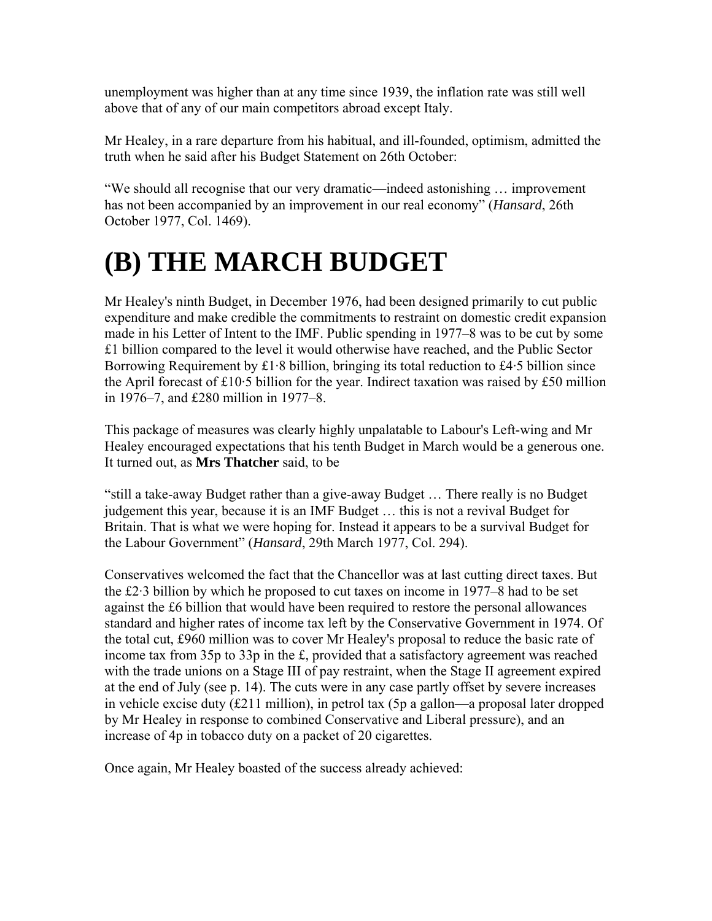unemployment was higher than at any time since 1939, the inflation rate was still well above that of any of our main competitors abroad except Italy.

Mr Healey, in a rare departure from his habitual, and ill-founded, optimism, admitted the truth when he said after his Budget Statement on 26th October:

“We should all recognise that our very dramatic—indeed astonishing … improvement has not been accompanied by an improvement in our real economy” (*Hansard*, 26th October 1977, Col. 1469).

# (B) THE MARCH BUDGET

Mr Healey's ninth Budget, in December 1976, had been designed primarily to cut public expenditure and make credible the commitments to restraint on domestic credit expansion made in his Letter of Intent to the IMF. Public spending in 1977–8 was to be cut by some £1 billion compared to the level it would otherwise have reached, and the Public Sector Borrowing Requirement by £1·8 billion, bringing its total reduction to £4·5 billion since the April forecast of £10·5 billion for the year. Indirect taxation was raised by £50 million in 1976–7, and £280 million in 1977–8.

This package of measures was clearly highly unpalatable to Labour's Left-wing and Mr Healey encouraged expectations that his tenth Budget in March would be a generous one. It turned out, as **Mrs Thatcher** said, to be

“still a take-away Budget rather than a give-away Budget … There really is no Budget judgement this year, because it is an IMF Budget … this is not a revival Budget for Britain. That is what we were hoping for. Instead it appears to be a survival Budget for the Labour Government” (*Hansard*, 29th March 1977, Col. 294).

Conservatives welcomed the fact that the Chancellor was at last cutting direct taxes. But the £2·3 billion by which he proposed to cut taxes on income in 1977–8 had to be set against the £6 billion that would have been required to restore the personal allowances standard and higher rates of income tax left by the Conservative Government in 1974. Of the total cut, £960 million was to cover Mr Healey's proposal to reduce the basic rate of income tax from 35p to 33p in the £, provided that a satisfactory agreement was reached with the trade unions on a Stage III of pay restraint, when the Stage II agreement expired at the end of July (see p. 14). The cuts were in any case partly offset by severe increases in vehicle excise duty (£211 million), in petrol tax (5p a gallon—a proposal later dropped by Mr Healey in response to combined Conservative and Liberal pressure), and an increase of 4p in tobacco duty on a packet of 20 cigarettes.

Once again, Mr Healey boasted of the success already achieved: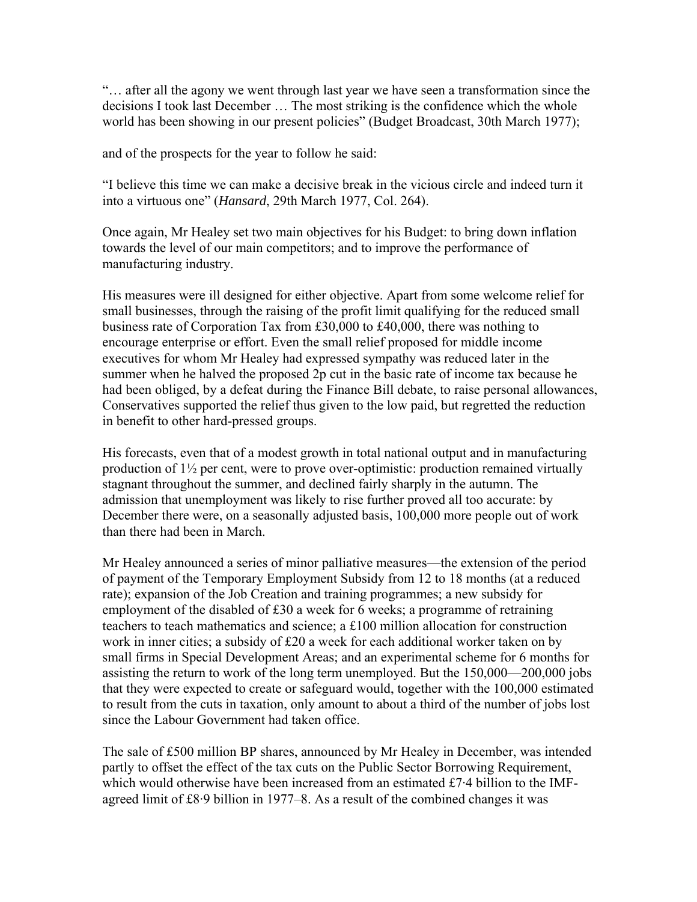"… after all the agony we went through last year we have seen a transformation since the decisions I took last December … The most striking is the confidence which the whole world has been showing in our present policies" (Budget Broadcast, 30th March 1977);

and of the prospects for the year to follow he said:

"I believe this time we can make a decisive break in the vicious circle and indeed turn it into a virtuous one" (*Hansard*, 29th March 1977, Col. 264).

Once again, Mr Healey set two main objectives for his Budget: to bring down inflation towards the level of our main competitors; and to improve the performance of manufacturing industry.

His measures were ill designed for either objective. Apart from some welcome relief for small businesses, through the raising of the profit limit qualifying for the reduced small business rate of Corporation Tax from £30,000 to £40,000, there was nothing to encourage enterprise or effort. Even the small relief proposed for middle income executives for whom Mr Healey had expressed sympathy was reduced later in the summer when he halved the proposed 2p cut in the basic rate of income tax because he had been obliged, by a defeat during the Finance Bill debate, to raise personal allowances, Conservatives supported the relief thus given to the low paid, but regretted the reduction in benefit to other hard-pressed groups.

His forecasts, even that of a modest growth in total national output and in manufacturing production of 1½ per cent, were to prove over-optimistic: production remained virtually stagnant throughout the summer, and declined fairly sharply in the autumn. The admission that unemployment was likely to rise further proved all too accurate: by December there were, on a seasonally adjusted basis, 100,000 more people out of work than there had been in March.

Mr Healey announced a series of minor palliative measures—the extension of the period of payment of the Temporary Employment Subsidy from 12 to 18 months (at a reduced rate); expansion of the Job Creation and training programmes; a new subsidy for employment of the disabled of £30 a week for 6 weeks; a programme of retraining teachers to teach mathematics and science; a £100 million allocation for construction work in inner cities; a subsidy of £20 a week for each additional worker taken on by small firms in Special Development Areas; and an experimental scheme for 6 months for assisting the return to work of the long term unemployed. But the 150,000—200,000 jobs that they were expected to create or safeguard would, together with the 100,000 estimated to result from the cuts in taxation, only amount to about a third of the number of jobs lost since the Labour Government had taken office.

The sale of £500 million BP shares, announced by Mr Healey in December, was intended partly to offset the effect of the tax cuts on the Public Sector Borrowing Requirement, which would otherwise have been increased from an estimated £7·4 billion to the IMF-agreed limit of £8·9 billion in 1977–8. As a result of the combined changes it was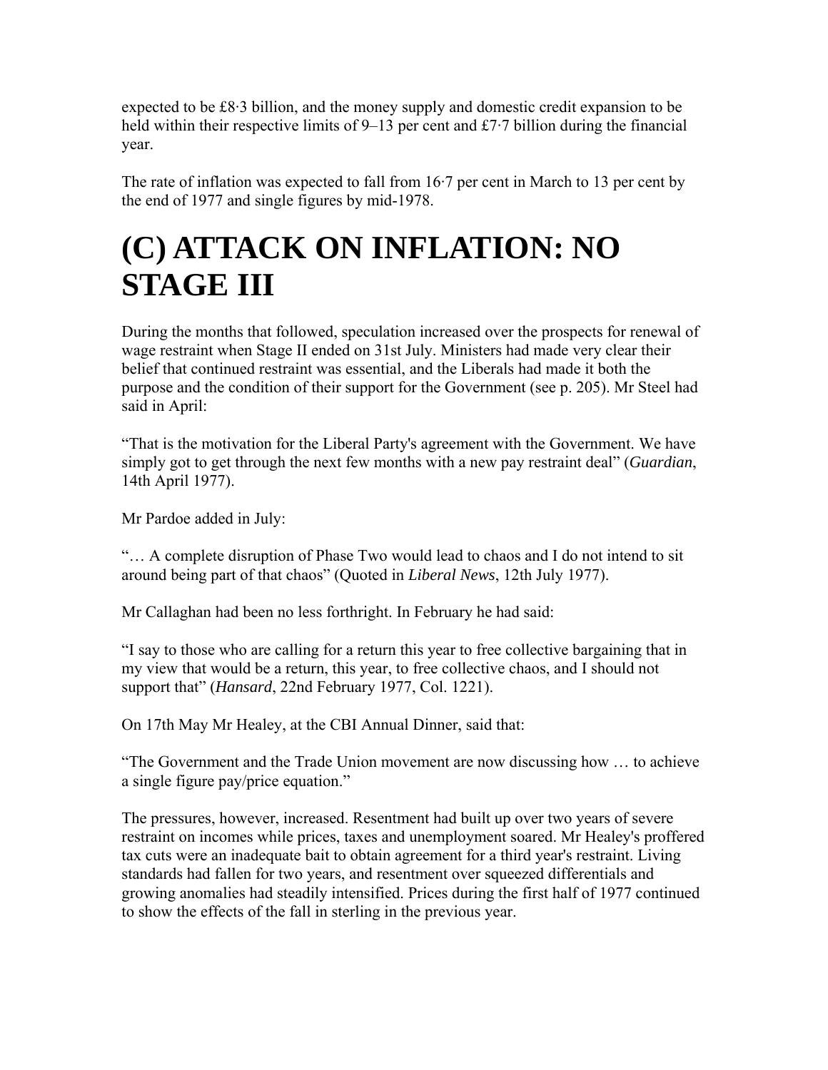expected to be £8·3 billion, and the money supply and domestic credit expansion to be held within their respective limits of 9–13 per cent and £7·7 billion during the financial year.

The rate of inflation was expected to fall from 16·7 per cent in March to 13 per cent by the end of 1977 and single figures by mid-1978.

# (C) ATTACK ON INFLATION: NO STAGE III

During the months that followed, speculation increased over the prospects for renewal of wage restraint when Stage II ended on 31st July. Ministers had made very clear their belief that continued restraint was essential, and the Liberals had made it both the purpose and the condition of their support for the Government (see p. 205). Mr Steel had said in April:

"That is the motivation for the Liberal Party's agreement with the Government. We have simply got to get through the next few months with a new pay restraint deal" (*Guardian*, 14th April 1977).

Mr Pardoe added in July:

"… A complete disruption of Phase Two would lead to chaos and I do not intend to sit around being part of that chaos" (Quoted in *Liberal News*, 12th July 1977).

Mr Callaghan had been no less forthright. In February he had said:

"I say to those who are calling for a return this year to free collective bargaining that in my view that would be a return, this year, to free collective chaos, and I should not support that" (*Hansard*, 22nd February 1977, Col. 1221).

On 17th May Mr Healey, at the CBI Annual Dinner, said that:

"The Government and the Trade Union movement are now discussing how … to achieve a single figure pay/price equation."

The pressures, however, increased. Resentment had built up over two years of severe restraint on incomes while prices, taxes and unemployment soared. Mr Healey's proffered tax cuts were an inadequate bait to obtain agreement for a third year's restraint. Living standards had fallen for two years, and resentment over squeezed differentials and growing anomalies had steadily intensified. Prices during the first half of 1977 continued to show the effects of the fall in sterling in the previous year.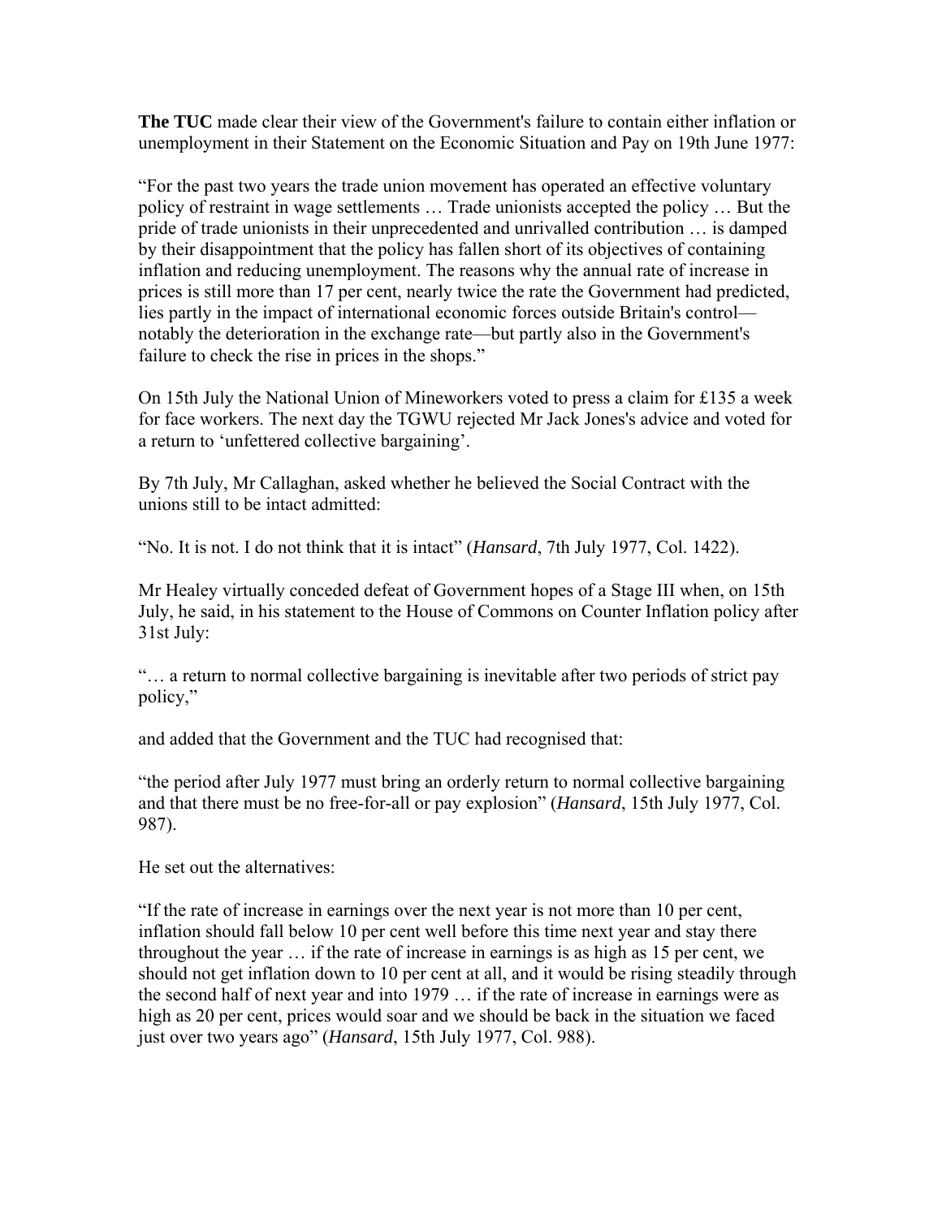**The TUC** made clear their view of the Government's failure to contain either inflation or unemployment in their Statement on the Economic Situation and Pay on 19th June 1977:

"For the past two years the trade union movement has operated an effective voluntary policy of restraint in wage settlements … Trade unionists accepted the policy … But the pride of trade unionists in their unprecedented and unrivalled contribution … is damped by their disappointment that the policy has fallen short of its objectives of containing inflation and reducing unemployment. The reasons why the annual rate of increase in prices is still more than 17 per cent, nearly twice the rate the Government had predicted, lies partly in the impact of international economic forces outside Britain's control—notably the deterioration in the exchange rate—but partly also in the Government's failure to check the rise in prices in the shops."

On 15th July the National Union of Mineworkers voted to press a claim for £135 a week for face workers. The next day the TGWU rejected Mr Jack Jones's advice and voted for a return to 'unfettered collective bargaining'.

By 7th July, Mr Callaghan, asked whether he believed the Social Contract with the unions still to be intact admitted:

"No. It is not. I do not think that it is intact" (*Hansard*, 7th July 1977, Col. 1422).

Mr Healey virtually conceded defeat of Government hopes of a Stage III when, on 15th July, he said, in his statement to the House of Commons on Counter Inflation policy after 31st July:

"… a return to normal collective bargaining is inevitable after two periods of strict pay policy,"

and added that the Government and the TUC had recognised that:

"the period after July 1977 must bring an orderly return to normal collective bargaining and that there must be no free-for-all or pay explosion" (*Hansard*, 15th July 1977, Col. 987).

He set out the alternatives:

"If the rate of increase in earnings over the next year is not more than 10 per cent, inflation should fall below 10 per cent well before this time next year and stay there throughout the year … if the rate of increase in earnings is as high as 15 per cent, we should not get inflation down to 10 per cent at all, and it would be rising steadily through the second half of next year and into 1979 … if the rate of increase in earnings were as high as 20 per cent, prices would soar and we should be back in the situation we faced just over two years ago" (*Hansard*, 15th July 1977, Col. 988).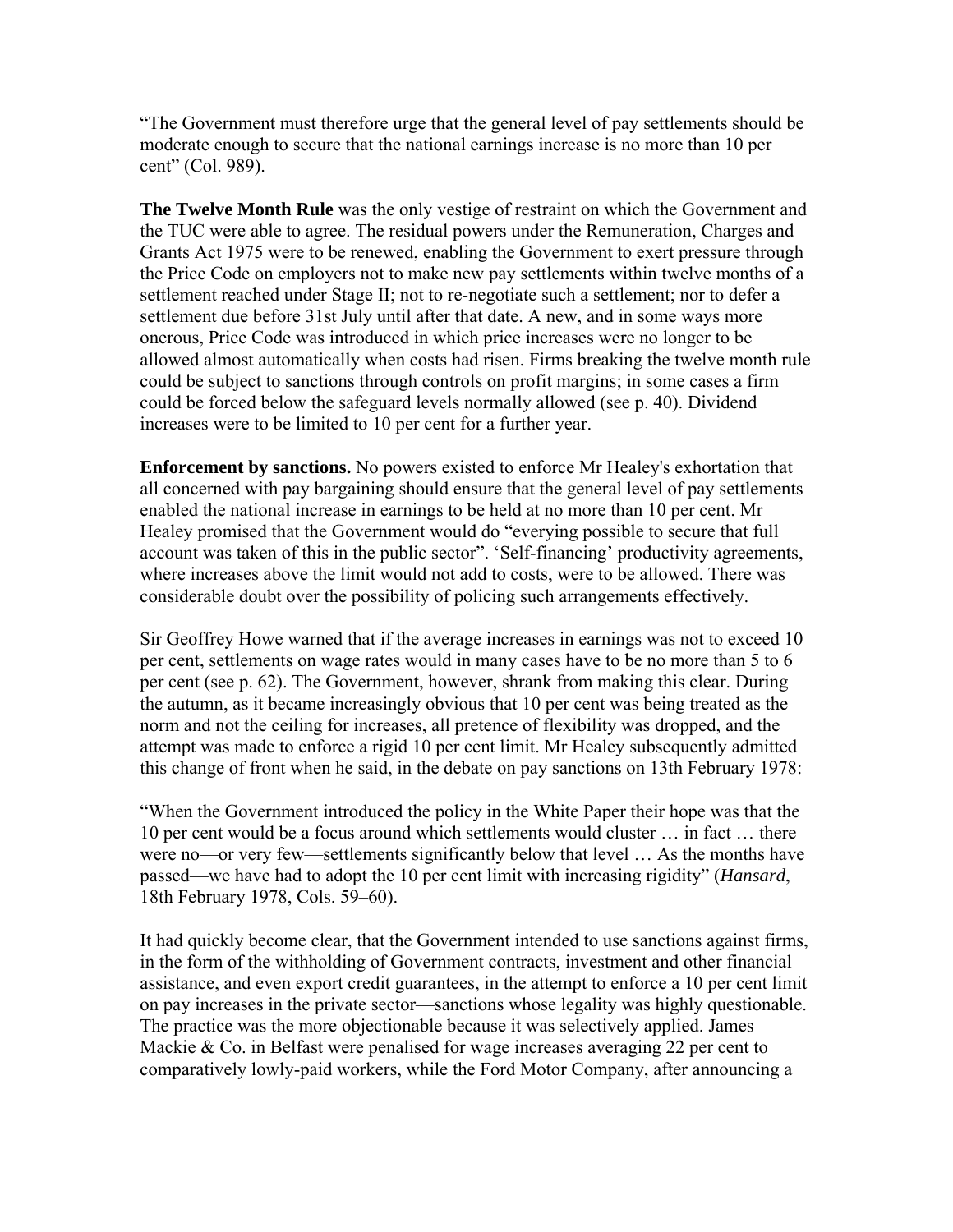“The Government must therefore urge that the general level of pay settlements should be moderate enough to secure that the national earnings increase is no more than 10 per cent” (Col. 989).

**The Twelve Month Rule** was the only vestige of restraint on which the Government and the TUC were able to agree. The residual powers under the Remuneration, Charges and Grants Act 1975 were to be renewed, enabling the Government to exert pressure through the Price Code on employers not to make new pay settlements within twelve months of a settlement reached under Stage II; not to re-negotiate such a settlement; nor to defer a settlement due before 31st July until after that date. A new, and in some ways more onerous, Price Code was introduced in which price increases were no longer to be allowed almost automatically when costs had risen. Firms breaking the twelve month rule could be subject to sanctions through controls on profit margins; in some cases a firm could be forced below the safeguard levels normally allowed (see p. 40). Dividend increases were to be limited to 10 per cent for a further year.

**Enforcement by sanctions.** No powers existed to enforce Mr Healey's exhortation that all concerned with pay bargaining should ensure that the general level of pay settlements enabled the national increase in earnings to be held at no more than 10 per cent. Mr Healey promised that the Government would do “everying possible to secure that full account was taken of this in the public sector”. ‘Self-financing’ productivity agreements, where increases above the limit would not add to costs, were to be allowed. There was considerable doubt over the possibility of policing such arrangements effectively.

Sir Geoffrey Howe warned that if the average increases in earnings was not to exceed 10 per cent, settlements on wage rates would in many cases have to be no more than 5 to 6 per cent (see p. 62). The Government, however, shrank from making this clear. During the autumn, as it became increasingly obvious that 10 per cent was being treated as the norm and not the ceiling for increases, all pretence of flexibility was dropped, and the attempt was made to enforce a rigid 10 per cent limit. Mr Healey subsequently admitted this change of front when he said, in the debate on pay sanctions on 13th February 1978:

“When the Government introduced the policy in the White Paper their hope was that the 10 per cent would be a focus around which settlements would cluster … in fact … there were no—or very few—settlements significantly below that level … As the months have passed—we have had to adopt the 10 per cent limit with increasing rigidity” (*Hansard*, 18th February 1978, Cols. 59–60).

It had quickly become clear, that the Government intended to use sanctions against firms, in the form of the withholding of Government contracts, investment and other financial assistance, and even export credit guarantees, in the attempt to enforce a 10 per cent limit on pay increases in the private sector—sanctions whose legality was highly questionable. The practice was the more objectionable because it was selectively applied. James Mackie & Co. in Belfast were penalised for wage increases averaging 22 per cent to comparatively lowly-paid workers, while the Ford Motor Company, after announcing a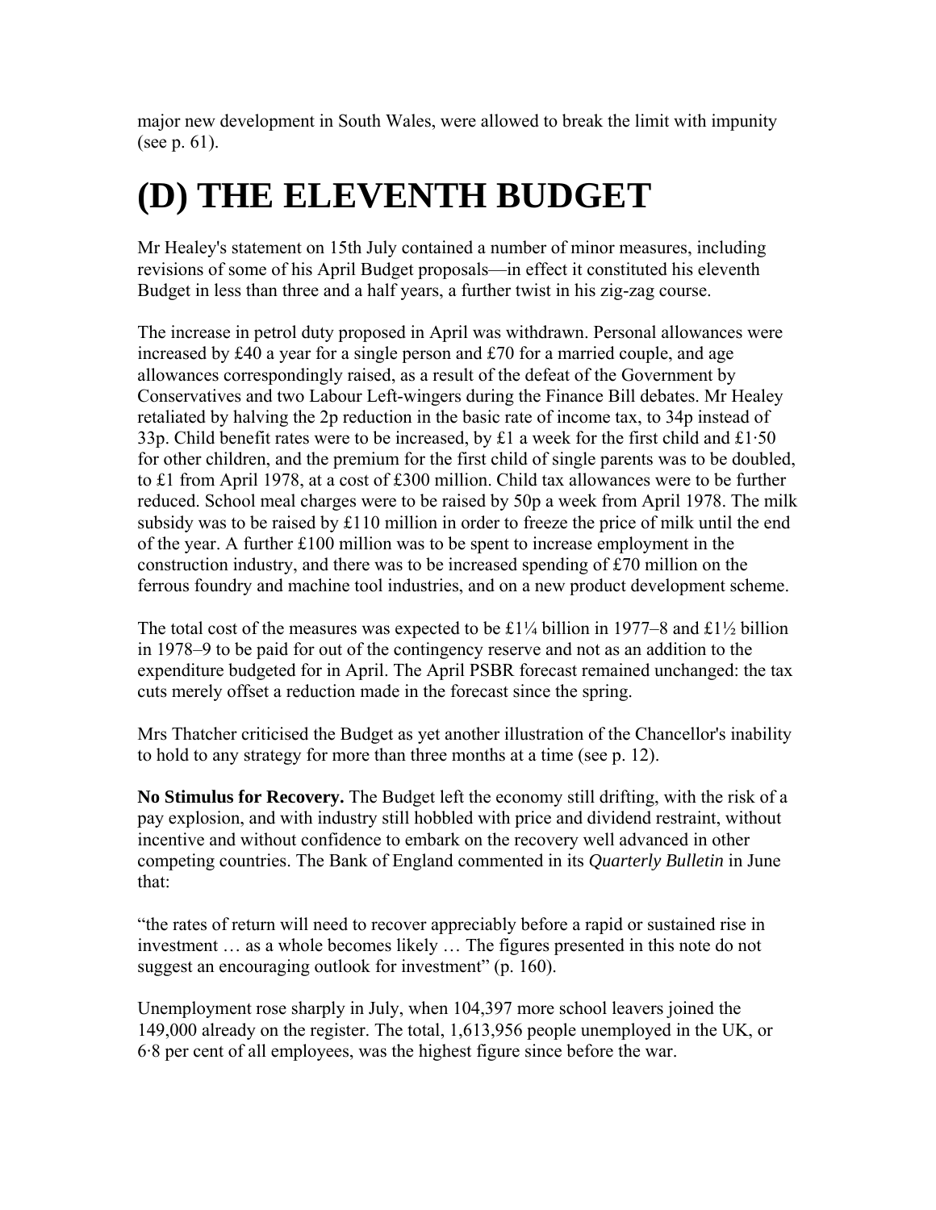major new development in South Wales, were allowed to break the limit with impunity (see p. 61).

# (D) THE ELEVENTH BUDGET

Mr Healey's statement on 15th July contained a number of minor measures, including revisions of some of his April Budget proposals—in effect it constituted his eleventh Budget in less than three and a half years, a further twist in his zig-zag course.

The increase in petrol duty proposed in April was withdrawn. Personal allowances were increased by £40 a year for a single person and £70 for a married couple, and age allowances correspondingly raised, as a result of the defeat of the Government by Conservatives and two Labour Left-wingers during the Finance Bill debates. Mr Healey retaliated by halving the 2p reduction in the basic rate of income tax, to 34p instead of 33p. Child benefit rates were to be increased, by £1 a week for the first child and £1·50 for other children, and the premium for the first child of single parents was to be doubled, to £1 from April 1978, at a cost of £300 million. Child tax allowances were to be further reduced. School meal charges were to be raised by 50p a week from April 1978. The milk subsidy was to be raised by £110 million in order to freeze the price of milk until the end of the year. A further £100 million was to be spent to increase employment in the construction industry, and there was to be increased spending of £70 million on the ferrous foundry and machine tool industries, and on a new product development scheme.

The total cost of the measures was expected to be £1¼ billion in 1977–8 and £1½ billion in 1978–9 to be paid for out of the contingency reserve and not as an addition to the expenditure budgeted for in April. The April PSBR forecast remained unchanged: the tax cuts merely offset a reduction made in the forecast since the spring.

Mrs Thatcher criticised the Budget as yet another illustration of the Chancellor's inability to hold to any strategy for more than three months at a time (see p. 12).

**No Stimulus for Recovery.** The Budget left the economy still drifting, with the risk of a pay explosion, and with industry still hobbled with price and dividend restraint, without incentive and without confidence to embark on the recovery well advanced in other competing countries. The Bank of England commented in its *Quarterly Bulletin* in June that:

"the rates of return will need to recover appreciably before a rapid or sustained rise in investment … as a whole becomes likely … The figures presented in this note do not suggest an encouraging outlook for investment" (p. 160).

Unemployment rose sharply in July, when 104,397 more school leavers joined the 149,000 already on the register. The total, 1,613,956 people unemployed in the UK, or 6·8 per cent of all employees, was the highest figure since before the war.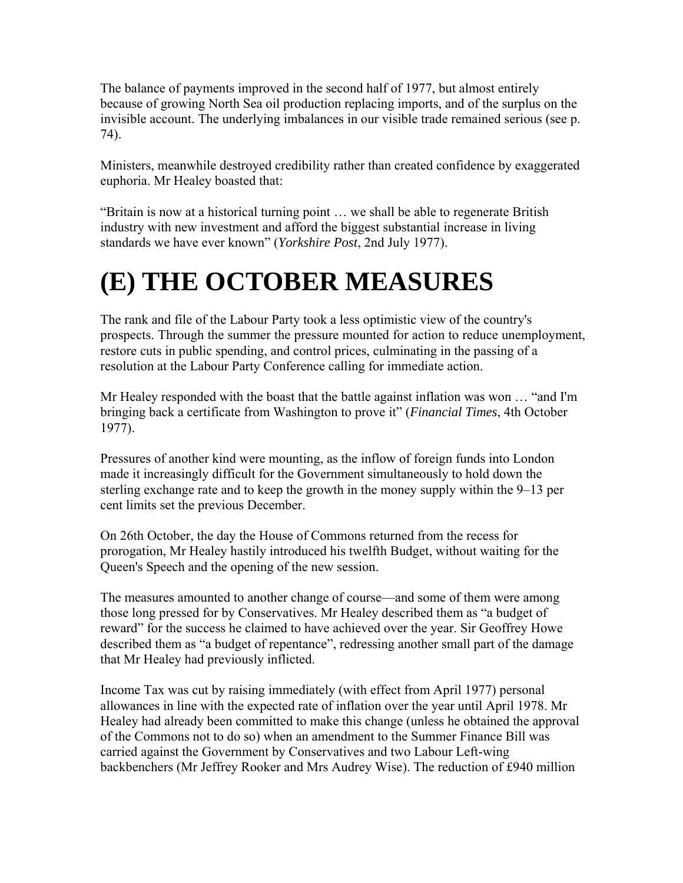The balance of payments improved in the second half of 1977, but almost entirely because of growing North Sea oil production replacing imports, and of the surplus on the invisible account. The underlying imbalances in our visible trade remained serious (see p. 74).

Ministers, meanwhile destroyed credibility rather than created confidence by exaggerated euphoria. Mr Healey boasted that:

"Britain is now at a historical turning point … we shall be able to regenerate British industry with new investment and afford the biggest substantial increase in living standards we have ever known" (*Yorkshire Post*, 2nd July 1977).

# (E) THE OCTOBER MEASURES

The rank and file of the Labour Party took a less optimistic view of the country's prospects. Through the summer the pressure mounted for action to reduce unemployment, restore cuts in public spending, and control prices, culminating in the passing of a resolution at the Labour Party Conference calling for immediate action.

Mr Healey responded with the boast that the battle against inflation was won … "and I'm bringing back a certificate from Washington to prove it" (*Financial Times*, 4th October 1977).

Pressures of another kind were mounting, as the inflow of foreign funds into London made it increasingly difficult for the Government simultaneously to hold down the sterling exchange rate and to keep the growth in the money supply within the 9–13 per cent limits set the previous December.

On 26th October, the day the House of Commons returned from the recess for prorogation, Mr Healey hastily introduced his twelfth Budget, without waiting for the Queen's Speech and the opening of the new session.

The measures amounted to another change of course—and some of them were among those long pressed for by Conservatives. Mr Healey described them as "a budget of reward" for the success he claimed to have achieved over the year. Sir Geoffrey Howe described them as "a budget of repentance", redressing another small part of the damage that Mr Healey had previously inflicted.

Income Tax was cut by raising immediately (with effect from April 1977) personal allowances in line with the expected rate of inflation over the year until April 1978. Mr Healey had already been committed to make this change (unless he obtained the approval of the Commons not to do so) when an amendment to the Summer Finance Bill was carried against the Government by Conservatives and two Labour Left-wing backbenchers (Mr Jeffrey Rooker and Mrs Audrey Wise). The reduction of £940 million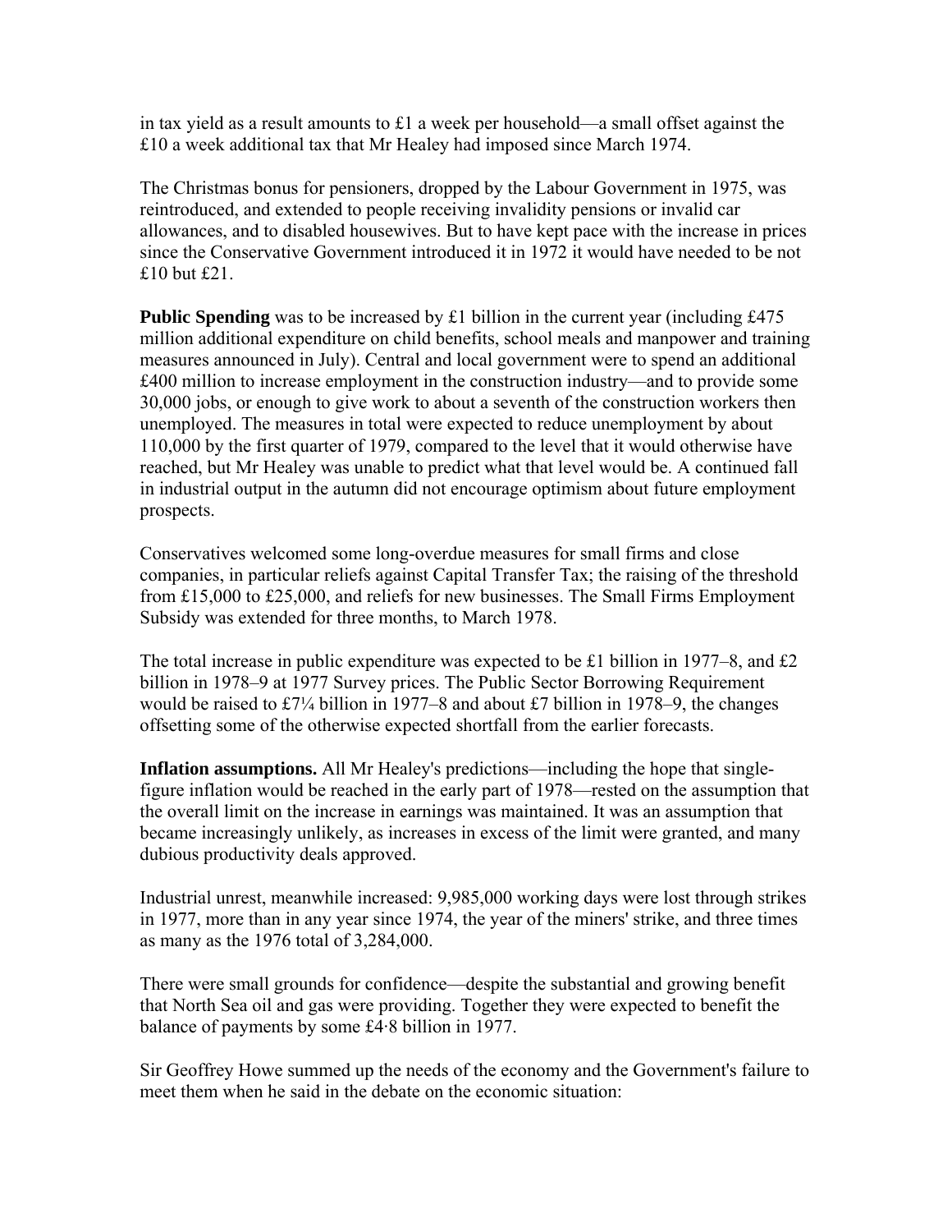in tax yield as a result amounts to £1 a week per household—a small offset against the £10 a week additional tax that Mr Healey had imposed since March 1974.

The Christmas bonus for pensioners, dropped by the Labour Government in 1975, was reintroduced, and extended to people receiving invalidity pensions or invalid car allowances, and to disabled housewives. But to have kept pace with the increase in prices since the Conservative Government introduced it in 1972 it would have needed to be not £10 but £21.

**Public Spending** was to be increased by £1 billion in the current year (including £475 million additional expenditure on child benefits, school meals and manpower and training measures announced in July). Central and local government were to spend an additional £400 million to increase employment in the construction industry—and to provide some 30,000 jobs, or enough to give work to about a seventh of the construction workers then unemployed. The measures in total were expected to reduce unemployment by about 110,000 by the first quarter of 1979, compared to the level that it would otherwise have reached, but Mr Healey was unable to predict what that level would be. A continued fall in industrial output in the autumn did not encourage optimism about future employment prospects.

Conservatives welcomed some long-overdue measures for small firms and close companies, in particular reliefs against Capital Transfer Tax; the raising of the threshold from £15,000 to £25,000, and reliefs for new businesses. The Small Firms Employment Subsidy was extended for three months, to March 1978.

The total increase in public expenditure was expected to be £1 billion in 1977–8, and £2 billion in 1978–9 at 1977 Survey prices. The Public Sector Borrowing Requirement would be raised to £7¼ billion in 1977–8 and about £7 billion in 1978–9, the changes offsetting some of the otherwise expected shortfall from the earlier forecasts.

**Inflation assumptions.** All Mr Healey's predictions—including the hope that single-figure inflation would be reached in the early part of 1978—rested on the assumption that the overall limit on the increase in earnings was maintained. It was an assumption that became increasingly unlikely, as increases in excess of the limit were granted, and many dubious productivity deals approved.

Industrial unrest, meanwhile increased: 9,985,000 working days were lost through strikes in 1977, more than in any year since 1974, the year of the miners' strike, and three times as many as the 1976 total of 3,284,000.

There were small grounds for confidence—despite the substantial and growing benefit that North Sea oil and gas were providing. Together they were expected to benefit the balance of payments by some £4·8 billion in 1977.

Sir Geoffrey Howe summed up the needs of the economy and the Government's failure to meet them when he said in the debate on the economic situation: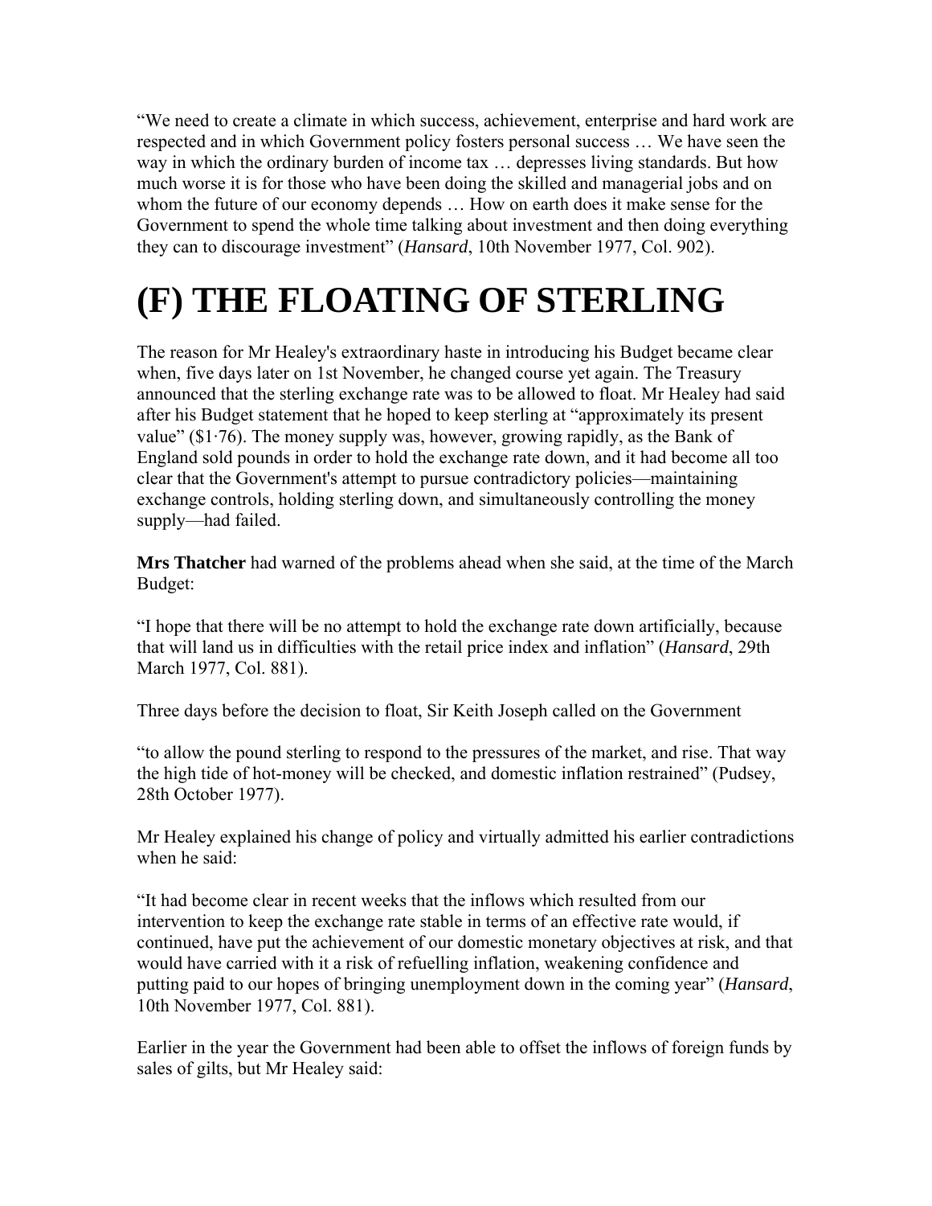"We need to create a climate in which success, achievement, enterprise and hard work are respected and in which Government policy fosters personal success … We have seen the way in which the ordinary burden of income tax … depresses living standards. But how much worse it is for those who have been doing the skilled and managerial jobs and on whom the future of our economy depends … How on earth does it make sense for the Government to spend the whole time talking about investment and then doing everything they can to discourage investment" (*Hansard*, 10th November 1977, Col. 902).

# (F) THE FLOATING OF STERLING

The reason for Mr Healey's extraordinary haste in introducing his Budget became clear when, five days later on 1st November, he changed course yet again. The Treasury announced that the sterling exchange rate was to be allowed to float. Mr Healey had said after his Budget statement that he hoped to keep sterling at "approximately its present value" ($1·76). The money supply was, however, growing rapidly, as the Bank of England sold pounds in order to hold the exchange rate down, and it had become all too clear that the Government's attempt to pursue contradictory policies—maintaining exchange controls, holding sterling down, and simultaneously controlling the money supply—had failed.

**Mrs Thatcher** had warned of the problems ahead when she said, at the time of the March Budget:

"I hope that there will be no attempt to hold the exchange rate down artificially, because that will land us in difficulties with the retail price index and inflation" (*Hansard*, 29th March 1977, Col. 881).

Three days before the decision to float, Sir Keith Joseph called on the Government

"to allow the pound sterling to respond to the pressures of the market, and rise. That way the high tide of hot-money will be checked, and domestic inflation restrained" (Pudsey, 28th October 1977).

Mr Healey explained his change of policy and virtually admitted his earlier contradictions when he said:

"It had become clear in recent weeks that the inflows which resulted from our intervention to keep the exchange rate stable in terms of an effective rate would, if continued, have put the achievement of our domestic monetary objectives at risk, and that would have carried with it a risk of refuelling inflation, weakening confidence and putting paid to our hopes of bringing unemployment down in the coming year" (*Hansard*, 10th November 1977, Col. 881).

Earlier in the year the Government had been able to offset the inflows of foreign funds by sales of gilts, but Mr Healey said: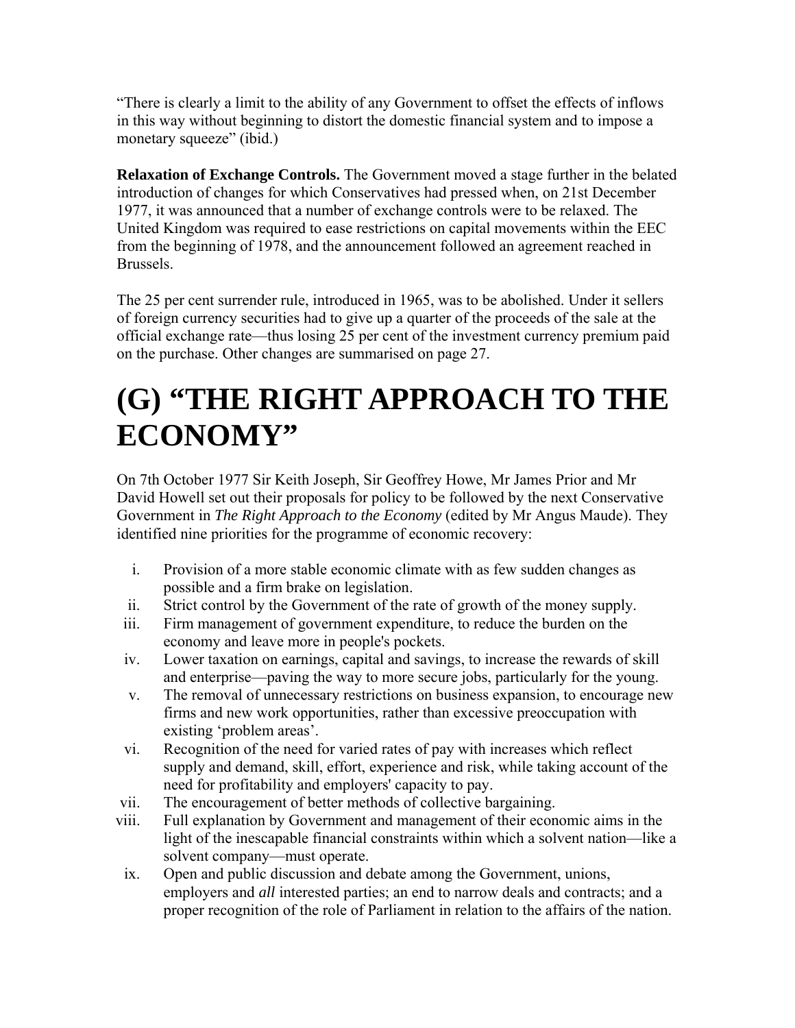"There is clearly a limit to the ability of any Government to offset the effects of inflows in this way without beginning to distort the domestic financial system and to impose a monetary squeeze" (ibid.)

**Relaxation of Exchange Controls.** The Government moved a stage further in the belated introduction of changes for which Conservatives had pressed when, on 21st December 1977, it was announced that a number of exchange controls were to be relaxed. The United Kingdom was required to ease restrictions on capital movements within the EEC from the beginning of 1978, and the announcement followed an agreement reached in Brussels.

The 25 per cent surrender rule, introduced in 1965, was to be abolished. Under it sellers of foreign currency securities had to give up a quarter of the proceeds of the sale at the official exchange rate—thus losing 25 per cent of the investment currency premium paid on the purchase. Other changes are summarised on page 27.

# (G) "THE RIGHT APPROACH TO THE ECONOMY"

On 7th October 1977 Sir Keith Joseph, Sir Geoffrey Howe, Mr James Prior and Mr David Howell set out their proposals for policy to be followed by the next Conservative Government in *The Right Approach to the Economy* (edited by Mr Angus Maude). They identified nine priorities for the programme of economic recovery:

i. Provision of a more stable economic climate with as few sudden changes as possible and a firm brake on legislation.
ii. Strict control by the Government of the rate of growth of the money supply.
iii. Firm management of government expenditure, to reduce the burden on the economy and leave more in people's pockets.
iv. Lower taxation on earnings, capital and savings, to increase the rewards of skill and enterprise—paving the way to more secure jobs, particularly for the young.
v. The removal of unnecessary restrictions on business expansion, to encourage new firms and new work opportunities, rather than excessive preoccupation with existing 'problem areas'.
vi. Recognition of the need for varied rates of pay with increases which reflect supply and demand, skill, effort, experience and risk, while taking account of the need for profitability and employers' capacity to pay.
vii. The encouragement of better methods of collective bargaining.
viii. Full explanation by Government and management of their economic aims in the light of the inescapable financial constraints within which a solvent nation—like a solvent company—must operate.
ix. Open and public discussion and debate among the Government, unions, employers and *all* interested parties; an end to narrow deals and contracts; and a proper recognition of the role of Parliament in relation to the affairs of the nation.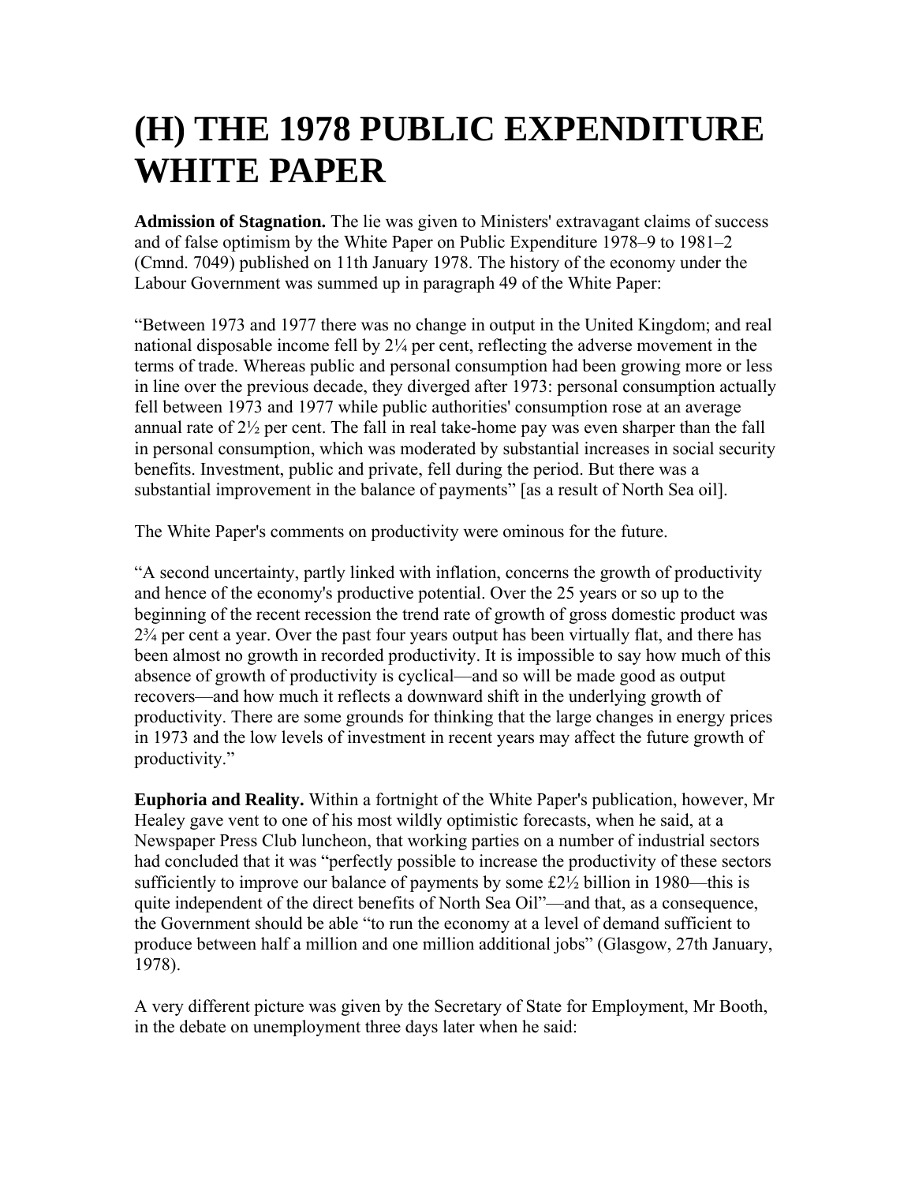# (H) THE 1978 PUBLIC EXPENDITURE WHITE PAPER

**Admission of Stagnation.** The lie was given to Ministers' extravagant claims of success and of false optimism by the White Paper on Public Expenditure 1978–9 to 1981–2 (Cmnd. 7049) published on 11th January 1978. The history of the economy under the Labour Government was summed up in paragraph 49 of the White Paper:

"Between 1973 and 1977 there was no change in output in the United Kingdom; and real national disposable income fell by 2¼ per cent, reflecting the adverse movement in the terms of trade. Whereas public and personal consumption had been growing more or less in line over the previous decade, they diverged after 1973: personal consumption actually fell between 1973 and 1977 while public authorities' consumption rose at an average annual rate of 2½ per cent. The fall in real take-home pay was even sharper than the fall in personal consumption, which was moderated by substantial increases in social security benefits. Investment, public and private, fell during the period. But there was a substantial improvement in the balance of payments" [as a result of North Sea oil].

The White Paper's comments on productivity were ominous for the future.

"A second uncertainty, partly linked with inflation, concerns the growth of productivity and hence of the economy's productive potential. Over the 25 years or so up to the beginning of the recent recession the trend rate of growth of gross domestic product was 2¾ per cent a year. Over the past four years output has been virtually flat, and there has been almost no growth in recorded productivity. It is impossible to say how much of this absence of growth of productivity is cyclical—and so will be made good as output recovers—and how much it reflects a downward shift in the underlying growth of productivity. There are some grounds for thinking that the large changes in energy prices in 1973 and the low levels of investment in recent years may affect the future growth of productivity."

**Euphoria and Reality.** Within a fortnight of the White Paper's publication, however, Mr Healey gave vent to one of his most wildly optimistic forecasts, when he said, at a Newspaper Press Club luncheon, that working parties on a number of industrial sectors had concluded that it was "perfectly possible to increase the productivity of these sectors sufficiently to improve our balance of payments by some £2½ billion in 1980—this is quite independent of the direct benefits of North Sea Oil"—and that, as a consequence, the Government should be able "to run the economy at a level of demand sufficient to produce between half a million and one million additional jobs" (Glasgow, 27th January, 1978).

A very different picture was given by the Secretary of State for Employment, Mr Booth, in the debate on unemployment three days later when he said: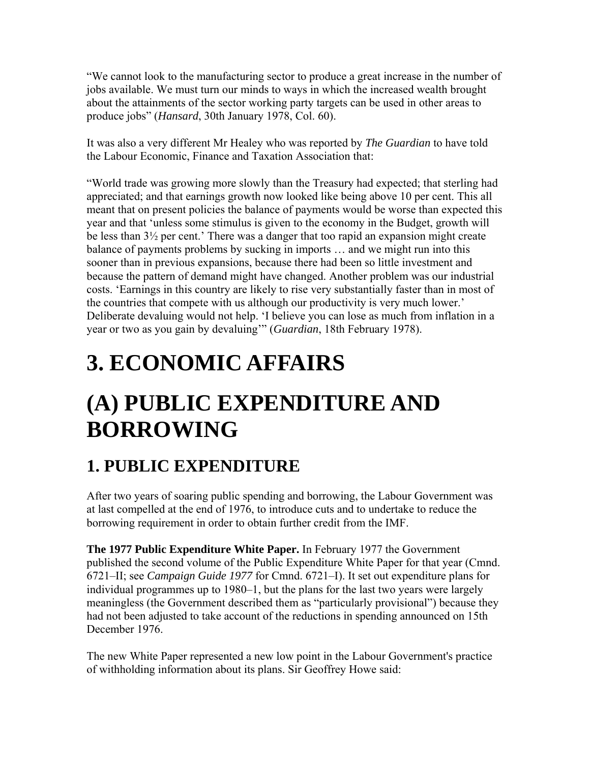“We cannot look to the manufacturing sector to produce a great increase in the number of jobs available. We must turn our minds to ways in which the increased wealth brought about the attainments of the sector working party targets can be used in other areas to produce jobs” (*Hansard*, 30th January 1978, Col. 60).

It was also a very different Mr Healey who was reported by *The Guardian* to have told the Labour Economic, Finance and Taxation Association that:

“World trade was growing more slowly than the Treasury had expected; that sterling had appreciated; and that earnings growth now looked like being above 10 per cent. This all meant that on present policies the balance of payments would be worse than expected this year and that ‘unless some stimulus is given to the economy in the Budget, growth will be less than 3½ per cent.’ There was a danger that too rapid an expansion might create balance of payments problems by sucking in imports … and we might run into this sooner than in previous expansions, because there had been so little investment and because the pattern of demand might have changed. Another problem was our industrial costs. ‘Earnings in this country are likely to rise very substantially faster than in most of the countries that compete with us although our productivity is very much lower.’ Deliberate devaluing would not help. ‘I believe you can lose as much from inflation in a year or two as you gain by devaluing’” (*Guardian*, 18th February 1978).

# 3. ECONOMIC AFFAIRS

# (A) PUBLIC EXPENDITURE AND BORROWING

## 1. PUBLIC EXPENDITURE

After two years of soaring public spending and borrowing, the Labour Government was at last compelled at the end of 1976, to introduce cuts and to undertake to reduce the borrowing requirement in order to obtain further credit from the IMF.

**The 1977 Public Expenditure White Paper.** In February 1977 the Government published the second volume of the Public Expenditure White Paper for that year (Cmnd. 6721–II; see *Campaign Guide 1977* for Cmnd. 6721–I). It set out expenditure plans for individual programmes up to 1980–1, but the plans for the last two years were largely meaningless (the Government described them as “particularly provisional”) because they had not been adjusted to take account of the reductions in spending announced on 15th December 1976.

The new White Paper represented a new low point in the Labour Government's practice of withholding information about its plans. Sir Geoffrey Howe said: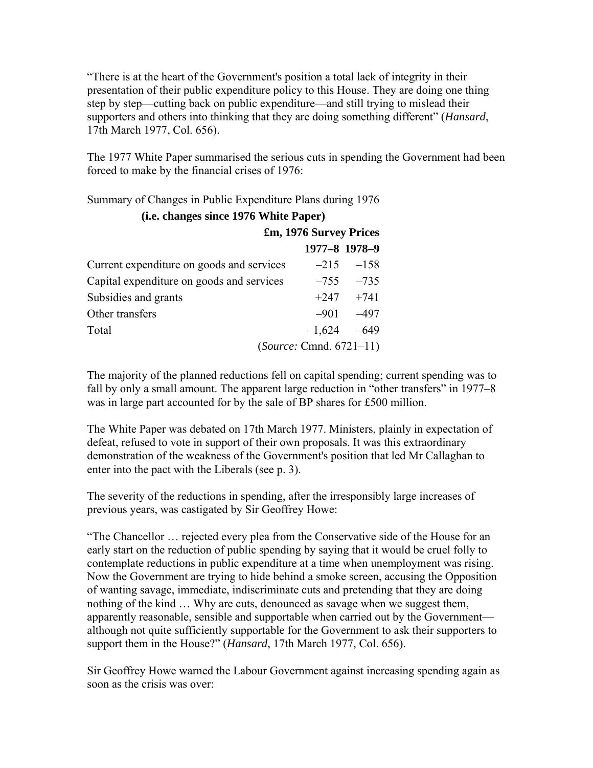"There is at the heart of the Government's position a total lack of integrity in their presentation of their public expenditure policy to this House. They are doing one thing step by step—cutting back on public expenditure—and still trying to mislead their supporters and others into thinking that they are doing something different" (*Hansard*, 17th March 1977, Col. 656).

The 1977 White Paper summarised the serious cuts in spending the Government had been forced to make by the financial crises of 1976:

Summary of Changes in Public Expenditure Plans during 1976

**(i.e. changes since 1976 White Paper)**

| | **£m, 1976 Survey Prices** | |
|---|---|---|
| | **1977–8** | **1978–9** |
| Current expenditure on goods and services | –215 | –158 |
| Capital expenditure on goods and services | –755 | –735 |
| Subsidies and grants | +247 | +741 |
| Other transfers | –901 | –497 |
| Total | –1,624 | –649 |

(*Source:* Cmnd. 6721–11)

The majority of the planned reductions fell on capital spending; current spending was to fall by only a small amount. The apparent large reduction in "other transfers" in 1977–8 was in large part accounted for by the sale of BP shares for £500 million.

The White Paper was debated on 17th March 1977. Ministers, plainly in expectation of defeat, refused to vote in support of their own proposals. It was this extraordinary demonstration of the weakness of the Government's position that led Mr Callaghan to enter into the pact with the Liberals (see p. 3).

The severity of the reductions in spending, after the irresponsibly large increases of previous years, was castigated by Sir Geoffrey Howe:

"The Chancellor … rejected every plea from the Conservative side of the House for an early start on the reduction of public spending by saying that it would be cruel folly to contemplate reductions in public expenditure at a time when unemployment was rising. Now the Government are trying to hide behind a smoke screen, accusing the Opposition of wanting savage, immediate, indiscriminate cuts and pretending that they are doing nothing of the kind … Why are cuts, denounced as savage when we suggest them, apparently reasonable, sensible and supportable when carried out by the Government—although not quite sufficiently supportable for the Government to ask their supporters to support them in the House?" (*Hansard*, 17th March 1977, Col. 656).

Sir Geoffrey Howe warned the Labour Government against increasing spending again as soon as the crisis was over: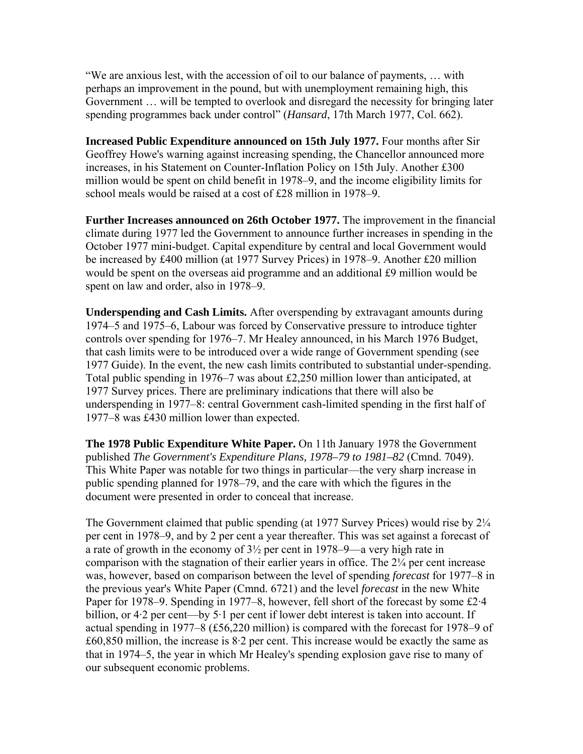"We are anxious lest, with the accession of oil to our balance of payments, … with perhaps an improvement in the pound, but with unemployment remaining high, this Government … will be tempted to overlook and disregard the necessity for bringing later spending programmes back under control" (*Hansard*, 17th March 1977, Col. 662).

**Increased Public Expenditure announced on 15th July 1977.** Four months after Sir Geoffrey Howe's warning against increasing spending, the Chancellor announced more increases, in his Statement on Counter-Inflation Policy on 15th July. Another £300 million would be spent on child benefit in 1978–9, and the income eligibility limits for school meals would be raised at a cost of £28 million in 1978–9.

**Further Increases announced on 26th October 1977.** The improvement in the financial climate during 1977 led the Government to announce further increases in spending in the October 1977 mini-budget. Capital expenditure by central and local Government would be increased by £400 million (at 1977 Survey Prices) in 1978–9. Another £20 million would be spent on the overseas aid programme and an additional £9 million would be spent on law and order, also in 1978–9.

**Underspending and Cash Limits.** After overspending by extravagant amounts during 1974–5 and 1975–6, Labour was forced by Conservative pressure to introduce tighter controls over spending for 1976–7. Mr Healey announced, in his March 1976 Budget, that cash limits were to be introduced over a wide range of Government spending (see 1977 Guide). In the event, the new cash limits contributed to substantial under-spending. Total public spending in 1976–7 was about £2,250 million lower than anticipated, at 1977 Survey prices. There are preliminary indications that there will also be underspending in 1977–8: central Government cash-limited spending in the first half of 1977–8 was £430 million lower than expected.

**The 1978 Public Expenditure White Paper.** On 11th January 1978 the Government published *The Government's Expenditure Plans, 1978–79 to 1981–82* (Cmnd. 7049). This White Paper was notable for two things in particular—the very sharp increase in public spending planned for 1978–79, and the care with which the figures in the document were presented in order to conceal that increase.

The Government claimed that public spending (at 1977 Survey Prices) would rise by 2¼ per cent in 1978–9, and by 2 per cent a year thereafter. This was set against a forecast of a rate of growth in the economy of 3½ per cent in 1978–9—a very high rate in comparison with the stagnation of their earlier years in office. The 2¼ per cent increase was, however, based on comparison between the level of spending *forecast* for 1977–8 in the previous year's White Paper (Cmnd. 6721) and the level *forecast* in the new White Paper for 1978–9. Spending in 1977–8, however, fell short of the forecast by some £2·4 billion, or 4·2 per cent—by 5·1 per cent if lower debt interest is taken into account. If actual spending in 1977–8 (£56,220 million) is compared with the forecast for 1978–9 of £60,850 million, the increase is 8·2 per cent. This increase would be exactly the same as that in 1974–5, the year in which Mr Healey's spending explosion gave rise to many of our subsequent economic problems.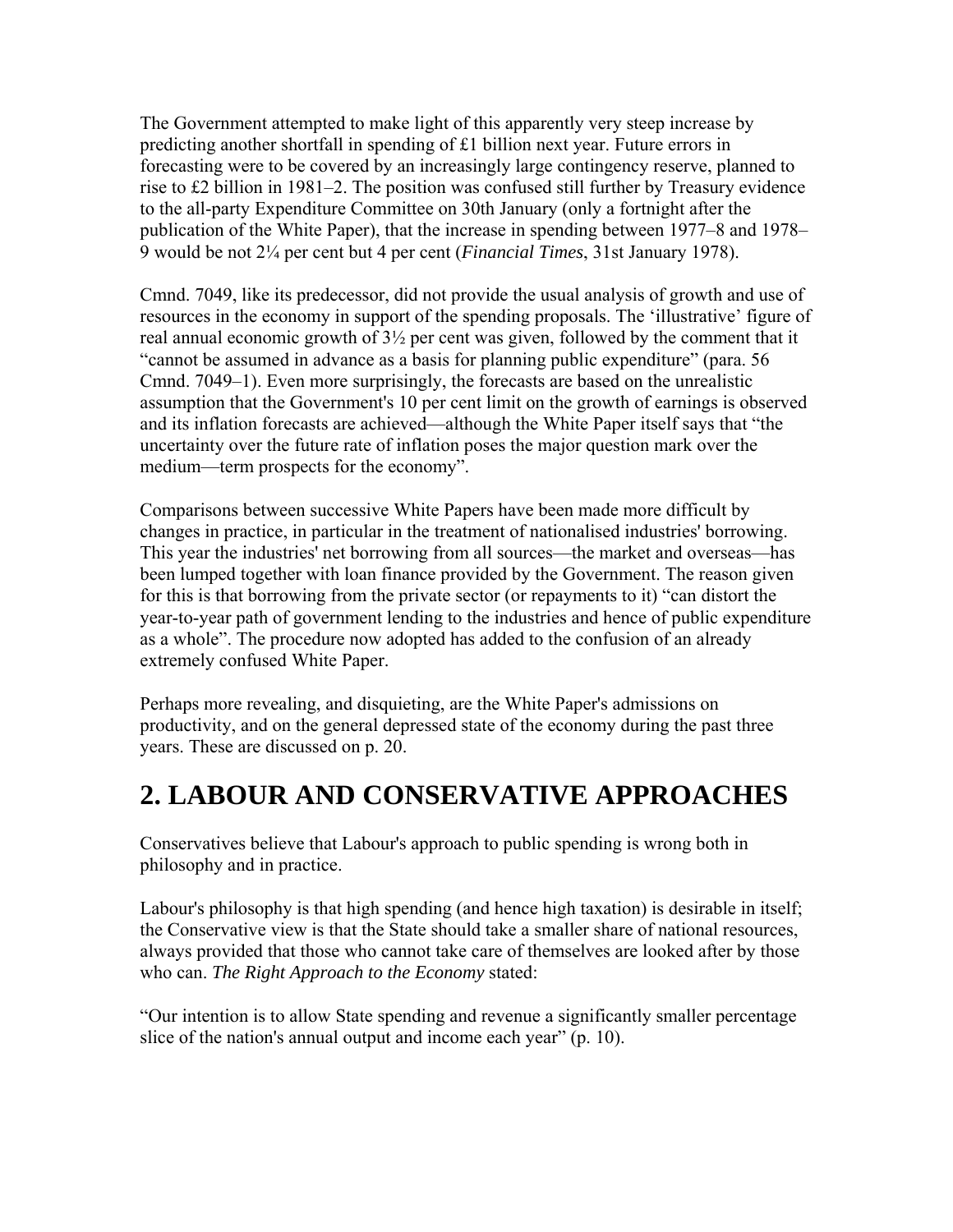The Government attempted to make light of this apparently very steep increase by predicting another shortfall in spending of £1 billion next year. Future errors in forecasting were to be covered by an increasingly large contingency reserve, planned to rise to £2 billion in 1981–2. The position was confused still further by Treasury evidence to the all-party Expenditure Committee on 30th January (only a fortnight after the publication of the White Paper), that the increase in spending between 1977–8 and 1978–9 would be not 2¼ per cent but 4 per cent (*Financial Times*, 31st January 1978).

Cmnd. 7049, like its predecessor, did not provide the usual analysis of growth and use of resources in the economy in support of the spending proposals. The 'illustrative' figure of real annual economic growth of 3½ per cent was given, followed by the comment that it "cannot be assumed in advance as a basis for planning public expenditure" (para. 56 Cmnd. 7049–1). Even more surprisingly, the forecasts are based on the unrealistic assumption that the Government's 10 per cent limit on the growth of earnings is observed and its inflation forecasts are achieved—although the White Paper itself says that "the uncertainty over the future rate of inflation poses the major question mark over the medium—term prospects for the economy".

Comparisons between successive White Papers have been made more difficult by changes in practice, in particular in the treatment of nationalised industries' borrowing. This year the industries' net borrowing from all sources—the market and overseas—has been lumped together with loan finance provided by the Government. The reason given for this is that borrowing from the private sector (or repayments to it) "can distort the year-to-year path of government lending to the industries and hence of public expenditure as a whole". The procedure now adopted has added to the confusion of an already extremely confused White Paper.

Perhaps more revealing, and disquieting, are the White Paper's admissions on productivity, and on the general depressed state of the economy during the past three years. These are discussed on p. 20.

## 2. LABOUR AND CONSERVATIVE APPROACHES

Conservatives believe that Labour's approach to public spending is wrong both in philosophy and in practice.

Labour's philosophy is that high spending (and hence high taxation) is desirable in itself; the Conservative view is that the State should take a smaller share of national resources, always provided that those who cannot take care of themselves are looked after by those who can. *The Right Approach to the Economy* stated:

"Our intention is to allow State spending and revenue a significantly smaller percentage slice of the nation's annual output and income each year" (p. 10).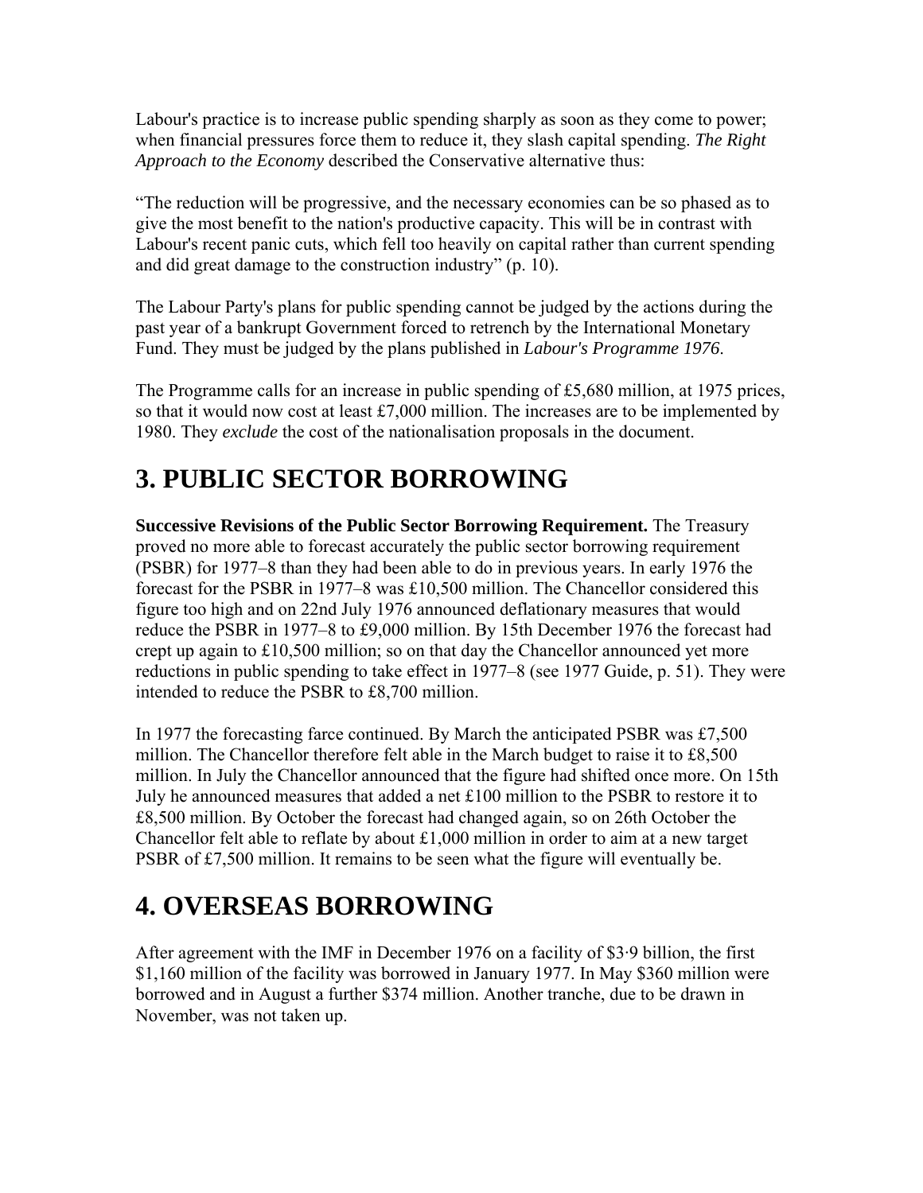Labour's practice is to increase public spending sharply as soon as they come to power; when financial pressures force them to reduce it, they slash capital spending. *The Right Approach to the Economy* described the Conservative alternative thus:

"The reduction will be progressive, and the necessary economies can be so phased as to give the most benefit to the nation's productive capacity. This will be in contrast with Labour's recent panic cuts, which fell too heavily on capital rather than current spending and did great damage to the construction industry" (p. 10).

The Labour Party's plans for public spending cannot be judged by the actions during the past year of a bankrupt Government forced to retrench by the International Monetary Fund. They must be judged by the plans published in *Labour's Programme 1976*.

The Programme calls for an increase in public spending of £5,680 million, at 1975 prices, so that it would now cost at least £7,000 million. The increases are to be implemented by 1980. They *exclude* the cost of the nationalisation proposals in the document.

## 3. PUBLIC SECTOR BORROWING

**Successive Revisions of the Public Sector Borrowing Requirement.** The Treasury proved no more able to forecast accurately the public sector borrowing requirement (PSBR) for 1977–8 than they had been able to do in previous years. In early 1976 the forecast for the PSBR in 1977–8 was £10,500 million. The Chancellor considered this figure too high and on 22nd July 1976 announced deflationary measures that would reduce the PSBR in 1977–8 to £9,000 million. By 15th December 1976 the forecast had crept up again to £10,500 million; so on that day the Chancellor announced yet more reductions in public spending to take effect in 1977–8 (see 1977 Guide, p. 51). They were intended to reduce the PSBR to £8,700 million.

In 1977 the forecasting farce continued. By March the anticipated PSBR was £7,500 million. The Chancellor therefore felt able in the March budget to raise it to £8,500 million. In July the Chancellor announced that the figure had shifted once more. On 15th July he announced measures that added a net £100 million to the PSBR to restore it to £8,500 million. By October the forecast had changed again, so on 26th October the Chancellor felt able to reflate by about £1,000 million in order to aim at a new target PSBR of £7,500 million. It remains to be seen what the figure will eventually be.

## 4. OVERSEAS BORROWING

After agreement with the IMF in December 1976 on a facility of $3·9 billion, the first $1,160 million of the facility was borrowed in January 1977. In May $360 million were borrowed and in August a further $374 million. Another tranche, due to be drawn in November, was not taken up.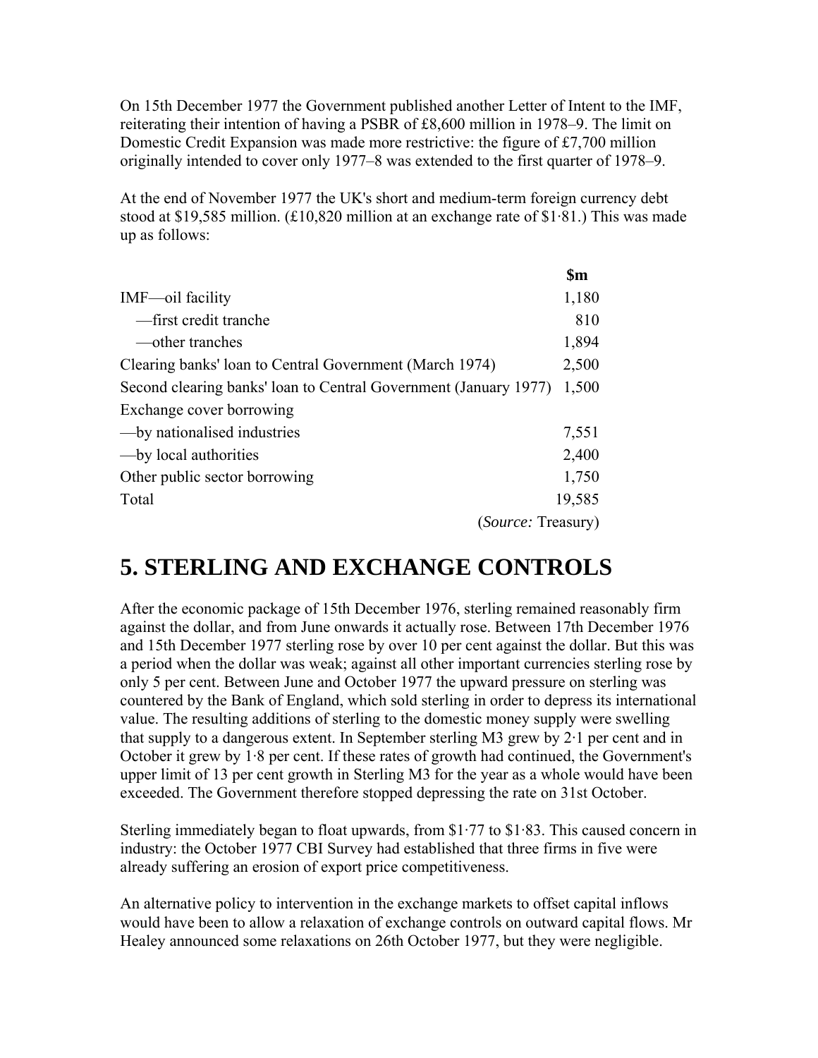On 15th December 1977 the Government published another Letter of Intent to the IMF, reiterating their intention of having a PSBR of £8,600 million in 1978–9. The limit on Domestic Credit Expansion was made more restrictive: the figure of £7,700 million originally intended to cover only 1977–8 was extended to the first quarter of 1978–9.

At the end of November 1977 the UK's short and medium-term foreign currency debt stood at $19,585 million. (£10,820 million at an exchange rate of $1·81.) This was made up as follows:

| | **$m** |
|---|---|
| IMF—oil facility | 1,180 |
| —first credit tranche | 810 |
| —other tranches | 1,894 |
| Clearing banks' loan to Central Government (March 1974) | 2,500 |
| Second clearing banks' loan to Central Government (January 1977) | 1,500 |
| Exchange cover borrowing | |
| —by nationalised industries | 7,551 |
| —by local authorities | 2,400 |
| Other public sector borrowing | 1,750 |
| Total | 19,585 |

(*Source:* Treasury)

## 5. STERLING AND EXCHANGE CONTROLS

After the economic package of 15th December 1976, sterling remained reasonably firm against the dollar, and from June onwards it actually rose. Between 17th December 1976 and 15th December 1977 sterling rose by over 10 per cent against the dollar. But this was a period when the dollar was weak; against all other important currencies sterling rose by only 5 per cent. Between June and October 1977 the upward pressure on sterling was countered by the Bank of England, which sold sterling in order to depress its international value. The resulting additions of sterling to the domestic money supply were swelling that supply to a dangerous extent. In September sterling M3 grew by 2·1 per cent and in October it grew by 1·8 per cent. If these rates of growth had continued, the Government's upper limit of 13 per cent growth in Sterling M3 for the year as a whole would have been exceeded. The Government therefore stopped depressing the rate on 31st October.

Sterling immediately began to float upwards, from $1·77 to $1·83. This caused concern in industry: the October 1977 CBI Survey had established that three firms in five were already suffering an erosion of export price competitiveness.

An alternative policy to intervention in the exchange markets to offset capital inflows would have been to allow a relaxation of exchange controls on outward capital flows. Mr Healey announced some relaxations on 26th October 1977, but they were negligible.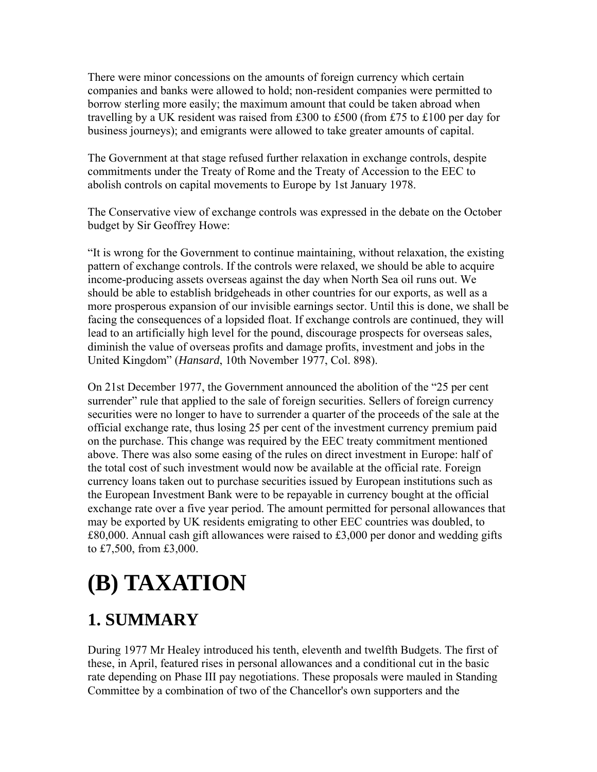There were minor concessions on the amounts of foreign currency which certain companies and banks were allowed to hold; non-resident companies were permitted to borrow sterling more easily; the maximum amount that could be taken abroad when travelling by a UK resident was raised from £300 to £500 (from £75 to £100 per day for business journeys); and emigrants were allowed to take greater amounts of capital.

The Government at that stage refused further relaxation in exchange controls, despite commitments under the Treaty of Rome and the Treaty of Accession to the EEC to abolish controls on capital movements to Europe by 1st January 1978.

The Conservative view of exchange controls was expressed in the debate on the October budget by Sir Geoffrey Howe:

"It is wrong for the Government to continue maintaining, without relaxation, the existing pattern of exchange controls. If the controls were relaxed, we should be able to acquire income-producing assets overseas against the day when North Sea oil runs out. We should be able to establish bridgeheads in other countries for our exports, as well as a more prosperous expansion of our invisible earnings sector. Until this is done, we shall be facing the consequences of a lopsided float. If exchange controls are continued, they will lead to an artificially high level for the pound, discourage prospects for overseas sales, diminish the value of overseas profits and damage profits, investment and jobs in the United Kingdom" (*Hansard*, 10th November 1977, Col. 898).

On 21st December 1977, the Government announced the abolition of the "25 per cent surrender" rule that applied to the sale of foreign securities. Sellers of foreign currency securities were no longer to have to surrender a quarter of the proceeds of the sale at the official exchange rate, thus losing 25 per cent of the investment currency premium paid on the purchase. This change was required by the EEC treaty commitment mentioned above. There was also some easing of the rules on direct investment in Europe: half of the total cost of such investment would now be available at the official rate. Foreign currency loans taken out to purchase securities issued by European institutions such as the European Investment Bank were to be repayable in currency bought at the official exchange rate over a five year period. The amount permitted for personal allowances that may be exported by UK residents emigrating to other EEC countries was doubled, to £80,000. Annual cash gift allowances were raised to £3,000 per donor and wedding gifts to £7,500, from £3,000.

# (B) TAXATION

## 1. SUMMARY

During 1977 Mr Healey introduced his tenth, eleventh and twelfth Budgets. The first of these, in April, featured rises in personal allowances and a conditional cut in the basic rate depending on Phase III pay negotiations. These proposals were mauled in Standing Committee by a combination of two of the Chancellor's own supporters and the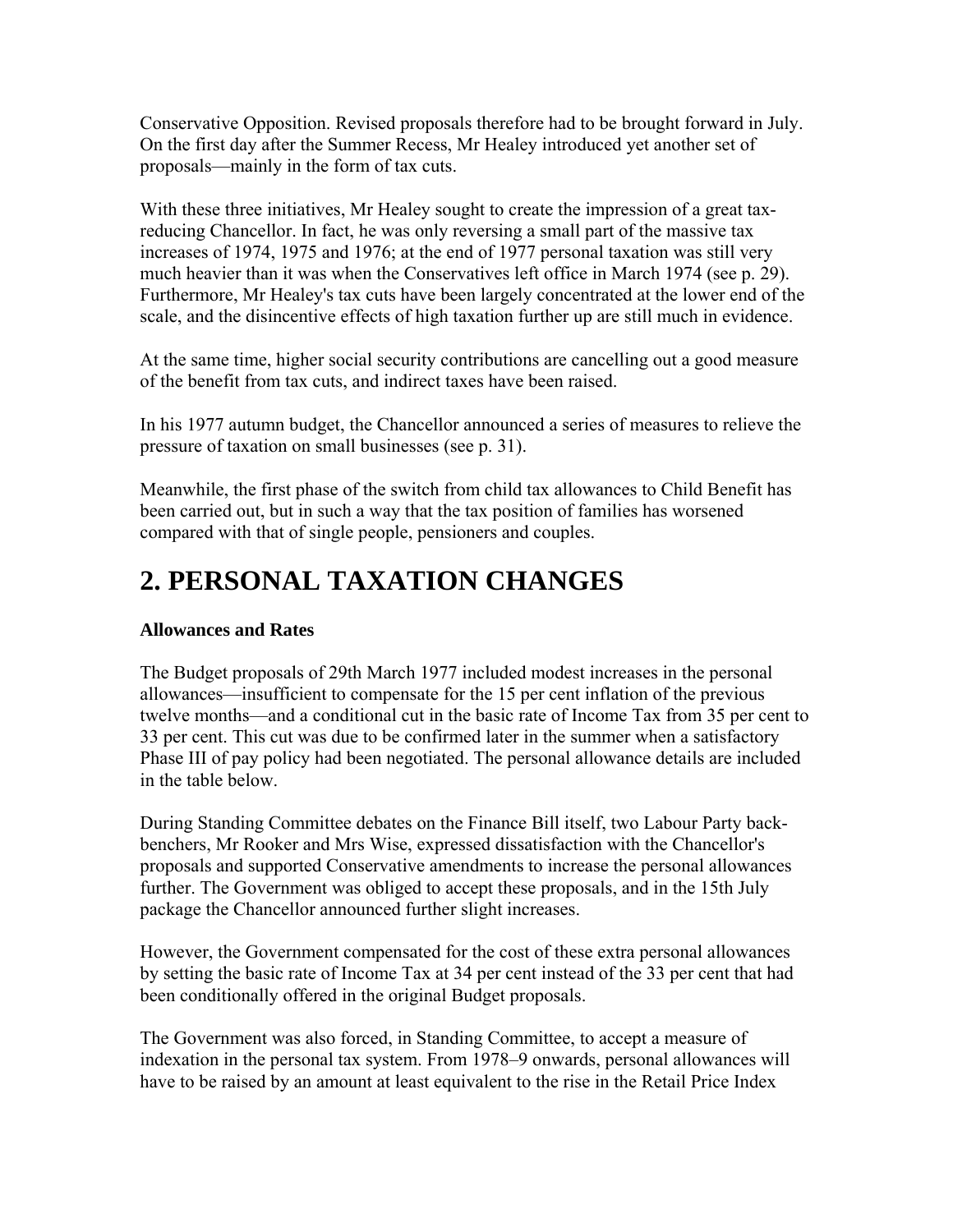Conservative Opposition. Revised proposals therefore had to be brought forward in July. On the first day after the Summer Recess, Mr Healey introduced yet another set of proposals—mainly in the form of tax cuts.

With these three initiatives, Mr Healey sought to create the impression of a great tax-reducing Chancellor. In fact, he was only reversing a small part of the massive tax increases of 1974, 1975 and 1976; at the end of 1977 personal taxation was still very much heavier than it was when the Conservatives left office in March 1974 (see p. 29). Furthermore, Mr Healey's tax cuts have been largely concentrated at the lower end of the scale, and the disincentive effects of high taxation further up are still much in evidence.

At the same time, higher social security contributions are cancelling out a good measure of the benefit from tax cuts, and indirect taxes have been raised.

In his 1977 autumn budget, the Chancellor announced a series of measures to relieve the pressure of taxation on small businesses (see p. 31).

Meanwhile, the first phase of the switch from child tax allowances to Child Benefit has been carried out, but in such a way that the tax position of families has worsened compared with that of single people, pensioners and couples.

## 2. PERSONAL TAXATION CHANGES

**Allowances and Rates**

The Budget proposals of 29th March 1977 included modest increases in the personal allowances—insufficient to compensate for the 15 per cent inflation of the previous twelve months—and a conditional cut in the basic rate of Income Tax from 35 per cent to 33 per cent. This cut was due to be confirmed later in the summer when a satisfactory Phase III of pay policy had been negotiated. The personal allowance details are included in the table below.

During Standing Committee debates on the Finance Bill itself, two Labour Party back-benchers, Mr Rooker and Mrs Wise, expressed dissatisfaction with the Chancellor's proposals and supported Conservative amendments to increase the personal allowances further. The Government was obliged to accept these proposals, and in the 15th July package the Chancellor announced further slight increases.

However, the Government compensated for the cost of these extra personal allowances by setting the basic rate of Income Tax at 34 per cent instead of the 33 per cent that had been conditionally offered in the original Budget proposals.

The Government was also forced, in Standing Committee, to accept a measure of indexation in the personal tax system. From 1978–9 onwards, personal allowances will have to be raised by an amount at least equivalent to the rise in the Retail Price Index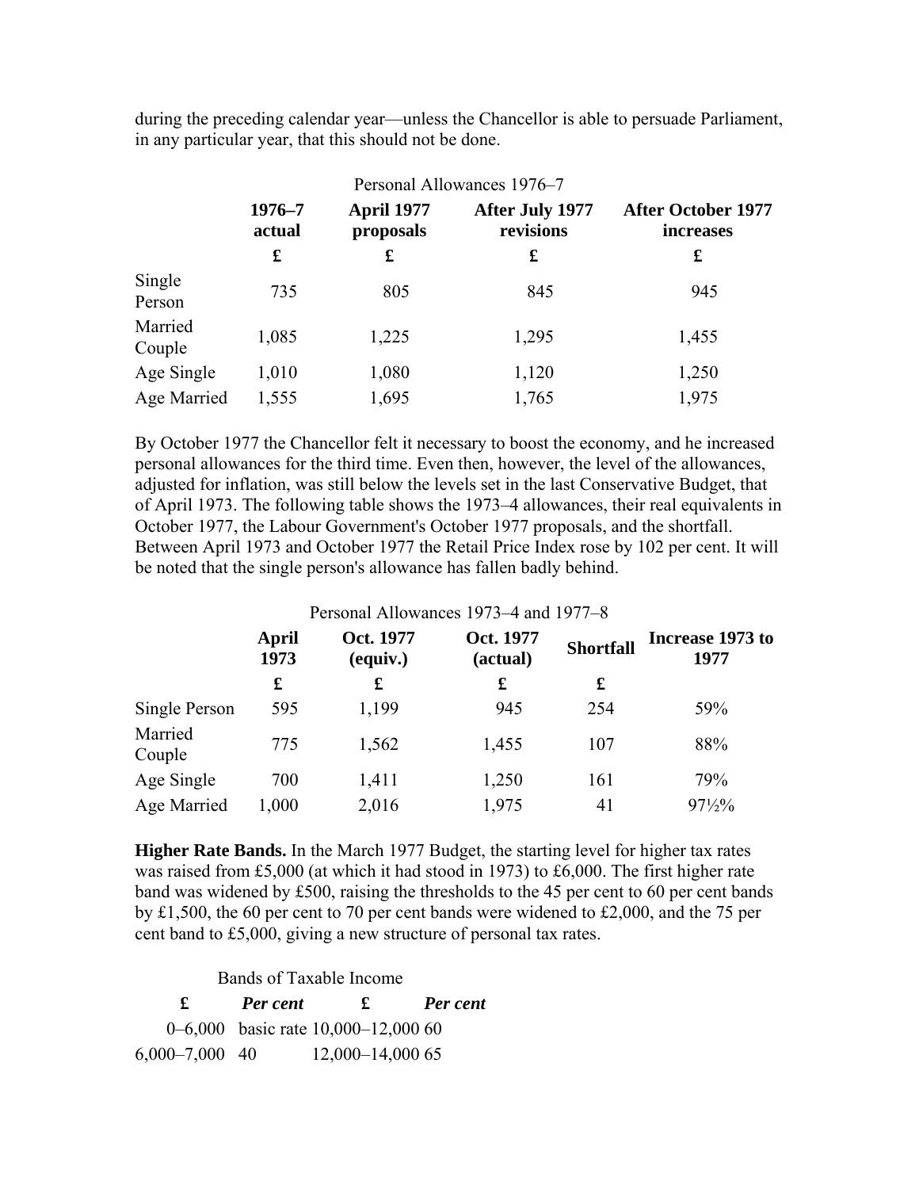during the preceding calendar year—unless the Chancellor is able to persuade Parliament, in any particular year, that this should not be done.

Personal Allowances 1976–7

| | 1976–7 actual | April 1977 proposals | After July 1977 revisions | After October 1977 increases |
|---|---|---|---|---|
| | £ | £ | £ | £ |
| Single Person | 735 | 805 | 845 | 945 |
| Married Couple | 1,085 | 1,225 | 1,295 | 1,455 |
| Age Single | 1,010 | 1,080 | 1,120 | 1,250 |
| Age Married | 1,555 | 1,695 | 1,765 | 1,975 |

By October 1977 the Chancellor felt it necessary to boost the economy, and he increased personal allowances for the third time. Even then, however, the level of the allowances, adjusted for inflation, was still below the levels set in the last Conservative Budget, that of April 1973. The following table shows the 1973–4 allowances, their real equivalents in October 1977, the Labour Government's October 1977 proposals, and the shortfall. Between April 1973 and October 1977 the Retail Price Index rose by 102 per cent. It will be noted that the single person's allowance has fallen badly behind.

Personal Allowances 1973–4 and 1977–8

| | April 1973 | Oct. 1977 (equiv.) | Oct. 1977 (actual) | Shortfall | Increase 1973 to 1977 |
|---|---|---|---|---|---|
| | £ | £ | £ | £ | |
| Single Person | 595 | 1,199 | 945 | 254 | 59% |
| Married Couple | 775 | 1,562 | 1,455 | 107 | 88% |
| Age Single | 700 | 1,411 | 1,250 | 161 | 79% |
| Age Married | 1,000 | 2,016 | 1,975 | 41 | 97½% |

**Higher Rate Bands.** In the March 1977 Budget, the starting level for higher tax rates was raised from £5,000 (at which it had stood in 1973) to £6,000. The first higher rate band was widened by £500, raising the thresholds to the 45 per cent to 60 per cent bands by £1,500, the 60 per cent to 70 per cent bands were widened to £2,000, and the 75 per cent band to £5,000, giving a new structure of personal tax rates.

Bands of Taxable Income

| £ | *Per cent* | £ | *Per cent* |
|---|---|---|---|
| 0–6,000 | basic rate | 10,000–12,000 | 60 |
| 6,000–7,000 | 40 | 12,000–14,000 | 65 |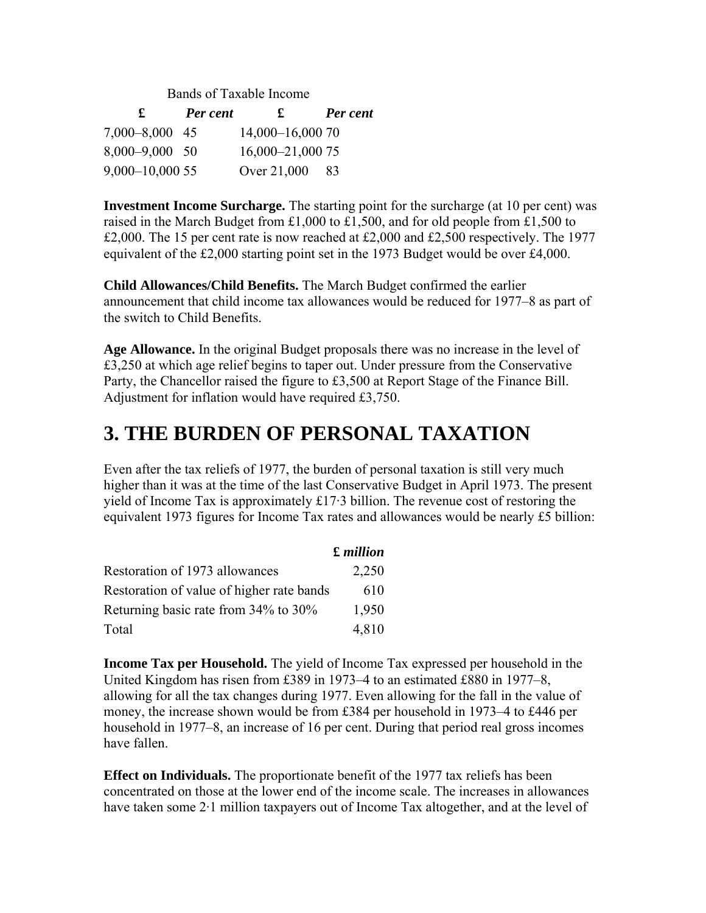Bands of Taxable Income

| £ | *Per cent* | £ | *Per cent* |
|---|---|---|---|
| 7,000–8,000 | 45 | 14,000–16,000 | 70 |
| 8,000–9,000 | 50 | 16,000–21,000 | 75 |
| 9,000–10,000 | 55 | Over 21,000 | 83 |

**Investment Income Surcharge.** The starting point for the surcharge (at 10 per cent) was raised in the March Budget from £1,000 to £1,500, and for old people from £1,500 to £2,000. The 15 per cent rate is now reached at £2,000 and £2,500 respectively. The 1977 equivalent of the £2,000 starting point set in the 1973 Budget would be over £4,000.

**Child Allowances/Child Benefits.** The March Budget confirmed the earlier announcement that child income tax allowances would be reduced for 1977–8 as part of the switch to Child Benefits.

**Age Allowance.** In the original Budget proposals there was no increase in the level of £3,250 at which age relief begins to taper out. Under pressure from the Conservative Party, the Chancellor raised the figure to £3,500 at Report Stage of the Finance Bill. Adjustment for inflation would have required £3,750.

# 3. THE BURDEN OF PERSONAL TAXATION

Even after the tax reliefs of 1977, the burden of personal taxation is still very much higher than it was at the time of the last Conservative Budget in April 1973. The present yield of Income Tax is approximately £17·3 billion. The revenue cost of restoring the equivalent 1973 figures for Income Tax rates and allowances would be nearly £5 billion:

| | **£** ***million*** |
|---|---|
| Restoration of 1973 allowances | 2,250 |
| Restoration of value of higher rate bands | 610 |
| Returning basic rate from 34% to 30% | 1,950 |
| Total | 4,810 |

**Income Tax per Household.** The yield of Income Tax expressed per household in the United Kingdom has risen from £389 in 1973–4 to an estimated £880 in 1977–8, allowing for all the tax changes during 1977. Even allowing for the fall in the value of money, the increase shown would be from £384 per household in 1973–4 to £446 per household in 1977–8, an increase of 16 per cent. During that period real gross incomes have fallen.

**Effect on Individuals.** The proportionate benefit of the 1977 tax reliefs has been concentrated on those at the lower end of the income scale. The increases in allowances have taken some 2·1 million taxpayers out of Income Tax altogether, and at the level of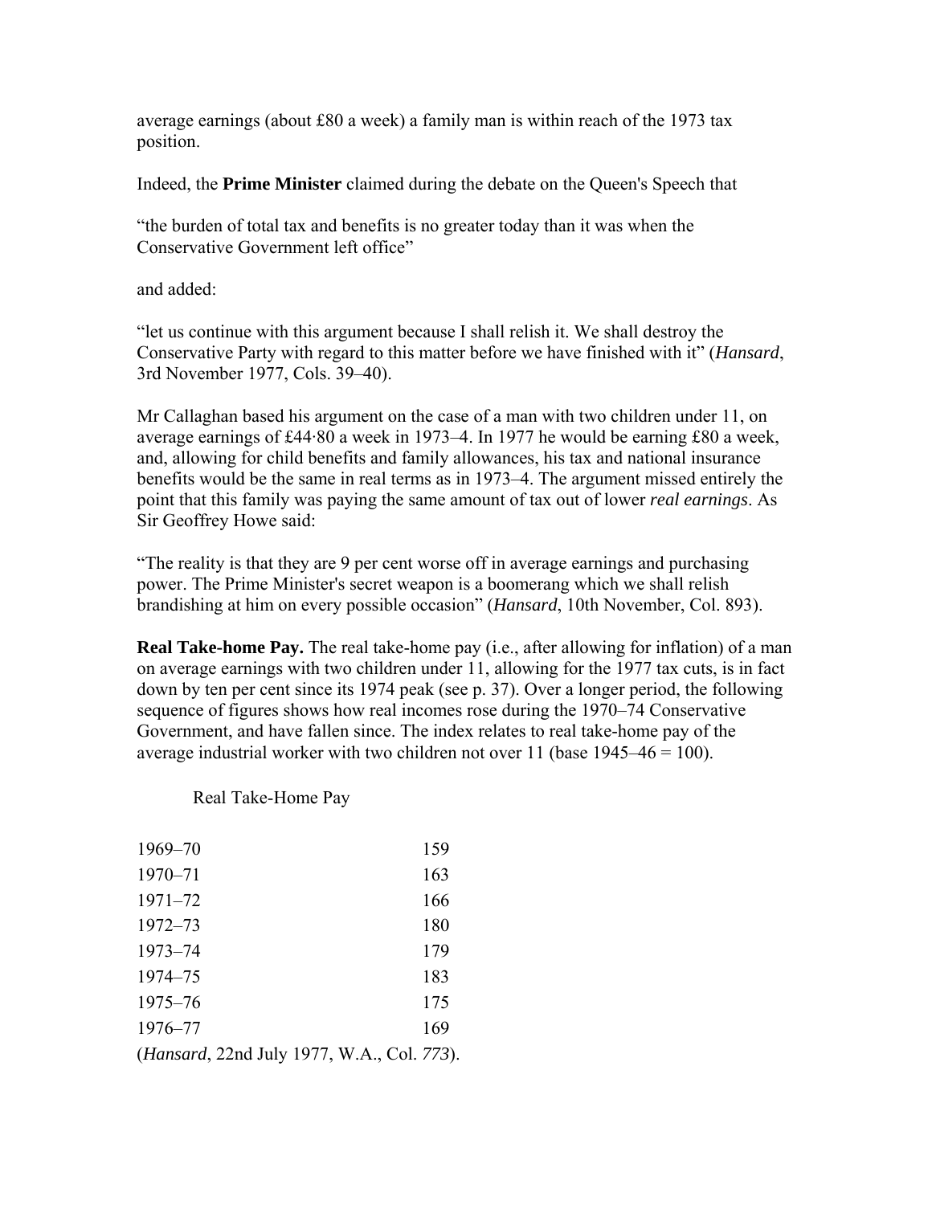average earnings (about £80 a week) a family man is within reach of the 1973 tax position.

Indeed, the **Prime Minister** claimed during the debate on the Queen's Speech that

“the burden of total tax and benefits is no greater today than it was when the Conservative Government left office”

and added:

“let us continue with this argument because I shall relish it. We shall destroy the Conservative Party with regard to this matter before we have finished with it” (*Hansard*, 3rd November 1977, Cols. 39–40).

Mr Callaghan based his argument on the case of a man with two children under 11, on average earnings of £44·80 a week in 1973–4. In 1977 he would be earning £80 a week, and, allowing for child benefits and family allowances, his tax and national insurance benefits would be the same in real terms as in 1973–4. The argument missed entirely the point that this family was paying the same amount of tax out of lower *real earnings*. As Sir Geoffrey Howe said:

“The reality is that they are 9 per cent worse off in average earnings and purchasing power. The Prime Minister's secret weapon is a boomerang which we shall relish brandishing at him on every possible occasion” (*Hansard*, 10th November, Col. 893).

**Real Take-home Pay.** The real take-home pay (i.e., after allowing for inflation) of a man on average earnings with two children under 11, allowing for the 1977 tax cuts, is in fact down by ten per cent since its 1974 peak (see p. 37). Over a longer period, the following sequence of figures shows how real incomes rose during the 1970–74 Conservative Government, and have fallen since. The index relates to real take-home pay of the average industrial worker with two children not over 11 (base 1945–46 = 100).

| Real Take-Home Pay | |
|---|---|
| 1969–70 | 159 |
| 1970–71 | 163 |
| 1971–72 | 166 |
| 1972–73 | 180 |
| 1973–74 | 179 |
| 1974–75 | 183 |
| 1975–76 | 175 |
| 1976–77 | 169 |

(*Hansard*, 22nd July 1977, W.A., Col. *773*).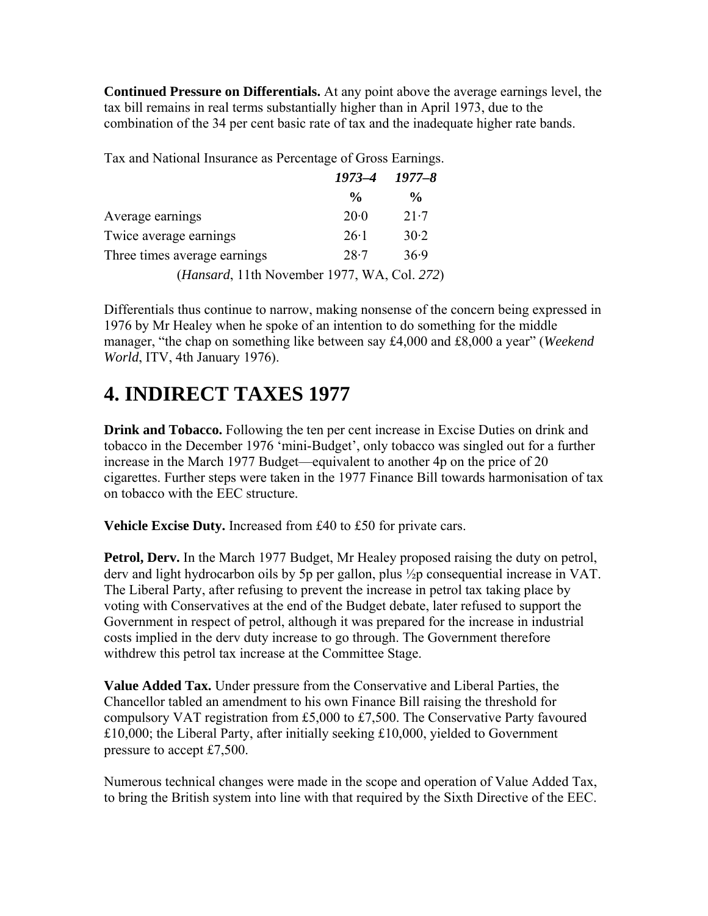**Continued Pressure on Differentials.** At any point above the average earnings level, the tax bill remains in real terms substantially higher than in April 1973, due to the combination of the 34 per cent basic rate of tax and the inadequate higher rate bands.

Tax and National Insurance as Percentage of Gross Earnings.

| | *1973–4* | *1977–8* |
|---|---|---|
| | % | % |
| Average earnings | 20·0 | 21·7 |
| Twice average earnings | 26·1 | 30·2 |
| Three times average earnings | 28·7 | 36·9 |

(*Hansard*, 11th November 1977, WA, Col. *272*)

Differentials thus continue to narrow, making nonsense of the concern being expressed in 1976 by Mr Healey when he spoke of an intention to do something for the middle manager, "the chap on something like between say £4,000 and £8,000 a year" (*Weekend World*, ITV, 4th January 1976).

# 4. INDIRECT TAXES 1977

**Drink and Tobacco.** Following the ten per cent increase in Excise Duties on drink and tobacco in the December 1976 'mini-Budget', only tobacco was singled out for a further increase in the March 1977 Budget—equivalent to another 4p on the price of 20 cigarettes. Further steps were taken in the 1977 Finance Bill towards harmonisation of tax on tobacco with the EEC structure.

**Vehicle Excise Duty.** Increased from £40 to £50 for private cars.

**Petrol, Derv.** In the March 1977 Budget, Mr Healey proposed raising the duty on petrol, derv and light hydrocarbon oils by 5p per gallon, plus ½p consequential increase in VAT. The Liberal Party, after refusing to prevent the increase in petrol tax taking place by voting with Conservatives at the end of the Budget debate, later refused to support the Government in respect of petrol, although it was prepared for the increase in industrial costs implied in the derv duty increase to go through. The Government therefore withdrew this petrol tax increase at the Committee Stage.

**Value Added Tax.** Under pressure from the Conservative and Liberal Parties, the Chancellor tabled an amendment to his own Finance Bill raising the threshold for compulsory VAT registration from £5,000 to £7,500. The Conservative Party favoured £10,000; the Liberal Party, after initially seeking £10,000, yielded to Government pressure to accept £7,500.

Numerous technical changes were made in the scope and operation of Value Added Tax, to bring the British system into line with that required by the Sixth Directive of the EEC.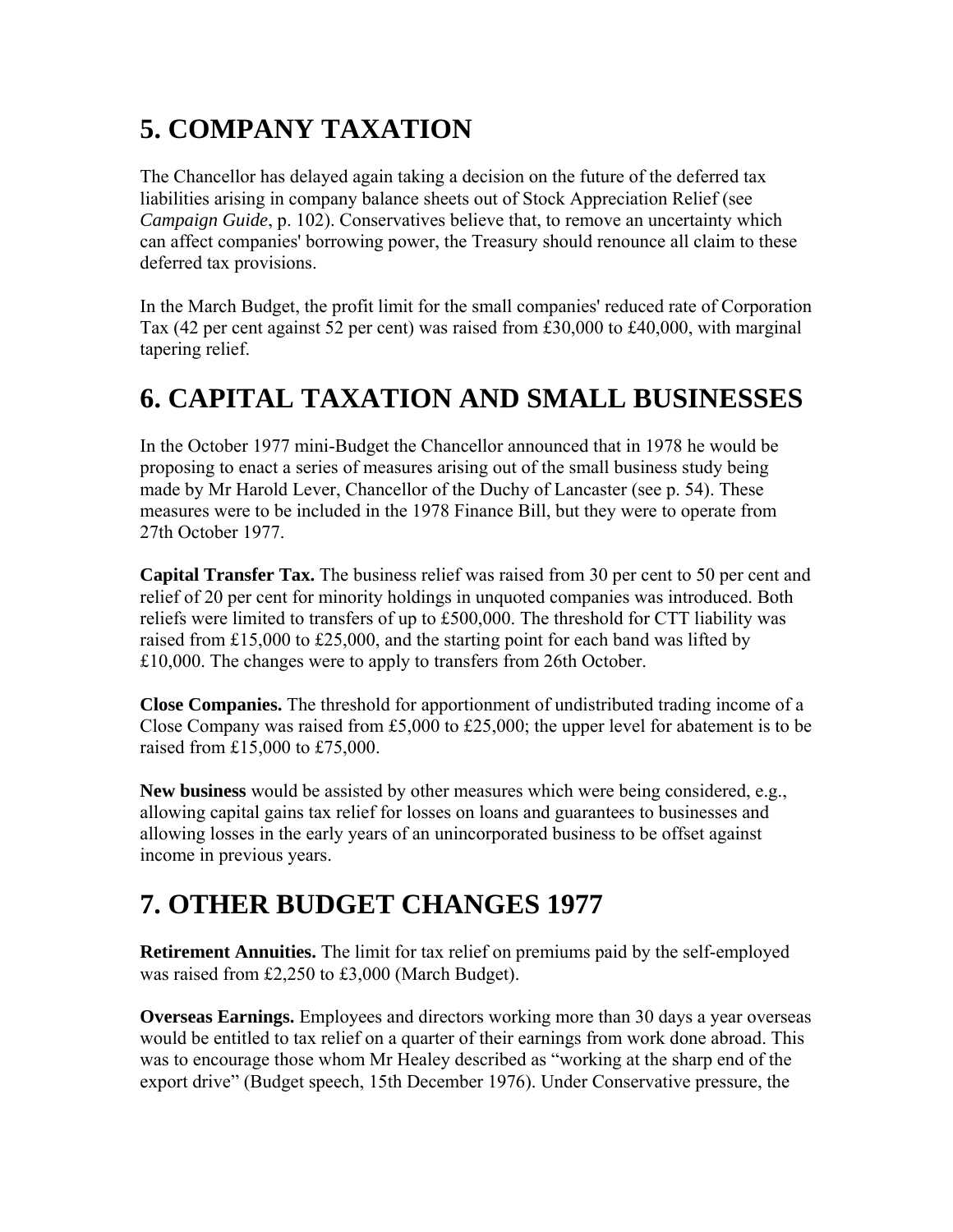## 5. COMPANY TAXATION

The Chancellor has delayed again taking a decision on the future of the deferred tax liabilities arising in company balance sheets out of Stock Appreciation Relief (see *Campaign Guide*, p. 102). Conservatives believe that, to remove an uncertainty which can affect companies' borrowing power, the Treasury should renounce all claim to these deferred tax provisions.

In the March Budget, the profit limit for the small companies' reduced rate of Corporation Tax (42 per cent against 52 per cent) was raised from £30,000 to £40,000, with marginal tapering relief.

## 6. CAPITAL TAXATION AND SMALL BUSINESSES

In the October 1977 mini-Budget the Chancellor announced that in 1978 he would be proposing to enact a series of measures arising out of the small business study being made by Mr Harold Lever, Chancellor of the Duchy of Lancaster (see p. 54). These measures were to be included in the 1978 Finance Bill, but they were to operate from 27th October 1977.

**Capital Transfer Tax.** The business relief was raised from 30 per cent to 50 per cent and relief of 20 per cent for minority holdings in unquoted companies was introduced. Both reliefs were limited to transfers of up to £500,000. The threshold for CTT liability was raised from £15,000 to £25,000, and the starting point for each band was lifted by £10,000. The changes were to apply to transfers from 26th October.

**Close Companies.** The threshold for apportionment of undistributed trading income of a Close Company was raised from £5,000 to £25,000; the upper level for abatement is to be raised from £15,000 to £75,000.

**New business** would be assisted by other measures which were being considered, e.g., allowing capital gains tax relief for losses on loans and guarantees to businesses and allowing losses in the early years of an unincorporated business to be offset against income in previous years.

## 7. OTHER BUDGET CHANGES 1977

**Retirement Annuities.** The limit for tax relief on premiums paid by the self-employed was raised from £2,250 to £3,000 (March Budget).

**Overseas Earnings.** Employees and directors working more than 30 days a year overseas would be entitled to tax relief on a quarter of their earnings from work done abroad. This was to encourage those whom Mr Healey described as "working at the sharp end of the export drive" (Budget speech, 15th December 1976). Under Conservative pressure, the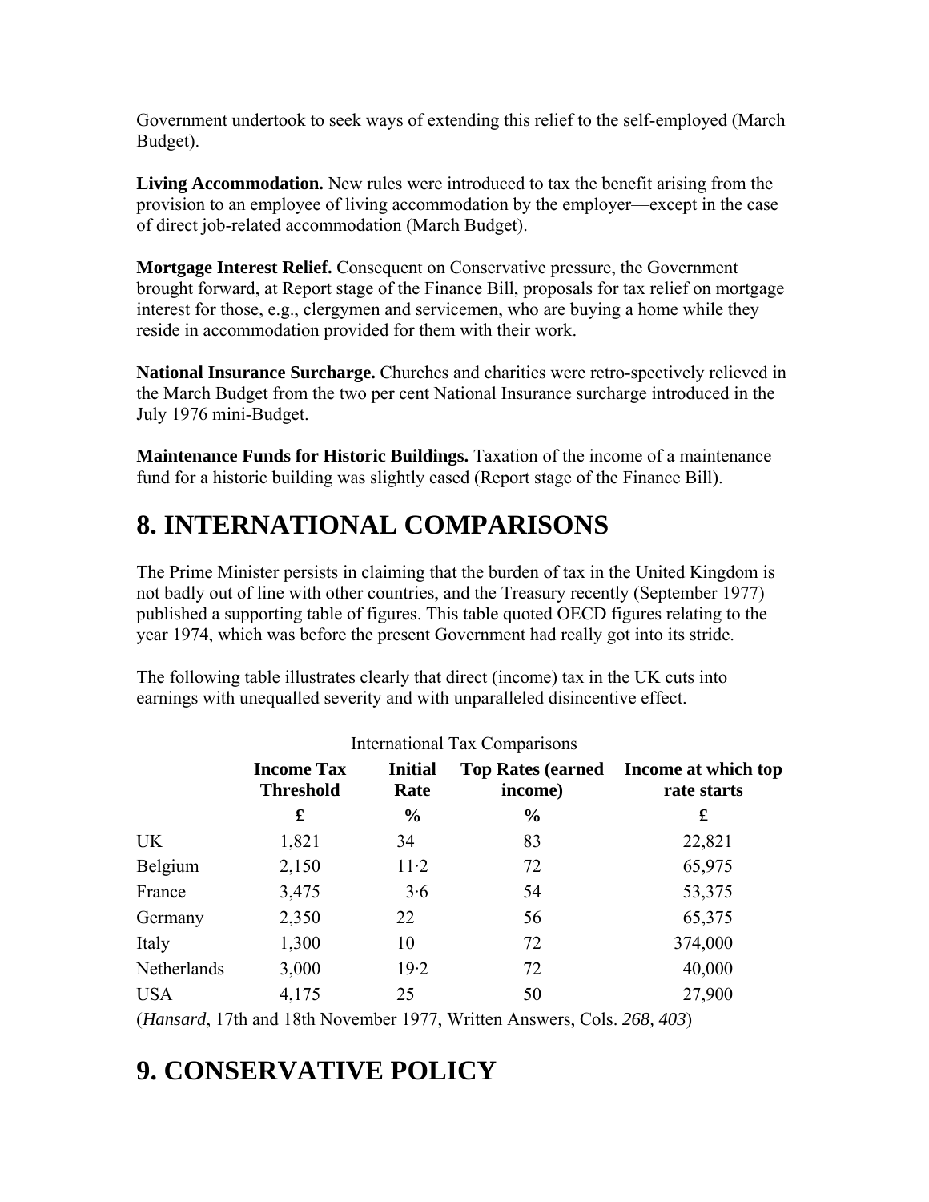Government undertook to seek ways of extending this relief to the self-employed (March Budget).

**Living Accommodation.** New rules were introduced to tax the benefit arising from the provision to an employee of living accommodation by the employer—except in the case of direct job-related accommodation (March Budget).

**Mortgage Interest Relief.** Consequent on Conservative pressure, the Government brought forward, at Report stage of the Finance Bill, proposals for tax relief on mortgage interest for those, e.g., clergymen and servicemen, who are buying a home while they reside in accommodation provided for them with their work.

**National Insurance Surcharge.** Churches and charities were retro-spectively relieved in the March Budget from the two per cent National Insurance surcharge introduced in the July 1976 mini-Budget.

**Maintenance Funds for Historic Buildings.** Taxation of the income of a maintenance fund for a historic building was slightly eased (Report stage of the Finance Bill).

# 8. INTERNATIONAL COMPARISONS

The Prime Minister persists in claiming that the burden of tax in the United Kingdom is not badly out of line with other countries, and the Treasury recently (September 1977) published a supporting table of figures. This table quoted OECD figures relating to the year 1974, which was before the present Government had really got into its stride.

The following table illustrates clearly that direct (income) tax in the UK cuts into earnings with unequalled severity and with unparalleled disincentive effect.

International Tax Comparisons

| | **Income Tax Threshold** | **Initial Rate** | **Top Rates (earned income)** | **Income at which top rate starts** |
|---|---|---|---|---|
| | **£** | **%** | **%** | **£** |
| UK | 1,821 | 34 | 83 | 22,821 |
| Belgium | 2,150 | 11·2 | 72 | 65,975 |
| France | 3,475 | 3·6 | 54 | 53,375 |
| Germany | 2,350 | 22 | 56 | 65,375 |
| Italy | 1,300 | 10 | 72 | 374,000 |
| Netherlands | 3,000 | 19·2 | 72 | 40,000 |
| USA | 4,175 | 25 | 50 | 27,900 |

(*Hansard*, 17th and 18th November 1977, Written Answers, Cols. *268, 403*)

# 9. CONSERVATIVE POLICY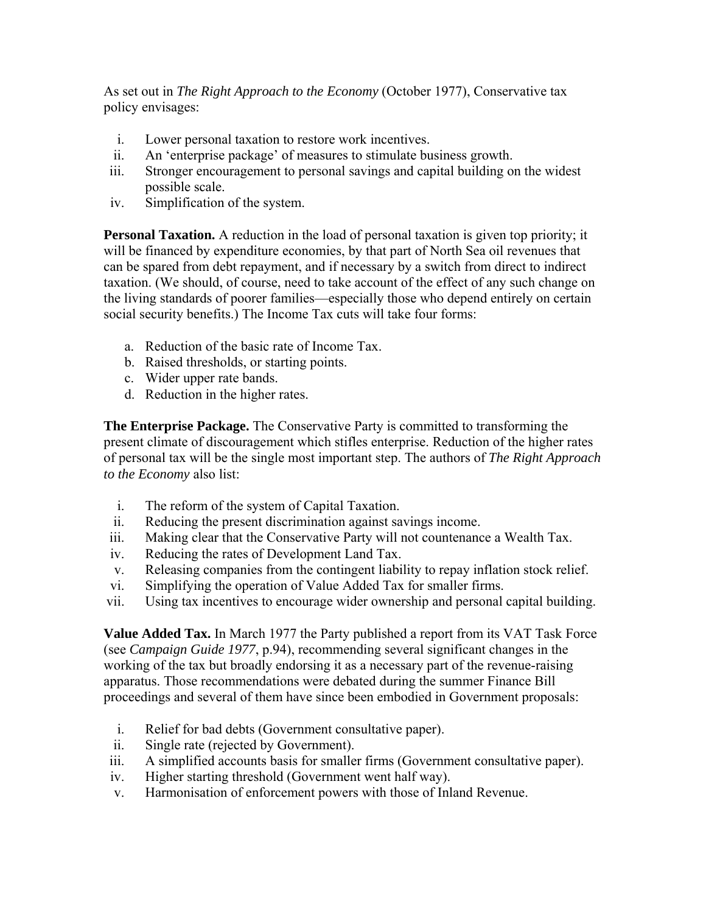As set out in *The Right Approach to the Economy* (October 1977), Conservative tax policy envisages:

i. Lower personal taxation to restore work incentives.
ii. An 'enterprise package' of measures to stimulate business growth.
iii. Stronger encouragement to personal savings and capital building on the widest possible scale.
iv. Simplification of the system.

**Personal Taxation.** A reduction in the load of personal taxation is given top priority; it will be financed by expenditure economies, by that part of North Sea oil revenues that can be spared from debt repayment, and if necessary by a switch from direct to indirect taxation. (We should, of course, need to take account of the effect of any such change on the living standards of poorer families—especially those who depend entirely on certain social security benefits.) The Income Tax cuts will take four forms:

a. Reduction of the basic rate of Income Tax.
b. Raised thresholds, or starting points.
c. Wider upper rate bands.
d. Reduction in the higher rates.

**The Enterprise Package.** The Conservative Party is committed to transforming the present climate of discouragement which stifles enterprise. Reduction of the higher rates of personal tax will be the single most important step. The authors of *The Right Approach to the Economy* also list:

i. The reform of the system of Capital Taxation.
ii. Reducing the present discrimination against savings income.
iii. Making clear that the Conservative Party will not countenance a Wealth Tax.
iv. Reducing the rates of Development Land Tax.
v. Releasing companies from the contingent liability to repay inflation stock relief.
vi. Simplifying the operation of Value Added Tax for smaller firms.
vii. Using tax incentives to encourage wider ownership and personal capital building.

**Value Added Tax.** In March 1977 the Party published a report from its VAT Task Force (see *Campaign Guide 1977*, p.94), recommending several significant changes in the working of the tax but broadly endorsing it as a necessary part of the revenue-raising apparatus. Those recommendations were debated during the summer Finance Bill proceedings and several of them have since been embodied in Government proposals:

i. Relief for bad debts (Government consultative paper).
ii. Single rate (rejected by Government).
iii. A simplified accounts basis for smaller firms (Government consultative paper).
iv. Higher starting threshold (Government went half way).
v. Harmonisation of enforcement powers with those of Inland Revenue.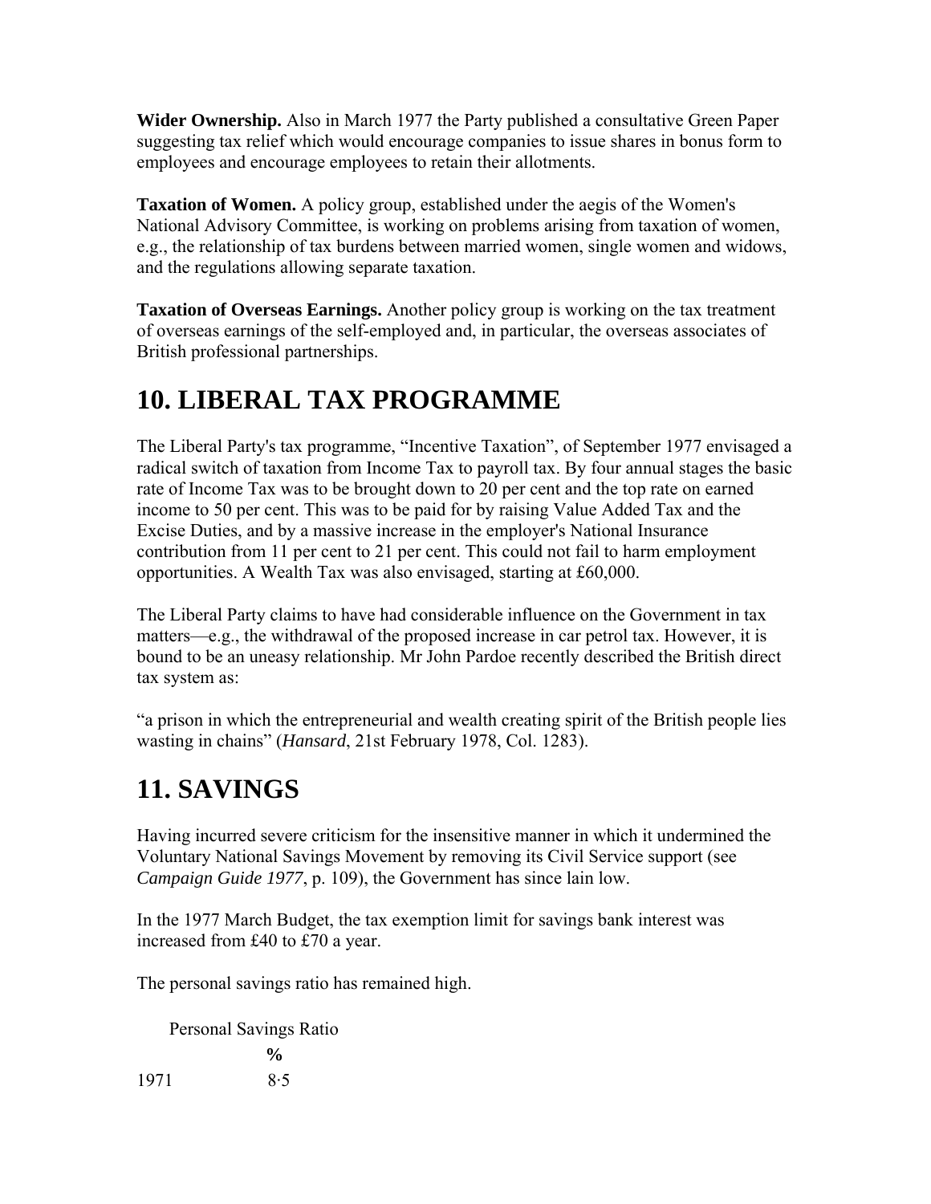**Wider Ownership.** Also in March 1977 the Party published a consultative Green Paper suggesting tax relief which would encourage companies to issue shares in bonus form to employees and encourage employees to retain their allotments.

**Taxation of Women.** A policy group, established under the aegis of the Women's National Advisory Committee, is working on problems arising from taxation of women, e.g., the relationship of tax burdens between married women, single women and widows, and the regulations allowing separate taxation.

**Taxation of Overseas Earnings.** Another policy group is working on the tax treatment of overseas earnings of the self-employed and, in particular, the overseas associates of British professional partnerships.

## 10. LIBERAL TAX PROGRAMME

The Liberal Party's tax programme, “Incentive Taxation”, of September 1977 envisaged a radical switch of taxation from Income Tax to payroll tax. By four annual stages the basic rate of Income Tax was to be brought down to 20 per cent and the top rate on earned income to 50 per cent. This was to be paid for by raising Value Added Tax and the Excise Duties, and by a massive increase in the employer's National Insurance contribution from 11 per cent to 21 per cent. This could not fail to harm employment opportunities. A Wealth Tax was also envisaged, starting at £60,000.

The Liberal Party claims to have had considerable influence on the Government in tax matters—e.g., the withdrawal of the proposed increase in car petrol tax. However, it is bound to be an uneasy relationship. Mr John Pardoe recently described the British direct tax system as:

“a prison in which the entrepreneurial and wealth creating spirit of the British people lies wasting in chains” (*Hansard*, 21st February 1978, Col. 1283).

## 11. SAVINGS

Having incurred severe criticism for the insensitive manner in which it undermined the Voluntary National Savings Movement by removing its Civil Service support (see *Campaign Guide 1977*, p. 109), the Government has since lain low.

In the 1977 March Budget, the tax exemption limit for savings bank interest was increased from £40 to £70 a year.

The personal savings ratio has remained high.

Personal Savings Ratio

| | % |
|---|---|
| 1971 | 8·5 |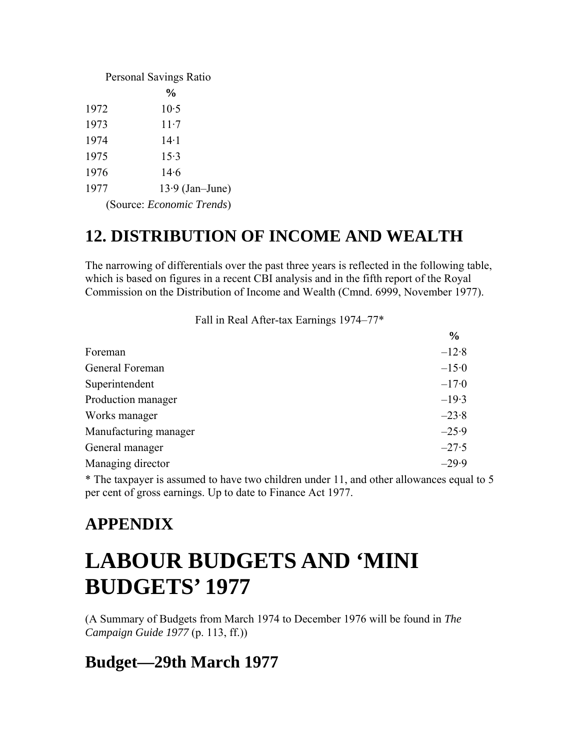Personal Savings Ratio

| | % |
|---|---|
| 1972 | 10·5 |
| 1973 | 11·7 |
| 1974 | 14·1 |
| 1975 | 15·3 |
| 1976 | 14·6 |
| 1977 | 13·9 (Jan–June) |

(Source: *Economic Trends*)

## 12. DISTRIBUTION OF INCOME AND WEALTH

The narrowing of differentials over the past three years is reflected in the following table, which is based on figures in a recent CBI analysis and in the fifth report of the Royal Commission on the Distribution of Income and Wealth (Cmnd. 6999, November 1977).

Fall in Real After-tax Earnings 1974–77*

| | % |
|---|---|
| Foreman | –12·8 |
| General Foreman | –15·0 |
| Superintendent | –17·0 |
| Production manager | –19·3 |
| Works manager | –23·8 |
| Manufacturing manager | –25·9 |
| General manager | –27·5 |
| Managing director | –29·9 |

* The taxpayer is assumed to have two children under 11, and other allowances equal to 5 per cent of gross earnings. Up to date to Finance Act 1977.

## APPENDIX

# LABOUR BUDGETS AND 'MINI BUDGETS' 1977

(A Summary of Budgets from March 1974 to December 1976 will be found in *The Campaign Guide 1977* (p. 113, ff.))

## Budget—29th March 1977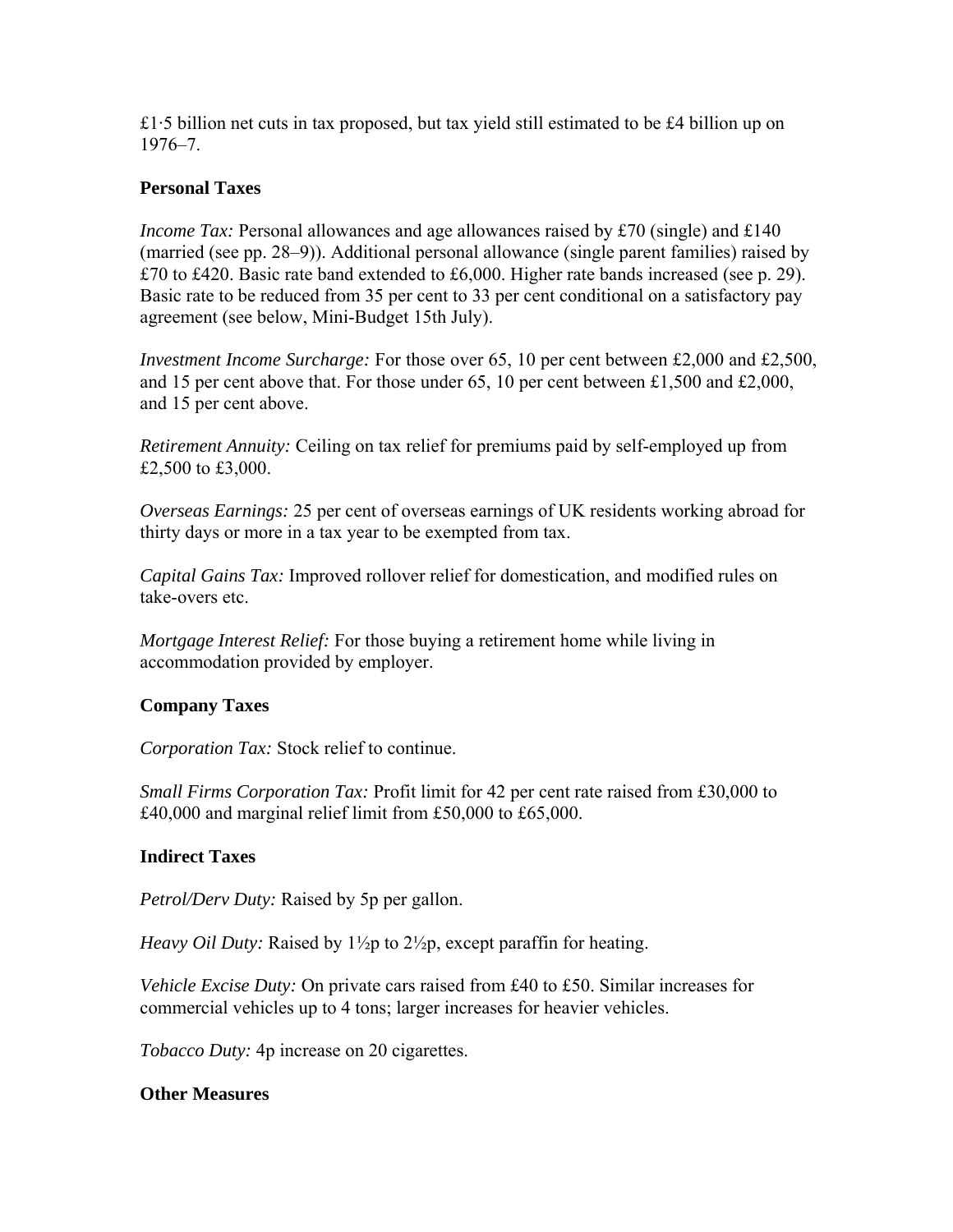£1·5 billion net cuts in tax proposed, but tax yield still estimated to be £4 billion up on 1976–7.

**Personal Taxes**

*Income Tax:* Personal allowances and age allowances raised by £70 (single) and £140 (married (see pp. 28–9)). Additional personal allowance (single parent families) raised by £70 to £420. Basic rate band extended to £6,000. Higher rate bands increased (see p. 29). Basic rate to be reduced from 35 per cent to 33 per cent conditional on a satisfactory pay agreement (see below, Mini-Budget 15th July).

*Investment Income Surcharge:* For those over 65, 10 per cent between £2,000 and £2,500, and 15 per cent above that. For those under 65, 10 per cent between £1,500 and £2,000, and 15 per cent above.

*Retirement Annuity:* Ceiling on tax relief for premiums paid by self-employed up from £2,500 to £3,000.

*Overseas Earnings:* 25 per cent of overseas earnings of UK residents working abroad for thirty days or more in a tax year to be exempted from tax.

*Capital Gains Tax:* Improved rollover relief for domestication, and modified rules on take-overs etc.

*Mortgage Interest Relief:* For those buying a retirement home while living in accommodation provided by employer.

**Company Taxes**

*Corporation Tax:* Stock relief to continue.

*Small Firms Corporation Tax:* Profit limit for 42 per cent rate raised from £30,000 to £40,000 and marginal relief limit from £50,000 to £65,000.

**Indirect Taxes**

*Petrol/Derv Duty:* Raised by 5p per gallon.

*Heavy Oil Duty:* Raised by 1½p to 2½p, except paraffin for heating.

*Vehicle Excise Duty:* On private cars raised from £40 to £50. Similar increases for commercial vehicles up to 4 tons; larger increases for heavier vehicles.

*Tobacco Duty:* 4p increase on 20 cigarettes.

**Other Measures**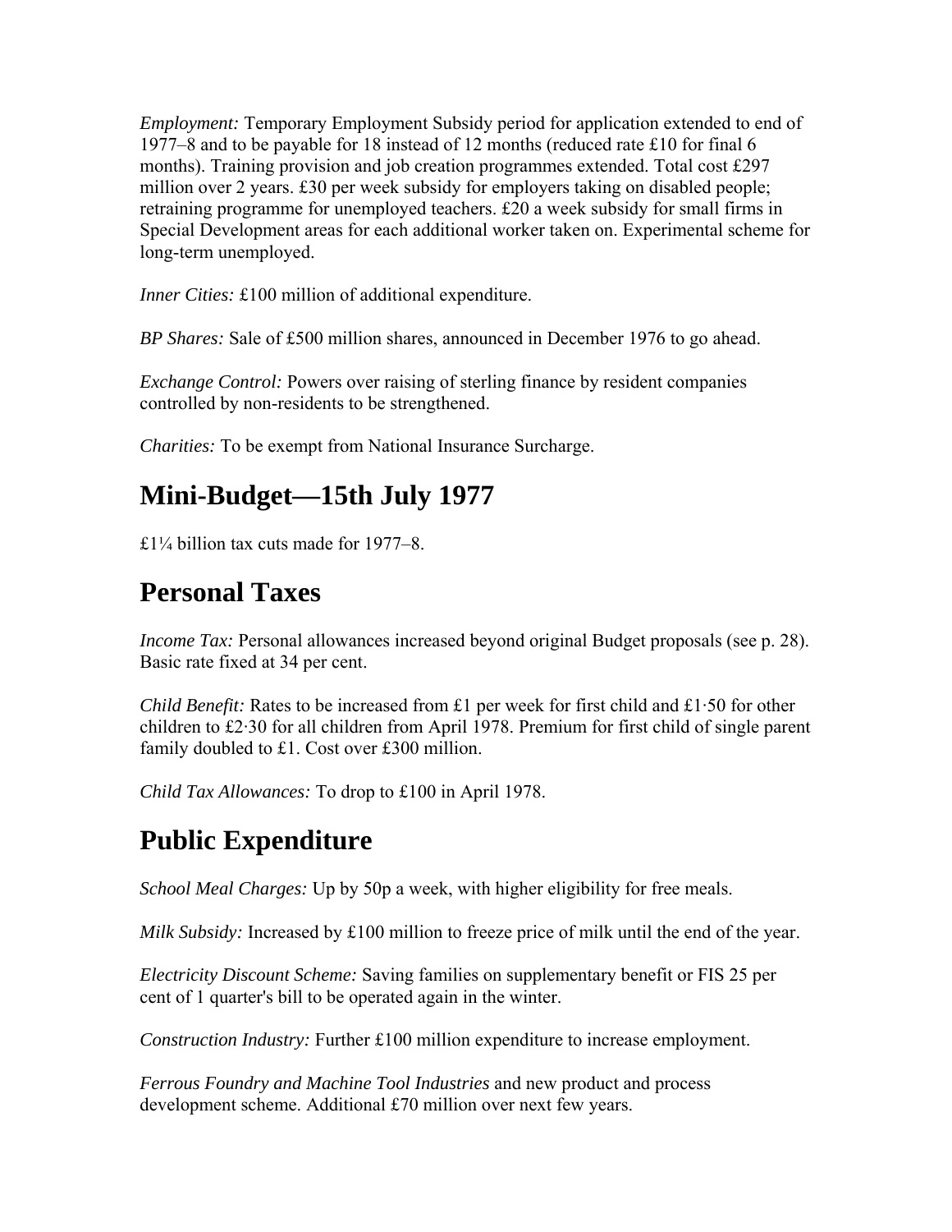*Employment:* Temporary Employment Subsidy period for application extended to end of 1977–8 and to be payable for 18 instead of 12 months (reduced rate £10 for final 6 months). Training provision and job creation programmes extended. Total cost £297 million over 2 years. £30 per week subsidy for employers taking on disabled people; retraining programme for unemployed teachers. £20 a week subsidy for small firms in Special Development areas for each additional worker taken on. Experimental scheme for long-term unemployed.

*Inner Cities:* £100 million of additional expenditure.

*BP Shares:* Sale of £500 million shares, announced in December 1976 to go ahead.

*Exchange Control:* Powers over raising of sterling finance by resident companies controlled by non-residents to be strengthened.

*Charities:* To be exempt from National Insurance Surcharge.

## Mini-Budget—15th July 1977

£1¼ billion tax cuts made for 1977–8.

## Personal Taxes

*Income Tax:* Personal allowances increased beyond original Budget proposals (see p. 28). Basic rate fixed at 34 per cent.

*Child Benefit:* Rates to be increased from £1 per week for first child and £1·50 for other children to £2·30 for all children from April 1978. Premium for first child of single parent family doubled to £1. Cost over £300 million.

*Child Tax Allowances:* To drop to £100 in April 1978.

## Public Expenditure

*School Meal Charges:* Up by 50p a week, with higher eligibility for free meals.

*Milk Subsidy:* Increased by £100 million to freeze price of milk until the end of the year.

*Electricity Discount Scheme:* Saving families on supplementary benefit or FIS 25 per cent of 1 quarter's bill to be operated again in the winter.

*Construction Industry:* Further £100 million expenditure to increase employment.

*Ferrous Foundry and Machine Tool Industries* and new product and process development scheme. Additional £70 million over next few years.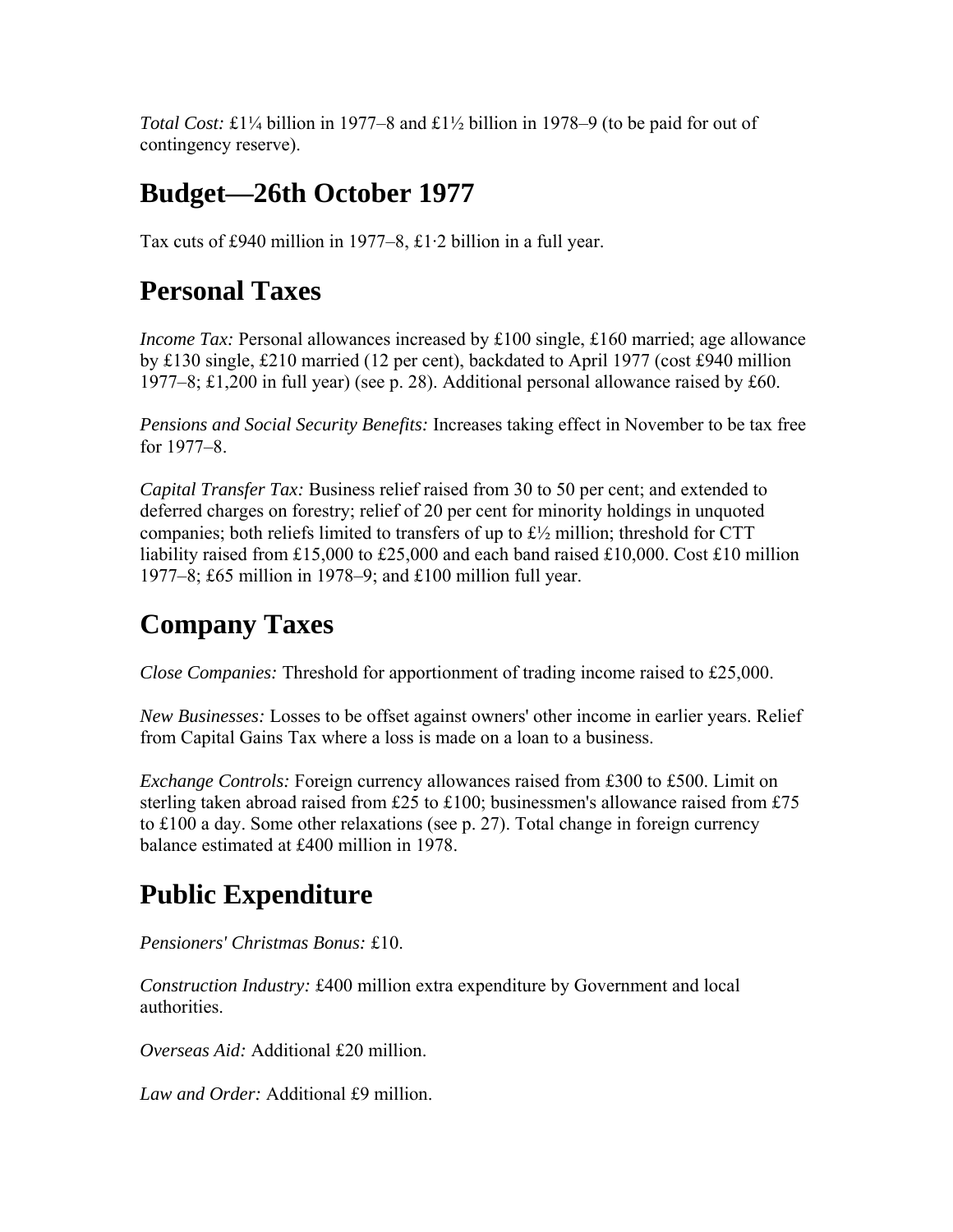*Total Cost:* £1¼ billion in 1977–8 and £1½ billion in 1978–9 (to be paid for out of contingency reserve).

## Budget—26th October 1977

Tax cuts of £940 million in 1977–8, £1·2 billion in a full year.

## Personal Taxes

*Income Tax:* Personal allowances increased by £100 single, £160 married; age allowance by £130 single, £210 married (12 per cent), backdated to April 1977 (cost £940 million 1977–8; £1,200 in full year) (see p. 28). Additional personal allowance raised by £60.

*Pensions and Social Security Benefits:* Increases taking effect in November to be tax free for 1977–8.

*Capital Transfer Tax:* Business relief raised from 30 to 50 per cent; and extended to deferred charges on forestry; relief of 20 per cent for minority holdings in unquoted companies; both reliefs limited to transfers of up to £½ million; threshold for CTT liability raised from £15,000 to £25,000 and each band raised £10,000. Cost £10 million 1977–8; £65 million in 1978–9; and £100 million full year.

## Company Taxes

*Close Companies:* Threshold for apportionment of trading income raised to £25,000.

*New Businesses:* Losses to be offset against owners' other income in earlier years. Relief from Capital Gains Tax where a loss is made on a loan to a business.

*Exchange Controls:* Foreign currency allowances raised from £300 to £500. Limit on sterling taken abroad raised from £25 to £100; businessmen's allowance raised from £75 to £100 a day. Some other relaxations (see p. 27). Total change in foreign currency balance estimated at £400 million in 1978.

## Public Expenditure

*Pensioners' Christmas Bonus:* £10.

*Construction Industry:* £400 million extra expenditure by Government and local authorities.

*Overseas Aid:* Additional £20 million.

*Law and Order:* Additional £9 million.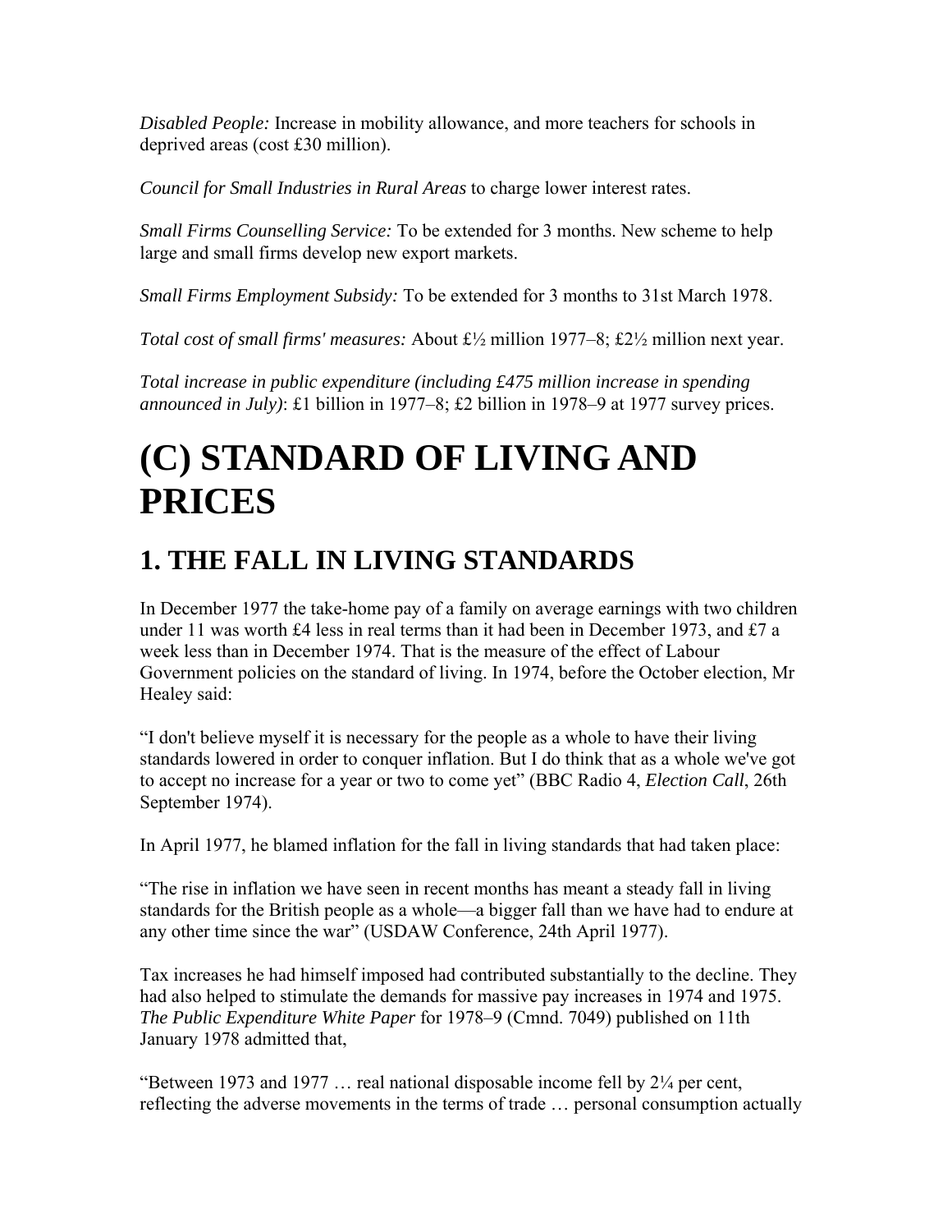*Disabled People:* Increase in mobility allowance, and more teachers for schools in deprived areas (cost £30 million).

*Council for Small Industries in Rural Areas* to charge lower interest rates.

*Small Firms Counselling Service:* To be extended for 3 months. New scheme to help large and small firms develop new export markets.

*Small Firms Employment Subsidy:* To be extended for 3 months to 31st March 1978.

*Total cost of small firms' measures:* About £½ million 1977–8; £2½ million next year.

*Total increase in public expenditure (including £475 million increase in spending announced in July)*: £1 billion in 1977–8; £2 billion in 1978–9 at 1977 survey prices.

# (C) STANDARD OF LIVING AND PRICES

## 1. THE FALL IN LIVING STANDARDS

In December 1977 the take-home pay of a family on average earnings with two children under 11 was worth £4 less in real terms than it had been in December 1973, and £7 a week less than in December 1974. That is the measure of the effect of Labour Government policies on the standard of living. In 1974, before the October election, Mr Healey said:

"I don't believe myself it is necessary for the people as a whole to have their living standards lowered in order to conquer inflation. But I do think that as a whole we've got to accept no increase for a year or two to come yet" (BBC Radio 4, *Election Call*, 26th September 1974).

In April 1977, he blamed inflation for the fall in living standards that had taken place:

"The rise in inflation we have seen in recent months has meant a steady fall in living standards for the British people as a whole—a bigger fall than we have had to endure at any other time since the war" (USDAW Conference, 24th April 1977).

Tax increases he had himself imposed had contributed substantially to the decline. They had also helped to stimulate the demands for massive pay increases in 1974 and 1975. *The Public Expenditure White Paper* for 1978–9 (Cmnd. 7049) published on 11th January 1978 admitted that,

"Between 1973 and 1977 … real national disposable income fell by 2¼ per cent, reflecting the adverse movements in the terms of trade … personal consumption actually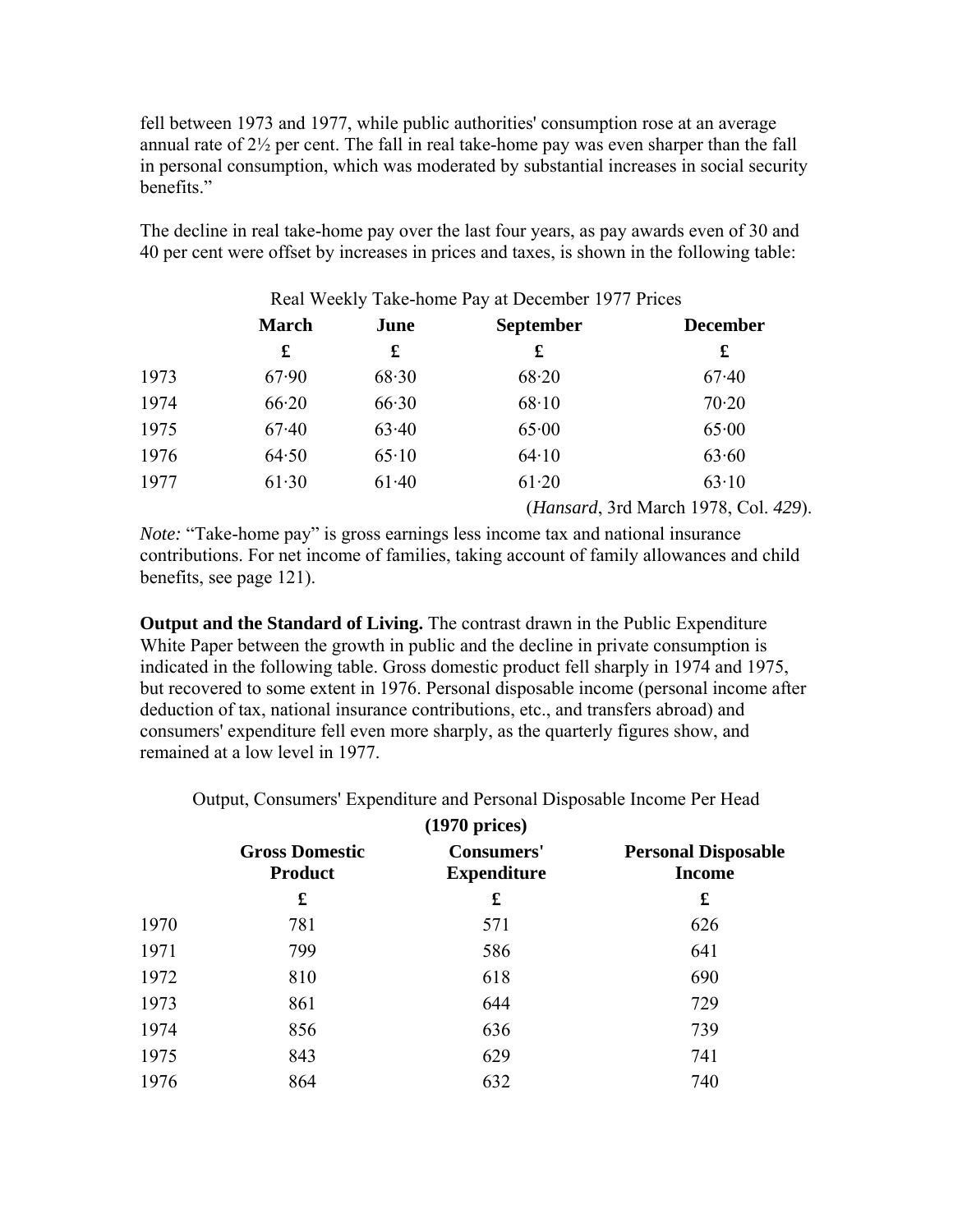fell between 1973 and 1977, while public authorities' consumption rose at an average annual rate of 2½ per cent. The fall in real take-home pay was even sharper than the fall in personal consumption, which was moderated by substantial increases in social security benefits."

The decline in real take-home pay over the last four years, as pay awards even of 30 and 40 per cent were offset by increases in prices and taxes, is shown in the following table:

Real Weekly Take-home Pay at December 1977 Prices

| | **March** | **June** | **September** | **December** |
|---|---|---|---|---|
| | **£** | **£** | **£** | **£** |
| 1973 | 67·90 | 68·30 | 68·20 | 67·40 |
| 1974 | 66·20 | 66·30 | 68·10 | 70·20 |
| 1975 | 67·40 | 63·40 | 65·00 | 65·00 |
| 1976 | 64·50 | 65·10 | 64·10 | 63·60 |
| 1977 | 61·30 | 61·40 | 61·20 | 63·10 |

(*Hansard*, 3rd March 1978, Col. *429*).

*Note:* "Take-home pay" is gross earnings less income tax and national insurance contributions. For net income of families, taking account of family allowances and child benefits, see page 121).

**Output and the Standard of Living.** The contrast drawn in the Public Expenditure White Paper between the growth in public and the decline in private consumption is indicated in the following table. Gross domestic product fell sharply in 1974 and 1975, but recovered to some extent in 1976. Personal disposable income (personal income after deduction of tax, national insurance contributions, etc., and transfers abroad) and consumers' expenditure fell even more sharply, as the quarterly figures show, and remained at a low level in 1977.

Output, Consumers' Expenditure and Personal Disposable Income Per Head

**(1970 prices)**

| | **Gross Domestic Product** | **Consumers' Expenditure** | **Personal Disposable Income** |
|---|---|---|---|
| | **£** | **£** | **£** |
| 1970 | 781 | 571 | 626 |
| 1971 | 799 | 586 | 641 |
| 1972 | 810 | 618 | 690 |
| 1973 | 861 | 644 | 729 |
| 1974 | 856 | 636 | 739 |
| 1975 | 843 | 629 | 741 |
| 1976 | 864 | 632 | 740 |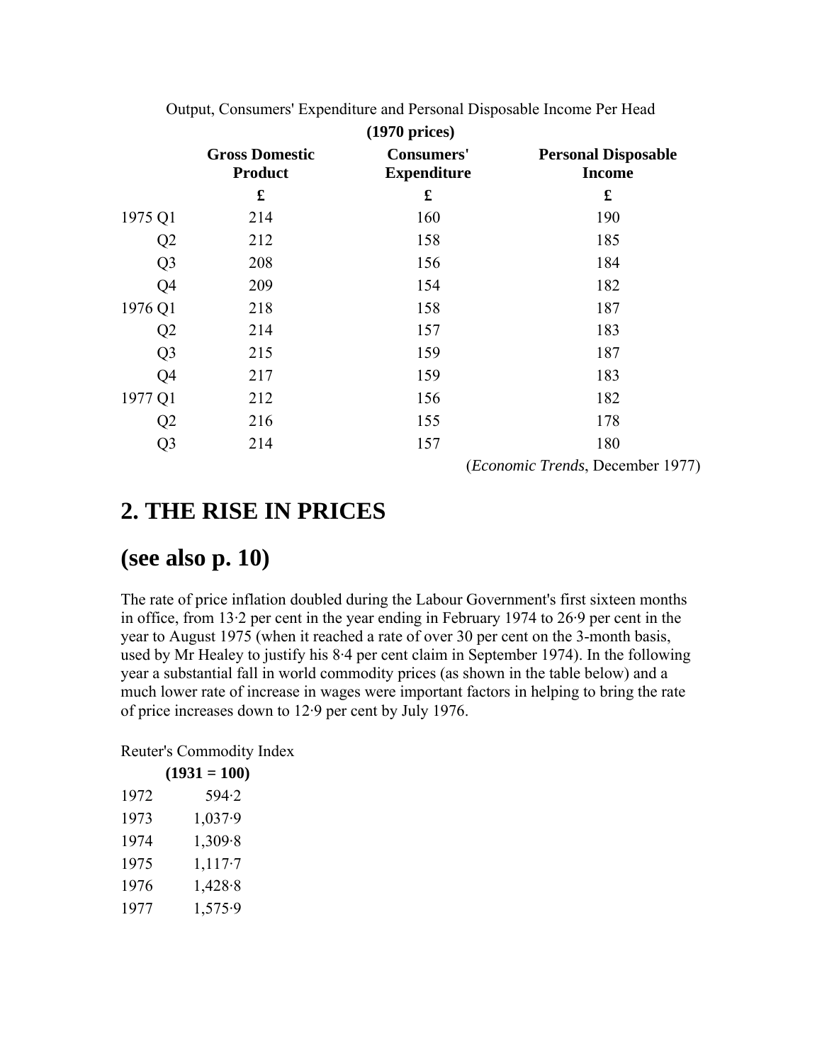Output, Consumers' Expenditure and Personal Disposable Income Per Head

**(1970 prices)**

| | **Gross Domestic Product** | **Consumers' Expenditure** | **Personal Disposable Income** |
|---|---|---|---|
| | **£** | **£** | **£** |
| 1975 Q1 | 214 | 160 | 190 |
| Q2 | 212 | 158 | 185 |
| Q3 | 208 | 156 | 184 |
| Q4 | 209 | 154 | 182 |
| 1976 Q1 | 218 | 158 | 187 |
| Q2 | 214 | 157 | 183 |
| Q3 | 215 | 159 | 187 |
| Q4 | 217 | 159 | 183 |
| 1977 Q1 | 212 | 156 | 182 |
| Q2 | 216 | 155 | 178 |
| Q3 | 214 | 157 | 180 |

(*Economic Trends*, December 1977)

## 2. THE RISE IN PRICES

## (see also p. 10)

The rate of price inflation doubled during the Labour Government's first sixteen months in office, from 13·2 per cent in the year ending in February 1974 to 26·9 per cent in the year to August 1975 (when it reached a rate of over 30 per cent on the 3-month basis, used by Mr Healey to justify his 8·4 per cent claim in September 1974). In the following year a substantial fall in world commodity prices (as shown in the table below) and a much lower rate of increase in wages were important factors in helping to bring the rate of price increases down to 12·9 per cent by July 1976.

Reuter's Commodity Index

| | **(1931 = 100)** |
|---|---|
| 1972 | 594·2 |
| 1973 | 1,037·9 |
| 1974 | 1,309·8 |
| 1975 | 1,117·7 |
| 1976 | 1,428·8 |
| 1977 | 1,575·9 |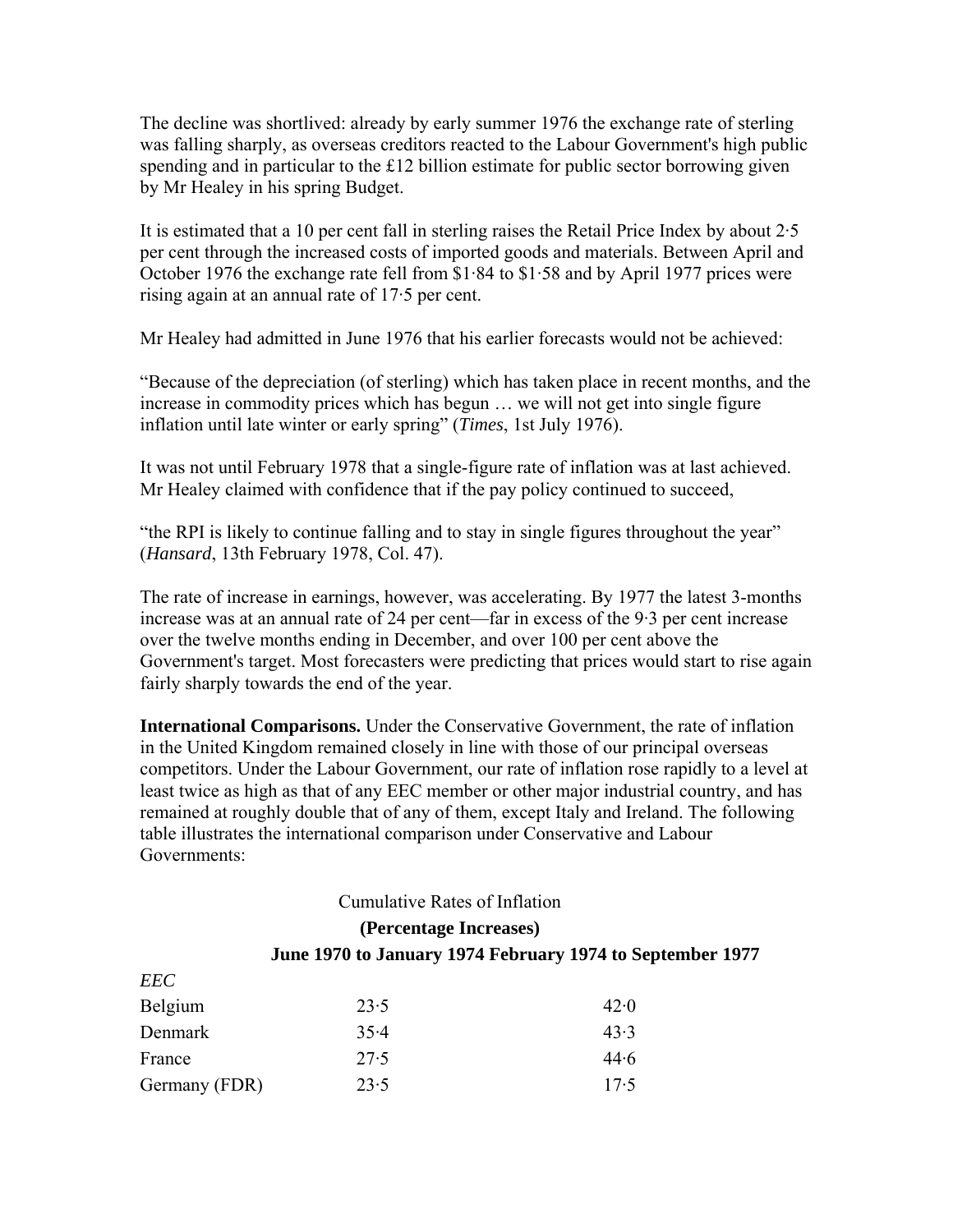The decline was shortlived: already by early summer 1976 the exchange rate of sterling was falling sharply, as overseas creditors reacted to the Labour Government's high public spending and in particular to the £12 billion estimate for public sector borrowing given by Mr Healey in his spring Budget.

It is estimated that a 10 per cent fall in sterling raises the Retail Price Index by about 2·5 per cent through the increased costs of imported goods and materials. Between April and October 1976 the exchange rate fell from $1·84 to $1·58 and by April 1977 prices were rising again at an annual rate of 17·5 per cent.

Mr Healey had admitted in June 1976 that his earlier forecasts would not be achieved:

"Because of the depreciation (of sterling) which has taken place in recent months, and the increase in commodity prices which has begun … we will not get into single figure inflation until late winter or early spring" (*Times*, 1st July 1976).

It was not until February 1978 that a single-figure rate of inflation was at last achieved. Mr Healey claimed with confidence that if the pay policy continued to succeed,

"the RPI is likely to continue falling and to stay in single figures throughout the year" (*Hansard*, 13th February 1978, Col. 47).

The rate of increase in earnings, however, was accelerating. By 1977 the latest 3-months increase was at an annual rate of 24 per cent—far in excess of the 9·3 per cent increase over the twelve months ending in December, and over 100 per cent above the Government's target. Most forecasters were predicting that prices would start to rise again fairly sharply towards the end of the year.

**International Comparisons.** Under the Conservative Government, the rate of inflation in the United Kingdom remained closely in line with those of our principal overseas competitors. Under the Labour Government, our rate of inflation rose rapidly to a level at least twice as high as that of any EEC member or other major industrial country, and has remained at roughly double that of any of them, except Italy and Ireland. The following table illustrates the international comparison under Conservative and Labour Governments:

Cumulative Rates of Inflation

**(Percentage Increases)**

| | **June 1970 to January 1974** | **February 1974 to September 1977** |
|---|---|---|
| *EEC* | | |
| Belgium | 23·5 | 42·0 |
| Denmark | 35·4 | 43·3 |
| France | 27·5 | 44·6 |
| Germany (FDR) | 23·5 | 17·5 |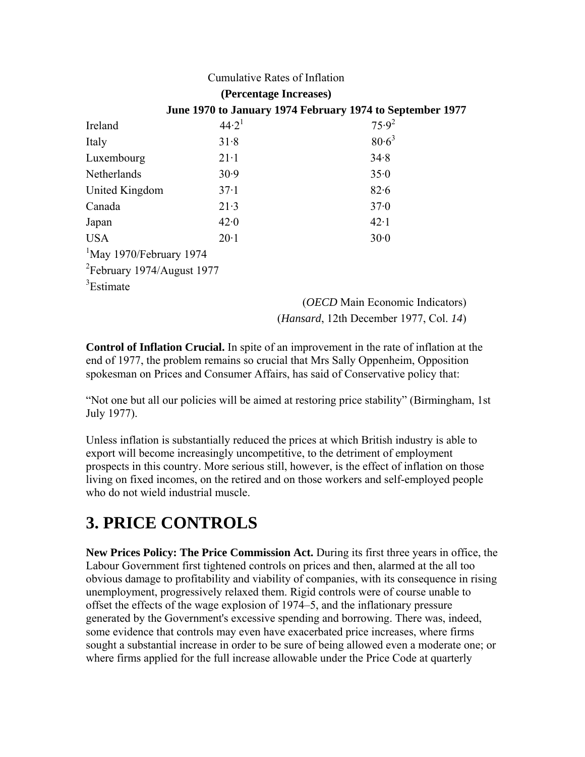Cumulative Rates of Inflation

**(Percentage Increases)**

| | June 1970 to January 1974 | February 1974 to September 1977 |
|---|---|---|
| Ireland | 44·2[1] | 75·9[2] |
| Italy | 31·8 | 80·6[3] |
| Luxembourg | 21·1 | 34·8 |
| Netherlands | 30·9 | 35·0 |
| United Kingdom | 37·1 | 82·6 |
| Canada | 21·3 | 37·0 |
| Japan | 42·0 | 42·1 |
| USA | 20·1 | 30·0 |

[1]May 1970/February 1974

[2]February 1974/August 1977

[3]Estimate

(*OECD* Main Economic Indicators)

(*Hansard*, 12th December 1977, Col. *14*)

**Control of Inflation Crucial.** In spite of an improvement in the rate of inflation at the end of 1977, the problem remains so crucial that Mrs Sally Oppenheim, Opposition spokesman on Prices and Consumer Affairs, has said of Conservative policy that:

"Not one but all our policies will be aimed at restoring price stability" (Birmingham, 1st July 1977).

Unless inflation is substantially reduced the prices at which British industry is able to export will become increasingly uncompetitive, to the detriment of employment prospects in this country. More serious still, however, is the effect of inflation on those living on fixed incomes, on the retired and on those workers and self-employed people who do not wield industrial muscle.

# 3. PRICE CONTROLS

**New Prices Policy: The Price Commission Act.** During its first three years in office, the Labour Government first tightened controls on prices and then, alarmed at the all too obvious damage to profitability and viability of companies, with its consequence in rising unemployment, progressively relaxed them. Rigid controls were of course unable to offset the effects of the wage explosion of 1974–5, and the inflationary pressure generated by the Government's excessive spending and borrowing. There was, indeed, some evidence that controls may even have exacerbated price increases, where firms sought a substantial increase in order to be sure of being allowed even a moderate one; or where firms applied for the full increase allowable under the Price Code at quarterly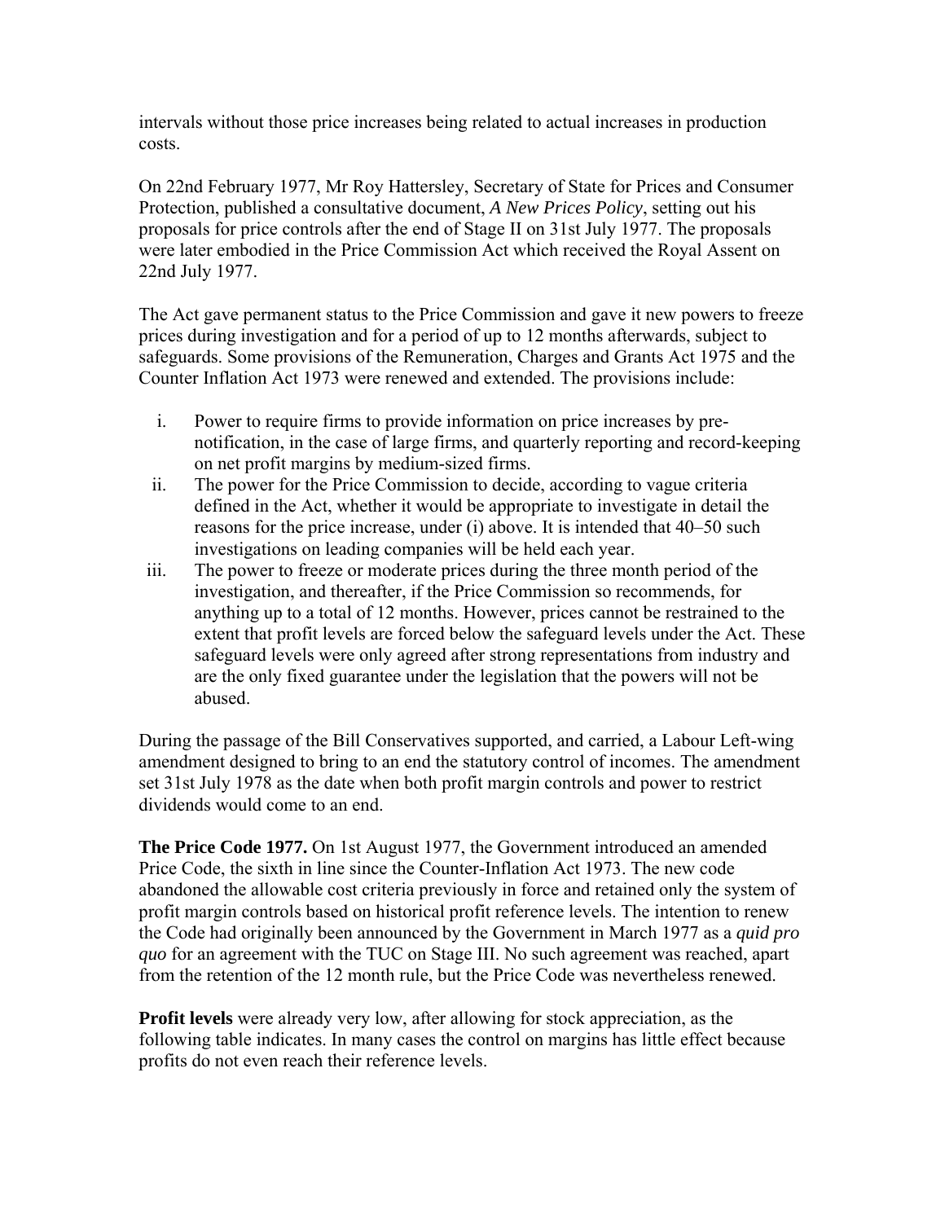intervals without those price increases being related to actual increases in production costs.

On 22nd February 1977, Mr Roy Hattersley, Secretary of State for Prices and Consumer Protection, published a consultative document, *A New Prices Policy*, setting out his proposals for price controls after the end of Stage II on 31st July 1977. The proposals were later embodied in the Price Commission Act which received the Royal Assent on 22nd July 1977.

The Act gave permanent status to the Price Commission and gave it new powers to freeze prices during investigation and for a period of up to 12 months afterwards, subject to safeguards. Some provisions of the Remuneration, Charges and Grants Act 1975 and the Counter Inflation Act 1973 were renewed and extended. The provisions include:

i. Power to require firms to provide information on price increases by pre-notification, in the case of large firms, and quarterly reporting and record-keeping on net profit margins by medium-sized firms.
ii. The power for the Price Commission to decide, according to vague criteria defined in the Act, whether it would be appropriate to investigate in detail the reasons for the price increase, under (i) above. It is intended that 40–50 such investigations on leading companies will be held each year.
iii. The power to freeze or moderate prices during the three month period of the investigation, and thereafter, if the Price Commission so recommends, for anything up to a total of 12 months. However, prices cannot be restrained to the extent that profit levels are forced below the safeguard levels under the Act. These safeguard levels were only agreed after strong representations from industry and are the only fixed guarantee under the legislation that the powers will not be abused.

During the passage of the Bill Conservatives supported, and carried, a Labour Left-wing amendment designed to bring to an end the statutory control of incomes. The amendment set 31st July 1978 as the date when both profit margin controls and power to restrict dividends would come to an end.

**The Price Code 1977.** On 1st August 1977, the Government introduced an amended Price Code, the sixth in line since the Counter-Inflation Act 1973. The new code abandoned the allowable cost criteria previously in force and retained only the system of profit margin controls based on historical profit reference levels. The intention to renew the Code had originally been announced by the Government in March 1977 as a *quid pro quo* for an agreement with the TUC on Stage III. No such agreement was reached, apart from the retention of the 12 month rule, but the Price Code was nevertheless renewed.

**Profit levels** were already very low, after allowing for stock appreciation, as the following table indicates. In many cases the control on margins has little effect because profits do not even reach their reference levels.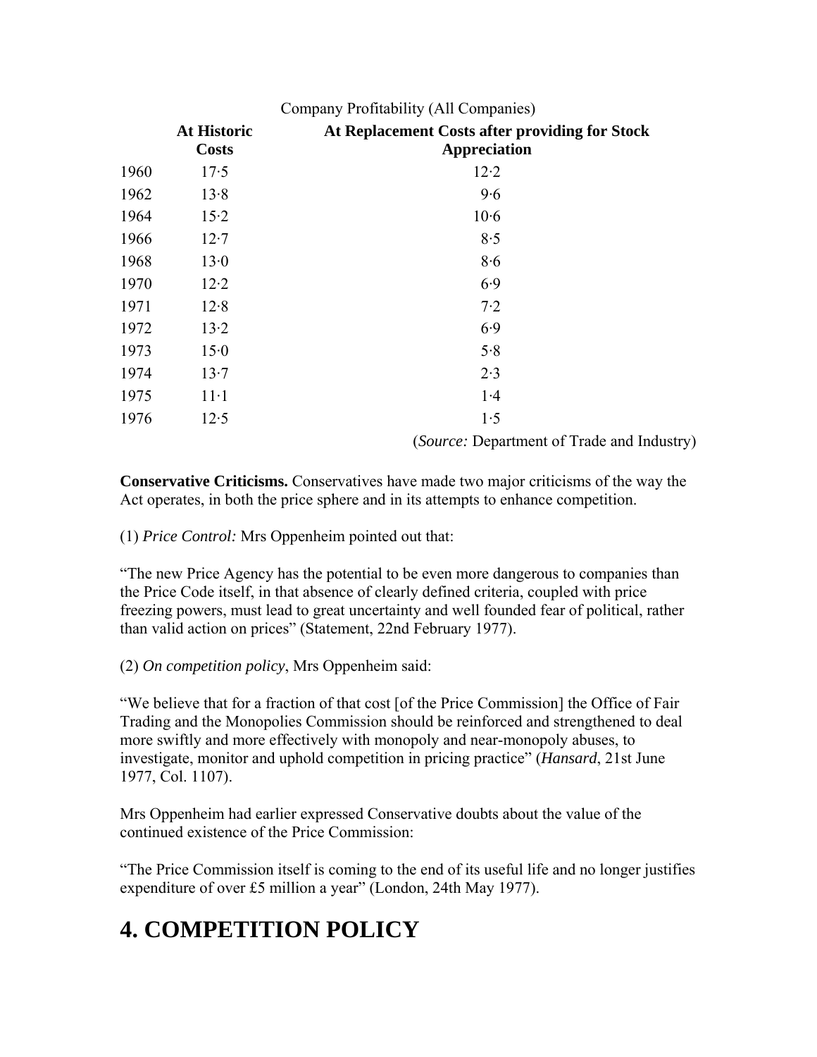Company Profitability (All Companies)

| | At Historic Costs | At Replacement Costs after providing for Stock Appreciation |
|---|---|---|
| 1960 | 17·5 | 12·2 |
| 1962 | 13·8 | 9·6 |
| 1964 | 15·2 | 10·6 |
| 1966 | 12·7 | 8·5 |
| 1968 | 13·0 | 8·6 |
| 1970 | 12·2 | 6·9 |
| 1971 | 12·8 | 7·2 |
| 1972 | 13·2 | 6·9 |
| 1973 | 15·0 | 5·8 |
| 1974 | 13·7 | 2·3 |
| 1975 | 11·1 | 1·4 |
| 1976 | 12·5 | 1·5 |

(*Source:* Department of Trade and Industry)

**Conservative Criticisms.** Conservatives have made two major criticisms of the way the Act operates, in both the price sphere and in its attempts to enhance competition.

(1) *Price Control:* Mrs Oppenheim pointed out that:

"The new Price Agency has the potential to be even more dangerous to companies than the Price Code itself, in that absence of clearly defined criteria, coupled with price freezing powers, must lead to great uncertainty and well founded fear of political, rather than valid action on prices" (Statement, 22nd February 1977).

(2) *On competition policy*, Mrs Oppenheim said:

"We believe that for a fraction of that cost [of the Price Commission] the Office of Fair Trading and the Monopolies Commission should be reinforced and strengthened to deal more swiftly and more effectively with monopoly and near-monopoly abuses, to investigate, monitor and uphold competition in pricing practice" (*Hansard*, 21st June 1977, Col. 1107).

Mrs Oppenheim had earlier expressed Conservative doubts about the value of the continued existence of the Price Commission:

"The Price Commission itself is coming to the end of its useful life and no longer justifies expenditure of over £5 million a year" (London, 24th May 1977).

# 4. COMPETITION POLICY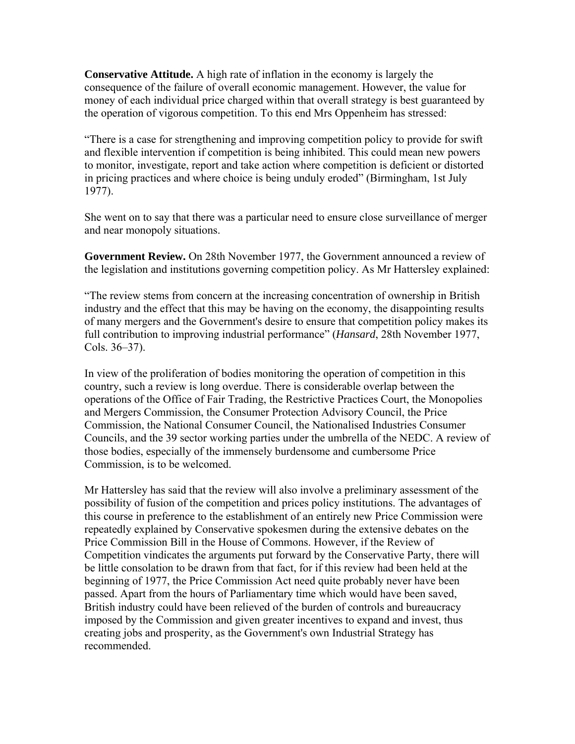**Conservative Attitude.** A high rate of inflation in the economy is largely the consequence of the failure of overall economic management. However, the value for money of each individual price charged within that overall strategy is best guaranteed by the operation of vigorous competition. To this end Mrs Oppenheim has stressed:

"There is a case for strengthening and improving competition policy to provide for swift and flexible intervention if competition is being inhibited. This could mean new powers to monitor, investigate, report and take action where competition is deficient or distorted in pricing practices and where choice is being unduly eroded" (Birmingham, 1st July 1977).

She went on to say that there was a particular need to ensure close surveillance of merger and near monopoly situations.

**Government Review.** On 28th November 1977, the Government announced a review of the legislation and institutions governing competition policy. As Mr Hattersley explained:

"The review stems from concern at the increasing concentration of ownership in British industry and the effect that this may be having on the economy, the disappointing results of many mergers and the Government's desire to ensure that competition policy makes its full contribution to improving industrial performance" (*Hansard*, 28th November 1977, Cols. 36–37).

In view of the proliferation of bodies monitoring the operation of competition in this country, such a review is long overdue. There is considerable overlap between the operations of the Office of Fair Trading, the Restrictive Practices Court, the Monopolies and Mergers Commission, the Consumer Protection Advisory Council, the Price Commission, the National Consumer Council, the Nationalised Industries Consumer Councils, and the 39 sector working parties under the umbrella of the NEDC. A review of those bodies, especially of the immensely burdensome and cumbersome Price Commission, is to be welcomed.

Mr Hattersley has said that the review will also involve a preliminary assessment of the possibility of fusion of the competition and prices policy institutions. The advantages of this course in preference to the establishment of an entirely new Price Commission were repeatedly explained by Conservative spokesmen during the extensive debates on the Price Commission Bill in the House of Commons. However, if the Review of Competition vindicates the arguments put forward by the Conservative Party, there will be little consolation to be drawn from that fact, for if this review had been held at the beginning of 1977, the Price Commission Act need quite probably never have been passed. Apart from the hours of Parliamentary time which would have been saved, British industry could have been relieved of the burden of controls and bureaucracy imposed by the Commission and given greater incentives to expand and invest, thus creating jobs and prosperity, as the Government's own Industrial Strategy has recommended.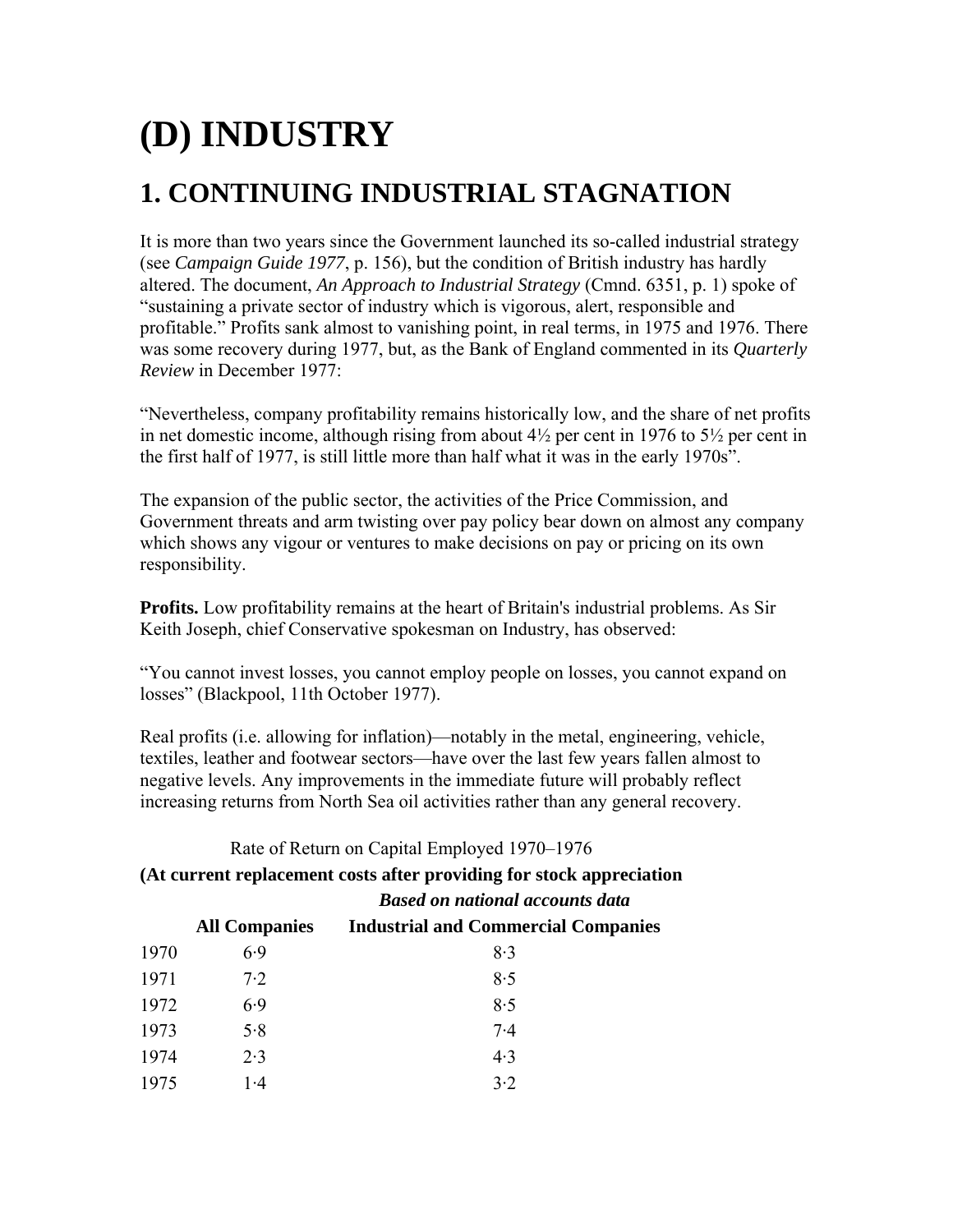# (D) INDUSTRY

## 1. CONTINUING INDUSTRIAL STAGNATION

It is more than two years since the Government launched its so-called industrial strategy (see *Campaign Guide 1977*, p. 156), but the condition of British industry has hardly altered. The document, *An Approach to Industrial Strategy* (Cmnd. 6351, p. 1) spoke of "sustaining a private sector of industry which is vigorous, alert, responsible and profitable." Profits sank almost to vanishing point, in real terms, in 1975 and 1976. There was some recovery during 1977, but, as the Bank of England commented in its *Quarterly Review* in December 1977:

"Nevertheless, company profitability remains historically low, and the share of net profits in net domestic income, although rising from about 4½ per cent in 1976 to 5½ per cent in the first half of 1977, is still little more than half what it was in the early 1970s".

The expansion of the public sector, the activities of the Price Commission, and Government threats and arm twisting over pay policy bear down on almost any company which shows any vigour or ventures to make decisions on pay or pricing on its own responsibility.

**Profits.** Low profitability remains at the heart of Britain's industrial problems. As Sir Keith Joseph, chief Conservative spokesman on Industry, has observed:

"You cannot invest losses, you cannot employ people on losses, you cannot expand on losses" (Blackpool, 11th October 1977).

Real profits (i.e. allowing for inflation)—notably in the metal, engineering, vehicle, textiles, leather and footwear sectors—have over the last few years fallen almost to negative levels. Any improvements in the immediate future will probably reflect increasing returns from North Sea oil activities rather than any general recovery.

Rate of Return on Capital Employed 1970–1976

**(At current replacement costs after providing for stock appreciation**

***Based on national accounts data***

| | **All Companies** | **Industrial and Commercial Companies** |
|---|---|---|
| 1970 | 6·9 | 8·3 |
| 1971 | 7·2 | 8·5 |
| 1972 | 6·9 | 8·5 |
| 1973 | 5·8 | 7·4 |
| 1974 | 2·3 | 4·3 |
| 1975 | 1·4 | 3·2 |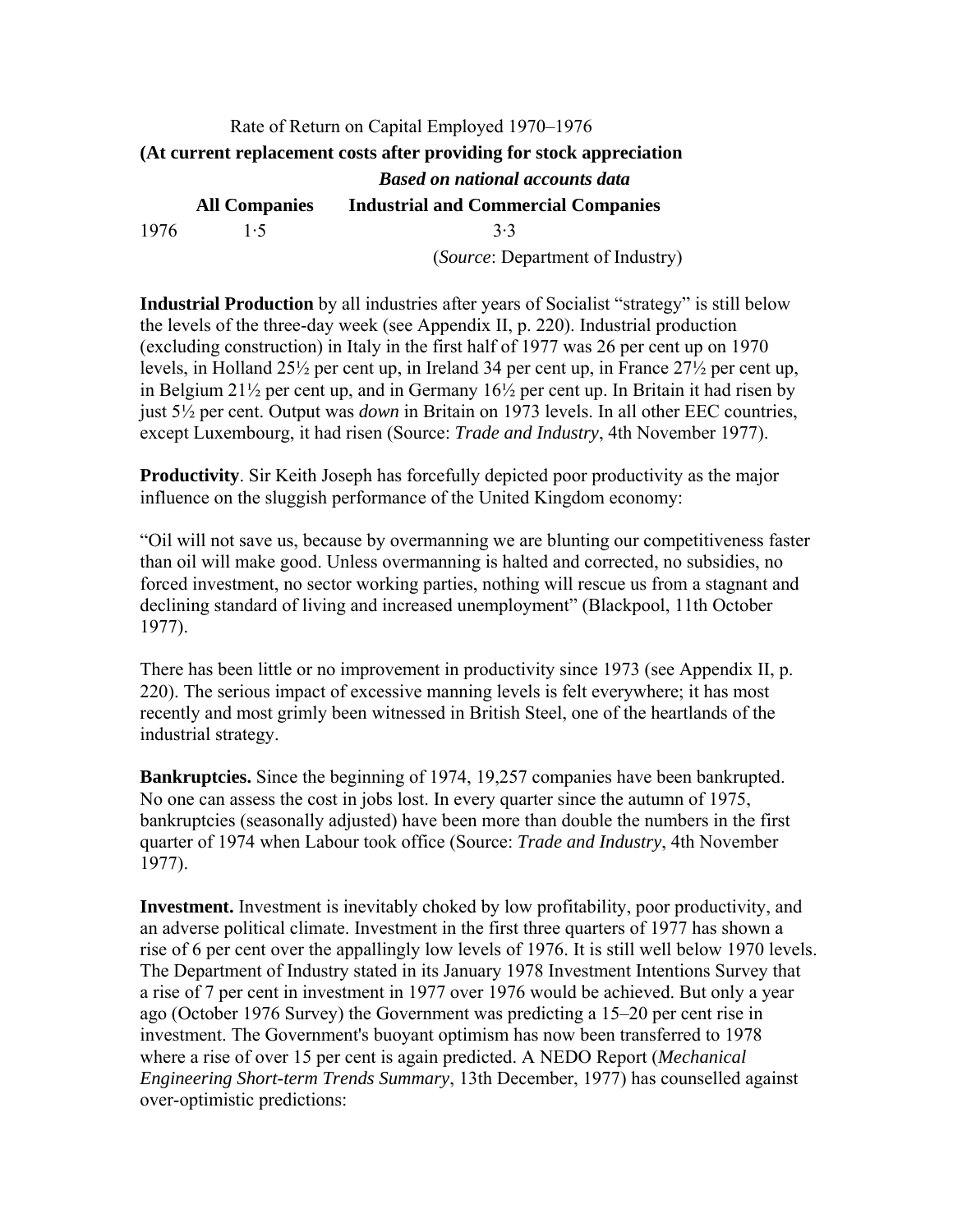Rate of Return on Capital Employed 1970–1976

**(At current replacement costs after providing for stock appreciation**

***Based on national accounts data***

| | **All Companies** | **Industrial and Commercial Companies** |
|---|---|---|
| 1976 | 1·5 | 3·3 |

(*Source*: Department of Industry)

**Industrial Production** by all industries after years of Socialist "strategy" is still below the levels of the three-day week (see Appendix II, p. 220). Industrial production (excluding construction) in Italy in the first half of 1977 was 26 per cent up on 1970 levels, in Holland 25½ per cent up, in Ireland 34 per cent up, in France 27½ per cent up, in Belgium 21½ per cent up, and in Germany 16½ per cent up. In Britain it had risen by just 5½ per cent. Output was *down* in Britain on 1973 levels. In all other EEC countries, except Luxembourg, it had risen (Source: *Trade and Industry*, 4th November 1977).

**Productivity**. Sir Keith Joseph has forcefully depicted poor productivity as the major influence on the sluggish performance of the United Kingdom economy:

"Oil will not save us, because by overmanning we are blunting our competitiveness faster than oil will make good. Unless overmanning is halted and corrected, no subsidies, no forced investment, no sector working parties, nothing will rescue us from a stagnant and declining standard of living and increased unemployment" (Blackpool, 11th October 1977).

There has been little or no improvement in productivity since 1973 (see Appendix II, p. 220). The serious impact of excessive manning levels is felt everywhere; it has most recently and most grimly been witnessed in British Steel, one of the heartlands of the industrial strategy.

**Bankruptcies.** Since the beginning of 1974, 19,257 companies have been bankrupted. No one can assess the cost in jobs lost. In every quarter since the autumn of 1975, bankruptcies (seasonally adjusted) have been more than double the numbers in the first quarter of 1974 when Labour took office (Source: *Trade and Industry*, 4th November 1977).

**Investment.** Investment is inevitably choked by low profitability, poor productivity, and an adverse political climate. Investment in the first three quarters of 1977 has shown a rise of 6 per cent over the appallingly low levels of 1976. It is still well below 1970 levels. The Department of Industry stated in its January 1978 Investment Intentions Survey that a rise of 7 per cent in investment in 1977 over 1976 would be achieved. But only a year ago (October 1976 Survey) the Government was predicting a 15–20 per cent rise in investment. The Government's buoyant optimism has now been transferred to 1978 where a rise of over 15 per cent is again predicted. A NEDO Report (*Mechanical Engineering Short-term Trends Summary*, 13th December, 1977) has counselled against over-optimistic predictions: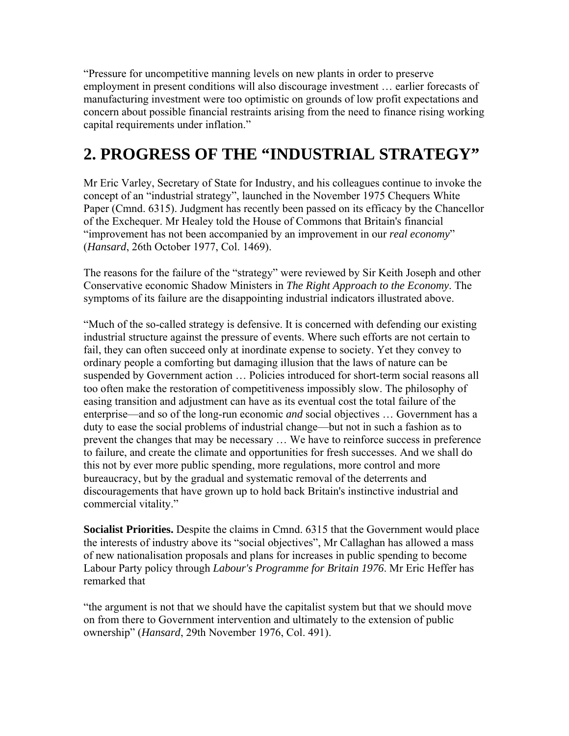"Pressure for uncompetitive manning levels on new plants in order to preserve employment in present conditions will also discourage investment … earlier forecasts of manufacturing investment were too optimistic on grounds of low profit expectations and concern about possible financial restraints arising from the need to finance rising working capital requirements under inflation."

## 2. PROGRESS OF THE "INDUSTRIAL STRATEGY"

Mr Eric Varley, Secretary of State for Industry, and his colleagues continue to invoke the concept of an "industrial strategy", launched in the November 1975 Chequers White Paper (Cmnd. 6315). Judgment has recently been passed on its efficacy by the Chancellor of the Exchequer. Mr Healey told the House of Commons that Britain's financial "improvement has not been accompanied by an improvement in our *real economy*" (*Hansard*, 26th October 1977, Col. 1469).

The reasons for the failure of the "strategy" were reviewed by Sir Keith Joseph and other Conservative economic Shadow Ministers in *The Right Approach to the Economy*. The symptoms of its failure are the disappointing industrial indicators illustrated above.

"Much of the so-called strategy is defensive. It is concerned with defending our existing industrial structure against the pressure of events. Where such efforts are not certain to fail, they can often succeed only at inordinate expense to society. Yet they convey to ordinary people a comforting but damaging illusion that the laws of nature can be suspended by Government action … Policies introduced for short-term social reasons all too often make the restoration of competitiveness impossibly slow. The philosophy of easing transition and adjustment can have as its eventual cost the total failure of the enterprise—and so of the long-run economic *and* social objectives … Government has a duty to ease the social problems of industrial change—but not in such a fashion as to prevent the changes that may be necessary … We have to reinforce success in preference to failure, and create the climate and opportunities for fresh successes. And we shall do this not by ever more public spending, more regulations, more control and more bureaucracy, but by the gradual and systematic removal of the deterrents and discouragements that have grown up to hold back Britain's instinctive industrial and commercial vitality."

**Socialist Priorities.** Despite the claims in Cmnd. 6315 that the Government would place the interests of industry above its "social objectives", Mr Callaghan has allowed a mass of new nationalisation proposals and plans for increases in public spending to become Labour Party policy through *Labour's Programme for Britain 1976*. Mr Eric Heffer has remarked that

"the argument is not that we should have the capitalist system but that we should move on from there to Government intervention and ultimately to the extension of public ownership" (*Hansard*, 29th November 1976, Col. 491).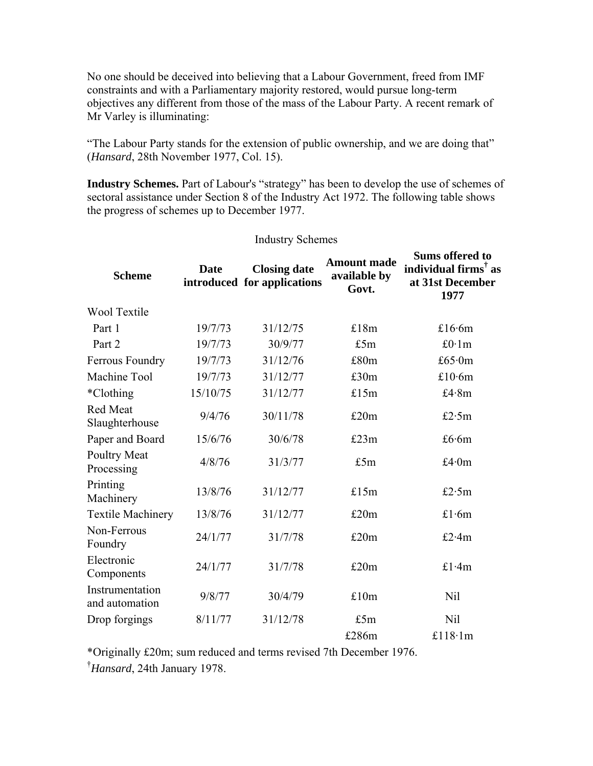No one should be deceived into believing that a Labour Government, freed from IMF constraints and with a Parliamentary majority restored, would pursue long-term objectives any different from those of the mass of the Labour Party. A recent remark of Mr Varley is illuminating:

"The Labour Party stands for the extension of public ownership, and we are doing that" (*Hansard*, 28th November 1977, Col. 15).

**Industry Schemes.** Part of Labour's "strategy" has been to develop the use of schemes of sectoral assistance under Section 8 of the Industry Act 1972. The following table shows the progress of schemes up to December 1977.

Industry Schemes

| Scheme | Date introduced | Closing date for applications | Amount made available by Govt. | Sums offered to individual firms† as at 31st December 1977 |
|---|---|---|---|---|
| Wool Textile | | | | |
| Part 1 | 19/7/73 | 31/12/75 | £18m | £16·6m |
| Part 2 | 19/7/73 | 30/9/77 | £5m | £0·1m |
| Ferrous Foundry | 19/7/73 | 31/12/76 | £80m | £65·0m |
| Machine Tool | 19/7/73 | 31/12/77 | £30m | £10·6m |
| *Clothing | 15/10/75 | 31/12/77 | £15m | £4·8m |
| Red Meat Slaughterhouse | 9/4/76 | 30/11/78 | £20m | £2·5m |
| Paper and Board | 15/6/76 | 30/6/78 | £23m | £6·6m |
| Poultry Meat Processing | 4/8/76 | 31/3/77 | £5m | £4·0m |
| Printing Machinery | 13/8/76 | 31/12/77 | £15m | £2·5m |
| Textile Machinery | 13/8/76 | 31/12/77 | £20m | £1·6m |
| Non-Ferrous Foundry | 24/1/77 | 31/7/78 | £20m | £2·4m |
| Electronic Components | 24/1/77 | 31/7/78 | £20m | £1·4m |
| Instrumentation and automation | 9/8/77 | 30/4/79 | £10m | Nil |
| Drop forgings | 8/11/77 | 31/12/78 | £5m | Nil |
| | | | £286m | £118·1m |

*Originally £20m; sum reduced and terms revised 7th December 1976.

†*Hansard*, 24th January 1978.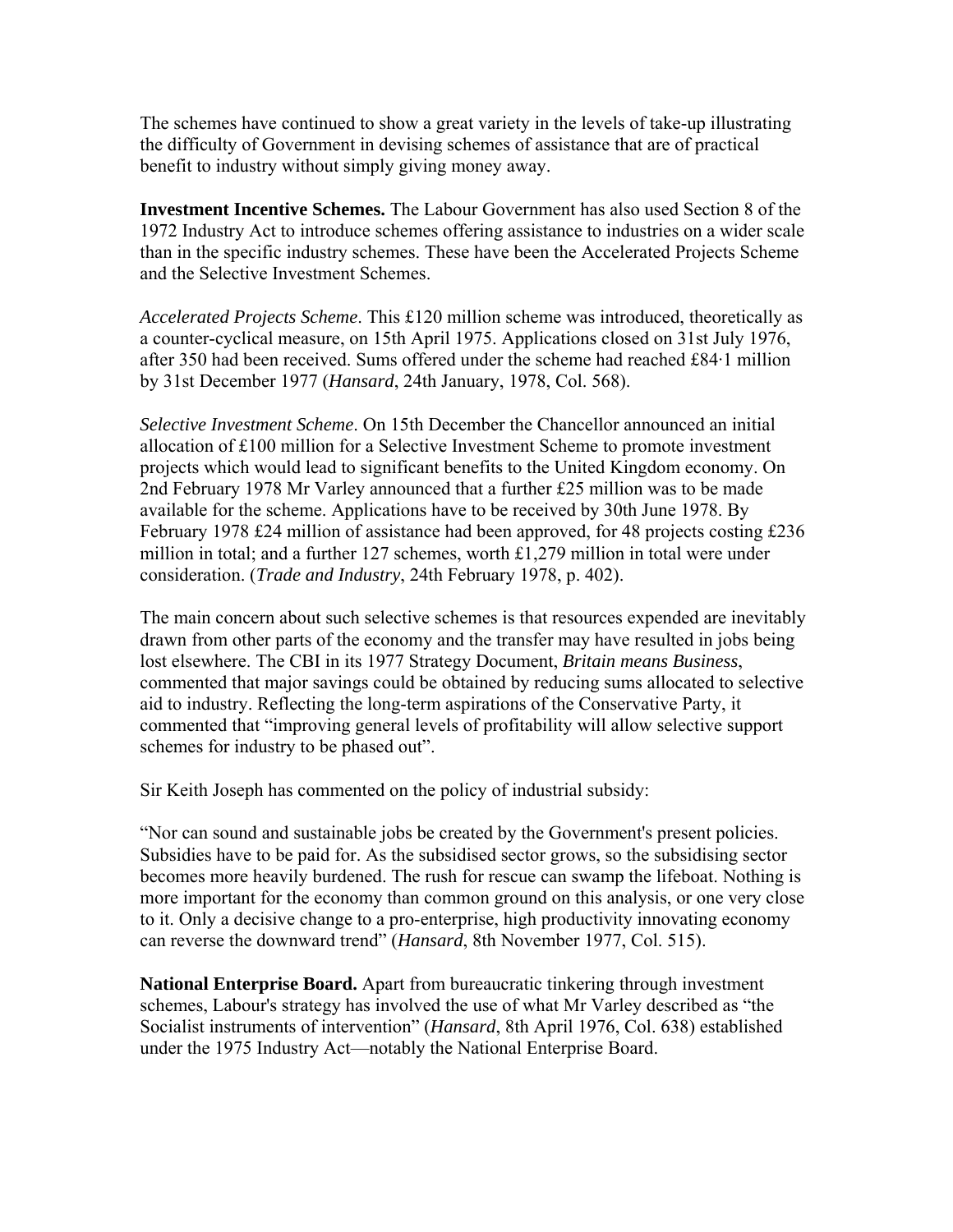The schemes have continued to show a great variety in the levels of take-up illustrating the difficulty of Government in devising schemes of assistance that are of practical benefit to industry without simply giving money away.

**Investment Incentive Schemes.** The Labour Government has also used Section 8 of the 1972 Industry Act to introduce schemes offering assistance to industries on a wider scale than in the specific industry schemes. These have been the Accelerated Projects Scheme and the Selective Investment Schemes.

*Accelerated Projects Scheme*. This £120 million scheme was introduced, theoretically as a counter-cyclical measure, on 15th April 1975. Applications closed on 31st July 1976, after 350 had been received. Sums offered under the scheme had reached £84·1 million by 31st December 1977 (*Hansard*, 24th January, 1978, Col. 568).

*Selective Investment Scheme*. On 15th December the Chancellor announced an initial allocation of £100 million for a Selective Investment Scheme to promote investment projects which would lead to significant benefits to the United Kingdom economy. On 2nd February 1978 Mr Varley announced that a further £25 million was to be made available for the scheme. Applications have to be received by 30th June 1978. By February 1978 £24 million of assistance had been approved, for 48 projects costing £236 million in total; and a further 127 schemes, worth £1,279 million in total were under consideration. (*Trade and Industry*, 24th February 1978, p. 402).

The main concern about such selective schemes is that resources expended are inevitably drawn from other parts of the economy and the transfer may have resulted in jobs being lost elsewhere. The CBI in its 1977 Strategy Document, *Britain means Business*, commented that major savings could be obtained by reducing sums allocated to selective aid to industry. Reflecting the long-term aspirations of the Conservative Party, it commented that "improving general levels of profitability will allow selective support schemes for industry to be phased out".

Sir Keith Joseph has commented on the policy of industrial subsidy:

"Nor can sound and sustainable jobs be created by the Government's present policies. Subsidies have to be paid for. As the subsidised sector grows, so the subsidising sector becomes more heavily burdened. The rush for rescue can swamp the lifeboat. Nothing is more important for the economy than common ground on this analysis, or one very close to it. Only a decisive change to a pro-enterprise, high productivity innovating economy can reverse the downward trend" (*Hansard*, 8th November 1977, Col. 515).

**National Enterprise Board.** Apart from bureaucratic tinkering through investment schemes, Labour's strategy has involved the use of what Mr Varley described as "the Socialist instruments of intervention" (*Hansard*, 8th April 1976, Col. 638) established under the 1975 Industry Act—notably the National Enterprise Board.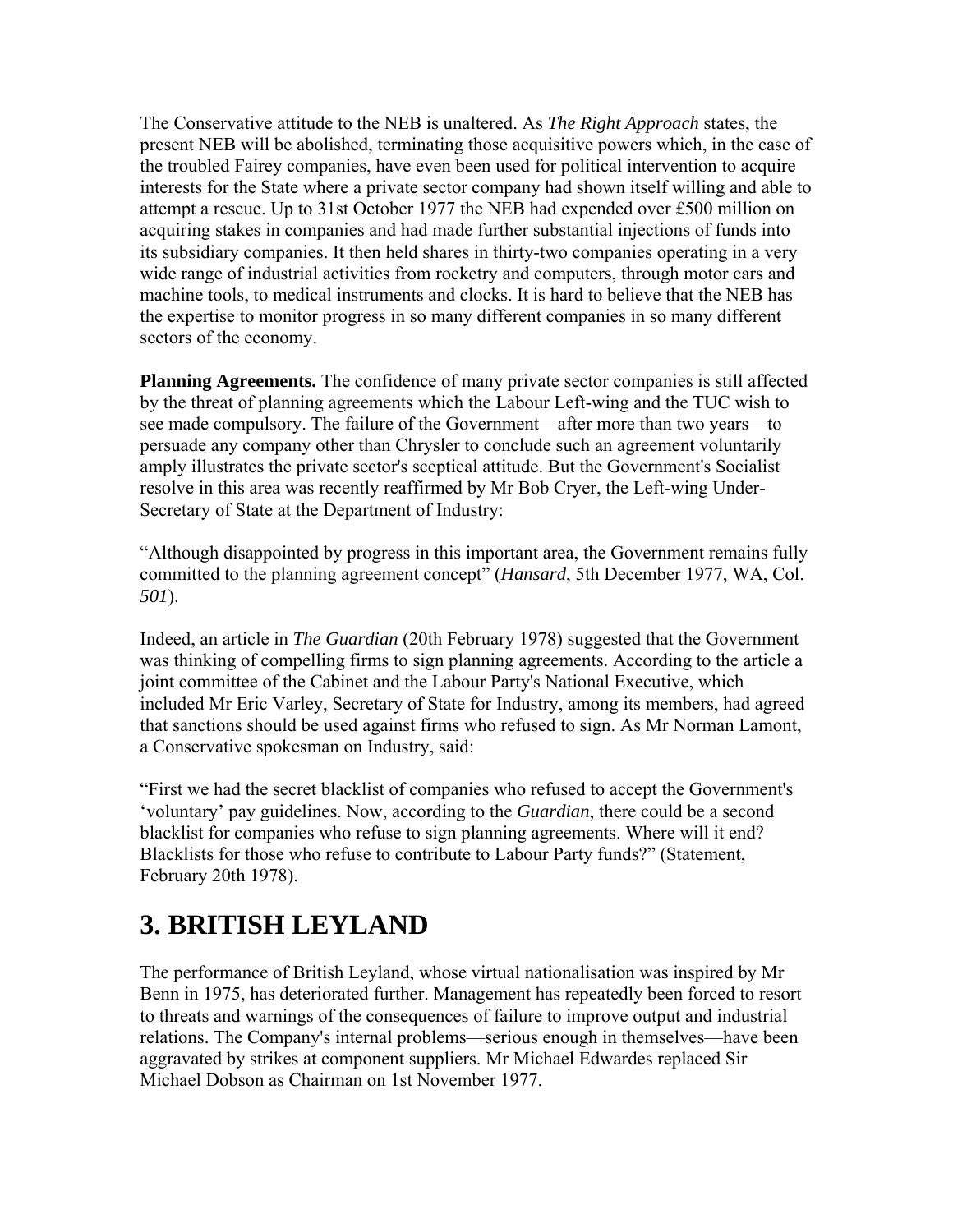The Conservative attitude to the NEB is unaltered. As *The Right Approach* states, the present NEB will be abolished, terminating those acquisitive powers which, in the case of the troubled Fairey companies, have even been used for political intervention to acquire interests for the State where a private sector company had shown itself willing and able to attempt a rescue. Up to 31st October 1977 the NEB had expended over £500 million on acquiring stakes in companies and had made further substantial injections of funds into its subsidiary companies. It then held shares in thirty-two companies operating in a very wide range of industrial activities from rocketry and computers, through motor cars and machine tools, to medical instruments and clocks. It is hard to believe that the NEB has the expertise to monitor progress in so many different companies in so many different sectors of the economy.

**Planning Agreements.** The confidence of many private sector companies is still affected by the threat of planning agreements which the Labour Left-wing and the TUC wish to see made compulsory. The failure of the Government—after more than two years—to persuade any company other than Chrysler to conclude such an agreement voluntarily amply illustrates the private sector's sceptical attitude. But the Government's Socialist resolve in this area was recently reaffirmed by Mr Bob Cryer, the Left-wing Under-Secretary of State at the Department of Industry:

"Although disappointed by progress in this important area, the Government remains fully committed to the planning agreement concept" (*Hansard*, 5th December 1977, WA, Col. *501*).

Indeed, an article in *The Guardian* (20th February 1978) suggested that the Government was thinking of compelling firms to sign planning agreements. According to the article a joint committee of the Cabinet and the Labour Party's National Executive, which included Mr Eric Varley, Secretary of State for Industry, among its members, had agreed that sanctions should be used against firms who refused to sign. As Mr Norman Lamont, a Conservative spokesman on Industry, said:

"First we had the secret blacklist of companies who refused to accept the Government's 'voluntary' pay guidelines. Now, according to the *Guardian*, there could be a second blacklist for companies who refuse to sign planning agreements. Where will it end? Blacklists for those who refuse to contribute to Labour Party funds?" (Statement, February 20th 1978).

## 3. BRITISH LEYLAND

The performance of British Leyland, whose virtual nationalisation was inspired by Mr Benn in 1975, has deteriorated further. Management has repeatedly been forced to resort to threats and warnings of the consequences of failure to improve output and industrial relations. The Company's internal problems—serious enough in themselves—have been aggravated by strikes at component suppliers. Mr Michael Edwardes replaced Sir Michael Dobson as Chairman on 1st November 1977.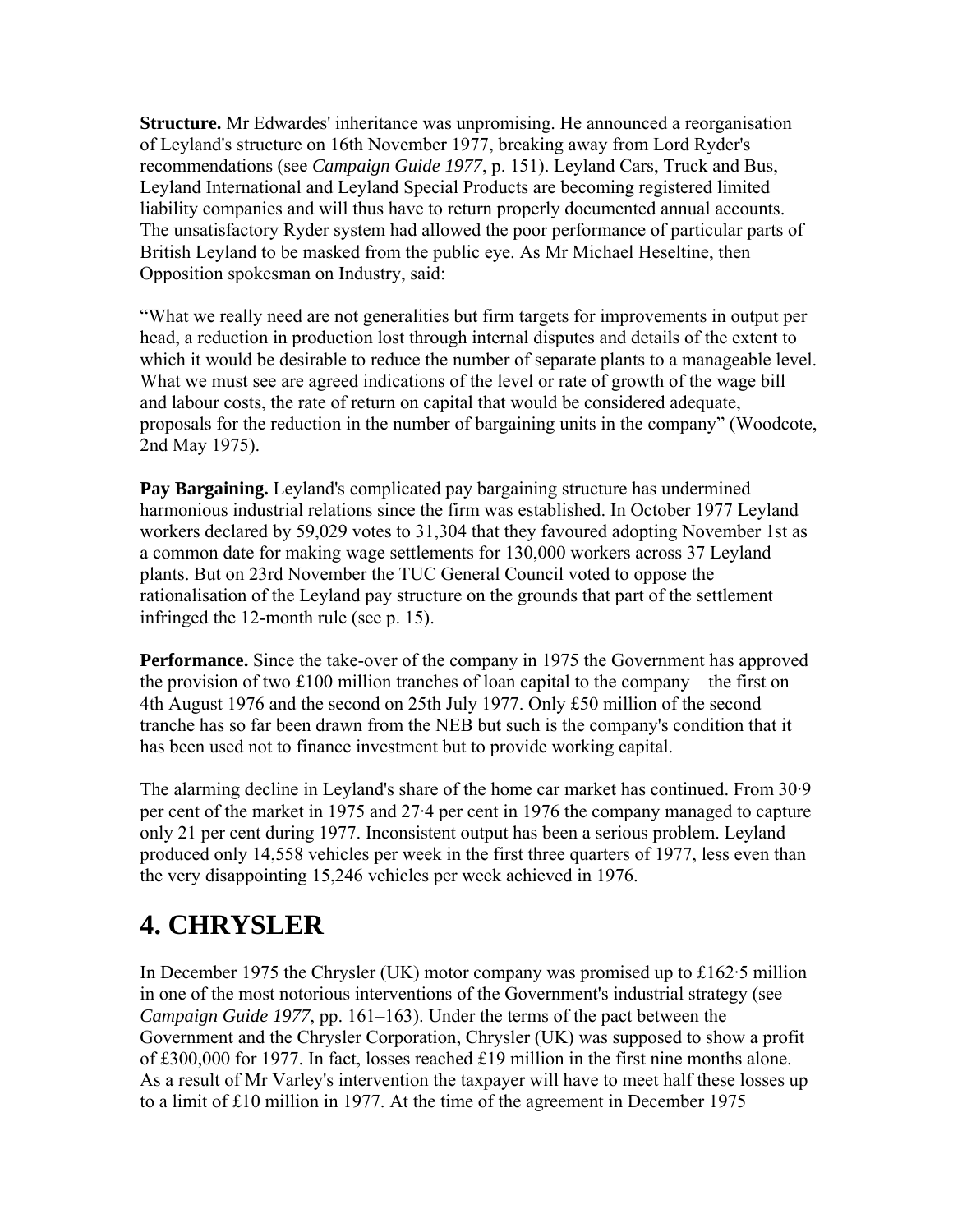**Structure.** Mr Edwardes' inheritance was unpromising. He announced a reorganisation of Leyland's structure on 16th November 1977, breaking away from Lord Ryder's recommendations (see *Campaign Guide 1977*, p. 151). Leyland Cars, Truck and Bus, Leyland International and Leyland Special Products are becoming registered limited liability companies and will thus have to return properly documented annual accounts. The unsatisfactory Ryder system had allowed the poor performance of particular parts of British Leyland to be masked from the public eye. As Mr Michael Heseltine, then Opposition spokesman on Industry, said:

"What we really need are not generalities but firm targets for improvements in output per head, a reduction in production lost through internal disputes and details of the extent to which it would be desirable to reduce the number of separate plants to a manageable level. What we must see are agreed indications of the level or rate of growth of the wage bill and labour costs, the rate of return on capital that would be considered adequate, proposals for the reduction in the number of bargaining units in the company" (Woodcote, 2nd May 1975).

**Pay Bargaining.** Leyland's complicated pay bargaining structure has undermined harmonious industrial relations since the firm was established. In October 1977 Leyland workers declared by 59,029 votes to 31,304 that they favoured adopting November 1st as a common date for making wage settlements for 130,000 workers across 37 Leyland plants. But on 23rd November the TUC General Council voted to oppose the rationalisation of the Leyland pay structure on the grounds that part of the settlement infringed the 12-month rule (see p. 15).

**Performance.** Since the take-over of the company in 1975 the Government has approved the provision of two £100 million tranches of loan capital to the company—the first on 4th August 1976 and the second on 25th July 1977. Only £50 million of the second tranche has so far been drawn from the NEB but such is the company's condition that it has been used not to finance investment but to provide working capital.

The alarming decline in Leyland's share of the home car market has continued. From 30·9 per cent of the market in 1975 and 27·4 per cent in 1976 the company managed to capture only 21 per cent during 1977. Inconsistent output has been a serious problem. Leyland produced only 14,558 vehicles per week in the first three quarters of 1977, less even than the very disappointing 15,246 vehicles per week achieved in 1976.

## 4. CHRYSLER

In December 1975 the Chrysler (UK) motor company was promised up to £162·5 million in one of the most notorious interventions of the Government's industrial strategy (see *Campaign Guide 1977*, pp. 161–163). Under the terms of the pact between the Government and the Chrysler Corporation, Chrysler (UK) was supposed to show a profit of £300,000 for 1977. In fact, losses reached £19 million in the first nine months alone. As a result of Mr Varley's intervention the taxpayer will have to meet half these losses up to a limit of £10 million in 1977. At the time of the agreement in December 1975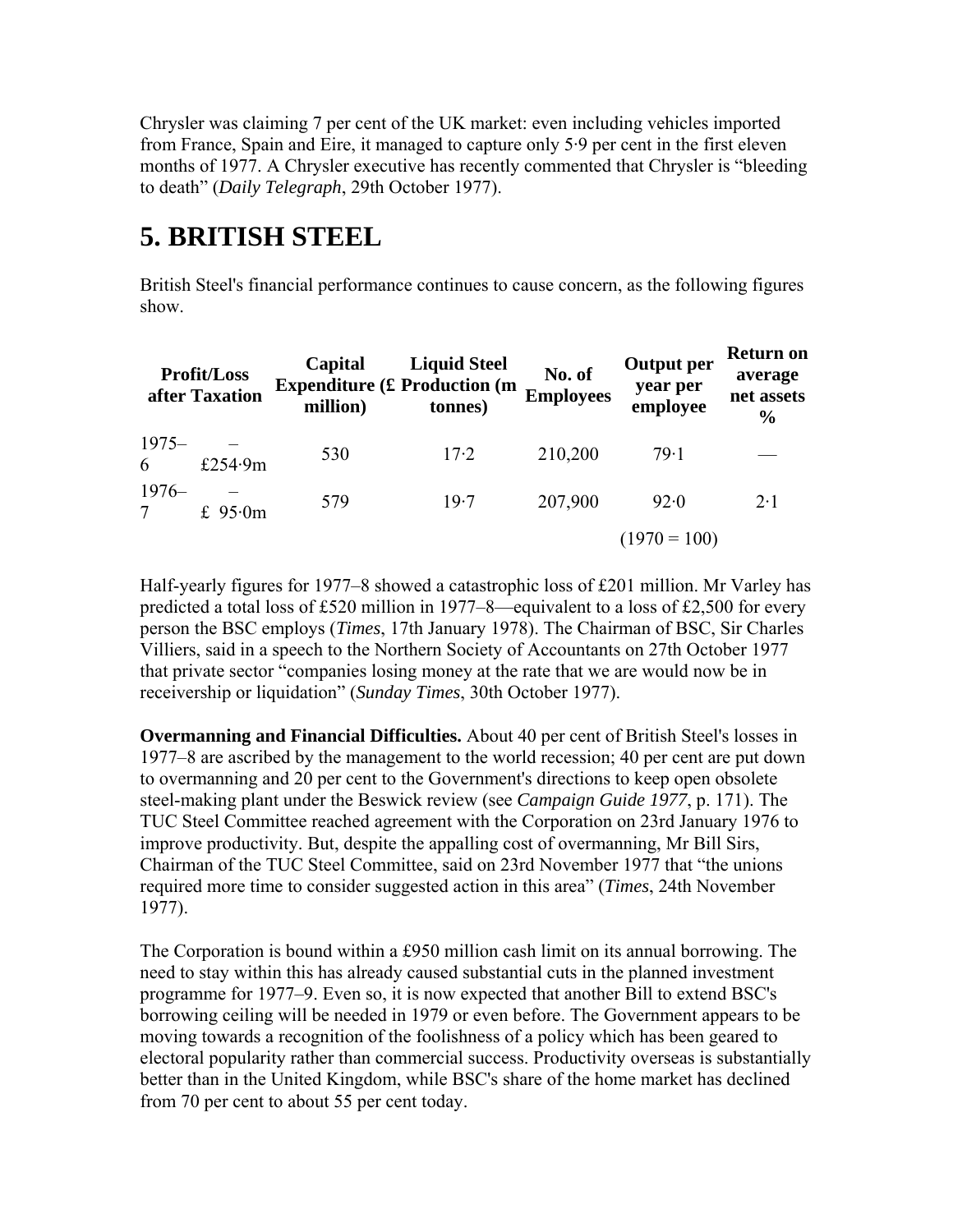Chrysler was claiming 7 per cent of the UK market: even including vehicles imported from France, Spain and Eire, it managed to capture only 5·9 per cent in the first eleven months of 1977. A Chrysler executive has recently commented that Chrysler is "bleeding to death" (*Daily Telegraph*, 29th October 1977).

# 5. BRITISH STEEL

British Steel's financial performance continues to cause concern, as the following figures show.

| | Profit/Loss after Taxation | Capital Expenditure (£ million) | Liquid Steel Production (m tonnes) | No. of Employees | Output per year per employee | Return on average net assets % |
|---|---|---|---|---|---|---|
| 1975–6 | –£254·9m | 530 | 17·2 | 210,200 | 79·1 | — |
| 1976–7 | –£ 95·0m | 579 | 19·7 | 207,900 | 92·0 | 2·1 |
| | | | | | (1970 = 100) | |

Half-yearly figures for 1977–8 showed a catastrophic loss of £201 million. Mr Varley has predicted a total loss of £520 million in 1977–8—equivalent to a loss of £2,500 for every person the BSC employs (*Times*, 17th January 1978). The Chairman of BSC, Sir Charles Villiers, said in a speech to the Northern Society of Accountants on 27th October 1977 that private sector "companies losing money at the rate that we are would now be in receivership or liquidation" (*Sunday Times*, 30th October 1977).

**Overmanning and Financial Difficulties.** About 40 per cent of British Steel's losses in 1977–8 are ascribed by the management to the world recession; 40 per cent are put down to overmanning and 20 per cent to the Government's directions to keep open obsolete steel-making plant under the Beswick review (see *Campaign Guide 1977*, p. 171). The TUC Steel Committee reached agreement with the Corporation on 23rd January 1976 to improve productivity. But, despite the appalling cost of overmanning, Mr Bill Sirs, Chairman of the TUC Steel Committee, said on 23rd November 1977 that "the unions required more time to consider suggested action in this area" (*Times*, 24th November 1977).

The Corporation is bound within a £950 million cash limit on its annual borrowing. The need to stay within this has already caused substantial cuts in the planned investment programme for 1977–9. Even so, it is now expected that another Bill to extend BSC's borrowing ceiling will be needed in 1979 or even before. The Government appears to be moving towards a recognition of the foolishness of a policy which has been geared to electoral popularity rather than commercial success. Productivity overseas is substantially better than in the United Kingdom, while BSC's share of the home market has declined from 70 per cent to about 55 per cent today.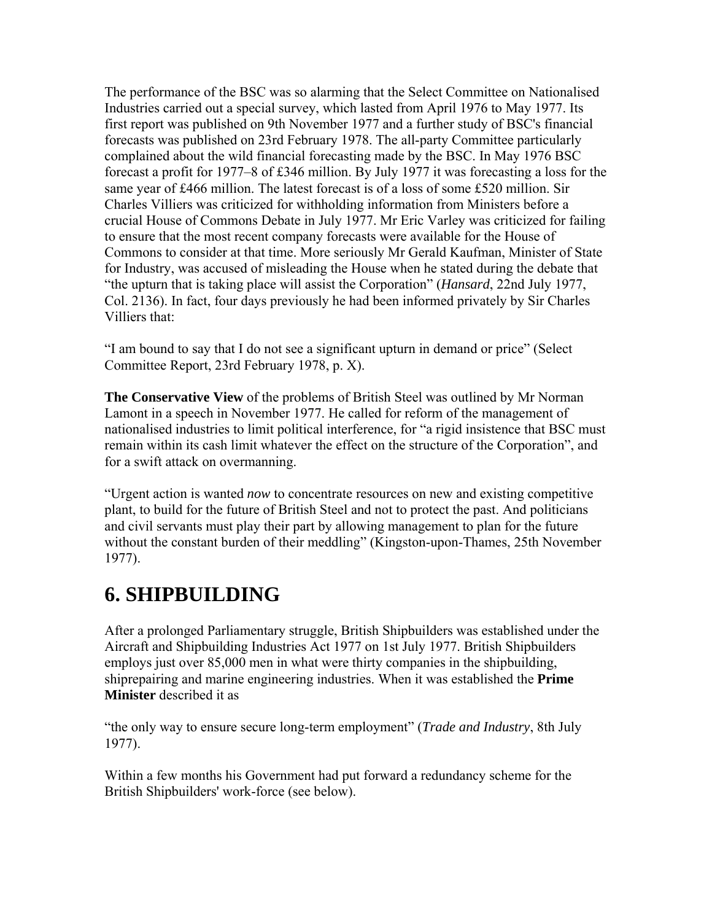The performance of the BSC was so alarming that the Select Committee on Nationalised Industries carried out a special survey, which lasted from April 1976 to May 1977. Its first report was published on 9th November 1977 and a further study of BSC's financial forecasts was published on 23rd February 1978. The all-party Committee particularly complained about the wild financial forecasting made by the BSC. In May 1976 BSC forecast a profit for 1977–8 of £346 million. By July 1977 it was forecasting a loss for the same year of £466 million. The latest forecast is of a loss of some £520 million. Sir Charles Villiers was criticized for withholding information from Ministers before a crucial House of Commons Debate in July 1977. Mr Eric Varley was criticized for failing to ensure that the most recent company forecasts were available for the House of Commons to consider at that time. More seriously Mr Gerald Kaufman, Minister of State for Industry, was accused of misleading the House when he stated during the debate that "the upturn that is taking place will assist the Corporation" (*Hansard*, 22nd July 1977, Col. 2136). In fact, four days previously he had been informed privately by Sir Charles Villiers that:

"I am bound to say that I do not see a significant upturn in demand or price" (Select Committee Report, 23rd February 1978, p. X).

**The Conservative View** of the problems of British Steel was outlined by Mr Norman Lamont in a speech in November 1977. He called for reform of the management of nationalised industries to limit political interference, for "a rigid insistence that BSC must remain within its cash limit whatever the effect on the structure of the Corporation", and for a swift attack on overmanning.

"Urgent action is wanted *now* to concentrate resources on new and existing competitive plant, to build for the future of British Steel and not to protect the past. And politicians and civil servants must play their part by allowing management to plan for the future without the constant burden of their meddling" (Kingston-upon-Thames, 25th November 1977).

## 6. SHIPBUILDING

After a prolonged Parliamentary struggle, British Shipbuilders was established under the Aircraft and Shipbuilding Industries Act 1977 on 1st July 1977. British Shipbuilders employs just over 85,000 men in what were thirty companies in the shipbuilding, shiprepairing and marine engineering industries. When it was established the **Prime Minister** described it as

"the only way to ensure secure long-term employment" (*Trade and Industry*, 8th July 1977).

Within a few months his Government had put forward a redundancy scheme for the British Shipbuilders' work-force (see below).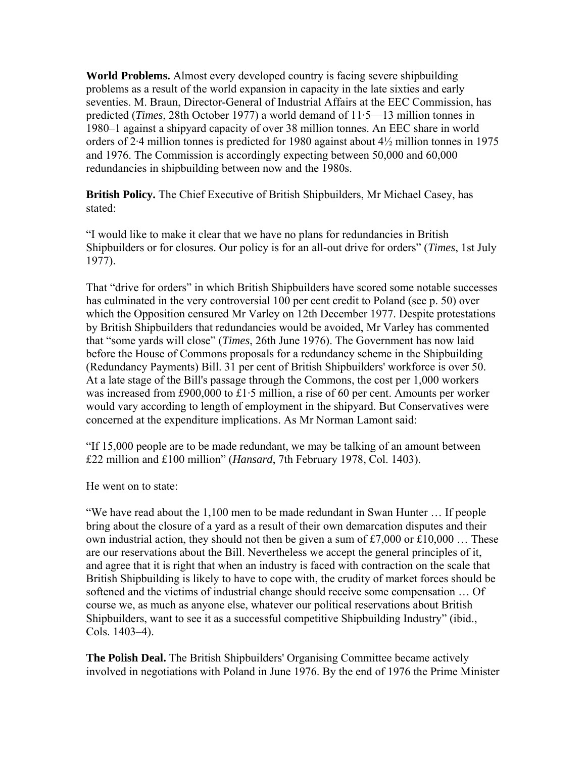**World Problems.** Almost every developed country is facing severe shipbuilding problems as a result of the world expansion in capacity in the late sixties and early seventies. M. Braun, Director-General of Industrial Affairs at the EEC Commission, has predicted (*Times*, 28th October 1977) a world demand of 11·5—13 million tonnes in 1980–1 against a shipyard capacity of over 38 million tonnes. An EEC share in world orders of 2·4 million tonnes is predicted for 1980 against about 4½ million tonnes in 1975 and 1976. The Commission is accordingly expecting between 50,000 and 60,000 redundancies in shipbuilding between now and the 1980s.

**British Policy.** The Chief Executive of British Shipbuilders, Mr Michael Casey, has stated:

"I would like to make it clear that we have no plans for redundancies in British Shipbuilders or for closures. Our policy is for an all-out drive for orders" (*Times*, 1st July 1977).

That "drive for orders" in which British Shipbuilders have scored some notable successes has culminated in the very controversial 100 per cent credit to Poland (see p. 50) over which the Opposition censured Mr Varley on 12th December 1977. Despite protestations by British Shipbuilders that redundancies would be avoided, Mr Varley has commented that "some yards will close" (*Times*, 26th June 1976). The Government has now laid before the House of Commons proposals for a redundancy scheme in the Shipbuilding (Redundancy Payments) Bill. 31 per cent of British Shipbuilders' workforce is over 50. At a late stage of the Bill's passage through the Commons, the cost per 1,000 workers was increased from £900,000 to £1·5 million, a rise of 60 per cent. Amounts per worker would vary according to length of employment in the shipyard. But Conservatives were concerned at the expenditure implications. As Mr Norman Lamont said:

"If 15,000 people are to be made redundant, we may be talking of an amount between £22 million and £100 million" (*Hansard*, 7th February 1978, Col. 1403).

He went on to state:

"We have read about the 1,100 men to be made redundant in Swan Hunter … If people bring about the closure of a yard as a result of their own demarcation disputes and their own industrial action, they should not then be given a sum of £7,000 or £10,000 … These are our reservations about the Bill. Nevertheless we accept the general principles of it, and agree that it is right that when an industry is faced with contraction on the scale that British Shipbuilding is likely to have to cope with, the crudity of market forces should be softened and the victims of industrial change should receive some compensation … Of course we, as much as anyone else, whatever our political reservations about British Shipbuilders, want to see it as a successful competitive Shipbuilding Industry" (ibid., Cols. 1403–4).

**The Polish Deal.** The British Shipbuilders' Organising Committee became actively involved in negotiations with Poland in June 1976. By the end of 1976 the Prime Minister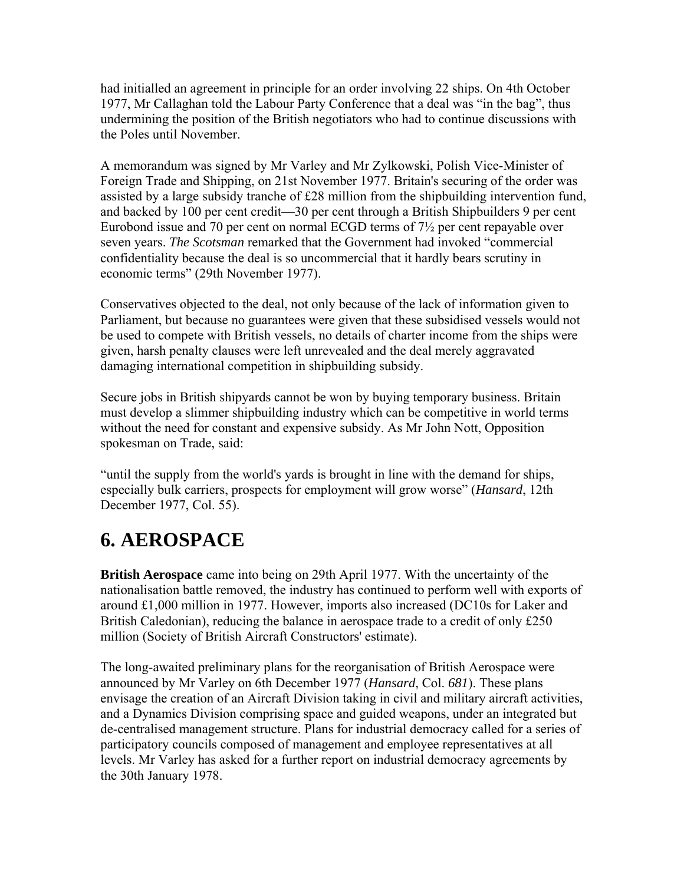had initialled an agreement in principle for an order involving 22 ships. On 4th October 1977, Mr Callaghan told the Labour Party Conference that a deal was “in the bag”, thus undermining the position of the British negotiators who had to continue discussions with the Poles until November.

A memorandum was signed by Mr Varley and Mr Zylkowski, Polish Vice-Minister of Foreign Trade and Shipping, on 21st November 1977. Britain's securing of the order was assisted by a large subsidy tranche of £28 million from the shipbuilding intervention fund, and backed by 100 per cent credit—30 per cent through a British Shipbuilders 9 per cent Eurobond issue and 70 per cent on normal ECGD terms of 7½ per cent repayable over seven years. *The Scotsman* remarked that the Government had invoked “commercial confidentiality because the deal is so uncommercial that it hardly bears scrutiny in economic terms” (29th November 1977).

Conservatives objected to the deal, not only because of the lack of information given to Parliament, but because no guarantees were given that these subsidised vessels would not be used to compete with British vessels, no details of charter income from the ships were given, harsh penalty clauses were left unrevealed and the deal merely aggravated damaging international competition in shipbuilding subsidy.

Secure jobs in British shipyards cannot be won by buying temporary business. Britain must develop a slimmer shipbuilding industry which can be competitive in world terms without the need for constant and expensive subsidy. As Mr John Nott, Opposition spokesman on Trade, said:

“until the supply from the world's yards is brought in line with the demand for ships, especially bulk carriers, prospects for employment will grow worse” (*Hansard*, 12th December 1977, Col. 55).

## 6. AEROSPACE

**British Aerospace** came into being on 29th April 1977. With the uncertainty of the nationalisation battle removed, the industry has continued to perform well with exports of around £1,000 million in 1977. However, imports also increased (DC10s for Laker and British Caledonian), reducing the balance in aerospace trade to a credit of only £250 million (Society of British Aircraft Constructors' estimate).

The long-awaited preliminary plans for the reorganisation of British Aerospace were announced by Mr Varley on 6th December 1977 (*Hansard*, Col. *681*). These plans envisage the creation of an Aircraft Division taking in civil and military aircraft activities, and a Dynamics Division comprising space and guided weapons, under an integrated but de-centralised management structure. Plans for industrial democracy called for a series of participatory councils composed of management and employee representatives at all levels. Mr Varley has asked for a further report on industrial democracy agreements by the 30th January 1978.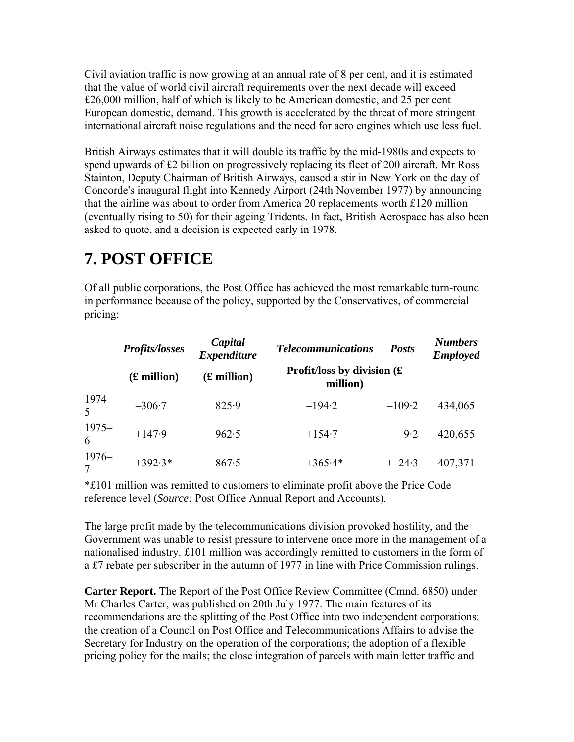Civil aviation traffic is now growing at an annual rate of 8 per cent, and it is estimated that the value of world civil aircraft requirements over the next decade will exceed £26,000 million, half of which is likely to be American domestic, and 25 per cent European domestic, demand. This growth is accelerated by the threat of more stringent international aircraft noise regulations and the need for aero engines which use less fuel.

British Airways estimates that it will double its traffic by the mid-1980s and expects to spend upwards of £2 billion on progressively replacing its fleet of 200 aircraft. Mr Ross Stainton, Deputy Chairman of British Airways, caused a stir in New York on the day of Concorde's inaugural flight into Kennedy Airport (24th November 1977) by announcing that the airline was about to order from America 20 replacements worth £120 million (eventually rising to 50) for their ageing Tridents. In fact, British Aerospace has also been asked to quote, and a decision is expected early in 1978.

# 7. POST OFFICE

Of all public corporations, the Post Office has achieved the most remarkable turn-round in performance because of the policy, supported by the Conservatives, of commercial pricing:

| | *Profits/losses* | *Capital Expenditure* | *Telecommunications* | *Posts* | *Numbers Employed* |
|---|---|---|---|---|---|
| | **(£ million)** | **(£ million)** | **Profit/loss by division (£ million)** | | |
| 1974–5 | –306·7 | 825·9 | –194·2 | –109·2 | 434,065 |
| 1975–6 | +147·9 | 962·5 | +154·7 | – 9·2 | 420,655 |
| 1976–7 | +392·3* | 867·5 | +365·4* | + 24·3 | 407,371 |

*£101 million was remitted to customers to eliminate profit above the Price Code reference level (*Source:* Post Office Annual Report and Accounts).

The large profit made by the telecommunications division provoked hostility, and the Government was unable to resist pressure to intervene once more in the management of a nationalised industry. £101 million was accordingly remitted to customers in the form of a £7 rebate per subscriber in the autumn of 1977 in line with Price Commission rulings.

**Carter Report.** The Report of the Post Office Review Committee (Cmnd. 6850) under Mr Charles Carter, was published on 20th July 1977. The main features of its recommendations are the splitting of the Post Office into two independent corporations; the creation of a Council on Post Office and Telecommunications Affairs to advise the Secretary for Industry on the operation of the corporations; the adoption of a flexible pricing policy for the mails; the close integration of parcels with main letter traffic and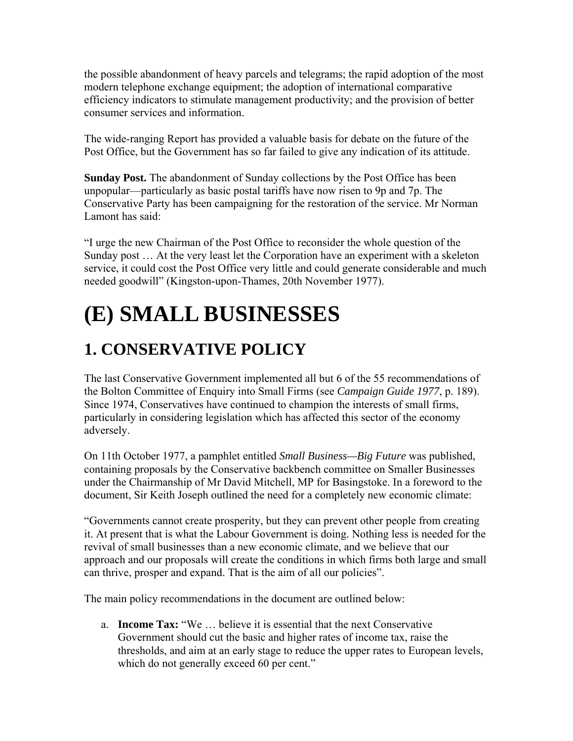the possible abandonment of heavy parcels and telegrams; the rapid adoption of the most modern telephone exchange equipment; the adoption of international comparative efficiency indicators to stimulate management productivity; and the provision of better consumer services and information.

The wide-ranging Report has provided a valuable basis for debate on the future of the Post Office, but the Government has so far failed to give any indication of its attitude.

**Sunday Post.** The abandonment of Sunday collections by the Post Office has been unpopular—particularly as basic postal tariffs have now risen to 9p and 7p. The Conservative Party has been campaigning for the restoration of the service. Mr Norman Lamont has said:

"I urge the new Chairman of the Post Office to reconsider the whole question of the Sunday post … At the very least let the Corporation have an experiment with a skeleton service, it could cost the Post Office very little and could generate considerable and much needed goodwill" (Kingston-upon-Thames, 20th November 1977).

# (E) SMALL BUSINESSES

## 1. CONSERVATIVE POLICY

The last Conservative Government implemented all but 6 of the 55 recommendations of the Bolton Committee of Enquiry into Small Firms (see *Campaign Guide 1977*, p. 189). Since 1974, Conservatives have continued to champion the interests of small firms, particularly in considering legislation which has affected this sector of the economy adversely.

On 11th October 1977, a pamphlet entitled *Small Business—Big Future* was published, containing proposals by the Conservative backbench committee on Smaller Businesses under the Chairmanship of Mr David Mitchell, MP for Basingstoke. In a foreword to the document, Sir Keith Joseph outlined the need for a completely new economic climate:

"Governments cannot create prosperity, but they can prevent other people from creating it. At present that is what the Labour Government is doing. Nothing less is needed for the revival of small businesses than a new economic climate, and we believe that our approach and our proposals will create the conditions in which firms both large and small can thrive, prosper and expand. That is the aim of all our policies".

The main policy recommendations in the document are outlined below:

a. **Income Tax:** "We … believe it is essential that the next Conservative Government should cut the basic and higher rates of income tax, raise the thresholds, and aim at an early stage to reduce the upper rates to European levels, which do not generally exceed 60 per cent."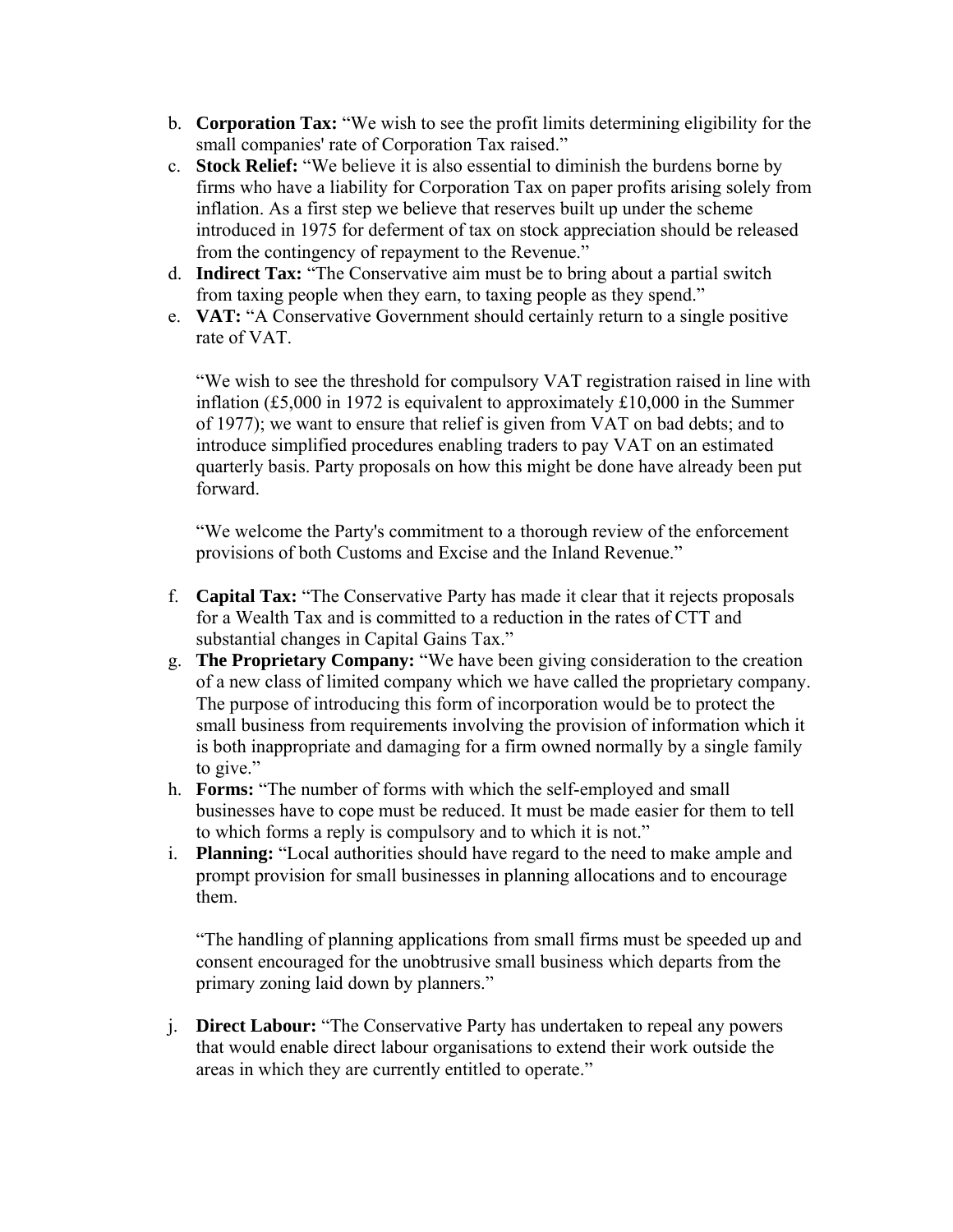b. **Corporation Tax:** "We wish to see the profit limits determining eligibility for the small companies' rate of Corporation Tax raised."
c. **Stock Relief:** "We believe it is also essential to diminish the burdens borne by firms who have a liability for Corporation Tax on paper profits arising solely from inflation. As a first step we believe that reserves built up under the scheme introduced in 1975 for deferment of tax on stock appreciation should be released from the contingency of repayment to the Revenue."
d. **Indirect Tax:** "The Conservative aim must be to bring about a partial switch from taxing people when they earn, to taxing people as they spend."
e. **VAT:** "A Conservative Government should certainly return to a single positive rate of VAT.

   "We wish to see the threshold for compulsory VAT registration raised in line with inflation (£5,000 in 1972 is equivalent to approximately £10,000 in the Summer of 1977); we want to ensure that relief is given from VAT on bad debts; and to introduce simplified procedures enabling traders to pay VAT on an estimated quarterly basis. Party proposals on how this might be done have already been put forward.

   "We welcome the Party's commitment to a thorough review of the enforcement provisions of both Customs and Excise and the Inland Revenue."

f. **Capital Tax:** "The Conservative Party has made it clear that it rejects proposals for a Wealth Tax and is committed to a reduction in the rates of CTT and substantial changes in Capital Gains Tax."
g. **The Proprietary Company:** "We have been giving consideration to the creation of a new class of limited company which we have called the proprietary company. The purpose of introducing this form of incorporation would be to protect the small business from requirements involving the provision of information which it is both inappropriate and damaging for a firm owned normally by a single family to give."
h. **Forms:** "The number of forms with which the self-employed and small businesses have to cope must be reduced. It must be made easier for them to tell to which forms a reply is compulsory and to which it is not."
i. **Planning:** "Local authorities should have regard to the need to make ample and prompt provision for small businesses in planning allocations and to encourage them.

   "The handling of planning applications from small firms must be speeded up and consent encouraged for the unobtrusive small business which departs from the primary zoning laid down by planners."

j. **Direct Labour:** "The Conservative Party has undertaken to repeal any powers that would enable direct labour organisations to extend their work outside the areas in which they are currently entitled to operate."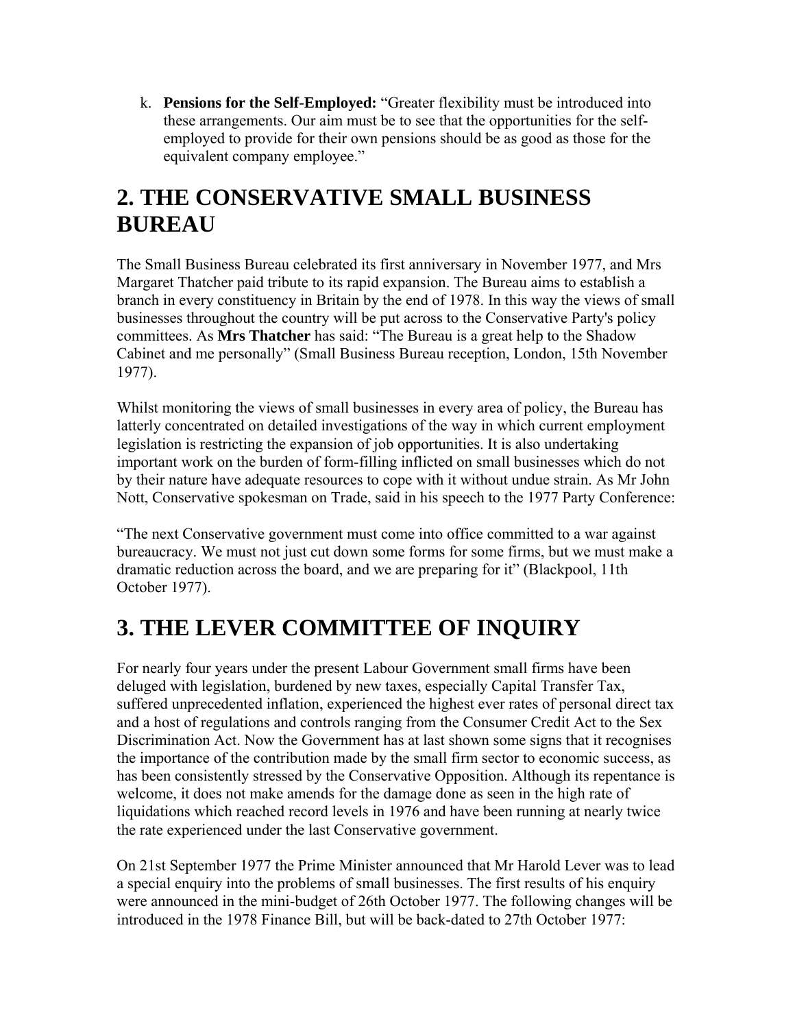k. **Pensions for the Self-Employed:** "Greater flexibility must be introduced into these arrangements. Our aim must be to see that the opportunities for the self-employed to provide for their own pensions should be as good as those for the equivalent company employee."

## 2. THE CONSERVATIVE SMALL BUSINESS BUREAU

The Small Business Bureau celebrated its first anniversary in November 1977, and Mrs Margaret Thatcher paid tribute to its rapid expansion. The Bureau aims to establish a branch in every constituency in Britain by the end of 1978. In this way the views of small businesses throughout the country will be put across to the Conservative Party's policy committees. As **Mrs Thatcher** has said: "The Bureau is a great help to the Shadow Cabinet and me personally" (Small Business Bureau reception, London, 15th November 1977).

Whilst monitoring the views of small businesses in every area of policy, the Bureau has latterly concentrated on detailed investigations of the way in which current employment legislation is restricting the expansion of job opportunities. It is also undertaking important work on the burden of form-filling inflicted on small businesses which do not by their nature have adequate resources to cope with it without undue strain. As Mr John Nott, Conservative spokesman on Trade, said in his speech to the 1977 Party Conference:

"The next Conservative government must come into office committed to a war against bureaucracy. We must not just cut down some forms for some firms, but we must make a dramatic reduction across the board, and we are preparing for it" (Blackpool, 11th October 1977).

## 3. THE LEVER COMMITTEE OF INQUIRY

For nearly four years under the present Labour Government small firms have been deluged with legislation, burdened by new taxes, especially Capital Transfer Tax, suffered unprecedented inflation, experienced the highest ever rates of personal direct tax and a host of regulations and controls ranging from the Consumer Credit Act to the Sex Discrimination Act. Now the Government has at last shown some signs that it recognises the importance of the contribution made by the small firm sector to economic success, as has been consistently stressed by the Conservative Opposition. Although its repentance is welcome, it does not make amends for the damage done as seen in the high rate of liquidations which reached record levels in 1976 and have been running at nearly twice the rate experienced under the last Conservative government.

On 21st September 1977 the Prime Minister announced that Mr Harold Lever was to lead a special enquiry into the problems of small businesses. The first results of his enquiry were announced in the mini-budget of 26th October 1977. The following changes will be introduced in the 1978 Finance Bill, but will be back-dated to 27th October 1977: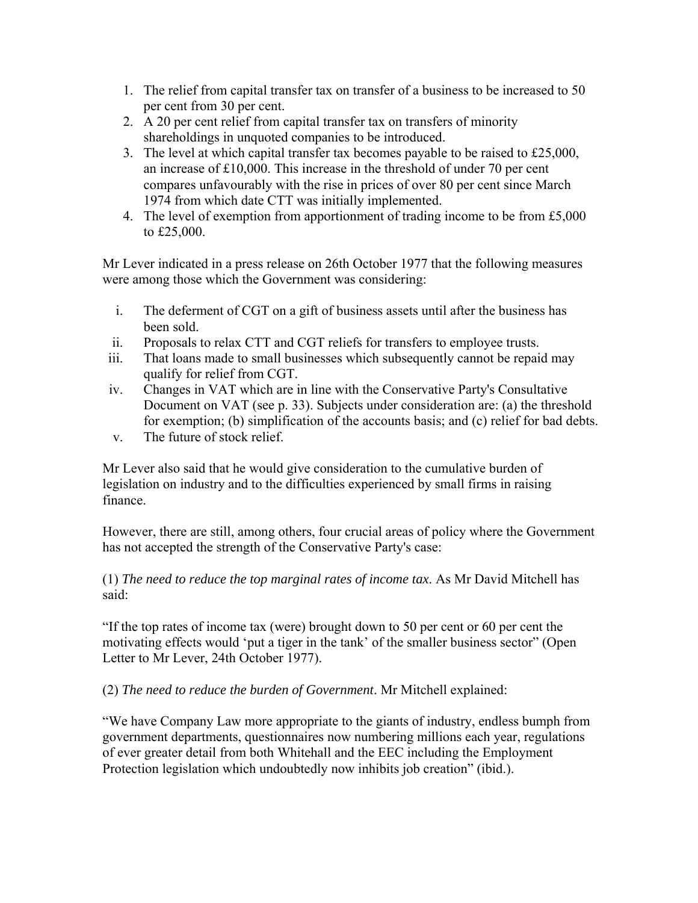1. The relief from capital transfer tax on transfer of a business to be increased to 50 per cent from 30 per cent.
2. A 20 per cent relief from capital transfer tax on transfers of minority shareholdings in unquoted companies to be introduced.
3. The level at which capital transfer tax becomes payable to be raised to £25,000, an increase of £10,000. This increase in the threshold of under 70 per cent compares unfavourably with the rise in prices of over 80 per cent since March 1974 from which date CTT was initially implemented.
4. The level of exemption from apportionment of trading income to be from £5,000 to £25,000.

Mr Lever indicated in a press release on 26th October 1977 that the following measures were among those which the Government was considering:

i. The deferment of CGT on a gift of business assets until after the business has been sold.
ii. Proposals to relax CTT and CGT reliefs for transfers to employee trusts.
iii. That loans made to small businesses which subsequently cannot be repaid may qualify for relief from CGT.
iv. Changes in VAT which are in line with the Conservative Party's Consultative Document on VAT (see p. 33). Subjects under consideration are: (a) the threshold for exemption; (b) simplification of the accounts basis; and (c) relief for bad debts.
v. The future of stock relief.

Mr Lever also said that he would give consideration to the cumulative burden of legislation on industry and to the difficulties experienced by small firms in raising finance.

However, there are still, among others, four crucial areas of policy where the Government has not accepted the strength of the Conservative Party's case:

(1) *The need to reduce the top marginal rates of income tax*. As Mr David Mitchell has said:

"If the top rates of income tax (were) brought down to 50 per cent or 60 per cent the motivating effects would 'put a tiger in the tank' of the smaller business sector" (Open Letter to Mr Lever, 24th October 1977).

(2) *The need to reduce the burden of Government*. Mr Mitchell explained:

"We have Company Law more appropriate to the giants of industry, endless bumph from government departments, questionnaires now numbering millions each year, regulations of ever greater detail from both Whitehall and the EEC including the Employment Protection legislation which undoubtedly now inhibits job creation" (ibid.).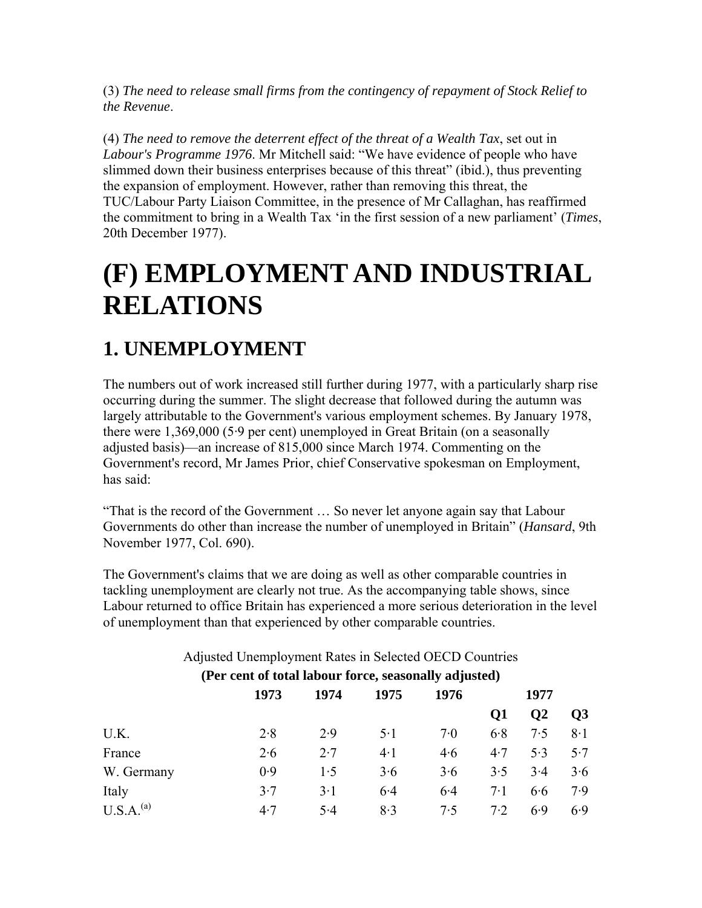(3) *The need to release small firms from the contingency of repayment of Stock Relief to the Revenue*.

(4) *The need to remove the deterrent effect of the threat of a Wealth Tax*, set out in *Labour's Programme 1976*. Mr Mitchell said: "We have evidence of people who have slimmed down their business enterprises because of this threat" (ibid.), thus preventing the expansion of employment. However, rather than removing this threat, the TUC/Labour Party Liaison Committee, in the presence of Mr Callaghan, has reaffirmed the commitment to bring in a Wealth Tax 'in the first session of a new parliament' (*Times*, 20th December 1977).

# (F) EMPLOYMENT AND INDUSTRIAL RELATIONS

## 1. UNEMPLOYMENT

The numbers out of work increased still further during 1977, with a particularly sharp rise occurring during the summer. The slight decrease that followed during the autumn was largely attributable to the Government's various employment schemes. By January 1978, there were 1,369,000 (5·9 per cent) unemployed in Great Britain (on a seasonally adjusted basis)—an increase of 815,000 since March 1974. Commenting on the Government's record, Mr James Prior, chief Conservative spokesman on Employment, has said:

"That is the record of the Government … So never let anyone again say that Labour Governments do other than increase the number of unemployed in Britain" (*Hansard*, 9th November 1977, Col. 690).

The Government's claims that we are doing as well as other comparable countries in tackling unemployment are clearly not true. As the accompanying table shows, since Labour returned to office Britain has experienced a more serious deterioration in the level of unemployment than that experienced by other comparable countries.

Adjusted Unemployment Rates in Selected OECD Countries

**(Per cent of total labour force, seasonally adjusted)**

| | **1973** | **1974** | **1975** | **1976** | **1977** | | |
|---|---|---|---|---|---|---|---|
| | | | | | **Q1** | **Q2** | **Q3** |
| U.K. | 2·8 | 2·9 | 5·1 | 7·0 | 6·8 | 7·5 | 8·1 |
| France | 2·6 | 2·7 | 4·1 | 4·6 | 4·7 | 5·3 | 5·7 |
| W. Germany | 0·9 | 1·5 | 3·6 | 3·6 | 3·5 | 3·4 | 3·6 |
| Italy | 3·7 | 3·1 | 6·4 | 6·4 | 7·1 | 6·6 | 7·9 |
| U.S.A.[(a)] | 4·7 | 5·4 | 8·3 | 7·5 | 7·2 | 6·9 | 6·9 |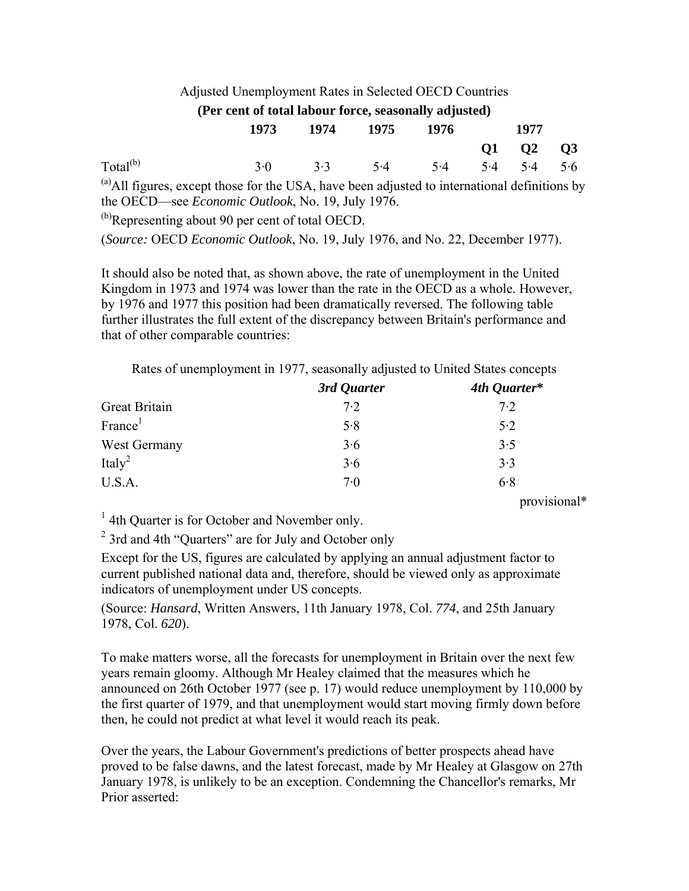Adjusted Unemployment Rates in Selected OECD Countries

**(Per cent of total labour force, seasonally adjusted)**

| | **1973** | **1974** | **1975** | **1976** | **1977** | | |
|---|---|---|---|---|---|---|---|
| | | | | | **Q1** | **Q2** | **Q3** |
| Total[(b)] | 3·0 | 3·3 | 5·4 | 5·4 | 5·4 | 5·4 | 5·6 |

[(a)]All figures, except those for the USA, have been adjusted to international definitions by the OECD—see *Economic Outlook*, No. 19, July 1976.

[(b)]Representing about 90 per cent of total OECD.

(*Source:* OECD *Economic Outlook*, No. 19, July 1976, and No. 22, December 1977).

It should also be noted that, as shown above, the rate of unemployment in the United Kingdom in 1973 and 1974 was lower than the rate in the OECD as a whole. However, by 1976 and 1977 this position had been dramatically reversed. The following table further illustrates the full extent of the discrepancy between Britain's performance and that of other comparable countries:

Rates of unemployment in 1977, seasonally adjusted to United States concepts

| | ***3rd Quarter*** | ***4th Quarter**** |
|---|---|---|
| Great Britain | 7·2 | 7·2 |
| France[1] | 5·8 | 5·2 |
| West Germany | 3·6 | 3·5 |
| Italy[2] | 3·6 | 3·3 |
| U.S.A. | 7·0 | 6·8 |

provisional*

[1] 4th Quarter is for October and November only.

[2] 3rd and 4th "Quarters" are for July and October only

Except for the US, figures are calculated by applying an annual adjustment factor to current published national data and, therefore, should be viewed only as approximate indicators of unemployment under US concepts.

(Source: *Hansard*, Written Answers, 11th January 1978, Col. *774*, and 25th January 1978, Col. *620*).

To make matters worse, all the forecasts for unemployment in Britain over the next few years remain gloomy. Although Mr Healey claimed that the measures which he announced on 26th October 1977 (see p. 17) would reduce unemployment by 110,000 by the first quarter of 1979, and that unemployment would start moving firmly down before then, he could not predict at what level it would reach its peak.

Over the years, the Labour Government's predictions of better prospects ahead have proved to be false dawns, and the latest forecast, made by Mr Healey at Glasgow on 27th January 1978, is unlikely to be an exception. Condemning the Chancellor's remarks, Mr Prior asserted: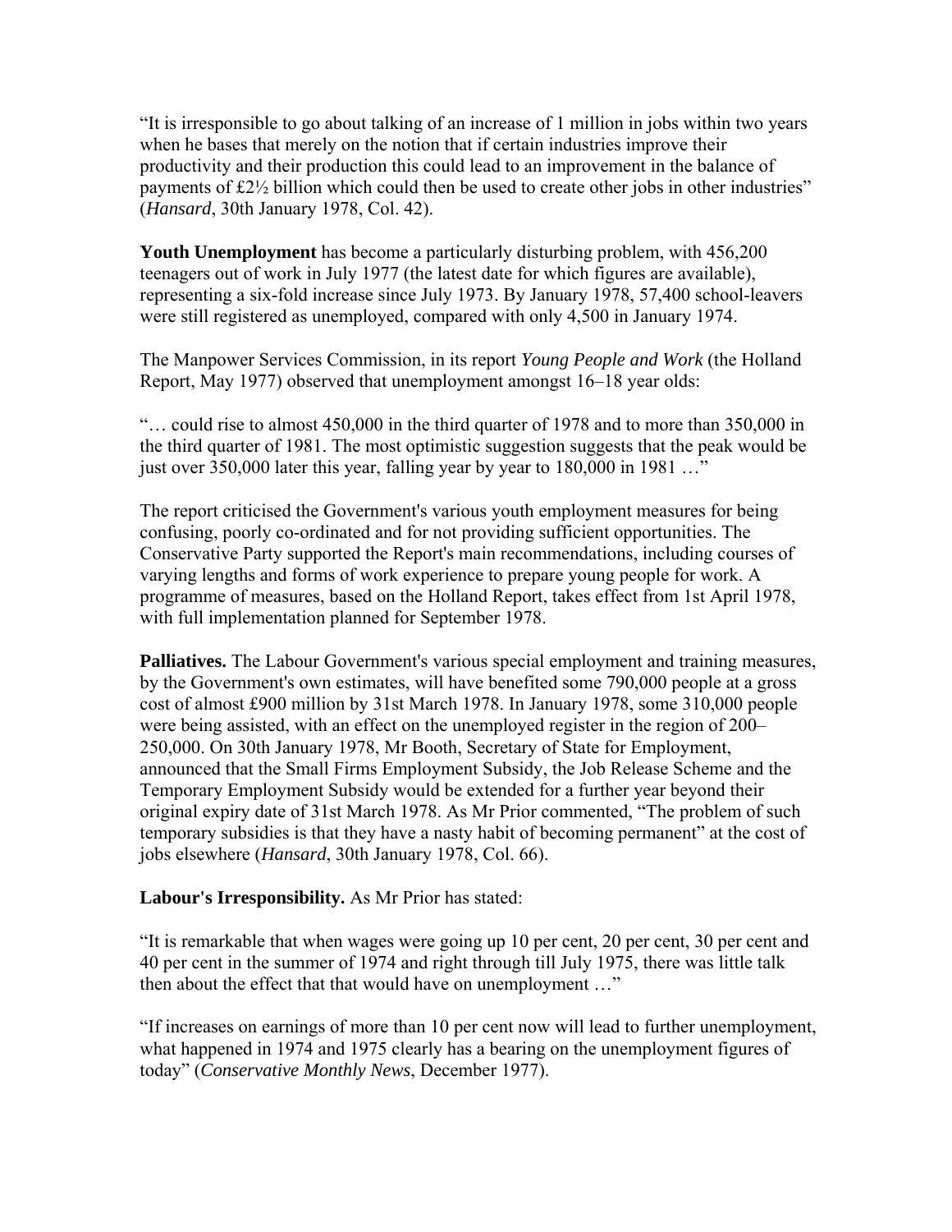"It is irresponsible to go about talking of an increase of 1 million in jobs within two years when he bases that merely on the notion that if certain industries improve their productivity and their production this could lead to an improvement in the balance of payments of £2½ billion which could then be used to create other jobs in other industries" (*Hansard*, 30th January 1978, Col. 42).

**Youth Unemployment** has become a particularly disturbing problem, with 456,200 teenagers out of work in July 1977 (the latest date for which figures are available), representing a six-fold increase since July 1973. By January 1978, 57,400 school-leavers were still registered as unemployed, compared with only 4,500 in January 1974.

The Manpower Services Commission, in its report *Young People and Work* (the Holland Report, May 1977) observed that unemployment amongst 16–18 year olds:

"… could rise to almost 450,000 in the third quarter of 1978 and to more than 350,000 in the third quarter of 1981. The most optimistic suggestion suggests that the peak would be just over 350,000 later this year, falling year by year to 180,000 in 1981 …"

The report criticised the Government's various youth employment measures for being confusing, poorly co-ordinated and for not providing sufficient opportunities. The Conservative Party supported the Report's main recommendations, including courses of varying lengths and forms of work experience to prepare young people for work. A programme of measures, based on the Holland Report, takes effect from 1st April 1978, with full implementation planned for September 1978.

**Palliatives.** The Labour Government's various special employment and training measures, by the Government's own estimates, will have benefited some 790,000 people at a gross cost of almost £900 million by 31st March 1978. In January 1978, some 310,000 people were being assisted, with an effect on the unemployed register in the region of 200–250,000. On 30th January 1978, Mr Booth, Secretary of State for Employment, announced that the Small Firms Employment Subsidy, the Job Release Scheme and the Temporary Employment Subsidy would be extended for a further year beyond their original expiry date of 31st March 1978. As Mr Prior commented, "The problem of such temporary subsidies is that they have a nasty habit of becoming permanent" at the cost of jobs elsewhere (*Hansard*, 30th January 1978, Col. 66).

**Labour's Irresponsibility.** As Mr Prior has stated:

"It is remarkable that when wages were going up 10 per cent, 20 per cent, 30 per cent and 40 per cent in the summer of 1974 and right through till July 1975, there was little talk then about the effect that that would have on unemployment …"

"If increases on earnings of more than 10 per cent now will lead to further unemployment, what happened in 1974 and 1975 clearly has a bearing on the unemployment figures of today" (*Conservative Monthly News*, December 1977).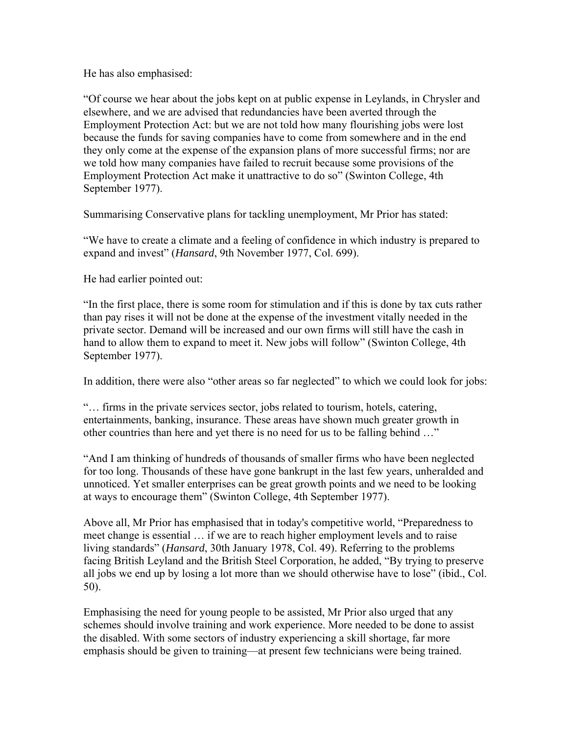He has also emphasised:

“Of course we hear about the jobs kept on at public expense in Leylands, in Chrysler and elsewhere, and we are advised that redundancies have been averted through the Employment Protection Act: but we are not told how many flourishing jobs were lost because the funds for saving companies have to come from somewhere and in the end they only come at the expense of the expansion plans of more successful firms; nor are we told how many companies have failed to recruit because some provisions of the Employment Protection Act make it unattractive to do so” (Swinton College, 4th September 1977).

Summarising Conservative plans for tackling unemployment, Mr Prior has stated:

“We have to create a climate and a feeling of confidence in which industry is prepared to expand and invest” (*Hansard*, 9th November 1977, Col. 699).

He had earlier pointed out:

“In the first place, there is some room for stimulation and if this is done by tax cuts rather than pay rises it will not be done at the expense of the investment vitally needed in the private sector. Demand will be increased and our own firms will still have the cash in hand to allow them to expand to meet it. New jobs will follow” (Swinton College, 4th September 1977).

In addition, there were also “other areas so far neglected” to which we could look for jobs:

“… firms in the private services sector, jobs related to tourism, hotels, catering, entertainments, banking, insurance. These areas have shown much greater growth in other countries than here and yet there is no need for us to be falling behind …”

“And I am thinking of hundreds of thousands of smaller firms who have been neglected for too long. Thousands of these have gone bankrupt in the last few years, unheralded and unnoticed. Yet smaller enterprises can be great growth points and we need to be looking at ways to encourage them” (Swinton College, 4th September 1977).

Above all, Mr Prior has emphasised that in today's competitive world, “Preparedness to meet change is essential … if we are to reach higher employment levels and to raise living standards” (*Hansard*, 30th January 1978, Col. 49). Referring to the problems facing British Leyland and the British Steel Corporation, he added, “By trying to preserve all jobs we end up by losing a lot more than we should otherwise have to lose” (ibid., Col. 50).

Emphasising the need for young people to be assisted, Mr Prior also urged that any schemes should involve training and work experience. More needed to be done to assist the disabled. With some sectors of industry experiencing a skill shortage, far more emphasis should be given to training—at present few technicians were being trained.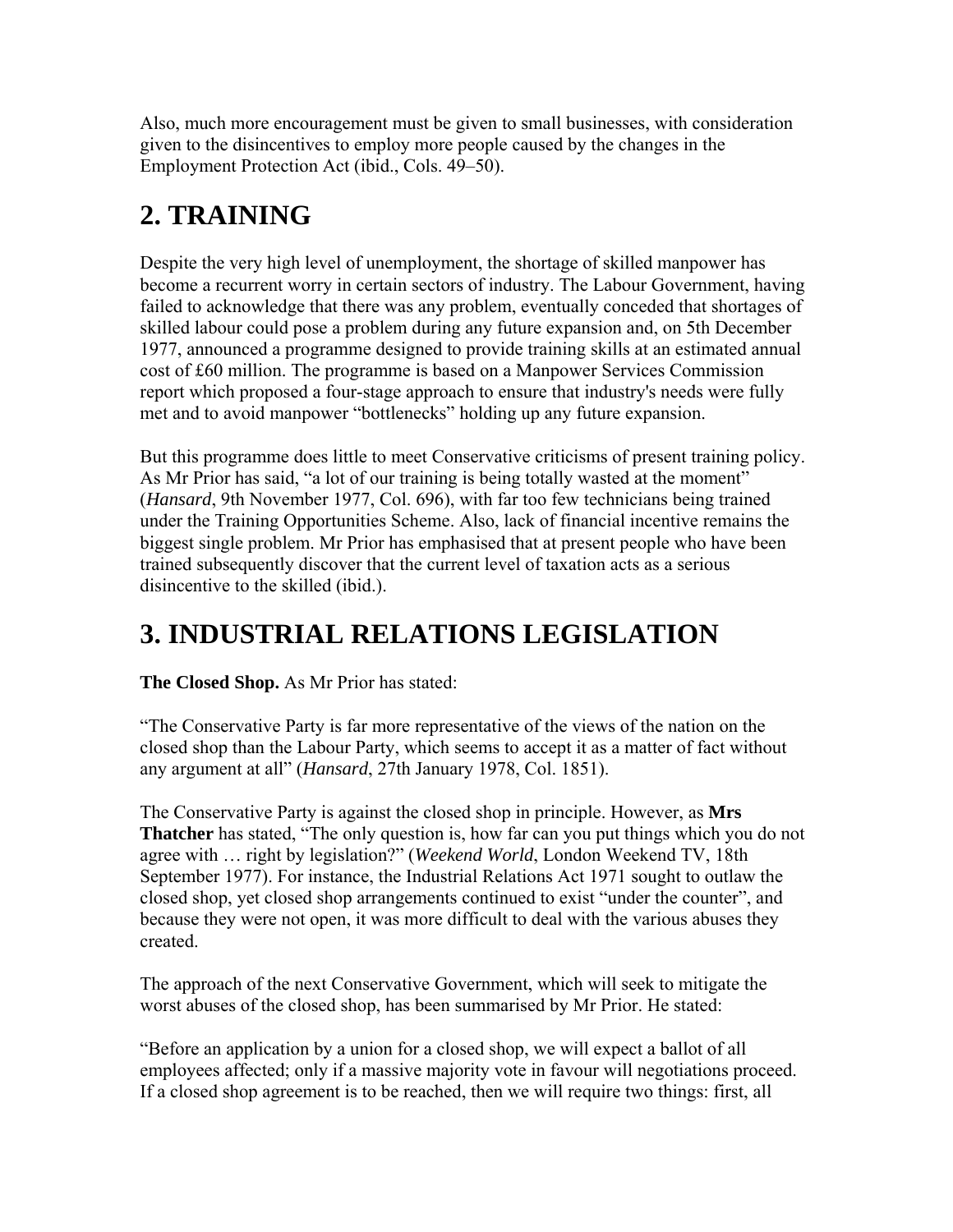Also, much more encouragement must be given to small businesses, with consideration given to the disincentives to employ more people caused by the changes in the Employment Protection Act (ibid., Cols. 49–50).

## 2. TRAINING

Despite the very high level of unemployment, the shortage of skilled manpower has become a recurrent worry in certain sectors of industry. The Labour Government, having failed to acknowledge that there was any problem, eventually conceded that shortages of skilled labour could pose a problem during any future expansion and, on 5th December 1977, announced a programme designed to provide training skills at an estimated annual cost of £60 million. The programme is based on a Manpower Services Commission report which proposed a four-stage approach to ensure that industry's needs were fully met and to avoid manpower "bottlenecks" holding up any future expansion.

But this programme does little to meet Conservative criticisms of present training policy. As Mr Prior has said, "a lot of our training is being totally wasted at the moment" (*Hansard*, 9th November 1977, Col. 696), with far too few technicians being trained under the Training Opportunities Scheme. Also, lack of financial incentive remains the biggest single problem. Mr Prior has emphasised that at present people who have been trained subsequently discover that the current level of taxation acts as a serious disincentive to the skilled (ibid.).

## 3. INDUSTRIAL RELATIONS LEGISLATION

**The Closed Shop.** As Mr Prior has stated:

"The Conservative Party is far more representative of the views of the nation on the closed shop than the Labour Party, which seems to accept it as a matter of fact without any argument at all" (*Hansard*, 27th January 1978, Col. 1851).

The Conservative Party is against the closed shop in principle. However, as **Mrs Thatcher** has stated, "The only question is, how far can you put things which you do not agree with … right by legislation?" (*Weekend World*, London Weekend TV, 18th September 1977). For instance, the Industrial Relations Act 1971 sought to outlaw the closed shop, yet closed shop arrangements continued to exist "under the counter", and because they were not open, it was more difficult to deal with the various abuses they created.

The approach of the next Conservative Government, which will seek to mitigate the worst abuses of the closed shop, has been summarised by Mr Prior. He stated:

"Before an application by a union for a closed shop, we will expect a ballot of all employees affected; only if a massive majority vote in favour will negotiations proceed. If a closed shop agreement is to be reached, then we will require two things: first, all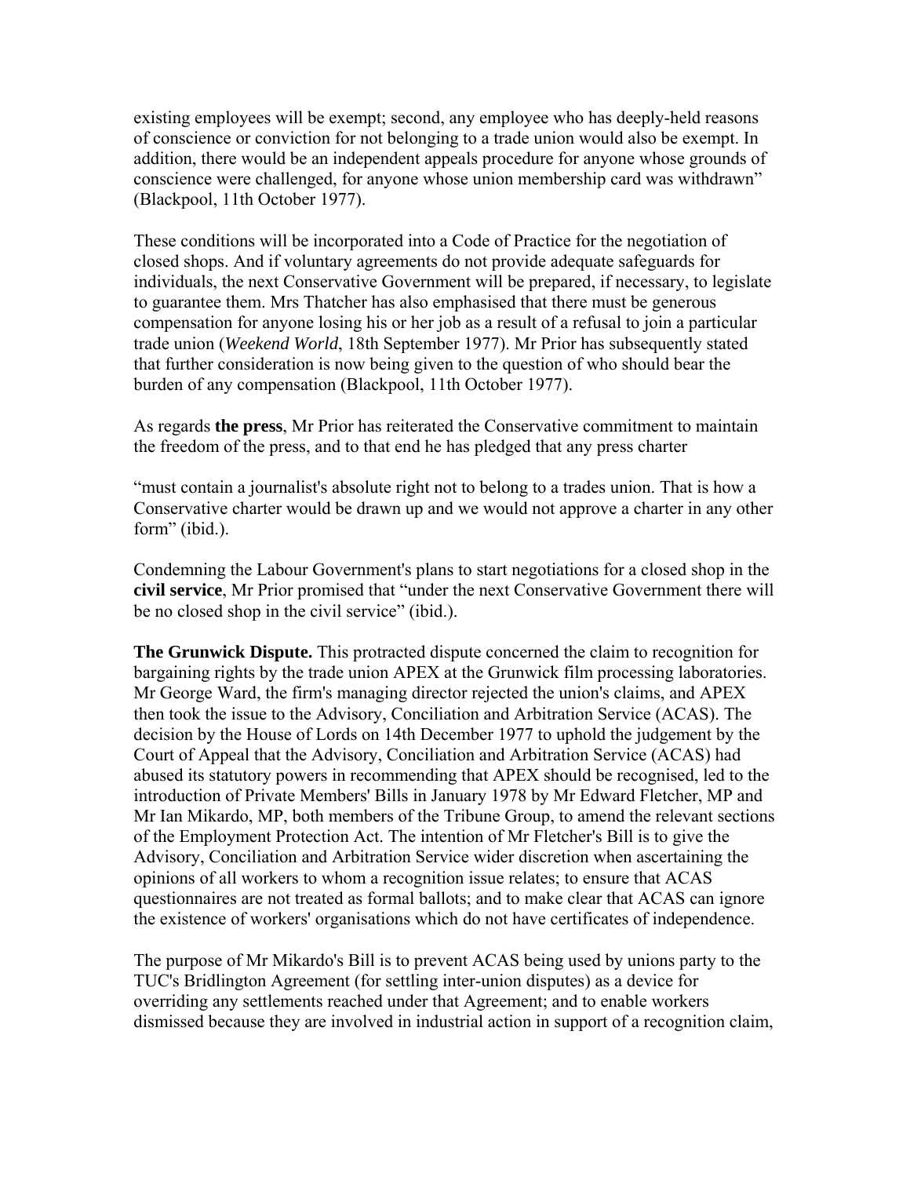existing employees will be exempt; second, any employee who has deeply-held reasons of conscience or conviction for not belonging to a trade union would also be exempt. In addition, there would be an independent appeals procedure for anyone whose grounds of conscience were challenged, for anyone whose union membership card was withdrawn" (Blackpool, 11th October 1977).

These conditions will be incorporated into a Code of Practice for the negotiation of closed shops. And if voluntary agreements do not provide adequate safeguards for individuals, the next Conservative Government will be prepared, if necessary, to legislate to guarantee them. Mrs Thatcher has also emphasised that there must be generous compensation for anyone losing his or her job as a result of a refusal to join a particular trade union (*Weekend World*, 18th September 1977). Mr Prior has subsequently stated that further consideration is now being given to the question of who should bear the burden of any compensation (Blackpool, 11th October 1977).

As regards **the press**, Mr Prior has reiterated the Conservative commitment to maintain the freedom of the press, and to that end he has pledged that any press charter

"must contain a journalist's absolute right not to belong to a trades union. That is how a Conservative charter would be drawn up and we would not approve a charter in any other form" (ibid.).

Condemning the Labour Government's plans to start negotiations for a closed shop in the **civil service**, Mr Prior promised that "under the next Conservative Government there will be no closed shop in the civil service" (ibid.).

**The Grunwick Dispute.** This protracted dispute concerned the claim to recognition for bargaining rights by the trade union APEX at the Grunwick film processing laboratories. Mr George Ward, the firm's managing director rejected the union's claims, and APEX then took the issue to the Advisory, Conciliation and Arbitration Service (ACAS). The decision by the House of Lords on 14th December 1977 to uphold the judgement by the Court of Appeal that the Advisory, Conciliation and Arbitration Service (ACAS) had abused its statutory powers in recommending that APEX should be recognised, led to the introduction of Private Members' Bills in January 1978 by Mr Edward Fletcher, MP and Mr Ian Mikardo, MP, both members of the Tribune Group, to amend the relevant sections of the Employment Protection Act. The intention of Mr Fletcher's Bill is to give the Advisory, Conciliation and Arbitration Service wider discretion when ascertaining the opinions of all workers to whom a recognition issue relates; to ensure that ACAS questionnaires are not treated as formal ballots; and to make clear that ACAS can ignore the existence of workers' organisations which do not have certificates of independence.

The purpose of Mr Mikardo's Bill is to prevent ACAS being used by unions party to the TUC's Bridlington Agreement (for settling inter-union disputes) as a device for overriding any settlements reached under that Agreement; and to enable workers dismissed because they are involved in industrial action in support of a recognition claim,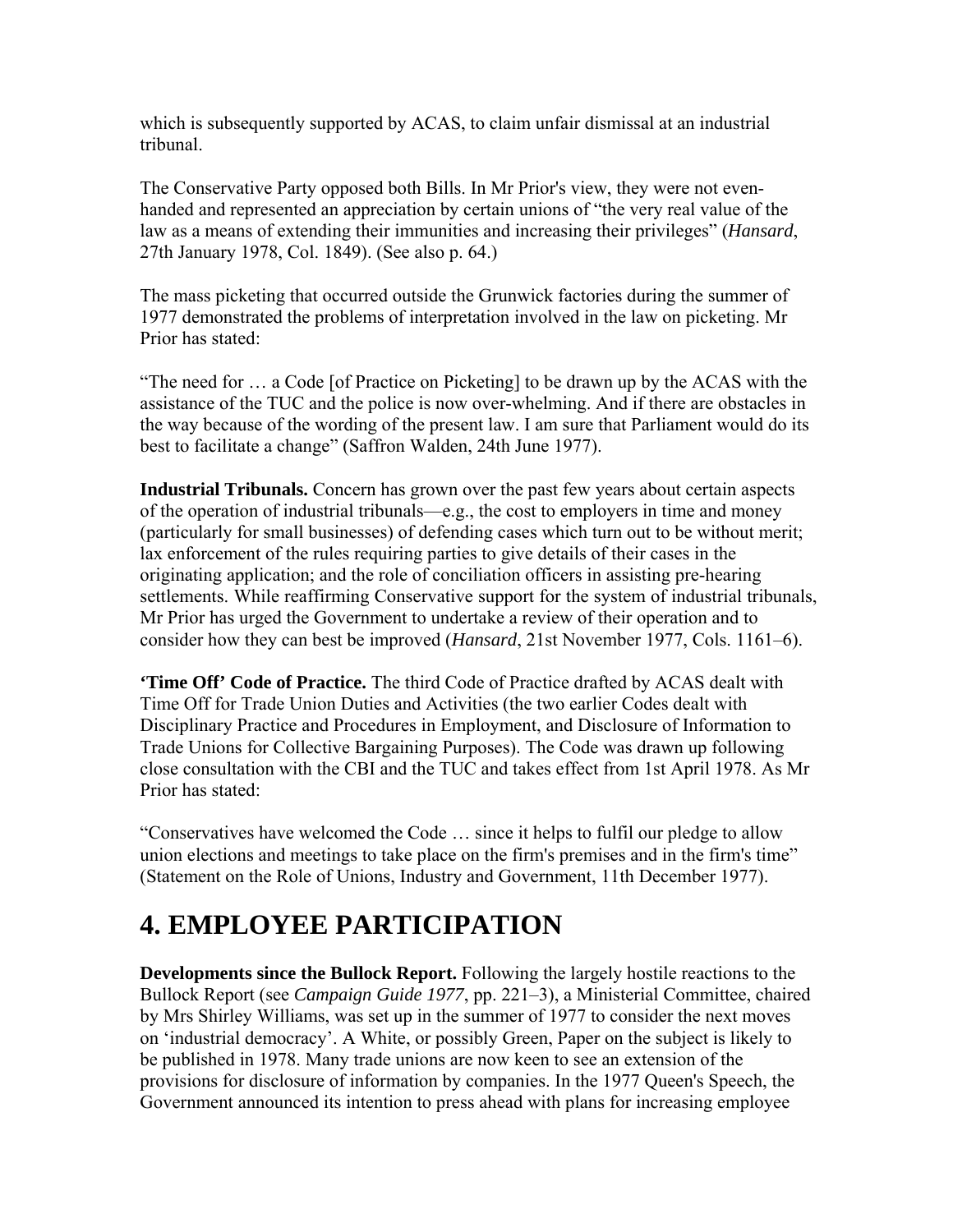which is subsequently supported by ACAS, to claim unfair dismissal at an industrial tribunal.

The Conservative Party opposed both Bills. In Mr Prior's view, they were not even-handed and represented an appreciation by certain unions of "the very real value of the law as a means of extending their immunities and increasing their privileges" (*Hansard*, 27th January 1978, Col. 1849). (See also p. 64.)

The mass picketing that occurred outside the Grunwick factories during the summer of 1977 demonstrated the problems of interpretation involved in the law on picketing. Mr Prior has stated:

"The need for … a Code [of Practice on Picketing] to be drawn up by the ACAS with the assistance of the TUC and the police is now over-whelming. And if there are obstacles in the way because of the wording of the present law. I am sure that Parliament would do its best to facilitate a change" (Saffron Walden, 24th June 1977).

**Industrial Tribunals.** Concern has grown over the past few years about certain aspects of the operation of industrial tribunals—e.g., the cost to employers in time and money (particularly for small businesses) of defending cases which turn out to be without merit; lax enforcement of the rules requiring parties to give details of their cases in the originating application; and the role of conciliation officers in assisting pre-hearing settlements. While reaffirming Conservative support for the system of industrial tribunals, Mr Prior has urged the Government to undertake a review of their operation and to consider how they can best be improved (*Hansard*, 21st November 1977, Cols. 1161–6).

**'Time Off' Code of Practice.** The third Code of Practice drafted by ACAS dealt with Time Off for Trade Union Duties and Activities (the two earlier Codes dealt with Disciplinary Practice and Procedures in Employment, and Disclosure of Information to Trade Unions for Collective Bargaining Purposes). The Code was drawn up following close consultation with the CBI and the TUC and takes effect from 1st April 1978. As Mr Prior has stated:

"Conservatives have welcomed the Code … since it helps to fulfil our pledge to allow union elections and meetings to take place on the firm's premises and in the firm's time" (Statement on the Role of Unions, Industry and Government, 11th December 1977).

## 4. EMPLOYEE PARTICIPATION

**Developments since the Bullock Report.** Following the largely hostile reactions to the Bullock Report (see *Campaign Guide 1977*, pp. 221–3), a Ministerial Committee, chaired by Mrs Shirley Williams, was set up in the summer of 1977 to consider the next moves on 'industrial democracy'. A White, or possibly Green, Paper on the subject is likely to be published in 1978. Many trade unions are now keen to see an extension of the provisions for disclosure of information by companies. In the 1977 Queen's Speech, the Government announced its intention to press ahead with plans for increasing employee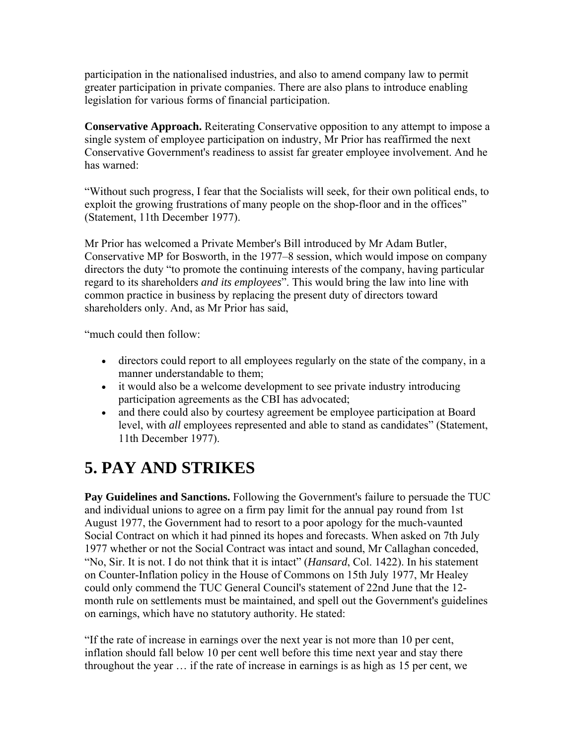participation in the nationalised industries, and also to amend company law to permit greater participation in private companies. There are also plans to introduce enabling legislation for various forms of financial participation.

**Conservative Approach.** Reiterating Conservative opposition to any attempt to impose a single system of employee participation on industry, Mr Prior has reaffirmed the next Conservative Government's readiness to assist far greater employee involvement. And he has warned:

"Without such progress, I fear that the Socialists will seek, for their own political ends, to exploit the growing frustrations of many people on the shop-floor and in the offices" (Statement, 11th December 1977).

Mr Prior has welcomed a Private Member's Bill introduced by Mr Adam Butler, Conservative MP for Bosworth, in the 1977–8 session, which would impose on company directors the duty "to promote the continuing interests of the company, having particular regard to its shareholders *and its employees*". This would bring the law into line with common practice in business by replacing the present duty of directors toward shareholders only. And, as Mr Prior has said,

"much could then follow:

- directors could report to all employees regularly on the state of the company, in a manner understandable to them;
- it would also be a welcome development to see private industry introducing participation agreements as the CBI has advocated;
- and there could also by courtesy agreement be employee participation at Board level, with *all* employees represented and able to stand as candidates" (Statement, 11th December 1977).

# 5. PAY AND STRIKES

**Pay Guidelines and Sanctions.** Following the Government's failure to persuade the TUC and individual unions to agree on a firm pay limit for the annual pay round from 1st August 1977, the Government had to resort to a poor apology for the much-vaunted Social Contract on which it had pinned its hopes and forecasts. When asked on 7th July 1977 whether or not the Social Contract was intact and sound, Mr Callaghan conceded, "No, Sir. It is not. I do not think that it is intact" (*Hansard*, Col. 1422). In his statement on Counter-Inflation policy in the House of Commons on 15th July 1977, Mr Healey could only commend the TUC General Council's statement of 22nd June that the 12-month rule on settlements must be maintained, and spell out the Government's guidelines on earnings, which have no statutory authority. He stated:

"If the rate of increase in earnings over the next year is not more than 10 per cent, inflation should fall below 10 per cent well before this time next year and stay there throughout the year … if the rate of increase in earnings is as high as 15 per cent, we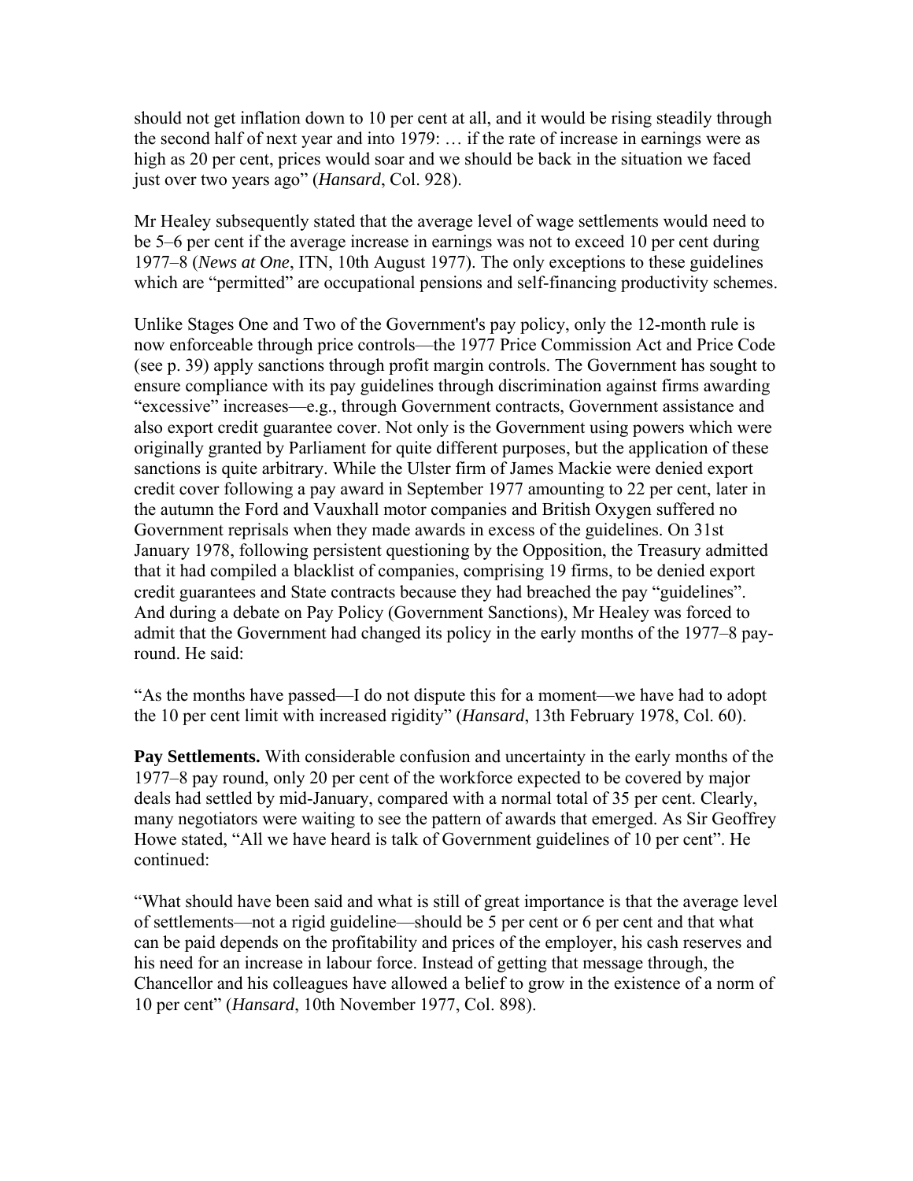should not get inflation down to 10 per cent at all, and it would be rising steadily through the second half of next year and into 1979: … if the rate of increase in earnings were as high as 20 per cent, prices would soar and we should be back in the situation we faced just over two years ago" (*Hansard*, Col. 928).

Mr Healey subsequently stated that the average level of wage settlements would need to be 5–6 per cent if the average increase in earnings was not to exceed 10 per cent during 1977–8 (*News at One*, ITN, 10th August 1977). The only exceptions to these guidelines which are "permitted" are occupational pensions and self-financing productivity schemes.

Unlike Stages One and Two of the Government's pay policy, only the 12-month rule is now enforceable through price controls—the 1977 Price Commission Act and Price Code (see p. 39) apply sanctions through profit margin controls. The Government has sought to ensure compliance with its pay guidelines through discrimination against firms awarding "excessive" increases—e.g., through Government contracts, Government assistance and also export credit guarantee cover. Not only is the Government using powers which were originally granted by Parliament for quite different purposes, but the application of these sanctions is quite arbitrary. While the Ulster firm of James Mackie were denied export credit cover following a pay award in September 1977 amounting to 22 per cent, later in the autumn the Ford and Vauxhall motor companies and British Oxygen suffered no Government reprisals when they made awards in excess of the guidelines. On 31st January 1978, following persistent questioning by the Opposition, the Treasury admitted that it had compiled a blacklist of companies, comprising 19 firms, to be denied export credit guarantees and State contracts because they had breached the pay "guidelines". And during a debate on Pay Policy (Government Sanctions), Mr Healey was forced to admit that the Government had changed its policy in the early months of the 1977–8 pay-round. He said:

"As the months have passed—I do not dispute this for a moment—we have had to adopt the 10 per cent limit with increased rigidity" (*Hansard*, 13th February 1978, Col. 60).

**Pay Settlements.** With considerable confusion and uncertainty in the early months of the 1977–8 pay round, only 20 per cent of the workforce expected to be covered by major deals had settled by mid-January, compared with a normal total of 35 per cent. Clearly, many negotiators were waiting to see the pattern of awards that emerged. As Sir Geoffrey Howe stated, "All we have heard is talk of Government guidelines of 10 per cent". He continued:

"What should have been said and what is still of great importance is that the average level of settlements—not a rigid guideline—should be 5 per cent or 6 per cent and that what can be paid depends on the profitability and prices of the employer, his cash reserves and his need for an increase in labour force. Instead of getting that message through, the Chancellor and his colleagues have allowed a belief to grow in the existence of a norm of 10 per cent" (*Hansard*, 10th November 1977, Col. 898).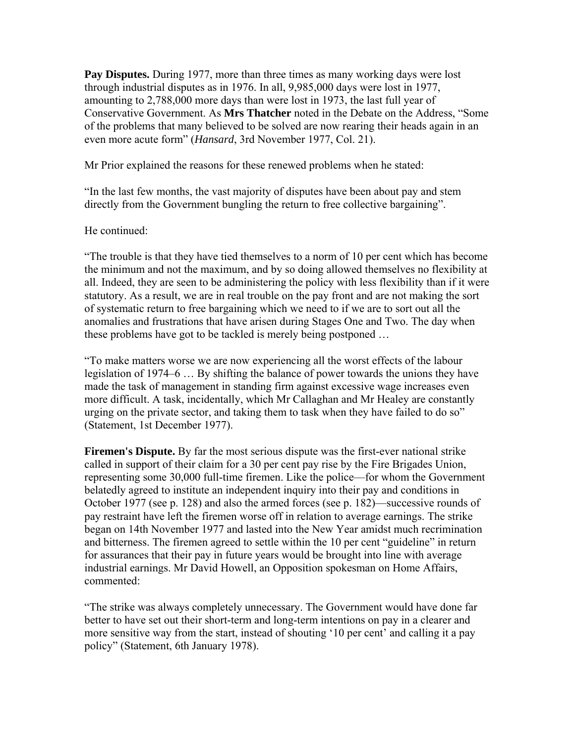**Pay Disputes.** During 1977, more than three times as many working days were lost through industrial disputes as in 1976. In all, 9,985,000 days were lost in 1977, amounting to 2,788,000 more days than were lost in 1973, the last full year of Conservative Government. As **Mrs Thatcher** noted in the Debate on the Address, "Some of the problems that many believed to be solved are now rearing their heads again in an even more acute form" (*Hansard*, 3rd November 1977, Col. 21).

Mr Prior explained the reasons for these renewed problems when he stated:

"In the last few months, the vast majority of disputes have been about pay and stem directly from the Government bungling the return to free collective bargaining".

He continued:

"The trouble is that they have tied themselves to a norm of 10 per cent which has become the minimum and not the maximum, and by so doing allowed themselves no flexibility at all. Indeed, they are seen to be administering the policy with less flexibility than if it were statutory. As a result, we are in real trouble on the pay front and are not making the sort of systematic return to free bargaining which we need to if we are to sort out all the anomalies and frustrations that have arisen during Stages One and Two. The day when these problems have got to be tackled is merely being postponed …

"To make matters worse we are now experiencing all the worst effects of the labour legislation of 1974–6 … By shifting the balance of power towards the unions they have made the task of management in standing firm against excessive wage increases even more difficult. A task, incidentally, which Mr Callaghan and Mr Healey are constantly urging on the private sector, and taking them to task when they have failed to do so" (Statement, 1st December 1977).

**Firemen's Dispute.** By far the most serious dispute was the first-ever national strike called in support of their claim for a 30 per cent pay rise by the Fire Brigades Union, representing some 30,000 full-time firemen. Like the police—for whom the Government belatedly agreed to institute an independent inquiry into their pay and conditions in October 1977 (see p. 128) and also the armed forces (see p. 182)—successive rounds of pay restraint have left the firemen worse off in relation to average earnings. The strike began on 14th November 1977 and lasted into the New Year amidst much recrimination and bitterness. The firemen agreed to settle within the 10 per cent "guideline" in return for assurances that their pay in future years would be brought into line with average industrial earnings. Mr David Howell, an Opposition spokesman on Home Affairs, commented:

"The strike was always completely unnecessary. The Government would have done far better to have set out their short-term and long-term intentions on pay in a clearer and more sensitive way from the start, instead of shouting '10 per cent' and calling it a pay policy" (Statement, 6th January 1978).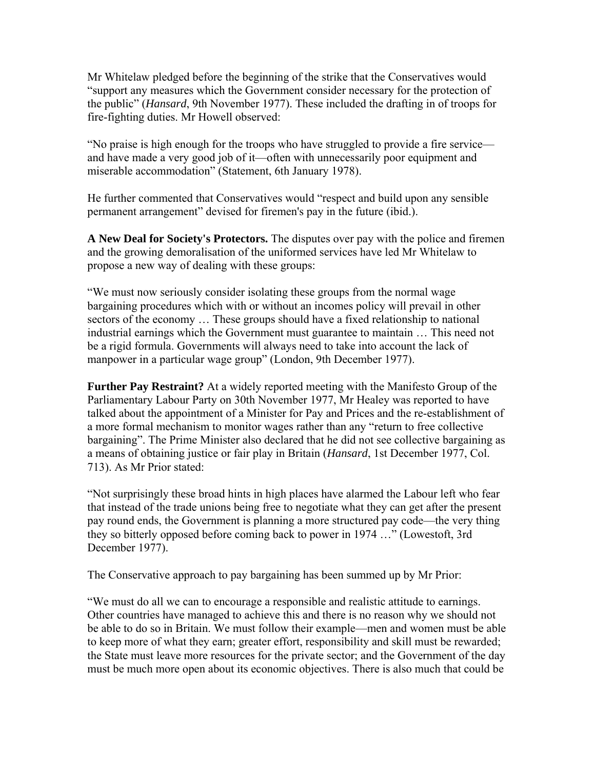Mr Whitelaw pledged before the beginning of the strike that the Conservatives would "support any measures which the Government consider necessary for the protection of the public" (*Hansard*, 9th November 1977). These included the drafting in of troops for fire-fighting duties. Mr Howell observed:

"No praise is high enough for the troops who have struggled to provide a fire service—and have made a very good job of it—often with unnecessarily poor equipment and miserable accommodation" (Statement, 6th January 1978).

He further commented that Conservatives would "respect and build upon any sensible permanent arrangement" devised for firemen's pay in the future (ibid.).

**A New Deal for Society's Protectors.** The disputes over pay with the police and firemen and the growing demoralisation of the uniformed services have led Mr Whitelaw to propose a new way of dealing with these groups:

"We must now seriously consider isolating these groups from the normal wage bargaining procedures which with or without an incomes policy will prevail in other sectors of the economy … These groups should have a fixed relationship to national industrial earnings which the Government must guarantee to maintain … This need not be a rigid formula. Governments will always need to take into account the lack of manpower in a particular wage group" (London, 9th December 1977).

**Further Pay Restraint?** At a widely reported meeting with the Manifesto Group of the Parliamentary Labour Party on 30th November 1977, Mr Healey was reported to have talked about the appointment of a Minister for Pay and Prices and the re-establishment of a more formal mechanism to monitor wages rather than any "return to free collective bargaining". The Prime Minister also declared that he did not see collective bargaining as a means of obtaining justice or fair play in Britain (*Hansard*, 1st December 1977, Col. 713). As Mr Prior stated:

"Not surprisingly these broad hints in high places have alarmed the Labour left who fear that instead of the trade unions being free to negotiate what they can get after the present pay round ends, the Government is planning a more structured pay code—the very thing they so bitterly opposed before coming back to power in 1974 …" (Lowestoft, 3rd December 1977).

The Conservative approach to pay bargaining has been summed up by Mr Prior:

"We must do all we can to encourage a responsible and realistic attitude to earnings. Other countries have managed to achieve this and there is no reason why we should not be able to do so in Britain. We must follow their example—men and women must be able to keep more of what they earn; greater effort, responsibility and skill must be rewarded; the State must leave more resources for the private sector; and the Government of the day must be much more open about its economic objectives. There is also much that could be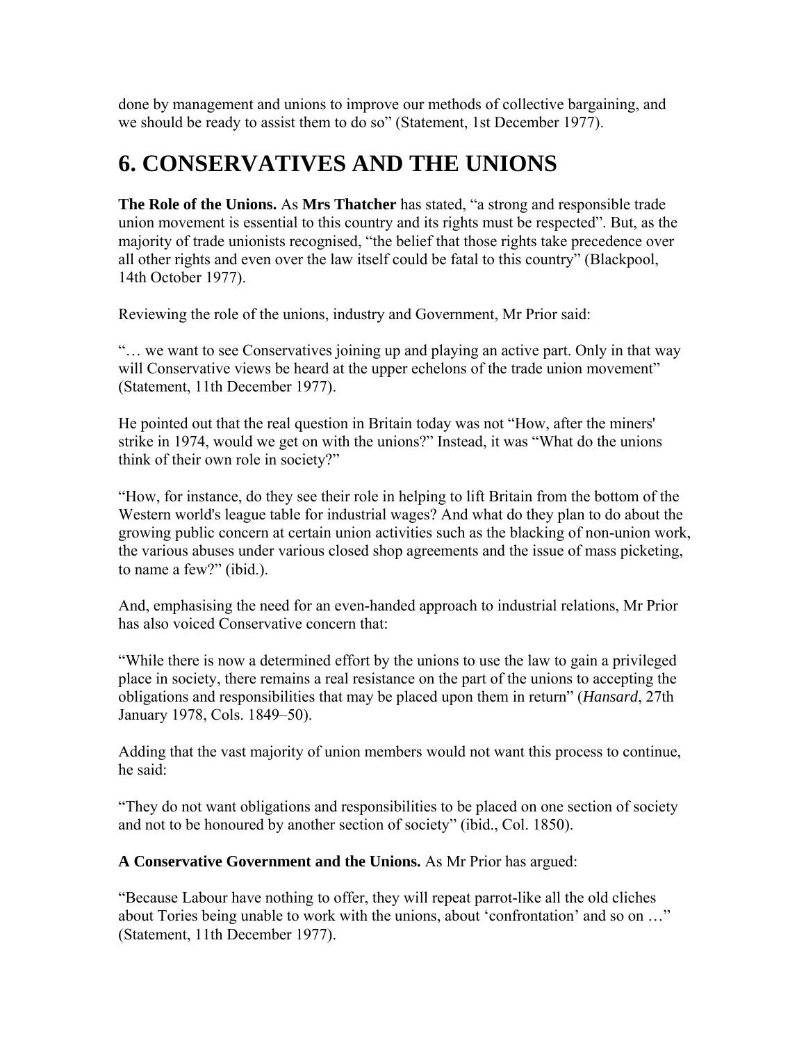done by management and unions to improve our methods of collective bargaining, and we should be ready to assist them to do so" (Statement, 1st December 1977).

## 6. CONSERVATIVES AND THE UNIONS

**The Role of the Unions.** As **Mrs Thatcher** has stated, "a strong and responsible trade union movement is essential to this country and its rights must be respected". But, as the majority of trade unionists recognised, "the belief that those rights take precedence over all other rights and even over the law itself could be fatal to this country" (Blackpool, 14th October 1977).

Reviewing the role of the unions, industry and Government, Mr Prior said:

"… we want to see Conservatives joining up and playing an active part. Only in that way will Conservative views be heard at the upper echelons of the trade union movement" (Statement, 11th December 1977).

He pointed out that the real question in Britain today was not "How, after the miners' strike in 1974, would we get on with the unions?" Instead, it was "What do the unions think of their own role in society?"

"How, for instance, do they see their role in helping to lift Britain from the bottom of the Western world's league table for industrial wages? And what do they plan to do about the growing public concern at certain union activities such as the blacking of non-union work, the various abuses under various closed shop agreements and the issue of mass picketing, to name a few?" (ibid.).

And, emphasising the need for an even-handed approach to industrial relations, Mr Prior has also voiced Conservative concern that:

"While there is now a determined effort by the unions to use the law to gain a privileged place in society, there remains a real resistance on the part of the unions to accepting the obligations and responsibilities that may be placed upon them in return" (*Hansard*, 27th January 1978, Cols. 1849–50).

Adding that the vast majority of union members would not want this process to continue, he said:

"They do not want obligations and responsibilities to be placed on one section of society and not to be honoured by another section of society" (ibid., Col. 1850).

**A Conservative Government and the Unions.** As Mr Prior has argued:

"Because Labour have nothing to offer, they will repeat parrot-like all the old cliches about Tories being unable to work with the unions, about 'confrontation' and so on …" (Statement, 11th December 1977).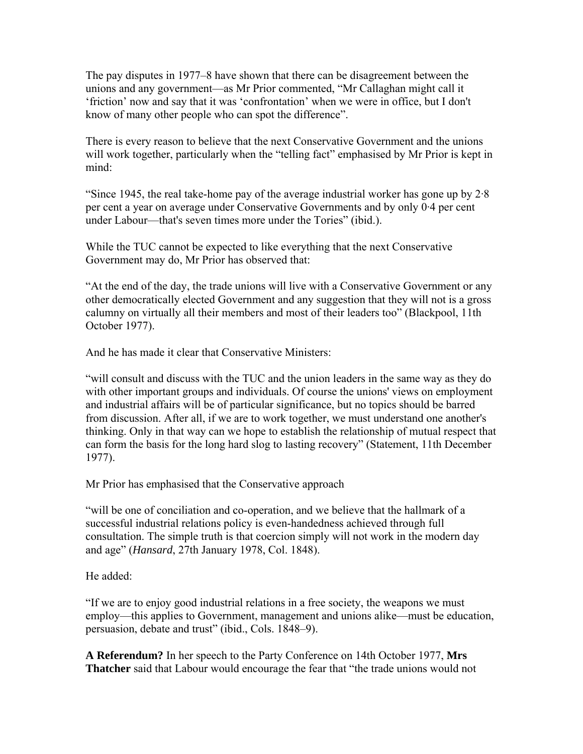The pay disputes in 1977–8 have shown that there can be disagreement between the unions and any government—as Mr Prior commented, "Mr Callaghan might call it 'friction' now and say that it was 'confrontation' when we were in office, but I don't know of many other people who can spot the difference".

There is every reason to believe that the next Conservative Government and the unions will work together, particularly when the "telling fact" emphasised by Mr Prior is kept in mind:

"Since 1945, the real take-home pay of the average industrial worker has gone up by 2·8 per cent a year on average under Conservative Governments and by only 0·4 per cent under Labour—that's seven times more under the Tories" (ibid.).

While the TUC cannot be expected to like everything that the next Conservative Government may do, Mr Prior has observed that:

"At the end of the day, the trade unions will live with a Conservative Government or any other democratically elected Government and any suggestion that they will not is a gross calumny on virtually all their members and most of their leaders too" (Blackpool, 11th October 1977).

And he has made it clear that Conservative Ministers:

"will consult and discuss with the TUC and the union leaders in the same way as they do with other important groups and individuals. Of course the unions' views on employment and industrial affairs will be of particular significance, but no topics should be barred from discussion. After all, if we are to work together, we must understand one another's thinking. Only in that way can we hope to establish the relationship of mutual respect that can form the basis for the long hard slog to lasting recovery" (Statement, 11th December 1977).

Mr Prior has emphasised that the Conservative approach

"will be one of conciliation and co-operation, and we believe that the hallmark of a successful industrial relations policy is even-handedness achieved through full consultation. The simple truth is that coercion simply will not work in the modern day and age" (*Hansard*, 27th January 1978, Col. 1848).

He added:

"If we are to enjoy good industrial relations in a free society, the weapons we must employ—this applies to Government, management and unions alike—must be education, persuasion, debate and trust" (ibid., Cols. 1848–9).

**A Referendum?** In her speech to the Party Conference on 14th October 1977, **Mrs Thatcher** said that Labour would encourage the fear that "the trade unions would not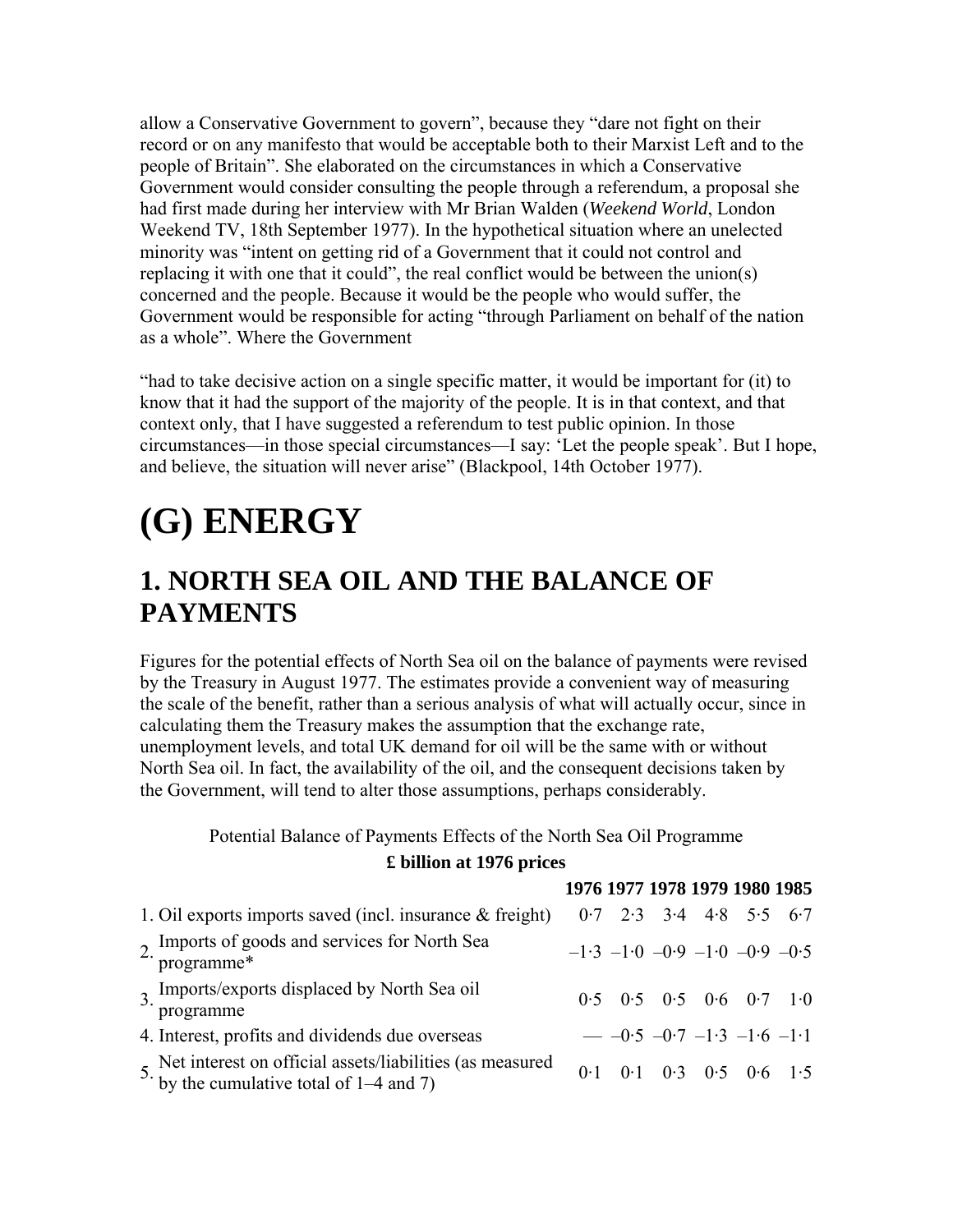allow a Conservative Government to govern", because they "dare not fight on their record or on any manifesto that would be acceptable both to their Marxist Left and to the people of Britain". She elaborated on the circumstances in which a Conservative Government would consider consulting the people through a referendum, a proposal she had first made during her interview with Mr Brian Walden (*Weekend World*, London Weekend TV, 18th September 1977). In the hypothetical situation where an unelected minority was "intent on getting rid of a Government that it could not control and replacing it with one that it could", the real conflict would be between the union(s) concerned and the people. Because it would be the people who would suffer, the Government would be responsible for acting "through Parliament on behalf of the nation as a whole". Where the Government

"had to take decisive action on a single specific matter, it would be important for (it) to know that it had the support of the majority of the people. It is in that context, and that context only, that I have suggested a referendum to test public opinion. In those circumstances—in those special circumstances—I say: 'Let the people speak'. But I hope, and believe, the situation will never arise" (Blackpool, 14th October 1977).

# (G) ENERGY

## 1. NORTH SEA OIL AND THE BALANCE OF PAYMENTS

Figures for the potential effects of North Sea oil on the balance of payments were revised by the Treasury in August 1977. The estimates provide a convenient way of measuring the scale of the benefit, rather than a serious analysis of what will actually occur, since in calculating them the Treasury makes the assumption that the exchange rate, unemployment levels, and total UK demand for oil will be the same with or without North Sea oil. In fact, the availability of the oil, and the consequent decisions taken by the Government, will tend to alter those assumptions, perhaps considerably.

Potential Balance of Payments Effects of the North Sea Oil Programme

**£ billion at 1976 prices**

| | 1976 | 1977 | 1978 | 1979 | 1980 | 1985 |
|---|---|---|---|---|---|---|
| 1. Oil exports imports saved (incl. insurance & freight) | 0·7 | 2·3 | 3·4 | 4·8 | 5·5 | 6·7 |
| 2. Imports of goods and services for North Sea programme* | –1·3 | –1·0 | –0·9 | –1·0 | –0·9 | –0·5 |
| 3. Imports/exports displaced by North Sea oil programme | 0·5 | 0·5 | 0·5 | 0·6 | 0·7 | 1·0 |
| 4. Interest, profits and dividends due overseas | — | –0·5 | –0·7 | –1·3 | –1·6 | –1·1 |
| 5. Net interest on official assets/liabilities (as measured by the cumulative total of 1–4 and 7) | 0·1 | 0·1 | 0·3 | 0·5 | 0·6 | 1·5 |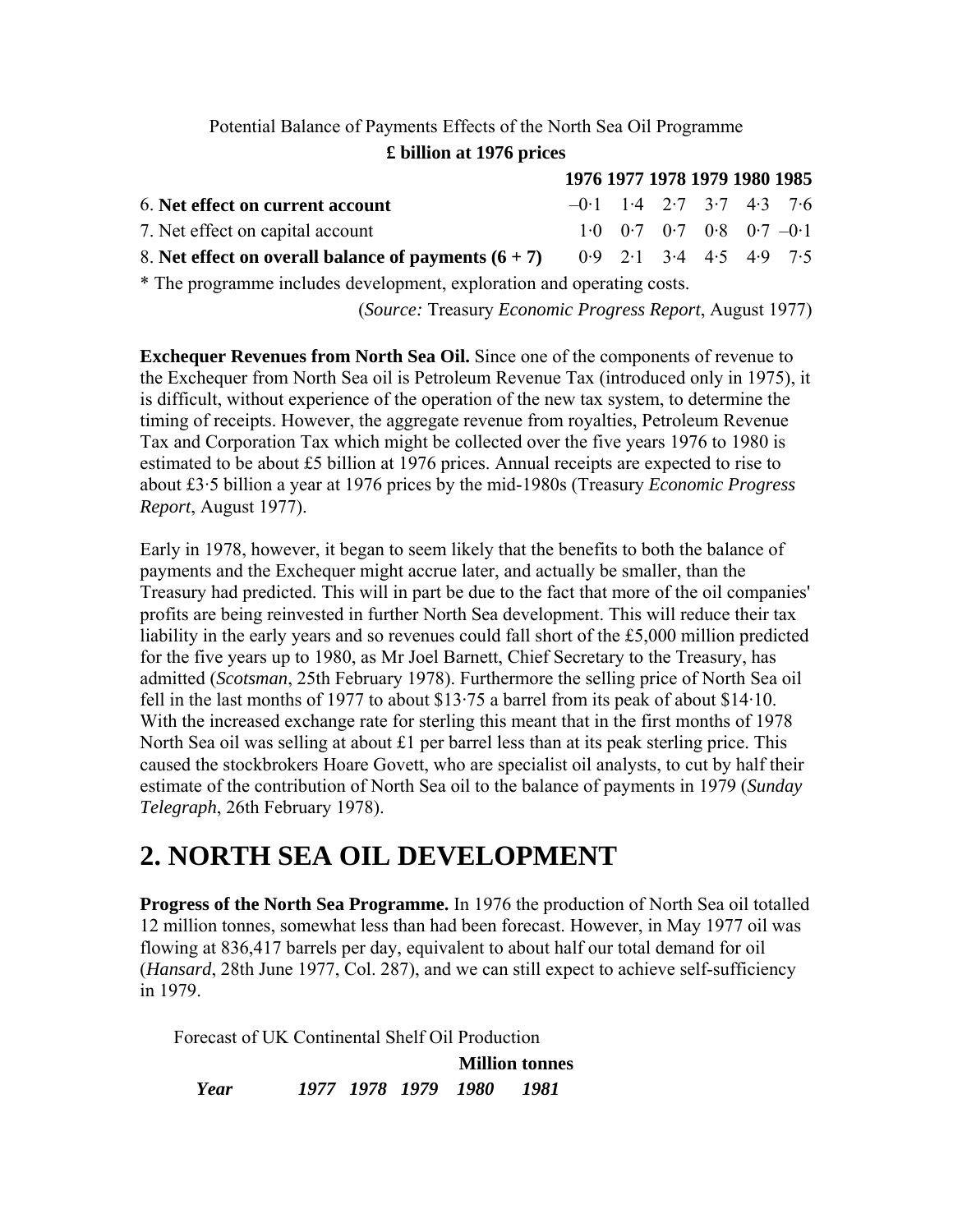Potential Balance of Payments Effects of the North Sea Oil Programme

**£ billion at 1976 prices**

| | **1976** | **1977** | **1978** | **1979** | **1980** | **1985** |
|---|---|---|---|---|---|---|
| 6. **Net effect on current account** | –0·1 | 1·4 | 2·7 | 3·7 | 4·3 | 7·6 |
| 7. Net effect on capital account | 1·0 | 0·7 | 0·7 | 0·8 | 0·7 | –0·1 |
| 8. **Net effect on overall balance of payments (6 + 7)** | 0·9 | 2·1 | 3·4 | 4·5 | 4·9 | 7·5 |

* The programme includes development, exploration and operating costs.

(*Source:* Treasury *Economic Progress Report*, August 1977)

**Exchequer Revenues from North Sea Oil.** Since one of the components of revenue to the Exchequer from North Sea oil is Petroleum Revenue Tax (introduced only in 1975), it is difficult, without experience of the operation of the new tax system, to determine the timing of receipts. However, the aggregate revenue from royalties, Petroleum Revenue Tax and Corporation Tax which might be collected over the five years 1976 to 1980 is estimated to be about £5 billion at 1976 prices. Annual receipts are expected to rise to about £3·5 billion a year at 1976 prices by the mid-1980s (Treasury *Economic Progress Report*, August 1977).

Early in 1978, however, it began to seem likely that the benefits to both the balance of payments and the Exchequer might accrue later, and actually be smaller, than the Treasury had predicted. This will in part be due to the fact that more of the oil companies' profits are being reinvested in further North Sea development. This will reduce their tax liability in the early years and so revenues could fall short of the £5,000 million predicted for the five years up to 1980, as Mr Joel Barnett, Chief Secretary to the Treasury, has admitted (*Scotsman*, 25th February 1978). Furthermore the selling price of North Sea oil fell in the last months of 1977 to about $13·75 a barrel from its peak of about $14·10. With the increased exchange rate for sterling this meant that in the first months of 1978 North Sea oil was selling at about £1 per barrel less than at its peak sterling price. This caused the stockbrokers Hoare Govett, who are specialist oil analysts, to cut by half their estimate of the contribution of North Sea oil to the balance of payments in 1979 (*Sunday Telegraph*, 26th February 1978).

# 2. NORTH SEA OIL DEVELOPMENT

**Progress of the North Sea Programme.** In 1976 the production of North Sea oil totalled 12 million tonnes, somewhat less than had been forecast. However, in May 1977 oil was flowing at 836,417 barrels per day, equivalent to about half our total demand for oil (*Hansard*, 28th June 1977, Col. 287), and we can still expect to achieve self-sufficiency in 1979.

Forecast of UK Continental Shelf Oil Production

**Million tonnes**

| ***Year*** | ***1977*** | ***1978*** | ***1979*** | ***1980*** | ***1981*** |
|---|---|---|---|---|---|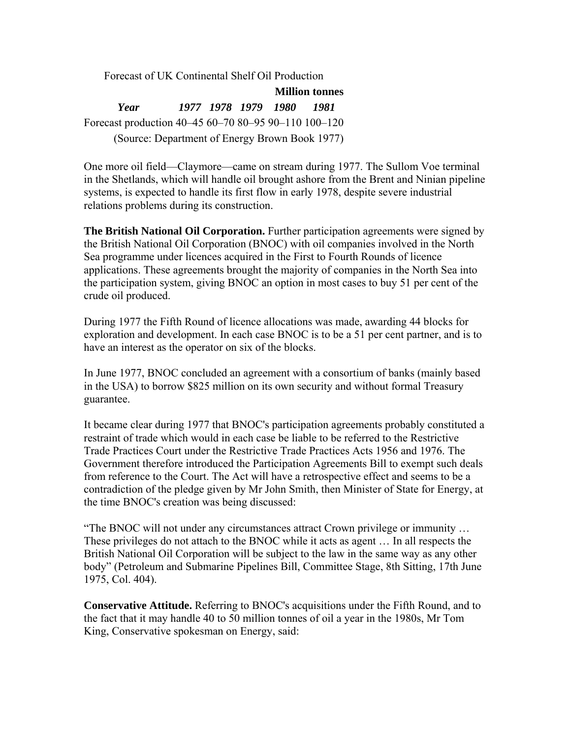Forecast of UK Continental Shelf Oil Production

| Year | 1977 | 1978 | 1979 | 1980 | 1981 |
|---|---|---|---|---|---|
| | | | | | **Million tonnes** |
| Forecast production | 40–45 | 60–70 | 80–95 | 90–110 | 100–120 |

(Source: Department of Energy Brown Book 1977)

One more oil field—Claymore—came on stream during 1977. The Sullom Voe terminal in the Shetlands, which will handle oil brought ashore from the Brent and Ninian pipeline systems, is expected to handle its first flow in early 1978, despite severe industrial relations problems during its construction.

**The British National Oil Corporation.** Further participation agreements were signed by the British National Oil Corporation (BNOC) with oil companies involved in the North Sea programme under licences acquired in the First to Fourth Rounds of licence applications. These agreements brought the majority of companies in the North Sea into the participation system, giving BNOC an option in most cases to buy 51 per cent of the crude oil produced.

During 1977 the Fifth Round of licence allocations was made, awarding 44 blocks for exploration and development. In each case BNOC is to be a 51 per cent partner, and is to have an interest as the operator on six of the blocks.

In June 1977, BNOC concluded an agreement with a consortium of banks (mainly based in the USA) to borrow $825 million on its own security and without formal Treasury guarantee.

It became clear during 1977 that BNOC's participation agreements probably constituted a restraint of trade which would in each case be liable to be referred to the Restrictive Trade Practices Court under the Restrictive Trade Practices Acts 1956 and 1976. The Government therefore introduced the Participation Agreements Bill to exempt such deals from reference to the Court. The Act will have a retrospective effect and seems to be a contradiction of the pledge given by Mr John Smith, then Minister of State for Energy, at the time BNOC's creation was being discussed:

"The BNOC will not under any circumstances attract Crown privilege or immunity … These privileges do not attach to the BNOC while it acts as agent … In all respects the British National Oil Corporation will be subject to the law in the same way as any other body" (Petroleum and Submarine Pipelines Bill, Committee Stage, 8th Sitting, 17th June 1975, Col. 404).

**Conservative Attitude.** Referring to BNOC's acquisitions under the Fifth Round, and to the fact that it may handle 40 to 50 million tonnes of oil a year in the 1980s, Mr Tom King, Conservative spokesman on Energy, said: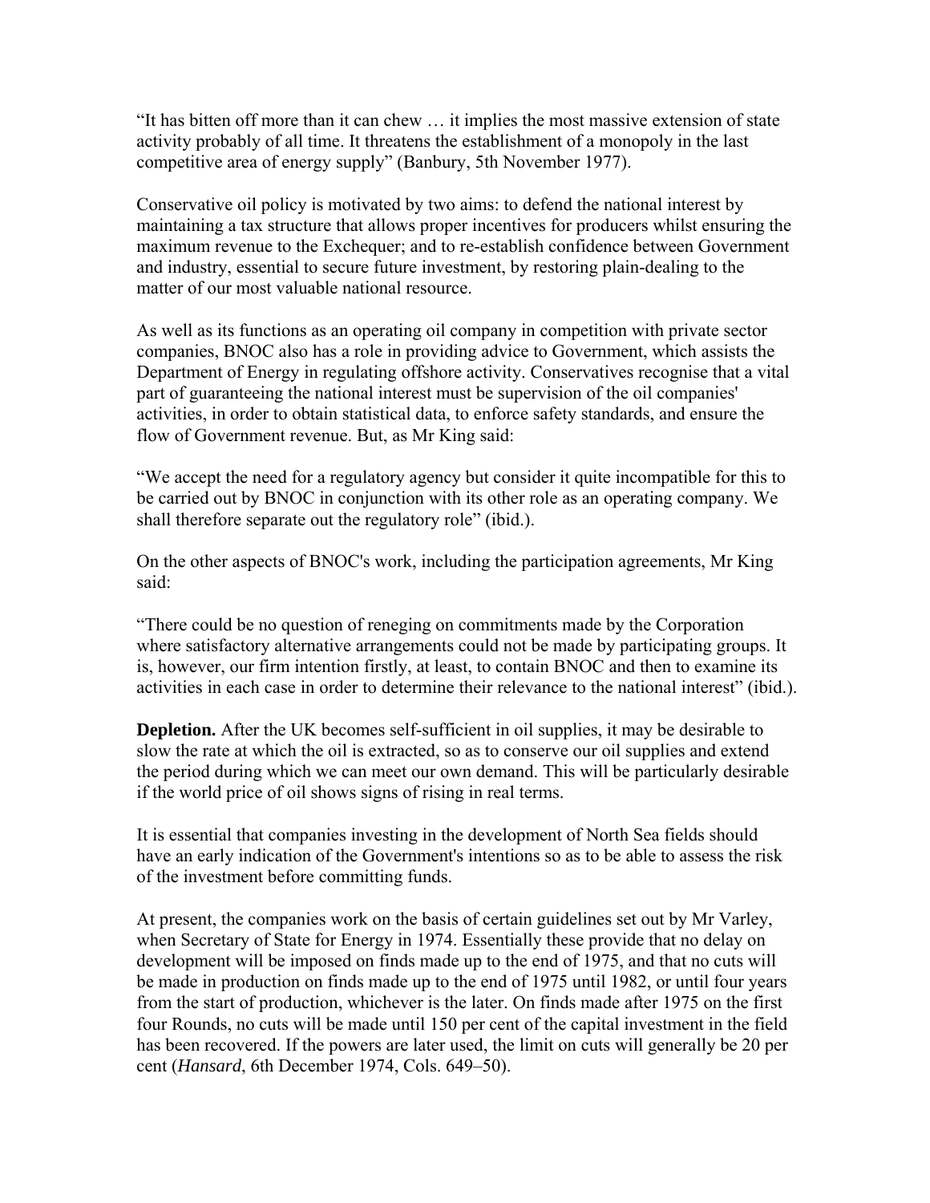“It has bitten off more than it can chew … it implies the most massive extension of state activity probably of all time. It threatens the establishment of a monopoly in the last competitive area of energy supply” (Banbury, 5th November 1977).

Conservative oil policy is motivated by two aims: to defend the national interest by maintaining a tax structure that allows proper incentives for producers whilst ensuring the maximum revenue to the Exchequer; and to re-establish confidence between Government and industry, essential to secure future investment, by restoring plain-dealing to the matter of our most valuable national resource.

As well as its functions as an operating oil company in competition with private sector companies, BNOC also has a role in providing advice to Government, which assists the Department of Energy in regulating offshore activity. Conservatives recognise that a vital part of guaranteeing the national interest must be supervision of the oil companies' activities, in order to obtain statistical data, to enforce safety standards, and ensure the flow of Government revenue. But, as Mr King said:

“We accept the need for a regulatory agency but consider it quite incompatible for this to be carried out by BNOC in conjunction with its other role as an operating company. We shall therefore separate out the regulatory role” (ibid.).

On the other aspects of BNOC's work, including the participation agreements, Mr King said:

“There could be no question of reneging on commitments made by the Corporation where satisfactory alternative arrangements could not be made by participating groups. It is, however, our firm intention firstly, at least, to contain BNOC and then to examine its activities in each case in order to determine their relevance to the national interest” (ibid.).

**Depletion.** After the UK becomes self-sufficient in oil supplies, it may be desirable to slow the rate at which the oil is extracted, so as to conserve our oil supplies and extend the period during which we can meet our own demand. This will be particularly desirable if the world price of oil shows signs of rising in real terms.

It is essential that companies investing in the development of North Sea fields should have an early indication of the Government's intentions so as to be able to assess the risk of the investment before committing funds.

At present, the companies work on the basis of certain guidelines set out by Mr Varley, when Secretary of State for Energy in 1974. Essentially these provide that no delay on development will be imposed on finds made up to the end of 1975, and that no cuts will be made in production on finds made up to the end of 1975 until 1982, or until four years from the start of production, whichever is the later. On finds made after 1975 on the first four Rounds, no cuts will be made until 150 per cent of the capital investment in the field has been recovered. If the powers are later used, the limit on cuts will generally be 20 per cent (*Hansard*, 6th December 1974, Cols. 649–50).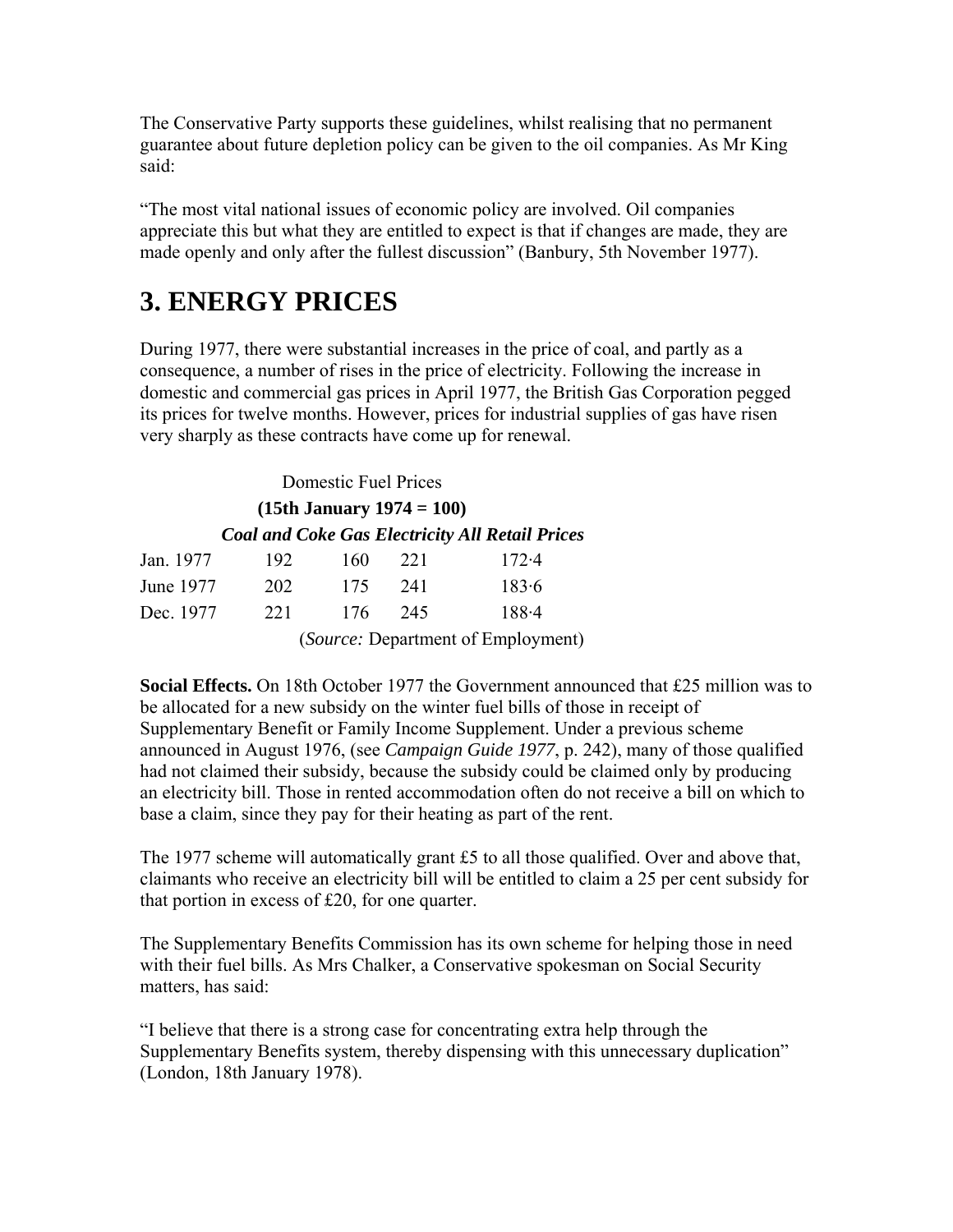The Conservative Party supports these guidelines, whilst realising that no permanent guarantee about future depletion policy can be given to the oil companies. As Mr King said:

"The most vital national issues of economic policy are involved. Oil companies appreciate this but what they are entitled to expect is that if changes are made, they are made openly and only after the fullest discussion" (Banbury, 5th November 1977).

# 3. ENERGY PRICES

During 1977, there were substantial increases in the price of coal, and partly as a consequence, a number of rises in the price of electricity. Following the increase in domestic and commercial gas prices in April 1977, the British Gas Corporation pegged its prices for twelve months. However, prices for industrial supplies of gas have risen very sharply as these contracts have come up for renewal.

Domestic Fuel Prices

**(15th January 1974 = 100)**

| | ***Coal and Coke*** | ***Gas*** | ***Electricity*** | ***All Retail Prices*** |
|---|---|---|---|---|
| Jan. 1977 | 192 | 160 | 221 | 172·4 |
| June 1977 | 202 | 175 | 241 | 183·6 |
| Dec. 1977 | 221 | 176 | 245 | 188·4 |

(*Source:* Department of Employment)

**Social Effects.** On 18th October 1977 the Government announced that £25 million was to be allocated for a new subsidy on the winter fuel bills of those in receipt of Supplementary Benefit or Family Income Supplement. Under a previous scheme announced in August 1976, (see *Campaign Guide 1977*, p. 242), many of those qualified had not claimed their subsidy, because the subsidy could be claimed only by producing an electricity bill. Those in rented accommodation often do not receive a bill on which to base a claim, since they pay for their heating as part of the rent.

The 1977 scheme will automatically grant £5 to all those qualified. Over and above that, claimants who receive an electricity bill will be entitled to claim a 25 per cent subsidy for that portion in excess of £20, for one quarter.

The Supplementary Benefits Commission has its own scheme for helping those in need with their fuel bills. As Mrs Chalker, a Conservative spokesman on Social Security matters, has said:

"I believe that there is a strong case for concentrating extra help through the Supplementary Benefits system, thereby dispensing with this unnecessary duplication" (London, 18th January 1978).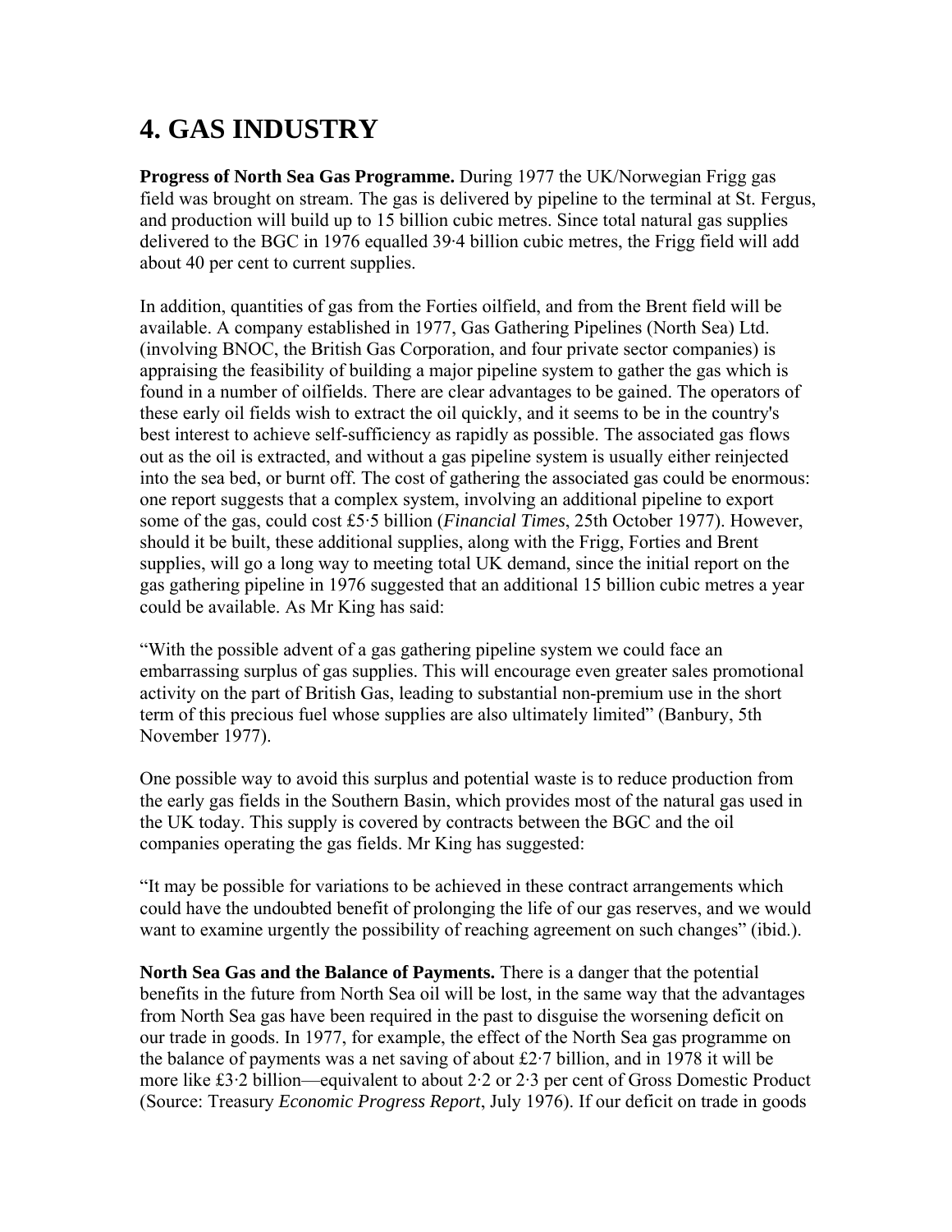# 4. GAS INDUSTRY

**Progress of North Sea Gas Programme.** During 1977 the UK/Norwegian Frigg gas field was brought on stream. The gas is delivered by pipeline to the terminal at St. Fergus, and production will build up to 15 billion cubic metres. Since total natural gas supplies delivered to the BGC in 1976 equalled 39·4 billion cubic metres, the Frigg field will add about 40 per cent to current supplies.

In addition, quantities of gas from the Forties oilfield, and from the Brent field will be available. A company established in 1977, Gas Gathering Pipelines (North Sea) Ltd. (involving BNOC, the British Gas Corporation, and four private sector companies) is appraising the feasibility of building a major pipeline system to gather the gas which is found in a number of oilfields. There are clear advantages to be gained. The operators of these early oil fields wish to extract the oil quickly, and it seems to be in the country's best interest to achieve self-sufficiency as rapidly as possible. The associated gas flows out as the oil is extracted, and without a gas pipeline system is usually either reinjected into the sea bed, or burnt off. The cost of gathering the associated gas could be enormous: one report suggests that a complex system, involving an additional pipeline to export some of the gas, could cost £5·5 billion (*Financial Times*, 25th October 1977). However, should it be built, these additional supplies, along with the Frigg, Forties and Brent supplies, will go a long way to meeting total UK demand, since the initial report on the gas gathering pipeline in 1976 suggested that an additional 15 billion cubic metres a year could be available. As Mr King has said:

"With the possible advent of a gas gathering pipeline system we could face an embarrassing surplus of gas supplies. This will encourage even greater sales promotional activity on the part of British Gas, leading to substantial non-premium use in the short term of this precious fuel whose supplies are also ultimately limited" (Banbury, 5th November 1977).

One possible way to avoid this surplus and potential waste is to reduce production from the early gas fields in the Southern Basin, which provides most of the natural gas used in the UK today. This supply is covered by contracts between the BGC and the oil companies operating the gas fields. Mr King has suggested:

"It may be possible for variations to be achieved in these contract arrangements which could have the undoubted benefit of prolonging the life of our gas reserves, and we would want to examine urgently the possibility of reaching agreement on such changes" (ibid.).

**North Sea Gas and the Balance of Payments.** There is a danger that the potential benefits in the future from North Sea oil will be lost, in the same way that the advantages from North Sea gas have been required in the past to disguise the worsening deficit on our trade in goods. In 1977, for example, the effect of the North Sea gas programme on the balance of payments was a net saving of about £2·7 billion, and in 1978 it will be more like £3·2 billion—equivalent to about 2·2 or 2·3 per cent of Gross Domestic Product (Source: Treasury *Economic Progress Report*, July 1976). If our deficit on trade in goods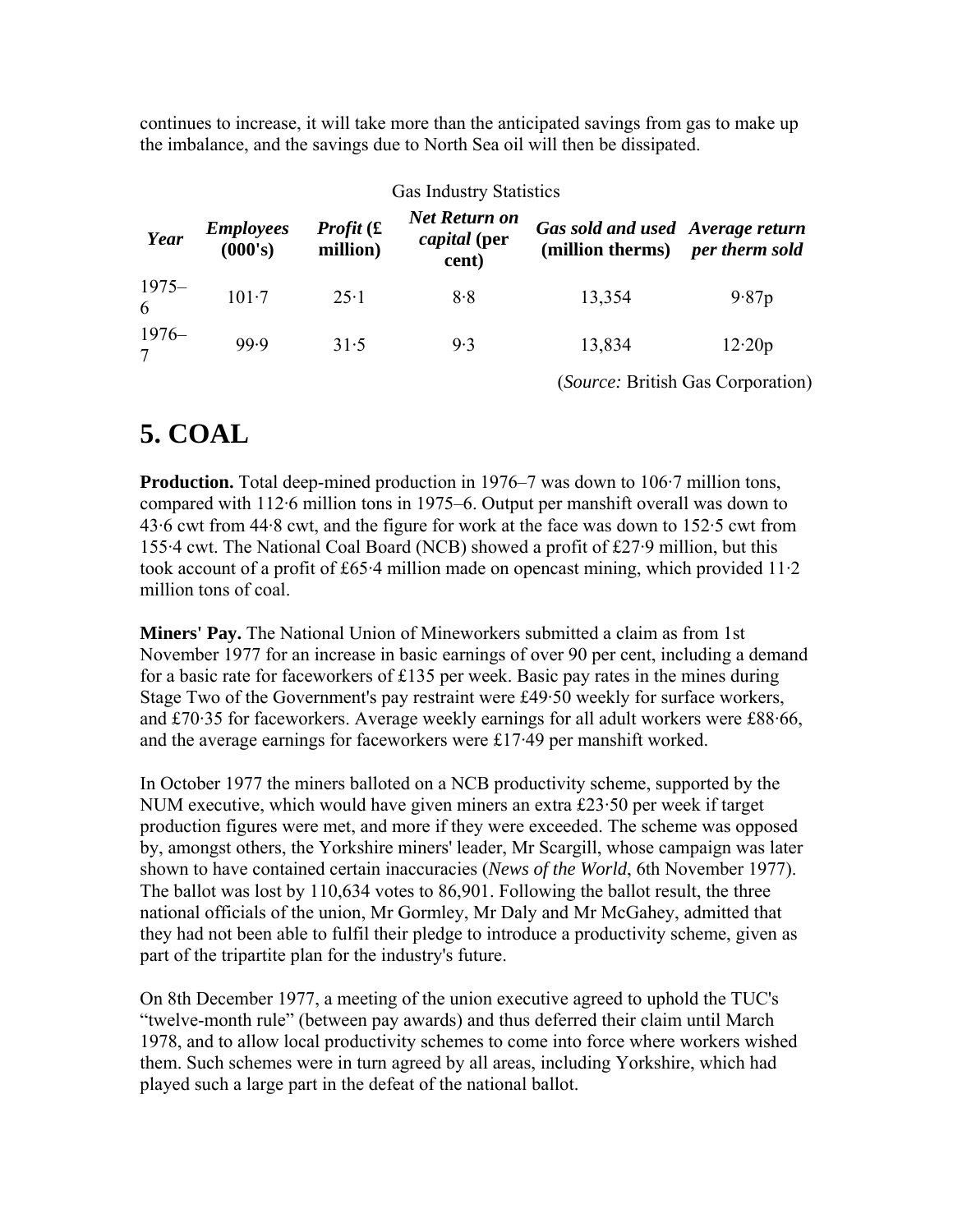continues to increase, it will take more than the anticipated savings from gas to make up the imbalance, and the savings due to North Sea oil will then be dissipated.

Gas Industry Statistics

| ***Year*** | ***Employees* (000's)** | ***Profit* (£ million)** | ***Net Return on capital* (per cent)** | ***Gas sold and used* (million therms)** | ***Average return per therm sold*** |
|---|---|---|---|---|---|
| 1975–6 | 101·7 | 25·1 | 8·8 | 13,354 | 9·87p |
| 1976–7 | 99·9 | 31·5 | 9·3 | 13,834 | 12·20p |

(*Source:* British Gas Corporation)

# 5. COAL

**Production.** Total deep-mined production in 1976–7 was down to 106·7 million tons, compared with 112·6 million tons in 1975–6. Output per manshift overall was down to 43·6 cwt from 44·8 cwt, and the figure for work at the face was down to 152·5 cwt from 155·4 cwt. The National Coal Board (NCB) showed a profit of £27·9 million, but this took account of a profit of £65·4 million made on opencast mining, which provided 11·2 million tons of coal.

**Miners' Pay.** The National Union of Mineworkers submitted a claim as from 1st November 1977 for an increase in basic earnings of over 90 per cent, including a demand for a basic rate for faceworkers of £135 per week. Basic pay rates in the mines during Stage Two of the Government's pay restraint were £49·50 weekly for surface workers, and £70·35 for faceworkers. Average weekly earnings for all adult workers were £88·66, and the average earnings for faceworkers were £17·49 per manshift worked.

In October 1977 the miners balloted on a NCB productivity scheme, supported by the NUM executive, which would have given miners an extra £23·50 per week if target production figures were met, and more if they were exceeded. The scheme was opposed by, amongst others, the Yorkshire miners' leader, Mr Scargill, whose campaign was later shown to have contained certain inaccuracies (*News of the World*, 6th November 1977). The ballot was lost by 110,634 votes to 86,901. Following the ballot result, the three national officials of the union, Mr Gormley, Mr Daly and Mr McGahey, admitted that they had not been able to fulfil their pledge to introduce a productivity scheme, given as part of the tripartite plan for the industry's future.

On 8th December 1977, a meeting of the union executive agreed to uphold the TUC's "twelve-month rule" (between pay awards) and thus deferred their claim until March 1978, and to allow local productivity schemes to come into force where workers wished them. Such schemes were in turn agreed by all areas, including Yorkshire, which had played such a large part in the defeat of the national ballot.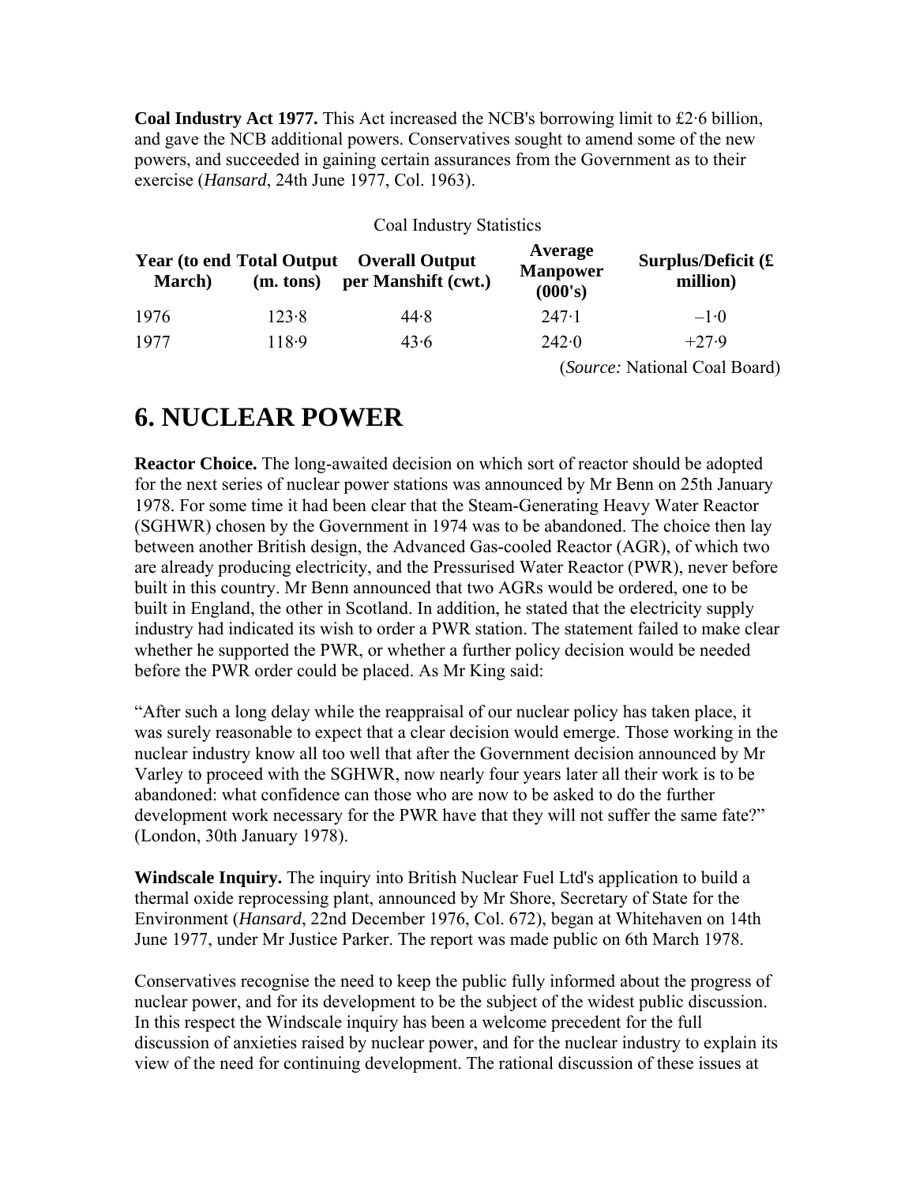**Coal Industry Act 1977.** This Act increased the NCB's borrowing limit to £2·6 billion, and gave the NCB additional powers. Conservatives sought to amend some of the new powers, and succeeded in gaining certain assurances from the Government as to their exercise (*Hansard*, 24th June 1977, Col. 1963).

Coal Industry Statistics

| Year (to end March) | Total Output (m. tons) | Overall Output per Manshift (cwt.) | Average Manpower (000's) | Surplus/Deficit (£ million) |
|---|---|---|---|---|
| 1976 | 123·8 | 44·8 | 247·1 | –1·0 |
| 1977 | 118·9 | 43·6 | 242·0 | +27·9 |

(*Source:* National Coal Board)

# 6. NUCLEAR POWER

**Reactor Choice.** The long-awaited decision on which sort of reactor should be adopted for the next series of nuclear power stations was announced by Mr Benn on 25th January 1978. For some time it had been clear that the Steam-Generating Heavy Water Reactor (SGHWR) chosen by the Government in 1974 was to be abandoned. The choice then lay between another British design, the Advanced Gas-cooled Reactor (AGR), of which two are already producing electricity, and the Pressurised Water Reactor (PWR), never before built in this country. Mr Benn announced that two AGRs would be ordered, one to be built in England, the other in Scotland. In addition, he stated that the electricity supply industry had indicated its wish to order a PWR station. The statement failed to make clear whether he supported the PWR, or whether a further policy decision would be needed before the PWR order could be placed. As Mr King said:

"After such a long delay while the reappraisal of our nuclear policy has taken place, it was surely reasonable to expect that a clear decision would emerge. Those working in the nuclear industry know all too well that after the Government decision announced by Mr Varley to proceed with the SGHWR, now nearly four years later all their work is to be abandoned: what confidence can those who are now to be asked to do the further development work necessary for the PWR have that they will not suffer the same fate?" (London, 30th January 1978).

**Windscale Inquiry.** The inquiry into British Nuclear Fuel Ltd's application to build a thermal oxide reprocessing plant, announced by Mr Shore, Secretary of State for the Environment (*Hansard*, 22nd December 1976, Col. 672), began at Whitehaven on 14th June 1977, under Mr Justice Parker. The report was made public on 6th March 1978.

Conservatives recognise the need to keep the public fully informed about the progress of nuclear power, and for its development to be the subject of the widest public discussion. In this respect the Windscale inquiry has been a welcome precedent for the full discussion of anxieties raised by nuclear power, and for the nuclear industry to explain its view of the need for continuing development. The rational discussion of these issues at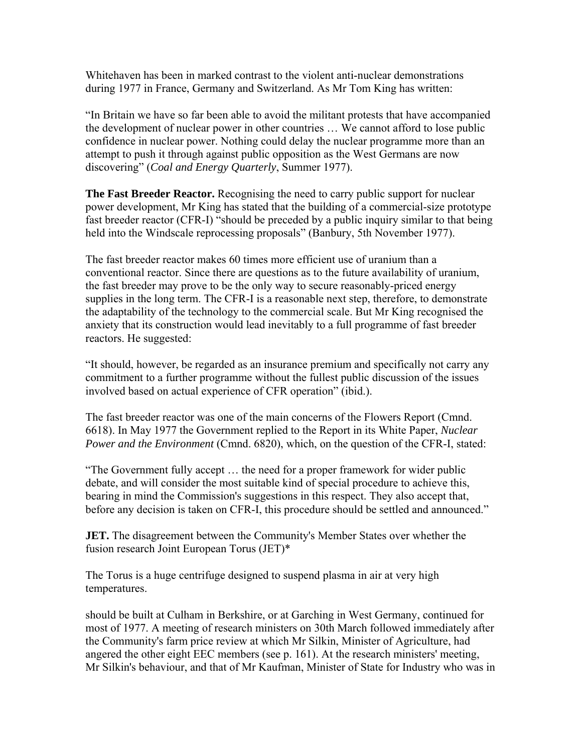Whitehaven has been in marked contrast to the violent anti-nuclear demonstrations during 1977 in France, Germany and Switzerland. As Mr Tom King has written:

"In Britain we have so far been able to avoid the militant protests that have accompanied the development of nuclear power in other countries … We cannot afford to lose public confidence in nuclear power. Nothing could delay the nuclear programme more than an attempt to push it through against public opposition as the West Germans are now discovering" (*Coal and Energy Quarterly*, Summer 1977).

**The Fast Breeder Reactor.** Recognising the need to carry public support for nuclear power development, Mr King has stated that the building of a commercial-size prototype fast breeder reactor (CFR-I) "should be preceded by a public inquiry similar to that being held into the Windscale reprocessing proposals" (Banbury, 5th November 1977).

The fast breeder reactor makes 60 times more efficient use of uranium than a conventional reactor. Since there are questions as to the future availability of uranium, the fast breeder may prove to be the only way to secure reasonably-priced energy supplies in the long term. The CFR-I is a reasonable next step, therefore, to demonstrate the adaptability of the technology to the commercial scale. But Mr King recognised the anxiety that its construction would lead inevitably to a full programme of fast breeder reactors. He suggested:

"It should, however, be regarded as an insurance premium and specifically not carry any commitment to a further programme without the fullest public discussion of the issues involved based on actual experience of CFR operation" (ibid.).

The fast breeder reactor was one of the main concerns of the Flowers Report (Cmnd. 6618). In May 1977 the Government replied to the Report in its White Paper, *Nuclear Power and the Environment* (Cmnd. 6820), which, on the question of the CFR-I, stated:

"The Government fully accept … the need for a proper framework for wider public debate, and will consider the most suitable kind of special procedure to achieve this, bearing in mind the Commission's suggestions in this respect. They also accept that, before any decision is taken on CFR-I, this procedure should be settled and announced."

**JET.** The disagreement between the Community's Member States over whether the fusion research Joint European Torus (JET)*

The Torus is a huge centrifuge designed to suspend plasma in air at very high temperatures.

should be built at Culham in Berkshire, or at Garching in West Germany, continued for most of 1977. A meeting of research ministers on 30th March followed immediately after the Community's farm price review at which Mr Silkin, Minister of Agriculture, had angered the other eight EEC members (see p. 161). At the research ministers' meeting, Mr Silkin's behaviour, and that of Mr Kaufman, Minister of State for Industry who was in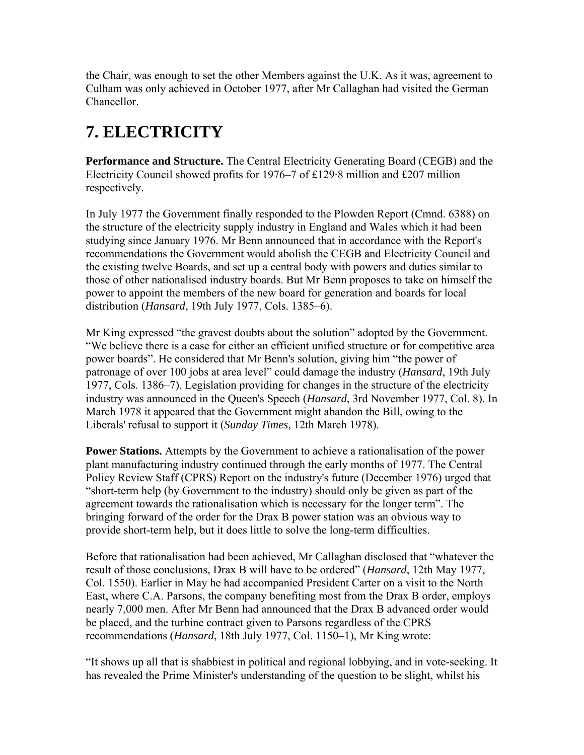the Chair, was enough to set the other Members against the U.K. As it was, agreement to Culham was only achieved in October 1977, after Mr Callaghan had visited the German Chancellor.

# 7. ELECTRICITY

**Performance and Structure.** The Central Electricity Generating Board (CEGB) and the Electricity Council showed profits for 1976–7 of £129·8 million and £207 million respectively.

In July 1977 the Government finally responded to the Plowden Report (Cmnd. 6388) on the structure of the electricity supply industry in England and Wales which it had been studying since January 1976. Mr Benn announced that in accordance with the Report's recommendations the Government would abolish the CEGB and Electricity Council and the existing twelve Boards, and set up a central body with powers and duties similar to those of other nationalised industry boards. But Mr Benn proposes to take on himself the power to appoint the members of the new board for generation and boards for local distribution (*Hansard*, 19th July 1977, Cols. 1385–6).

Mr King expressed "the gravest doubts about the solution" adopted by the Government. "We believe there is a case for either an efficient unified structure or for competitive area power boards". He considered that Mr Benn's solution, giving him "the power of patronage of over 100 jobs at area level" could damage the industry (*Hansard*, 19th July 1977, Cols. 1386–7). Legislation providing for changes in the structure of the electricity industry was announced in the Queen's Speech (*Hansard*, 3rd November 1977, Col. 8). In March 1978 it appeared that the Government might abandon the Bill, owing to the Liberals' refusal to support it (*Sunday Times*, 12th March 1978).

**Power Stations.** Attempts by the Government to achieve a rationalisation of the power plant manufacturing industry continued through the early months of 1977. The Central Policy Review Staff (CPRS) Report on the industry's future (December 1976) urged that "short-term help (by Government to the industry) should only be given as part of the agreement towards the rationalisation which is necessary for the longer term". The bringing forward of the order for the Drax B power station was an obvious way to provide short-term help, but it does little to solve the long-term difficulties.

Before that rationalisation had been achieved, Mr Callaghan disclosed that "whatever the result of those conclusions, Drax B will have to be ordered" (*Hansard*, 12th May 1977, Col. 1550). Earlier in May he had accompanied President Carter on a visit to the North East, where C.A. Parsons, the company benefiting most from the Drax B order, employs nearly 7,000 men. After Mr Benn had announced that the Drax B advanced order would be placed, and the turbine contract given to Parsons regardless of the CPRS recommendations (*Hansard*, 18th July 1977, Col. 1150–1), Mr King wrote:

"It shows up all that is shabbiest in political and regional lobbying, and in vote-seeking. It has revealed the Prime Minister's understanding of the question to be slight, whilst his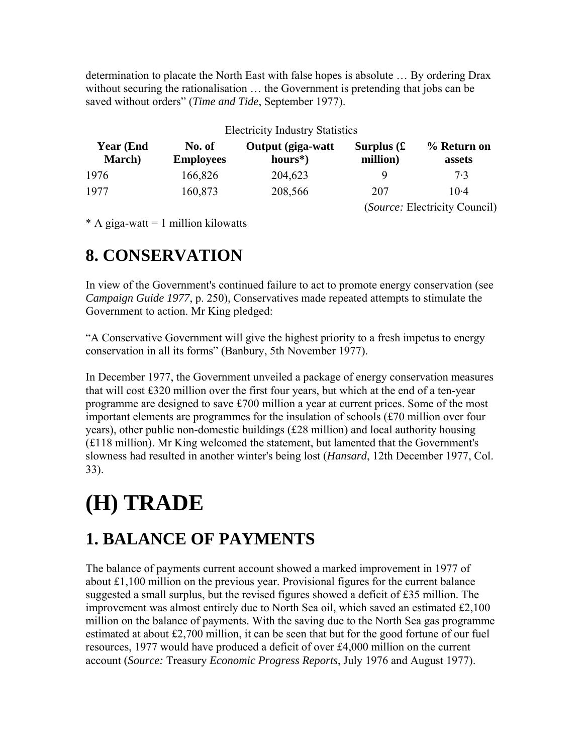determination to placate the North East with false hopes is absolute … By ordering Drax without securing the rationalisation … the Government is pretending that jobs can be saved without orders" (*Time and Tide*, September 1977).

Electricity Industry Statistics

| Year (End March) | No. of Employees | Output (giga-watt hours*) | Surplus (£ million) | % Return on assets |
|---|---|---|---|---|
| 1976 | 166,826 | 204,623 | 9 | 7·3 |
| 1977 | 160,873 | 208,566 | 207 | 10·4 |

(*Source:* Electricity Council)

* A giga-watt = 1 million kilowatts

## 8. CONSERVATION

In view of the Government's continued failure to act to promote energy conservation (see *Campaign Guide 1977*, p. 250), Conservatives made repeated attempts to stimulate the Government to action. Mr King pledged:

"A Conservative Government will give the highest priority to a fresh impetus to energy conservation in all its forms" (Banbury, 5th November 1977).

In December 1977, the Government unveiled a package of energy conservation measures that will cost £320 million over the first four years, but which at the end of a ten-year programme are designed to save £700 million a year at current prices. Some of the most important elements are programmes for the insulation of schools (£70 million over four years), other public non-domestic buildings (£28 million) and local authority housing (£118 million). Mr King welcomed the statement, but lamented that the Government's slowness had resulted in another winter's being lost (*Hansard*, 12th December 1977, Col. 33).

# (H) TRADE

## 1. BALANCE OF PAYMENTS

The balance of payments current account showed a marked improvement in 1977 of about £1,100 million on the previous year. Provisional figures for the current balance suggested a small surplus, but the revised figures showed a deficit of £35 million. The improvement was almost entirely due to North Sea oil, which saved an estimated £2,100 million on the balance of payments. With the saving due to the North Sea gas programme estimated at about £2,700 million, it can be seen that but for the good fortune of our fuel resources, 1977 would have produced a deficit of over £4,000 million on the current account (*Source:* Treasury *Economic Progress Reports*, July 1976 and August 1977).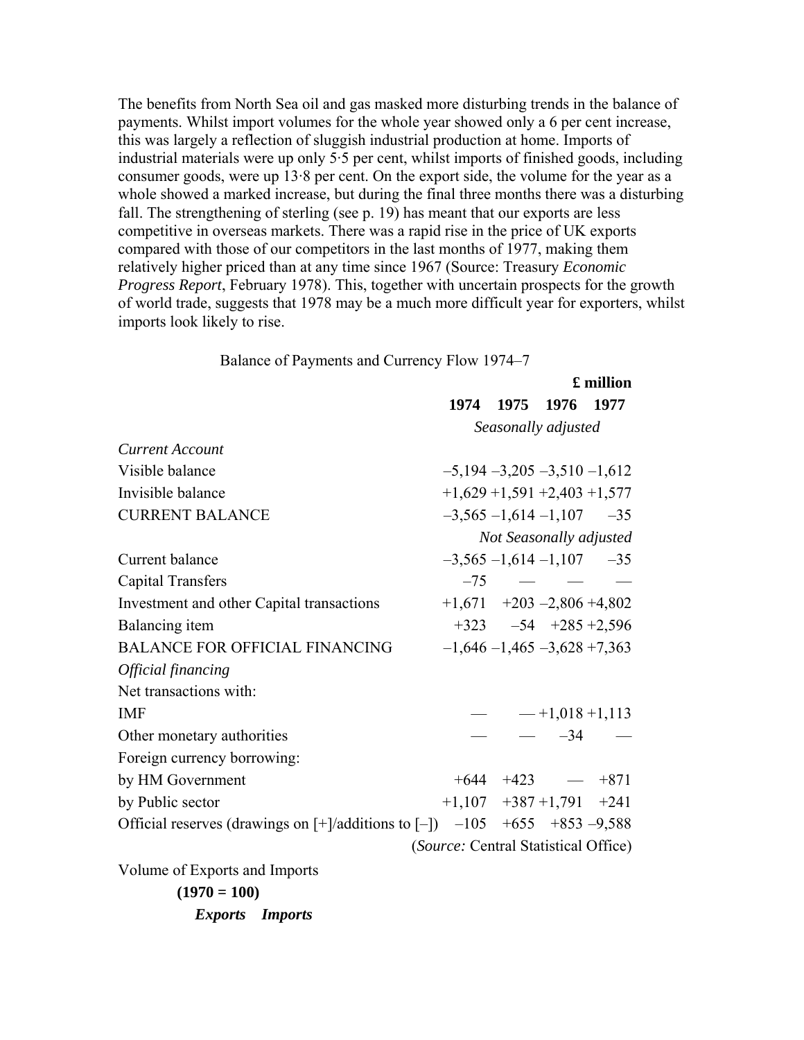The benefits from North Sea oil and gas masked more disturbing trends in the balance of payments. Whilst import volumes for the whole year showed only a 6 per cent increase, this was largely a reflection of sluggish industrial production at home. Imports of industrial materials were up only 5·5 per cent, whilst imports of finished goods, including consumer goods, were up 13·8 per cent. On the export side, the volume for the year as a whole showed a marked increase, but during the final three months there was a disturbing fall. The strengthening of sterling (see p. 19) has meant that our exports are less competitive in overseas markets. There was a rapid rise in the price of UK exports compared with those of our competitors in the last months of 1977, making them relatively higher priced than at any time since 1967 (Source: Treasury *Economic Progress Report*, February 1978). This, together with uncertain prospects for the growth of world trade, suggests that 1978 may be a much more difficult year for exporters, whilst imports look likely to rise.

Balance of Payments and Currency Flow 1974–7

| | **1974** | **1975** | **1976** | **1977** |
|---|---|---|---|---|
| | | | | **£ million** |
| | *Seasonally adjusted* | | | |
| *Current Account* | | | | |
| Visible balance | –5,194 | –3,205 | –3,510 | –1,612 |
| Invisible balance | +1,629 | +1,591 | +2,403 | +1,577 |
| CURRENT BALANCE | –3,565 | –1,614 | –1,107 | –35 |
| | *Not Seasonally adjusted* | | | |
| Current balance | –3,565 | –1,614 | –1,107 | –35 |
| Capital Transfers | –75 | — | — | — |
| Investment and other Capital transactions | +1,671 | +203 | –2,806 | +4,802 |
| Balancing item | +323 | –54 | +285 | +2,596 |
| BALANCE FOR OFFICIAL FINANCING | –1,646 | –1,465 | –3,628 | +7,363 |
| *Official financing* | | | | |
| Net transactions with: | | | | |
| IMF | — | — | +1,018 | +1,113 |
| Other monetary authorities | — | — | –34 | — |
| Foreign currency borrowing: | | | | |
| by HM Government | +644 | +423 | — | +871 |
| by Public sector | +1,107 | +387 | +1,791 | +241 |
| Official reserves (drawings on [+]/additions to [–]) | –105 | +655 | +853 | –9,588 |

(*Source:* Central Statistical Office)

Volume of Exports and Imports

**(1970 = 100)**

***Exports*** ***Imports***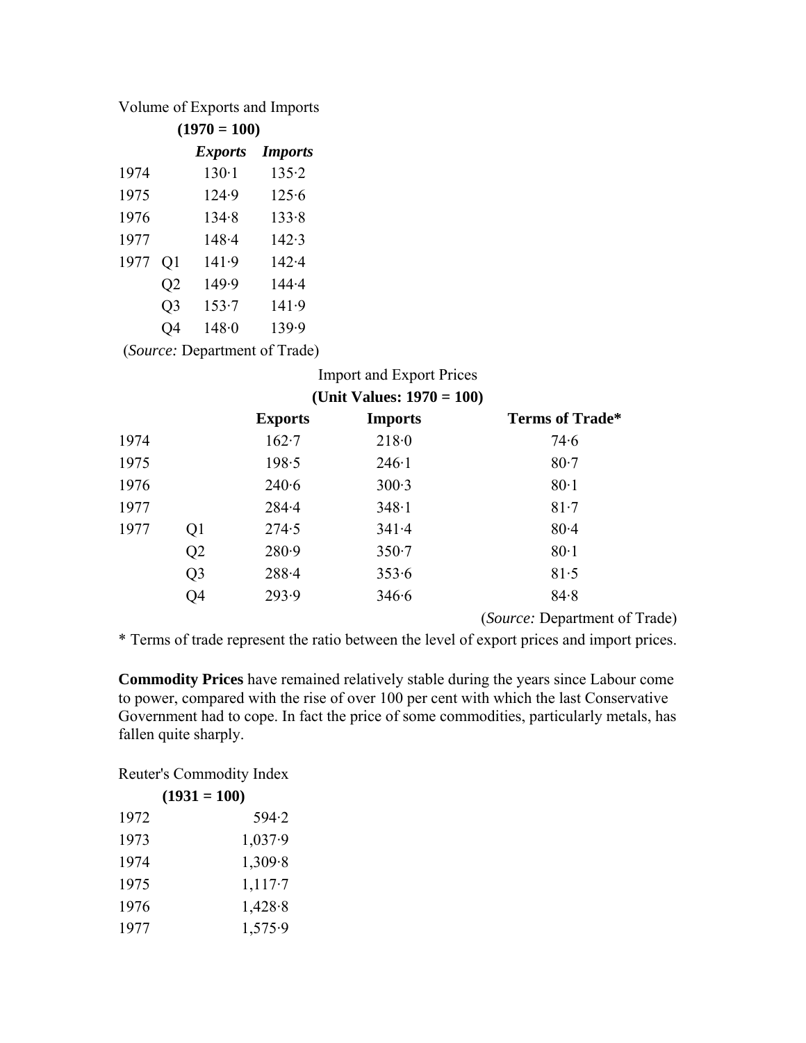Volume of Exports and Imports

**(1970 = 100)**

| | | *Exports* | *Imports* |
|---|---|---|---|
| 1974 | | 130·1 | 135·2 |
| 1975 | | 124·9 | 125·6 |
| 1976 | | 134·8 | 133·8 |
| 1977 | | 148·4 | 142·3 |
| 1977 | Q1 | 141·9 | 142·4 |
| | Q2 | 149·9 | 144·4 |
| | Q3 | 153·7 | 141·9 |
| | Q4 | 148·0 | 139·9 |

(*Source:* Department of Trade)

Import and Export Prices

**(Unit Values: 1970 = 100)**

| | | **Exports** | **Imports** | **Terms of Trade*** |
|---|---|---|---|---|
| 1974 | | 162·7 | 218·0 | 74·6 |
| 1975 | | 198·5 | 246·1 | 80·7 |
| 1976 | | 240·6 | 300·3 | 80·1 |
| 1977 | | 284·4 | 348·1 | 81·7 |
| 1977 | Q1 | 274·5 | 341·4 | 80·4 |
| | Q2 | 280·9 | 350·7 | 80·1 |
| | Q3 | 288·4 | 353·6 | 81·5 |
| | Q4 | 293·9 | 346·6 | 84·8 |

(*Source:* Department of Trade)

* Terms of trade represent the ratio between the level of export prices and import prices.

**Commodity Prices** have remained relatively stable during the years since Labour come to power, compared with the rise of over 100 per cent with which the last Conservative Government had to cope. In fact the price of some commodities, particularly metals, has fallen quite sharply.

Reuter's Commodity Index

**(1931 = 100)**

| | |
|---|---|
| 1972 | 594·2 |
| 1973 | 1,037·9 |
| 1974 | 1,309·8 |
| 1975 | 1,117·7 |
| 1976 | 1,428·8 |
| 1977 | 1,575·9 |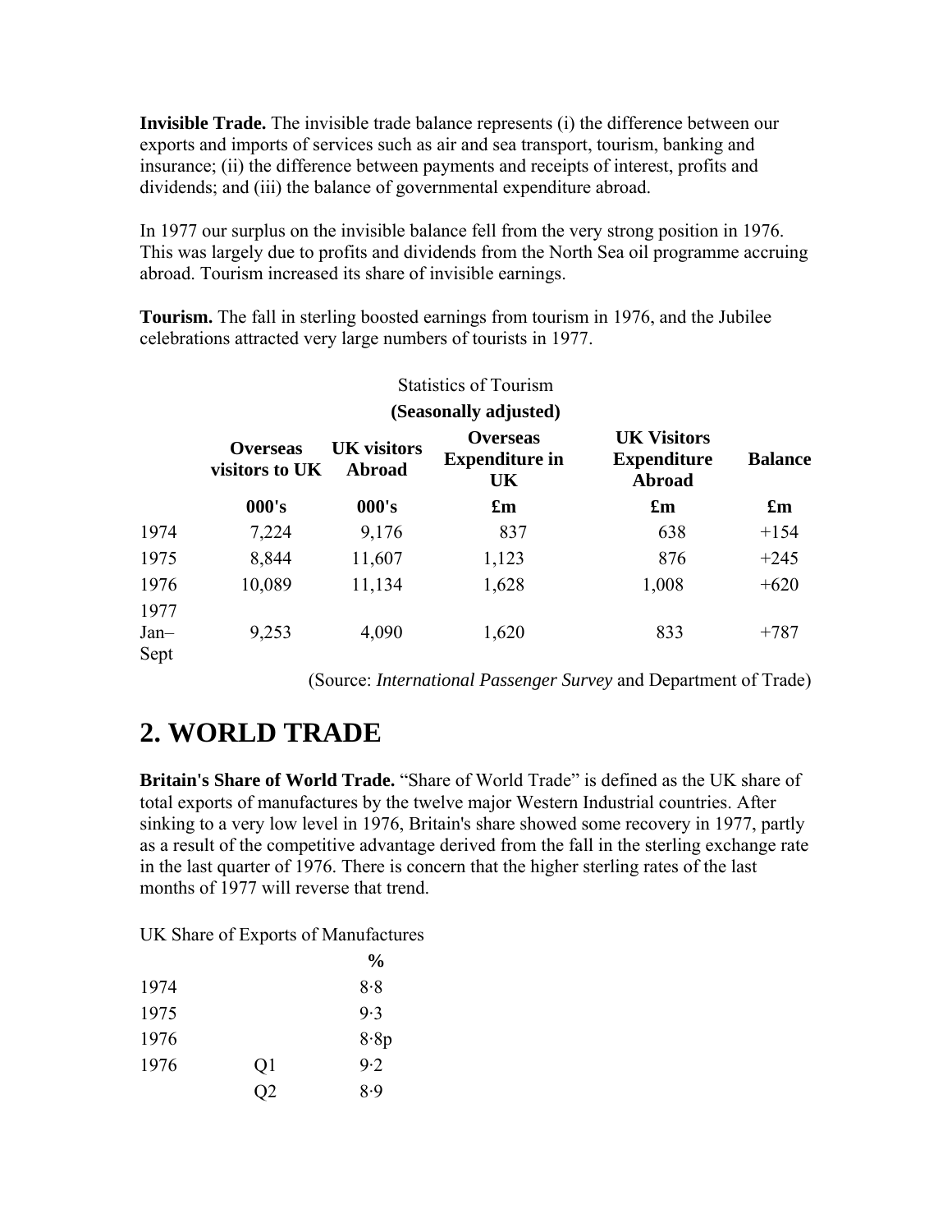**Invisible Trade.** The invisible trade balance represents (i) the difference between our exports and imports of services such as air and sea transport, tourism, banking and insurance; (ii) the difference between payments and receipts of interest, profits and dividends; and (iii) the balance of governmental expenditure abroad.

In 1977 our surplus on the invisible balance fell from the very strong position in 1976. This was largely due to profits and dividends from the North Sea oil programme accruing abroad. Tourism increased its share of invisible earnings.

**Tourism.** The fall in sterling boosted earnings from tourism in 1976, and the Jubilee celebrations attracted very large numbers of tourists in 1977.

Statistics of Tourism

**(Seasonally adjusted)**

| | **Overseas visitors to UK** | **UK visitors Abroad** | **Overseas Expenditure in UK** | **UK Visitors Expenditure Abroad** | **Balance** |
|---|---|---|---|---|---|
| | **000's** | **000's** | **£m** | **£m** | **£m** |
| 1974 | 7,224 | 9,176 | 837 | 638 | +154 |
| 1975 | 8,844 | 11,607 | 1,123 | 876 | +245 |
| 1976 | 10,089 | 11,134 | 1,628 | 1,008 | +620 |
| 1977 Jan–Sept | 9,253 | 4,090 | 1,620 | 833 | +787 |

(Source: *International Passenger Survey* and Department of Trade)

# 2. WORLD TRADE

**Britain's Share of World Trade.** "Share of World Trade" is defined as the UK share of total exports of manufactures by the twelve major Western Industrial countries. After sinking to a very low level in 1976, Britain's share showed some recovery in 1977, partly as a result of the competitive advantage derived from the fall in the sterling exchange rate in the last quarter of 1976. There is concern that the higher sterling rates of the last months of 1977 will reverse that trend.

UK Share of Exports of Manufactures

| | | **%** |
|---|---|---|
| 1974 | | 8·8 |
| 1975 | | 9·3 |
| 1976 | | 8·8p |
| 1976 | Q1 | 9·2 |
| | Q2 | 8·9 |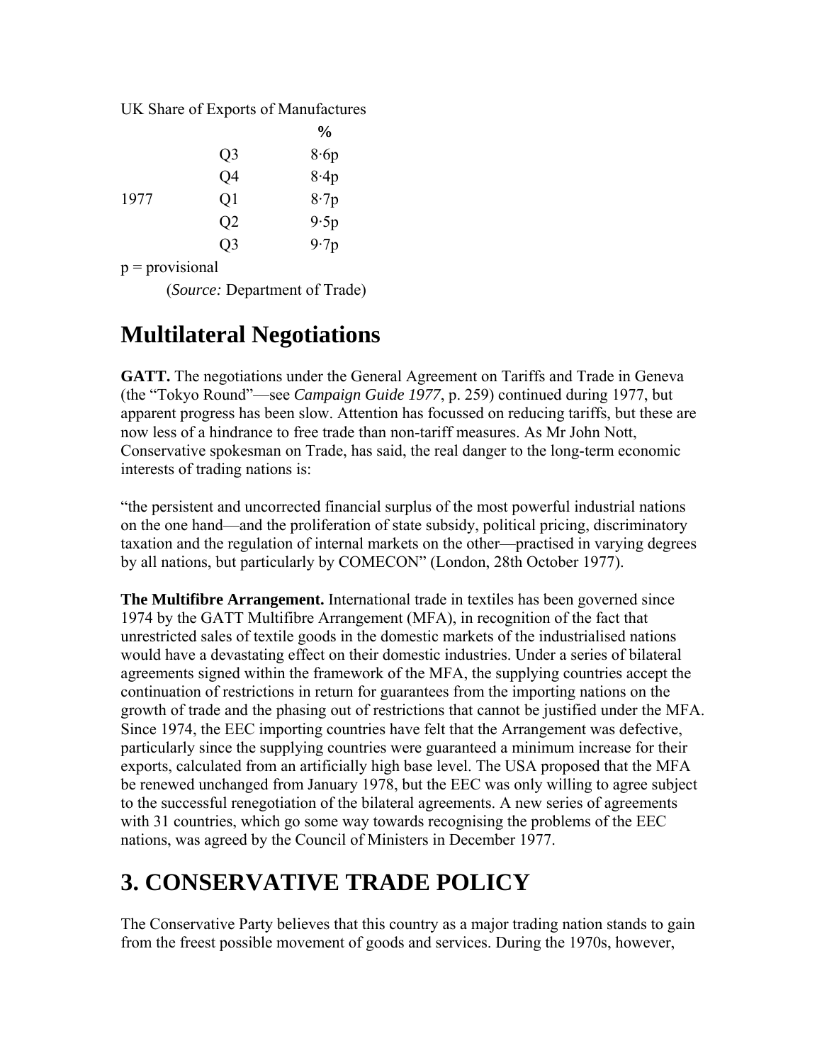UK Share of Exports of Manufactures

| | | % |
|---|---|---|
| | Q3 | 8·6p |
| | Q4 | 8·4p |
| 1977 | Q1 | 8·7p |
| | Q2 | 9·5p |
| | Q3 | 9·7p |

p = provisional

(*Source:* Department of Trade)

## Multilateral Negotiations

**GATT.** The negotiations under the General Agreement on Tariffs and Trade in Geneva (the "Tokyo Round"—see *Campaign Guide 1977*, p. 259) continued during 1977, but apparent progress has been slow. Attention has focussed on reducing tariffs, but these are now less of a hindrance to free trade than non-tariff measures. As Mr John Nott, Conservative spokesman on Trade, has said, the real danger to the long-term economic interests of trading nations is:

"the persistent and uncorrected financial surplus of the most powerful industrial nations on the one hand—and the proliferation of state subsidy, political pricing, discriminatory taxation and the regulation of internal markets on the other—practised in varying degrees by all nations, but particularly by COMECON" (London, 28th October 1977).

**The Multifibre Arrangement.** International trade in textiles has been governed since 1974 by the GATT Multifibre Arrangement (MFA), in recognition of the fact that unrestricted sales of textile goods in the domestic markets of the industrialised nations would have a devastating effect on their domestic industries. Under a series of bilateral agreements signed within the framework of the MFA, the supplying countries accept the continuation of restrictions in return for guarantees from the importing nations on the growth of trade and the phasing out of restrictions that cannot be justified under the MFA. Since 1974, the EEC importing countries have felt that the Arrangement was defective, particularly since the supplying countries were guaranteed a minimum increase for their exports, calculated from an artificially high base level. The USA proposed that the MFA be renewed unchanged from January 1978, but the EEC was only willing to agree subject to the successful renegotiation of the bilateral agreements. A new series of agreements with 31 countries, which go some way towards recognising the problems of the EEC nations, was agreed by the Council of Ministers in December 1977.

## 3. CONSERVATIVE TRADE POLICY

The Conservative Party believes that this country as a major trading nation stands to gain from the freest possible movement of goods and services. During the 1970s, however,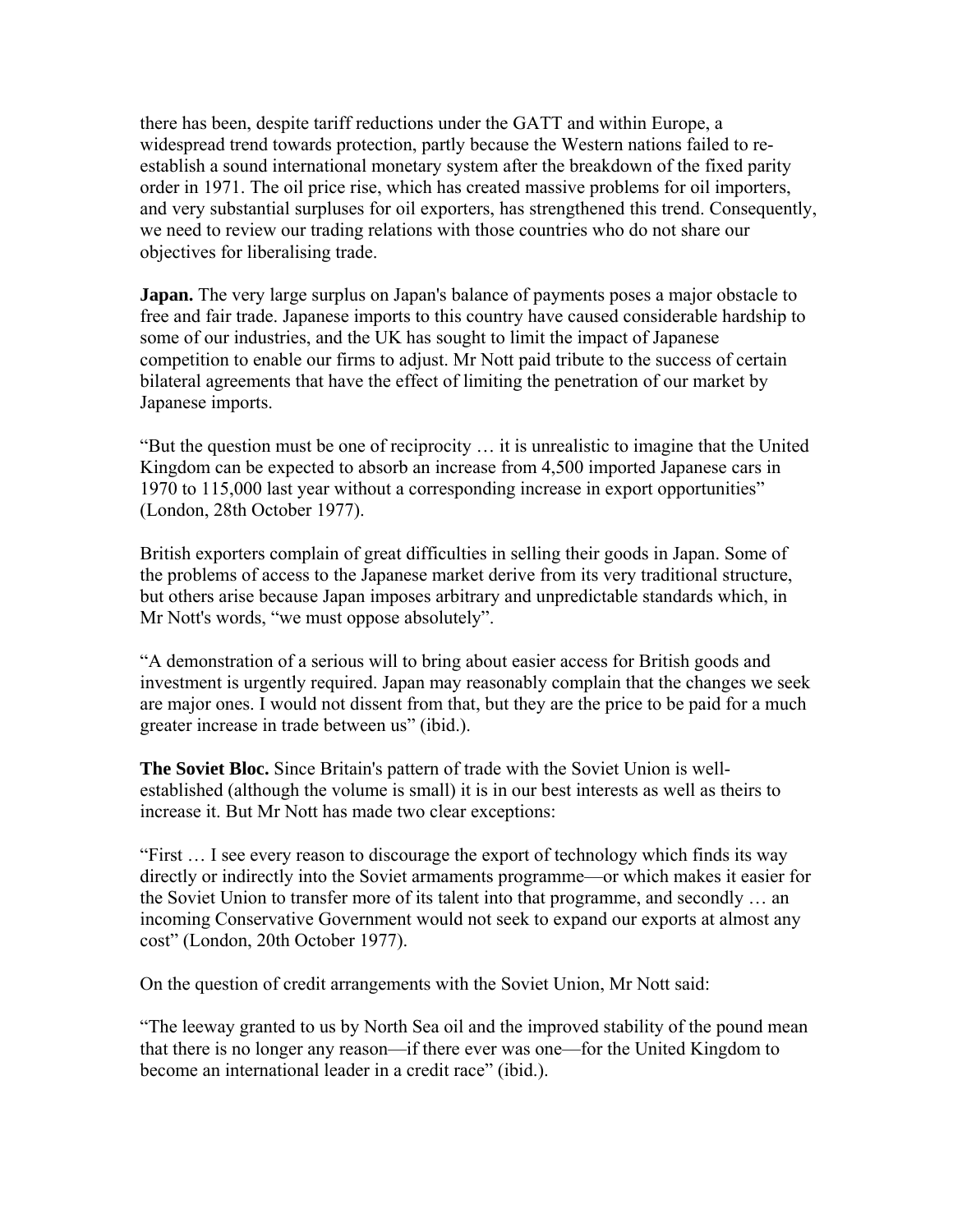there has been, despite tariff reductions under the GATT and within Europe, a widespread trend towards protection, partly because the Western nations failed to re-establish a sound international monetary system after the breakdown of the fixed parity order in 1971. The oil price rise, which has created massive problems for oil importers, and very substantial surpluses for oil exporters, has strengthened this trend. Consequently, we need to review our trading relations with those countries who do not share our objectives for liberalising trade.

**Japan.** The very large surplus on Japan's balance of payments poses a major obstacle to free and fair trade. Japanese imports to this country have caused considerable hardship to some of our industries, and the UK has sought to limit the impact of Japanese competition to enable our firms to adjust. Mr Nott paid tribute to the success of certain bilateral agreements that have the effect of limiting the penetration of our market by Japanese imports.

"But the question must be one of reciprocity … it is unrealistic to imagine that the United Kingdom can be expected to absorb an increase from 4,500 imported Japanese cars in 1970 to 115,000 last year without a corresponding increase in export opportunities" (London, 28th October 1977).

British exporters complain of great difficulties in selling their goods in Japan. Some of the problems of access to the Japanese market derive from its very traditional structure, but others arise because Japan imposes arbitrary and unpredictable standards which, in Mr Nott's words, "we must oppose absolutely".

"A demonstration of a serious will to bring about easier access for British goods and investment is urgently required. Japan may reasonably complain that the changes we seek are major ones. I would not dissent from that, but they are the price to be paid for a much greater increase in trade between us" (ibid.).

**The Soviet Bloc.** Since Britain's pattern of trade with the Soviet Union is well-established (although the volume is small) it is in our best interests as well as theirs to increase it. But Mr Nott has made two clear exceptions:

"First … I see every reason to discourage the export of technology which finds its way directly or indirectly into the Soviet armaments programme—or which makes it easier for the Soviet Union to transfer more of its talent into that programme, and secondly … an incoming Conservative Government would not seek to expand our exports at almost any cost" (London, 20th October 1977).

On the question of credit arrangements with the Soviet Union, Mr Nott said:

"The leeway granted to us by North Sea oil and the improved stability of the pound mean that there is no longer any reason—if there ever was one—for the United Kingdom to become an international leader in a credit race" (ibid.).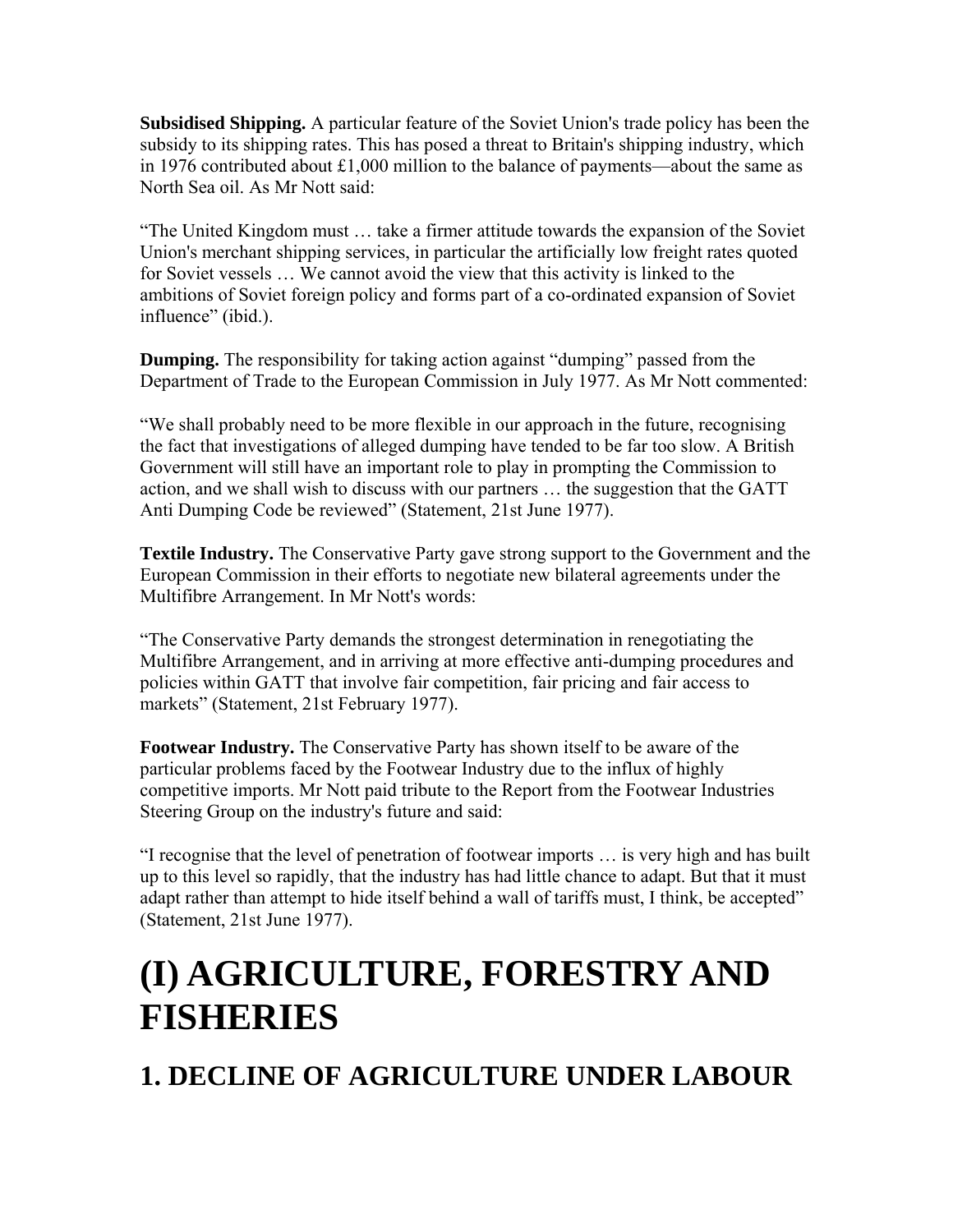**Subsidised Shipping.** A particular feature of the Soviet Union's trade policy has been the subsidy to its shipping rates. This has posed a threat to Britain's shipping industry, which in 1976 contributed about £1,000 million to the balance of payments—about the same as North Sea oil. As Mr Nott said:

"The United Kingdom must … take a firmer attitude towards the expansion of the Soviet Union's merchant shipping services, in particular the artificially low freight rates quoted for Soviet vessels … We cannot avoid the view that this activity is linked to the ambitions of Soviet foreign policy and forms part of a co-ordinated expansion of Soviet influence" (ibid.).

**Dumping.** The responsibility for taking action against "dumping" passed from the Department of Trade to the European Commission in July 1977. As Mr Nott commented:

"We shall probably need to be more flexible in our approach in the future, recognising the fact that investigations of alleged dumping have tended to be far too slow. A British Government will still have an important role to play in prompting the Commission to action, and we shall wish to discuss with our partners … the suggestion that the GATT Anti Dumping Code be reviewed" (Statement, 21st June 1977).

**Textile Industry.** The Conservative Party gave strong support to the Government and the European Commission in their efforts to negotiate new bilateral agreements under the Multifibre Arrangement. In Mr Nott's words:

"The Conservative Party demands the strongest determination in renegotiating the Multifibre Arrangement, and in arriving at more effective anti-dumping procedures and policies within GATT that involve fair competition, fair pricing and fair access to markets" (Statement, 21st February 1977).

**Footwear Industry.** The Conservative Party has shown itself to be aware of the particular problems faced by the Footwear Industry due to the influx of highly competitive imports. Mr Nott paid tribute to the Report from the Footwear Industries Steering Group on the industry's future and said:

"I recognise that the level of penetration of footwear imports … is very high and has built up to this level so rapidly, that the industry has had little chance to adapt. But that it must adapt rather than attempt to hide itself behind a wall of tariffs must, I think, be accepted" (Statement, 21st June 1977).

# (I) AGRICULTURE, FORESTRY AND FISHERIES

## 1. DECLINE OF AGRICULTURE UNDER LABOUR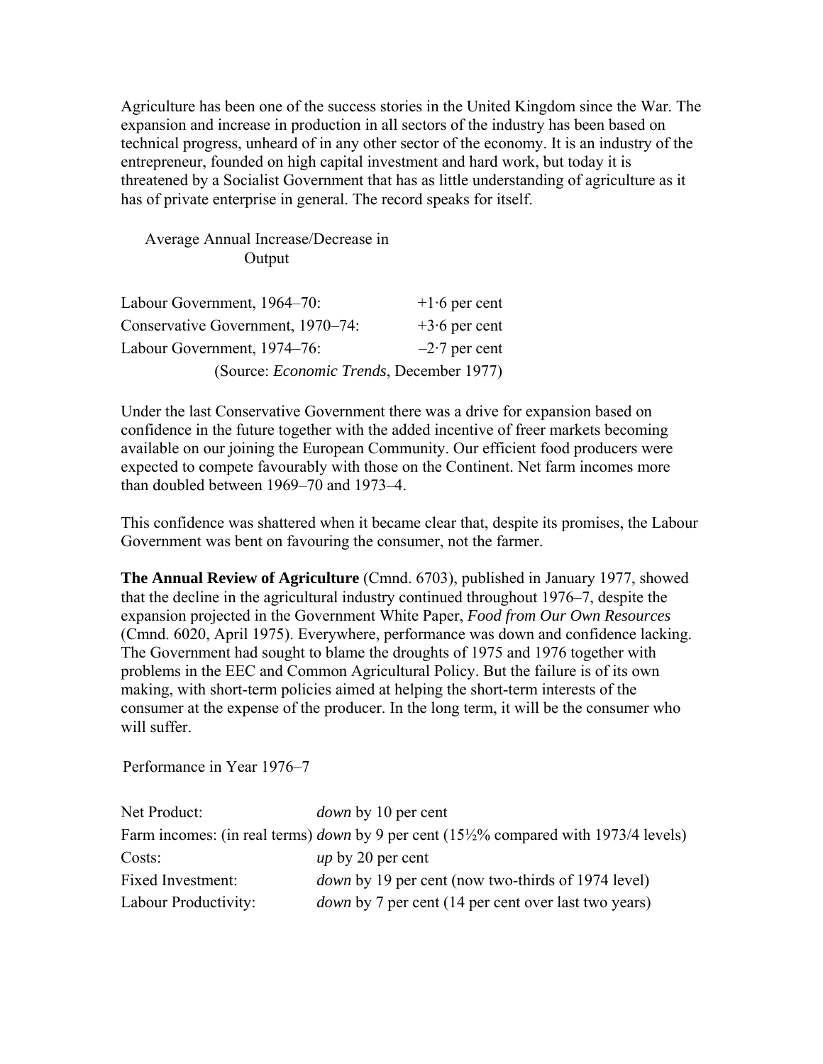Agriculture has been one of the success stories in the United Kingdom since the War. The expansion and increase in production in all sectors of the industry has been based on technical progress, unheard of in any other sector of the economy. It is an industry of the entrepreneur, founded on high capital investment and hard work, but today it is threatened by a Socialist Government that has as little understanding of agriculture as it has of private enterprise in general. The record speaks for itself.

Average Annual Increase/Decrease in Output

| | |
|---|---|
| Labour Government, 1964–70: | +1·6 per cent |
| Conservative Government, 1970–74: | +3·6 per cent |
| Labour Government, 1974–76: | –2·7 per cent |

(Source: *Economic Trends*, December 1977)

Under the last Conservative Government there was a drive for expansion based on confidence in the future together with the added incentive of freer markets becoming available on our joining the European Community. Our efficient food producers were expected to compete favourably with those on the Continent. Net farm incomes more than doubled between 1969–70 and 1973–4.

This confidence was shattered when it became clear that, despite its promises, the Labour Government was bent on favouring the consumer, not the farmer.

**The Annual Review of Agriculture** (Cmnd. 6703), published in January 1977, showed that the decline in the agricultural industry continued throughout 1976–7, despite the expansion projected in the Government White Paper, *Food from Our Own Resources* (Cmnd. 6020, April 1975). Everywhere, performance was down and confidence lacking. The Government had sought to blame the droughts of 1975 and 1976 together with problems in the EEC and Common Agricultural Policy. But the failure is of its own making, with short-term policies aimed at helping the short-term interests of the consumer at the expense of the producer. In the long term, it will be the consumer who will suffer.

Performance in Year 1976–7

| | |
|---|---|
| Net Product: | *down* by 10 per cent |
| Farm incomes: (in real terms) | *down* by 9 per cent (15½% compared with 1973/4 levels) |
| Costs: | *up* by 20 per cent |
| Fixed Investment: | *down* by 19 per cent (now two-thirds of 1974 level) |
| Labour Productivity: | *down* by 7 per cent (14 per cent over last two years) |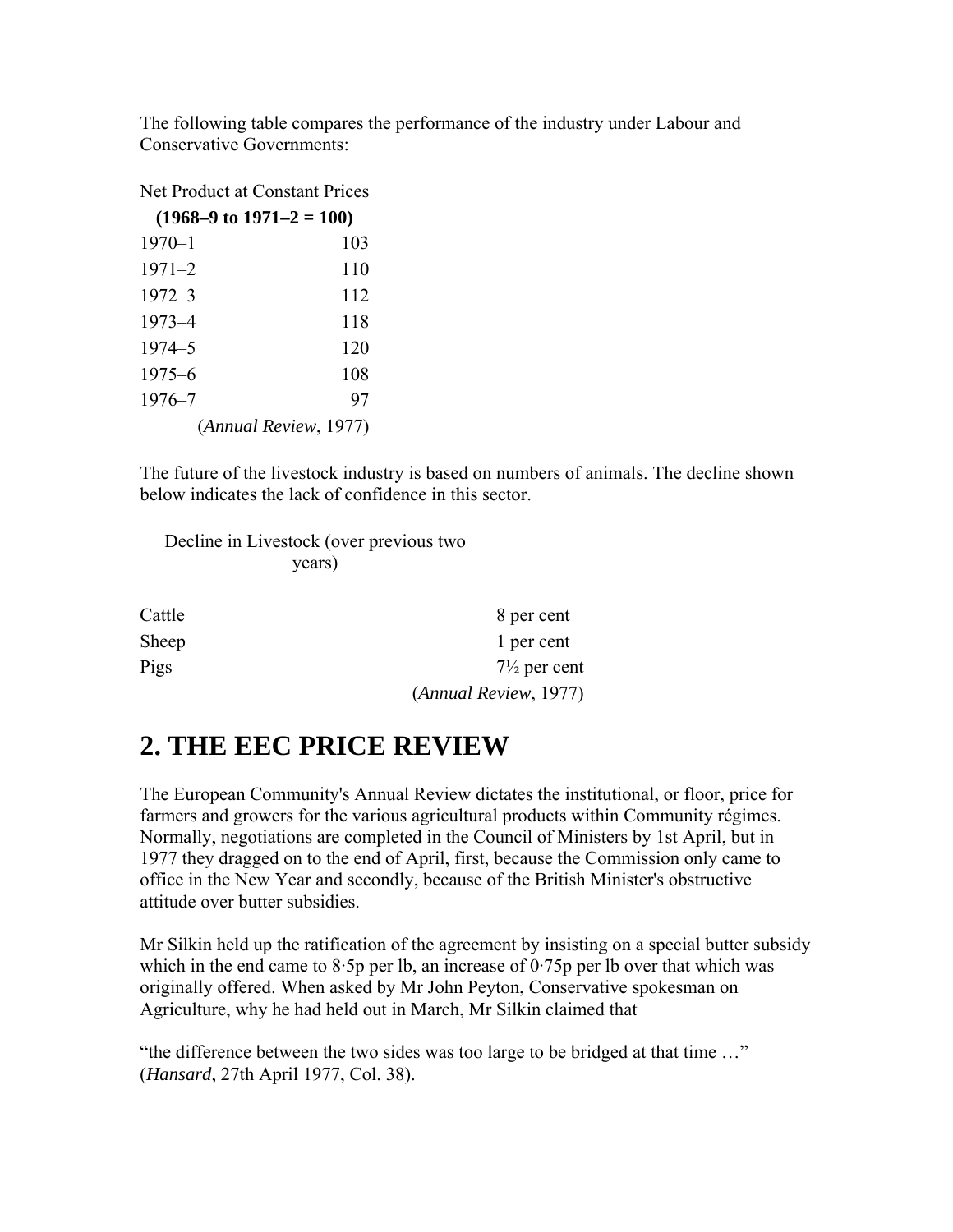The following table compares the performance of the industry under Labour and Conservative Governments:

| Net Product at Constant Prices | |
|---|---|
| **(1968–9 to 1971–2 = 100)** | |
| 1970–1 | 103 |
| 1971–2 | 110 |
| 1972–3 | 112 |
| 1973–4 | 118 |
| 1974–5 | 120 |
| 1975–6 | 108 |
| 1976–7 | 97 |

(*Annual Review*, 1977)

The future of the livestock industry is based on numbers of animals. The decline shown below indicates the lack of confidence in this sector.

| Decline in Livestock (over previous two years) | |
|---|---|
| Cattle | 8 per cent |
| Sheep | 1 per cent |
| Pigs | 7½ per cent |

(*Annual Review*, 1977)

## 2. THE EEC PRICE REVIEW

The European Community's Annual Review dictates the institutional, or floor, price for farmers and growers for the various agricultural products within Community régimes. Normally, negotiations are completed in the Council of Ministers by 1st April, but in 1977 they dragged on to the end of April, first, because the Commission only came to office in the New Year and secondly, because of the British Minister's obstructive attitude over butter subsidies.

Mr Silkin held up the ratification of the agreement by insisting on a special butter subsidy which in the end came to 8·5p per lb, an increase of 0·75p per lb over that which was originally offered. When asked by Mr John Peyton, Conservative spokesman on Agriculture, why he had held out in March, Mr Silkin claimed that

"the difference between the two sides was too large to be bridged at that time …" (*Hansard*, 27th April 1977, Col. 38).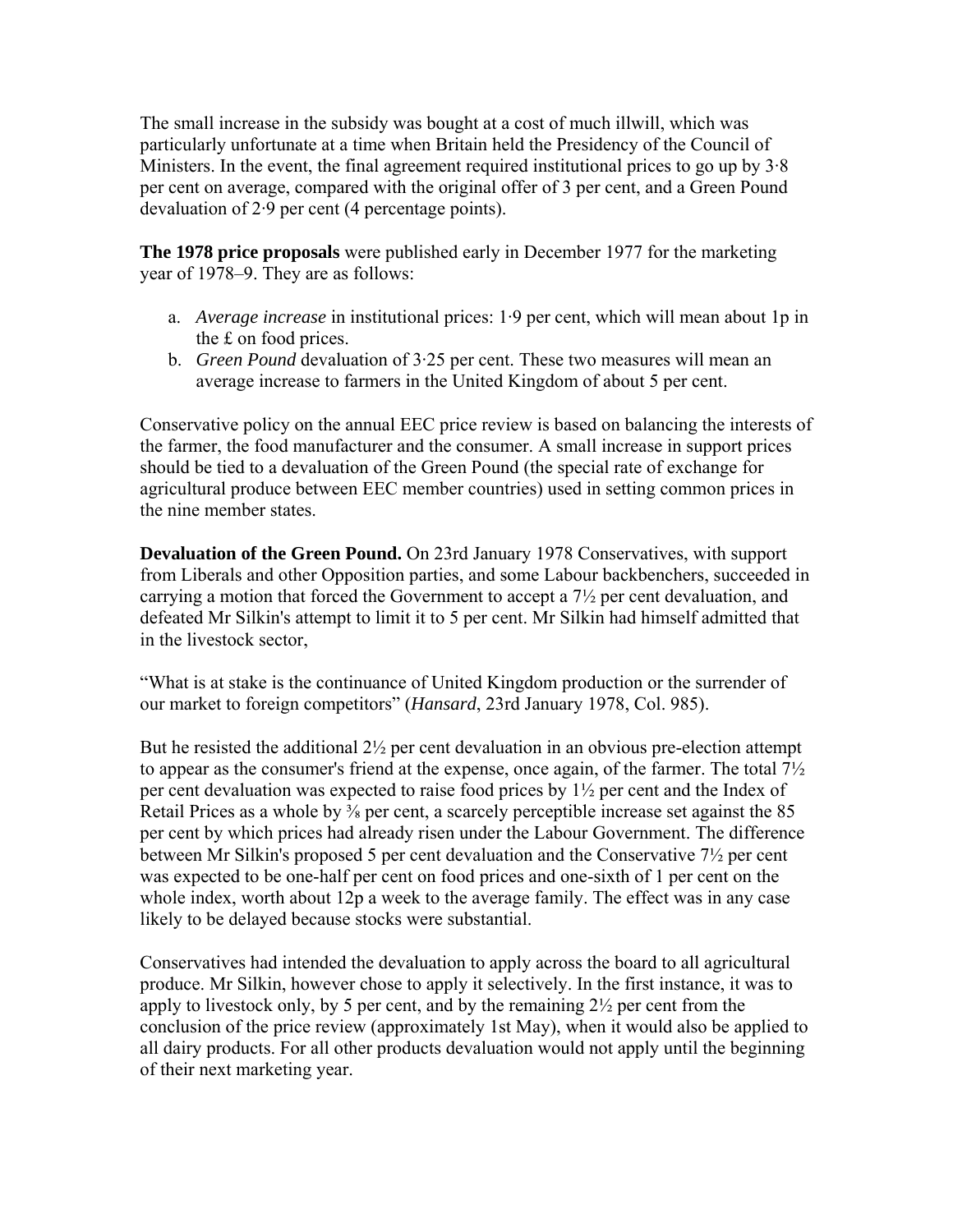The small increase in the subsidy was bought at a cost of much illwill, which was particularly unfortunate at a time when Britain held the Presidency of the Council of Ministers. In the event, the final agreement required institutional prices to go up by 3·8 per cent on average, compared with the original offer of 3 per cent, and a Green Pound devaluation of 2·9 per cent (4 percentage points).

**The 1978 price proposals** were published early in December 1977 for the marketing year of 1978–9. They are as follows:

a. *Average increase* in institutional prices: 1·9 per cent, which will mean about 1p in the £ on food prices.
b. *Green Pound* devaluation of 3·25 per cent. These two measures will mean an average increase to farmers in the United Kingdom of about 5 per cent.

Conservative policy on the annual EEC price review is based on balancing the interests of the farmer, the food manufacturer and the consumer. A small increase in support prices should be tied to a devaluation of the Green Pound (the special rate of exchange for agricultural produce between EEC member countries) used in setting common prices in the nine member states.

**Devaluation of the Green Pound.** On 23rd January 1978 Conservatives, with support from Liberals and other Opposition parties, and some Labour backbenchers, succeeded in carrying a motion that forced the Government to accept a 7½ per cent devaluation, and defeated Mr Silkin's attempt to limit it to 5 per cent. Mr Silkin had himself admitted that in the livestock sector,

“What is at stake is the continuance of United Kingdom production or the surrender of our market to foreign competitors” (*Hansard*, 23rd January 1978, Col. 985).

But he resisted the additional 2½ per cent devaluation in an obvious pre-election attempt to appear as the consumer's friend at the expense, once again, of the farmer. The total 7½ per cent devaluation was expected to raise food prices by 1½ per cent and the Index of Retail Prices as a whole by ⅜ per cent, a scarcely perceptible increase set against the 85 per cent by which prices had already risen under the Labour Government. The difference between Mr Silkin's proposed 5 per cent devaluation and the Conservative 7½ per cent was expected to be one-half per cent on food prices and one-sixth of 1 per cent on the whole index, worth about 12p a week to the average family. The effect was in any case likely to be delayed because stocks were substantial.

Conservatives had intended the devaluation to apply across the board to all agricultural produce. Mr Silkin, however chose to apply it selectively. In the first instance, it was to apply to livestock only, by 5 per cent, and by the remaining 2½ per cent from the conclusion of the price review (approximately 1st May), when it would also be applied to all dairy products. For all other products devaluation would not apply until the beginning of their next marketing year.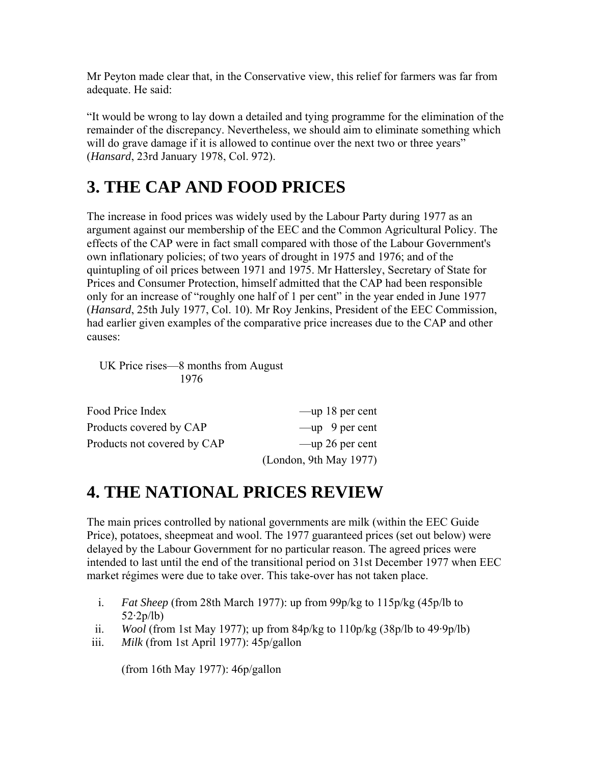Mr Peyton made clear that, in the Conservative view, this relief for farmers was far from adequate. He said:

"It would be wrong to lay down a detailed and tying programme for the elimination of the remainder of the discrepancy. Nevertheless, we should aim to eliminate something which will do grave damage if it is allowed to continue over the next two or three years" (*Hansard*, 23rd January 1978, Col. 972).

# 3. THE CAP AND FOOD PRICES

The increase in food prices was widely used by the Labour Party during 1977 as an argument against our membership of the EEC and the Common Agricultural Policy. The effects of the CAP were in fact small compared with those of the Labour Government's own inflationary policies; of two years of drought in 1975 and 1976; and of the quintupling of oil prices between 1971 and 1975. Mr Hattersley, Secretary of State for Prices and Consumer Protection, himself admitted that the CAP had been responsible only for an increase of "roughly one half of 1 per cent" in the year ended in June 1977 (*Hansard*, 25th July 1977, Col. 10). Mr Roy Jenkins, President of the EEC Commission, had earlier given examples of the comparative price increases due to the CAP and other causes:

UK Price rises—8 months from August 1976

| | |
|---|---|
| Food Price Index | —up 18 per cent |
| Products covered by CAP | —up 9 per cent |
| Products not covered by CAP | —up 26 per cent |
| | (London, 9th May 1977) |

# 4. THE NATIONAL PRICES REVIEW

The main prices controlled by national governments are milk (within the EEC Guide Price), potatoes, sheepmeat and wool. The 1977 guaranteed prices (set out below) were delayed by the Labour Government for no particular reason. The agreed prices were intended to last until the end of the transitional period on 31st December 1977 when EEC market régimes were due to take over. This take-over has not taken place.

i. *Fat Sheep* (from 28th March 1977): up from 99p/kg to 115p/kg (45p/lb to 52·2p/lb)
ii. *Wool* (from 1st May 1977); up from 84p/kg to 110p/kg (38p/lb to 49·9p/lb)
iii. *Milk* (from 1st April 1977): 45p/gallon

    (from 16th May 1977): 46p/gallon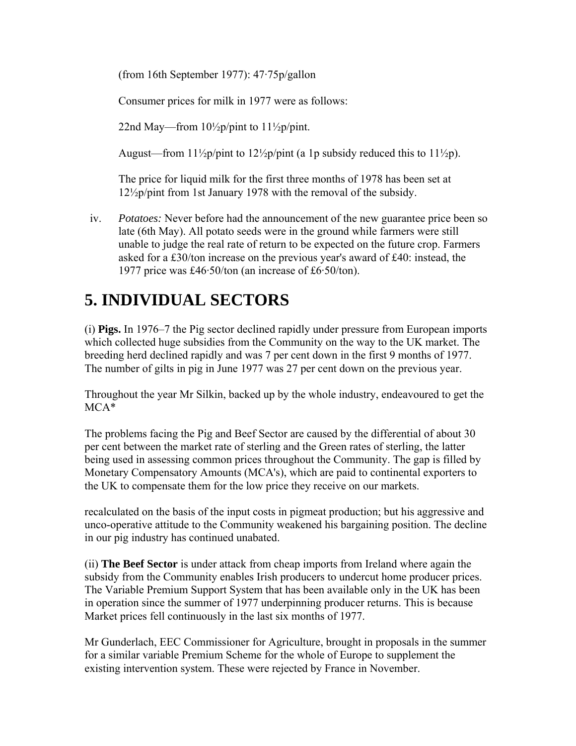(from 16th September 1977): 47·75p/gallon

Consumer prices for milk in 1977 were as follows:

22nd May—from 10½p/pint to 11½p/pint.

August—from 11½p/pint to 12½p/pint (a 1p subsidy reduced this to 11½p).

The price for liquid milk for the first three months of 1978 has been set at 12½p/pint from 1st January 1978 with the removal of the subsidy.

iv. *Potatoes:* Never before had the announcement of the new guarantee price been so late (6th May). All potato seeds were in the ground while farmers were still unable to judge the real rate of return to be expected on the future crop. Farmers asked for a £30/ton increase on the previous year's award of £40: instead, the 1977 price was £46·50/ton (an increase of £6·50/ton).

# 5. INDIVIDUAL SECTORS

(i) **Pigs.** In 1976–7 the Pig sector declined rapidly under pressure from European imports which collected huge subsidies from the Community on the way to the UK market. The breeding herd declined rapidly and was 7 per cent down in the first 9 months of 1977. The number of gilts in pig in June 1977 was 27 per cent down on the previous year.

Throughout the year Mr Silkin, backed up by the whole industry, endeavoured to get the MCA*

The problems facing the Pig and Beef Sector are caused by the differential of about 30 per cent between the market rate of sterling and the Green rates of sterling, the latter being used in assessing common prices throughout the Community. The gap is filled by Monetary Compensatory Amounts (MCA's), which are paid to continental exporters to the UK to compensate them for the low price they receive on our markets.

recalculated on the basis of the input costs in pigmeat production; but his aggressive and unco-operative attitude to the Community weakened his bargaining position. The decline in our pig industry has continued unabated.

(ii) **The Beef Sector** is under attack from cheap imports from Ireland where again the subsidy from the Community enables Irish producers to undercut home producer prices. The Variable Premium Support System that has been available only in the UK has been in operation since the summer of 1977 underpinning producer returns. This is because Market prices fell continuously in the last six months of 1977.

Mr Gunderlach, EEC Commissioner for Agriculture, brought in proposals in the summer for a similar variable Premium Scheme for the whole of Europe to supplement the existing intervention system. These were rejected by France in November.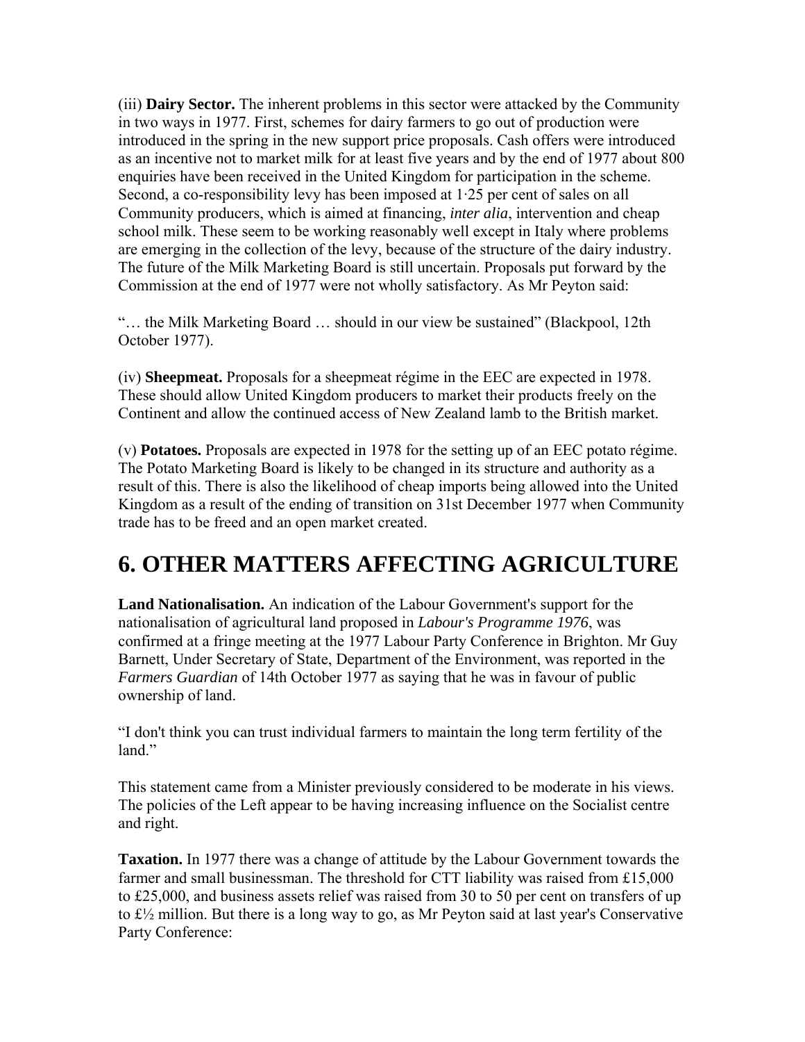(iii) **Dairy Sector.** The inherent problems in this sector were attacked by the Community in two ways in 1977. First, schemes for dairy farmers to go out of production were introduced in the spring in the new support price proposals. Cash offers were introduced as an incentive not to market milk for at least five years and by the end of 1977 about 800 enquiries have been received in the United Kingdom for participation in the scheme. Second, a co-responsibility levy has been imposed at 1·25 per cent of sales on all Community producers, which is aimed at financing, *inter alia*, intervention and cheap school milk. These seem to be working reasonably well except in Italy where problems are emerging in the collection of the levy, because of the structure of the dairy industry. The future of the Milk Marketing Board is still uncertain. Proposals put forward by the Commission at the end of 1977 were not wholly satisfactory. As Mr Peyton said:

"… the Milk Marketing Board … should in our view be sustained" (Blackpool, 12th October 1977).

(iv) **Sheepmeat.** Proposals for a sheepmeat régime in the EEC are expected in 1978. These should allow United Kingdom producers to market their products freely on the Continent and allow the continued access of New Zealand lamb to the British market.

(v) **Potatoes.** Proposals are expected in 1978 for the setting up of an EEC potato régime. The Potato Marketing Board is likely to be changed in its structure and authority as a result of this. There is also the likelihood of cheap imports being allowed into the United Kingdom as a result of the ending of transition on 31st December 1977 when Community trade has to be freed and an open market created.

# 6. OTHER MATTERS AFFECTING AGRICULTURE

**Land Nationalisation.** An indication of the Labour Government's support for the nationalisation of agricultural land proposed in *Labour's Programme 1976*, was confirmed at a fringe meeting at the 1977 Labour Party Conference in Brighton. Mr Guy Barnett, Under Secretary of State, Department of the Environment, was reported in the *Farmers Guardian* of 14th October 1977 as saying that he was in favour of public ownership of land.

"I don't think you can trust individual farmers to maintain the long term fertility of the land."

This statement came from a Minister previously considered to be moderate in his views. The policies of the Left appear to be having increasing influence on the Socialist centre and right.

**Taxation.** In 1977 there was a change of attitude by the Labour Government towards the farmer and small businessman. The threshold for CTT liability was raised from £15,000 to £25,000, and business assets relief was raised from 30 to 50 per cent on transfers of up to £½ million. But there is a long way to go, as Mr Peyton said at last year's Conservative Party Conference: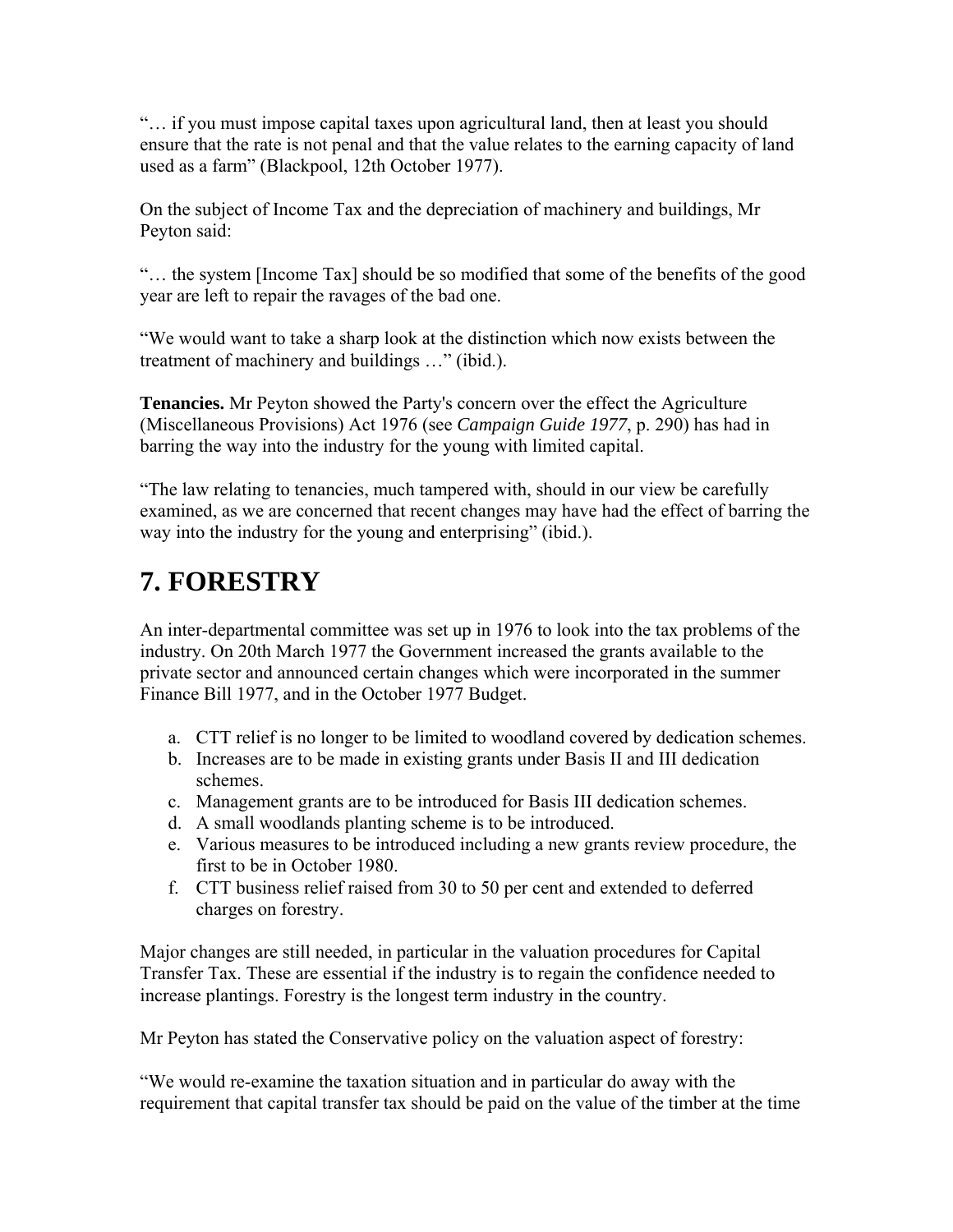"… if you must impose capital taxes upon agricultural land, then at least you should ensure that the rate is not penal and that the value relates to the earning capacity of land used as a farm" (Blackpool, 12th October 1977).

On the subject of Income Tax and the depreciation of machinery and buildings, Mr Peyton said:

"… the system [Income Tax] should be so modified that some of the benefits of the good year are left to repair the ravages of the bad one.

"We would want to take a sharp look at the distinction which now exists between the treatment of machinery and buildings …" (ibid.).

**Tenancies.** Mr Peyton showed the Party's concern over the effect the Agriculture (Miscellaneous Provisions) Act 1976 (see *Campaign Guide 1977*, p. 290) has had in barring the way into the industry for the young with limited capital.

"The law relating to tenancies, much tampered with, should in our view be carefully examined, as we are concerned that recent changes may have had the effect of barring the way into the industry for the young and enterprising" (ibid.).

## 7. FORESTRY

An inter-departmental committee was set up in 1976 to look into the tax problems of the industry. On 20th March 1977 the Government increased the grants available to the private sector and announced certain changes which were incorporated in the summer Finance Bill 1977, and in the October 1977 Budget.

a. CTT relief is no longer to be limited to woodland covered by dedication schemes.
b. Increases are to be made in existing grants under Basis II and III dedication schemes.
c. Management grants are to be introduced for Basis III dedication schemes.
d. A small woodlands planting scheme is to be introduced.
e. Various measures to be introduced including a new grants review procedure, the first to be in October 1980.
f. CTT business relief raised from 30 to 50 per cent and extended to deferred charges on forestry.

Major changes are still needed, in particular in the valuation procedures for Capital Transfer Tax. These are essential if the industry is to regain the confidence needed to increase plantings. Forestry is the longest term industry in the country.

Mr Peyton has stated the Conservative policy on the valuation aspect of forestry:

"We would re-examine the taxation situation and in particular do away with the requirement that capital transfer tax should be paid on the value of the timber at the time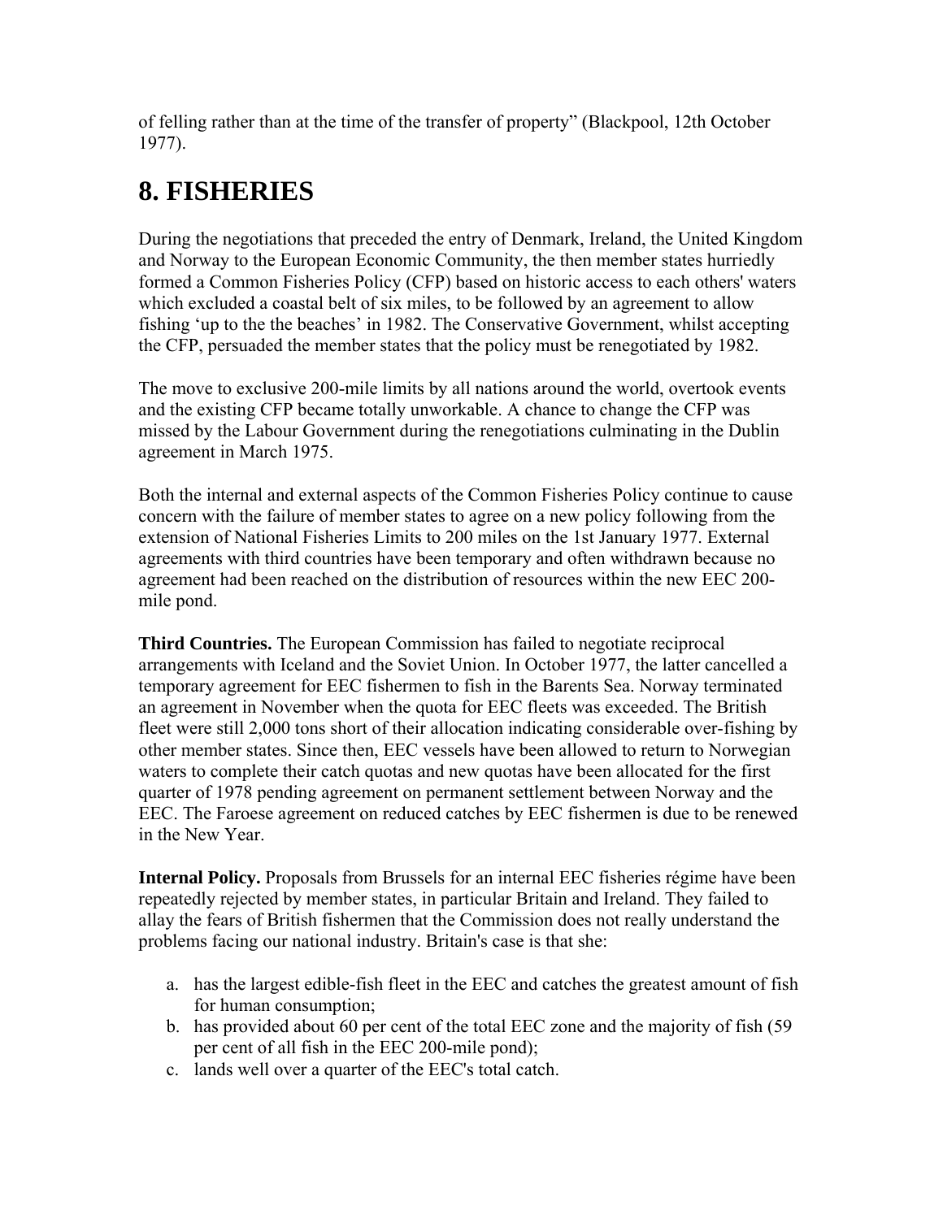of felling rather than at the time of the transfer of property" (Blackpool, 12th October 1977).

# 8. FISHERIES

During the negotiations that preceded the entry of Denmark, Ireland, the United Kingdom and Norway to the European Economic Community, the then member states hurriedly formed a Common Fisheries Policy (CFP) based on historic access to each others' waters which excluded a coastal belt of six miles, to be followed by an agreement to allow fishing 'up to the the beaches' in 1982. The Conservative Government, whilst accepting the CFP, persuaded the member states that the policy must be renegotiated by 1982.

The move to exclusive 200-mile limits by all nations around the world, overtook events and the existing CFP became totally unworkable. A chance to change the CFP was missed by the Labour Government during the renegotiations culminating in the Dublin agreement in March 1975.

Both the internal and external aspects of the Common Fisheries Policy continue to cause concern with the failure of member states to agree on a new policy following from the extension of National Fisheries Limits to 200 miles on the 1st January 1977. External agreements with third countries have been temporary and often withdrawn because no agreement had been reached on the distribution of resources within the new EEC 200-mile pond.

**Third Countries.** The European Commission has failed to negotiate reciprocal arrangements with Iceland and the Soviet Union. In October 1977, the latter cancelled a temporary agreement for EEC fishermen to fish in the Barents Sea. Norway terminated an agreement in November when the quota for EEC fleets was exceeded. The British fleet were still 2,000 tons short of their allocation indicating considerable over-fishing by other member states. Since then, EEC vessels have been allowed to return to Norwegian waters to complete their catch quotas and new quotas have been allocated for the first quarter of 1978 pending agreement on permanent settlement between Norway and the EEC. The Faroese agreement on reduced catches by EEC fishermen is due to be renewed in the New Year.

**Internal Policy.** Proposals from Brussels for an internal EEC fisheries régime have been repeatedly rejected by member states, in particular Britain and Ireland. They failed to allay the fears of British fishermen that the Commission does not really understand the problems facing our national industry. Britain's case is that she:

a. has the largest edible-fish fleet in the EEC and catches the greatest amount of fish for human consumption;
b. has provided about 60 per cent of the total EEC zone and the majority of fish (59 per cent of all fish in the EEC 200-mile pond);
c. lands well over a quarter of the EEC's total catch.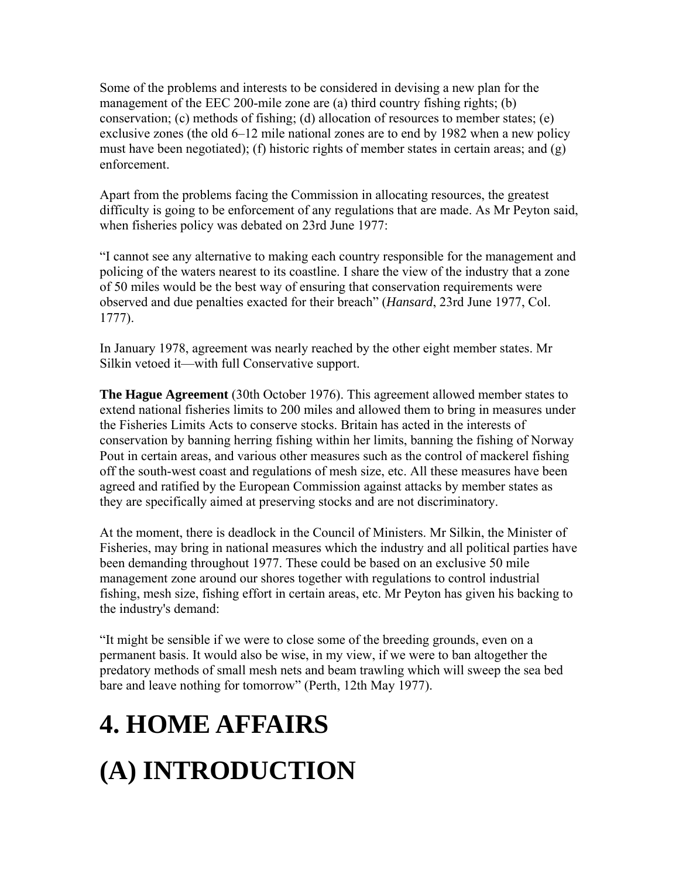Some of the problems and interests to be considered in devising a new plan for the management of the EEC 200-mile zone are (a) third country fishing rights; (b) conservation; (c) methods of fishing; (d) allocation of resources to member states; (e) exclusive zones (the old 6–12 mile national zones are to end by 1982 when a new policy must have been negotiated); (f) historic rights of member states in certain areas; and (g) enforcement.

Apart from the problems facing the Commission in allocating resources, the greatest difficulty is going to be enforcement of any regulations that are made. As Mr Peyton said, when fisheries policy was debated on 23rd June 1977:

"I cannot see any alternative to making each country responsible for the management and policing of the waters nearest to its coastline. I share the view of the industry that a zone of 50 miles would be the best way of ensuring that conservation requirements were observed and due penalties exacted for their breach" (*Hansard*, 23rd June 1977, Col. 1777).

In January 1978, agreement was nearly reached by the other eight member states. Mr Silkin vetoed it—with full Conservative support.

**The Hague Agreement** (30th October 1976). This agreement allowed member states to extend national fisheries limits to 200 miles and allowed them to bring in measures under the Fisheries Limits Acts to conserve stocks. Britain has acted in the interests of conservation by banning herring fishing within her limits, banning the fishing of Norway Pout in certain areas, and various other measures such as the control of mackerel fishing off the south-west coast and regulations of mesh size, etc. All these measures have been agreed and ratified by the European Commission against attacks by member states as they are specifically aimed at preserving stocks and are not discriminatory.

At the moment, there is deadlock in the Council of Ministers. Mr Silkin, the Minister of Fisheries, may bring in national measures which the industry and all political parties have been demanding throughout 1977. These could be based on an exclusive 50 mile management zone around our shores together with regulations to control industrial fishing, mesh size, fishing effort in certain areas, etc. Mr Peyton has given his backing to the industry's demand:

"It might be sensible if we were to close some of the breeding grounds, even on a permanent basis. It would also be wise, in my view, if we were to ban altogether the predatory methods of small mesh nets and beam trawling which will sweep the sea bed bare and leave nothing for tomorrow" (Perth, 12th May 1977).

# 4. HOME AFFAIRS

# (A) INTRODUCTION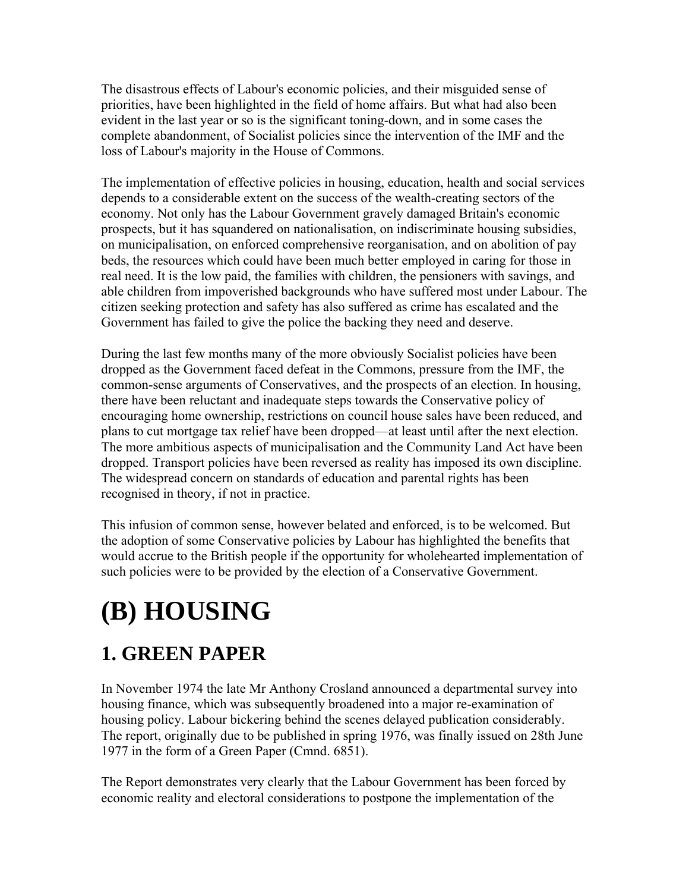The disastrous effects of Labour's economic policies, and their misguided sense of priorities, have been highlighted in the field of home affairs. But what had also been evident in the last year or so is the significant toning-down, and in some cases the complete abandonment, of Socialist policies since the intervention of the IMF and the loss of Labour's majority in the House of Commons.

The implementation of effective policies in housing, education, health and social services depends to a considerable extent on the success of the wealth-creating sectors of the economy. Not only has the Labour Government gravely damaged Britain's economic prospects, but it has squandered on nationalisation, on indiscriminate housing subsidies, on municipalisation, on enforced comprehensive reorganisation, and on abolition of pay beds, the resources which could have been much better employed in caring for those in real need. It is the low paid, the families with children, the pensioners with savings, and able children from impoverished backgrounds who have suffered most under Labour. The citizen seeking protection and safety has also suffered as crime has escalated and the Government has failed to give the police the backing they need and deserve.

During the last few months many of the more obviously Socialist policies have been dropped as the Government faced defeat in the Commons, pressure from the IMF, the common-sense arguments of Conservatives, and the prospects of an election. In housing, there have been reluctant and inadequate steps towards the Conservative policy of encouraging home ownership, restrictions on council house sales have been reduced, and plans to cut mortgage tax relief have been dropped—at least until after the next election. The more ambitious aspects of municipalisation and the Community Land Act have been dropped. Transport policies have been reversed as reality has imposed its own discipline. The widespread concern on standards of education and parental rights has been recognised in theory, if not in practice.

This infusion of common sense, however belated and enforced, is to be welcomed. But the adoption of some Conservative policies by Labour has highlighted the benefits that would accrue to the British people if the opportunity for wholehearted implementation of such policies were to be provided by the election of a Conservative Government.

# (B) HOUSING

## 1. GREEN PAPER

In November 1974 the late Mr Anthony Crosland announced a departmental survey into housing finance, which was subsequently broadened into a major re-examination of housing policy. Labour bickering behind the scenes delayed publication considerably. The report, originally due to be published in spring 1976, was finally issued on 28th June 1977 in the form of a Green Paper (Cmnd. 6851).

The Report demonstrates very clearly that the Labour Government has been forced by economic reality and electoral considerations to postpone the implementation of the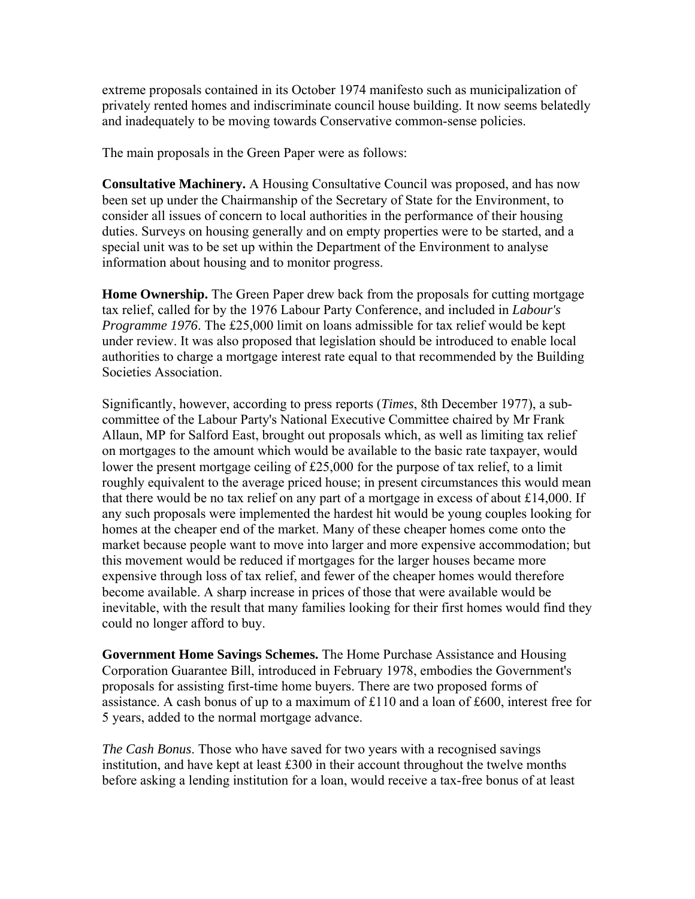extreme proposals contained in its October 1974 manifesto such as municipalization of privately rented homes and indiscriminate council house building. It now seems belatedly and inadequately to be moving towards Conservative common-sense policies.

The main proposals in the Green Paper were as follows:

**Consultative Machinery.** A Housing Consultative Council was proposed, and has now been set up under the Chairmanship of the Secretary of State for the Environment, to consider all issues of concern to local authorities in the performance of their housing duties. Surveys on housing generally and on empty properties were to be started, and a special unit was to be set up within the Department of the Environment to analyse information about housing and to monitor progress.

**Home Ownership.** The Green Paper drew back from the proposals for cutting mortgage tax relief, called for by the 1976 Labour Party Conference, and included in *Labour's Programme 1976*. The £25,000 limit on loans admissible for tax relief would be kept under review. It was also proposed that legislation should be introduced to enable local authorities to charge a mortgage interest rate equal to that recommended by the Building Societies Association.

Significantly, however, according to press reports (*Times*, 8th December 1977), a sub-committee of the Labour Party's National Executive Committee chaired by Mr Frank Allaun, MP for Salford East, brought out proposals which, as well as limiting tax relief on mortgages to the amount which would be available to the basic rate taxpayer, would lower the present mortgage ceiling of £25,000 for the purpose of tax relief, to a limit roughly equivalent to the average priced house; in present circumstances this would mean that there would be no tax relief on any part of a mortgage in excess of about £14,000. If any such proposals were implemented the hardest hit would be young couples looking for homes at the cheaper end of the market. Many of these cheaper homes come onto the market because people want to move into larger and more expensive accommodation; but this movement would be reduced if mortgages for the larger houses became more expensive through loss of tax relief, and fewer of the cheaper homes would therefore become available. A sharp increase in prices of those that were available would be inevitable, with the result that many families looking for their first homes would find they could no longer afford to buy.

**Government Home Savings Schemes.** The Home Purchase Assistance and Housing Corporation Guarantee Bill, introduced in February 1978, embodies the Government's proposals for assisting first-time home buyers. There are two proposed forms of assistance. A cash bonus of up to a maximum of £110 and a loan of £600, interest free for 5 years, added to the normal mortgage advance.

*The Cash Bonus*. Those who have saved for two years with a recognised savings institution, and have kept at least £300 in their account throughout the twelve months before asking a lending institution for a loan, would receive a tax-free bonus of at least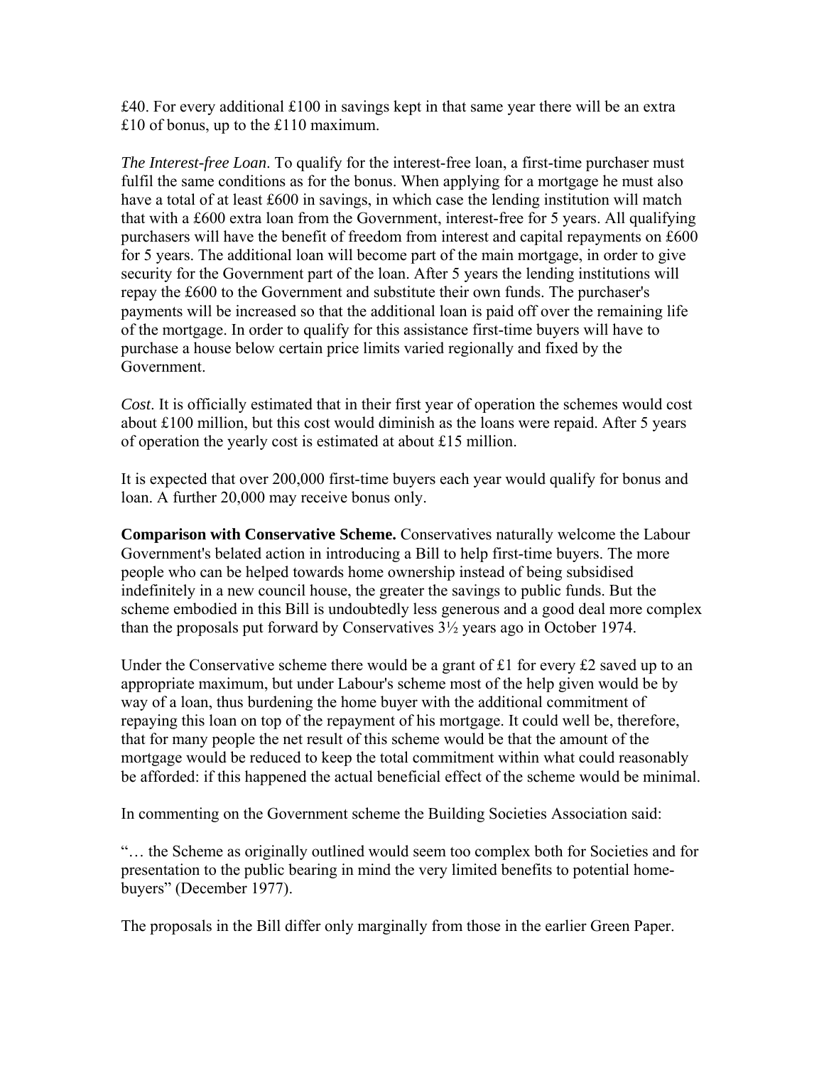£40. For every additional £100 in savings kept in that same year there will be an extra £10 of bonus, up to the £110 maximum.

*The Interest-free Loan*. To qualify for the interest-free loan, a first-time purchaser must fulfil the same conditions as for the bonus. When applying for a mortgage he must also have a total of at least £600 in savings, in which case the lending institution will match that with a £600 extra loan from the Government, interest-free for 5 years. All qualifying purchasers will have the benefit of freedom from interest and capital repayments on £600 for 5 years. The additional loan will become part of the main mortgage, in order to give security for the Government part of the loan. After 5 years the lending institutions will repay the £600 to the Government and substitute their own funds. The purchaser's payments will be increased so that the additional loan is paid off over the remaining life of the mortgage. In order to qualify for this assistance first-time buyers will have to purchase a house below certain price limits varied regionally and fixed by the Government.

*Cost*. It is officially estimated that in their first year of operation the schemes would cost about £100 million, but this cost would diminish as the loans were repaid. After 5 years of operation the yearly cost is estimated at about £15 million.

It is expected that over 200,000 first-time buyers each year would qualify for bonus and loan. A further 20,000 may receive bonus only.

**Comparison with Conservative Scheme.** Conservatives naturally welcome the Labour Government's belated action in introducing a Bill to help first-time buyers. The more people who can be helped towards home ownership instead of being subsidised indefinitely in a new council house, the greater the savings to public funds. But the scheme embodied in this Bill is undoubtedly less generous and a good deal more complex than the proposals put forward by Conservatives 3½ years ago in October 1974.

Under the Conservative scheme there would be a grant of £1 for every £2 saved up to an appropriate maximum, but under Labour's scheme most of the help given would be by way of a loan, thus burdening the home buyer with the additional commitment of repaying this loan on top of the repayment of his mortgage. It could well be, therefore, that for many people the net result of this scheme would be that the amount of the mortgage would be reduced to keep the total commitment within what could reasonably be afforded: if this happened the actual beneficial effect of the scheme would be minimal.

In commenting on the Government scheme the Building Societies Association said:

"… the Scheme as originally outlined would seem too complex both for Societies and for presentation to the public bearing in mind the very limited benefits to potential home-buyers" (December 1977).

The proposals in the Bill differ only marginally from those in the earlier Green Paper.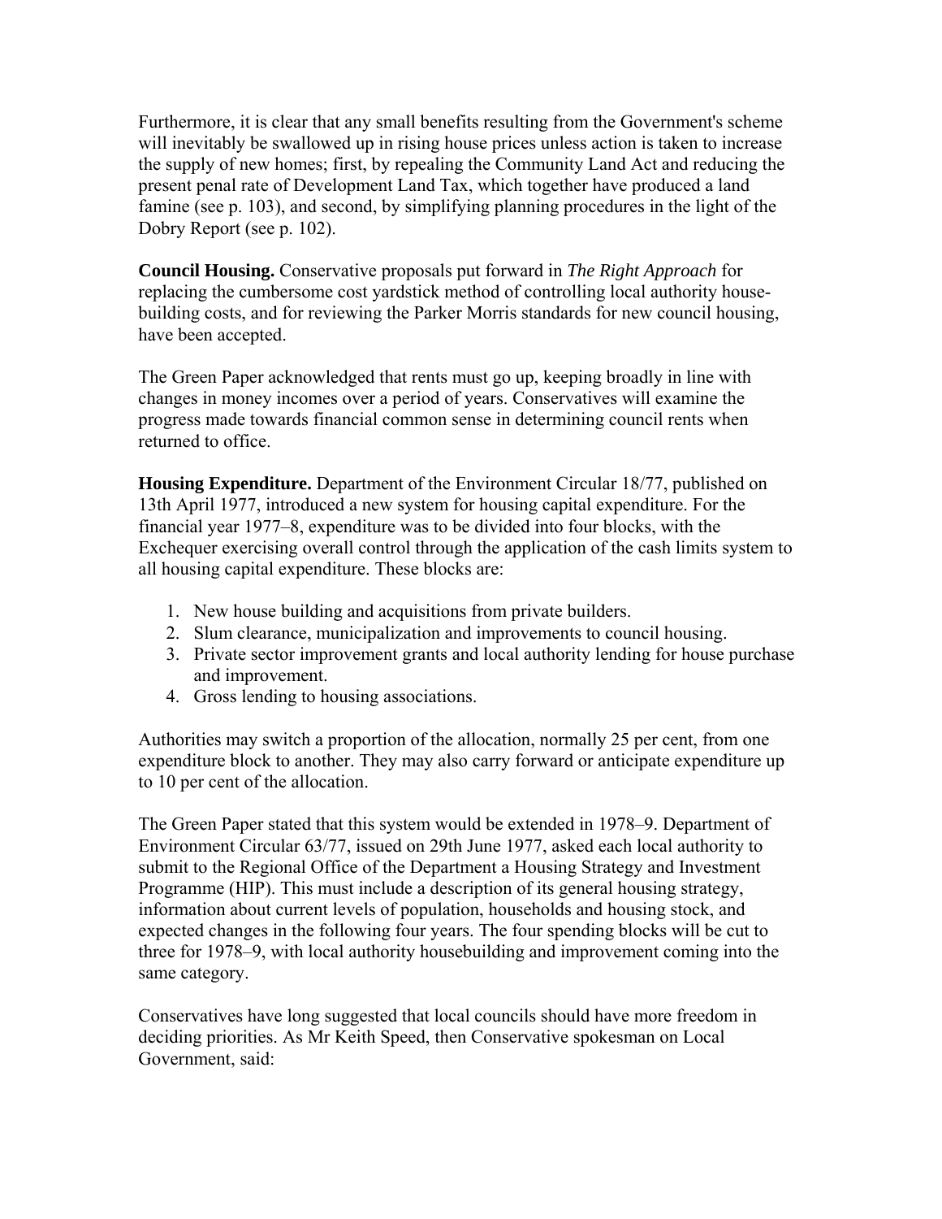Furthermore, it is clear that any small benefits resulting from the Government's scheme will inevitably be swallowed up in rising house prices unless action is taken to increase the supply of new homes; first, by repealing the Community Land Act and reducing the present penal rate of Development Land Tax, which together have produced a land famine (see p. 103), and second, by simplifying planning procedures in the light of the Dobry Report (see p. 102).

**Council Housing.** Conservative proposals put forward in *The Right Approach* for replacing the cumbersome cost yardstick method of controlling local authority house-building costs, and for reviewing the Parker Morris standards for new council housing, have been accepted.

The Green Paper acknowledged that rents must go up, keeping broadly in line with changes in money incomes over a period of years. Conservatives will examine the progress made towards financial common sense in determining council rents when returned to office.

**Housing Expenditure.** Department of the Environment Circular 18/77, published on 13th April 1977, introduced a new system for housing capital expenditure. For the financial year 1977–8, expenditure was to be divided into four blocks, with the Exchequer exercising overall control through the application of the cash limits system to all housing capital expenditure. These blocks are:

1. New house building and acquisitions from private builders.
2. Slum clearance, municipalization and improvements to council housing.
3. Private sector improvement grants and local authority lending for house purchase and improvement.
4. Gross lending to housing associations.

Authorities may switch a proportion of the allocation, normally 25 per cent, from one expenditure block to another. They may also carry forward or anticipate expenditure up to 10 per cent of the allocation.

The Green Paper stated that this system would be extended in 1978–9. Department of Environment Circular 63/77, issued on 29th June 1977, asked each local authority to submit to the Regional Office of the Department a Housing Strategy and Investment Programme (HIP). This must include a description of its general housing strategy, information about current levels of population, households and housing stock, and expected changes in the following four years. The four spending blocks will be cut to three for 1978–9, with local authority housebuilding and improvement coming into the same category.

Conservatives have long suggested that local councils should have more freedom in deciding priorities. As Mr Keith Speed, then Conservative spokesman on Local Government, said: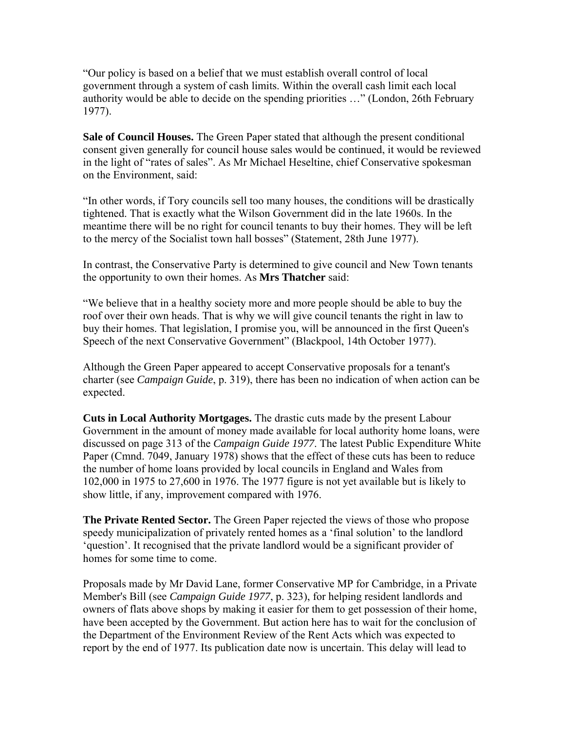"Our policy is based on a belief that we must establish overall control of local government through a system of cash limits. Within the overall cash limit each local authority would be able to decide on the spending priorities …" (London, 26th February 1977).

**Sale of Council Houses.** The Green Paper stated that although the present conditional consent given generally for council house sales would be continued, it would be reviewed in the light of "rates of sales". As Mr Michael Heseltine, chief Conservative spokesman on the Environment, said:

"In other words, if Tory councils sell too many houses, the conditions will be drastically tightened. That is exactly what the Wilson Government did in the late 1960s. In the meantime there will be no right for council tenants to buy their homes. They will be left to the mercy of the Socialist town hall bosses" (Statement, 28th June 1977).

In contrast, the Conservative Party is determined to give council and New Town tenants the opportunity to own their homes. As **Mrs Thatcher** said:

"We believe that in a healthy society more and more people should be able to buy the roof over their own heads. That is why we will give council tenants the right in law to buy their homes. That legislation, I promise you, will be announced in the first Queen's Speech of the next Conservative Government" (Blackpool, 14th October 1977).

Although the Green Paper appeared to accept Conservative proposals for a tenant's charter (see *Campaign Guide*, p. 319), there has been no indication of when action can be expected.

**Cuts in Local Authority Mortgages.** The drastic cuts made by the present Labour Government in the amount of money made available for local authority home loans, were discussed on page 313 of the *Campaign Guide 1977*. The latest Public Expenditure White Paper (Cmnd. 7049, January 1978) shows that the effect of these cuts has been to reduce the number of home loans provided by local councils in England and Wales from 102,000 in 1975 to 27,600 in 1976. The 1977 figure is not yet available but is likely to show little, if any, improvement compared with 1976.

**The Private Rented Sector.** The Green Paper rejected the views of those who propose speedy municipalization of privately rented homes as a 'final solution' to the landlord 'question'. It recognised that the private landlord would be a significant provider of homes for some time to come.

Proposals made by Mr David Lane, former Conservative MP for Cambridge, in a Private Member's Bill (see *Campaign Guide 1977*, p. 323), for helping resident landlords and owners of flats above shops by making it easier for them to get possession of their home, have been accepted by the Government. But action here has to wait for the conclusion of the Department of the Environment Review of the Rent Acts which was expected to report by the end of 1977. Its publication date now is uncertain. This delay will lead to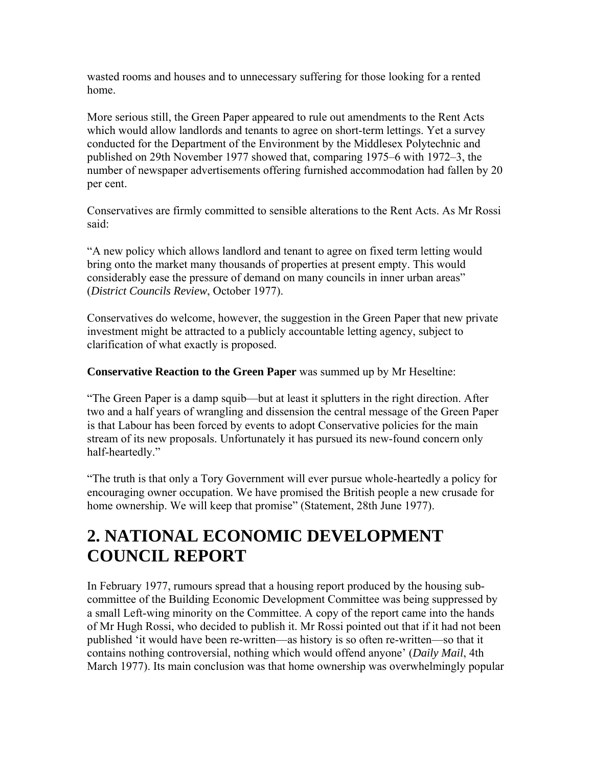wasted rooms and houses and to unnecessary suffering for those looking for a rented home.

More serious still, the Green Paper appeared to rule out amendments to the Rent Acts which would allow landlords and tenants to agree on short-term lettings. Yet a survey conducted for the Department of the Environment by the Middlesex Polytechnic and published on 29th November 1977 showed that, comparing 1975–6 with 1972–3, the number of newspaper advertisements offering furnished accommodation had fallen by 20 per cent.

Conservatives are firmly committed to sensible alterations to the Rent Acts. As Mr Rossi said:

"A new policy which allows landlord and tenant to agree on fixed term letting would bring onto the market many thousands of properties at present empty. This would considerably ease the pressure of demand on many councils in inner urban areas" (*District Councils Review*, October 1977).

Conservatives do welcome, however, the suggestion in the Green Paper that new private investment might be attracted to a publicly accountable letting agency, subject to clarification of what exactly is proposed.

**Conservative Reaction to the Green Paper** was summed up by Mr Heseltine:

"The Green Paper is a damp squib—but at least it splutters in the right direction. After two and a half years of wrangling and dissension the central message of the Green Paper is that Labour has been forced by events to adopt Conservative policies for the main stream of its new proposals. Unfortunately it has pursued its new-found concern only half-heartedly."

"The truth is that only a Tory Government will ever pursue whole-heartedly a policy for encouraging owner occupation. We have promised the British people a new crusade for home ownership. We will keep that promise" (Statement, 28th June 1977).

# 2. NATIONAL ECONOMIC DEVELOPMENT COUNCIL REPORT

In February 1977, rumours spread that a housing report produced by the housing sub-committee of the Building Economic Development Committee was being suppressed by a small Left-wing minority on the Committee. A copy of the report came into the hands of Mr Hugh Rossi, who decided to publish it. Mr Rossi pointed out that if it had not been published 'it would have been re-written—as history is so often re-written—so that it contains nothing controversial, nothing which would offend anyone' (*Daily Mail*, 4th March 1977). Its main conclusion was that home ownership was overwhelmingly popular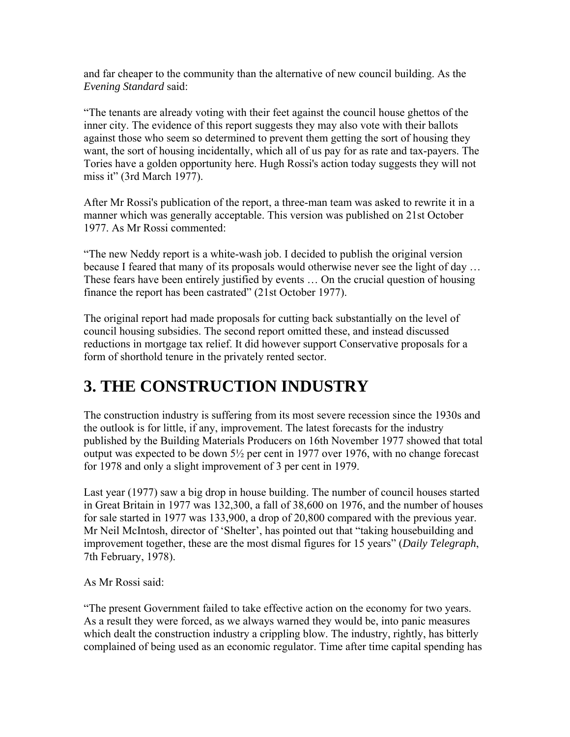and far cheaper to the community than the alternative of new council building. As the *Evening Standard* said:

"The tenants are already voting with their feet against the council house ghettos of the inner city. The evidence of this report suggests they may also vote with their ballots against those who seem so determined to prevent them getting the sort of housing they want, the sort of housing incidentally, which all of us pay for as rate and tax-payers. The Tories have a golden opportunity here. Hugh Rossi's action today suggests they will not miss it" (3rd March 1977).

After Mr Rossi's publication of the report, a three-man team was asked to rewrite it in a manner which was generally acceptable. This version was published on 21st October 1977. As Mr Rossi commented:

"The new Neddy report is a white-wash job. I decided to publish the original version because I feared that many of its proposals would otherwise never see the light of day … These fears have been entirely justified by events … On the crucial question of housing finance the report has been castrated" (21st October 1977).

The original report had made proposals for cutting back substantially on the level of council housing subsidies. The second report omitted these, and instead discussed reductions in mortgage tax relief. It did however support Conservative proposals for a form of shorthold tenure in the privately rented sector.

# 3. THE CONSTRUCTION INDUSTRY

The construction industry is suffering from its most severe recession since the 1930s and the outlook is for little, if any, improvement. The latest forecasts for the industry published by the Building Materials Producers on 16th November 1977 showed that total output was expected to be down 5½ per cent in 1977 over 1976, with no change forecast for 1978 and only a slight improvement of 3 per cent in 1979.

Last year (1977) saw a big drop in house building. The number of council houses started in Great Britain in 1977 was 132,300, a fall of 38,600 on 1976, and the number of houses for sale started in 1977 was 133,900, a drop of 20,800 compared with the previous year. Mr Neil McIntosh, director of 'Shelter', has pointed out that "taking housebuilding and improvement together, these are the most dismal figures for 15 years" (*Daily Telegraph*, 7th February, 1978).

As Mr Rossi said:

"The present Government failed to take effective action on the economy for two years. As a result they were forced, as we always warned they would be, into panic measures which dealt the construction industry a crippling blow. The industry, rightly, has bitterly complained of being used as an economic regulator. Time after time capital spending has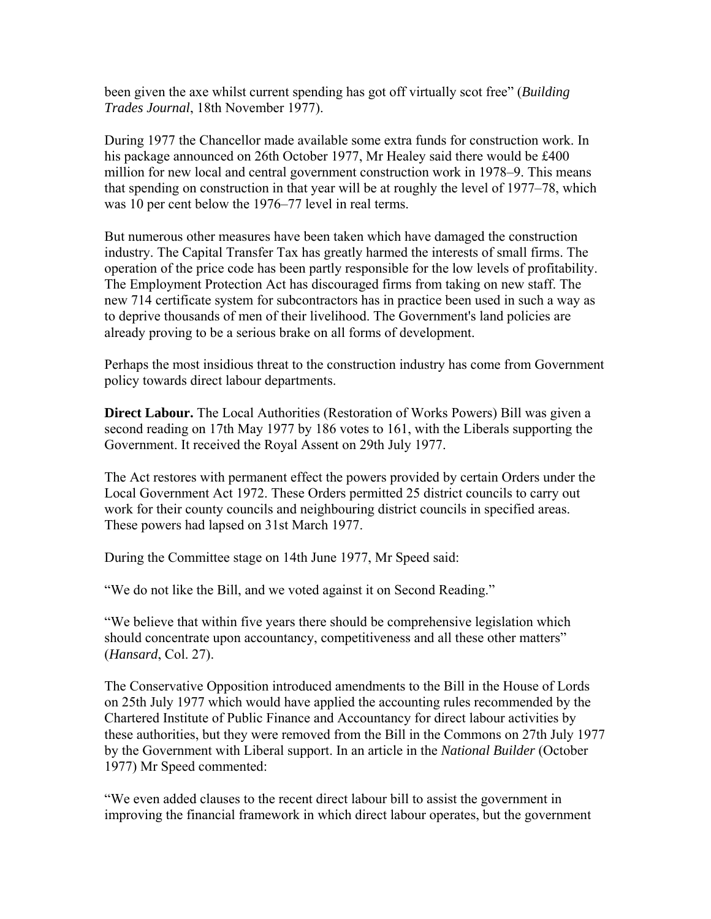been given the axe whilst current spending has got off virtually scot free" (*Building Trades Journal*, 18th November 1977).

During 1977 the Chancellor made available some extra funds for construction work. In his package announced on 26th October 1977, Mr Healey said there would be £400 million for new local and central government construction work in 1978–9. This means that spending on construction in that year will be at roughly the level of 1977–78, which was 10 per cent below the 1976–77 level in real terms.

But numerous other measures have been taken which have damaged the construction industry. The Capital Transfer Tax has greatly harmed the interests of small firms. The operation of the price code has been partly responsible for the low levels of profitability. The Employment Protection Act has discouraged firms from taking on new staff. The new 714 certificate system for subcontractors has in practice been used in such a way as to deprive thousands of men of their livelihood. The Government's land policies are already proving to be a serious brake on all forms of development.

Perhaps the most insidious threat to the construction industry has come from Government policy towards direct labour departments.

**Direct Labour.** The Local Authorities (Restoration of Works Powers) Bill was given a second reading on 17th May 1977 by 186 votes to 161, with the Liberals supporting the Government. It received the Royal Assent on 29th July 1977.

The Act restores with permanent effect the powers provided by certain Orders under the Local Government Act 1972. These Orders permitted 25 district councils to carry out work for their county councils and neighbouring district councils in specified areas. These powers had lapsed on 31st March 1977.

During the Committee stage on 14th June 1977, Mr Speed said:

"We do not like the Bill, and we voted against it on Second Reading."

"We believe that within five years there should be comprehensive legislation which should concentrate upon accountancy, competitiveness and all these other matters" (*Hansard*, Col. 27).

The Conservative Opposition introduced amendments to the Bill in the House of Lords on 25th July 1977 which would have applied the accounting rules recommended by the Chartered Institute of Public Finance and Accountancy for direct labour activities by these authorities, but they were removed from the Bill in the Commons on 27th July 1977 by the Government with Liberal support. In an article in the *National Builder* (October 1977) Mr Speed commented:

"We even added clauses to the recent direct labour bill to assist the government in improving the financial framework in which direct labour operates, but the government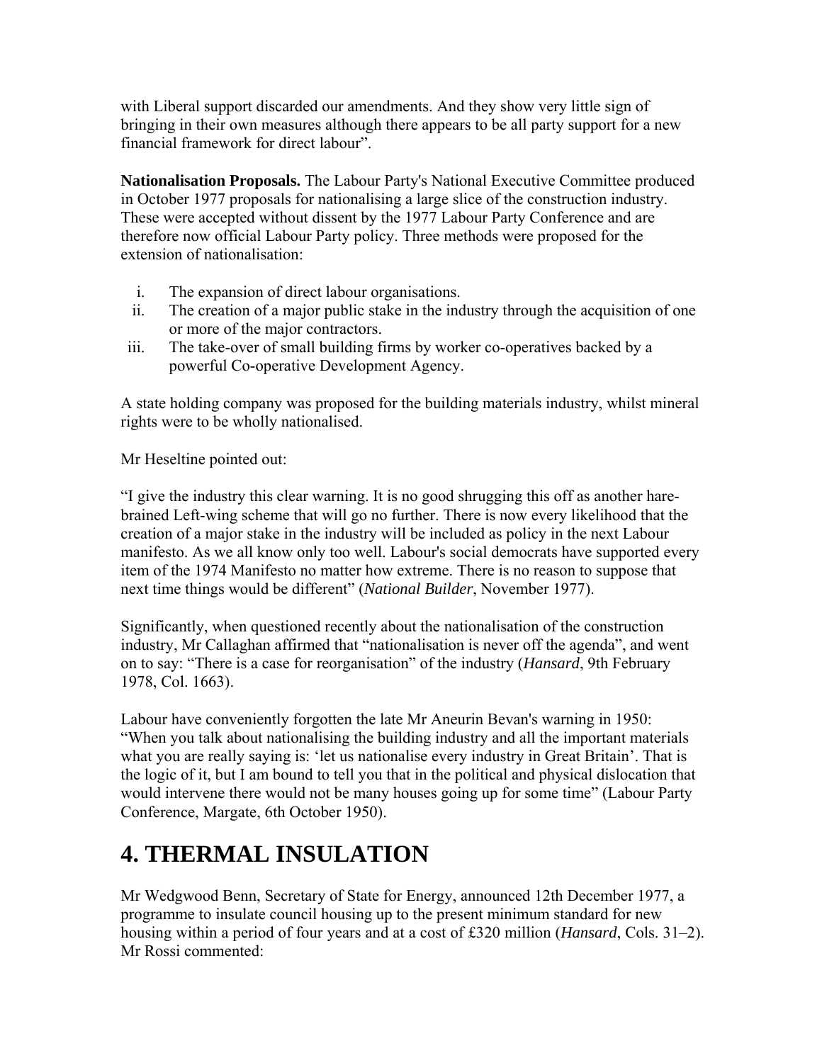with Liberal support discarded our amendments. And they show very little sign of bringing in their own measures although there appears to be all party support for a new financial framework for direct labour".

**Nationalisation Proposals.** The Labour Party's National Executive Committee produced in October 1977 proposals for nationalising a large slice of the construction industry. These were accepted without dissent by the 1977 Labour Party Conference and are therefore now official Labour Party policy. Three methods were proposed for the extension of nationalisation:

i. The expansion of direct labour organisations.
ii. The creation of a major public stake in the industry through the acquisition of one or more of the major contractors.
iii. The take-over of small building firms by worker co-operatives backed by a powerful Co-operative Development Agency.

A state holding company was proposed for the building materials industry, whilst mineral rights were to be wholly nationalised.

Mr Heseltine pointed out:

"I give the industry this clear warning. It is no good shrugging this off as another hare-brained Left-wing scheme that will go no further. There is now every likelihood that the creation of a major stake in the industry will be included as policy in the next Labour manifesto. As we all know only too well. Labour's social democrats have supported every item of the 1974 Manifesto no matter how extreme. There is no reason to suppose that next time things would be different" (*National Builder*, November 1977).

Significantly, when questioned recently about the nationalisation of the construction industry, Mr Callaghan affirmed that "nationalisation is never off the agenda", and went on to say: "There is a case for reorganisation" of the industry (*Hansard*, 9th February 1978, Col. 1663).

Labour have conveniently forgotten the late Mr Aneurin Bevan's warning in 1950: "When you talk about nationalising the building industry and all the important materials what you are really saying is: 'let us nationalise every industry in Great Britain'. That is the logic of it, but I am bound to tell you that in the political and physical dislocation that would intervene there would not be many houses going up for some time" (Labour Party Conference, Margate, 6th October 1950).

# 4. THERMAL INSULATION

Mr Wedgwood Benn, Secretary of State for Energy, announced 12th December 1977, a programme to insulate council housing up to the present minimum standard for new housing within a period of four years and at a cost of £320 million (*Hansard*, Cols. 31–2). Mr Rossi commented: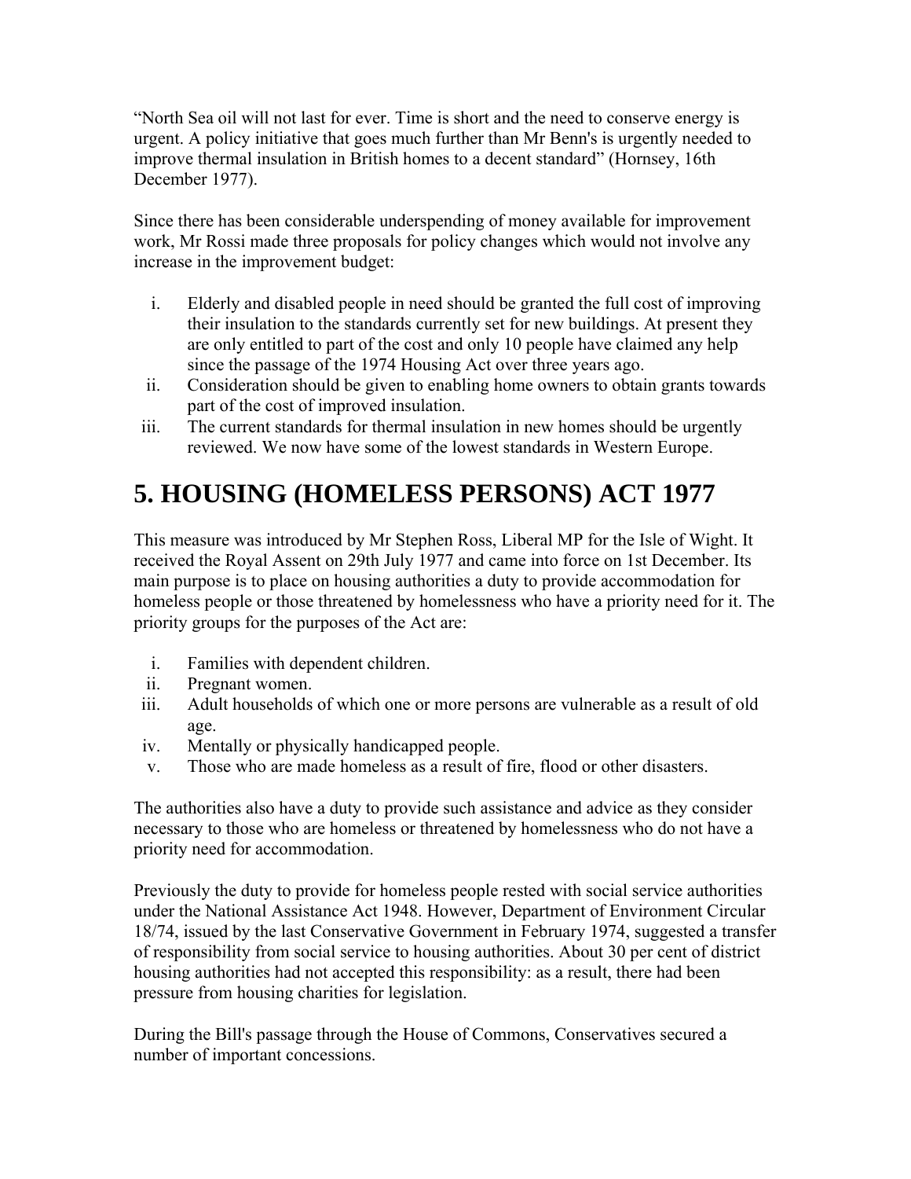"North Sea oil will not last for ever. Time is short and the need to conserve energy is urgent. A policy initiative that goes much further than Mr Benn's is urgently needed to improve thermal insulation in British homes to a decent standard" (Hornsey, 16th December 1977).

Since there has been considerable underspending of money available for improvement work, Mr Rossi made three proposals for policy changes which would not involve any increase in the improvement budget:

i. Elderly and disabled people in need should be granted the full cost of improving their insulation to the standards currently set for new buildings. At present they are only entitled to part of the cost and only 10 people have claimed any help since the passage of the 1974 Housing Act over three years ago.
ii. Consideration should be given to enabling home owners to obtain grants towards part of the cost of improved insulation.
iii. The current standards for thermal insulation in new homes should be urgently reviewed. We now have some of the lowest standards in Western Europe.

# 5. HOUSING (HOMELESS PERSONS) ACT 1977

This measure was introduced by Mr Stephen Ross, Liberal MP for the Isle of Wight. It received the Royal Assent on 29th July 1977 and came into force on 1st December. Its main purpose is to place on housing authorities a duty to provide accommodation for homeless people or those threatened by homelessness who have a priority need for it. The priority groups for the purposes of the Act are:

i. Families with dependent children.
ii. Pregnant women.
iii. Adult households of which one or more persons are vulnerable as a result of old age.
iv. Mentally or physically handicapped people.
v. Those who are made homeless as a result of fire, flood or other disasters.

The authorities also have a duty to provide such assistance and advice as they consider necessary to those who are homeless or threatened by homelessness who do not have a priority need for accommodation.

Previously the duty to provide for homeless people rested with social service authorities under the National Assistance Act 1948. However, Department of Environment Circular 18/74, issued by the last Conservative Government in February 1974, suggested a transfer of responsibility from social service to housing authorities. About 30 per cent of district housing authorities had not accepted this responsibility: as a result, there had been pressure from housing charities for legislation.

During the Bill's passage through the House of Commons, Conservatives secured a number of important concessions.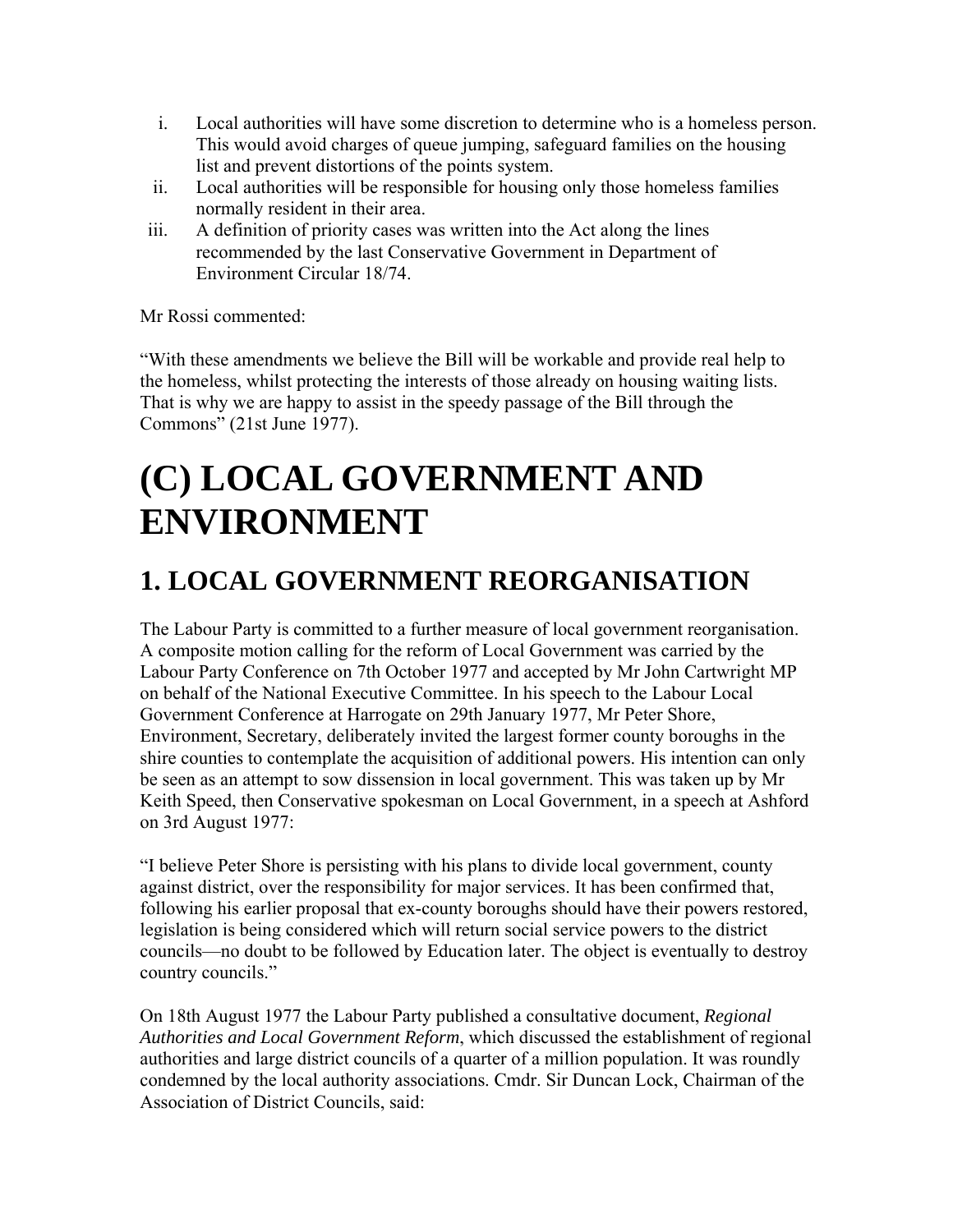i. Local authorities will have some discretion to determine who is a homeless person. This would avoid charges of queue jumping, safeguard families on the housing list and prevent distortions of the points system.
ii. Local authorities will be responsible for housing only those homeless families normally resident in their area.
iii. A definition of priority cases was written into the Act along the lines recommended by the last Conservative Government in Department of Environment Circular 18/74.

Mr Rossi commented:

"With these amendments we believe the Bill will be workable and provide real help to the homeless, whilst protecting the interests of those already on housing waiting lists. That is why we are happy to assist in the speedy passage of the Bill through the Commons" (21st June 1977).

# (C) LOCAL GOVERNMENT AND ENVIRONMENT

## 1. LOCAL GOVERNMENT REORGANISATION

The Labour Party is committed to a further measure of local government reorganisation. A composite motion calling for the reform of Local Government was carried by the Labour Party Conference on 7th October 1977 and accepted by Mr John Cartwright MP on behalf of the National Executive Committee. In his speech to the Labour Local Government Conference at Harrogate on 29th January 1977, Mr Peter Shore, Environment, Secretary, deliberately invited the largest former county boroughs in the shire counties to contemplate the acquisition of additional powers. His intention can only be seen as an attempt to sow dissension in local government. This was taken up by Mr Keith Speed, then Conservative spokesman on Local Government, in a speech at Ashford on 3rd August 1977:

"I believe Peter Shore is persisting with his plans to divide local government, county against district, over the responsibility for major services. It has been confirmed that, following his earlier proposal that ex-county boroughs should have their powers restored, legislation is being considered which will return social service powers to the district councils—no doubt to be followed by Education later. The object is eventually to destroy country councils."

On 18th August 1977 the Labour Party published a consultative document, *Regional Authorities and Local Government Reform*, which discussed the establishment of regional authorities and large district councils of a quarter of a million population. It was roundly condemned by the local authority associations. Cmdr. Sir Duncan Lock, Chairman of the Association of District Councils, said: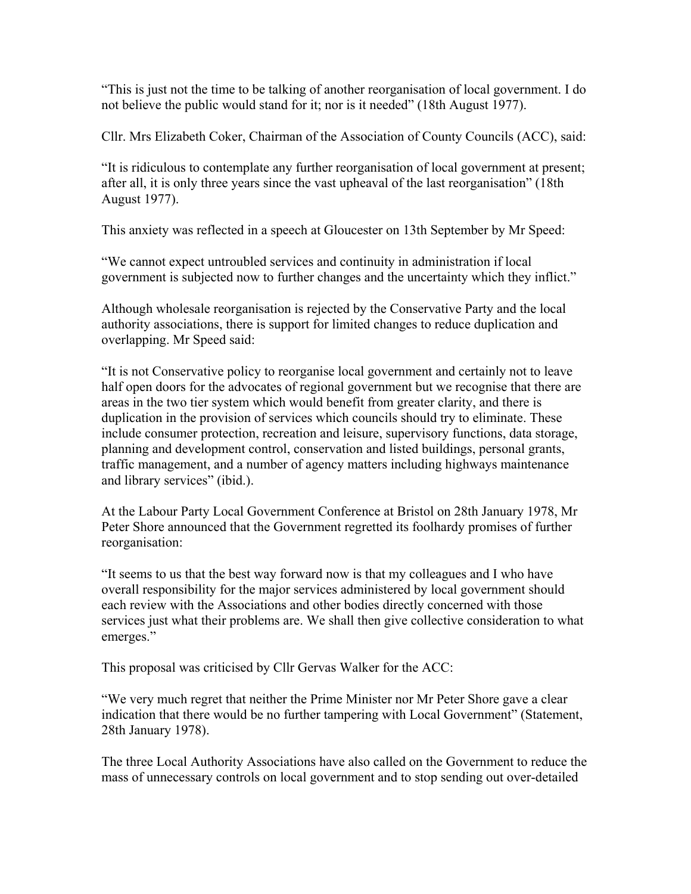"This is just not the time to be talking of another reorganisation of local government. I do not believe the public would stand for it; nor is it needed" (18th August 1977).

Cllr. Mrs Elizabeth Coker, Chairman of the Association of County Councils (ACC), said:

"It is ridiculous to contemplate any further reorganisation of local government at present; after all, it is only three years since the vast upheaval of the last reorganisation" (18th August 1977).

This anxiety was reflected in a speech at Gloucester on 13th September by Mr Speed:

"We cannot expect untroubled services and continuity in administration if local government is subjected now to further changes and the uncertainty which they inflict."

Although wholesale reorganisation is rejected by the Conservative Party and the local authority associations, there is support for limited changes to reduce duplication and overlapping. Mr Speed said:

"It is not Conservative policy to reorganise local government and certainly not to leave half open doors for the advocates of regional government but we recognise that there are areas in the two tier system which would benefit from greater clarity, and there is duplication in the provision of services which councils should try to eliminate. These include consumer protection, recreation and leisure, supervisory functions, data storage, planning and development control, conservation and listed buildings, personal grants, traffic management, and a number of agency matters including highways maintenance and library services" (ibid.).

At the Labour Party Local Government Conference at Bristol on 28th January 1978, Mr Peter Shore announced that the Government regretted its foolhardy promises of further reorganisation:

"It seems to us that the best way forward now is that my colleagues and I who have overall responsibility for the major services administered by local government should each review with the Associations and other bodies directly concerned with those services just what their problems are. We shall then give collective consideration to what emerges."

This proposal was criticised by Cllr Gervas Walker for the ACC:

"We very much regret that neither the Prime Minister nor Mr Peter Shore gave a clear indication that there would be no further tampering with Local Government" (Statement, 28th January 1978).

The three Local Authority Associations have also called on the Government to reduce the mass of unnecessary controls on local government and to stop sending out over-detailed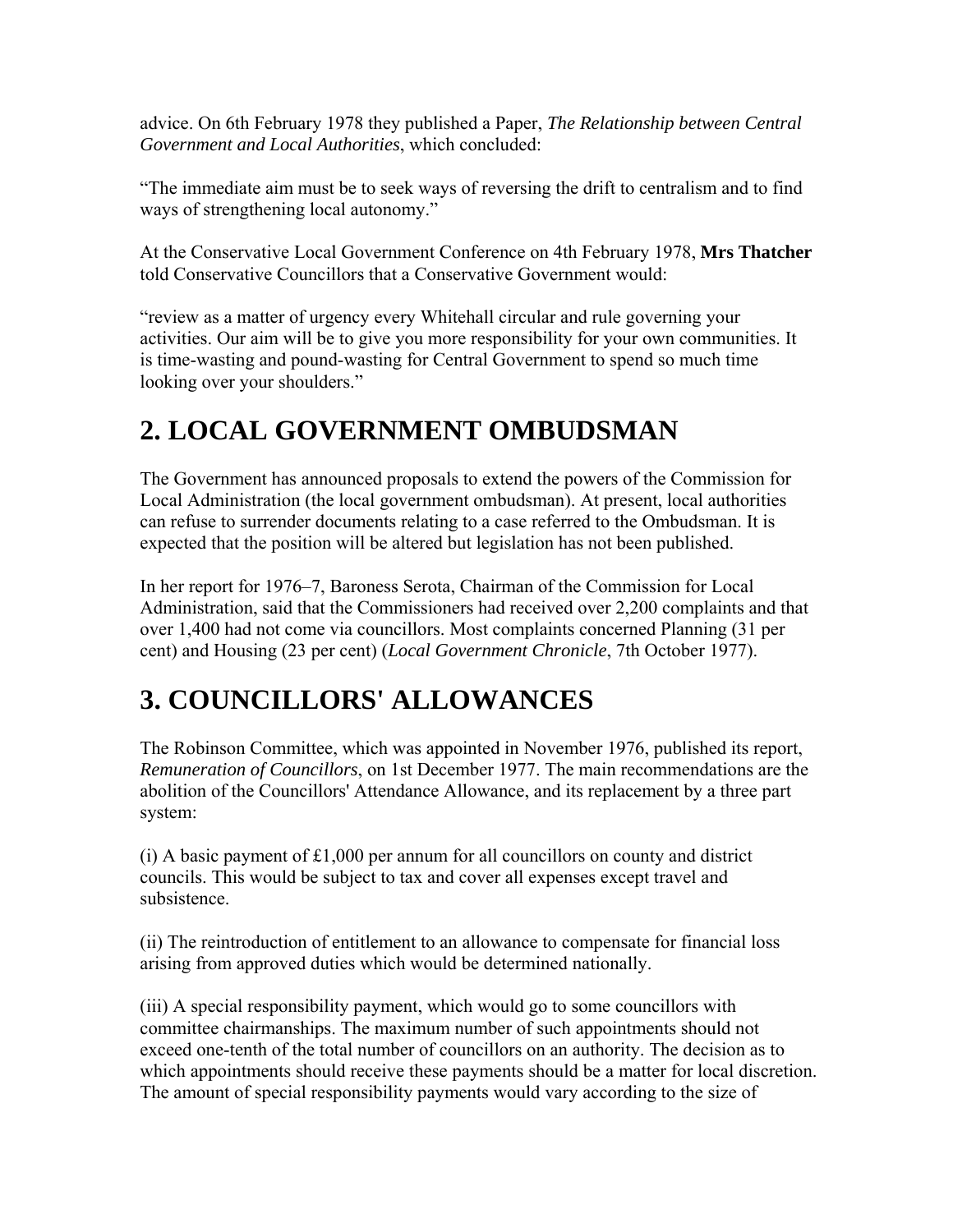advice. On 6th February 1978 they published a Paper, *The Relationship between Central Government and Local Authorities*, which concluded:

"The immediate aim must be to seek ways of reversing the drift to centralism and to find ways of strengthening local autonomy."

At the Conservative Local Government Conference on 4th February 1978, **Mrs Thatcher** told Conservative Councillors that a Conservative Government would:

"review as a matter of urgency every Whitehall circular and rule governing your activities. Our aim will be to give you more responsibility for your own communities. It is time-wasting and pound-wasting for Central Government to spend so much time looking over your shoulders."

# 2. LOCAL GOVERNMENT OMBUDSMAN

The Government has announced proposals to extend the powers of the Commission for Local Administration (the local government ombudsman). At present, local authorities can refuse to surrender documents relating to a case referred to the Ombudsman. It is expected that the position will be altered but legislation has not been published.

In her report for 1976–7, Baroness Serota, Chairman of the Commission for Local Administration, said that the Commissioners had received over 2,200 complaints and that over 1,400 had not come via councillors. Most complaints concerned Planning (31 per cent) and Housing (23 per cent) (*Local Government Chronicle*, 7th October 1977).

# 3. COUNCILLORS' ALLOWANCES

The Robinson Committee, which was appointed in November 1976, published its report, *Remuneration of Councillors*, on 1st December 1977. The main recommendations are the abolition of the Councillors' Attendance Allowance, and its replacement by a three part system:

(i) A basic payment of £1,000 per annum for all councillors on county and district councils. This would be subject to tax and cover all expenses except travel and subsistence.

(ii) The reintroduction of entitlement to an allowance to compensate for financial loss arising from approved duties which would be determined nationally.

(iii) A special responsibility payment, which would go to some councillors with committee chairmanships. The maximum number of such appointments should not exceed one-tenth of the total number of councillors on an authority. The decision as to which appointments should receive these payments should be a matter for local discretion. The amount of special responsibility payments would vary according to the size of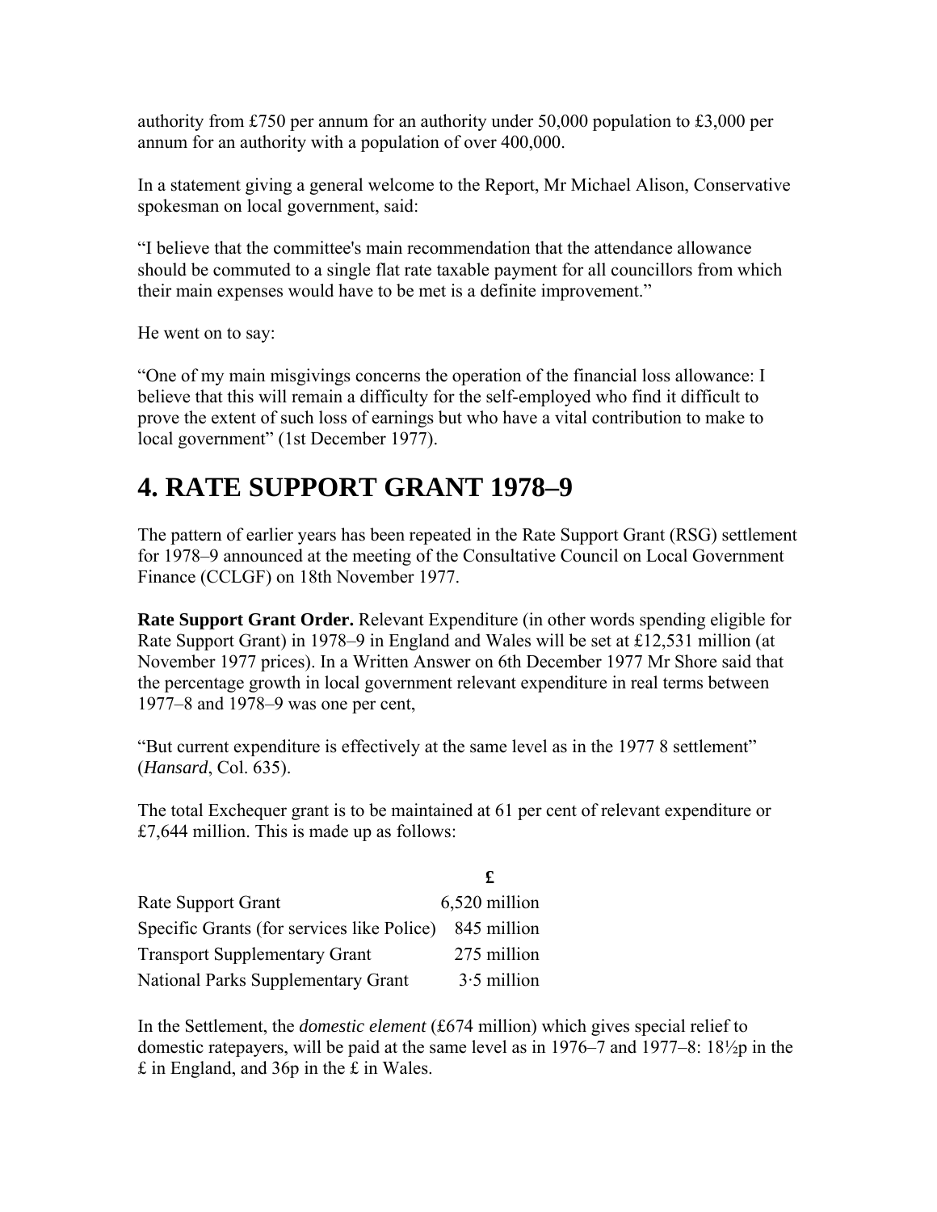authority from £750 per annum for an authority under 50,000 population to £3,000 per annum for an authority with a population of over 400,000.

In a statement giving a general welcome to the Report, Mr Michael Alison, Conservative spokesman on local government, said:

"I believe that the committee's main recommendation that the attendance allowance should be commuted to a single flat rate taxable payment for all councillors from which their main expenses would have to be met is a definite improvement."

He went on to say:

"One of my main misgivings concerns the operation of the financial loss allowance: I believe that this will remain a difficulty for the self-employed who find it difficult to prove the extent of such loss of earnings but who have a vital contribution to make to local government" (1st December 1977).

## 4. RATE SUPPORT GRANT 1978–9

The pattern of earlier years has been repeated in the Rate Support Grant (RSG) settlement for 1978–9 announced at the meeting of the Consultative Council on Local Government Finance (CCLGF) on 18th November 1977.

**Rate Support Grant Order.** Relevant Expenditure (in other words spending eligible for Rate Support Grant) in 1978–9 in England and Wales will be set at £12,531 million (at November 1977 prices). In a Written Answer on 6th December 1977 Mr Shore said that the percentage growth in local government relevant expenditure in real terms between 1977–8 and 1978–9 was one per cent,

"But current expenditure is effectively at the same level as in the 1977 8 settlement" (*Hansard*, Col. 635).

The total Exchequer grant is to be maintained at 61 per cent of relevant expenditure or £7,644 million. This is made up as follows:

| | £ |
|---|---|
| Rate Support Grant | 6,520 million |
| Specific Grants (for services like Police) | 845 million |
| Transport Supplementary Grant | 275 million |
| National Parks Supplementary Grant | 3·5 million |

In the Settlement, the *domestic element* (£674 million) which gives special relief to domestic ratepayers, will be paid at the same level as in 1976–7 and 1977–8: 18½p in the £ in England, and 36p in the £ in Wales.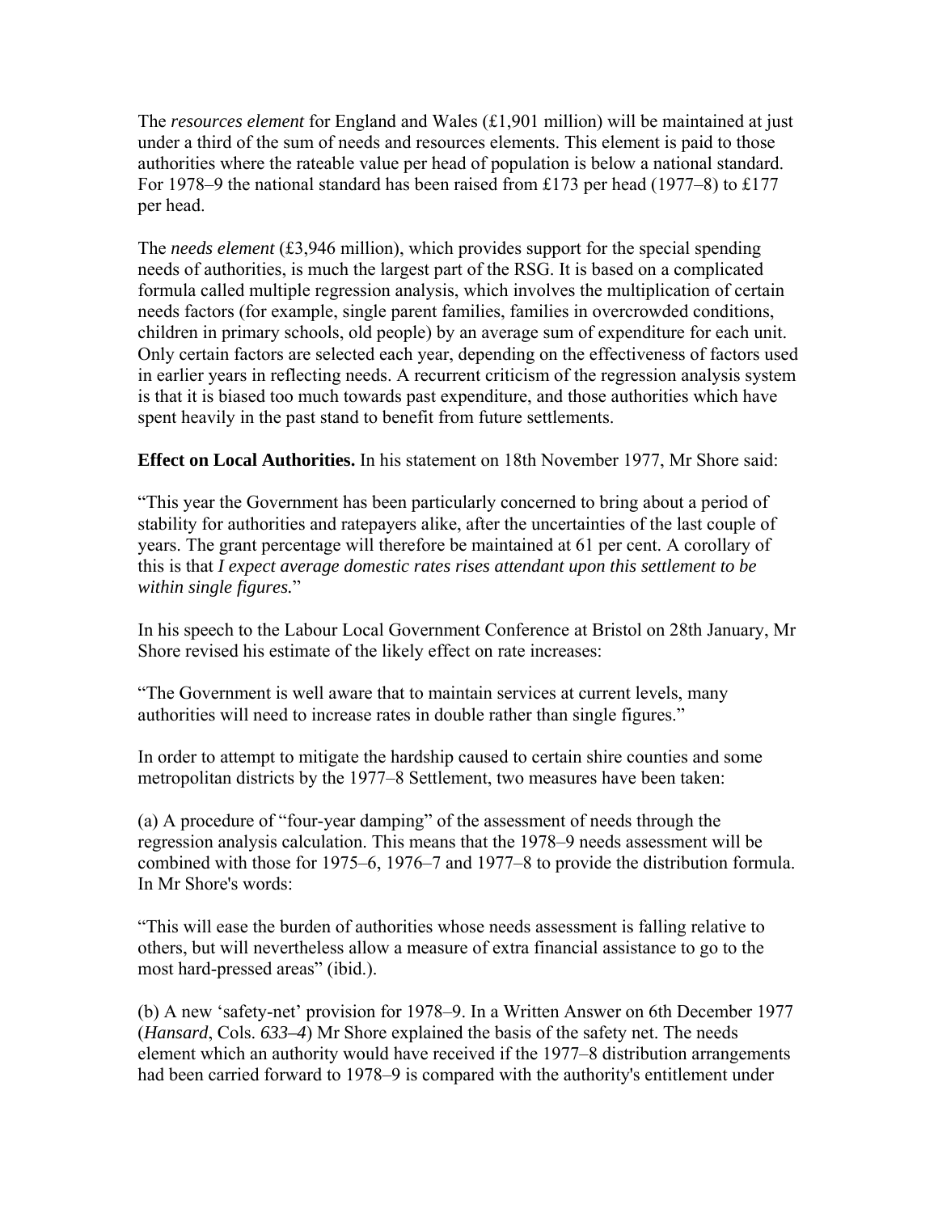The *resources element* for England and Wales (£1,901 million) will be maintained at just under a third of the sum of needs and resources elements. This element is paid to those authorities where the rateable value per head of population is below a national standard. For 1978–9 the national standard has been raised from £173 per head (1977–8) to £177 per head.

The *needs element* (£3,946 million), which provides support for the special spending needs of authorities, is much the largest part of the RSG. It is based on a complicated formula called multiple regression analysis, which involves the multiplication of certain needs factors (for example, single parent families, families in overcrowded conditions, children in primary schools, old people) by an average sum of expenditure for each unit. Only certain factors are selected each year, depending on the effectiveness of factors used in earlier years in reflecting needs. A recurrent criticism of the regression analysis system is that it is biased too much towards past expenditure, and those authorities which have spent heavily in the past stand to benefit from future settlements.

**Effect on Local Authorities.** In his statement on 18th November 1977, Mr Shore said:

"This year the Government has been particularly concerned to bring about a period of stability for authorities and ratepayers alike, after the uncertainties of the last couple of years. The grant percentage will therefore be maintained at 61 per cent. A corollary of this is that *I expect average domestic rates rises attendant upon this settlement to be within single figures.*"

In his speech to the Labour Local Government Conference at Bristol on 28th January, Mr Shore revised his estimate of the likely effect on rate increases:

"The Government is well aware that to maintain services at current levels, many authorities will need to increase rates in double rather than single figures."

In order to attempt to mitigate the hardship caused to certain shire counties and some metropolitan districts by the 1977–8 Settlement, two measures have been taken:

(a) A procedure of "four-year damping" of the assessment of needs through the regression analysis calculation. This means that the 1978–9 needs assessment will be combined with those for 1975–6, 1976–7 and 1977–8 to provide the distribution formula. In Mr Shore's words:

"This will ease the burden of authorities whose needs assessment is falling relative to others, but will nevertheless allow a measure of extra financial assistance to go to the most hard-pressed areas" (ibid.).

(b) A new 'safety-net' provision for 1978–9. In a Written Answer on 6th December 1977 (*Hansard*, Cols. *633–4*) Mr Shore explained the basis of the safety net. The needs element which an authority would have received if the 1977–8 distribution arrangements had been carried forward to 1978–9 is compared with the authority's entitlement under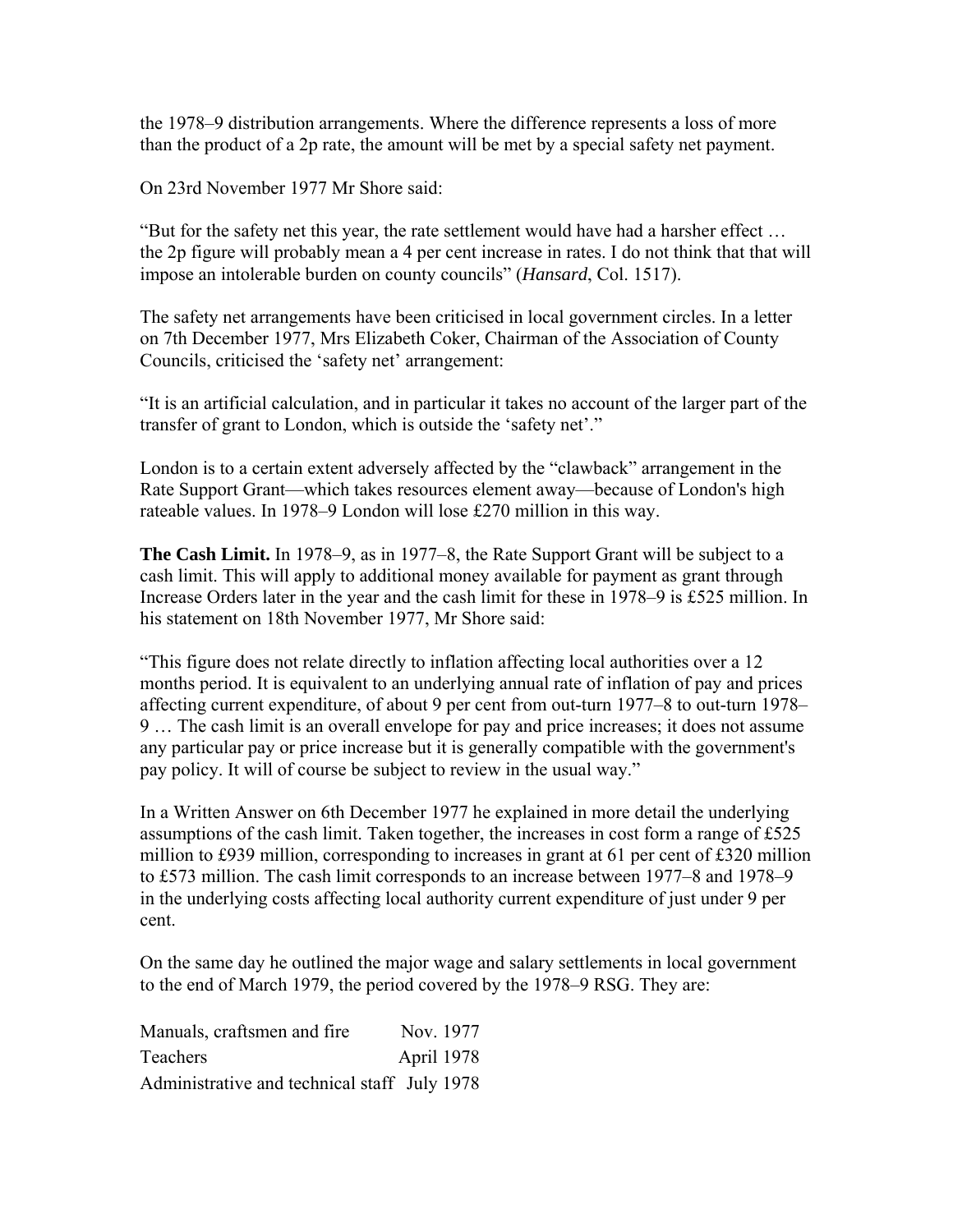the 1978–9 distribution arrangements. Where the difference represents a loss of more than the product of a 2p rate, the amount will be met by a special safety net payment.

On 23rd November 1977 Mr Shore said:

"But for the safety net this year, the rate settlement would have had a harsher effect … the 2p figure will probably mean a 4 per cent increase in rates. I do not think that that will impose an intolerable burden on county councils" (*Hansard*, Col. 1517).

The safety net arrangements have been criticised in local government circles. In a letter on 7th December 1977, Mrs Elizabeth Coker, Chairman of the Association of County Councils, criticised the 'safety net' arrangement:

"It is an artificial calculation, and in particular it takes no account of the larger part of the transfer of grant to London, which is outside the 'safety net'."

London is to a certain extent adversely affected by the "clawback" arrangement in the Rate Support Grant—which takes resources element away—because of London's high rateable values. In 1978–9 London will lose £270 million in this way.

**The Cash Limit.** In 1978–9, as in 1977–8, the Rate Support Grant will be subject to a cash limit. This will apply to additional money available for payment as grant through Increase Orders later in the year and the cash limit for these in 1978–9 is £525 million. In his statement on 18th November 1977, Mr Shore said:

"This figure does not relate directly to inflation affecting local authorities over a 12 months period. It is equivalent to an underlying annual rate of inflation of pay and prices affecting current expenditure, of about 9 per cent from out-turn 1977–8 to out-turn 1978–9 … The cash limit is an overall envelope for pay and price increases; it does not assume any particular pay or price increase but it is generally compatible with the government's pay policy. It will of course be subject to review in the usual way."

In a Written Answer on 6th December 1977 he explained in more detail the underlying assumptions of the cash limit. Taken together, the increases in cost form a range of £525 million to £939 million, corresponding to increases in grant at 61 per cent of £320 million to £573 million. The cash limit corresponds to an increase between 1977–8 and 1978–9 in the underlying costs affecting local authority current expenditure of just under 9 per cent.

On the same day he outlined the major wage and salary settlements in local government to the end of March 1979, the period covered by the 1978–9 RSG. They are:

| | |
|---|---|
| Manuals, craftsmen and fire | Nov. 1977 |
| Teachers | April 1978 |
| Administrative and technical staff | July 1978 |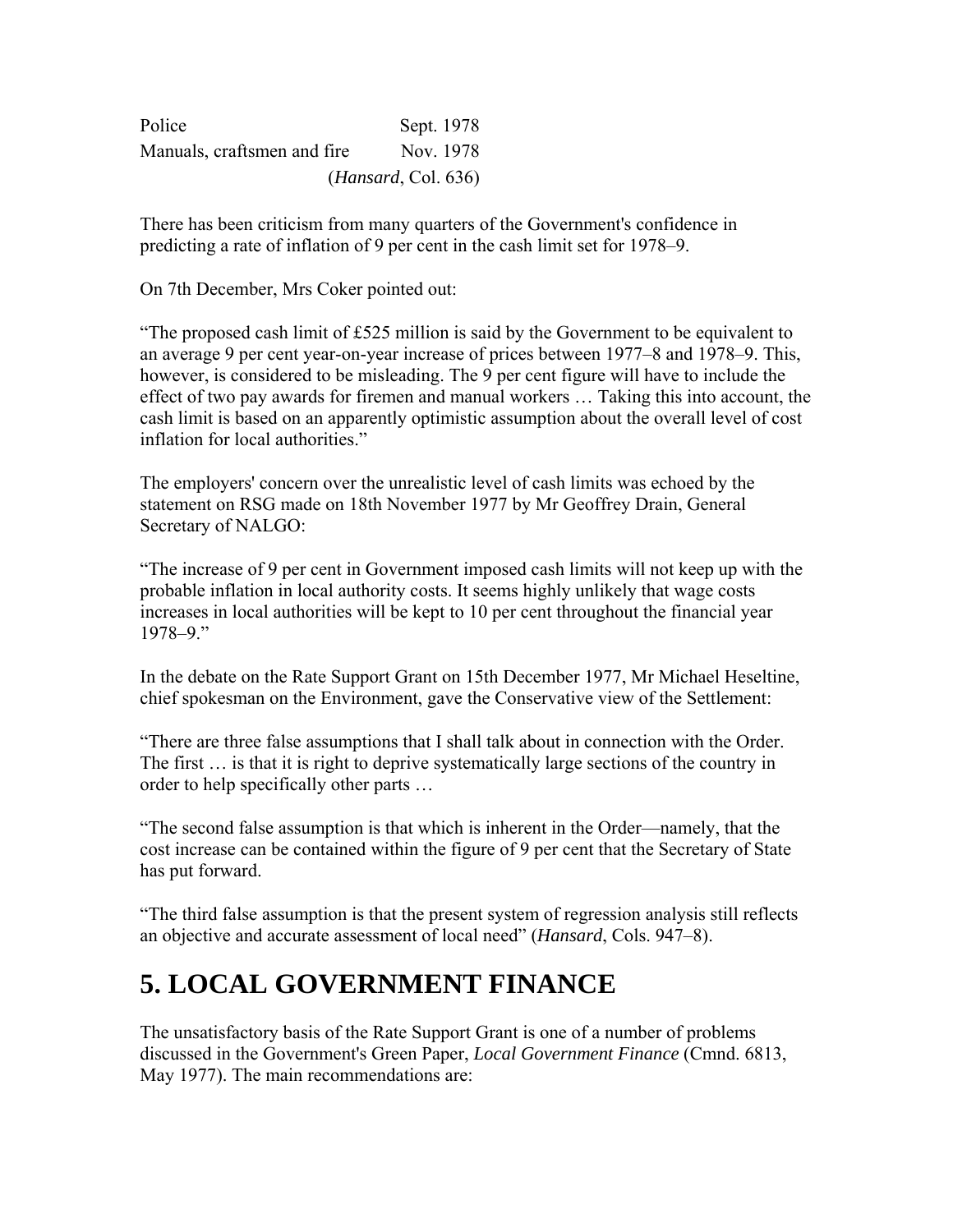| | |
|---|---|
| Police | Sept. 1978 |
| Manuals, craftsmen and fire | Nov. 1978 |
| | (*Hansard*, Col. 636) |

There has been criticism from many quarters of the Government's confidence in predicting a rate of inflation of 9 per cent in the cash limit set for 1978–9.

On 7th December, Mrs Coker pointed out:

"The proposed cash limit of £525 million is said by the Government to be equivalent to an average 9 per cent year-on-year increase of prices between 1977–8 and 1978–9. This, however, is considered to be misleading. The 9 per cent figure will have to include the effect of two pay awards for firemen and manual workers … Taking this into account, the cash limit is based on an apparently optimistic assumption about the overall level of cost inflation for local authorities."

The employers' concern over the unrealistic level of cash limits was echoed by the statement on RSG made on 18th November 1977 by Mr Geoffrey Drain, General Secretary of NALGO:

"The increase of 9 per cent in Government imposed cash limits will not keep up with the probable inflation in local authority costs. It seems highly unlikely that wage costs increases in local authorities will be kept to 10 per cent throughout the financial year 1978–9."

In the debate on the Rate Support Grant on 15th December 1977, Mr Michael Heseltine, chief spokesman on the Environment, gave the Conservative view of the Settlement:

"There are three false assumptions that I shall talk about in connection with the Order. The first … is that it is right to deprive systematically large sections of the country in order to help specifically other parts …

"The second false assumption is that which is inherent in the Order—namely, that the cost increase can be contained within the figure of 9 per cent that the Secretary of State has put forward.

"The third false assumption is that the present system of regression analysis still reflects an objective and accurate assessment of local need" (*Hansard*, Cols. 947–8).

# 5. LOCAL GOVERNMENT FINANCE

The unsatisfactory basis of the Rate Support Grant is one of a number of problems discussed in the Government's Green Paper, *Local Government Finance* (Cmnd. 6813, May 1977). The main recommendations are: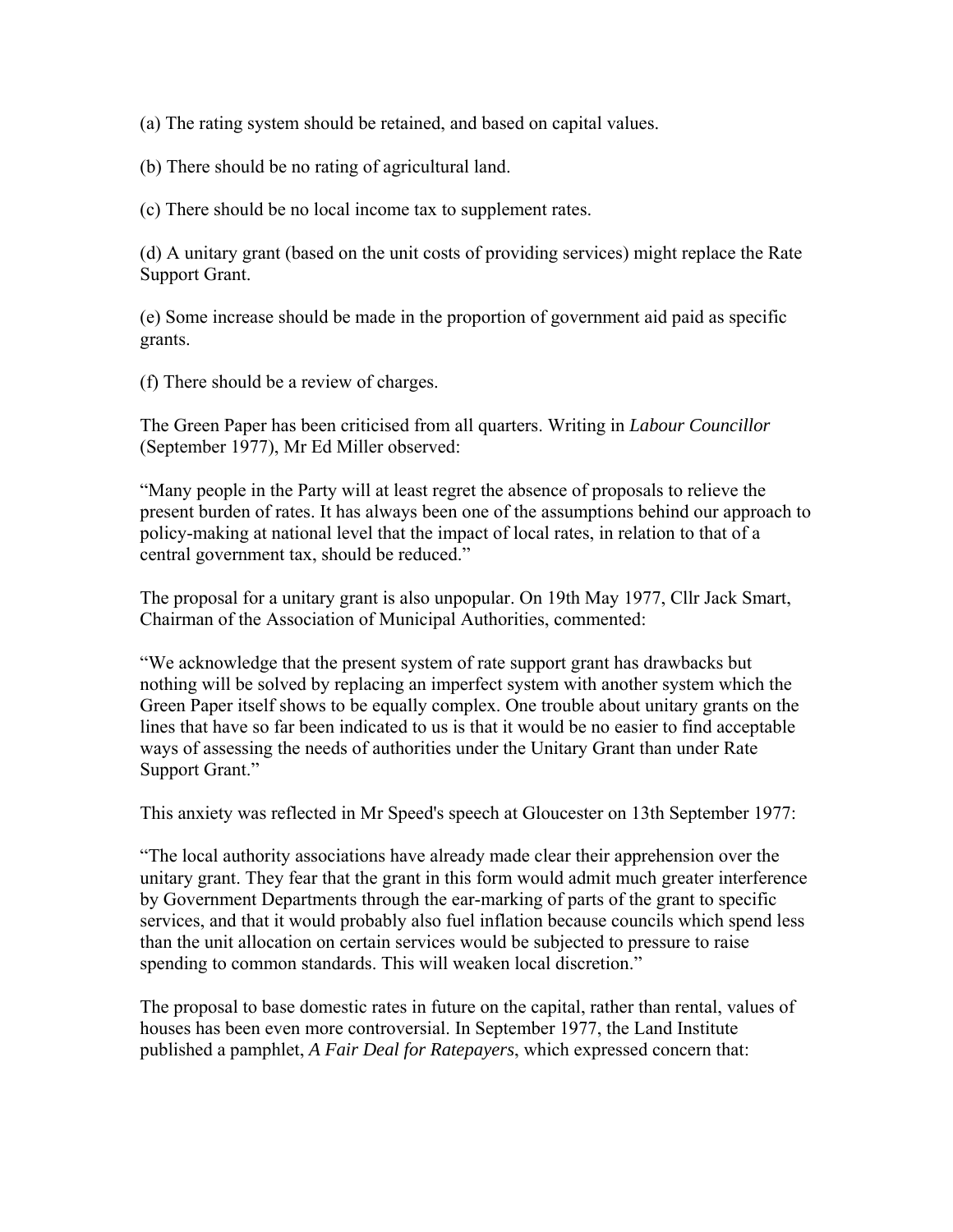(a) The rating system should be retained, and based on capital values.

(b) There should be no rating of agricultural land.

(c) There should be no local income tax to supplement rates.

(d) A unitary grant (based on the unit costs of providing services) might replace the Rate Support Grant.

(e) Some increase should be made in the proportion of government aid paid as specific grants.

(f) There should be a review of charges.

The Green Paper has been criticised from all quarters. Writing in *Labour Councillor* (September 1977), Mr Ed Miller observed:

"Many people in the Party will at least regret the absence of proposals to relieve the present burden of rates. It has always been one of the assumptions behind our approach to policy-making at national level that the impact of local rates, in relation to that of a central government tax, should be reduced."

The proposal for a unitary grant is also unpopular. On 19th May 1977, Cllr Jack Smart, Chairman of the Association of Municipal Authorities, commented:

"We acknowledge that the present system of rate support grant has drawbacks but nothing will be solved by replacing an imperfect system with another system which the Green Paper itself shows to be equally complex. One trouble about unitary grants on the lines that have so far been indicated to us is that it would be no easier to find acceptable ways of assessing the needs of authorities under the Unitary Grant than under Rate Support Grant."

This anxiety was reflected in Mr Speed's speech at Gloucester on 13th September 1977:

"The local authority associations have already made clear their apprehension over the unitary grant. They fear that the grant in this form would admit much greater interference by Government Departments through the ear-marking of parts of the grant to specific services, and that it would probably also fuel inflation because councils which spend less than the unit allocation on certain services would be subjected to pressure to raise spending to common standards. This will weaken local discretion."

The proposal to base domestic rates in future on the capital, rather than rental, values of houses has been even more controversial. In September 1977, the Land Institute published a pamphlet, *A Fair Deal for Ratepayers*, which expressed concern that: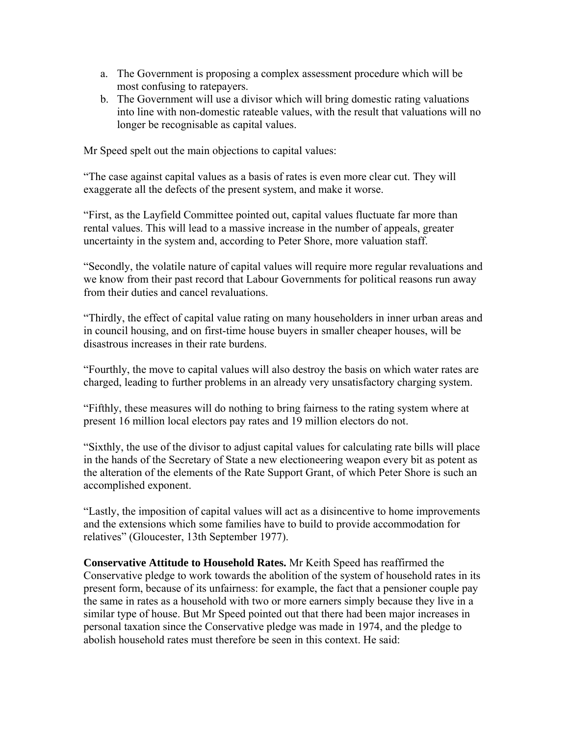a. The Government is proposing a complex assessment procedure which will be most confusing to ratepayers.
b. The Government will use a divisor which will bring domestic rating valuations into line with non-domestic rateable values, with the result that valuations will no longer be recognisable as capital values.

Mr Speed spelt out the main objections to capital values:

"The case against capital values as a basis of rates is even more clear cut. They will exaggerate all the defects of the present system, and make it worse.

"First, as the Layfield Committee pointed out, capital values fluctuate far more than rental values. This will lead to a massive increase in the number of appeals, greater uncertainty in the system and, according to Peter Shore, more valuation staff.

"Secondly, the volatile nature of capital values will require more regular revaluations and we know from their past record that Labour Governments for political reasons run away from their duties and cancel revaluations.

"Thirdly, the effect of capital value rating on many householders in inner urban areas and in council housing, and on first-time house buyers in smaller cheaper houses, will be disastrous increases in their rate burdens.

"Fourthly, the move to capital values will also destroy the basis on which water rates are charged, leading to further problems in an already very unsatisfactory charging system.

"Fifthly, these measures will do nothing to bring fairness to the rating system where at present 16 million local electors pay rates and 19 million electors do not.

"Sixthly, the use of the divisor to adjust capital values for calculating rate bills will place in the hands of the Secretary of State a new electioneering weapon every bit as potent as the alteration of the elements of the Rate Support Grant, of which Peter Shore is such an accomplished exponent.

"Lastly, the imposition of capital values will act as a disincentive to home improvements and the extensions which some families have to build to provide accommodation for relatives" (Gloucester, 13th September 1977).

**Conservative Attitude to Household Rates.** Mr Keith Speed has reaffirmed the Conservative pledge to work towards the abolition of the system of household rates in its present form, because of its unfairness: for example, the fact that a pensioner couple pay the same in rates as a household with two or more earners simply because they live in a similar type of house. But Mr Speed pointed out that there had been major increases in personal taxation since the Conservative pledge was made in 1974, and the pledge to abolish household rates must therefore be seen in this context. He said: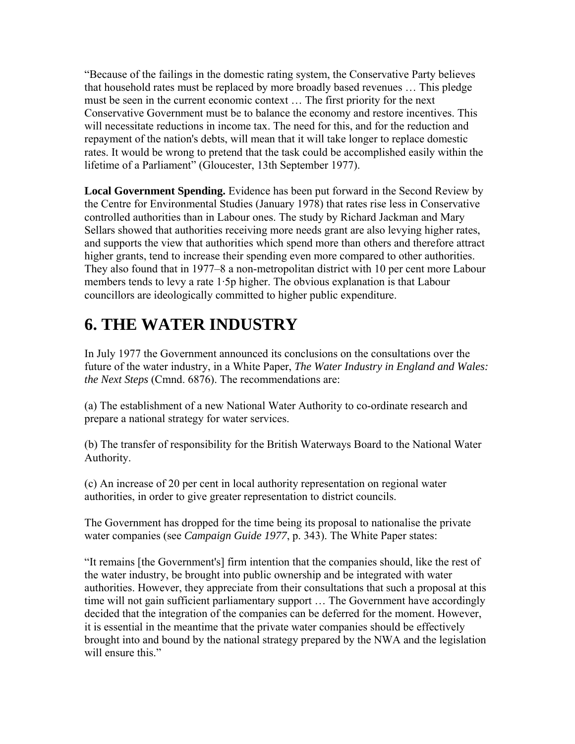"Because of the failings in the domestic rating system, the Conservative Party believes that household rates must be replaced by more broadly based revenues … This pledge must be seen in the current economic context … The first priority for the next Conservative Government must be to balance the economy and restore incentives. This will necessitate reductions in income tax. The need for this, and for the reduction and repayment of the nation's debts, will mean that it will take longer to replace domestic rates. It would be wrong to pretend that the task could be accomplished easily within the lifetime of a Parliament" (Gloucester, 13th September 1977).

**Local Government Spending.** Evidence has been put forward in the Second Review by the Centre for Environmental Studies (January 1978) that rates rise less in Conservative controlled authorities than in Labour ones. The study by Richard Jackman and Mary Sellars showed that authorities receiving more needs grant are also levying higher rates, and supports the view that authorities which spend more than others and therefore attract higher grants, tend to increase their spending even more compared to other authorities. They also found that in 1977–8 a non-metropolitan district with 10 per cent more Labour members tends to levy a rate 1·5p higher. The obvious explanation is that Labour councillors are ideologically committed to higher public expenditure.

## 6. THE WATER INDUSTRY

In July 1977 the Government announced its conclusions on the consultations over the future of the water industry, in a White Paper, *The Water Industry in England and Wales: the Next Steps* (Cmnd. 6876). The recommendations are:

(a) The establishment of a new National Water Authority to co-ordinate research and prepare a national strategy for water services.

(b) The transfer of responsibility for the British Waterways Board to the National Water Authority.

(c) An increase of 20 per cent in local authority representation on regional water authorities, in order to give greater representation to district councils.

The Government has dropped for the time being its proposal to nationalise the private water companies (see *Campaign Guide 1977*, p. 343). The White Paper states:

"It remains [the Government's] firm intention that the companies should, like the rest of the water industry, be brought into public ownership and be integrated with water authorities. However, they appreciate from their consultations that such a proposal at this time will not gain sufficient parliamentary support … The Government have accordingly decided that the integration of the companies can be deferred for the moment. However, it is essential in the meantime that the private water companies should be effectively brought into and bound by the national strategy prepared by the NWA and the legislation will ensure this."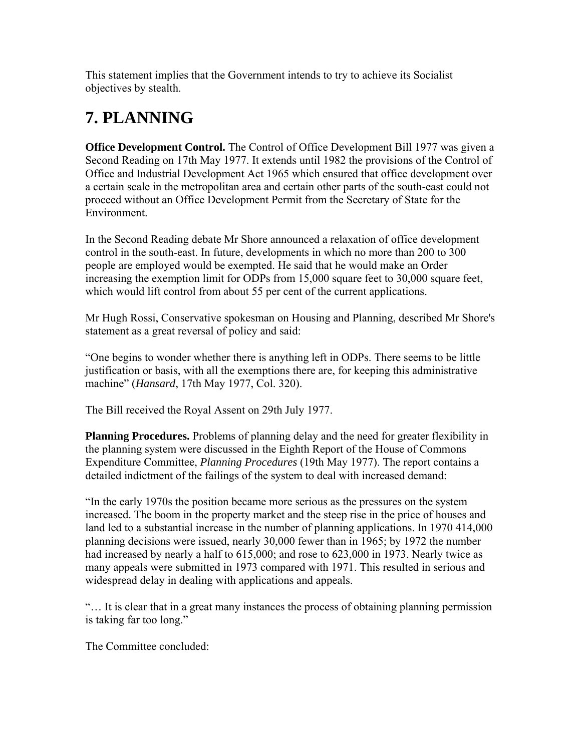This statement implies that the Government intends to try to achieve its Socialist objectives by stealth.

# 7. PLANNING

**Office Development Control.** The Control of Office Development Bill 1977 was given a Second Reading on 17th May 1977. It extends until 1982 the provisions of the Control of Office and Industrial Development Act 1965 which ensured that office development over a certain scale in the metropolitan area and certain other parts of the south-east could not proceed without an Office Development Permit from the Secretary of State for the Environment.

In the Second Reading debate Mr Shore announced a relaxation of office development control in the south-east. In future, developments in which no more than 200 to 300 people are employed would be exempted. He said that he would make an Order increasing the exemption limit for ODPs from 15,000 square feet to 30,000 square feet, which would lift control from about 55 per cent of the current applications.

Mr Hugh Rossi, Conservative spokesman on Housing and Planning, described Mr Shore's statement as a great reversal of policy and said:

"One begins to wonder whether there is anything left in ODPs. There seems to be little justification or basis, with all the exemptions there are, for keeping this administrative machine" (*Hansard*, 17th May 1977, Col. 320).

The Bill received the Royal Assent on 29th July 1977.

**Planning Procedures.** Problems of planning delay and the need for greater flexibility in the planning system were discussed in the Eighth Report of the House of Commons Expenditure Committee, *Planning Procedures* (19th May 1977). The report contains a detailed indictment of the failings of the system to deal with increased demand:

"In the early 1970s the position became more serious as the pressures on the system increased. The boom in the property market and the steep rise in the price of houses and land led to a substantial increase in the number of planning applications. In 1970 414,000 planning decisions were issued, nearly 30,000 fewer than in 1965; by 1972 the number had increased by nearly a half to 615,000; and rose to 623,000 in 1973. Nearly twice as many appeals were submitted in 1973 compared with 1971. This resulted in serious and widespread delay in dealing with applications and appeals.

"… It is clear that in a great many instances the process of obtaining planning permission is taking far too long."

The Committee concluded: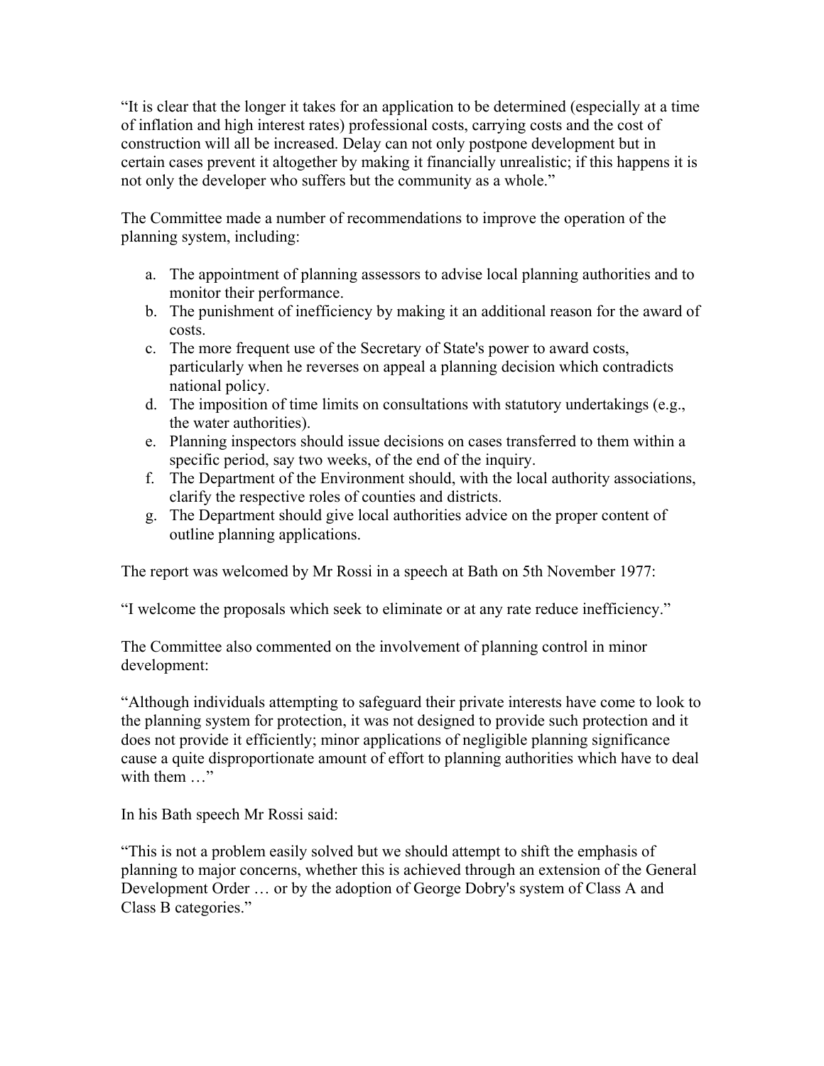"It is clear that the longer it takes for an application to be determined (especially at a time of inflation and high interest rates) professional costs, carrying costs and the cost of construction will all be increased. Delay can not only postpone development but in certain cases prevent it altogether by making it financially unrealistic; if this happens it is not only the developer who suffers but the community as a whole."

The Committee made a number of recommendations to improve the operation of the planning system, including:

a. The appointment of planning assessors to advise local planning authorities and to monitor their performance.
b. The punishment of inefficiency by making it an additional reason for the award of costs.
c. The more frequent use of the Secretary of State's power to award costs, particularly when he reverses on appeal a planning decision which contradicts national policy.
d. The imposition of time limits on consultations with statutory undertakings (e.g., the water authorities).
e. Planning inspectors should issue decisions on cases transferred to them within a specific period, say two weeks, of the end of the inquiry.
f. The Department of the Environment should, with the local authority associations, clarify the respective roles of counties and districts.
g. The Department should give local authorities advice on the proper content of outline planning applications.

The report was welcomed by Mr Rossi in a speech at Bath on 5th November 1977:

"I welcome the proposals which seek to eliminate or at any rate reduce inefficiency."

The Committee also commented on the involvement of planning control in minor development:

"Although individuals attempting to safeguard their private interests have come to look to the planning system for protection, it was not designed to provide such protection and it does not provide it efficiently; minor applications of negligible planning significance cause a quite disproportionate amount of effort to planning authorities which have to deal with them …"

In his Bath speech Mr Rossi said:

"This is not a problem easily solved but we should attempt to shift the emphasis of planning to major concerns, whether this is achieved through an extension of the General Development Order … or by the adoption of George Dobry's system of Class A and Class B categories."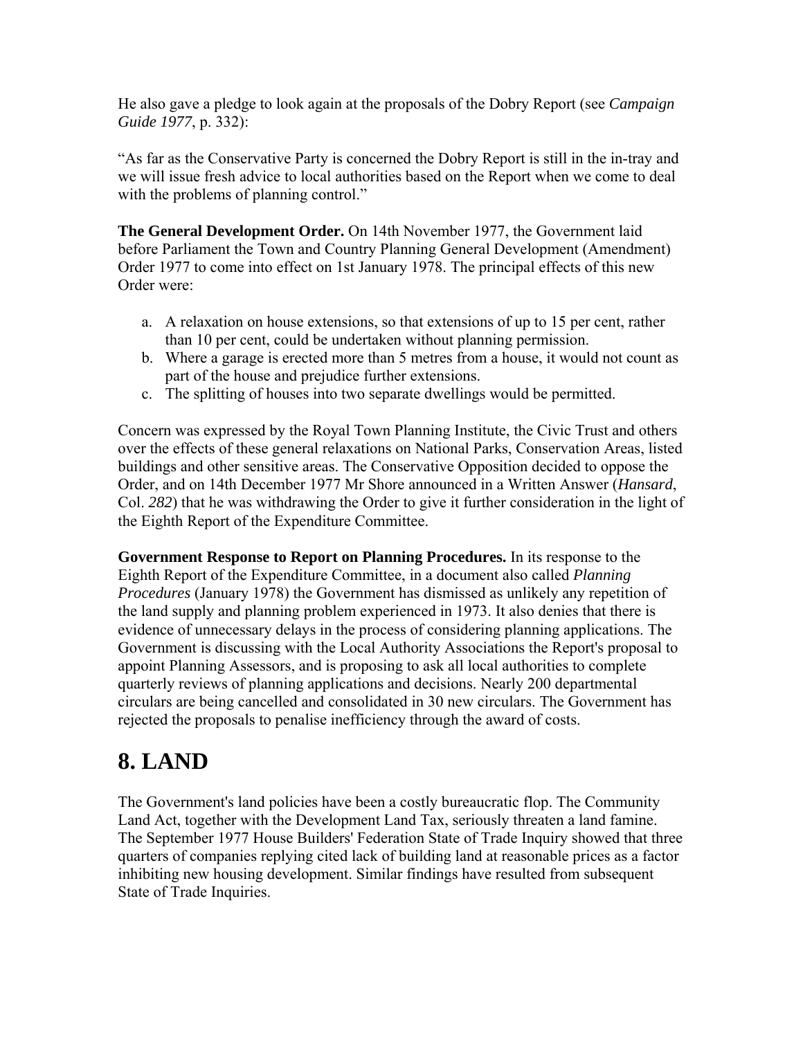He also gave a pledge to look again at the proposals of the Dobry Report (see *Campaign Guide 1977*, p. 332):

"As far as the Conservative Party is concerned the Dobry Report is still in the in-tray and we will issue fresh advice to local authorities based on the Report when we come to deal with the problems of planning control."

**The General Development Order.** On 14th November 1977, the Government laid before Parliament the Town and Country Planning General Development (Amendment) Order 1977 to come into effect on 1st January 1978. The principal effects of this new Order were:

a. A relaxation on house extensions, so that extensions of up to 15 per cent, rather than 10 per cent, could be undertaken without planning permission.
b. Where a garage is erected more than 5 metres from a house, it would not count as part of the house and prejudice further extensions.
c. The splitting of houses into two separate dwellings would be permitted.

Concern was expressed by the Royal Town Planning Institute, the Civic Trust and others over the effects of these general relaxations on National Parks, Conservation Areas, listed buildings and other sensitive areas. The Conservative Opposition decided to oppose the Order, and on 14th December 1977 Mr Shore announced in a Written Answer (*Hansard*, Col. *282*) that he was withdrawing the Order to give it further consideration in the light of the Eighth Report of the Expenditure Committee.

**Government Response to Report on Planning Procedures.** In its response to the Eighth Report of the Expenditure Committee, in a document also called *Planning Procedures* (January 1978) the Government has dismissed as unlikely any repetition of the land supply and planning problem experienced in 1973. It also denies that there is evidence of unnecessary delays in the process of considering planning applications. The Government is discussing with the Local Authority Associations the Report's proposal to appoint Planning Assessors, and is proposing to ask all local authorities to complete quarterly reviews of planning applications and decisions. Nearly 200 departmental circulars are being cancelled and consolidated in 30 new circulars. The Government has rejected the proposals to penalise inefficiency through the award of costs.

# 8. LAND

The Government's land policies have been a costly bureaucratic flop. The Community Land Act, together with the Development Land Tax, seriously threaten a land famine. The September 1977 House Builders' Federation State of Trade Inquiry showed that three quarters of companies replying cited lack of building land at reasonable prices as a factor inhibiting new housing development. Similar findings have resulted from subsequent State of Trade Inquiries.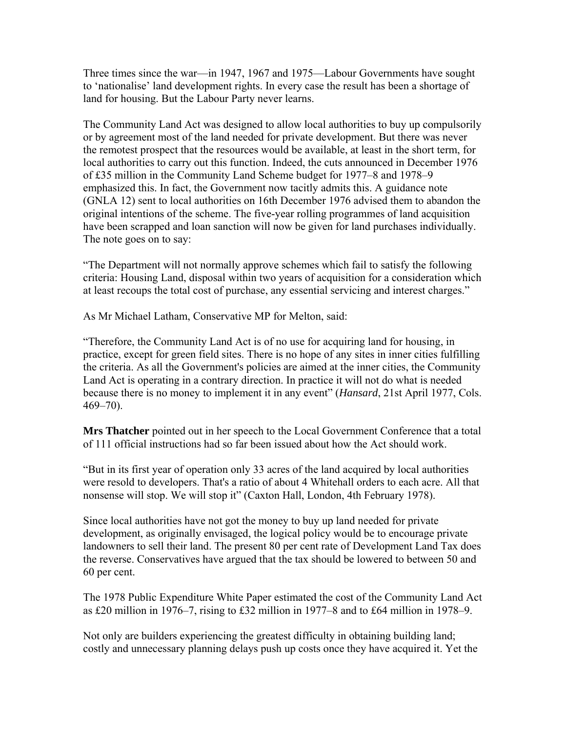Three times since the war—in 1947, 1967 and 1975—Labour Governments have sought to 'nationalise' land development rights. In every case the result has been a shortage of land for housing. But the Labour Party never learns.

The Community Land Act was designed to allow local authorities to buy up compulsorily or by agreement most of the land needed for private development. But there was never the remotest prospect that the resources would be available, at least in the short term, for local authorities to carry out this function. Indeed, the cuts announced in December 1976 of £35 million in the Community Land Scheme budget for 1977–8 and 1978–9 emphasized this. In fact, the Government now tacitly admits this. A guidance note (GNLA 12) sent to local authorities on 16th December 1976 advised them to abandon the original intentions of the scheme. The five-year rolling programmes of land acquisition have been scrapped and loan sanction will now be given for land purchases individually. The note goes on to say:

"The Department will not normally approve schemes which fail to satisfy the following criteria: Housing Land, disposal within two years of acquisition for a consideration which at least recoups the total cost of purchase, any essential servicing and interest charges."

As Mr Michael Latham, Conservative MP for Melton, said:

"Therefore, the Community Land Act is of no use for acquiring land for housing, in practice, except for green field sites. There is no hope of any sites in inner cities fulfilling the criteria. As all the Government's policies are aimed at the inner cities, the Community Land Act is operating in a contrary direction. In practice it will not do what is needed because there is no money to implement it in any event" (*Hansard*, 21st April 1977, Cols. 469–70).

**Mrs Thatcher** pointed out in her speech to the Local Government Conference that a total of 111 official instructions had so far been issued about how the Act should work.

"But in its first year of operation only 33 acres of the land acquired by local authorities were resold to developers. That's a ratio of about 4 Whitehall orders to each acre. All that nonsense will stop. We will stop it" (Caxton Hall, London, 4th February 1978).

Since local authorities have not got the money to buy up land needed for private development, as originally envisaged, the logical policy would be to encourage private landowners to sell their land. The present 80 per cent rate of Development Land Tax does the reverse. Conservatives have argued that the tax should be lowered to between 50 and 60 per cent.

The 1978 Public Expenditure White Paper estimated the cost of the Community Land Act as £20 million in 1976–7, rising to £32 million in 1977–8 and to £64 million in 1978–9.

Not only are builders experiencing the greatest difficulty in obtaining building land; costly and unnecessary planning delays push up costs once they have acquired it. Yet the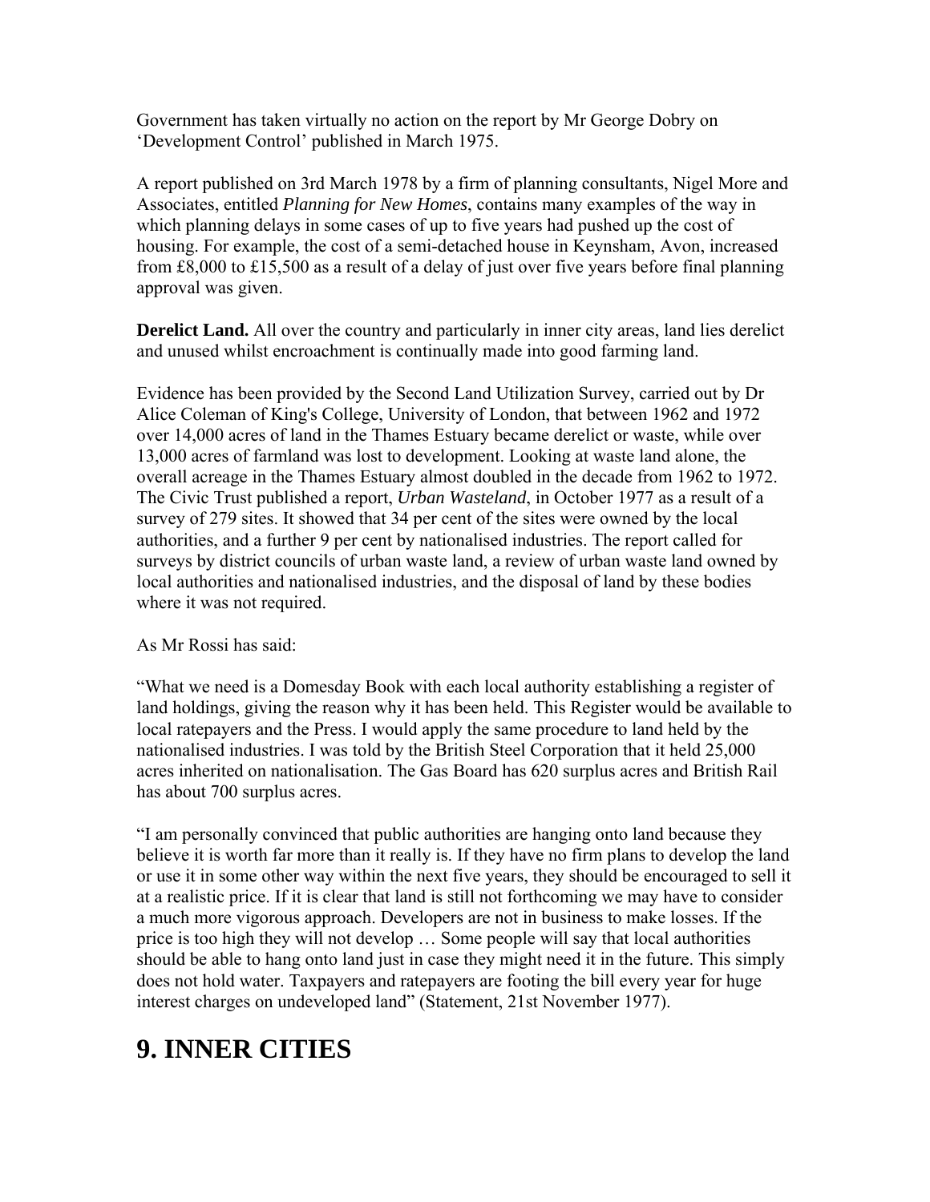Government has taken virtually no action on the report by Mr George Dobry on 'Development Control' published in March 1975.

A report published on 3rd March 1978 by a firm of planning consultants, Nigel More and Associates, entitled *Planning for New Homes*, contains many examples of the way in which planning delays in some cases of up to five years had pushed up the cost of housing. For example, the cost of a semi-detached house in Keynsham, Avon, increased from £8,000 to £15,500 as a result of a delay of just over five years before final planning approval was given.

**Derelict Land.** All over the country and particularly in inner city areas, land lies derelict and unused whilst encroachment is continually made into good farming land.

Evidence has been provided by the Second Land Utilization Survey, carried out by Dr Alice Coleman of King's College, University of London, that between 1962 and 1972 over 14,000 acres of land in the Thames Estuary became derelict or waste, while over 13,000 acres of farmland was lost to development. Looking at waste land alone, the overall acreage in the Thames Estuary almost doubled in the decade from 1962 to 1972. The Civic Trust published a report, *Urban Wasteland*, in October 1977 as a result of a survey of 279 sites. It showed that 34 per cent of the sites were owned by the local authorities, and a further 9 per cent by nationalised industries. The report called for surveys by district councils of urban waste land, a review of urban waste land owned by local authorities and nationalised industries, and the disposal of land by these bodies where it was not required.

As Mr Rossi has said:

"What we need is a Domesday Book with each local authority establishing a register of land holdings, giving the reason why it has been held. This Register would be available to local ratepayers and the Press. I would apply the same procedure to land held by the nationalised industries. I was told by the British Steel Corporation that it held 25,000 acres inherited on nationalisation. The Gas Board has 620 surplus acres and British Rail has about 700 surplus acres.

"I am personally convinced that public authorities are hanging onto land because they believe it is worth far more than it really is. If they have no firm plans to develop the land or use it in some other way within the next five years, they should be encouraged to sell it at a realistic price. If it is clear that land is still not forthcoming we may have to consider a much more vigorous approach. Developers are not in business to make losses. If the price is too high they will not develop … Some people will say that local authorities should be able to hang onto land just in case they might need it in the future. This simply does not hold water. Taxpayers and ratepayers are footing the bill every year for huge interest charges on undeveloped land" (Statement, 21st November 1977).

# 9. INNER CITIES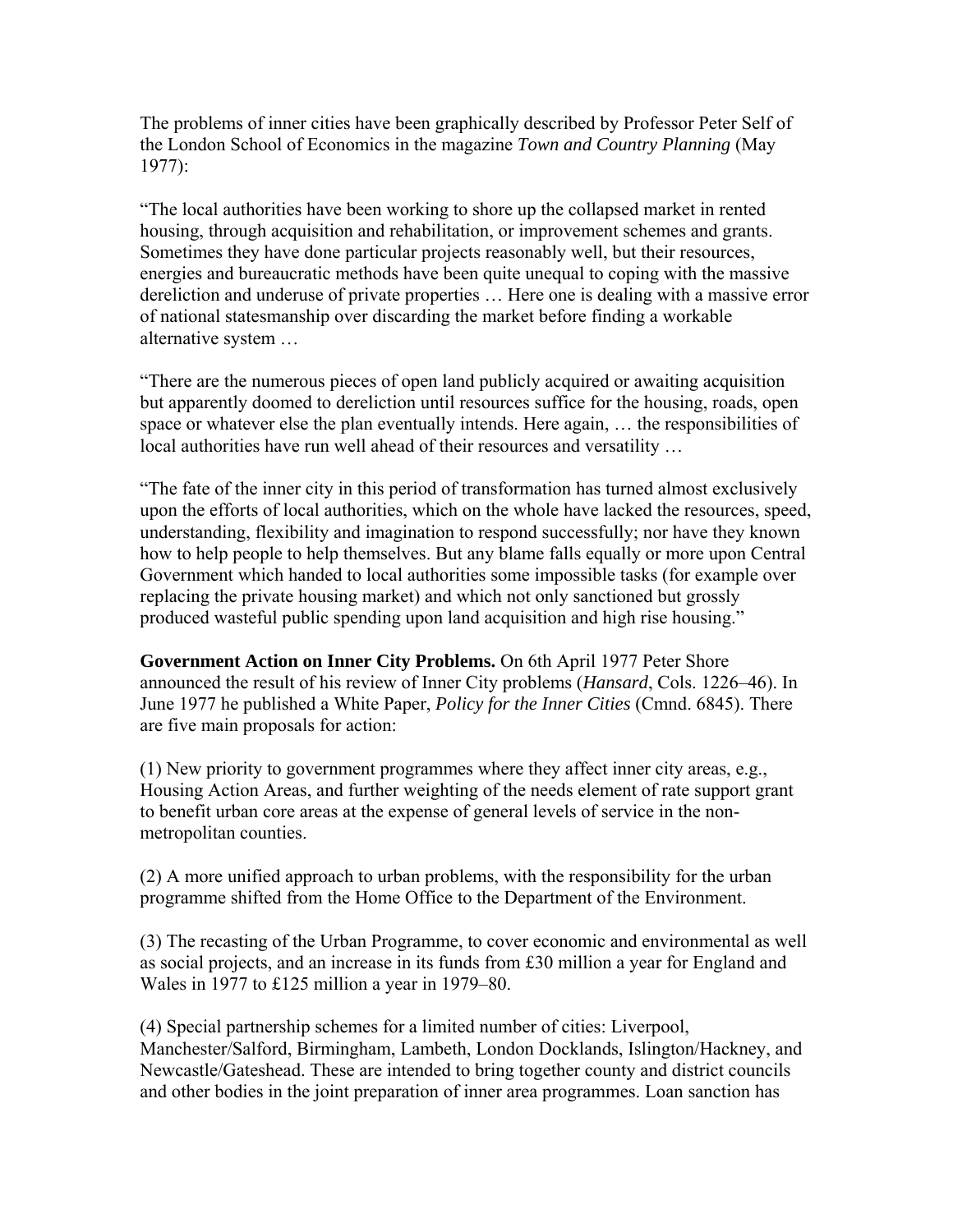The problems of inner cities have been graphically described by Professor Peter Self of the London School of Economics in the magazine *Town and Country Planning* (May 1977):

"The local authorities have been working to shore up the collapsed market in rented housing, through acquisition and rehabilitation, or improvement schemes and grants. Sometimes they have done particular projects reasonably well, but their resources, energies and bureaucratic methods have been quite unequal to coping with the massive dereliction and underuse of private properties … Here one is dealing with a massive error of national statesmanship over discarding the market before finding a workable alternative system …

"There are the numerous pieces of open land publicly acquired or awaiting acquisition but apparently doomed to dereliction until resources suffice for the housing, roads, open space or whatever else the plan eventually intends. Here again, … the responsibilities of local authorities have run well ahead of their resources and versatility …

"The fate of the inner city in this period of transformation has turned almost exclusively upon the efforts of local authorities, which on the whole have lacked the resources, speed, understanding, flexibility and imagination to respond successfully; nor have they known how to help people to help themselves. But any blame falls equally or more upon Central Government which handed to local authorities some impossible tasks (for example over replacing the private housing market) and which not only sanctioned but grossly produced wasteful public spending upon land acquisition and high rise housing."

**Government Action on Inner City Problems.** On 6th April 1977 Peter Shore announced the result of his review of Inner City problems (*Hansard*, Cols. 1226–46). In June 1977 he published a White Paper, *Policy for the Inner Cities* (Cmnd. 6845). There are five main proposals for action:

(1) New priority to government programmes where they affect inner city areas, e.g., Housing Action Areas, and further weighting of the needs element of rate support grant to benefit urban core areas at the expense of general levels of service in the non-metropolitan counties.

(2) A more unified approach to urban problems, with the responsibility for the urban programme shifted from the Home Office to the Department of the Environment.

(3) The recasting of the Urban Programme, to cover economic and environmental as well as social projects, and an increase in its funds from £30 million a year for England and Wales in 1977 to £125 million a year in 1979–80.

(4) Special partnership schemes for a limited number of cities: Liverpool, Manchester/Salford, Birmingham, Lambeth, London Docklands, Islington/Hackney, and Newcastle/Gateshead. These are intended to bring together county and district councils and other bodies in the joint preparation of inner area programmes. Loan sanction has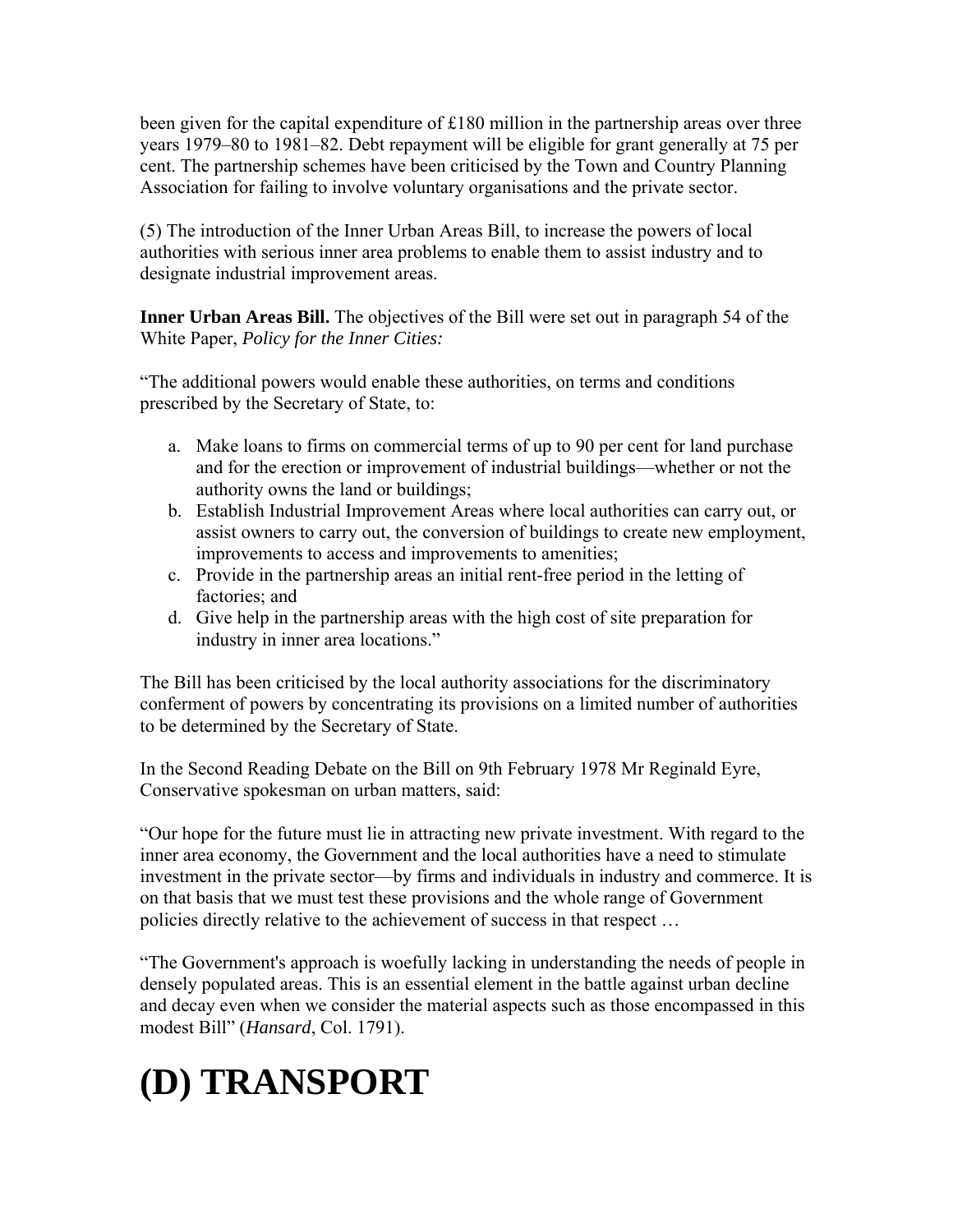been given for the capital expenditure of £180 million in the partnership areas over three years 1979–80 to 1981–82. Debt repayment will be eligible for grant generally at 75 per cent. The partnership schemes have been criticised by the Town and Country Planning Association for failing to involve voluntary organisations and the private sector.

(5) The introduction of the Inner Urban Areas Bill, to increase the powers of local authorities with serious inner area problems to enable them to assist industry and to designate industrial improvement areas.

**Inner Urban Areas Bill.** The objectives of the Bill were set out in paragraph 54 of the White Paper, *Policy for the Inner Cities:*

"The additional powers would enable these authorities, on terms and conditions prescribed by the Secretary of State, to:

a. Make loans to firms on commercial terms of up to 90 per cent for land purchase and for the erection or improvement of industrial buildings—whether or not the authority owns the land or buildings;
b. Establish Industrial Improvement Areas where local authorities can carry out, or assist owners to carry out, the conversion of buildings to create new employment, improvements to access and improvements to amenities;
c. Provide in the partnership areas an initial rent-free period in the letting of factories; and
d. Give help in the partnership areas with the high cost of site preparation for industry in inner area locations."

The Bill has been criticised by the local authority associations for the discriminatory conferment of powers by concentrating its provisions on a limited number of authorities to be determined by the Secretary of State.

In the Second Reading Debate on the Bill on 9th February 1978 Mr Reginald Eyre, Conservative spokesman on urban matters, said:

"Our hope for the future must lie in attracting new private investment. With regard to the inner area economy, the Government and the local authorities have a need to stimulate investment in the private sector—by firms and individuals in industry and commerce. It is on that basis that we must test these provisions and the whole range of Government policies directly relative to the achievement of success in that respect …

"The Government's approach is woefully lacking in understanding the needs of people in densely populated areas. This is an essential element in the battle against urban decline and decay even when we consider the material aspects such as those encompassed in this modest Bill" (*Hansard*, Col. 1791).

# (D) TRANSPORT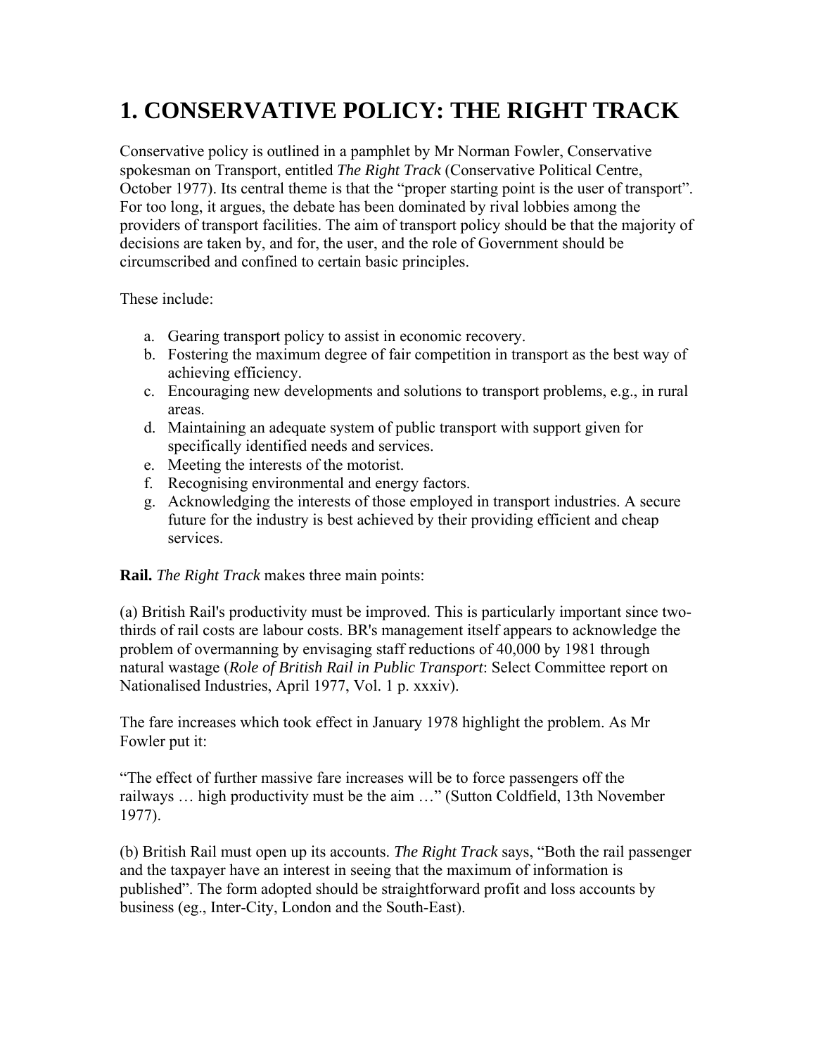# 1. CONSERVATIVE POLICY: THE RIGHT TRACK

Conservative policy is outlined in a pamphlet by Mr Norman Fowler, Conservative spokesman on Transport, entitled *The Right Track* (Conservative Political Centre, October 1977). Its central theme is that the "proper starting point is the user of transport". For too long, it argues, the debate has been dominated by rival lobbies among the providers of transport facilities. The aim of transport policy should be that the majority of decisions are taken by, and for, the user, and the role of Government should be circumscribed and confined to certain basic principles.

These include:

a. Gearing transport policy to assist in economic recovery.
b. Fostering the maximum degree of fair competition in transport as the best way of achieving efficiency.
c. Encouraging new developments and solutions to transport problems, e.g., in rural areas.
d. Maintaining an adequate system of public transport with support given for specifically identified needs and services.
e. Meeting the interests of the motorist.
f. Recognising environmental and energy factors.
g. Acknowledging the interests of those employed in transport industries. A secure future for the industry is best achieved by their providing efficient and cheap services.

**Rail.** *The Right Track* makes three main points:

(a) British Rail's productivity must be improved. This is particularly important since two-thirds of rail costs are labour costs. BR's management itself appears to acknowledge the problem of overmanning by envisaging staff reductions of 40,000 by 1981 through natural wastage (*Role of British Rail in Public Transport*: Select Committee report on Nationalised Industries, April 1977, Vol. 1 p. xxxiv).

The fare increases which took effect in January 1978 highlight the problem. As Mr Fowler put it:

"The effect of further massive fare increases will be to force passengers off the railways … high productivity must be the aim …" (Sutton Coldfield, 13th November 1977).

(b) British Rail must open up its accounts. *The Right Track* says, "Both the rail passenger and the taxpayer have an interest in seeing that the maximum of information is published". The form adopted should be straightforward profit and loss accounts by business (eg., Inter-City, London and the South-East).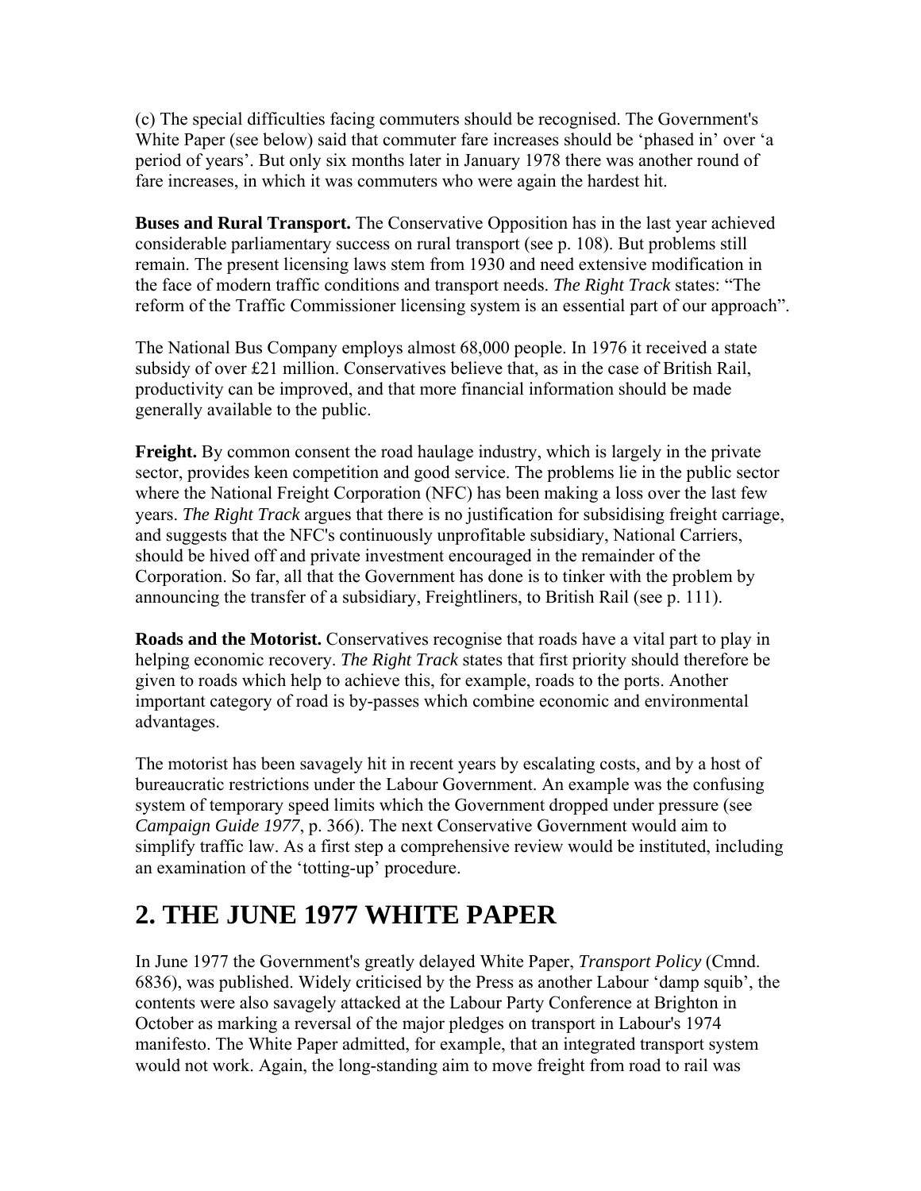(c) The special difficulties facing commuters should be recognised. The Government's White Paper (see below) said that commuter fare increases should be 'phased in' over 'a period of years'. But only six months later in January 1978 there was another round of fare increases, in which it was commuters who were again the hardest hit.

**Buses and Rural Transport.** The Conservative Opposition has in the last year achieved considerable parliamentary success on rural transport (see p. 108). But problems still remain. The present licensing laws stem from 1930 and need extensive modification in the face of modern traffic conditions and transport needs. *The Right Track* states: "The reform of the Traffic Commissioner licensing system is an essential part of our approach".

The National Bus Company employs almost 68,000 people. In 1976 it received a state subsidy of over £21 million. Conservatives believe that, as in the case of British Rail, productivity can be improved, and that more financial information should be made generally available to the public.

**Freight.** By common consent the road haulage industry, which is largely in the private sector, provides keen competition and good service. The problems lie in the public sector where the National Freight Corporation (NFC) has been making a loss over the last few years. *The Right Track* argues that there is no justification for subsidising freight carriage, and suggests that the NFC's continuously unprofitable subsidiary, National Carriers, should be hived off and private investment encouraged in the remainder of the Corporation. So far, all that the Government has done is to tinker with the problem by announcing the transfer of a subsidiary, Freightliners, to British Rail (see p. 111).

**Roads and the Motorist.** Conservatives recognise that roads have a vital part to play in helping economic recovery. *The Right Track* states that first priority should therefore be given to roads which help to achieve this, for example, roads to the ports. Another important category of road is by-passes which combine economic and environmental advantages.

The motorist has been savagely hit in recent years by escalating costs, and by a host of bureaucratic restrictions under the Labour Government. An example was the confusing system of temporary speed limits which the Government dropped under pressure (see *Campaign Guide 1977*, p. 366). The next Conservative Government would aim to simplify traffic law. As a first step a comprehensive review would be instituted, including an examination of the 'totting-up' procedure.

## 2. THE JUNE 1977 WHITE PAPER

In June 1977 the Government's greatly delayed White Paper, *Transport Policy* (Cmnd. 6836), was published. Widely criticised by the Press as another Labour 'damp squib', the contents were also savagely attacked at the Labour Party Conference at Brighton in October as marking a reversal of the major pledges on transport in Labour's 1974 manifesto. The White Paper admitted, for example, that an integrated transport system would not work. Again, the long-standing aim to move freight from road to rail was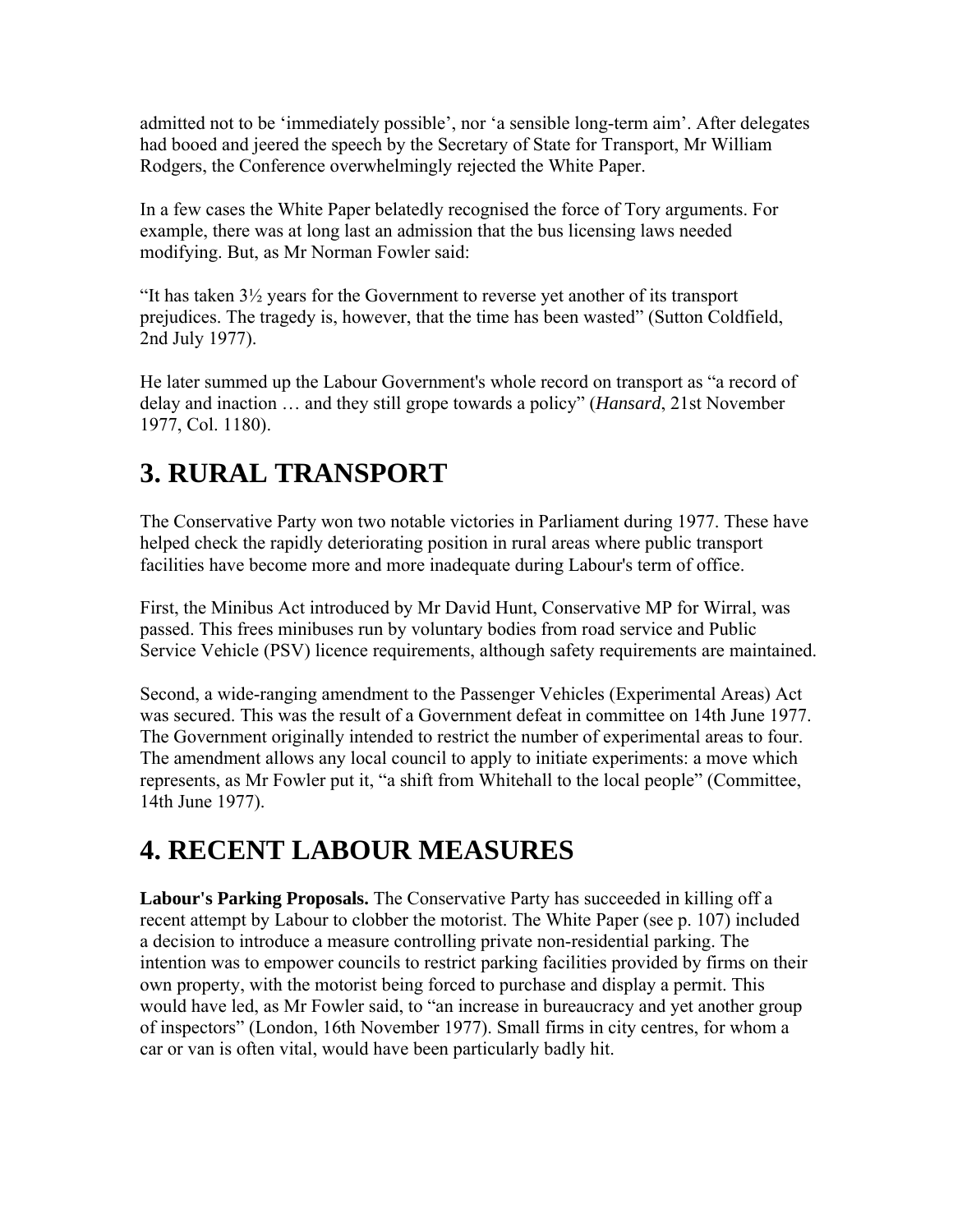admitted not to be 'immediately possible', nor 'a sensible long-term aim'. After delegates had booed and jeered the speech by the Secretary of State for Transport, Mr William Rodgers, the Conference overwhelmingly rejected the White Paper.

In a few cases the White Paper belatedly recognised the force of Tory arguments. For example, there was at long last an admission that the bus licensing laws needed modifying. But, as Mr Norman Fowler said:

"It has taken 3½ years for the Government to reverse yet another of its transport prejudices. The tragedy is, however, that the time has been wasted" (Sutton Coldfield, 2nd July 1977).

He later summed up the Labour Government's whole record on transport as "a record of delay and inaction … and they still grope towards a policy" (*Hansard*, 21st November 1977, Col. 1180).

## 3. RURAL TRANSPORT

The Conservative Party won two notable victories in Parliament during 1977. These have helped check the rapidly deteriorating position in rural areas where public transport facilities have become more and more inadequate during Labour's term of office.

First, the Minibus Act introduced by Mr David Hunt, Conservative MP for Wirral, was passed. This frees minibuses run by voluntary bodies from road service and Public Service Vehicle (PSV) licence requirements, although safety requirements are maintained.

Second, a wide-ranging amendment to the Passenger Vehicles (Experimental Areas) Act was secured. This was the result of a Government defeat in committee on 14th June 1977. The Government originally intended to restrict the number of experimental areas to four. The amendment allows any local council to apply to initiate experiments: a move which represents, as Mr Fowler put it, "a shift from Whitehall to the local people" (Committee, 14th June 1977).

## 4. RECENT LABOUR MEASURES

**Labour's Parking Proposals.** The Conservative Party has succeeded in killing off a recent attempt by Labour to clobber the motorist. The White Paper (see p. 107) included a decision to introduce a measure controlling private non-residential parking. The intention was to empower councils to restrict parking facilities provided by firms on their own property, with the motorist being forced to purchase and display a permit. This would have led, as Mr Fowler said, to "an increase in bureaucracy and yet another group of inspectors" (London, 16th November 1977). Small firms in city centres, for whom a car or van is often vital, would have been particularly badly hit.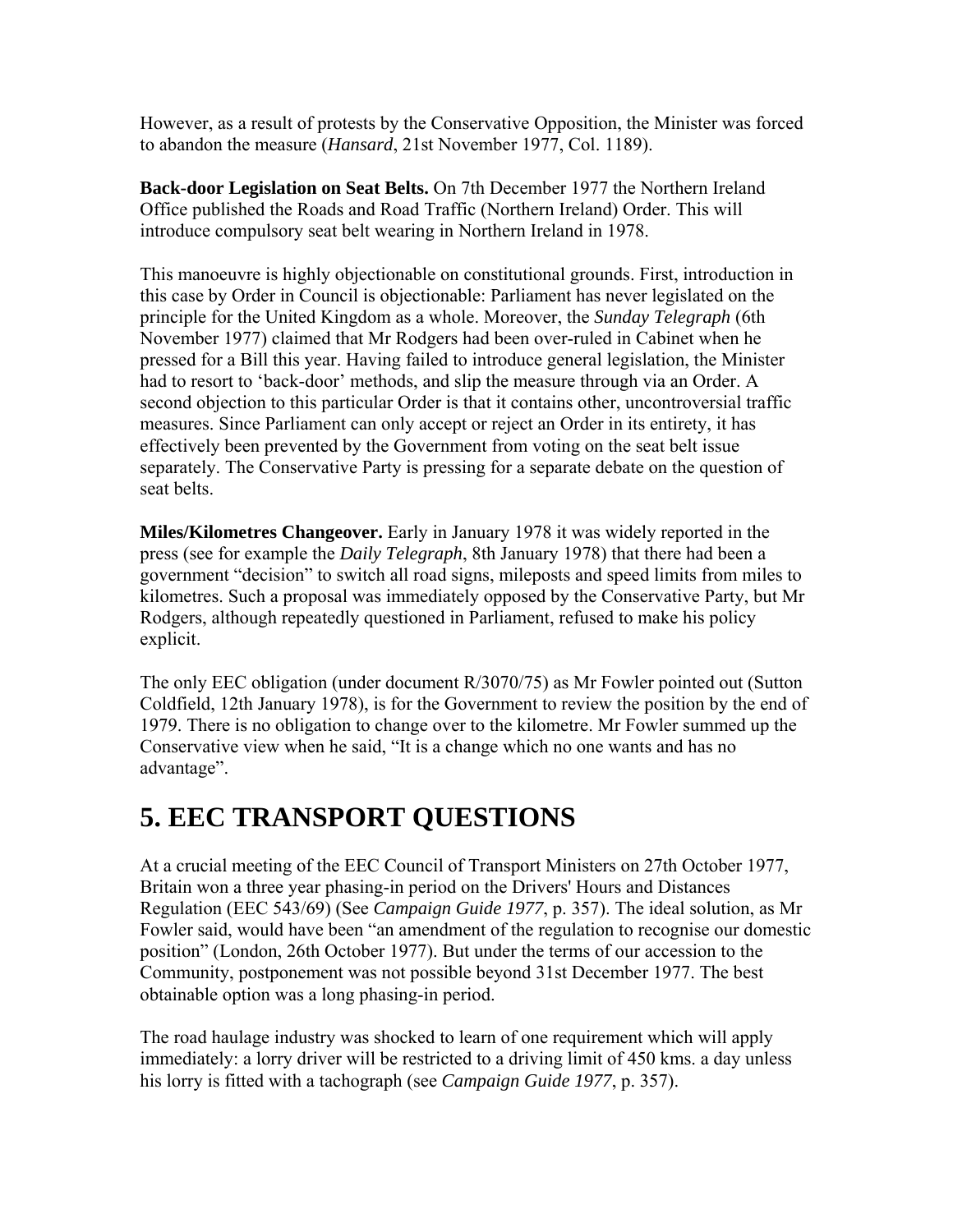However, as a result of protests by the Conservative Opposition, the Minister was forced to abandon the measure (*Hansard*, 21st November 1977, Col. 1189).

**Back-door Legislation on Seat Belts.** On 7th December 1977 the Northern Ireland Office published the Roads and Road Traffic (Northern Ireland) Order. This will introduce compulsory seat belt wearing in Northern Ireland in 1978.

This manoeuvre is highly objectionable on constitutional grounds. First, introduction in this case by Order in Council is objectionable: Parliament has never legislated on the principle for the United Kingdom as a whole. Moreover, the *Sunday Telegraph* (6th November 1977) claimed that Mr Rodgers had been over-ruled in Cabinet when he pressed for a Bill this year. Having failed to introduce general legislation, the Minister had to resort to 'back-door' methods, and slip the measure through via an Order. A second objection to this particular Order is that it contains other, uncontroversial traffic measures. Since Parliament can only accept or reject an Order in its entirety, it has effectively been prevented by the Government from voting on the seat belt issue separately. The Conservative Party is pressing for a separate debate on the question of seat belts.

**Miles/Kilometres Changeover.** Early in January 1978 it was widely reported in the press (see for example the *Daily Telegraph*, 8th January 1978) that there had been a government "decision" to switch all road signs, mileposts and speed limits from miles to kilometres. Such a proposal was immediately opposed by the Conservative Party, but Mr Rodgers, although repeatedly questioned in Parliament, refused to make his policy explicit.

The only EEC obligation (under document R/3070/75) as Mr Fowler pointed out (Sutton Coldfield, 12th January 1978), is for the Government to review the position by the end of 1979. There is no obligation to change over to the kilometre. Mr Fowler summed up the Conservative view when he said, "It is a change which no one wants and has no advantage".

# 5. EEC TRANSPORT QUESTIONS

At a crucial meeting of the EEC Council of Transport Ministers on 27th October 1977, Britain won a three year phasing-in period on the Drivers' Hours and Distances Regulation (EEC 543/69) (See *Campaign Guide 1977*, p. 357). The ideal solution, as Mr Fowler said, would have been "an amendment of the regulation to recognise our domestic position" (London, 26th October 1977). But under the terms of our accession to the Community, postponement was not possible beyond 31st December 1977. The best obtainable option was a long phasing-in period.

The road haulage industry was shocked to learn of one requirement which will apply immediately: a lorry driver will be restricted to a driving limit of 450 kms. a day unless his lorry is fitted with a tachograph (see *Campaign Guide 1977*, p. 357).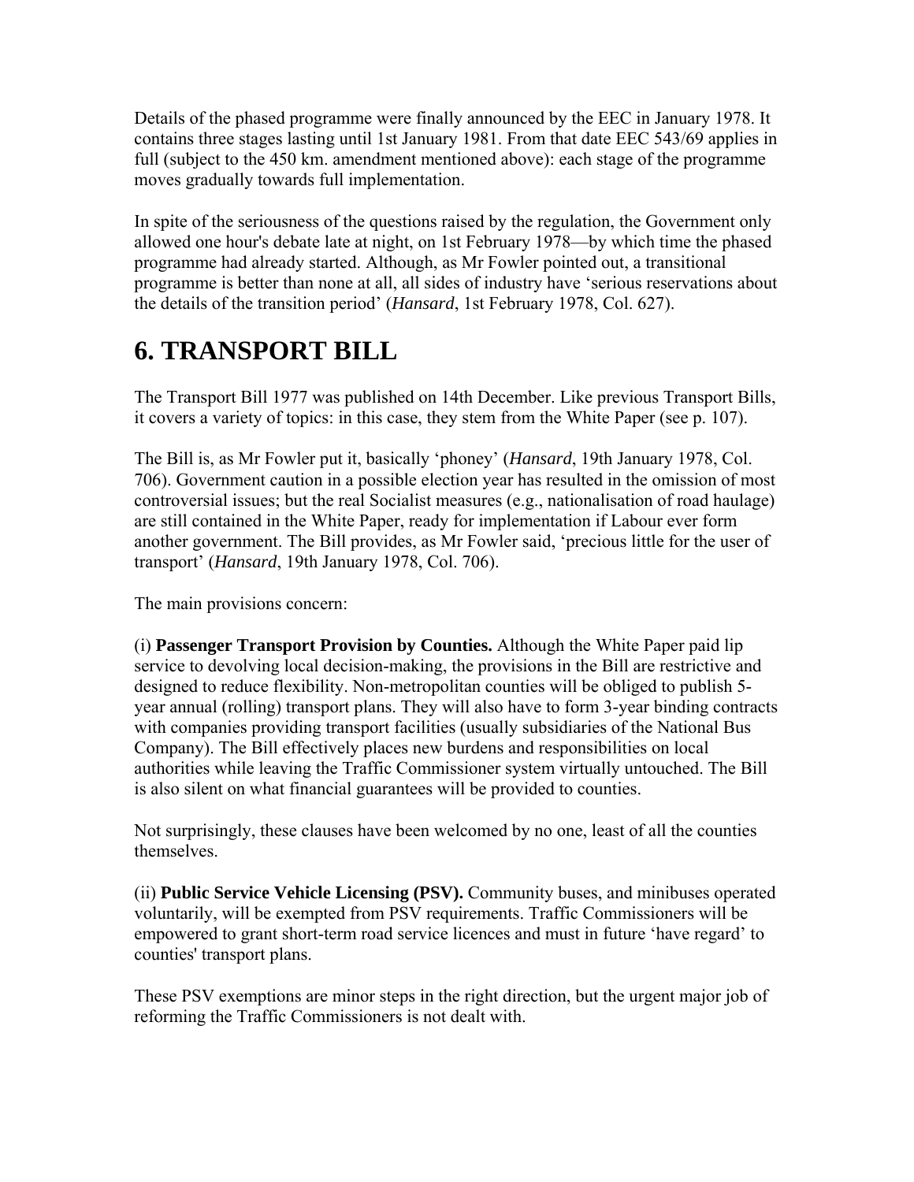Details of the phased programme were finally announced by the EEC in January 1978. It contains three stages lasting until 1st January 1981. From that date EEC 543/69 applies in full (subject to the 450 km. amendment mentioned above): each stage of the programme moves gradually towards full implementation.

In spite of the seriousness of the questions raised by the regulation, the Government only allowed one hour's debate late at night, on 1st February 1978—by which time the phased programme had already started. Although, as Mr Fowler pointed out, a transitional programme is better than none at all, all sides of industry have 'serious reservations about the details of the transition period' (*Hansard*, 1st February 1978, Col. 627).

# 6. TRANSPORT BILL

The Transport Bill 1977 was published on 14th December. Like previous Transport Bills, it covers a variety of topics: in this case, they stem from the White Paper (see p. 107).

The Bill is, as Mr Fowler put it, basically 'phoney' (*Hansard*, 19th January 1978, Col. 706). Government caution in a possible election year has resulted in the omission of most controversial issues; but the real Socialist measures (e.g., nationalisation of road haulage) are still contained in the White Paper, ready for implementation if Labour ever form another government. The Bill provides, as Mr Fowler said, 'precious little for the user of transport' (*Hansard*, 19th January 1978, Col. 706).

The main provisions concern:

(i) **Passenger Transport Provision by Counties.** Although the White Paper paid lip service to devolving local decision-making, the provisions in the Bill are restrictive and designed to reduce flexibility. Non-metropolitan counties will be obliged to publish 5-year annual (rolling) transport plans. They will also have to form 3-year binding contracts with companies providing transport facilities (usually subsidiaries of the National Bus Company). The Bill effectively places new burdens and responsibilities on local authorities while leaving the Traffic Commissioner system virtually untouched. The Bill is also silent on what financial guarantees will be provided to counties.

Not surprisingly, these clauses have been welcomed by no one, least of all the counties themselves.

(ii) **Public Service Vehicle Licensing (PSV).** Community buses, and minibuses operated voluntarily, will be exempted from PSV requirements. Traffic Commissioners will be empowered to grant short-term road service licences and must in future 'have regard' to counties' transport plans.

These PSV exemptions are minor steps in the right direction, but the urgent major job of reforming the Traffic Commissioners is not dealt with.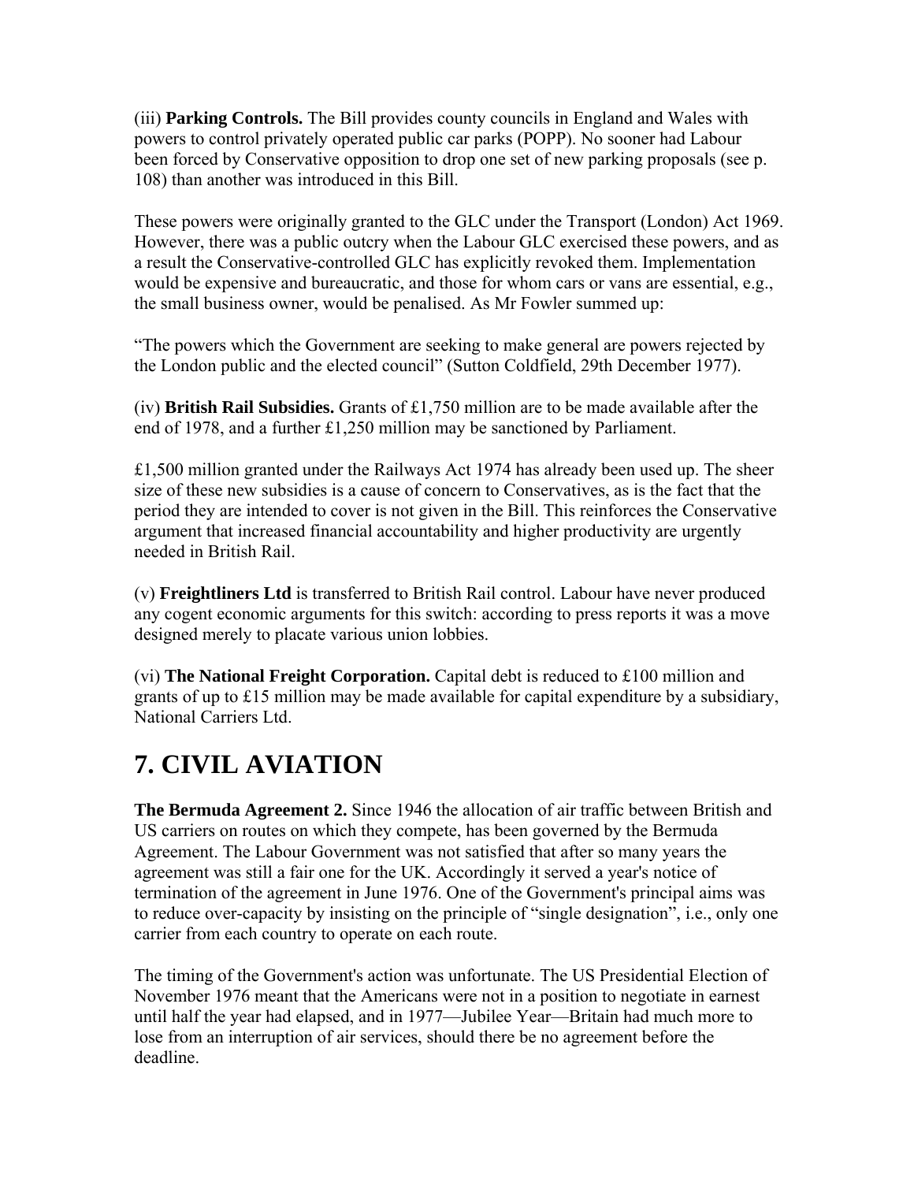(iii) **Parking Controls.** The Bill provides county councils in England and Wales with powers to control privately operated public car parks (POPP). No sooner had Labour been forced by Conservative opposition to drop one set of new parking proposals (see p. 108) than another was introduced in this Bill.

These powers were originally granted to the GLC under the Transport (London) Act 1969. However, there was a public outcry when the Labour GLC exercised these powers, and as a result the Conservative-controlled GLC has explicitly revoked them. Implementation would be expensive and bureaucratic, and those for whom cars or vans are essential, e.g., the small business owner, would be penalised. As Mr Fowler summed up:

"The powers which the Government are seeking to make general are powers rejected by the London public and the elected council" (Sutton Coldfield, 29th December 1977).

(iv) **British Rail Subsidies.** Grants of £1,750 million are to be made available after the end of 1978, and a further £1,250 million may be sanctioned by Parliament.

£1,500 million granted under the Railways Act 1974 has already been used up. The sheer size of these new subsidies is a cause of concern to Conservatives, as is the fact that the period they are intended to cover is not given in the Bill. This reinforces the Conservative argument that increased financial accountability and higher productivity are urgently needed in British Rail.

(v) **Freightliners Ltd** is transferred to British Rail control. Labour have never produced any cogent economic arguments for this switch: according to press reports it was a move designed merely to placate various union lobbies.

(vi) **The National Freight Corporation.** Capital debt is reduced to £100 million and grants of up to £15 million may be made available for capital expenditure by a subsidiary, National Carriers Ltd.

# 7. CIVIL AVIATION

**The Bermuda Agreement 2.** Since 1946 the allocation of air traffic between British and US carriers on routes on which they compete, has been governed by the Bermuda Agreement. The Labour Government was not satisfied that after so many years the agreement was still a fair one for the UK. Accordingly it served a year's notice of termination of the agreement in June 1976. One of the Government's principal aims was to reduce over-capacity by insisting on the principle of "single designation", i.e., only one carrier from each country to operate on each route.

The timing of the Government's action was unfortunate. The US Presidential Election of November 1976 meant that the Americans were not in a position to negotiate in earnest until half the year had elapsed, and in 1977—Jubilee Year—Britain had much more to lose from an interruption of air services, should there be no agreement before the deadline.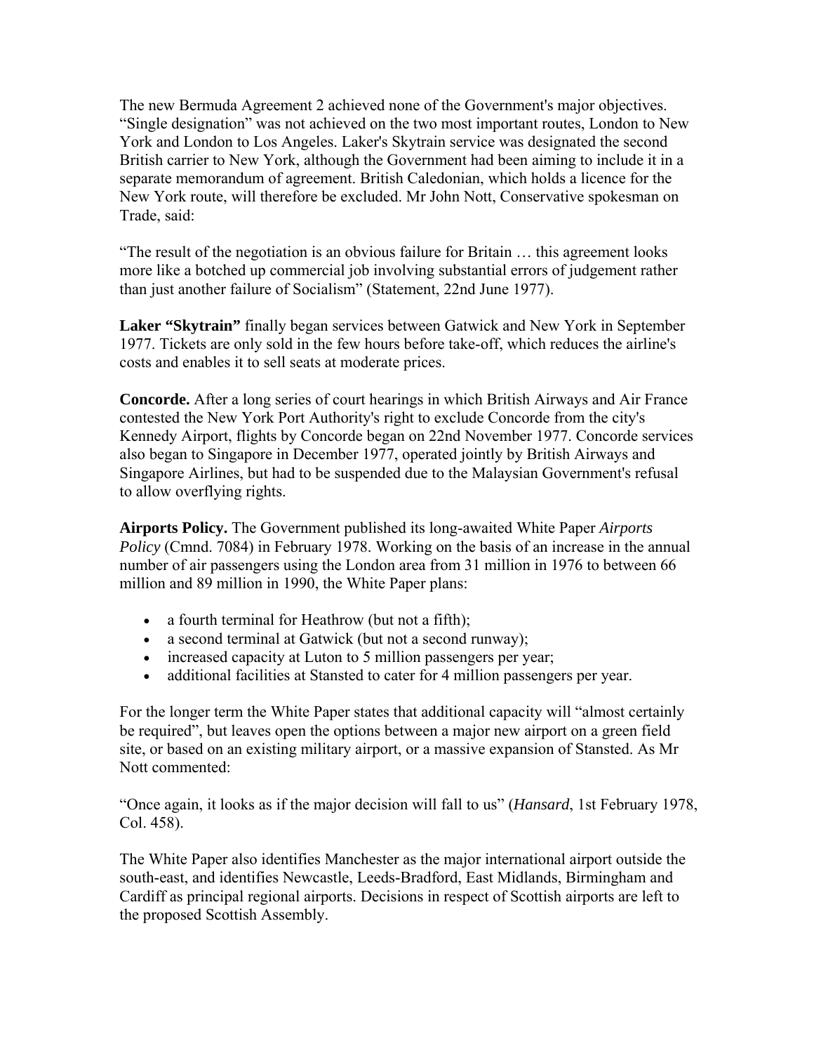The new Bermuda Agreement 2 achieved none of the Government's major objectives. "Single designation" was not achieved on the two most important routes, London to New York and London to Los Angeles. Laker's Skytrain service was designated the second British carrier to New York, although the Government had been aiming to include it in a separate memorandum of agreement. British Caledonian, which holds a licence for the New York route, will therefore be excluded. Mr John Nott, Conservative spokesman on Trade, said:

"The result of the negotiation is an obvious failure for Britain … this agreement looks more like a botched up commercial job involving substantial errors of judgement rather than just another failure of Socialism" (Statement, 22nd June 1977).

**Laker "Skytrain"** finally began services between Gatwick and New York in September 1977. Tickets are only sold in the few hours before take-off, which reduces the airline's costs and enables it to sell seats at moderate prices.

**Concorde.** After a long series of court hearings in which British Airways and Air France contested the New York Port Authority's right to exclude Concorde from the city's Kennedy Airport, flights by Concorde began on 22nd November 1977. Concorde services also began to Singapore in December 1977, operated jointly by British Airways and Singapore Airlines, but had to be suspended due to the Malaysian Government's refusal to allow overflying rights.

**Airports Policy.** The Government published its long-awaited White Paper *Airports Policy* (Cmnd. 7084) in February 1978. Working on the basis of an increase in the annual number of air passengers using the London area from 31 million in 1976 to between 66 million and 89 million in 1990, the White Paper plans:

- a fourth terminal for Heathrow (but not a fifth);
- a second terminal at Gatwick (but not a second runway);
- increased capacity at Luton to 5 million passengers per year;
- additional facilities at Stansted to cater for 4 million passengers per year.

For the longer term the White Paper states that additional capacity will "almost certainly be required", but leaves open the options between a major new airport on a green field site, or based on an existing military airport, or a massive expansion of Stansted. As Mr Nott commented:

"Once again, it looks as if the major decision will fall to us" (*Hansard*, 1st February 1978, Col. 458).

The White Paper also identifies Manchester as the major international airport outside the south-east, and identifies Newcastle, Leeds-Bradford, East Midlands, Birmingham and Cardiff as principal regional airports. Decisions in respect of Scottish airports are left to the proposed Scottish Assembly.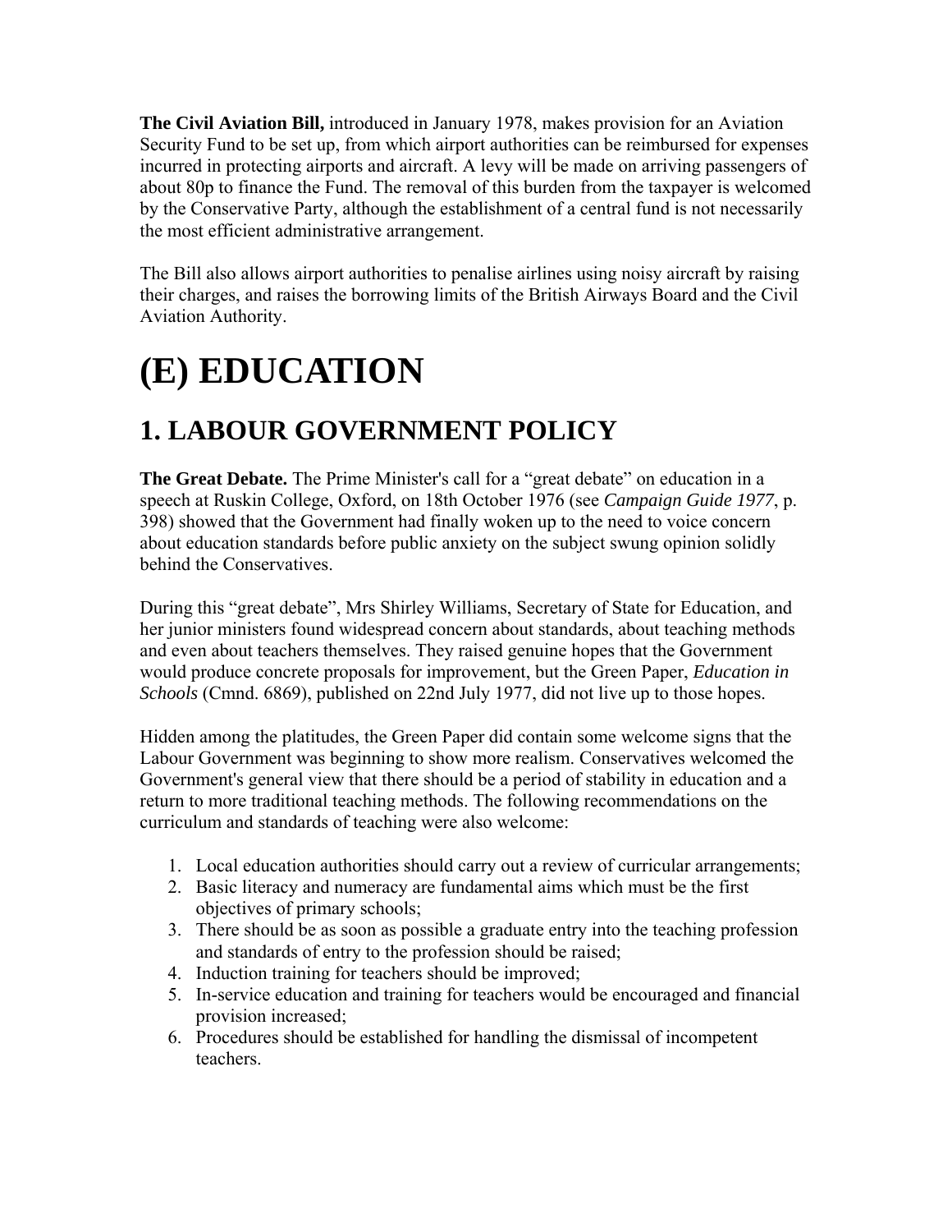**The Civil Aviation Bill,** introduced in January 1978, makes provision for an Aviation Security Fund to be set up, from which airport authorities can be reimbursed for expenses incurred in protecting airports and aircraft. A levy will be made on arriving passengers of about 80p to finance the Fund. The removal of this burden from the taxpayer is welcomed by the Conservative Party, although the establishment of a central fund is not necessarily the most efficient administrative arrangement.

The Bill also allows airport authorities to penalise airlines using noisy aircraft by raising their charges, and raises the borrowing limits of the British Airways Board and the Civil Aviation Authority.

# (E) EDUCATION

## 1. LABOUR GOVERNMENT POLICY

**The Great Debate.** The Prime Minister's call for a "great debate" on education in a speech at Ruskin College, Oxford, on 18th October 1976 (see *Campaign Guide 1977*, p. 398) showed that the Government had finally woken up to the need to voice concern about education standards before public anxiety on the subject swung opinion solidly behind the Conservatives.

During this "great debate", Mrs Shirley Williams, Secretary of State for Education, and her junior ministers found widespread concern about standards, about teaching methods and even about teachers themselves. They raised genuine hopes that the Government would produce concrete proposals for improvement, but the Green Paper, *Education in Schools* (Cmnd. 6869), published on 22nd July 1977, did not live up to those hopes.

Hidden among the platitudes, the Green Paper did contain some welcome signs that the Labour Government was beginning to show more realism. Conservatives welcomed the Government's general view that there should be a period of stability in education and a return to more traditional teaching methods. The following recommendations on the curriculum and standards of teaching were also welcome:

1. Local education authorities should carry out a review of curricular arrangements;
2. Basic literacy and numeracy are fundamental aims which must be the first objectives of primary schools;
3. There should be as soon as possible a graduate entry into the teaching profession and standards of entry to the profession should be raised;
4. Induction training for teachers should be improved;
5. In-service education and training for teachers would be encouraged and financial provision increased;
6. Procedures should be established for handling the dismissal of incompetent teachers.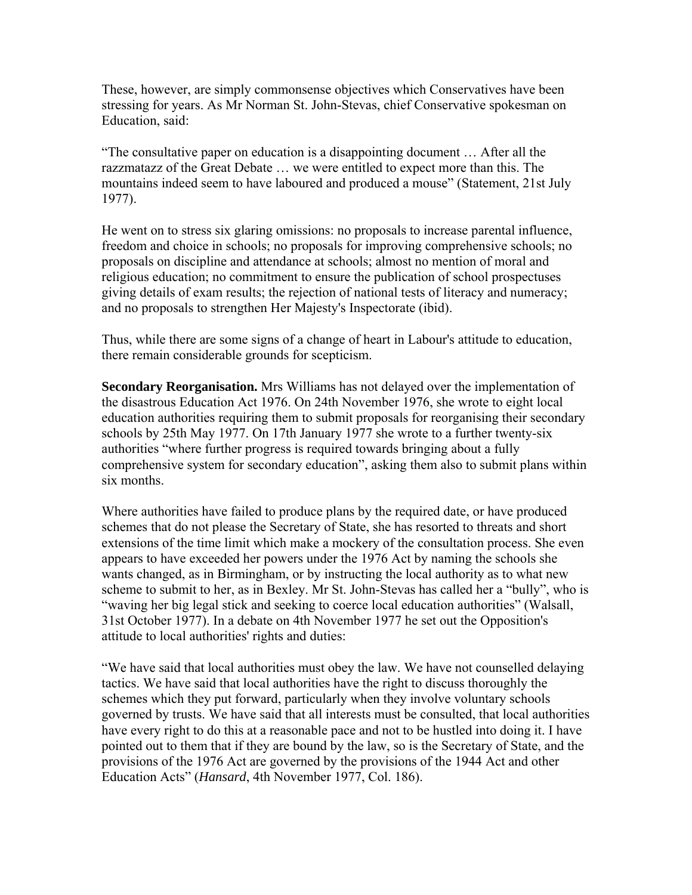These, however, are simply commonsense objectives which Conservatives have been stressing for years. As Mr Norman St. John-Stevas, chief Conservative spokesman on Education, said:

"The consultative paper on education is a disappointing document … After all the razzmatazz of the Great Debate … we were entitled to expect more than this. The mountains indeed seem to have laboured and produced a mouse" (Statement, 21st July 1977).

He went on to stress six glaring omissions: no proposals to increase parental influence, freedom and choice in schools; no proposals for improving comprehensive schools; no proposals on discipline and attendance at schools; almost no mention of moral and religious education; no commitment to ensure the publication of school prospectuses giving details of exam results; the rejection of national tests of literacy and numeracy; and no proposals to strengthen Her Majesty's Inspectorate (ibid).

Thus, while there are some signs of a change of heart in Labour's attitude to education, there remain considerable grounds for scepticism.

**Secondary Reorganisation.** Mrs Williams has not delayed over the implementation of the disastrous Education Act 1976. On 24th November 1976, she wrote to eight local education authorities requiring them to submit proposals for reorganising their secondary schools by 25th May 1977. On 17th January 1977 she wrote to a further twenty-six authorities "where further progress is required towards bringing about a fully comprehensive system for secondary education", asking them also to submit plans within six months.

Where authorities have failed to produce plans by the required date, or have produced schemes that do not please the Secretary of State, she has resorted to threats and short extensions of the time limit which make a mockery of the consultation process. She even appears to have exceeded her powers under the 1976 Act by naming the schools she wants changed, as in Birmingham, or by instructing the local authority as to what new scheme to submit to her, as in Bexley. Mr St. John-Stevas has called her a "bully", who is "waving her big legal stick and seeking to coerce local education authorities" (Walsall, 31st October 1977). In a debate on 4th November 1977 he set out the Opposition's attitude to local authorities' rights and duties:

"We have said that local authorities must obey the law. We have not counselled delaying tactics. We have said that local authorities have the right to discuss thoroughly the schemes which they put forward, particularly when they involve voluntary schools governed by trusts. We have said that all interests must be consulted, that local authorities have every right to do this at a reasonable pace and not to be hustled into doing it. I have pointed out to them that if they are bound by the law, so is the Secretary of State, and the provisions of the 1976 Act are governed by the provisions of the 1944 Act and other Education Acts" (*Hansard*, 4th November 1977, Col. 186).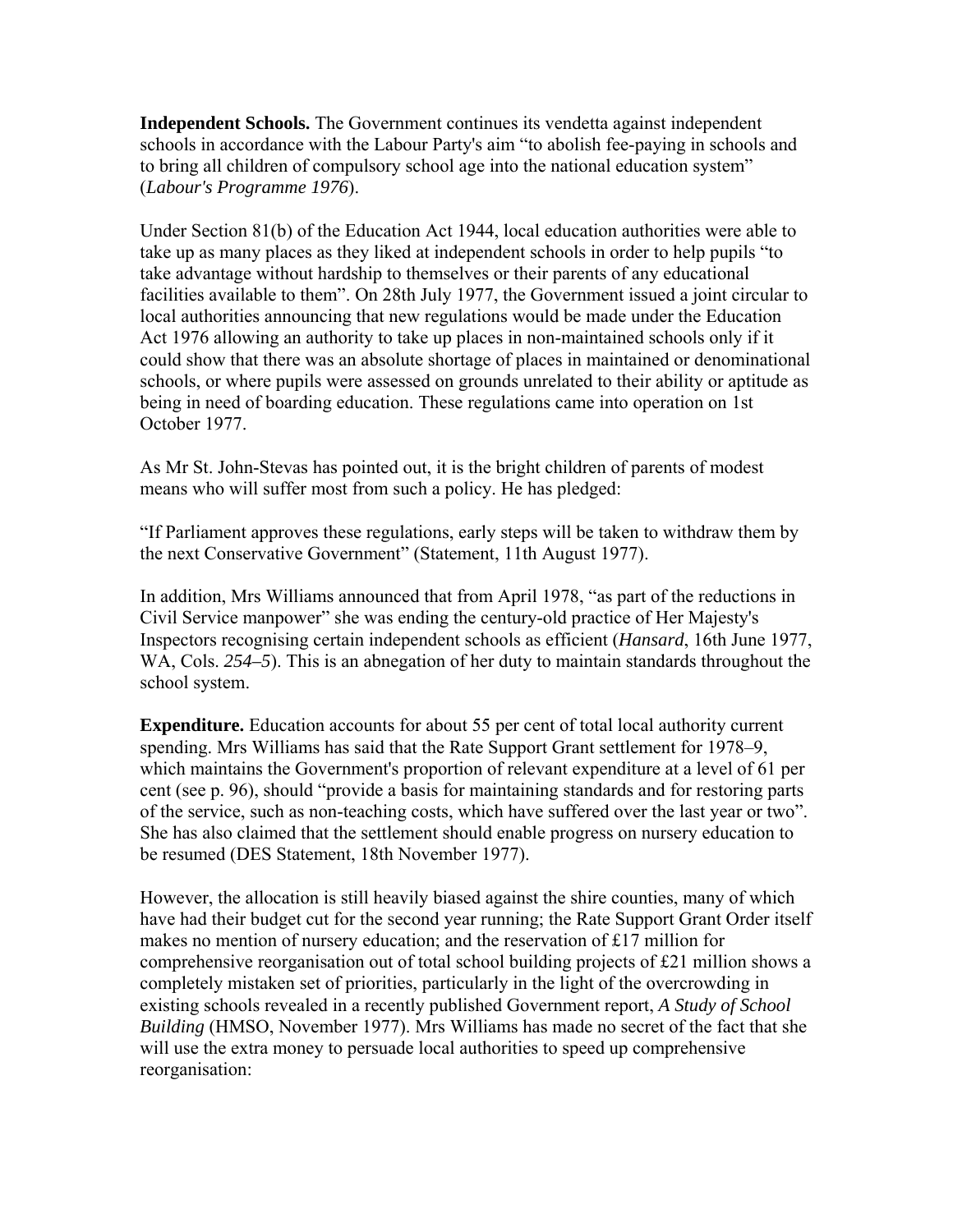**Independent Schools.** The Government continues its vendetta against independent schools in accordance with the Labour Party's aim "to abolish fee-paying in schools and to bring all children of compulsory school age into the national education system" (*Labour's Programme 1976*).

Under Section 81(b) of the Education Act 1944, local education authorities were able to take up as many places as they liked at independent schools in order to help pupils "to take advantage without hardship to themselves or their parents of any educational facilities available to them". On 28th July 1977, the Government issued a joint circular to local authorities announcing that new regulations would be made under the Education Act 1976 allowing an authority to take up places in non-maintained schools only if it could show that there was an absolute shortage of places in maintained or denominational schools, or where pupils were assessed on grounds unrelated to their ability or aptitude as being in need of boarding education. These regulations came into operation on 1st October 1977.

As Mr St. John-Stevas has pointed out, it is the bright children of parents of modest means who will suffer most from such a policy. He has pledged:

"If Parliament approves these regulations, early steps will be taken to withdraw them by the next Conservative Government" (Statement, 11th August 1977).

In addition, Mrs Williams announced that from April 1978, "as part of the reductions in Civil Service manpower" she was ending the century-old practice of Her Majesty's Inspectors recognising certain independent schools as efficient (*Hansard*, 16th June 1977, WA, Cols. *254–5*). This is an abnegation of her duty to maintain standards throughout the school system.

**Expenditure.** Education accounts for about 55 per cent of total local authority current spending. Mrs Williams has said that the Rate Support Grant settlement for 1978–9, which maintains the Government's proportion of relevant expenditure at a level of 61 per cent (see p. 96), should "provide a basis for maintaining standards and for restoring parts of the service, such as non-teaching costs, which have suffered over the last year or two". She has also claimed that the settlement should enable progress on nursery education to be resumed (DES Statement, 18th November 1977).

However, the allocation is still heavily biased against the shire counties, many of which have had their budget cut for the second year running; the Rate Support Grant Order itself makes no mention of nursery education; and the reservation of £17 million for comprehensive reorganisation out of total school building projects of £21 million shows a completely mistaken set of priorities, particularly in the light of the overcrowding in existing schools revealed in a recently published Government report, *A Study of School Building* (HMSO, November 1977). Mrs Williams has made no secret of the fact that she will use the extra money to persuade local authorities to speed up comprehensive reorganisation: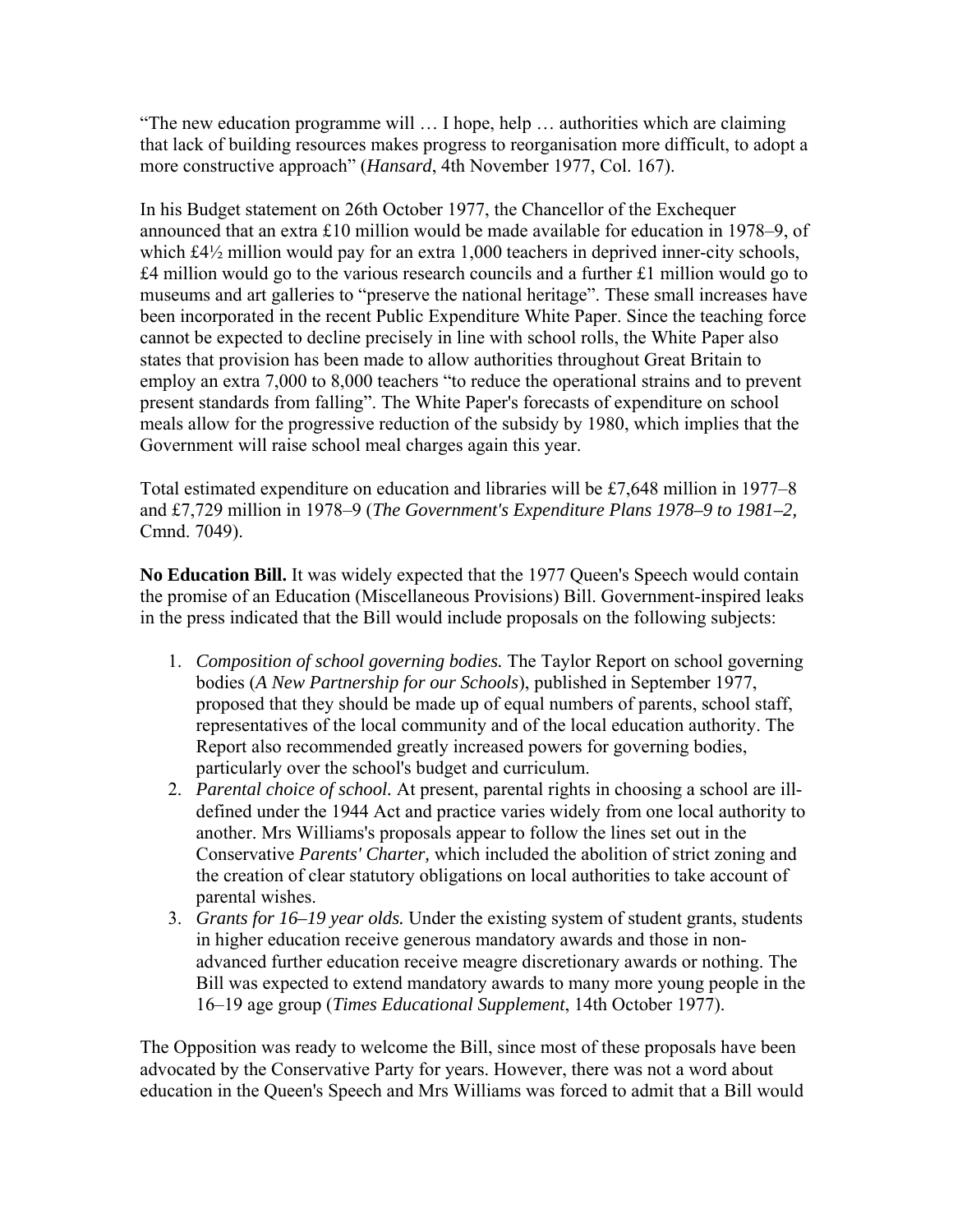"The new education programme will … I hope, help … authorities which are claiming that lack of building resources makes progress to reorganisation more difficult, to adopt a more constructive approach" (*Hansard*, 4th November 1977, Col. 167).

In his Budget statement on 26th October 1977, the Chancellor of the Exchequer announced that an extra £10 million would be made available for education in 1978–9, of which £4½ million would pay for an extra 1,000 teachers in deprived inner-city schools, £4 million would go to the various research councils and a further £1 million would go to museums and art galleries to "preserve the national heritage". These small increases have been incorporated in the recent Public Expenditure White Paper. Since the teaching force cannot be expected to decline precisely in line with school rolls, the White Paper also states that provision has been made to allow authorities throughout Great Britain to employ an extra 7,000 to 8,000 teachers "to reduce the operational strains and to prevent present standards from falling". The White Paper's forecasts of expenditure on school meals allow for the progressive reduction of the subsidy by 1980, which implies that the Government will raise school meal charges again this year.

Total estimated expenditure on education and libraries will be £7,648 million in 1977–8 and £7,729 million in 1978–9 (*The Government's Expenditure Plans 1978–9 to 1981–2,* Cmnd. 7049).

**No Education Bill.** It was widely expected that the 1977 Queen's Speech would contain the promise of an Education (Miscellaneous Provisions) Bill. Government-inspired leaks in the press indicated that the Bill would include proposals on the following subjects:

1. *Composition of school governing bodies.* The Taylor Report on school governing bodies (*A New Partnership for our Schools*), published in September 1977, proposed that they should be made up of equal numbers of parents, school staff, representatives of the local community and of the local education authority. The Report also recommended greatly increased powers for governing bodies, particularly over the school's budget and curriculum.
2. *Parental choice of school.* At present, parental rights in choosing a school are ill-defined under the 1944 Act and practice varies widely from one local authority to another. Mrs Williams's proposals appear to follow the lines set out in the Conservative *Parents' Charter,* which included the abolition of strict zoning and the creation of clear statutory obligations on local authorities to take account of parental wishes.
3. *Grants for 16–19 year olds.* Under the existing system of student grants, students in higher education receive generous mandatory awards and those in non-advanced further education receive meagre discretionary awards or nothing. The Bill was expected to extend mandatory awards to many more young people in the 16–19 age group (*Times Educational Supplement*, 14th October 1977).

The Opposition was ready to welcome the Bill, since most of these proposals have been advocated by the Conservative Party for years. However, there was not a word about education in the Queen's Speech and Mrs Williams was forced to admit that a Bill would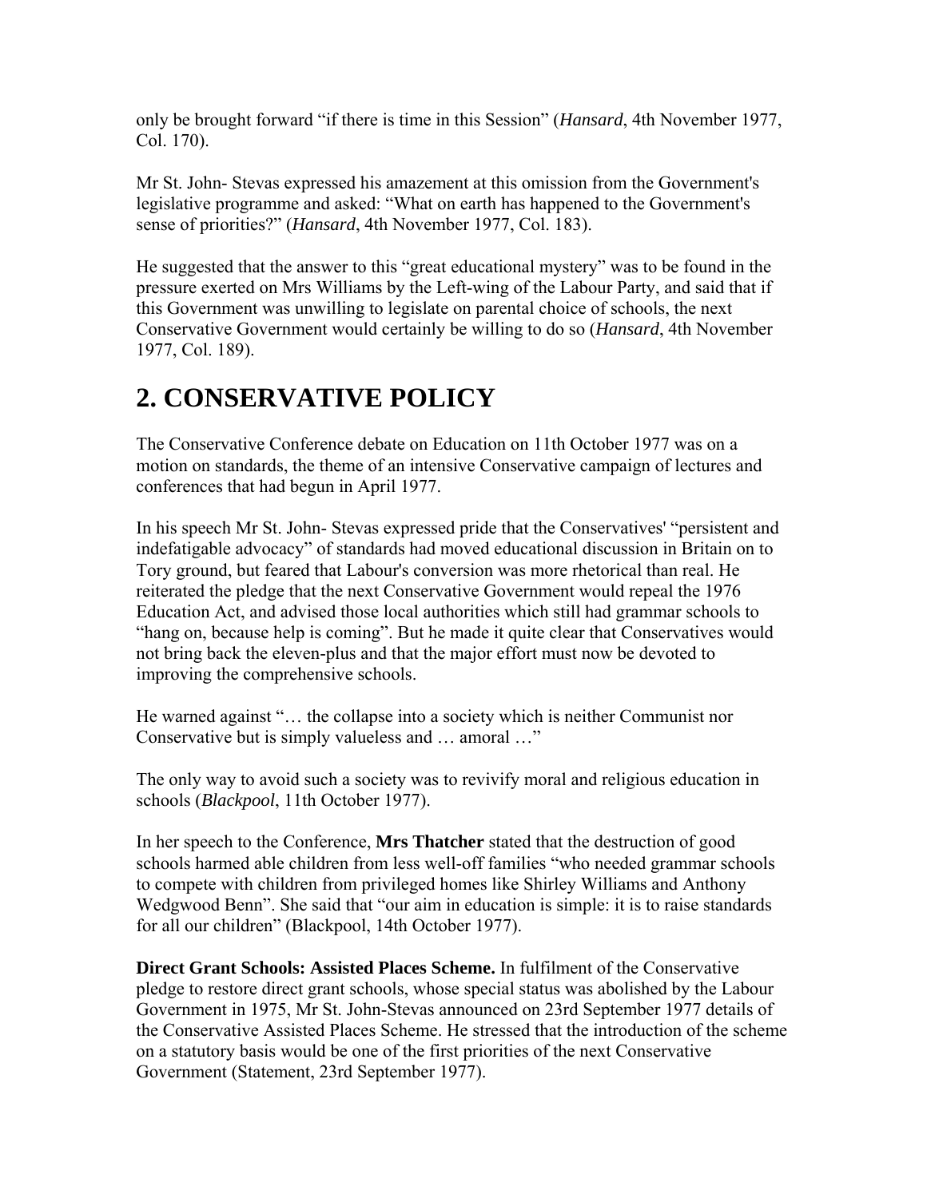only be brought forward "if there is time in this Session" (*Hansard*, 4th November 1977, Col. 170).

Mr St. John- Stevas expressed his amazement at this omission from the Government's legislative programme and asked: "What on earth has happened to the Government's sense of priorities?" (*Hansard*, 4th November 1977, Col. 183).

He suggested that the answer to this "great educational mystery" was to be found in the pressure exerted on Mrs Williams by the Left-wing of the Labour Party, and said that if this Government was unwilling to legislate on parental choice of schools, the next Conservative Government would certainly be willing to do so (*Hansard*, 4th November 1977, Col. 189).

# 2. CONSERVATIVE POLICY

The Conservative Conference debate on Education on 11th October 1977 was on a motion on standards, the theme of an intensive Conservative campaign of lectures and conferences that had begun in April 1977.

In his speech Mr St. John- Stevas expressed pride that the Conservatives' "persistent and indefatigable advocacy" of standards had moved educational discussion in Britain on to Tory ground, but feared that Labour's conversion was more rhetorical than real. He reiterated the pledge that the next Conservative Government would repeal the 1976 Education Act, and advised those local authorities which still had grammar schools to "hang on, because help is coming". But he made it quite clear that Conservatives would not bring back the eleven-plus and that the major effort must now be devoted to improving the comprehensive schools.

He warned against "… the collapse into a society which is neither Communist nor Conservative but is simply valueless and … amoral …"

The only way to avoid such a society was to revivify moral and religious education in schools (*Blackpool*, 11th October 1977).

In her speech to the Conference, **Mrs Thatcher** stated that the destruction of good schools harmed able children from less well-off families "who needed grammar schools to compete with children from privileged homes like Shirley Williams and Anthony Wedgwood Benn". She said that "our aim in education is simple: it is to raise standards for all our children" (Blackpool, 14th October 1977).

**Direct Grant Schools: Assisted Places Scheme.** In fulfilment of the Conservative pledge to restore direct grant schools, whose special status was abolished by the Labour Government in 1975, Mr St. John-Stevas announced on 23rd September 1977 details of the Conservative Assisted Places Scheme. He stressed that the introduction of the scheme on a statutory basis would be one of the first priorities of the next Conservative Government (Statement, 23rd September 1977).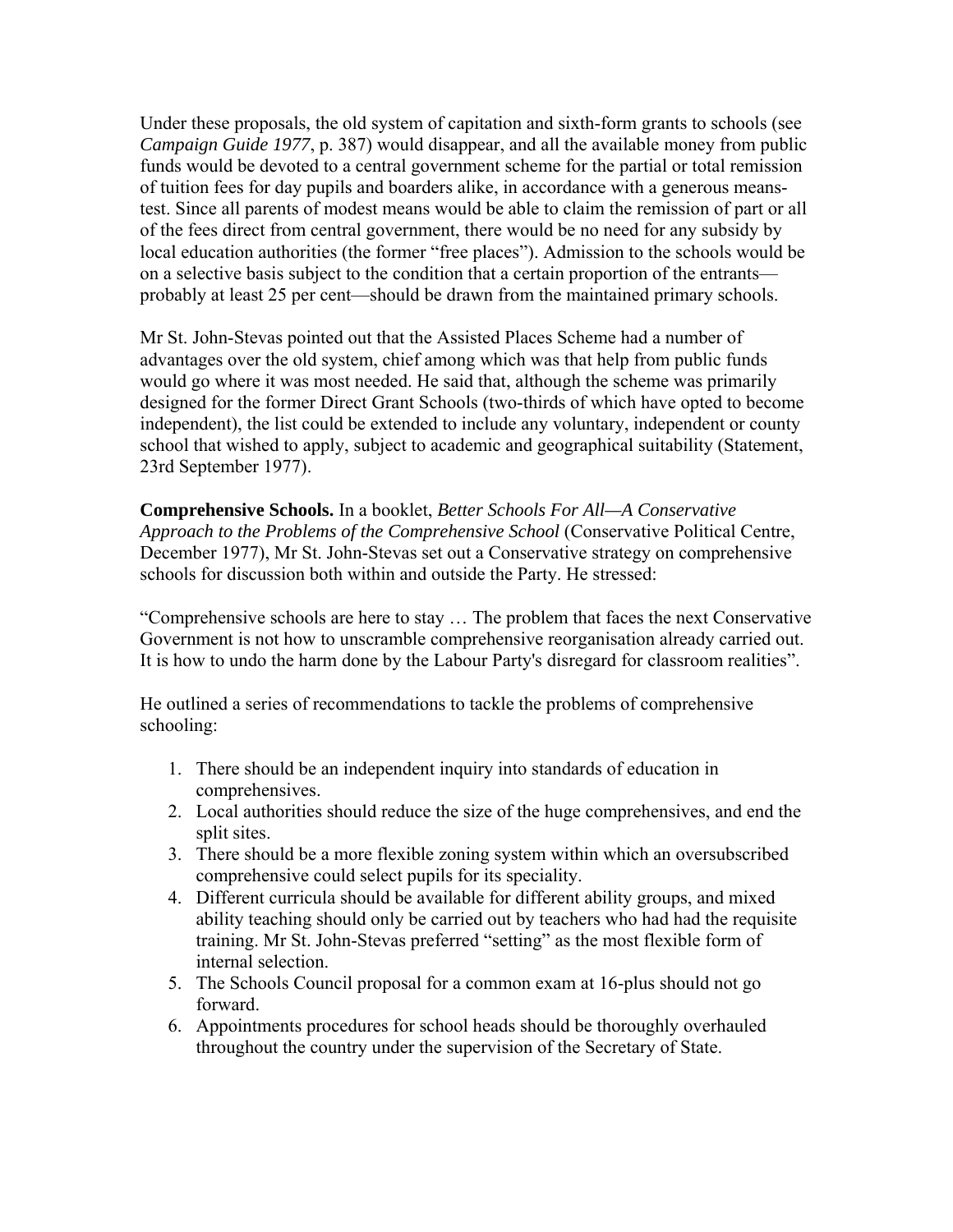Under these proposals, the old system of capitation and sixth-form grants to schools (see *Campaign Guide 1977*, p. 387) would disappear, and all the available money from public funds would be devoted to a central government scheme for the partial or total remission of tuition fees for day pupils and boarders alike, in accordance with a generous means-test. Since all parents of modest means would be able to claim the remission of part or all of the fees direct from central government, there would be no need for any subsidy by local education authorities (the former "free places"). Admission to the schools would be on a selective basis subject to the condition that a certain proportion of the entrants—probably at least 25 per cent—should be drawn from the maintained primary schools.

Mr St. John-Stevas pointed out that the Assisted Places Scheme had a number of advantages over the old system, chief among which was that help from public funds would go where it was most needed. He said that, although the scheme was primarily designed for the former Direct Grant Schools (two-thirds of which have opted to become independent), the list could be extended to include any voluntary, independent or county school that wished to apply, subject to academic and geographical suitability (Statement, 23rd September 1977).

**Comprehensive Schools.** In a booklet, *Better Schools For All—A Conservative Approach to the Problems of the Comprehensive School* (Conservative Political Centre, December 1977), Mr St. John-Stevas set out a Conservative strategy on comprehensive schools for discussion both within and outside the Party. He stressed:

"Comprehensive schools are here to stay … The problem that faces the next Conservative Government is not how to unscramble comprehensive reorganisation already carried out. It is how to undo the harm done by the Labour Party's disregard for classroom realities".

He outlined a series of recommendations to tackle the problems of comprehensive schooling:

1. There should be an independent inquiry into standards of education in comprehensives.
2. Local authorities should reduce the size of the huge comprehensives, and end the split sites.
3. There should be a more flexible zoning system within which an oversubscribed comprehensive could select pupils for its speciality.
4. Different curricula should be available for different ability groups, and mixed ability teaching should only be carried out by teachers who had had the requisite training. Mr St. John-Stevas preferred "setting" as the most flexible form of internal selection.
5. The Schools Council proposal for a common exam at 16-plus should not go forward.
6. Appointments procedures for school heads should be thoroughly overhauled throughout the country under the supervision of the Secretary of State.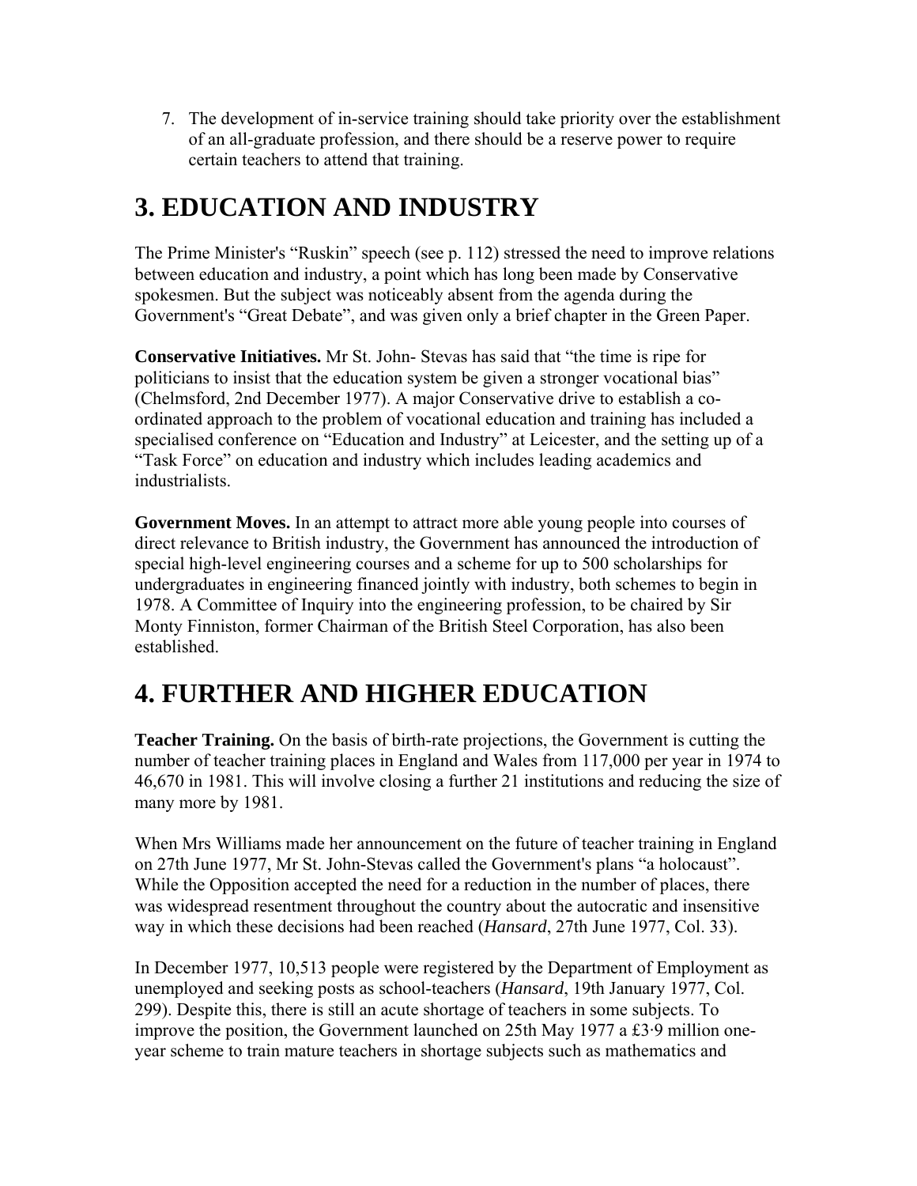7. The development of in-service training should take priority over the establishment of an all-graduate profession, and there should be a reserve power to require certain teachers to attend that training.

# 3. EDUCATION AND INDUSTRY

The Prime Minister's "Ruskin" speech (see p. 112) stressed the need to improve relations between education and industry, a point which has long been made by Conservative spokesmen. But the subject was noticeably absent from the agenda during the Government's "Great Debate", and was given only a brief chapter in the Green Paper.

**Conservative Initiatives.** Mr St. John- Stevas has said that "the time is ripe for politicians to insist that the education system be given a stronger vocational bias" (Chelmsford, 2nd December 1977). A major Conservative drive to establish a co-ordinated approach to the problem of vocational education and training has included a specialised conference on "Education and Industry" at Leicester, and the setting up of a "Task Force" on education and industry which includes leading academics and industrialists.

**Government Moves.** In an attempt to attract more able young people into courses of direct relevance to British industry, the Government has announced the introduction of special high-level engineering courses and a scheme for up to 500 scholarships for undergraduates in engineering financed jointly with industry, both schemes to begin in 1978. A Committee of Inquiry into the engineering profession, to be chaired by Sir Monty Finniston, former Chairman of the British Steel Corporation, has also been established.

# 4. FURTHER AND HIGHER EDUCATION

**Teacher Training.** On the basis of birth-rate projections, the Government is cutting the number of teacher training places in England and Wales from 117,000 per year in 1974 to 46,670 in 1981. This will involve closing a further 21 institutions and reducing the size of many more by 1981.

When Mrs Williams made her announcement on the future of teacher training in England on 27th June 1977, Mr St. John-Stevas called the Government's plans "a holocaust". While the Opposition accepted the need for a reduction in the number of places, there was widespread resentment throughout the country about the autocratic and insensitive way in which these decisions had been reached (*Hansard*, 27th June 1977, Col. 33).

In December 1977, 10,513 people were registered by the Department of Employment as unemployed and seeking posts as school-teachers (*Hansard*, 19th January 1977, Col. 299). Despite this, there is still an acute shortage of teachers in some subjects. To improve the position, the Government launched on 25th May 1977 a £3·9 million one-year scheme to train mature teachers in shortage subjects such as mathematics and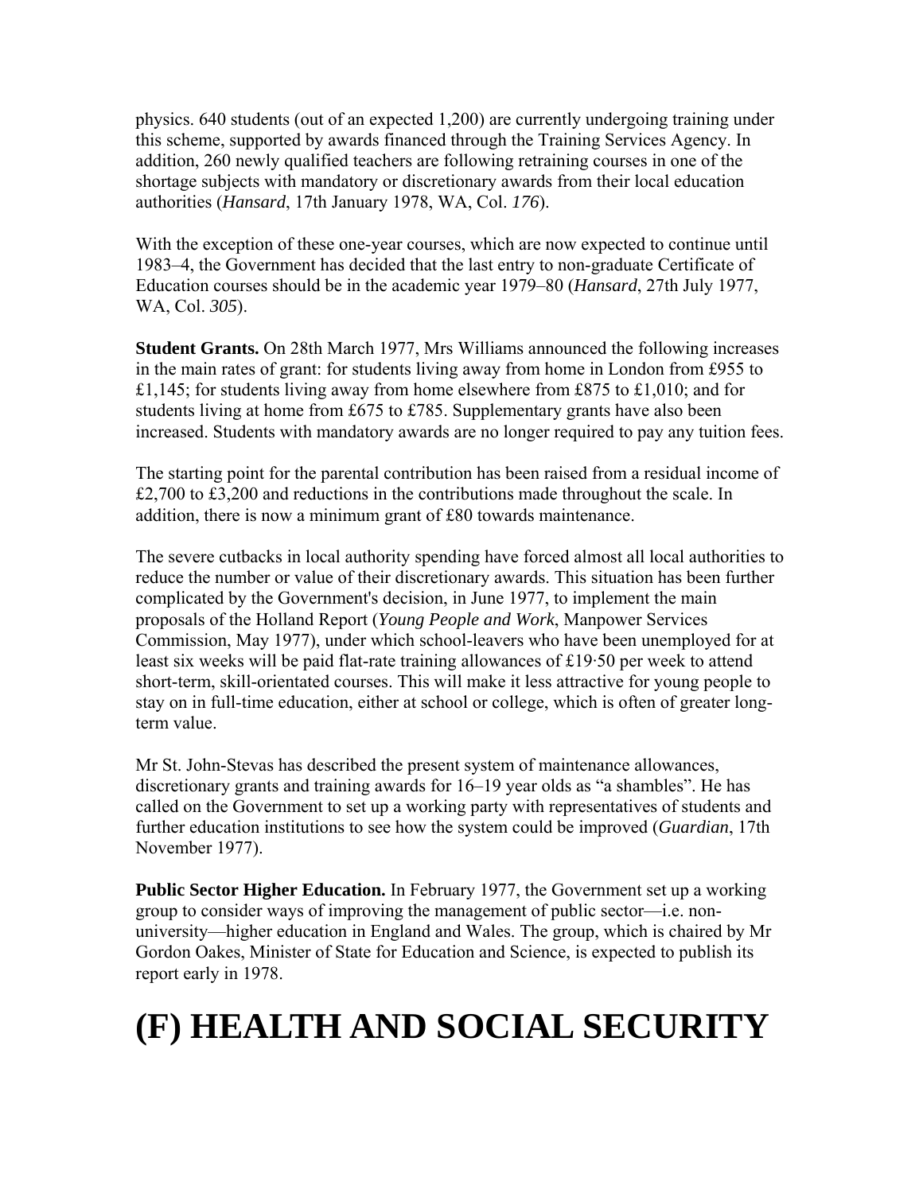physics. 640 students (out of an expected 1,200) are currently undergoing training under this scheme, supported by awards financed through the Training Services Agency. In addition, 260 newly qualified teachers are following retraining courses in one of the shortage subjects with mandatory or discretionary awards from their local education authorities (*Hansard*, 17th January 1978, WA, Col. *176*).

With the exception of these one-year courses, which are now expected to continue until 1983–4, the Government has decided that the last entry to non-graduate Certificate of Education courses should be in the academic year 1979–80 (*Hansard*, 27th July 1977, WA, Col. *305*).

**Student Grants.** On 28th March 1977, Mrs Williams announced the following increases in the main rates of grant: for students living away from home in London from £955 to £1,145; for students living away from home elsewhere from £875 to £1,010; and for students living at home from £675 to £785. Supplementary grants have also been increased. Students with mandatory awards are no longer required to pay any tuition fees.

The starting point for the parental contribution has been raised from a residual income of £2,700 to £3,200 and reductions in the contributions made throughout the scale. In addition, there is now a minimum grant of £80 towards maintenance.

The severe cutbacks in local authority spending have forced almost all local authorities to reduce the number or value of their discretionary awards. This situation has been further complicated by the Government's decision, in June 1977, to implement the main proposals of the Holland Report (*Young People and Work*, Manpower Services Commission, May 1977), under which school-leavers who have been unemployed for at least six weeks will be paid flat-rate training allowances of £19·50 per week to attend short-term, skill-orientated courses. This will make it less attractive for young people to stay on in full-time education, either at school or college, which is often of greater long-term value.

Mr St. John-Stevas has described the present system of maintenance allowances, discretionary grants and training awards for 16–19 year olds as "a shambles". He has called on the Government to set up a working party with representatives of students and further education institutions to see how the system could be improved (*Guardian*, 17th November 1977).

**Public Sector Higher Education.** In February 1977, the Government set up a working group to consider ways of improving the management of public sector—i.e. non-university—higher education in England and Wales. The group, which is chaired by Mr Gordon Oakes, Minister of State for Education and Science, is expected to publish its report early in 1978.

# (F) HEALTH AND SOCIAL SECURITY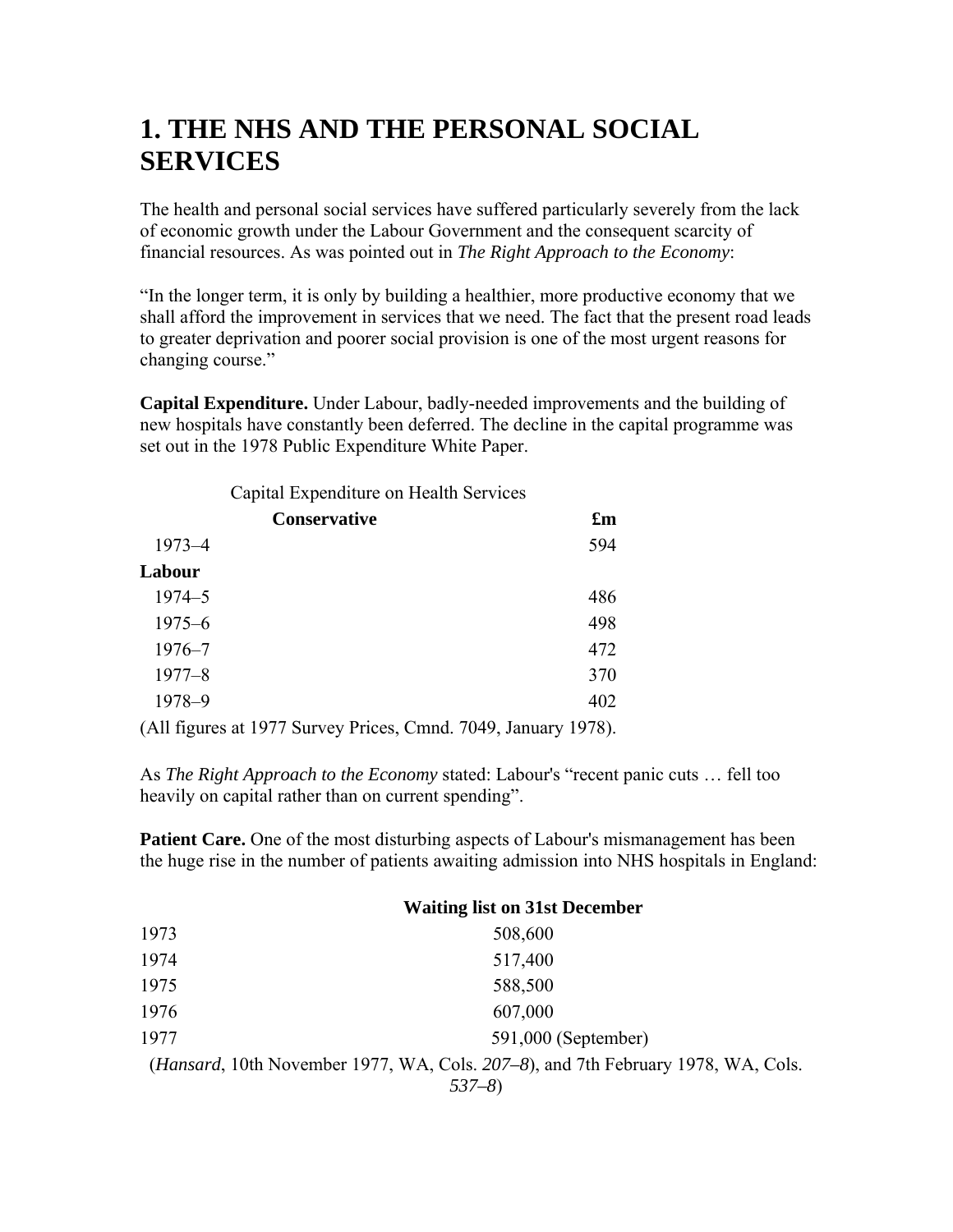# 1. THE NHS AND THE PERSONAL SOCIAL SERVICES

The health and personal social services have suffered particularly severely from the lack of economic growth under the Labour Government and the consequent scarcity of financial resources. As was pointed out in *The Right Approach to the Economy*:

"In the longer term, it is only by building a healthier, more productive economy that we shall afford the improvement in services that we need. The fact that the present road leads to greater deprivation and poorer social provision is one of the most urgent reasons for changing course."

**Capital Expenditure.** Under Labour, badly-needed improvements and the building of new hospitals have constantly been deferred. The decline in the capital programme was set out in the 1978 Public Expenditure White Paper.

Capital Expenditure on Health Services

| **Conservative** | **£m** |
|---|---|
| 1973–4 | 594 |
| **Labour** | |
| 1974–5 | 486 |
| 1975–6 | 498 |
| 1976–7 | 472 |
| 1977–8 | 370 |
| 1978–9 | 402 |

(All figures at 1977 Survey Prices, Cmnd. 7049, January 1978).

As *The Right Approach to the Economy* stated: Labour's "recent panic cuts … fell too heavily on capital rather than on current spending".

**Patient Care.** One of the most disturbing aspects of Labour's mismanagement has been the huge rise in the number of patients awaiting admission into NHS hospitals in England:

| | **Waiting list on 31st December** |
|---|---|
| 1973 | 508,600 |
| 1974 | 517,400 |
| 1975 | 588,500 |
| 1976 | 607,000 |
| 1977 | 591,000 (September) |

(*Hansard*, 10th November 1977, WA, Cols. *207–8*), and 7th February 1978, WA, Cols. *537–8*)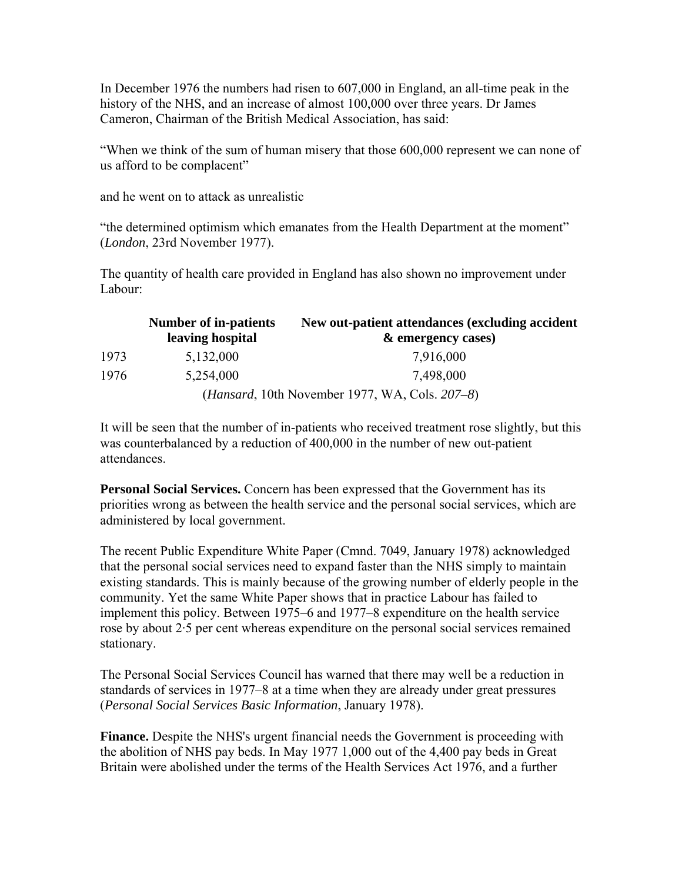In December 1976 the numbers had risen to 607,000 in England, an all-time peak in the history of the NHS, and an increase of almost 100,000 over three years. Dr James Cameron, Chairman of the British Medical Association, has said:

"When we think of the sum of human misery that those 600,000 represent we can none of us afford to be complacent"

and he went on to attack as unrealistic

"the determined optimism which emanates from the Health Department at the moment" (*London*, 23rd November 1977).

The quantity of health care provided in England has also shown no improvement under Labour:

| | Number of in-patients leaving hospital | New out-patient attendances (excluding accident & emergency cases) |
|---|---|---|
| 1973 | 5,132,000 | 7,916,000 |
| 1976 | 5,254,000 | 7,498,000 |

(*Hansard*, 10th November 1977, WA, Cols. *207–8*)

It will be seen that the number of in-patients who received treatment rose slightly, but this was counterbalanced by a reduction of 400,000 in the number of new out-patient attendances.

**Personal Social Services.** Concern has been expressed that the Government has its priorities wrong as between the health service and the personal social services, which are administered by local government.

The recent Public Expenditure White Paper (Cmnd. 7049, January 1978) acknowledged that the personal social services need to expand faster than the NHS simply to maintain existing standards. This is mainly because of the growing number of elderly people in the community. Yet the same White Paper shows that in practice Labour has failed to implement this policy. Between 1975–6 and 1977–8 expenditure on the health service rose by about 2·5 per cent whereas expenditure on the personal social services remained stationary.

The Personal Social Services Council has warned that there may well be a reduction in standards of services in 1977–8 at a time when they are already under great pressures (*Personal Social Services Basic Information*, January 1978).

**Finance.** Despite the NHS's urgent financial needs the Government is proceeding with the abolition of NHS pay beds. In May 1977 1,000 out of the 4,400 pay beds in Great Britain were abolished under the terms of the Health Services Act 1976, and a further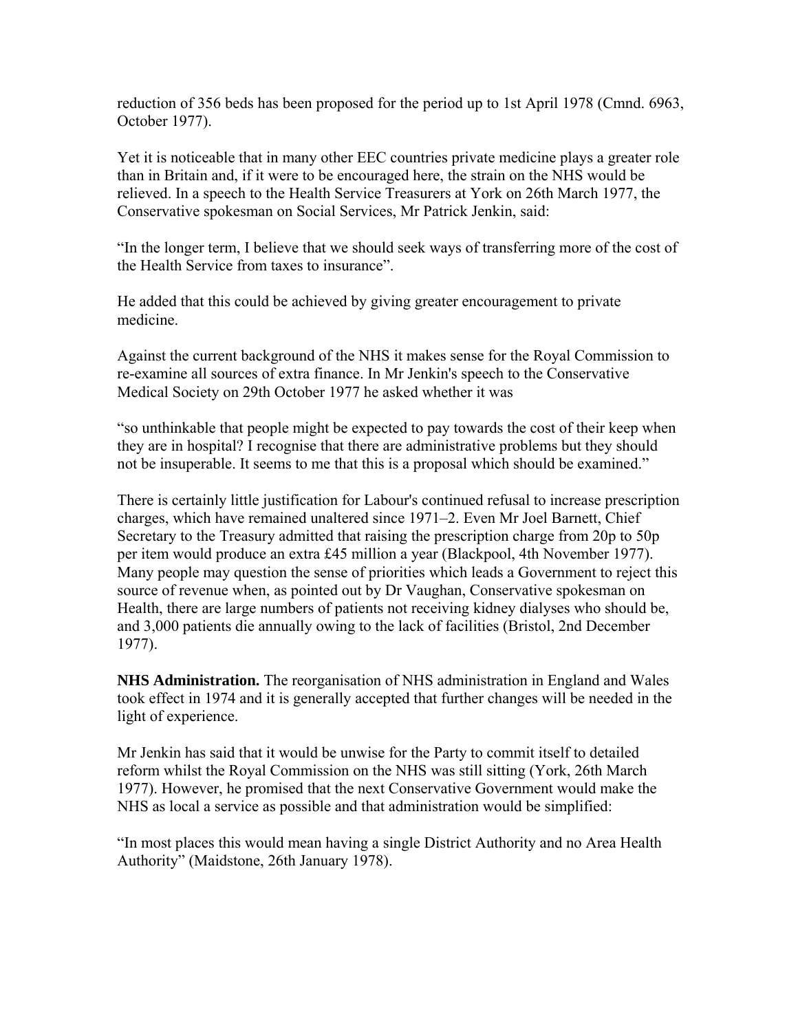reduction of 356 beds has been proposed for the period up to 1st April 1978 (Cmnd. 6963, October 1977).

Yet it is noticeable that in many other EEC countries private medicine plays a greater role than in Britain and, if it were to be encouraged here, the strain on the NHS would be relieved. In a speech to the Health Service Treasurers at York on 26th March 1977, the Conservative spokesman on Social Services, Mr Patrick Jenkin, said:

"In the longer term, I believe that we should seek ways of transferring more of the cost of the Health Service from taxes to insurance".

He added that this could be achieved by giving greater encouragement to private medicine.

Against the current background of the NHS it makes sense for the Royal Commission to re-examine all sources of extra finance. In Mr Jenkin's speech to the Conservative Medical Society on 29th October 1977 he asked whether it was

"so unthinkable that people might be expected to pay towards the cost of their keep when they are in hospital? I recognise that there are administrative problems but they should not be insuperable. It seems to me that this is a proposal which should be examined."

There is certainly little justification for Labour's continued refusal to increase prescription charges, which have remained unaltered since 1971–2. Even Mr Joel Barnett, Chief Secretary to the Treasury admitted that raising the prescription charge from 20p to 50p per item would produce an extra £45 million a year (Blackpool, 4th November 1977). Many people may question the sense of priorities which leads a Government to reject this source of revenue when, as pointed out by Dr Vaughan, Conservative spokesman on Health, there are large numbers of patients not receiving kidney dialyses who should be, and 3,000 patients die annually owing to the lack of facilities (Bristol, 2nd December 1977).

**NHS Administration.** The reorganisation of NHS administration in England and Wales took effect in 1974 and it is generally accepted that further changes will be needed in the light of experience.

Mr Jenkin has said that it would be unwise for the Party to commit itself to detailed reform whilst the Royal Commission on the NHS was still sitting (York, 26th March 1977). However, he promised that the next Conservative Government would make the NHS as local a service as possible and that administration would be simplified:

"In most places this would mean having a single District Authority and no Area Health Authority" (Maidstone, 26th January 1978).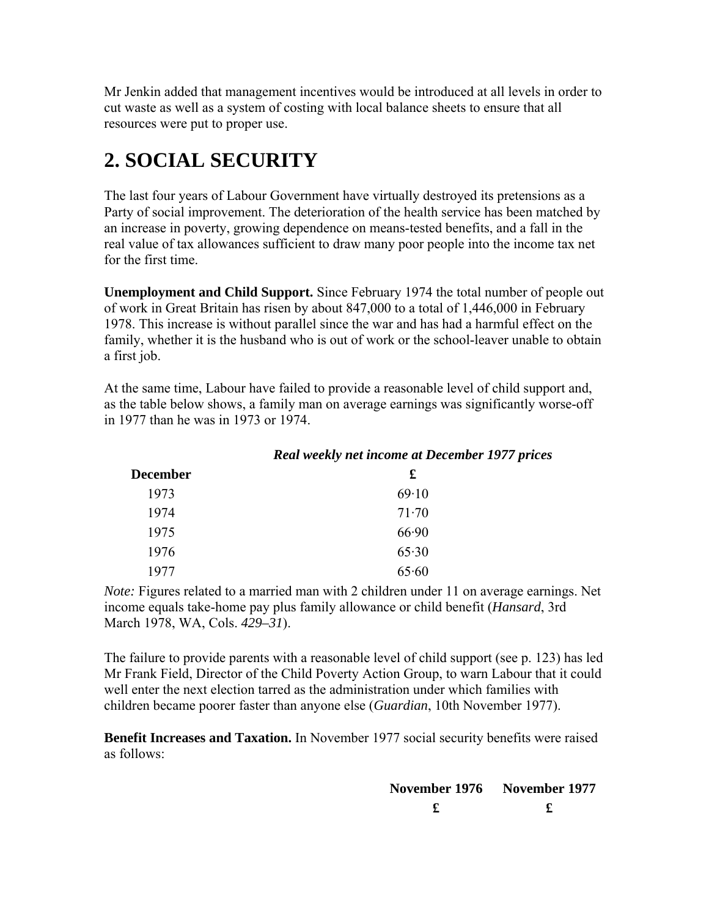Mr Jenkin added that management incentives would be introduced at all levels in order to cut waste as well as a system of costing with local balance sheets to ensure that all resources were put to proper use.

# 2. SOCIAL SECURITY

The last four years of Labour Government have virtually destroyed its pretensions as a Party of social improvement. The deterioration of the health service has been matched by an increase in poverty, growing dependence on means-tested benefits, and a fall in the real value of tax allowances sufficient to draw many poor people into the income tax net for the first time.

**Unemployment and Child Support.** Since February 1974 the total number of people out of work in Great Britain has risen by about 847,000 to a total of 1,446,000 in February 1978. This increase is without parallel since the war and has had a harmful effect on the family, whether it is the husband who is out of work or the school-leaver unable to obtain a first job.

At the same time, Labour have failed to provide a reasonable level of child support and, as the table below shows, a family man on average earnings was significantly worse-off in 1977 than he was in 1973 or 1974.

| | ***Real weekly net income at December 1977 prices*** |
|---|---|
| **December** | **£** |
| 1973 | 69·10 |
| 1974 | 71·70 |
| 1975 | 66·90 |
| 1976 | 65·30 |
| 1977 | 65·60 |

*Note:* Figures related to a married man with 2 children under 11 on average earnings. Net income equals take-home pay plus family allowance or child benefit (*Hansard*, 3rd March 1978, WA, Cols. *429–31*).

The failure to provide parents with a reasonable level of child support (see p. 123) has led Mr Frank Field, Director of the Child Poverty Action Group, to warn Labour that it could well enter the next election tarred as the administration under which families with children became poorer faster than anyone else (*Guardian*, 10th November 1977).

**Benefit Increases and Taxation.** In November 1977 social security benefits were raised as follows:

| | **November 1976** | **November 1977** |
|---|---|---|
| | **£** | **£** |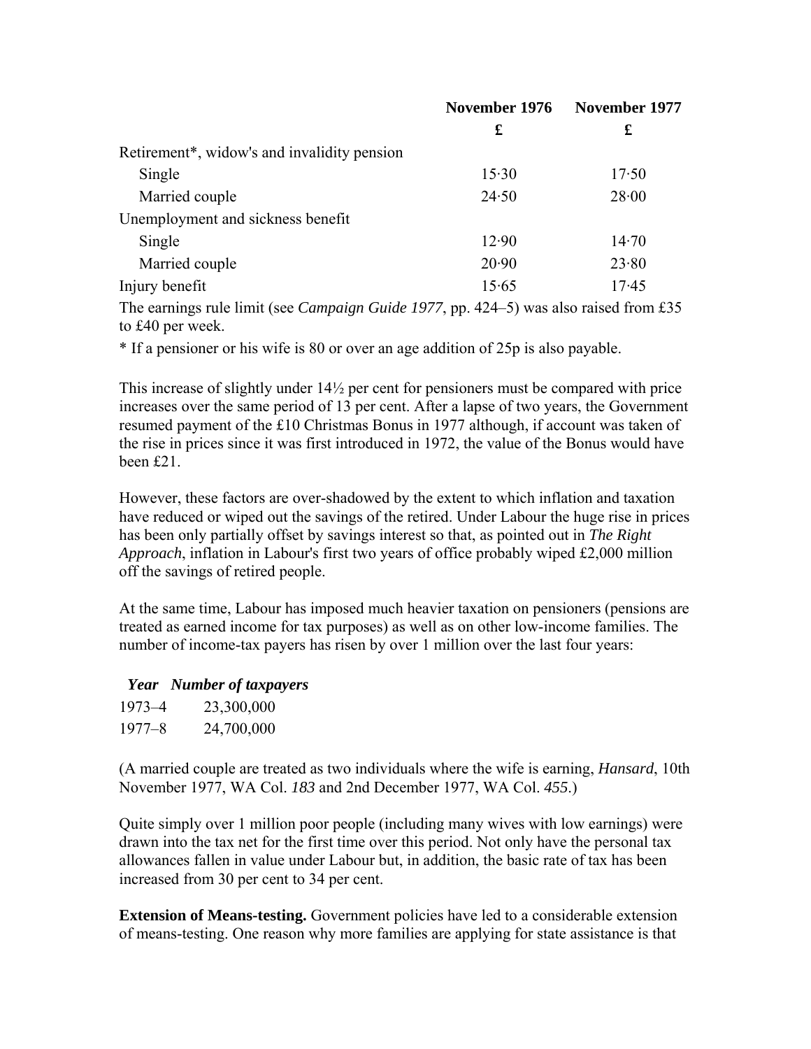| | November 1976 | November 1977 |
|---|---|---|
| | £ | £ |
| Retirement*, widow's and invalidity pension | | |
| Single | 15·30 | 17·50 |
| Married couple | 24·50 | 28·00 |
| Unemployment and sickness benefit | | |
| Single | 12·90 | 14·70 |
| Married couple | 20·90 | 23·80 |
| Injury benefit | 15·65 | 17·45 |

The earnings rule limit (see *Campaign Guide 1977*, pp. 424–5) was also raised from £35 to £40 per week.

* If a pensioner or his wife is 80 or over an age addition of 25p is also payable.

This increase of slightly under 14½ per cent for pensioners must be compared with price increases over the same period of 13 per cent. After a lapse of two years, the Government resumed payment of the £10 Christmas Bonus in 1977 although, if account was taken of the rise in prices since it was first introduced in 1972, the value of the Bonus would have been £21.

However, these factors are over-shadowed by the extent to which inflation and taxation have reduced or wiped out the savings of the retired. Under Labour the huge rise in prices has been only partially offset by savings interest so that, as pointed out in *The Right Approach*, inflation in Labour's first two years of office probably wiped £2,000 million off the savings of retired people.

At the same time, Labour has imposed much heavier taxation on pensioners (pensions are treated as earned income for tax purposes) as well as on other low-income families. The number of income-tax payers has risen by over 1 million over the last four years:

| *Year* | *Number of taxpayers* |
|---|---|
| 1973–4 | 23,300,000 |
| 1977–8 | 24,700,000 |

(A married couple are treated as two individuals where the wife is earning, *Hansard*, 10th November 1977, WA Col. *183* and 2nd December 1977, WA Col. *455*.)

Quite simply over 1 million poor people (including many wives with low earnings) were drawn into the tax net for the first time over this period. Not only have the personal tax allowances fallen in value under Labour but, in addition, the basic rate of tax has been increased from 30 per cent to 34 per cent.

**Extension of Means-testing.** Government policies have led to a considerable extension of means-testing. One reason why more families are applying for state assistance is that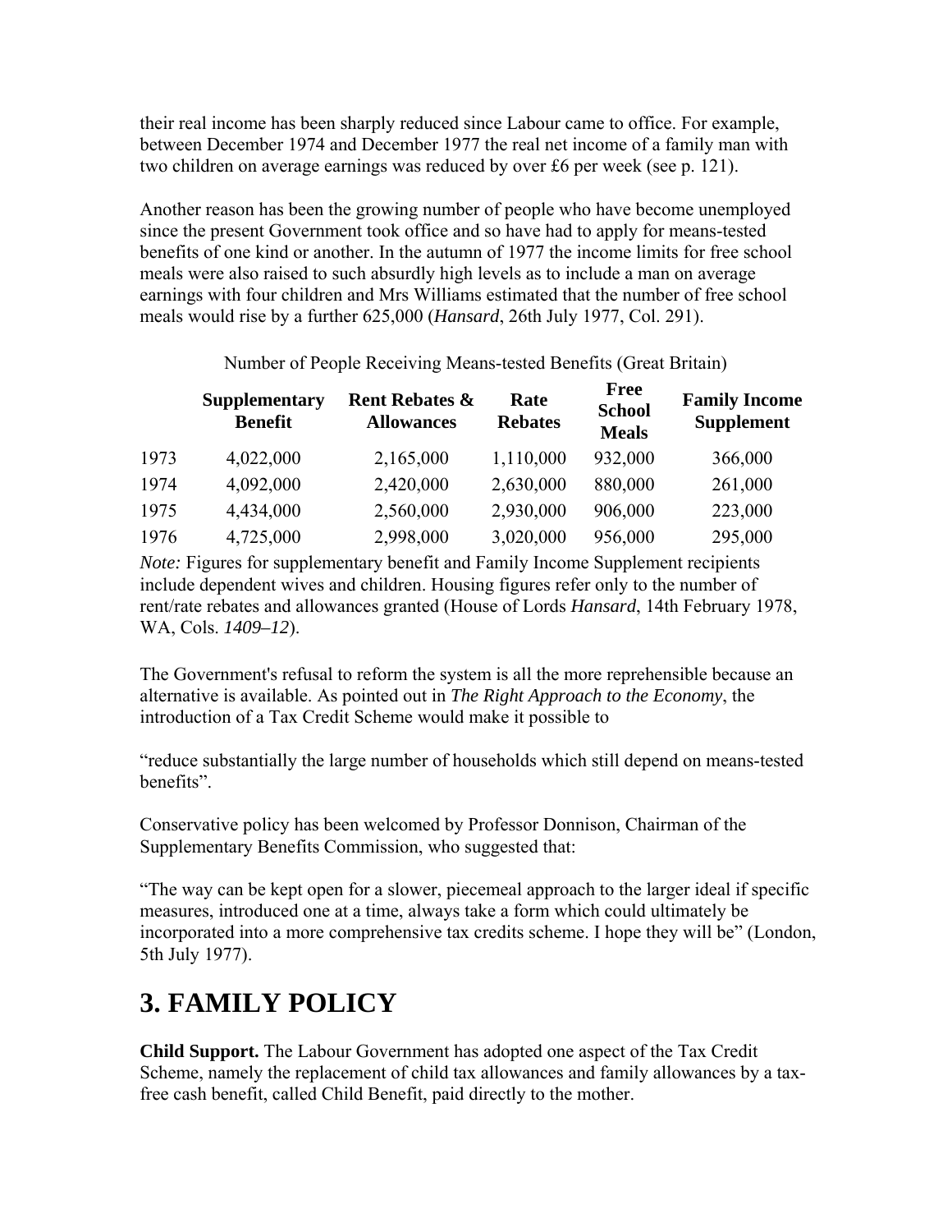their real income has been sharply reduced since Labour came to office. For example, between December 1974 and December 1977 the real net income of a family man with two children on average earnings was reduced by over £6 per week (see p. 121).

Another reason has been the growing number of people who have become unemployed since the present Government took office and so have had to apply for means-tested benefits of one kind or another. In the autumn of 1977 the income limits for free school meals were also raised to such absurdly high levels as to include a man on average earnings with four children and Mrs Williams estimated that the number of free school meals would rise by a further 625,000 (*Hansard*, 26th July 1977, Col. 291).

Number of People Receiving Means-tested Benefits (Great Britain)

| | **Supplementary Benefit** | **Rent Rebates & Allowances** | **Rate Rebates** | **Free School Meals** | **Family Income Supplement** |
|---|---|---|---|---|---|
| 1973 | 4,022,000 | 2,165,000 | 1,110,000 | 932,000 | 366,000 |
| 1974 | 4,092,000 | 2,420,000 | 2,630,000 | 880,000 | 261,000 |
| 1975 | 4,434,000 | 2,560,000 | 2,930,000 | 906,000 | 223,000 |
| 1976 | 4,725,000 | 2,998,000 | 3,020,000 | 956,000 | 295,000 |

*Note:* Figures for supplementary benefit and Family Income Supplement recipients include dependent wives and children. Housing figures refer only to the number of rent/rate rebates and allowances granted (House of Lords *Hansard*, 14th February 1978, WA, Cols. *1409–12*).

The Government's refusal to reform the system is all the more reprehensible because an alternative is available. As pointed out in *The Right Approach to the Economy*, the introduction of a Tax Credit Scheme would make it possible to

"reduce substantially the large number of households which still depend on means-tested benefits".

Conservative policy has been welcomed by Professor Donnison, Chairman of the Supplementary Benefits Commission, who suggested that:

"The way can be kept open for a slower, piecemeal approach to the larger ideal if specific measures, introduced one at a time, always take a form which could ultimately be incorporated into a more comprehensive tax credits scheme. I hope they will be" (London, 5th July 1977).

## 3. FAMILY POLICY

**Child Support.** The Labour Government has adopted one aspect of the Tax Credit Scheme, namely the replacement of child tax allowances and family allowances by a tax-free cash benefit, called Child Benefit, paid directly to the mother.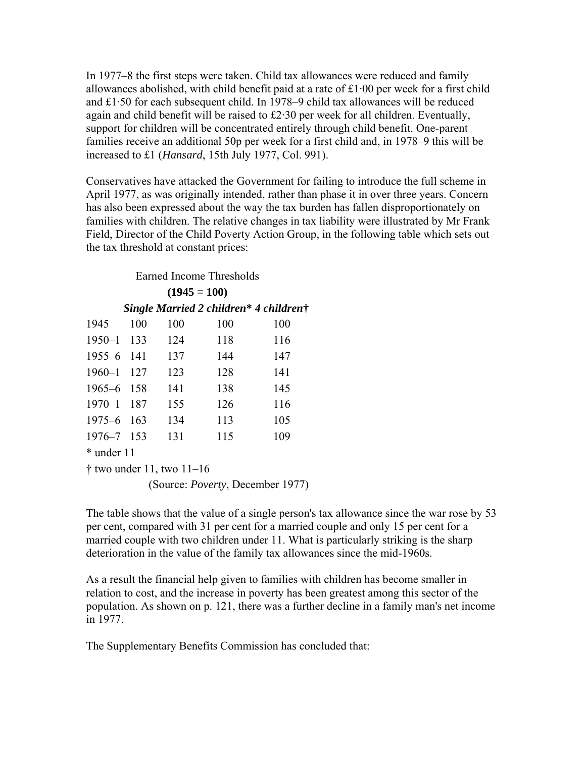In 1977–8 the first steps were taken. Child tax allowances were reduced and family allowances abolished, with child benefit paid at a rate of £1·00 per week for a first child and £1·50 for each subsequent child. In 1978–9 child tax allowances will be reduced again and child benefit will be raised to £2·30 per week for all children. Eventually, support for children will be concentrated entirely through child benefit. One-parent families receive an additional 50p per week for a first child and, in 1978–9 this will be increased to £1 (*Hansard*, 15th July 1977, Col. 991).

Conservatives have attacked the Government for failing to introduce the full scheme in April 1977, as was originally intended, rather than phase it in over three years. Concern has also been expressed about the way the tax burden has fallen disproportionately on families with children. The relative changes in tax liability were illustrated by Mr Frank Field, Director of the Child Poverty Action Group, in the following table which sets out the tax threshold at constant prices:

Earned Income Thresholds

**(1945 = 100)**

| | ***Single*** | ***Married*** | ***2 children**** | ***4 children†*** |
|---|---|---|---|---|
| 1945 | 100 | 100 | 100 | 100 |
| 1950–1 | 133 | 124 | 118 | 116 |
| 1955–6 | 141 | 137 | 144 | 147 |
| 1960–1 | 127 | 123 | 128 | 141 |
| 1965–6 | 158 | 141 | 138 | 145 |
| 1970–1 | 187 | 155 | 126 | 116 |
| 1975–6 | 163 | 134 | 113 | 105 |
| 1976–7 | 153 | 131 | 115 | 109 |

\* under 11

† two under 11, two 11–16

(Source: *Poverty*, December 1977)

The table shows that the value of a single person's tax allowance since the war rose by 53 per cent, compared with 31 per cent for a married couple and only 15 per cent for a married couple with two children under 11. What is particularly striking is the sharp deterioration in the value of the family tax allowances since the mid-1960s.

As a result the financial help given to families with children has become smaller in relation to cost, and the increase in poverty has been greatest among this sector of the population. As shown on p. 121, there was a further decline in a family man's net income in 1977.

The Supplementary Benefits Commission has concluded that: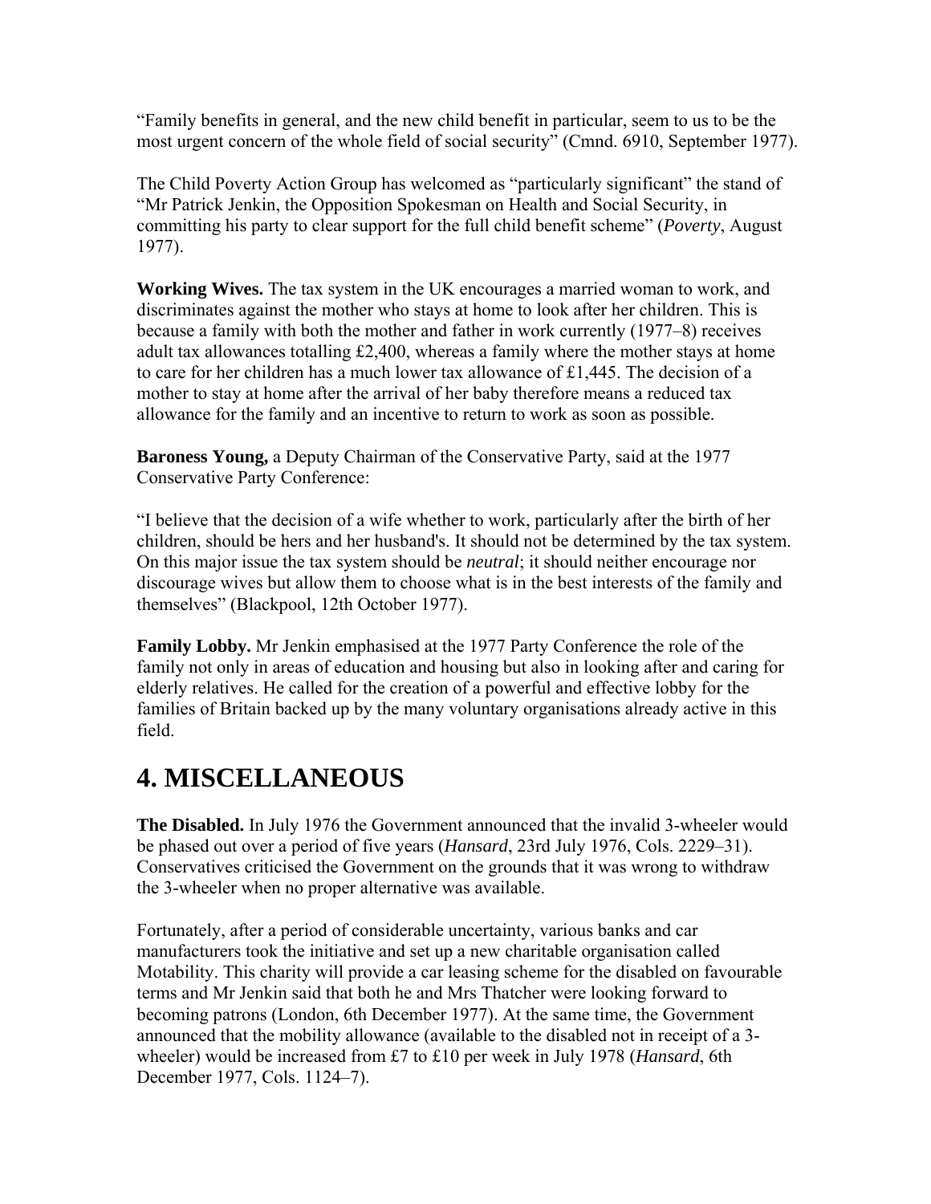"Family benefits in general, and the new child benefit in particular, seem to us to be the most urgent concern of the whole field of social security" (Cmnd. 6910, September 1977).

The Child Poverty Action Group has welcomed as "particularly significant" the stand of "Mr Patrick Jenkin, the Opposition Spokesman on Health and Social Security, in committing his party to clear support for the full child benefit scheme" (*Poverty*, August 1977).

**Working Wives.** The tax system in the UK encourages a married woman to work, and discriminates against the mother who stays at home to look after her children. This is because a family with both the mother and father in work currently (1977–8) receives adult tax allowances totalling £2,400, whereas a family where the mother stays at home to care for her children has a much lower tax allowance of £1,445. The decision of a mother to stay at home after the arrival of her baby therefore means a reduced tax allowance for the family and an incentive to return to work as soon as possible.

**Baroness Young,** a Deputy Chairman of the Conservative Party, said at the 1977 Conservative Party Conference:

"I believe that the decision of a wife whether to work, particularly after the birth of her children, should be hers and her husband's. It should not be determined by the tax system. On this major issue the tax system should be *neutral*; it should neither encourage nor discourage wives but allow them to choose what is in the best interests of the family and themselves" (Blackpool, 12th October 1977).

**Family Lobby.** Mr Jenkin emphasised at the 1977 Party Conference the role of the family not only in areas of education and housing but also in looking after and caring for elderly relatives. He called for the creation of a powerful and effective lobby for the families of Britain backed up by the many voluntary organisations already active in this field.

# 4. MISCELLANEOUS

**The Disabled.** In July 1976 the Government announced that the invalid 3-wheeler would be phased out over a period of five years (*Hansard*, 23rd July 1976, Cols. 2229–31). Conservatives criticised the Government on the grounds that it was wrong to withdraw the 3-wheeler when no proper alternative was available.

Fortunately, after a period of considerable uncertainty, various banks and car manufacturers took the initiative and set up a new charitable organisation called Motability. This charity will provide a car leasing scheme for the disabled on favourable terms and Mr Jenkin said that both he and Mrs Thatcher were looking forward to becoming patrons (London, 6th December 1977). At the same time, the Government announced that the mobility allowance (available to the disabled not in receipt of a 3-wheeler) would be increased from £7 to £10 per week in July 1978 (*Hansard*, 6th December 1977, Cols. 1124–7).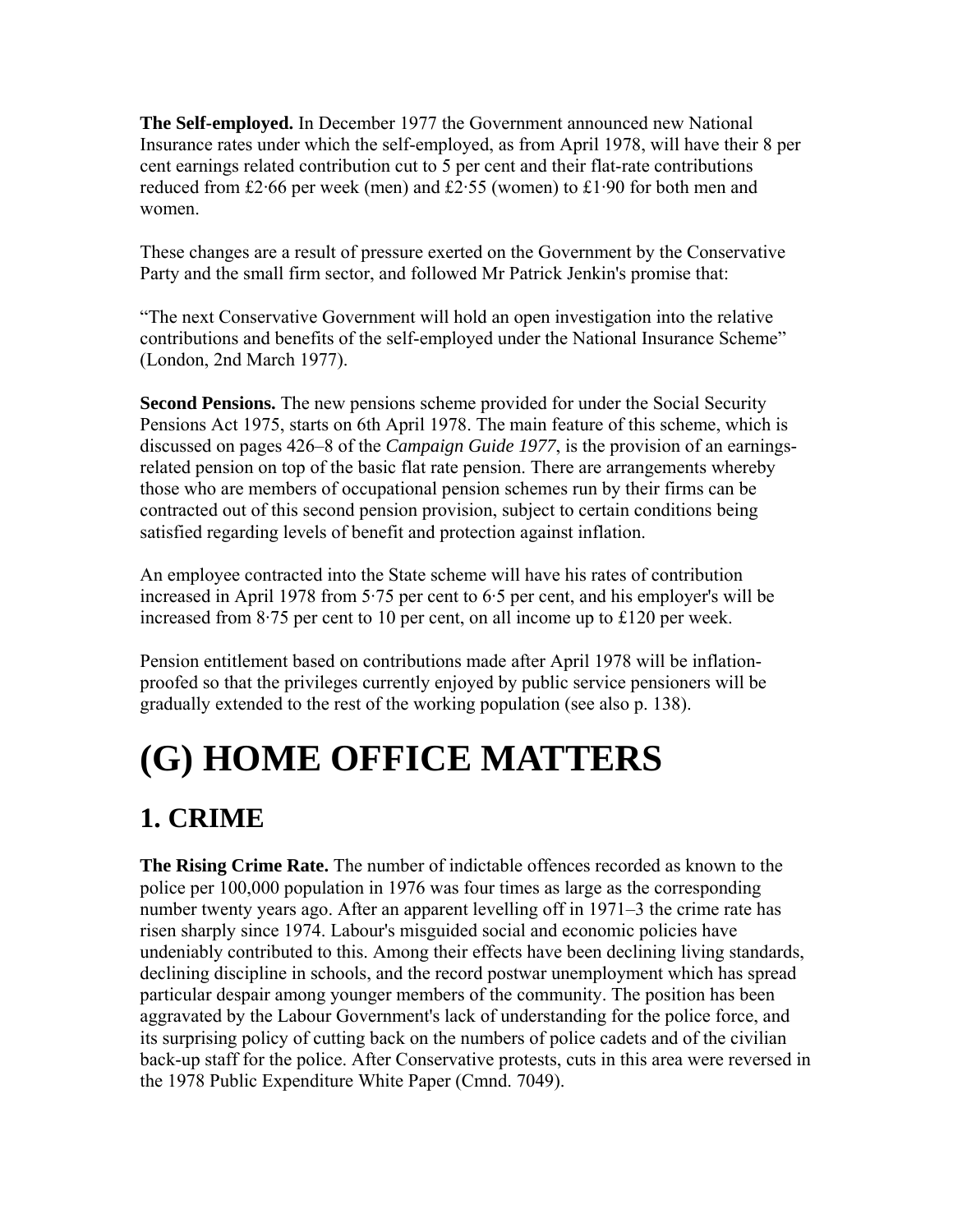**The Self-employed.** In December 1977 the Government announced new National Insurance rates under which the self-employed, as from April 1978, will have their 8 per cent earnings related contribution cut to 5 per cent and their flat-rate contributions reduced from £2·66 per week (men) and £2·55 (women) to £1·90 for both men and women.

These changes are a result of pressure exerted on the Government by the Conservative Party and the small firm sector, and followed Mr Patrick Jenkin's promise that:

“The next Conservative Government will hold an open investigation into the relative contributions and benefits of the self-employed under the National Insurance Scheme” (London, 2nd March 1977).

**Second Pensions.** The new pensions scheme provided for under the Social Security Pensions Act 1975, starts on 6th April 1978. The main feature of this scheme, which is discussed on pages 426–8 of the *Campaign Guide 1977*, is the provision of an earnings-related pension on top of the basic flat rate pension. There are arrangements whereby those who are members of occupational pension schemes run by their firms can be contracted out of this second pension provision, subject to certain conditions being satisfied regarding levels of benefit and protection against inflation.

An employee contracted into the State scheme will have his rates of contribution increased in April 1978 from 5·75 per cent to 6·5 per cent, and his employer's will be increased from 8·75 per cent to 10 per cent, on all income up to £120 per week.

Pension entitlement based on contributions made after April 1978 will be inflation-proofed so that the privileges currently enjoyed by public service pensioners will be gradually extended to the rest of the working population (see also p. 138).

# (G) HOME OFFICE MATTERS

## 1. CRIME

**The Rising Crime Rate.** The number of indictable offences recorded as known to the police per 100,000 population in 1976 was four times as large as the corresponding number twenty years ago. After an apparent levelling off in 1971–3 the crime rate has risen sharply since 1974. Labour's misguided social and economic policies have undeniably contributed to this. Among their effects have been declining living standards, declining discipline in schools, and the record postwar unemployment which has spread particular despair among younger members of the community. The position has been aggravated by the Labour Government's lack of understanding for the police force, and its surprising policy of cutting back on the numbers of police cadets and of the civilian back-up staff for the police. After Conservative protests, cuts in this area were reversed in the 1978 Public Expenditure White Paper (Cmnd. 7049).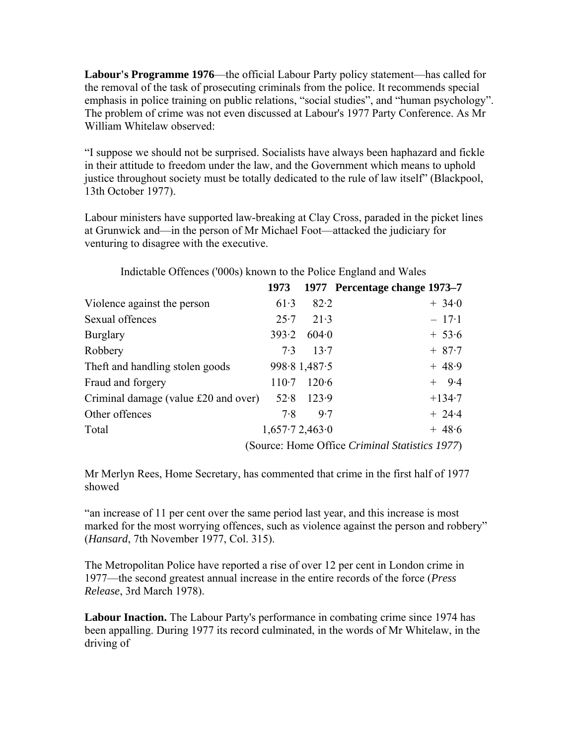**Labour's Programme 1976**—the official Labour Party policy statement—has called for the removal of the task of prosecuting criminals from the police. It recommends special emphasis in police training on public relations, "social studies", and "human psychology". The problem of crime was not even discussed at Labour's 1977 Party Conference. As Mr William Whitelaw observed:

"I suppose we should not be surprised. Socialists have always been haphazard and fickle in their attitude to freedom under the law, and the Government which means to uphold justice throughout society must be totally dedicated to the rule of law itself" (Blackpool, 13th October 1977).

Labour ministers have supported law-breaking at Clay Cross, paraded in the picket lines at Grunwick and—in the person of Mr Michael Foot—attacked the judiciary for venturing to disagree with the executive.

Indictable Offences ('000s) known to the Police England and Wales

| | **1973** | **1977** | **Percentage change 1973–7** |
|---|---|---|---|
| Violence against the person | 61·3 | 82·2 | + 34·0 |
| Sexual offences | 25·7 | 21·3 | – 17·1 |
| Burglary | 393·2 | 604·0 | + 53·6 |
| Robbery | 7·3 | 13·7 | + 87·7 |
| Theft and handling stolen goods | 998·8 | 1,487·5 | + 48·9 |
| Fraud and forgery | 110·7 | 120·6 | + 9·4 |
| Criminal damage (value £20 and over) | 52·8 | 123·9 | +134·7 |
| Other offences | 7·8 | 9·7 | + 24·4 |
| Total | 1,657·7 | 2,463·0 | + 48·6 |

(Source: Home Office *Criminal Statistics 1977*)

Mr Merlyn Rees, Home Secretary, has commented that crime in the first half of 1977 showed

"an increase of 11 per cent over the same period last year, and this increase is most marked for the most worrying offences, such as violence against the person and robbery" (*Hansard*, 7th November 1977, Col. 315).

The Metropolitan Police have reported a rise of over 12 per cent in London crime in 1977—the second greatest annual increase in the entire records of the force (*Press Release*, 3rd March 1978).

**Labour Inaction.** The Labour Party's performance in combating crime since 1974 has been appalling. During 1977 its record culminated, in the words of Mr Whitelaw, in the driving of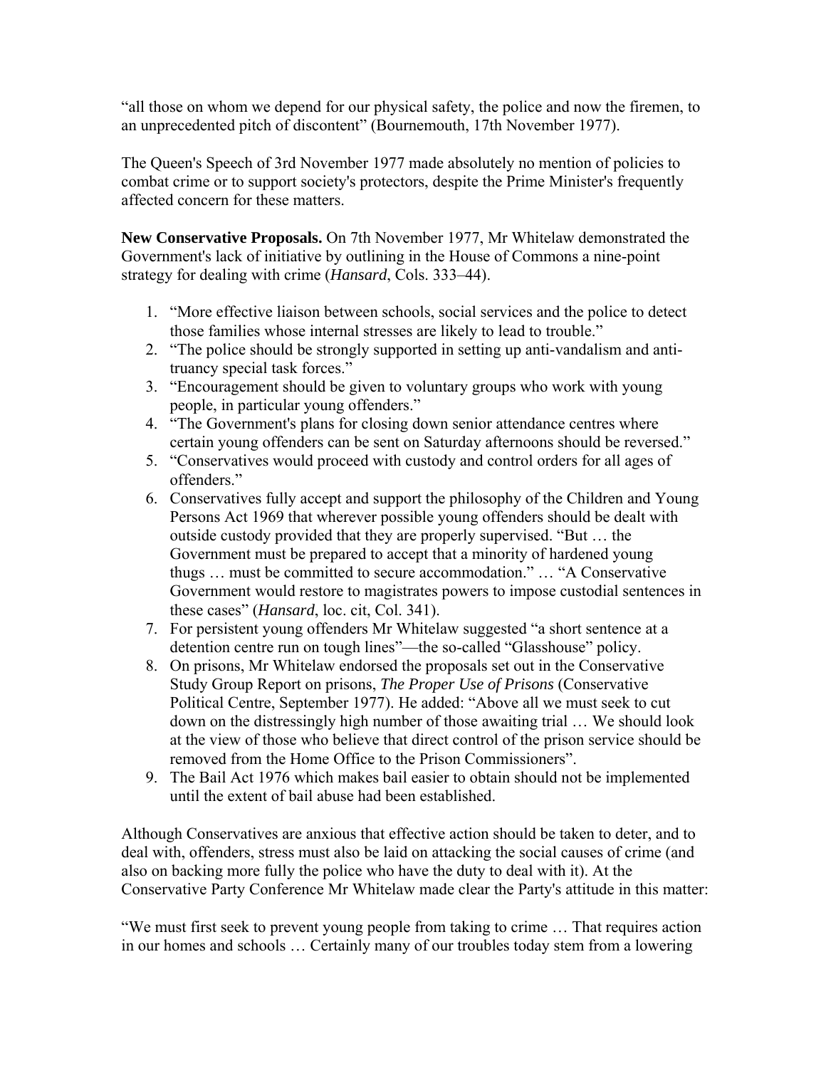"all those on whom we depend for our physical safety, the police and now the firemen, to an unprecedented pitch of discontent" (Bournemouth, 17th November 1977).

The Queen's Speech of 3rd November 1977 made absolutely no mention of policies to combat crime or to support society's protectors, despite the Prime Minister's frequently affected concern for these matters.

**New Conservative Proposals.** On 7th November 1977, Mr Whitelaw demonstrated the Government's lack of initiative by outlining in the House of Commons a nine-point strategy for dealing with crime (*Hansard*, Cols. 333–44).

1. "More effective liaison between schools, social services and the police to detect those families whose internal stresses are likely to lead to trouble."
2. "The police should be strongly supported in setting up anti-vandalism and anti-truancy special task forces."
3. "Encouragement should be given to voluntary groups who work with young people, in particular young offenders."
4. "The Government's plans for closing down senior attendance centres where certain young offenders can be sent on Saturday afternoons should be reversed."
5. "Conservatives would proceed with custody and control orders for all ages of offenders."
6. Conservatives fully accept and support the philosophy of the Children and Young Persons Act 1969 that wherever possible young offenders should be dealt with outside custody provided that they are properly supervised. "But … the Government must be prepared to accept that a minority of hardened young thugs … must be committed to secure accommodation." … "A Conservative Government would restore to magistrates powers to impose custodial sentences in these cases" (*Hansard*, loc. cit, Col. 341).
7. For persistent young offenders Mr Whitelaw suggested "a short sentence at a detention centre run on tough lines"—the so-called "Glasshouse" policy.
8. On prisons, Mr Whitelaw endorsed the proposals set out in the Conservative Study Group Report on prisons, *The Proper Use of Prisons* (Conservative Political Centre, September 1977). He added: "Above all we must seek to cut down on the distressingly high number of those awaiting trial … We should look at the view of those who believe that direct control of the prison service should be removed from the Home Office to the Prison Commissioners".
9. The Bail Act 1976 which makes bail easier to obtain should not be implemented until the extent of bail abuse had been established.

Although Conservatives are anxious that effective action should be taken to deter, and to deal with, offenders, stress must also be laid on attacking the social causes of crime (and also on backing more fully the police who have the duty to deal with it). At the Conservative Party Conference Mr Whitelaw made clear the Party's attitude in this matter:

"We must first seek to prevent young people from taking to crime … That requires action in our homes and schools … Certainly many of our troubles today stem from a lowering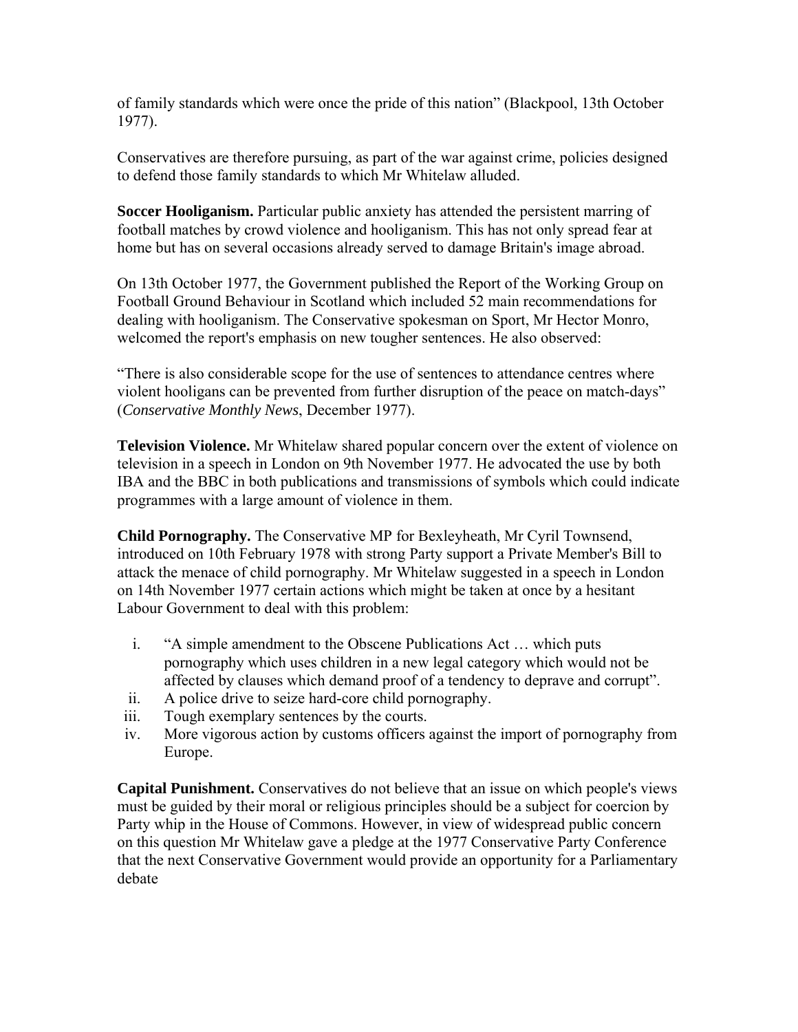of family standards which were once the pride of this nation" (Blackpool, 13th October 1977).

Conservatives are therefore pursuing, as part of the war against crime, policies designed to defend those family standards to which Mr Whitelaw alluded.

**Soccer Hooliganism.** Particular public anxiety has attended the persistent marring of football matches by crowd violence and hooliganism. This has not only spread fear at home but has on several occasions already served to damage Britain's image abroad.

On 13th October 1977, the Government published the Report of the Working Group on Football Ground Behaviour in Scotland which included 52 main recommendations for dealing with hooliganism. The Conservative spokesman on Sport, Mr Hector Monro, welcomed the report's emphasis on new tougher sentences. He also observed:

"There is also considerable scope for the use of sentences to attendance centres where violent hooligans can be prevented from further disruption of the peace on match-days" (*Conservative Monthly News*, December 1977).

**Television Violence.** Mr Whitelaw shared popular concern over the extent of violence on television in a speech in London on 9th November 1977. He advocated the use by both IBA and the BBC in both publications and transmissions of symbols which could indicate programmes with a large amount of violence in them.

**Child Pornography.** The Conservative MP for Bexleyheath, Mr Cyril Townsend, introduced on 10th February 1978 with strong Party support a Private Member's Bill to attack the menace of child pornography. Mr Whitelaw suggested in a speech in London on 14th November 1977 certain actions which might be taken at once by a hesitant Labour Government to deal with this problem:

i. "A simple amendment to the Obscene Publications Act … which puts pornography which uses children in a new legal category which would not be affected by clauses which demand proof of a tendency to deprave and corrupt".
ii. A police drive to seize hard-core child pornography.
iii. Tough exemplary sentences by the courts.
iv. More vigorous action by customs officers against the import of pornography from Europe.

**Capital Punishment.** Conservatives do not believe that an issue on which people's views must be guided by their moral or religious principles should be a subject for coercion by Party whip in the House of Commons. However, in view of widespread public concern on this question Mr Whitelaw gave a pledge at the 1977 Conservative Party Conference that the next Conservative Government would provide an opportunity for a Parliamentary debate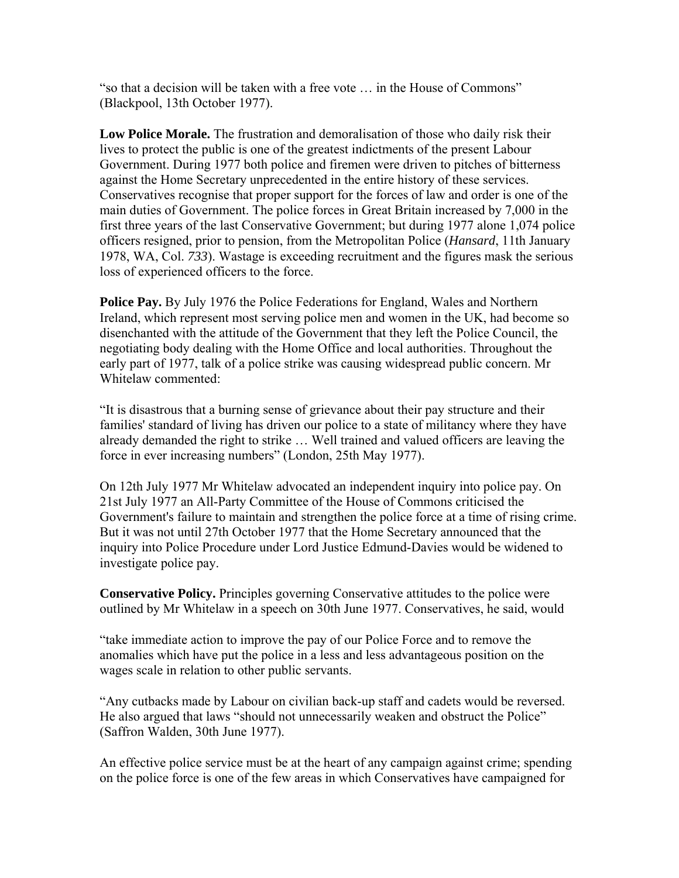"so that a decision will be taken with a free vote … in the House of Commons" (Blackpool, 13th October 1977).

**Low Police Morale.** The frustration and demoralisation of those who daily risk their lives to protect the public is one of the greatest indictments of the present Labour Government. During 1977 both police and firemen were driven to pitches of bitterness against the Home Secretary unprecedented in the entire history of these services. Conservatives recognise that proper support for the forces of law and order is one of the main duties of Government. The police forces in Great Britain increased by 7,000 in the first three years of the last Conservative Government; but during 1977 alone 1,074 police officers resigned, prior to pension, from the Metropolitan Police (*Hansard*, 11th January 1978, WA, Col. *733*). Wastage is exceeding recruitment and the figures mask the serious loss of experienced officers to the force.

**Police Pay.** By July 1976 the Police Federations for England, Wales and Northern Ireland, which represent most serving police men and women in the UK, had become so disenchanted with the attitude of the Government that they left the Police Council, the negotiating body dealing with the Home Office and local authorities. Throughout the early part of 1977, talk of a police strike was causing widespread public concern. Mr Whitelaw commented:

"It is disastrous that a burning sense of grievance about their pay structure and their families' standard of living has driven our police to a state of militancy where they have already demanded the right to strike … Well trained and valued officers are leaving the force in ever increasing numbers" (London, 25th May 1977).

On 12th July 1977 Mr Whitelaw advocated an independent inquiry into police pay. On 21st July 1977 an All-Party Committee of the House of Commons criticised the Government's failure to maintain and strengthen the police force at a time of rising crime. But it was not until 27th October 1977 that the Home Secretary announced that the inquiry into Police Procedure under Lord Justice Edmund-Davies would be widened to investigate police pay.

**Conservative Policy.** Principles governing Conservative attitudes to the police were outlined by Mr Whitelaw in a speech on 30th June 1977. Conservatives, he said, would

"take immediate action to improve the pay of our Police Force and to remove the anomalies which have put the police in a less and less advantageous position on the wages scale in relation to other public servants.

"Any cutbacks made by Labour on civilian back-up staff and cadets would be reversed. He also argued that laws "should not unnecessarily weaken and obstruct the Police" (Saffron Walden, 30th June 1977).

An effective police service must be at the heart of any campaign against crime; spending on the police force is one of the few areas in which Conservatives have campaigned for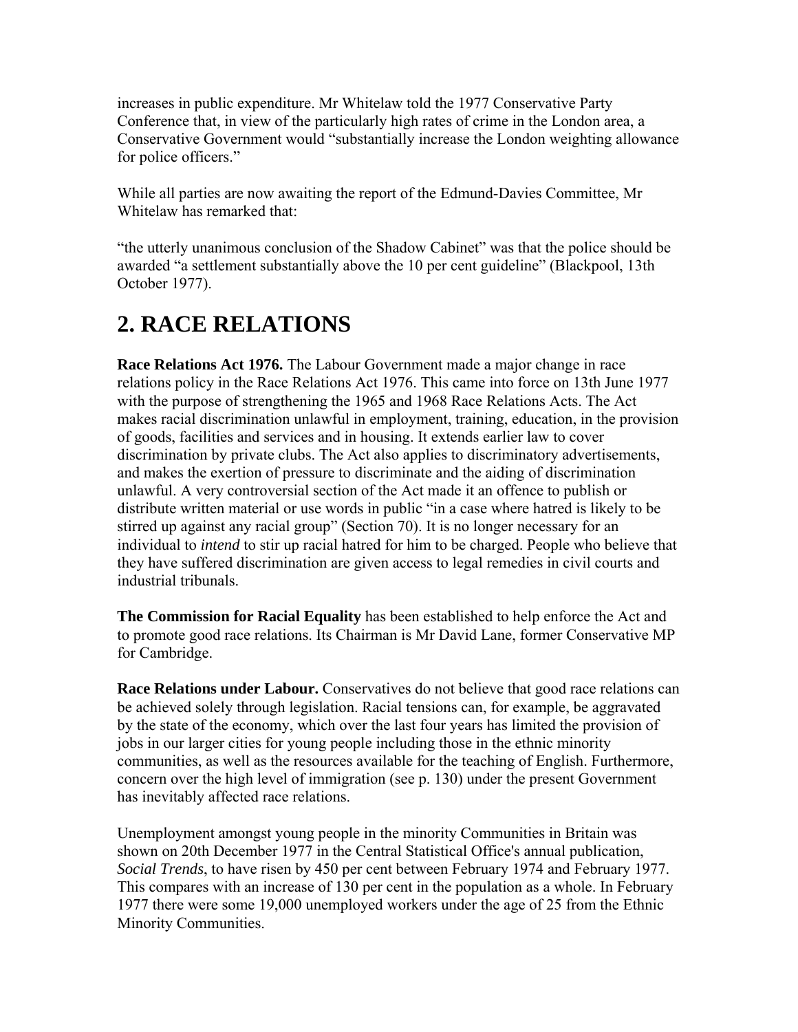increases in public expenditure. Mr Whitelaw told the 1977 Conservative Party Conference that, in view of the particularly high rates of crime in the London area, a Conservative Government would "substantially increase the London weighting allowance for police officers."

While all parties are now awaiting the report of the Edmund-Davies Committee, Mr Whitelaw has remarked that:

"the utterly unanimous conclusion of the Shadow Cabinet" was that the police should be awarded "a settlement substantially above the 10 per cent guideline" (Blackpool, 13th October 1977).

## 2. RACE RELATIONS

**Race Relations Act 1976.** The Labour Government made a major change in race relations policy in the Race Relations Act 1976. This came into force on 13th June 1977 with the purpose of strengthening the 1965 and 1968 Race Relations Acts. The Act makes racial discrimination unlawful in employment, training, education, in the provision of goods, facilities and services and in housing. It extends earlier law to cover discrimination by private clubs. The Act also applies to discriminatory advertisements, and makes the exertion of pressure to discriminate and the aiding of discrimination unlawful. A very controversial section of the Act made it an offence to publish or distribute written material or use words in public "in a case where hatred is likely to be stirred up against any racial group" (Section 70). It is no longer necessary for an individual to *intend* to stir up racial hatred for him to be charged. People who believe that they have suffered discrimination are given access to legal remedies in civil courts and industrial tribunals.

**The Commission for Racial Equality** has been established to help enforce the Act and to promote good race relations. Its Chairman is Mr David Lane, former Conservative MP for Cambridge.

**Race Relations under Labour.** Conservatives do not believe that good race relations can be achieved solely through legislation. Racial tensions can, for example, be aggravated by the state of the economy, which over the last four years has limited the provision of jobs in our larger cities for young people including those in the ethnic minority communities, as well as the resources available for the teaching of English. Furthermore, concern over the high level of immigration (see p. 130) under the present Government has inevitably affected race relations.

Unemployment amongst young people in the minority Communities in Britain was shown on 20th December 1977 in the Central Statistical Office's annual publication, *Social Trends*, to have risen by 450 per cent between February 1974 and February 1977. This compares with an increase of 130 per cent in the population as a whole. In February 1977 there were some 19,000 unemployed workers under the age of 25 from the Ethnic Minority Communities.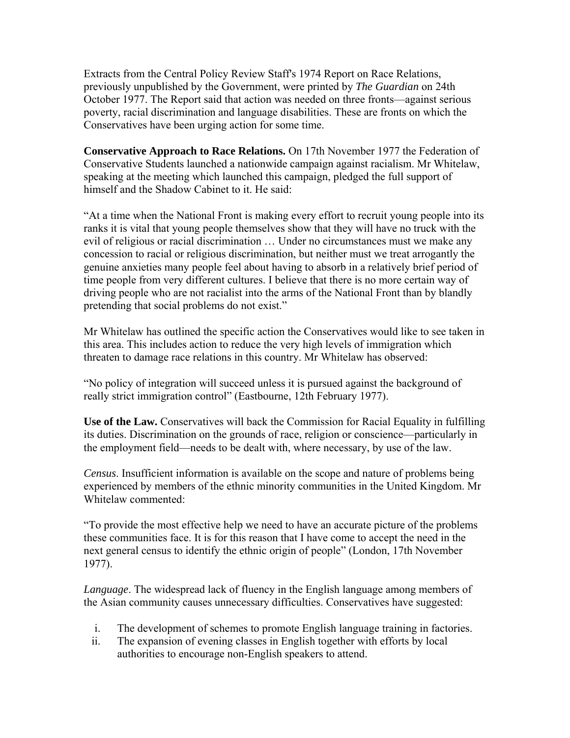Extracts from the Central Policy Review Staff's 1974 Report on Race Relations, previously unpublished by the Government, were printed by *The Guardian* on 24th October 1977. The Report said that action was needed on three fronts—against serious poverty, racial discrimination and language disabilities. These are fronts on which the Conservatives have been urging action for some time.

**Conservative Approach to Race Relations.** On 17th November 1977 the Federation of Conservative Students launched a nationwide campaign against racialism. Mr Whitelaw, speaking at the meeting which launched this campaign, pledged the full support of himself and the Shadow Cabinet to it. He said:

"At a time when the National Front is making every effort to recruit young people into its ranks it is vital that young people themselves show that they will have no truck with the evil of religious or racial discrimination … Under no circumstances must we make any concession to racial or religious discrimination, but neither must we treat arrogantly the genuine anxieties many people feel about having to absorb in a relatively brief period of time people from very different cultures. I believe that there is no more certain way of driving people who are not racialist into the arms of the National Front than by blandly pretending that social problems do not exist."

Mr Whitelaw has outlined the specific action the Conservatives would like to see taken in this area. This includes action to reduce the very high levels of immigration which threaten to damage race relations in this country. Mr Whitelaw has observed:

"No policy of integration will succeed unless it is pursued against the background of really strict immigration control" (Eastbourne, 12th February 1977).

**Use of the Law.** Conservatives will back the Commission for Racial Equality in fulfilling its duties. Discrimination on the grounds of race, religion or conscience—particularly in the employment field—needs to be dealt with, where necessary, by use of the law.

*Census*. Insufficient information is available on the scope and nature of problems being experienced by members of the ethnic minority communities in the United Kingdom. Mr Whitelaw commented:

"To provide the most effective help we need to have an accurate picture of the problems these communities face. It is for this reason that I have come to accept the need in the next general census to identify the ethnic origin of people" (London, 17th November 1977).

*Language*. The widespread lack of fluency in the English language among members of the Asian community causes unnecessary difficulties. Conservatives have suggested:

i. The development of schemes to promote English language training in factories.
ii. The expansion of evening classes in English together with efforts by local authorities to encourage non-English speakers to attend.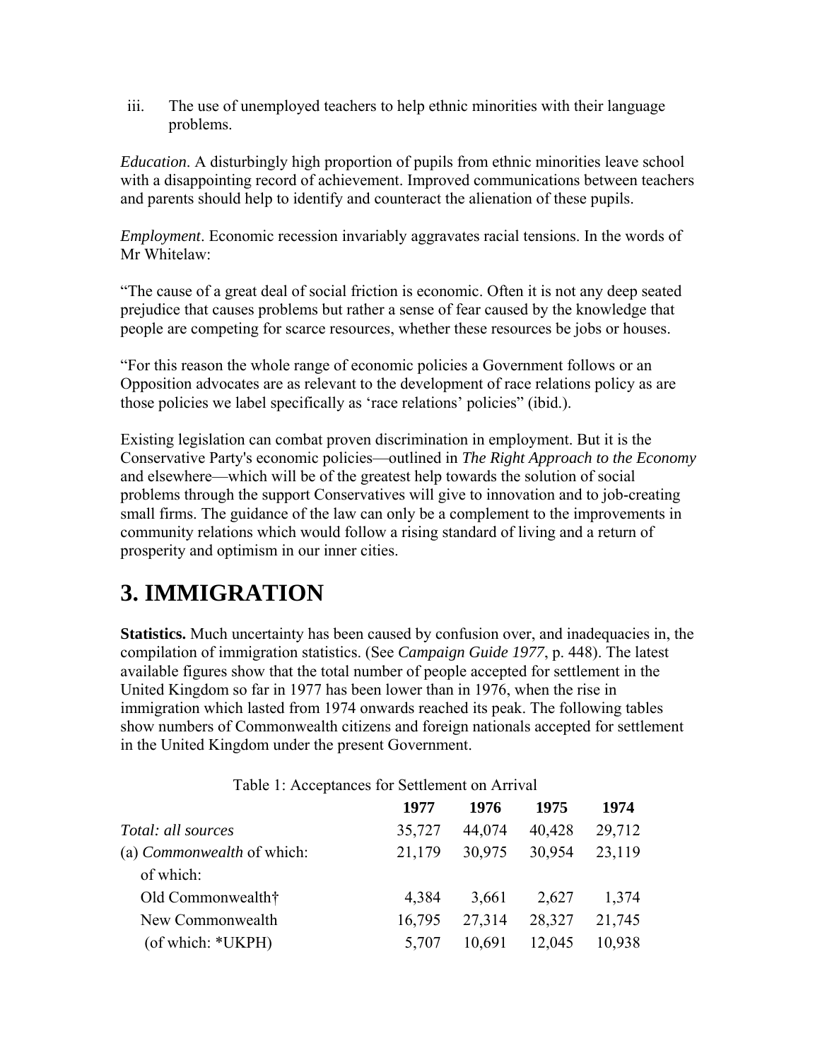iii. The use of unemployed teachers to help ethnic minorities with their language problems.

*Education*. A disturbingly high proportion of pupils from ethnic minorities leave school with a disappointing record of achievement. Improved communications between teachers and parents should help to identify and counteract the alienation of these pupils.

*Employment*. Economic recession invariably aggravates racial tensions. In the words of Mr Whitelaw:

"The cause of a great deal of social friction is economic. Often it is not any deep seated prejudice that causes problems but rather a sense of fear caused by the knowledge that people are competing for scarce resources, whether these resources be jobs or houses.

"For this reason the whole range of economic policies a Government follows or an Opposition advocates are as relevant to the development of race relations policy as are those policies we label specifically as 'race relations' policies" (ibid.).

Existing legislation can combat proven discrimination in employment. But it is the Conservative Party's economic policies—outlined in *The Right Approach to the Economy* and elsewhere—which will be of the greatest help towards the solution of social problems through the support Conservatives will give to innovation and to job-creating small firms. The guidance of the law can only be a complement to the improvements in community relations which would follow a rising standard of living and a return of prosperity and optimism in our inner cities.

# 3. IMMIGRATION

**Statistics.** Much uncertainty has been caused by confusion over, and inadequacies in, the compilation of immigration statistics. (See *Campaign Guide 1977*, p. 448). The latest available figures show that the total number of people accepted for settlement in the United Kingdom so far in 1977 has been lower than in 1976, when the rise in immigration which lasted from 1974 onwards reached its peak. The following tables show numbers of Commonwealth citizens and foreign nationals accepted for settlement in the United Kingdom under the present Government.

Table 1: Acceptances for Settlement on Arrival

| | **1977** | **1976** | **1975** | **1974** |
|---|---|---|---|---|
| *Total: all sources* | 35,727 | 44,074 | 40,428 | 29,712 |
| (a) *Commonwealth* of which: | 21,179 | 30,975 | 30,954 | 23,119 |
| of which: | | | | |
| Old Commonwealth† | 4,384 | 3,661 | 2,627 | 1,374 |
| New Commonwealth | 16,795 | 27,314 | 28,327 | 21,745 |
| (of which: *UKPH) | 5,707 | 10,691 | 12,045 | 10,938 |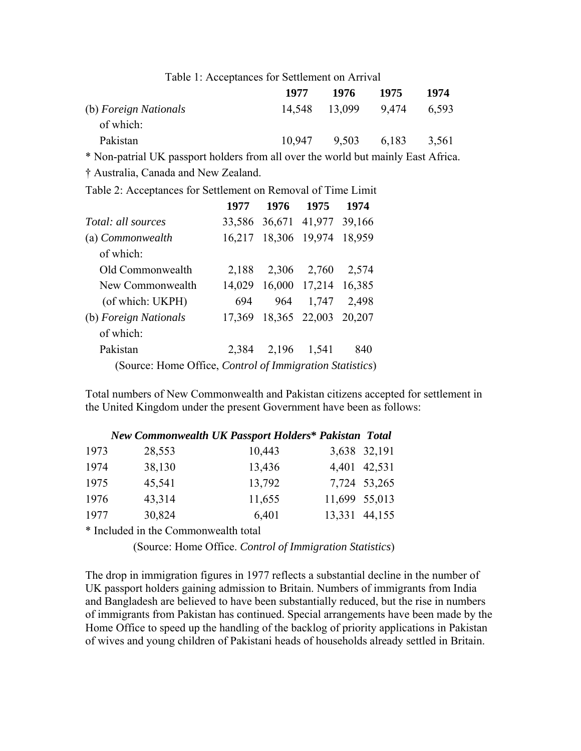Table 1: Acceptances for Settlement on Arrival

| | 1977 | 1976 | 1975 | 1974 |
|---|---|---|---|---|
| (b) *Foreign Nationals* | 14,548 | 13,099 | 9,474 | 6,593 |
| of which: | | | | |
| Pakistan | 10,947 | 9,503 | 6,183 | 3,561 |

\* Non-patrial UK passport holders from all over the world but mainly East Africa.

† Australia, Canada and New Zealand.

Table 2: Acceptances for Settlement on Removal of Time Limit

| | 1977 | 1976 | 1975 | 1974 |
|---|---|---|---|---|
| *Total: all sources* | 33,586 | 36,671 | 41,977 | 39,166 |
| (a) *Commonwealth* | 16,217 | 18,306 | 19,974 | 18,959 |
| of which: | | | | |
| Old Commonwealth | 2,188 | 2,306 | 2,760 | 2,574 |
| New Commonwealth | 14,029 | 16,000 | 17,214 | 16,385 |
| (of which: UKPH) | 694 | 964 | 1,747 | 2,498 |
| (b) *Foreign Nationals* | 17,369 | 18,365 | 22,003 | 20,207 |
| of which: | | | | |
| Pakistan | 2,384 | 2,196 | 1,541 | 840 |

(Source: Home Office, *Control of Immigration Statistics*)

Total numbers of New Commonwealth and Pakistan citizens accepted for settlement in the United Kingdom under the present Government have been as follows:

| | ***New Commonwealth*** | ***UK Passport Holders**** | ***Pakistan*** | ***Total*** |
|---|---|---|---|---|
| 1973 | 28,553 | 10,443 | 3,638 | 32,191 |
| 1974 | 38,130 | 13,436 | 4,401 | 42,531 |
| 1975 | 45,541 | 13,792 | 7,724 | 53,265 |
| 1976 | 43,314 | 11,655 | 11,699 | 55,013 |
| 1977 | 30,824 | 6,401 | 13,331 | 44,155 |

\* Included in the Commonwealth total

(Source: Home Office. *Control of Immigration Statistics*)

The drop in immigration figures in 1977 reflects a substantial decline in the number of UK passport holders gaining admission to Britain. Numbers of immigrants from India and Bangladesh are believed to have been substantially reduced, but the rise in numbers of immigrants from Pakistan has continued. Special arrangements have been made by the Home Office to speed up the handling of the backlog of priority applications in Pakistan of wives and young children of Pakistani heads of households already settled in Britain.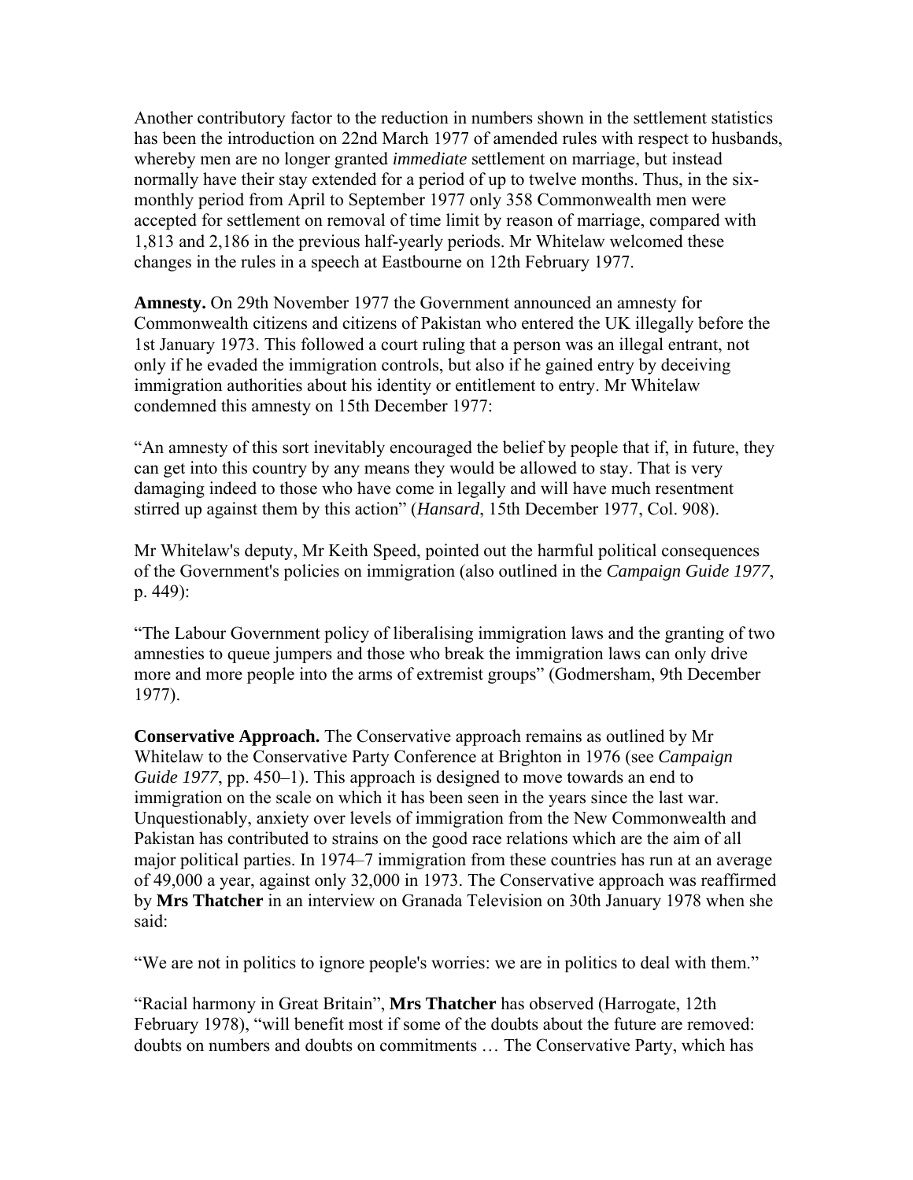Another contributory factor to the reduction in numbers shown in the settlement statistics has been the introduction on 22nd March 1977 of amended rules with respect to husbands, whereby men are no longer granted *immediate* settlement on marriage, but instead normally have their stay extended for a period of up to twelve months. Thus, in the six-monthly period from April to September 1977 only 358 Commonwealth men were accepted for settlement on removal of time limit by reason of marriage, compared with 1,813 and 2,186 in the previous half-yearly periods. Mr Whitelaw welcomed these changes in the rules in a speech at Eastbourne on 12th February 1977.

**Amnesty.** On 29th November 1977 the Government announced an amnesty for Commonwealth citizens and citizens of Pakistan who entered the UK illegally before the 1st January 1973. This followed a court ruling that a person was an illegal entrant, not only if he evaded the immigration controls, but also if he gained entry by deceiving immigration authorities about his identity or entitlement to entry. Mr Whitelaw condemned this amnesty on 15th December 1977:

"An amnesty of this sort inevitably encouraged the belief by people that if, in future, they can get into this country by any means they would be allowed to stay. That is very damaging indeed to those who have come in legally and will have much resentment stirred up against them by this action" (*Hansard*, 15th December 1977, Col. 908).

Mr Whitelaw's deputy, Mr Keith Speed, pointed out the harmful political consequences of the Government's policies on immigration (also outlined in the *Campaign Guide 1977*, p. 449):

"The Labour Government policy of liberalising immigration laws and the granting of two amnesties to queue jumpers and those who break the immigration laws can only drive more and more people into the arms of extremist groups" (Godmersham, 9th December 1977).

**Conservative Approach.** The Conservative approach remains as outlined by Mr Whitelaw to the Conservative Party Conference at Brighton in 1976 (see *Campaign Guide 1977*, pp. 450–1). This approach is designed to move towards an end to immigration on the scale on which it has been seen in the years since the last war. Unquestionably, anxiety over levels of immigration from the New Commonwealth and Pakistan has contributed to strains on the good race relations which are the aim of all major political parties. In 1974–7 immigration from these countries has run at an average of 49,000 a year, against only 32,000 in 1973. The Conservative approach was reaffirmed by **Mrs Thatcher** in an interview on Granada Television on 30th January 1978 when she said:

"We are not in politics to ignore people's worries: we are in politics to deal with them."

"Racial harmony in Great Britain", **Mrs Thatcher** has observed (Harrogate, 12th February 1978), "will benefit most if some of the doubts about the future are removed: doubts on numbers and doubts on commitments … The Conservative Party, which has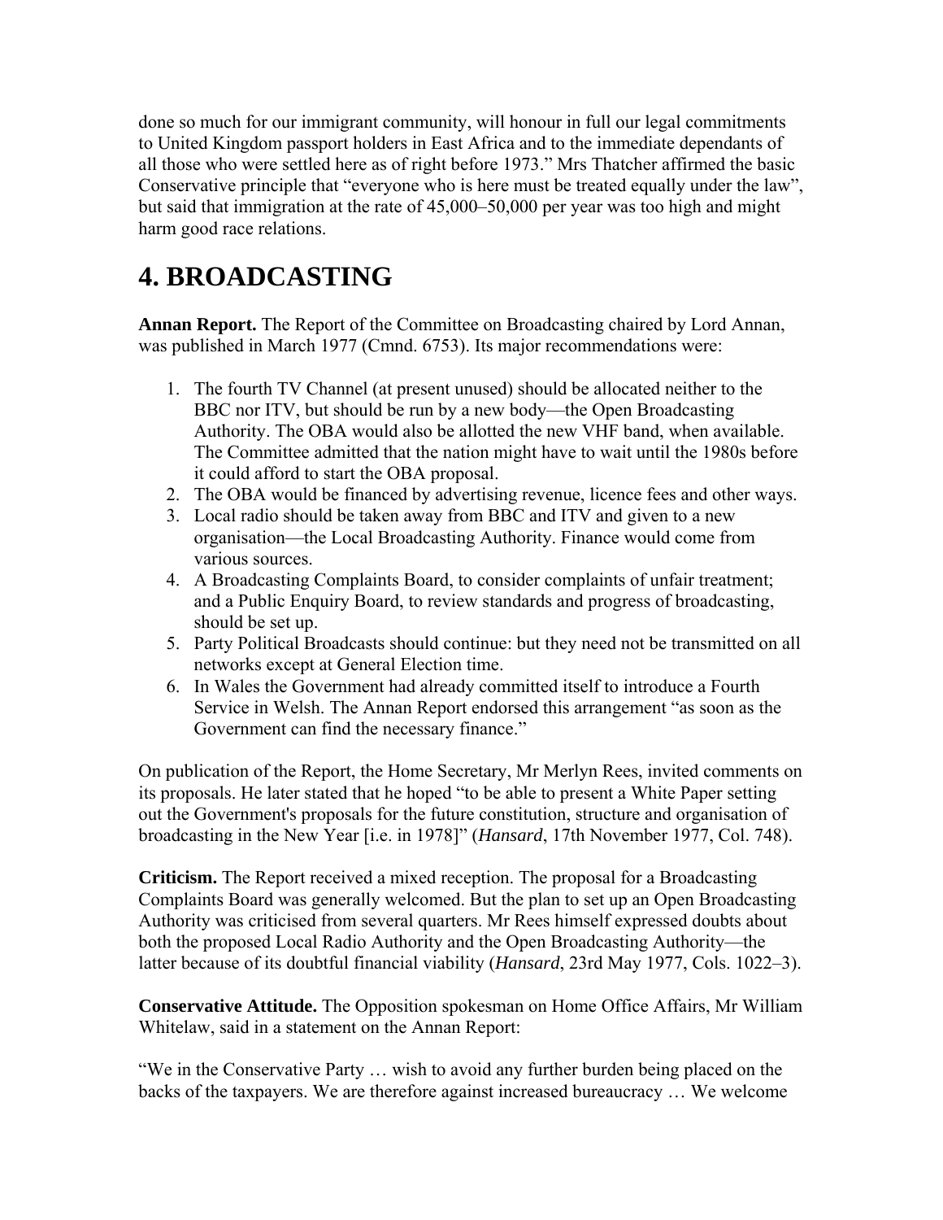done so much for our immigrant community, will honour in full our legal commitments to United Kingdom passport holders in East Africa and to the immediate dependants of all those who were settled here as of right before 1973." Mrs Thatcher affirmed the basic Conservative principle that "everyone who is here must be treated equally under the law", but said that immigration at the rate of 45,000–50,000 per year was too high and might harm good race relations.

# 4. BROADCASTING

**Annan Report.** The Report of the Committee on Broadcasting chaired by Lord Annan, was published in March 1977 (Cmnd. 6753). Its major recommendations were:

1. The fourth TV Channel (at present unused) should be allocated neither to the BBC nor ITV, but should be run by a new body—the Open Broadcasting Authority. The OBA would also be allotted the new VHF band, when available. The Committee admitted that the nation might have to wait until the 1980s before it could afford to start the OBA proposal.
2. The OBA would be financed by advertising revenue, licence fees and other ways.
3. Local radio should be taken away from BBC and ITV and given to a new organisation—the Local Broadcasting Authority. Finance would come from various sources.
4. A Broadcasting Complaints Board, to consider complaints of unfair treatment; and a Public Enquiry Board, to review standards and progress of broadcasting, should be set up.
5. Party Political Broadcasts should continue: but they need not be transmitted on all networks except at General Election time.
6. In Wales the Government had already committed itself to introduce a Fourth Service in Welsh. The Annan Report endorsed this arrangement "as soon as the Government can find the necessary finance."

On publication of the Report, the Home Secretary, Mr Merlyn Rees, invited comments on its proposals. He later stated that he hoped "to be able to present a White Paper setting out the Government's proposals for the future constitution, structure and organisation of broadcasting in the New Year [i.e. in 1978]" (*Hansard*, 17th November 1977, Col. 748).

**Criticism.** The Report received a mixed reception. The proposal for a Broadcasting Complaints Board was generally welcomed. But the plan to set up an Open Broadcasting Authority was criticised from several quarters. Mr Rees himself expressed doubts about both the proposed Local Radio Authority and the Open Broadcasting Authority—the latter because of its doubtful financial viability (*Hansard*, 23rd May 1977, Cols. 1022–3).

**Conservative Attitude.** The Opposition spokesman on Home Office Affairs, Mr William Whitelaw, said in a statement on the Annan Report:

"We in the Conservative Party … wish to avoid any further burden being placed on the backs of the taxpayers. We are therefore against increased bureaucracy … We welcome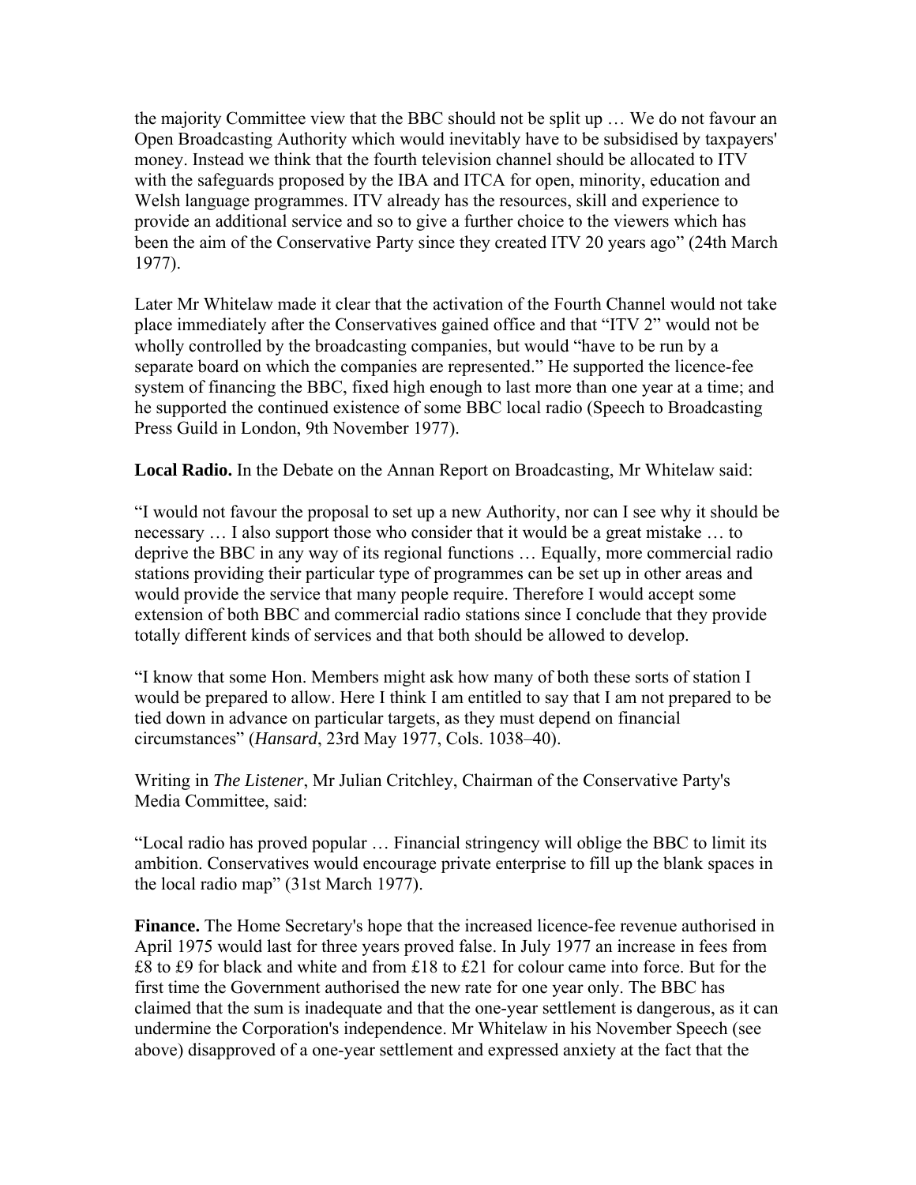the majority Committee view that the BBC should not be split up … We do not favour an Open Broadcasting Authority which would inevitably have to be subsidised by taxpayers' money. Instead we think that the fourth television channel should be allocated to ITV with the safeguards proposed by the IBA and ITCA for open, minority, education and Welsh language programmes. ITV already has the resources, skill and experience to provide an additional service and so to give a further choice to the viewers which has been the aim of the Conservative Party since they created ITV 20 years ago" (24th March 1977).

Later Mr Whitelaw made it clear that the activation of the Fourth Channel would not take place immediately after the Conservatives gained office and that "ITV 2" would not be wholly controlled by the broadcasting companies, but would "have to be run by a separate board on which the companies are represented." He supported the licence-fee system of financing the BBC, fixed high enough to last more than one year at a time; and he supported the continued existence of some BBC local radio (Speech to Broadcasting Press Guild in London, 9th November 1977).

**Local Radio.** In the Debate on the Annan Report on Broadcasting, Mr Whitelaw said:

"I would not favour the proposal to set up a new Authority, nor can I see why it should be necessary … I also support those who consider that it would be a great mistake … to deprive the BBC in any way of its regional functions … Equally, more commercial radio stations providing their particular type of programmes can be set up in other areas and would provide the service that many people require. Therefore I would accept some extension of both BBC and commercial radio stations since I conclude that they provide totally different kinds of services and that both should be allowed to develop.

"I know that some Hon. Members might ask how many of both these sorts of station I would be prepared to allow. Here I think I am entitled to say that I am not prepared to be tied down in advance on particular targets, as they must depend on financial circumstances" (*Hansard*, 23rd May 1977, Cols. 1038–40).

Writing in *The Listener*, Mr Julian Critchley, Chairman of the Conservative Party's Media Committee, said:

"Local radio has proved popular … Financial stringency will oblige the BBC to limit its ambition. Conservatives would encourage private enterprise to fill up the blank spaces in the local radio map" (31st March 1977).

**Finance.** The Home Secretary's hope that the increased licence-fee revenue authorised in April 1975 would last for three years proved false. In July 1977 an increase in fees from £8 to £9 for black and white and from £18 to £21 for colour came into force. But for the first time the Government authorised the new rate for one year only. The BBC has claimed that the sum is inadequate and that the one-year settlement is dangerous, as it can undermine the Corporation's independence. Mr Whitelaw in his November Speech (see above) disapproved of a one-year settlement and expressed anxiety at the fact that the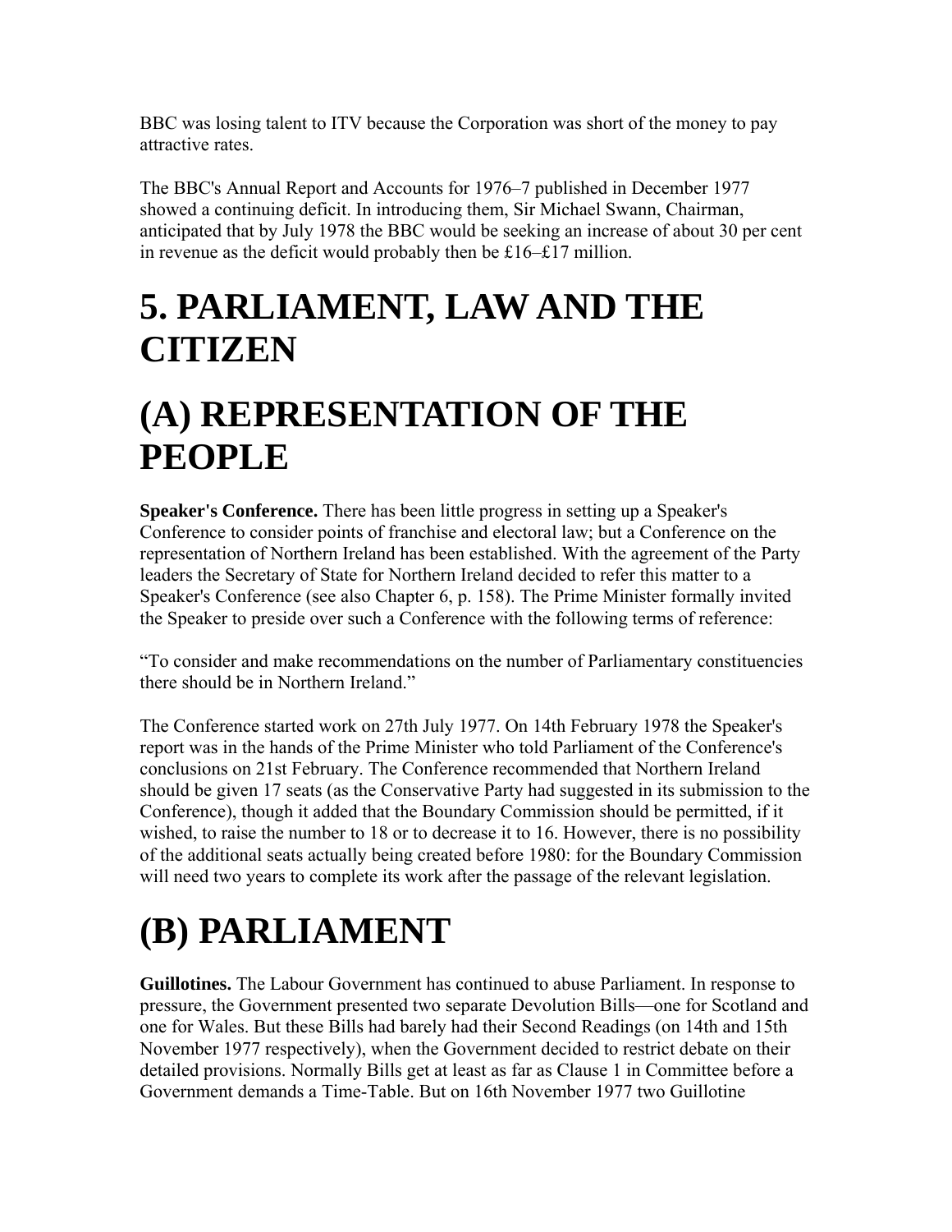BBC was losing talent to ITV because the Corporation was short of the money to pay attractive rates.

The BBC's Annual Report and Accounts for 1976–7 published in December 1977 showed a continuing deficit. In introducing them, Sir Michael Swann, Chairman, anticipated that by July 1978 the BBC would be seeking an increase of about 30 per cent in revenue as the deficit would probably then be £16–£17 million.

# 5. PARLIAMENT, LAW AND THE CITIZEN

# (A) REPRESENTATION OF THE PEOPLE

**Speaker's Conference.** There has been little progress in setting up a Speaker's Conference to consider points of franchise and electoral law; but a Conference on the representation of Northern Ireland has been established. With the agreement of the Party leaders the Secretary of State for Northern Ireland decided to refer this matter to a Speaker's Conference (see also Chapter 6, p. 158). The Prime Minister formally invited the Speaker to preside over such a Conference with the following terms of reference:

"To consider and make recommendations on the number of Parliamentary constituencies there should be in Northern Ireland."

The Conference started work on 27th July 1977. On 14th February 1978 the Speaker's report was in the hands of the Prime Minister who told Parliament of the Conference's conclusions on 21st February. The Conference recommended that Northern Ireland should be given 17 seats (as the Conservative Party had suggested in its submission to the Conference), though it added that the Boundary Commission should be permitted, if it wished, to raise the number to 18 or to decrease it to 16. However, there is no possibility of the additional seats actually being created before 1980: for the Boundary Commission will need two years to complete its work after the passage of the relevant legislation.

# (B) PARLIAMENT

**Guillotines.** The Labour Government has continued to abuse Parliament. In response to pressure, the Government presented two separate Devolution Bills—one for Scotland and one for Wales. But these Bills had barely had their Second Readings (on 14th and 15th November 1977 respectively), when the Government decided to restrict debate on their detailed provisions. Normally Bills get at least as far as Clause 1 in Committee before a Government demands a Time-Table. But on 16th November 1977 two Guillotine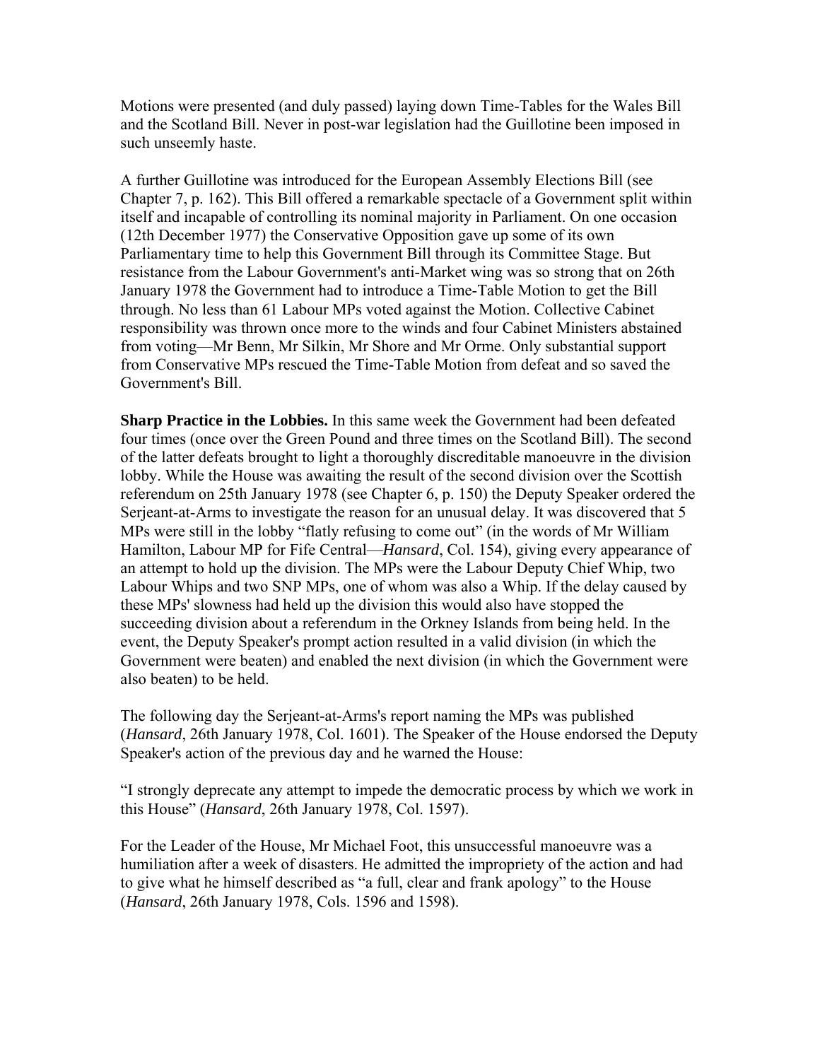Motions were presented (and duly passed) laying down Time-Tables for the Wales Bill and the Scotland Bill. Never in post-war legislation had the Guillotine been imposed in such unseemly haste.

A further Guillotine was introduced for the European Assembly Elections Bill (see Chapter 7, p. 162). This Bill offered a remarkable spectacle of a Government split within itself and incapable of controlling its nominal majority in Parliament. On one occasion (12th December 1977) the Conservative Opposition gave up some of its own Parliamentary time to help this Government Bill through its Committee Stage. But resistance from the Labour Government's anti-Market wing was so strong that on 26th January 1978 the Government had to introduce a Time-Table Motion to get the Bill through. No less than 61 Labour MPs voted against the Motion. Collective Cabinet responsibility was thrown once more to the winds and four Cabinet Ministers abstained from voting—Mr Benn, Mr Silkin, Mr Shore and Mr Orme. Only substantial support from Conservative MPs rescued the Time-Table Motion from defeat and so saved the Government's Bill.

**Sharp Practice in the Lobbies.** In this same week the Government had been defeated four times (once over the Green Pound and three times on the Scotland Bill). The second of the latter defeats brought to light a thoroughly discreditable manoeuvre in the division lobby. While the House was awaiting the result of the second division over the Scottish referendum on 25th January 1978 (see Chapter 6, p. 150) the Deputy Speaker ordered the Serjeant-at-Arms to investigate the reason for an unusual delay. It was discovered that 5 MPs were still in the lobby "flatly refusing to come out" (in the words of Mr William Hamilton, Labour MP for Fife Central—*Hansard*, Col. 154), giving every appearance of an attempt to hold up the division. The MPs were the Labour Deputy Chief Whip, two Labour Whips and two SNP MPs, one of whom was also a Whip. If the delay caused by these MPs' slowness had held up the division this would also have stopped the succeeding division about a referendum in the Orkney Islands from being held. In the event, the Deputy Speaker's prompt action resulted in a valid division (in which the Government were beaten) and enabled the next division (in which the Government were also beaten) to be held.

The following day the Serjeant-at-Arms's report naming the MPs was published (*Hansard*, 26th January 1978, Col. 1601). The Speaker of the House endorsed the Deputy Speaker's action of the previous day and he warned the House:

"I strongly deprecate any attempt to impede the democratic process by which we work in this House" (*Hansard*, 26th January 1978, Col. 1597).

For the Leader of the House, Mr Michael Foot, this unsuccessful manoeuvre was a humiliation after a week of disasters. He admitted the impropriety of the action and had to give what he himself described as "a full, clear and frank apology" to the House (*Hansard*, 26th January 1978, Cols. 1596 and 1598).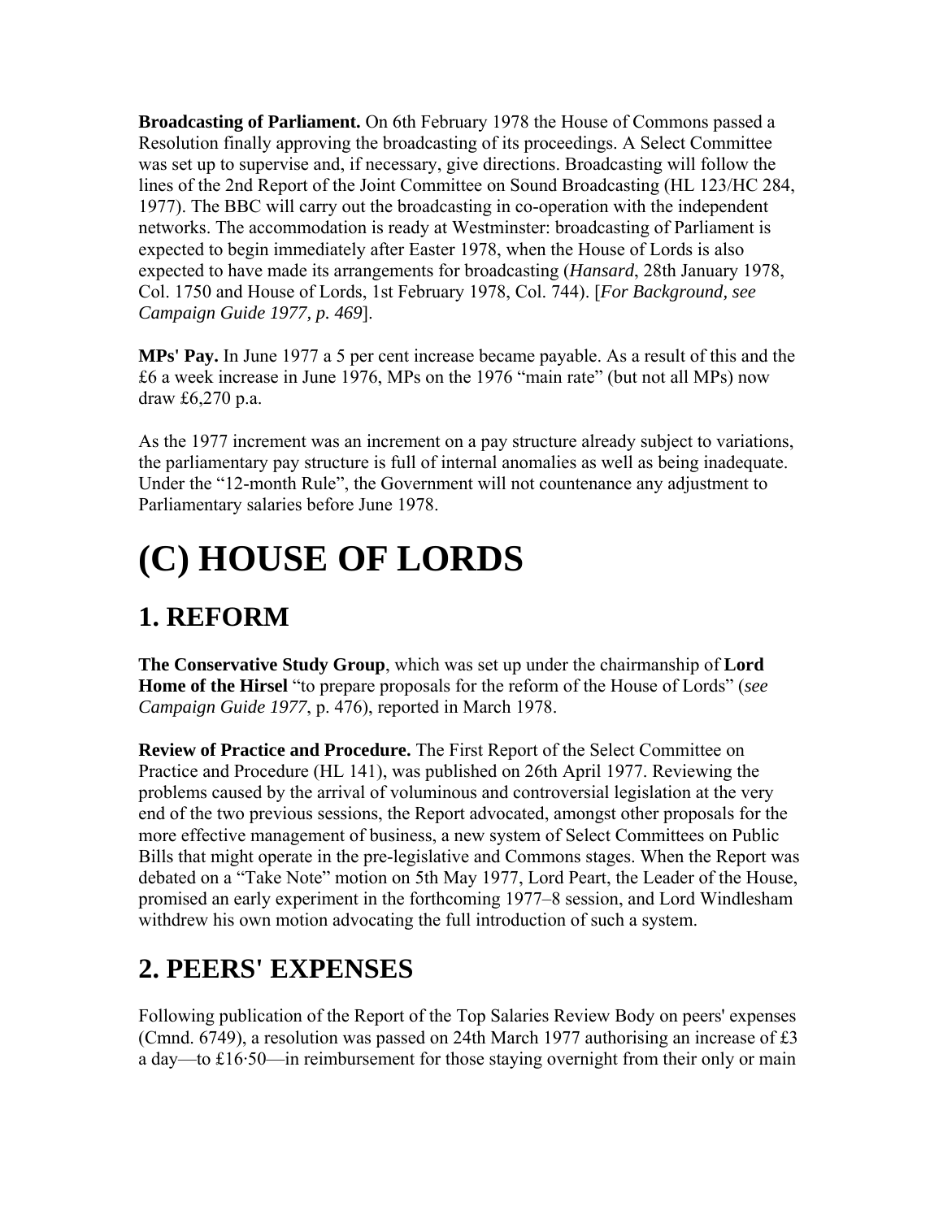**Broadcasting of Parliament.** On 6th February 1978 the House of Commons passed a Resolution finally approving the broadcasting of its proceedings. A Select Committee was set up to supervise and, if necessary, give directions. Broadcasting will follow the lines of the 2nd Report of the Joint Committee on Sound Broadcasting (HL 123/HC 284, 1977). The BBC will carry out the broadcasting in co-operation with the independent networks. The accommodation is ready at Westminster: broadcasting of Parliament is expected to begin immediately after Easter 1978, when the House of Lords is also expected to have made its arrangements for broadcasting (*Hansard*, 28th January 1978, Col. 1750 and House of Lords, 1st February 1978, Col. 744). [*For Background, see Campaign Guide 1977, p. 469*].

**MPs' Pay.** In June 1977 a 5 per cent increase became payable. As a result of this and the £6 a week increase in June 1976, MPs on the 1976 "main rate" (but not all MPs) now draw £6,270 p.a.

As the 1977 increment was an increment on a pay structure already subject to variations, the parliamentary pay structure is full of internal anomalies as well as being inadequate. Under the "12-month Rule", the Government will not countenance any adjustment to Parliamentary salaries before June 1978.

# (C) HOUSE OF LORDS

## 1. REFORM

**The Conservative Study Group**, which was set up under the chairmanship of **Lord Home of the Hirsel** "to prepare proposals for the reform of the House of Lords" (*see Campaign Guide 1977*, p. 476), reported in March 1978.

**Review of Practice and Procedure.** The First Report of the Select Committee on Practice and Procedure (HL 141), was published on 26th April 1977. Reviewing the problems caused by the arrival of voluminous and controversial legislation at the very end of the two previous sessions, the Report advocated, amongst other proposals for the more effective management of business, a new system of Select Committees on Public Bills that might operate in the pre-legislative and Commons stages. When the Report was debated on a "Take Note" motion on 5th May 1977, Lord Peart, the Leader of the House, promised an early experiment in the forthcoming 1977–8 session, and Lord Windlesham withdrew his own motion advocating the full introduction of such a system.

## 2. PEERS' EXPENSES

Following publication of the Report of the Top Salaries Review Body on peers' expenses (Cmnd. 6749), a resolution was passed on 24th March 1977 authorising an increase of £3 a day—to £16·50—in reimbursement for those staying overnight from their only or main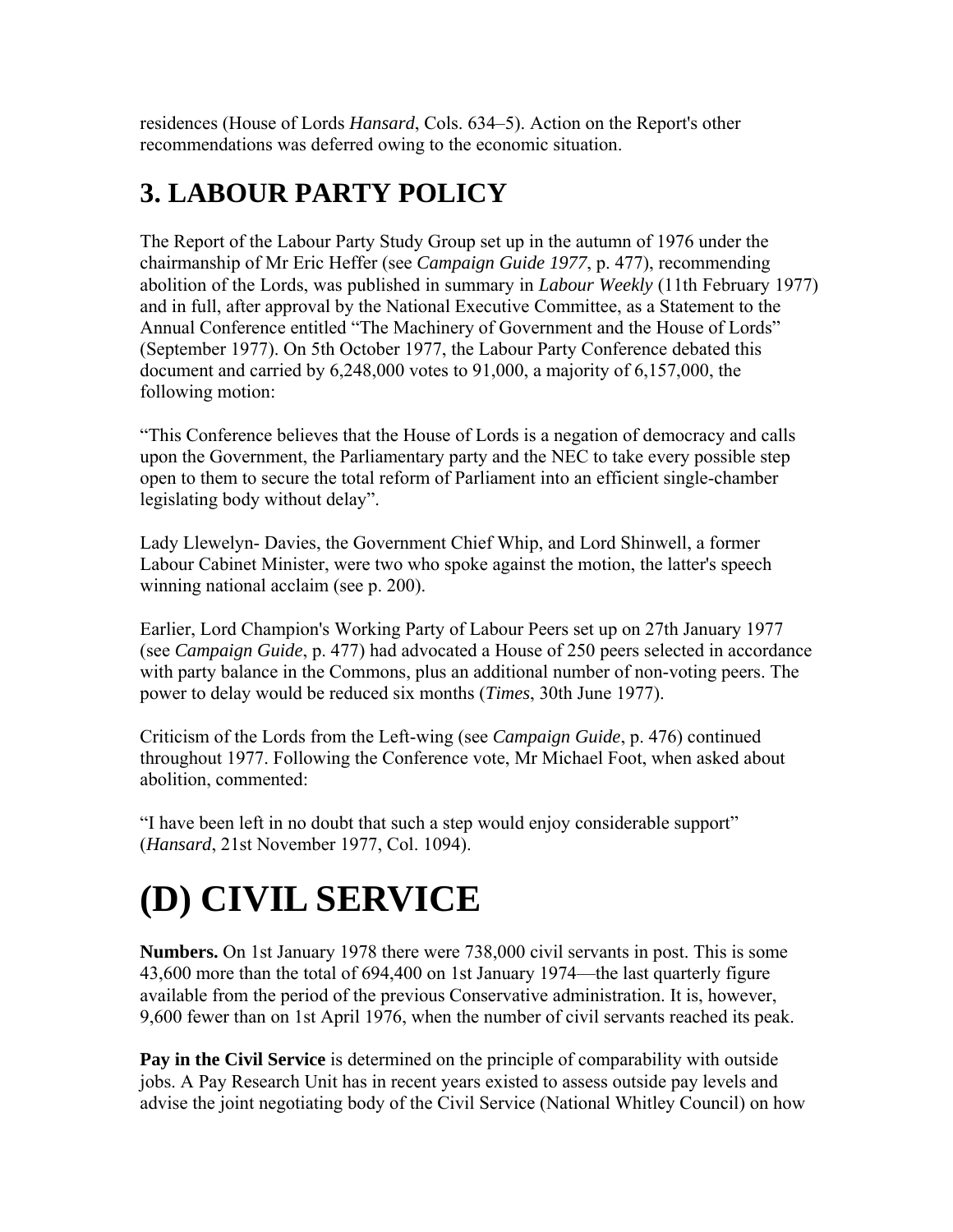residences (House of Lords *Hansard*, Cols. 634–5). Action on the Report's other recommendations was deferred owing to the economic situation.

## 3. LABOUR PARTY POLICY

The Report of the Labour Party Study Group set up in the autumn of 1976 under the chairmanship of Mr Eric Heffer (see *Campaign Guide 1977*, p. 477), recommending abolition of the Lords, was published in summary in *Labour Weekly* (11th February 1977) and in full, after approval by the National Executive Committee, as a Statement to the Annual Conference entitled "The Machinery of Government and the House of Lords" (September 1977). On 5th October 1977, the Labour Party Conference debated this document and carried by 6,248,000 votes to 91,000, a majority of 6,157,000, the following motion:

"This Conference believes that the House of Lords is a negation of democracy and calls upon the Government, the Parliamentary party and the NEC to take every possible step open to them to secure the total reform of Parliament into an efficient single-chamber legislating body without delay".

Lady Llewelyn- Davies, the Government Chief Whip, and Lord Shinwell, a former Labour Cabinet Minister, were two who spoke against the motion, the latter's speech winning national acclaim (see p. 200).

Earlier, Lord Champion's Working Party of Labour Peers set up on 27th January 1977 (see *Campaign Guide*, p. 477) had advocated a House of 250 peers selected in accordance with party balance in the Commons, plus an additional number of non-voting peers. The power to delay would be reduced six months (*Times*, 30th June 1977).

Criticism of the Lords from the Left-wing (see *Campaign Guide*, p. 476) continued throughout 1977. Following the Conference vote, Mr Michael Foot, when asked about abolition, commented:

"I have been left in no doubt that such a step would enjoy considerable support" (*Hansard*, 21st November 1977, Col. 1094).

# (D) CIVIL SERVICE

**Numbers.** On 1st January 1978 there were 738,000 civil servants in post. This is some 43,600 more than the total of 694,400 on 1st January 1974—the last quarterly figure available from the period of the previous Conservative administration. It is, however, 9,600 fewer than on 1st April 1976, when the number of civil servants reached its peak.

**Pay in the Civil Service** is determined on the principle of comparability with outside jobs. A Pay Research Unit has in recent years existed to assess outside pay levels and advise the joint negotiating body of the Civil Service (National Whitley Council) on how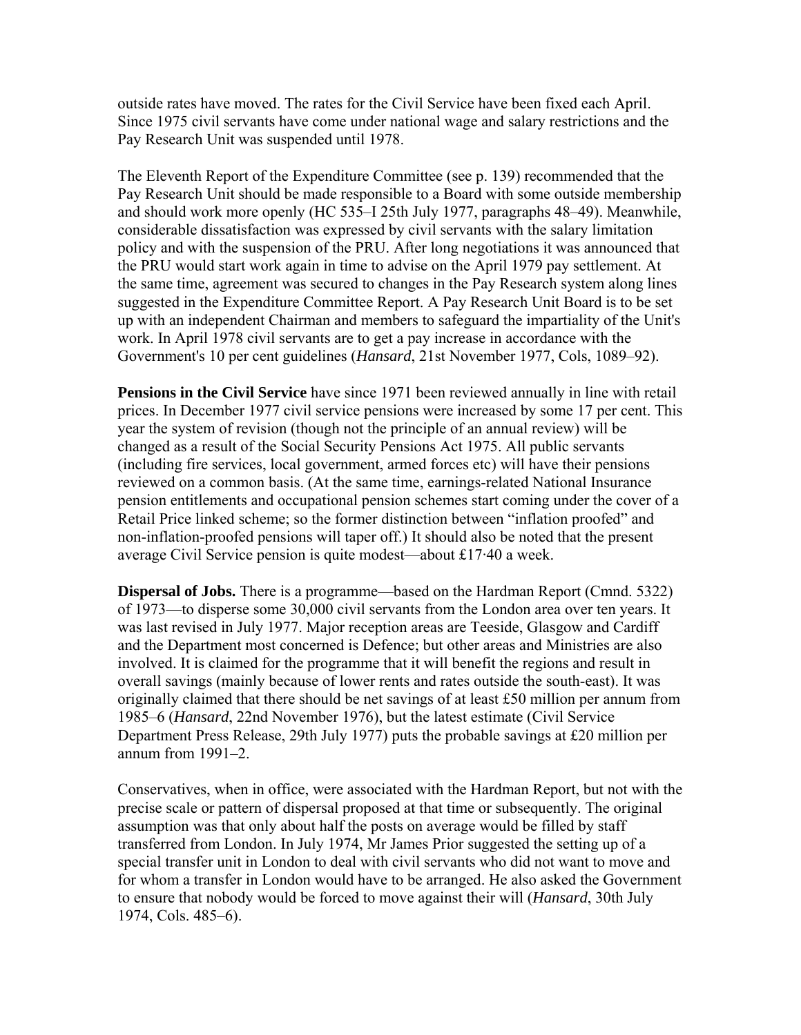outside rates have moved. The rates for the Civil Service have been fixed each April. Since 1975 civil servants have come under national wage and salary restrictions and the Pay Research Unit was suspended until 1978.

The Eleventh Report of the Expenditure Committee (see p. 139) recommended that the Pay Research Unit should be made responsible to a Board with some outside membership and should work more openly (HC 535–I 25th July 1977, paragraphs 48–49). Meanwhile, considerable dissatisfaction was expressed by civil servants with the salary limitation policy and with the suspension of the PRU. After long negotiations it was announced that the PRU would start work again in time to advise on the April 1979 pay settlement. At the same time, agreement was secured to changes in the Pay Research system along lines suggested in the Expenditure Committee Report. A Pay Research Unit Board is to be set up with an independent Chairman and members to safeguard the impartiality of the Unit's work. In April 1978 civil servants are to get a pay increase in accordance with the Government's 10 per cent guidelines (*Hansard*, 21st November 1977, Cols, 1089–92).

**Pensions in the Civil Service** have since 1971 been reviewed annually in line with retail prices. In December 1977 civil service pensions were increased by some 17 per cent. This year the system of revision (though not the principle of an annual review) will be changed as a result of the Social Security Pensions Act 1975. All public servants (including fire services, local government, armed forces etc) will have their pensions reviewed on a common basis. (At the same time, earnings-related National Insurance pension entitlements and occupational pension schemes start coming under the cover of a Retail Price linked scheme; so the former distinction between "inflation proofed" and non-inflation-proofed pensions will taper off.) It should also be noted that the present average Civil Service pension is quite modest—about £17·40 a week.

**Dispersal of Jobs.** There is a programme—based on the Hardman Report (Cmnd. 5322) of 1973—to disperse some 30,000 civil servants from the London area over ten years. It was last revised in July 1977. Major reception areas are Teeside, Glasgow and Cardiff and the Department most concerned is Defence; but other areas and Ministries are also involved. It is claimed for the programme that it will benefit the regions and result in overall savings (mainly because of lower rents and rates outside the south-east). It was originally claimed that there should be net savings of at least £50 million per annum from 1985–6 (*Hansard*, 22nd November 1976), but the latest estimate (Civil Service Department Press Release, 29th July 1977) puts the probable savings at £20 million per annum from 1991–2.

Conservatives, when in office, were associated with the Hardman Report, but not with the precise scale or pattern of dispersal proposed at that time or subsequently. The original assumption was that only about half the posts on average would be filled by staff transferred from London. In July 1974, Mr James Prior suggested the setting up of a special transfer unit in London to deal with civil servants who did not want to move and for whom a transfer in London would have to be arranged. He also asked the Government to ensure that nobody would be forced to move against their will (*Hansard*, 30th July 1974, Cols. 485–6).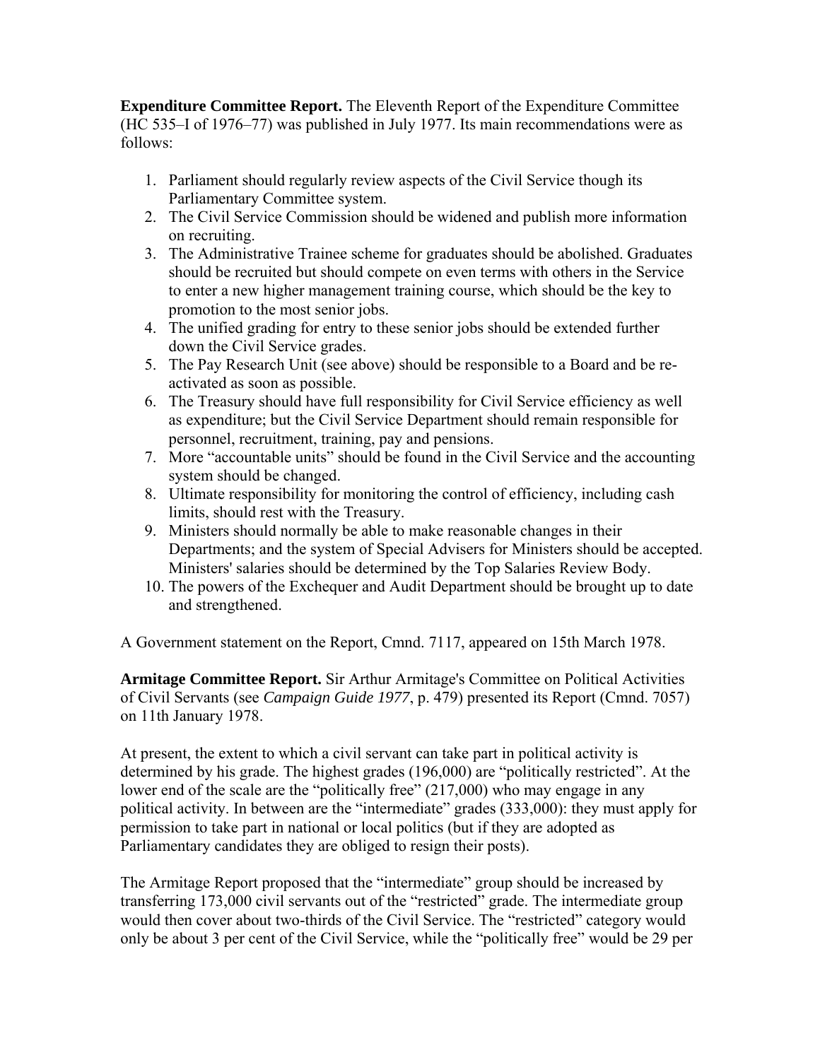**Expenditure Committee Report.** The Eleventh Report of the Expenditure Committee (HC 535–I of 1976–77) was published in July 1977. Its main recommendations were as follows:

1. Parliament should regularly review aspects of the Civil Service though its Parliamentary Committee system.
2. The Civil Service Commission should be widened and publish more information on recruiting.
3. The Administrative Trainee scheme for graduates should be abolished. Graduates should be recruited but should compete on even terms with others in the Service to enter a new higher management training course, which should be the key to promotion to the most senior jobs.
4. The unified grading for entry to these senior jobs should be extended further down the Civil Service grades.
5. The Pay Research Unit (see above) should be responsible to a Board and be re-activated as soon as possible.
6. The Treasury should have full responsibility for Civil Service efficiency as well as expenditure; but the Civil Service Department should remain responsible for personnel, recruitment, training, pay and pensions.
7. More "accountable units" should be found in the Civil Service and the accounting system should be changed.
8. Ultimate responsibility for monitoring the control of efficiency, including cash limits, should rest with the Treasury.
9. Ministers should normally be able to make reasonable changes in their Departments; and the system of Special Advisers for Ministers should be accepted. Ministers' salaries should be determined by the Top Salaries Review Body.
10. The powers of the Exchequer and Audit Department should be brought up to date and strengthened.

A Government statement on the Report, Cmnd. 7117, appeared on 15th March 1978.

**Armitage Committee Report.** Sir Arthur Armitage's Committee on Political Activities of Civil Servants (see *Campaign Guide 1977*, p. 479) presented its Report (Cmnd. 7057) on 11th January 1978.

At present, the extent to which a civil servant can take part in political activity is determined by his grade. The highest grades (196,000) are "politically restricted". At the lower end of the scale are the "politically free" (217,000) who may engage in any political activity. In between are the "intermediate" grades (333,000): they must apply for permission to take part in national or local politics (but if they are adopted as Parliamentary candidates they are obliged to resign their posts).

The Armitage Report proposed that the "intermediate" group should be increased by transferring 173,000 civil servants out of the "restricted" grade. The intermediate group would then cover about two-thirds of the Civil Service. The "restricted" category would only be about 3 per cent of the Civil Service, while the "politically free" would be 29 per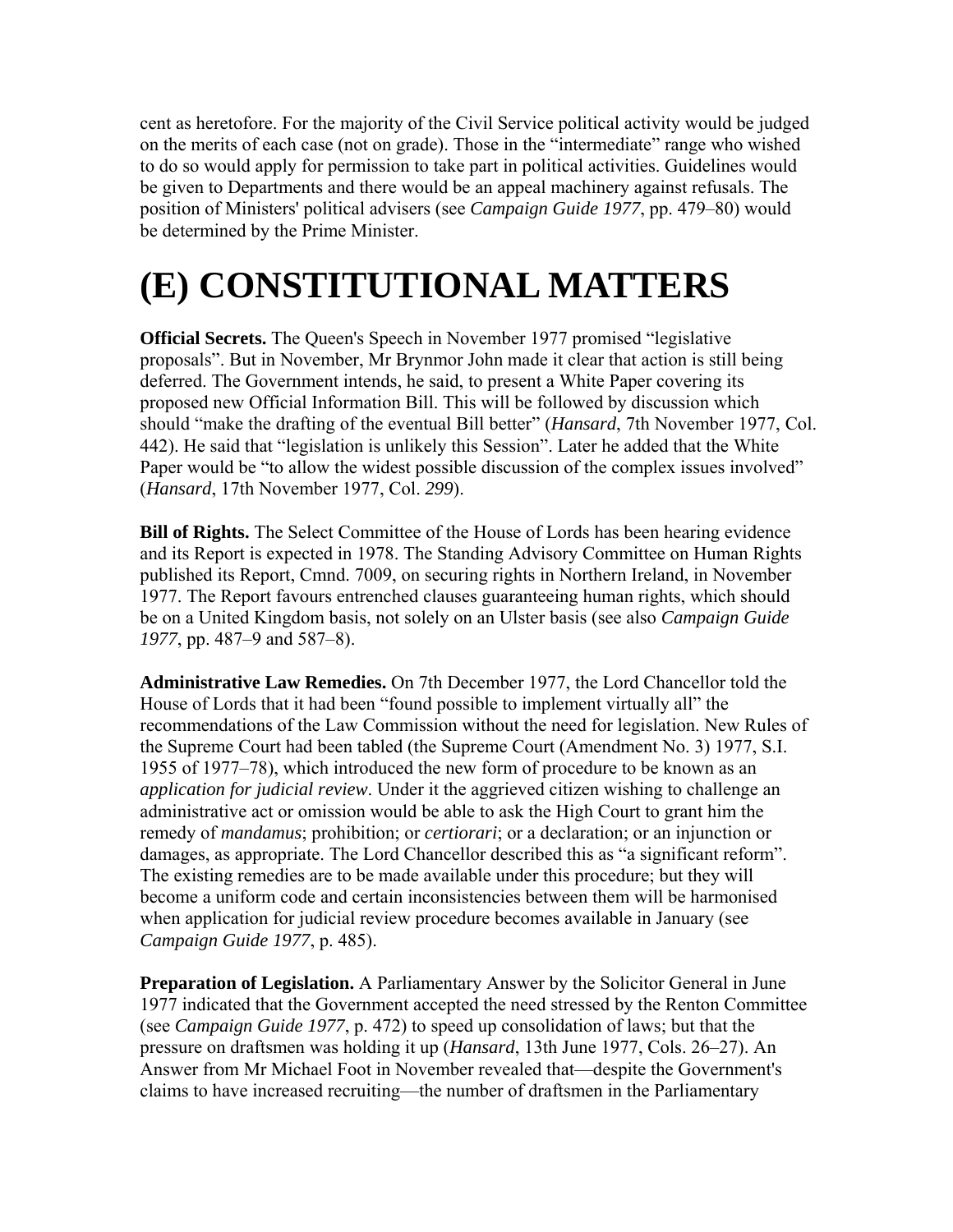cent as heretofore. For the majority of the Civil Service political activity would be judged on the merits of each case (not on grade). Those in the "intermediate" range who wished to do so would apply for permission to take part in political activities. Guidelines would be given to Departments and there would be an appeal machinery against refusals. The position of Ministers' political advisers (see *Campaign Guide 1977*, pp. 479–80) would be determined by the Prime Minister.

# (E) CONSTITUTIONAL MATTERS

**Official Secrets.** The Queen's Speech in November 1977 promised "legislative proposals". But in November, Mr Brynmor John made it clear that action is still being deferred. The Government intends, he said, to present a White Paper covering its proposed new Official Information Bill. This will be followed by discussion which should "make the drafting of the eventual Bill better" (*Hansard*, 7th November 1977, Col. 442). He said that "legislation is unlikely this Session". Later he added that the White Paper would be "to allow the widest possible discussion of the complex issues involved" (*Hansard*, 17th November 1977, Col. *299*).

**Bill of Rights.** The Select Committee of the House of Lords has been hearing evidence and its Report is expected in 1978. The Standing Advisory Committee on Human Rights published its Report, Cmnd. 7009, on securing rights in Northern Ireland, in November 1977. The Report favours entrenched clauses guaranteeing human rights, which should be on a United Kingdom basis, not solely on an Ulster basis (see also *Campaign Guide 1977*, pp. 487–9 and 587–8).

**Administrative Law Remedies.** On 7th December 1977, the Lord Chancellor told the House of Lords that it had been "found possible to implement virtually all" the recommendations of the Law Commission without the need for legislation. New Rules of the Supreme Court had been tabled (the Supreme Court (Amendment No. 3) 1977, S.I. 1955 of 1977–78), which introduced the new form of procedure to be known as an *application for judicial review*. Under it the aggrieved citizen wishing to challenge an administrative act or omission would be able to ask the High Court to grant him the remedy of *mandamus*; prohibition; or *certiorari*; or a declaration; or an injunction or damages, as appropriate. The Lord Chancellor described this as "a significant reform". The existing remedies are to be made available under this procedure; but they will become a uniform code and certain inconsistencies between them will be harmonised when application for judicial review procedure becomes available in January (see *Campaign Guide 1977*, p. 485).

**Preparation of Legislation.** A Parliamentary Answer by the Solicitor General in June 1977 indicated that the Government accepted the need stressed by the Renton Committee (see *Campaign Guide 1977*, p. 472) to speed up consolidation of laws; but that the pressure on draftsmen was holding it up (*Hansard*, 13th June 1977, Cols. 26–27). An Answer from Mr Michael Foot in November revealed that—despite the Government's claims to have increased recruiting—the number of draftsmen in the Parliamentary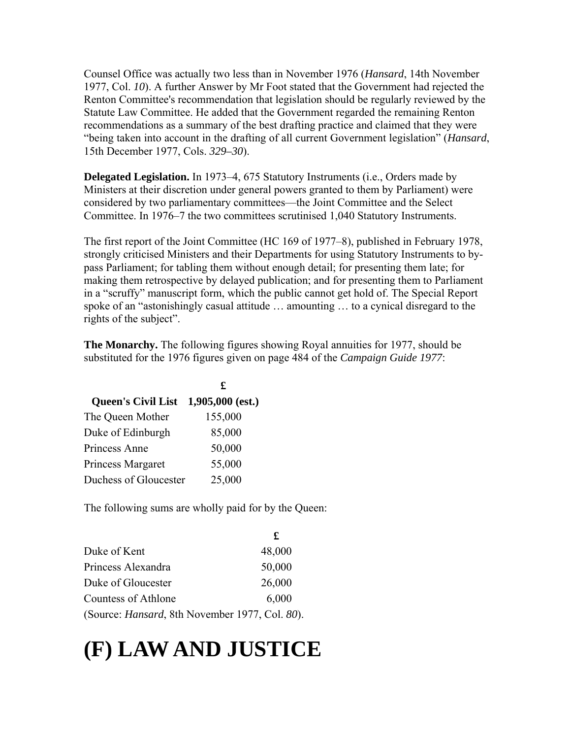Counsel Office was actually two less than in November 1976 (*Hansard*, 14th November 1977, Col. *10*). A further Answer by Mr Foot stated that the Government had rejected the Renton Committee's recommendation that legislation should be regularly reviewed by the Statute Law Committee. He added that the Government regarded the remaining Renton recommendations as a summary of the best drafting practice and claimed that they were "being taken into account in the drafting of all current Government legislation" (*Hansard*, 15th December 1977, Cols. *329–30*).

**Delegated Legislation.** In 1973–4, 675 Statutory Instruments (i.e., Orders made by Ministers at their discretion under general powers granted to them by Parliament) were considered by two parliamentary committees—the Joint Committee and the Select Committee. In 1976–7 the two committees scrutinised 1,040 Statutory Instruments.

The first report of the Joint Committee (HC 169 of 1977–8), published in February 1978, strongly criticised Ministers and their Departments for using Statutory Instruments to by-pass Parliament; for tabling them without enough detail; for presenting them late; for making them retrospective by delayed publication; and for presenting them to Parliament in a "scruffy" manuscript form, which the public cannot get hold of. The Special Report spoke of an "astonishingly casual attitude … amounting … to a cynical disregard to the rights of the subject".

**The Monarchy.** The following figures showing Royal annuities for 1977, should be substituted for the 1976 figures given on page 484 of the *Campaign Guide 1977*:

| | £ |
|---|---|
| **Queen's Civil List** | **1,905,000 (est.)** |
| The Queen Mother | 155,000 |
| Duke of Edinburgh | 85,000 |
| Princess Anne | 50,000 |
| Princess Margaret | 55,000 |
| Duchess of Gloucester | 25,000 |

The following sums are wholly paid for by the Queen:

| | £ |
|---|---|
| Duke of Kent | 48,000 |
| Princess Alexandra | 50,000 |
| Duke of Gloucester | 26,000 |
| Countess of Athlone | 6,000 |

(Source: *Hansard*, 8th November 1977, Col. *80*).

# (F) LAW AND JUSTICE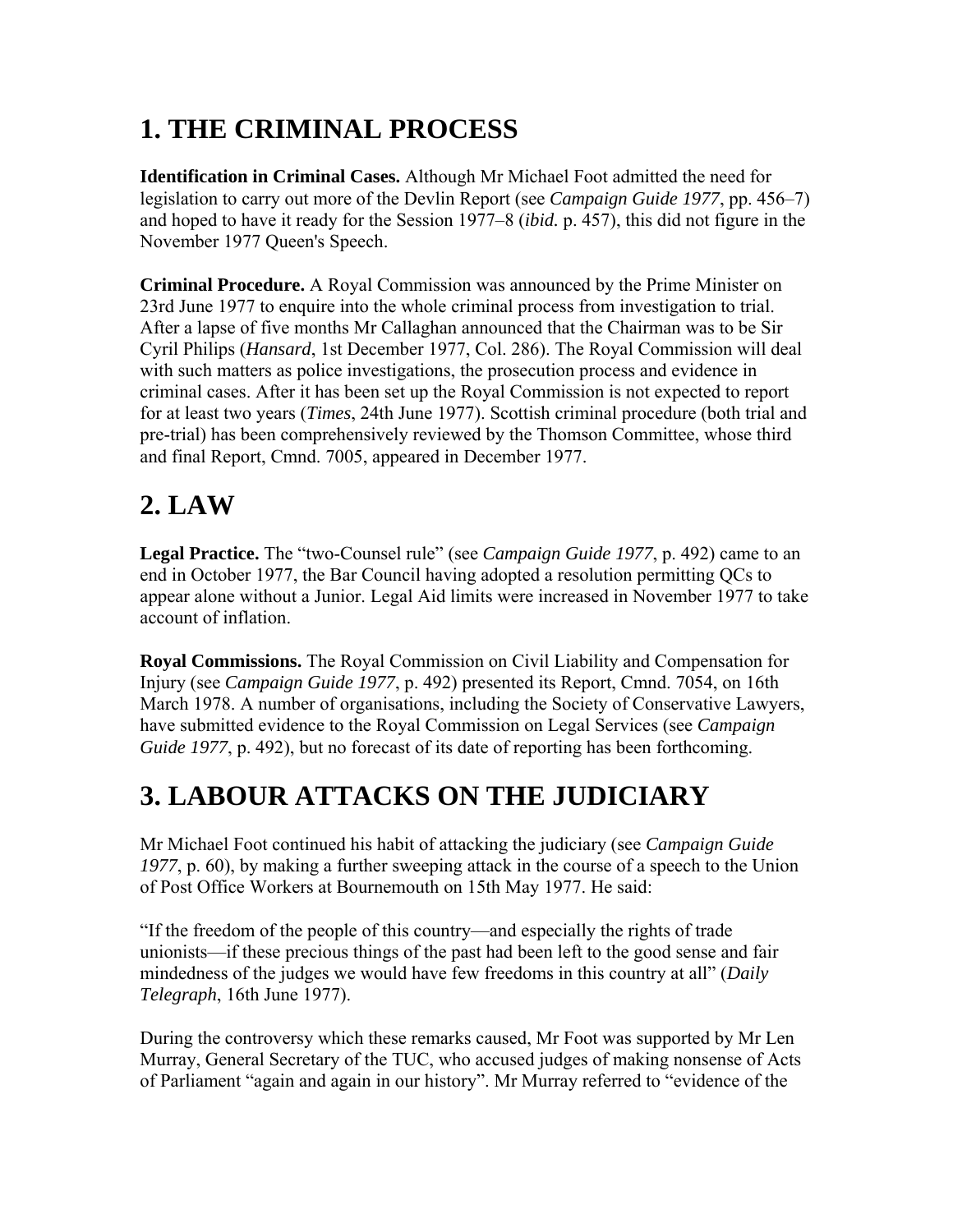## 1. THE CRIMINAL PROCESS

**Identification in Criminal Cases.** Although Mr Michael Foot admitted the need for legislation to carry out more of the Devlin Report (see *Campaign Guide 1977*, pp. 456–7) and hoped to have it ready for the Session 1977–8 (*ibid.* p. 457), this did not figure in the November 1977 Queen's Speech.

**Criminal Procedure.** A Royal Commission was announced by the Prime Minister on 23rd June 1977 to enquire into the whole criminal process from investigation to trial. After a lapse of five months Mr Callaghan announced that the Chairman was to be Sir Cyril Philips (*Hansard*, 1st December 1977, Col. 286). The Royal Commission will deal with such matters as police investigations, the prosecution process and evidence in criminal cases. After it has been set up the Royal Commission is not expected to report for at least two years (*Times*, 24th June 1977). Scottish criminal procedure (both trial and pre-trial) has been comprehensively reviewed by the Thomson Committee, whose third and final Report, Cmnd. 7005, appeared in December 1977.

## 2. LAW

**Legal Practice.** The "two-Counsel rule" (see *Campaign Guide 1977*, p. 492) came to an end in October 1977, the Bar Council having adopted a resolution permitting QCs to appear alone without a Junior. Legal Aid limits were increased in November 1977 to take account of inflation.

**Royal Commissions.** The Royal Commission on Civil Liability and Compensation for Injury (see *Campaign Guide 1977*, p. 492) presented its Report, Cmnd. 7054, on 16th March 1978. A number of organisations, including the Society of Conservative Lawyers, have submitted evidence to the Royal Commission on Legal Services (see *Campaign Guide 1977*, p. 492), but no forecast of its date of reporting has been forthcoming.

## 3. LABOUR ATTACKS ON THE JUDICIARY

Mr Michael Foot continued his habit of attacking the judiciary (see *Campaign Guide 1977*, p. 60), by making a further sweeping attack in the course of a speech to the Union of Post Office Workers at Bournemouth on 15th May 1977. He said:

"If the freedom of the people of this country—and especially the rights of trade unionists—if these precious things of the past had been left to the good sense and fair mindedness of the judges we would have few freedoms in this country at all" (*Daily Telegraph*, 16th June 1977).

During the controversy which these remarks caused, Mr Foot was supported by Mr Len Murray, General Secretary of the TUC, who accused judges of making nonsense of Acts of Parliament "again and again in our history". Mr Murray referred to "evidence of the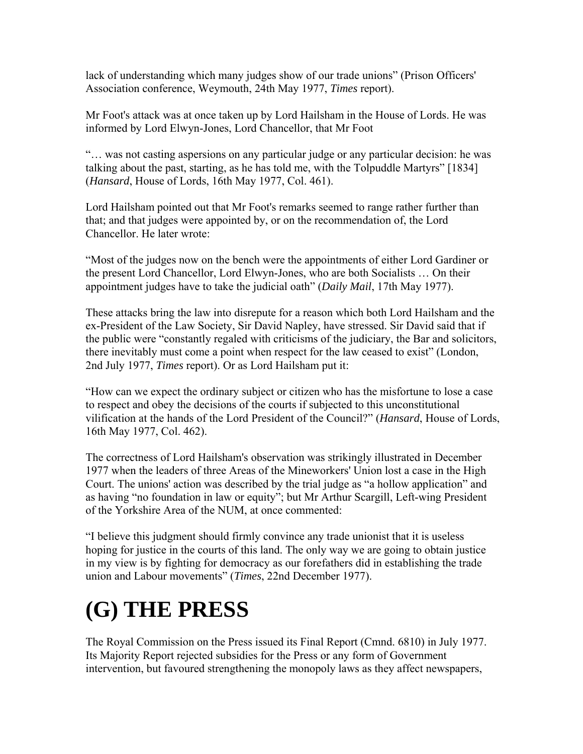lack of understanding which many judges show of our trade unions" (Prison Officers' Association conference, Weymouth, 24th May 1977, *Times* report).

Mr Foot's attack was at once taken up by Lord Hailsham in the House of Lords. He was informed by Lord Elwyn-Jones, Lord Chancellor, that Mr Foot

"… was not casting aspersions on any particular judge or any particular decision: he was talking about the past, starting, as he has told me, with the Tolpuddle Martyrs" [1834] (*Hansard*, House of Lords, 16th May 1977, Col. 461).

Lord Hailsham pointed out that Mr Foot's remarks seemed to range rather further than that; and that judges were appointed by, or on the recommendation of, the Lord Chancellor. He later wrote:

"Most of the judges now on the bench were the appointments of either Lord Gardiner or the present Lord Chancellor, Lord Elwyn-Jones, who are both Socialists … On their appointment judges have to take the judicial oath" (*Daily Mail*, 17th May 1977).

These attacks bring the law into disrepute for a reason which both Lord Hailsham and the ex-President of the Law Society, Sir David Napley, have stressed. Sir David said that if the public were "constantly regaled with criticisms of the judiciary, the Bar and solicitors, there inevitably must come a point when respect for the law ceased to exist" (London, 2nd July 1977, *Times* report). Or as Lord Hailsham put it:

"How can we expect the ordinary subject or citizen who has the misfortune to lose a case to respect and obey the decisions of the courts if subjected to this unconstitutional vilification at the hands of the Lord President of the Council?" (*Hansard*, House of Lords, 16th May 1977, Col. 462).

The correctness of Lord Hailsham's observation was strikingly illustrated in December 1977 when the leaders of three Areas of the Mineworkers' Union lost a case in the High Court. The unions' action was described by the trial judge as "a hollow application" and as having "no foundation in law or equity"; but Mr Arthur Scargill, Left-wing President of the Yorkshire Area of the NUM, at once commented:

"I believe this judgment should firmly convince any trade unionist that it is useless hoping for justice in the courts of this land. The only way we are going to obtain justice in my view is by fighting for democracy as our forefathers did in establishing the trade union and Labour movements" (*Times*, 22nd December 1977).

# (G) THE PRESS

The Royal Commission on the Press issued its Final Report (Cmnd. 6810) in July 1977. Its Majority Report rejected subsidies for the Press or any form of Government intervention, but favoured strengthening the monopoly laws as they affect newspapers,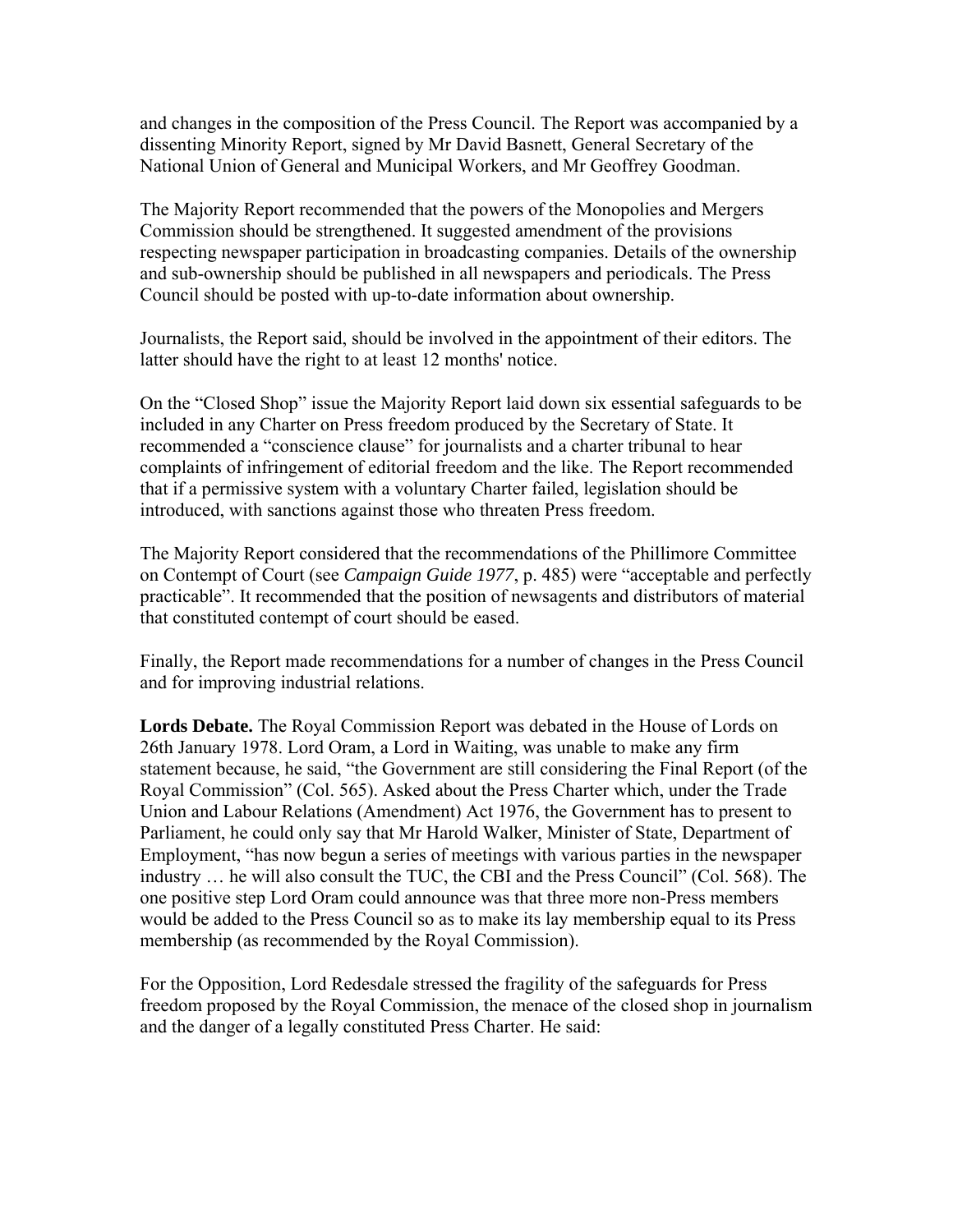and changes in the composition of the Press Council. The Report was accompanied by a dissenting Minority Report, signed by Mr David Basnett, General Secretary of the National Union of General and Municipal Workers, and Mr Geoffrey Goodman.

The Majority Report recommended that the powers of the Monopolies and Mergers Commission should be strengthened. It suggested amendment of the provisions respecting newspaper participation in broadcasting companies. Details of the ownership and sub-ownership should be published in all newspapers and periodicals. The Press Council should be posted with up-to-date information about ownership.

Journalists, the Report said, should be involved in the appointment of their editors. The latter should have the right to at least 12 months' notice.

On the "Closed Shop" issue the Majority Report laid down six essential safeguards to be included in any Charter on Press freedom produced by the Secretary of State. It recommended a "conscience clause" for journalists and a charter tribunal to hear complaints of infringement of editorial freedom and the like. The Report recommended that if a permissive system with a voluntary Charter failed, legislation should be introduced, with sanctions against those who threaten Press freedom.

The Majority Report considered that the recommendations of the Phillimore Committee on Contempt of Court (see *Campaign Guide 1977*, p. 485) were "acceptable and perfectly practicable". It recommended that the position of newsagents and distributors of material that constituted contempt of court should be eased.

Finally, the Report made recommendations for a number of changes in the Press Council and for improving industrial relations.

**Lords Debate.** The Royal Commission Report was debated in the House of Lords on 26th January 1978. Lord Oram, a Lord in Waiting, was unable to make any firm statement because, he said, "the Government are still considering the Final Report (of the Royal Commission" (Col. 565). Asked about the Press Charter which, under the Trade Union and Labour Relations (Amendment) Act 1976, the Government has to present to Parliament, he could only say that Mr Harold Walker, Minister of State, Department of Employment, "has now begun a series of meetings with various parties in the newspaper industry … he will also consult the TUC, the CBI and the Press Council" (Col. 568). The one positive step Lord Oram could announce was that three more non-Press members would be added to the Press Council so as to make its lay membership equal to its Press membership (as recommended by the Royal Commission).

For the Opposition, Lord Redesdale stressed the fragility of the safeguards for Press freedom proposed by the Royal Commission, the menace of the closed shop in journalism and the danger of a legally constituted Press Charter. He said: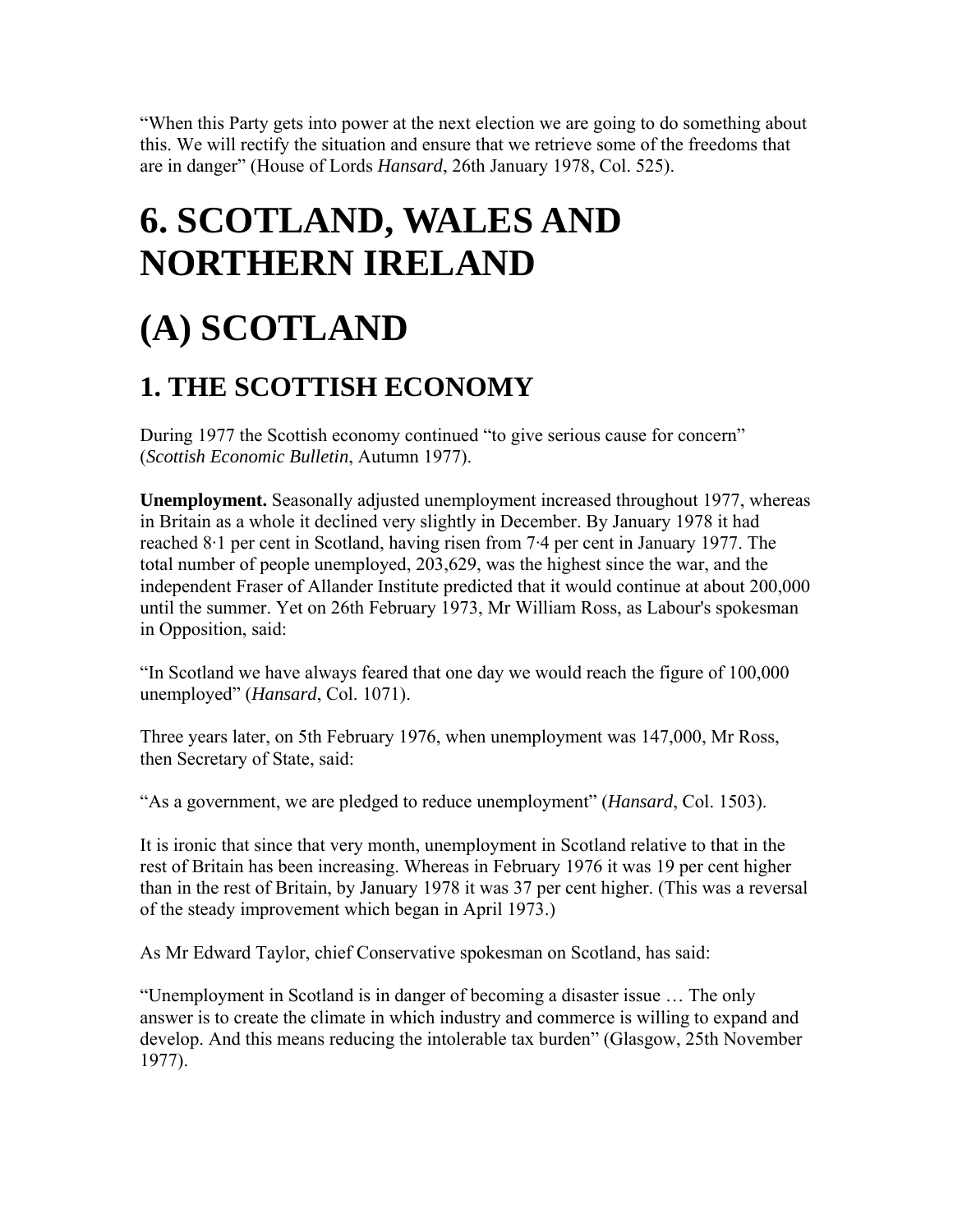"When this Party gets into power at the next election we are going to do something about this. We will rectify the situation and ensure that we retrieve some of the freedoms that are in danger" (House of Lords *Hansard*, 26th January 1978, Col. 525).

# 6. SCOTLAND, WALES AND NORTHERN IRELAND

# (A) SCOTLAND

## 1. THE SCOTTISH ECONOMY

During 1977 the Scottish economy continued "to give serious cause for concern" (*Scottish Economic Bulletin*, Autumn 1977).

**Unemployment.** Seasonally adjusted unemployment increased throughout 1977, whereas in Britain as a whole it declined very slightly in December. By January 1978 it had reached 8·1 per cent in Scotland, having risen from 7·4 per cent in January 1977. The total number of people unemployed, 203,629, was the highest since the war, and the independent Fraser of Allander Institute predicted that it would continue at about 200,000 until the summer. Yet on 26th February 1973, Mr William Ross, as Labour's spokesman in Opposition, said:

"In Scotland we have always feared that one day we would reach the figure of 100,000 unemployed" (*Hansard*, Col. 1071).

Three years later, on 5th February 1976, when unemployment was 147,000, Mr Ross, then Secretary of State, said:

"As a government, we are pledged to reduce unemployment" (*Hansard*, Col. 1503).

It is ironic that since that very month, unemployment in Scotland relative to that in the rest of Britain has been increasing. Whereas in February 1976 it was 19 per cent higher than in the rest of Britain, by January 1978 it was 37 per cent higher. (This was a reversal of the steady improvement which began in April 1973.)

As Mr Edward Taylor, chief Conservative spokesman on Scotland, has said:

"Unemployment in Scotland is in danger of becoming a disaster issue … The only answer is to create the climate in which industry and commerce is willing to expand and develop. And this means reducing the intolerable tax burden" (Glasgow, 25th November 1977).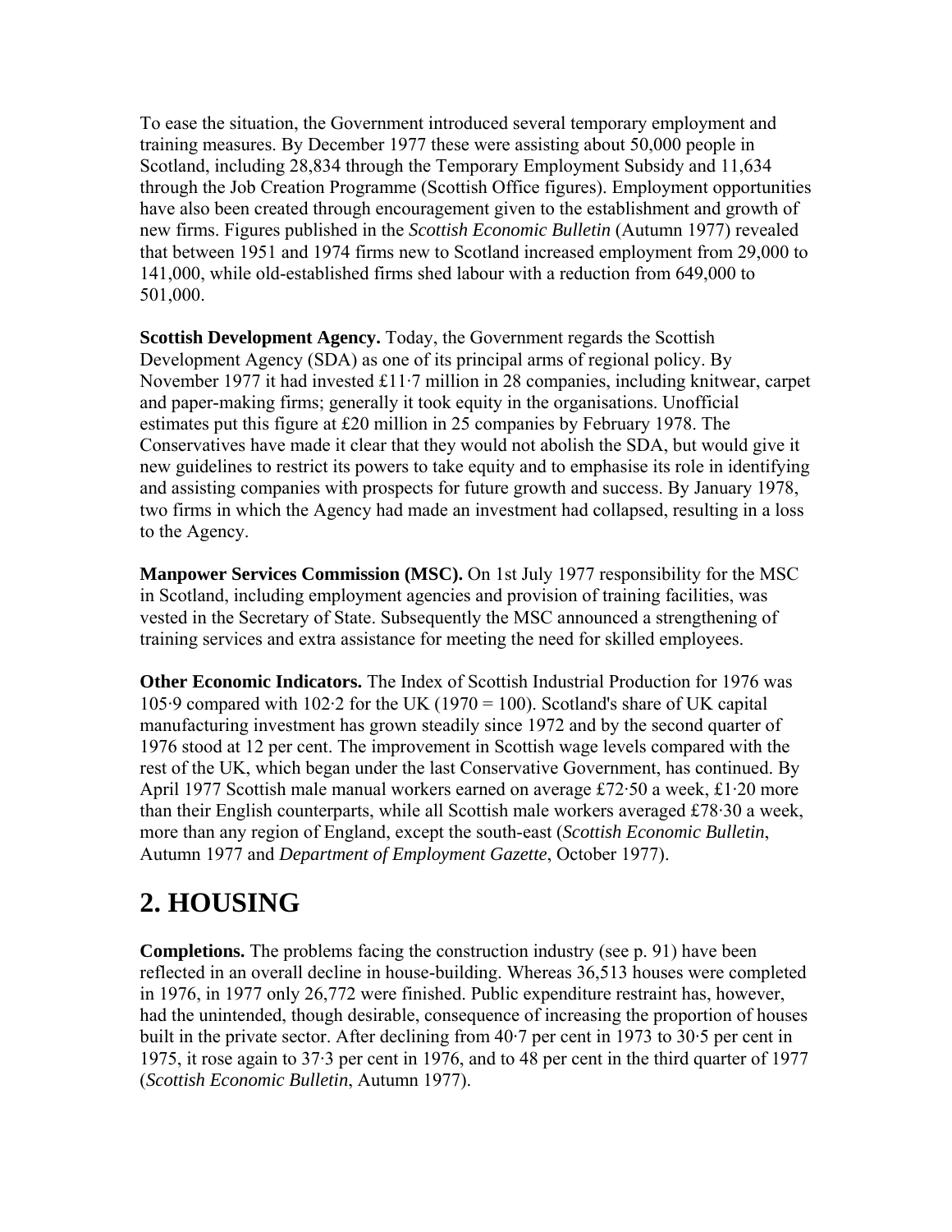To ease the situation, the Government introduced several temporary employment and training measures. By December 1977 these were assisting about 50,000 people in Scotland, including 28,834 through the Temporary Employment Subsidy and 11,634 through the Job Creation Programme (Scottish Office figures). Employment opportunities have also been created through encouragement given to the establishment and growth of new firms. Figures published in the *Scottish Economic Bulletin* (Autumn 1977) revealed that between 1951 and 1974 firms new to Scotland increased employment from 29,000 to 141,000, while old-established firms shed labour with a reduction from 649,000 to 501,000.

**Scottish Development Agency.** Today, the Government regards the Scottish Development Agency (SDA) as one of its principal arms of regional policy. By November 1977 it had invested £11·7 million in 28 companies, including knitwear, carpet and paper-making firms; generally it took equity in the organisations. Unofficial estimates put this figure at £20 million in 25 companies by February 1978. The Conservatives have made it clear that they would not abolish the SDA, but would give it new guidelines to restrict its powers to take equity and to emphasise its role in identifying and assisting companies with prospects for future growth and success. By January 1978, two firms in which the Agency had made an investment had collapsed, resulting in a loss to the Agency.

**Manpower Services Commission (MSC).** On 1st July 1977 responsibility for the MSC in Scotland, including employment agencies and provision of training facilities, was vested in the Secretary of State. Subsequently the MSC announced a strengthening of training services and extra assistance for meeting the need for skilled employees.

**Other Economic Indicators.** The Index of Scottish Industrial Production for 1976 was 105·9 compared with 102·2 for the UK (1970 = 100). Scotland's share of UK capital manufacturing investment has grown steadily since 1972 and by the second quarter of 1976 stood at 12 per cent. The improvement in Scottish wage levels compared with the rest of the UK, which began under the last Conservative Government, has continued. By April 1977 Scottish male manual workers earned on average £72·50 a week, £1·20 more than their English counterparts, while all Scottish male workers averaged £78·30 a week, more than any region of England, except the south-east (*Scottish Economic Bulletin*, Autumn 1977 and *Department of Employment Gazette*, October 1977).

## 2. HOUSING

**Completions.** The problems facing the construction industry (see p. 91) have been reflected in an overall decline in house-building. Whereas 36,513 houses were completed in 1976, in 1977 only 26,772 were finished. Public expenditure restraint has, however, had the unintended, though desirable, consequence of increasing the proportion of houses built in the private sector. After declining from 40·7 per cent in 1973 to 30·5 per cent in 1975, it rose again to 37·3 per cent in 1976, and to 48 per cent in the third quarter of 1977 (*Scottish Economic Bulletin*, Autumn 1977).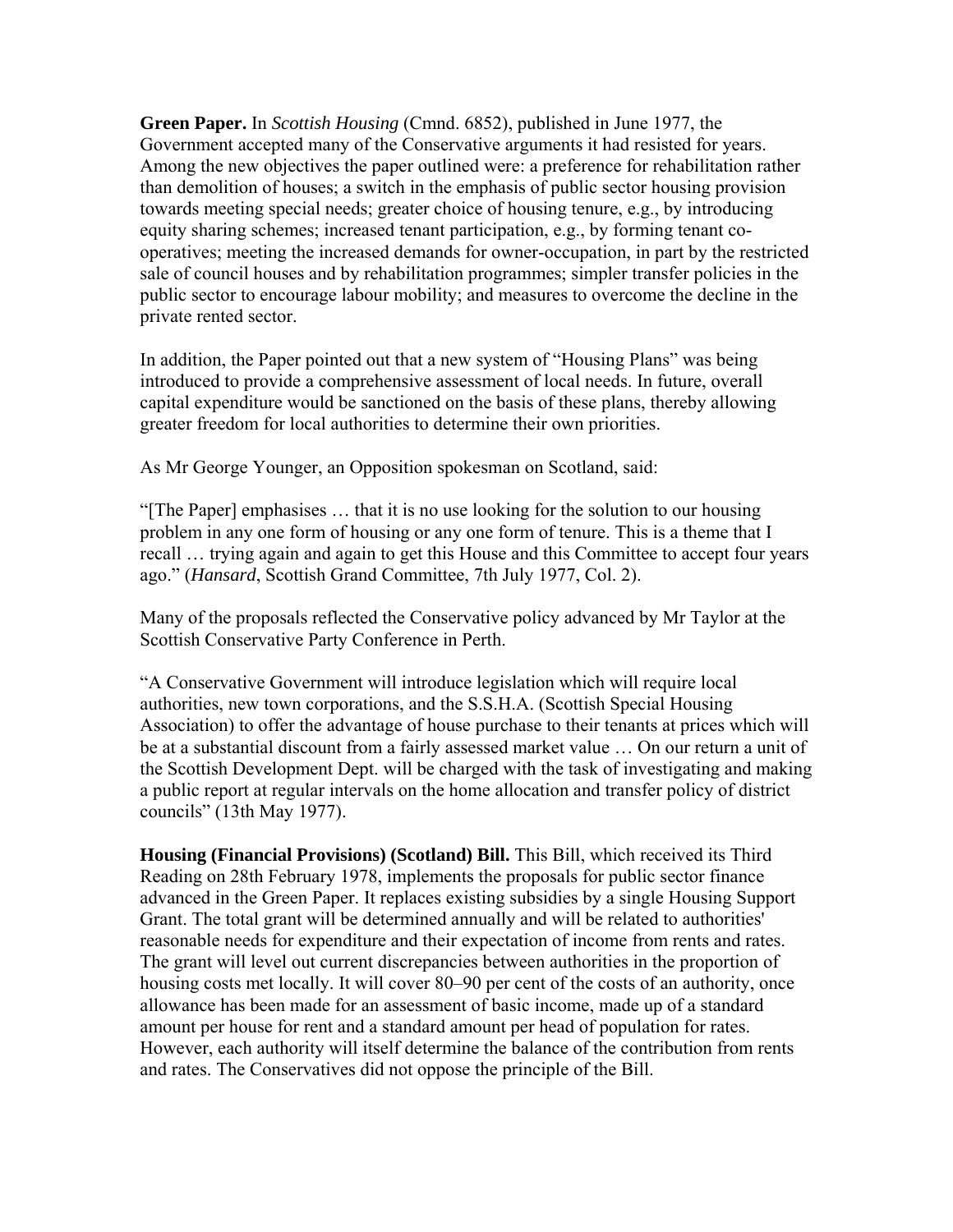**Green Paper.** In *Scottish Housing* (Cmnd. 6852), published in June 1977, the Government accepted many of the Conservative arguments it had resisted for years. Among the new objectives the paper outlined were: a preference for rehabilitation rather than demolition of houses; a switch in the emphasis of public sector housing provision towards meeting special needs; greater choice of housing tenure, e.g., by introducing equity sharing schemes; increased tenant participation, e.g., by forming tenant co-operatives; meeting the increased demands for owner-occupation, in part by the restricted sale of council houses and by rehabilitation programmes; simpler transfer policies in the public sector to encourage labour mobility; and measures to overcome the decline in the private rented sector.

In addition, the Paper pointed out that a new system of "Housing Plans" was being introduced to provide a comprehensive assessment of local needs. In future, overall capital expenditure would be sanctioned on the basis of these plans, thereby allowing greater freedom for local authorities to determine their own priorities.

As Mr George Younger, an Opposition spokesman on Scotland, said:

"[The Paper] emphasises … that it is no use looking for the solution to our housing problem in any one form of housing or any one form of tenure. This is a theme that I recall … trying again and again to get this House and this Committee to accept four years ago." (*Hansard*, Scottish Grand Committee, 7th July 1977, Col. 2).

Many of the proposals reflected the Conservative policy advanced by Mr Taylor at the Scottish Conservative Party Conference in Perth.

"A Conservative Government will introduce legislation which will require local authorities, new town corporations, and the S.S.H.A. (Scottish Special Housing Association) to offer the advantage of house purchase to their tenants at prices which will be at a substantial discount from a fairly assessed market value … On our return a unit of the Scottish Development Dept. will be charged with the task of investigating and making a public report at regular intervals on the home allocation and transfer policy of district councils" (13th May 1977).

**Housing (Financial Provisions) (Scotland) Bill.** This Bill, which received its Third Reading on 28th February 1978, implements the proposals for public sector finance advanced in the Green Paper. It replaces existing subsidies by a single Housing Support Grant. The total grant will be determined annually and will be related to authorities' reasonable needs for expenditure and their expectation of income from rents and rates. The grant will level out current discrepancies between authorities in the proportion of housing costs met locally. It will cover 80–90 per cent of the costs of an authority, once allowance has been made for an assessment of basic income, made up of a standard amount per house for rent and a standard amount per head of population for rates. However, each authority will itself determine the balance of the contribution from rents and rates. The Conservatives did not oppose the principle of the Bill.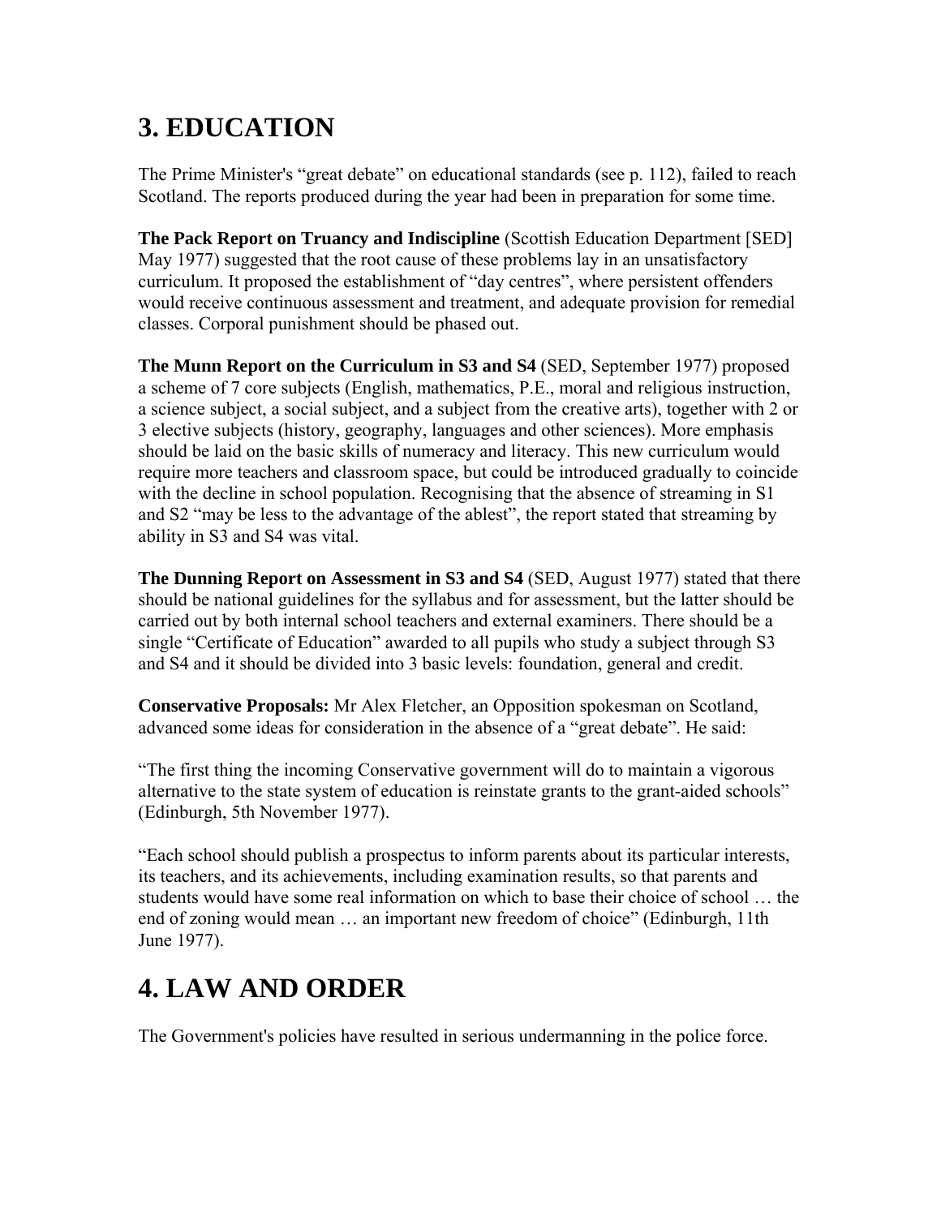## 3. EDUCATION

The Prime Minister's "great debate" on educational standards (see p. 112), failed to reach Scotland. The reports produced during the year had been in preparation for some time.

**The Pack Report on Truancy and Indiscipline** (Scottish Education Department [SED] May 1977) suggested that the root cause of these problems lay in an unsatisfactory curriculum. It proposed the establishment of "day centres", where persistent offenders would receive continuous assessment and treatment, and adequate provision for remedial classes. Corporal punishment should be phased out.

**The Munn Report on the Curriculum in S3 and S4** (SED, September 1977) proposed a scheme of 7 core subjects (English, mathematics, P.E., moral and religious instruction, a science subject, a social subject, and a subject from the creative arts), together with 2 or 3 elective subjects (history, geography, languages and other sciences). More emphasis should be laid on the basic skills of numeracy and literacy. This new curriculum would require more teachers and classroom space, but could be introduced gradually to coincide with the decline in school population. Recognising that the absence of streaming in S1 and S2 "may be less to the advantage of the ablest", the report stated that streaming by ability in S3 and S4 was vital.

**The Dunning Report on Assessment in S3 and S4** (SED, August 1977) stated that there should be national guidelines for the syllabus and for assessment, but the latter should be carried out by both internal school teachers and external examiners. There should be a single "Certificate of Education" awarded to all pupils who study a subject through S3 and S4 and it should be divided into 3 basic levels: foundation, general and credit.

**Conservative Proposals:** Mr Alex Fletcher, an Opposition spokesman on Scotland, advanced some ideas for consideration in the absence of a "great debate". He said:

"The first thing the incoming Conservative government will do to maintain a vigorous alternative to the state system of education is reinstate grants to the grant-aided schools" (Edinburgh, 5th November 1977).

"Each school should publish a prospectus to inform parents about its particular interests, its teachers, and its achievements, including examination results, so that parents and students would have some real information on which to base their choice of school … the end of zoning would mean … an important new freedom of choice" (Edinburgh, 11th June 1977).

## 4. LAW AND ORDER

The Government's policies have resulted in serious undermanning in the police force.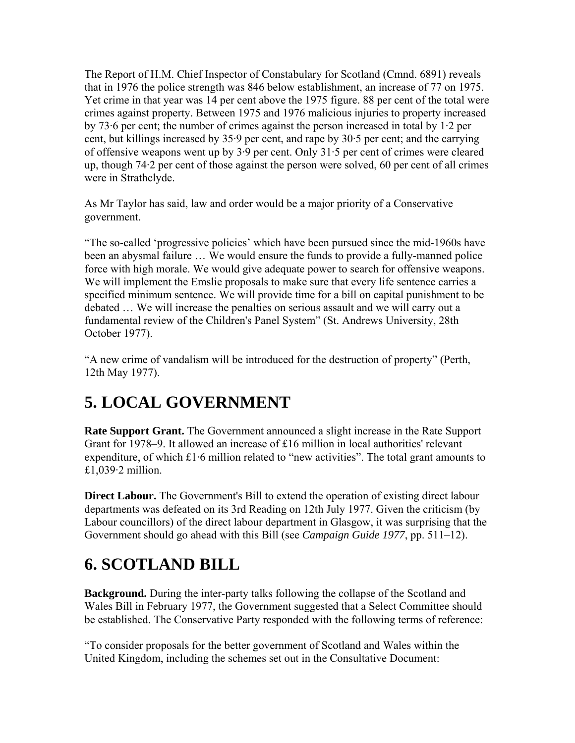The Report of H.M. Chief Inspector of Constabulary for Scotland (Cmnd. 6891) reveals that in 1976 the police strength was 846 below establishment, an increase of 77 on 1975. Yet crime in that year was 14 per cent above the 1975 figure. 88 per cent of the total were crimes against property. Between 1975 and 1976 malicious injuries to property increased by 73·6 per cent; the number of crimes against the person increased in total by 1·2 per cent, but killings increased by 35·9 per cent, and rape by 30·5 per cent; and the carrying of offensive weapons went up by 3·9 per cent. Only 31·5 per cent of crimes were cleared up, though 74·2 per cent of those against the person were solved, 60 per cent of all crimes were in Strathclyde.

As Mr Taylor has said, law and order would be a major priority of a Conservative government.

"The so-called 'progressive policies' which have been pursued since the mid-1960s have been an abysmal failure … We would ensure the funds to provide a fully-manned police force with high morale. We would give adequate power to search for offensive weapons. We will implement the Emslie proposals to make sure that every life sentence carries a specified minimum sentence. We will provide time for a bill on capital punishment to be debated … We will increase the penalties on serious assault and we will carry out a fundamental review of the Children's Panel System" (St. Andrews University, 28th October 1977).

"A new crime of vandalism will be introduced for the destruction of property" (Perth, 12th May 1977).

# 5. LOCAL GOVERNMENT

**Rate Support Grant.** The Government announced a slight increase in the Rate Support Grant for 1978–9. It allowed an increase of £16 million in local authorities' relevant expenditure, of which £1·6 million related to "new activities". The total grant amounts to £1,039·2 million.

**Direct Labour.** The Government's Bill to extend the operation of existing direct labour departments was defeated on its 3rd Reading on 12th July 1977. Given the criticism (by Labour councillors) of the direct labour department in Glasgow, it was surprising that the Government should go ahead with this Bill (see *Campaign Guide 1977*, pp. 511–12).

# 6. SCOTLAND BILL

**Background.** During the inter-party talks following the collapse of the Scotland and Wales Bill in February 1977, the Government suggested that a Select Committee should be established. The Conservative Party responded with the following terms of reference:

"To consider proposals for the better government of Scotland and Wales within the United Kingdom, including the schemes set out in the Consultative Document: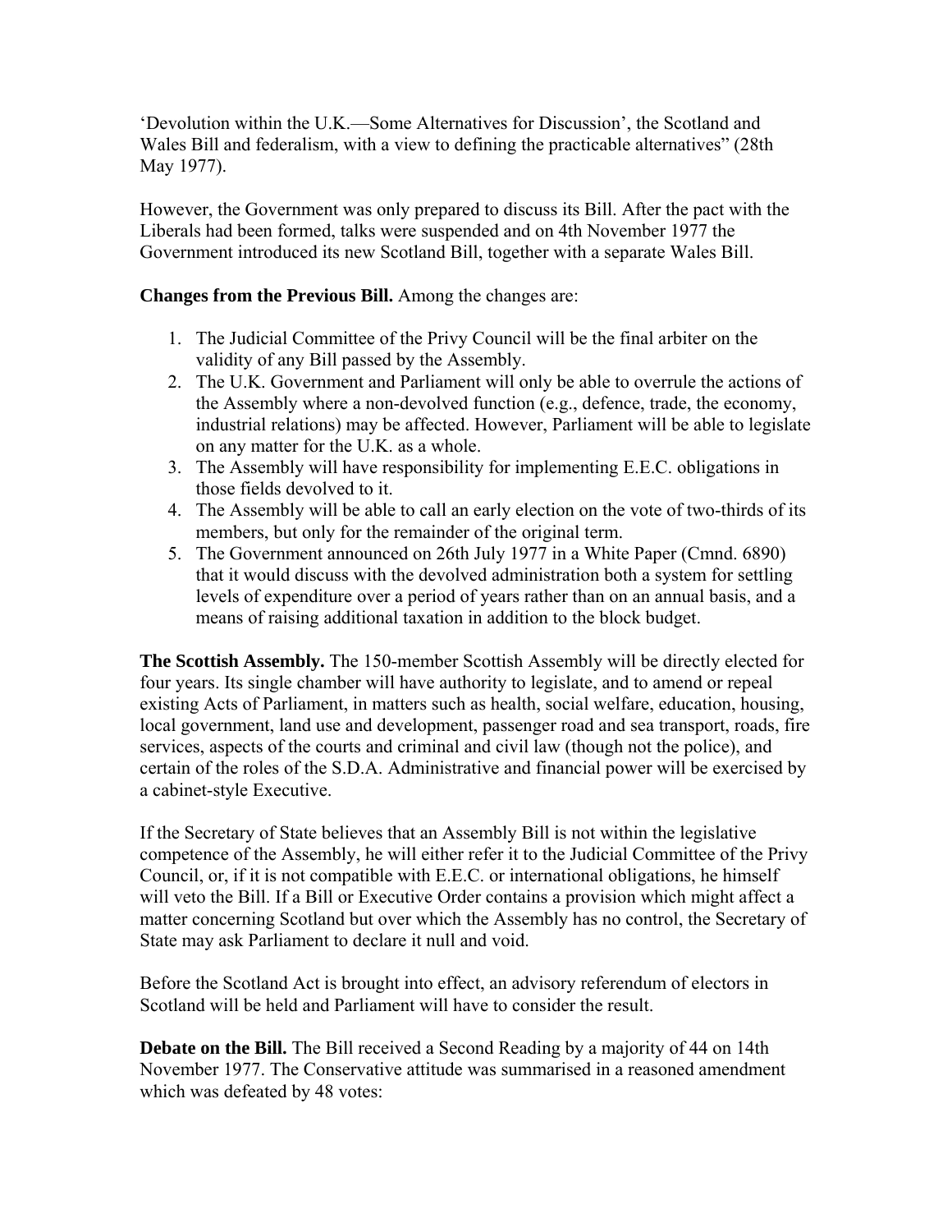'Devolution within the U.K.—Some Alternatives for Discussion', the Scotland and Wales Bill and federalism, with a view to defining the practicable alternatives" (28th May 1977).

However, the Government was only prepared to discuss its Bill. After the pact with the Liberals had been formed, talks were suspended and on 4th November 1977 the Government introduced its new Scotland Bill, together with a separate Wales Bill.

**Changes from the Previous Bill.** Among the changes are:

1. The Judicial Committee of the Privy Council will be the final arbiter on the validity of any Bill passed by the Assembly.
2. The U.K. Government and Parliament will only be able to overrule the actions of the Assembly where a non-devolved function (e.g., defence, trade, the economy, industrial relations) may be affected. However, Parliament will be able to legislate on any matter for the U.K. as a whole.
3. The Assembly will have responsibility for implementing E.E.C. obligations in those fields devolved to it.
4. The Assembly will be able to call an early election on the vote of two-thirds of its members, but only for the remainder of the original term.
5. The Government announced on 26th July 1977 in a White Paper (Cmnd. 6890) that it would discuss with the devolved administration both a system for settling levels of expenditure over a period of years rather than on an annual basis, and a means of raising additional taxation in addition to the block budget.

**The Scottish Assembly.** The 150-member Scottish Assembly will be directly elected for four years. Its single chamber will have authority to legislate, and to amend or repeal existing Acts of Parliament, in matters such as health, social welfare, education, housing, local government, land use and development, passenger road and sea transport, roads, fire services, aspects of the courts and criminal and civil law (though not the police), and certain of the roles of the S.D.A. Administrative and financial power will be exercised by a cabinet-style Executive.

If the Secretary of State believes that an Assembly Bill is not within the legislative competence of the Assembly, he will either refer it to the Judicial Committee of the Privy Council, or, if it is not compatible with E.E.C. or international obligations, he himself will veto the Bill. If a Bill or Executive Order contains a provision which might affect a matter concerning Scotland but over which the Assembly has no control, the Secretary of State may ask Parliament to declare it null and void.

Before the Scotland Act is brought into effect, an advisory referendum of electors in Scotland will be held and Parliament will have to consider the result.

**Debate on the Bill.** The Bill received a Second Reading by a majority of 44 on 14th November 1977. The Conservative attitude was summarised in a reasoned amendment which was defeated by 48 votes: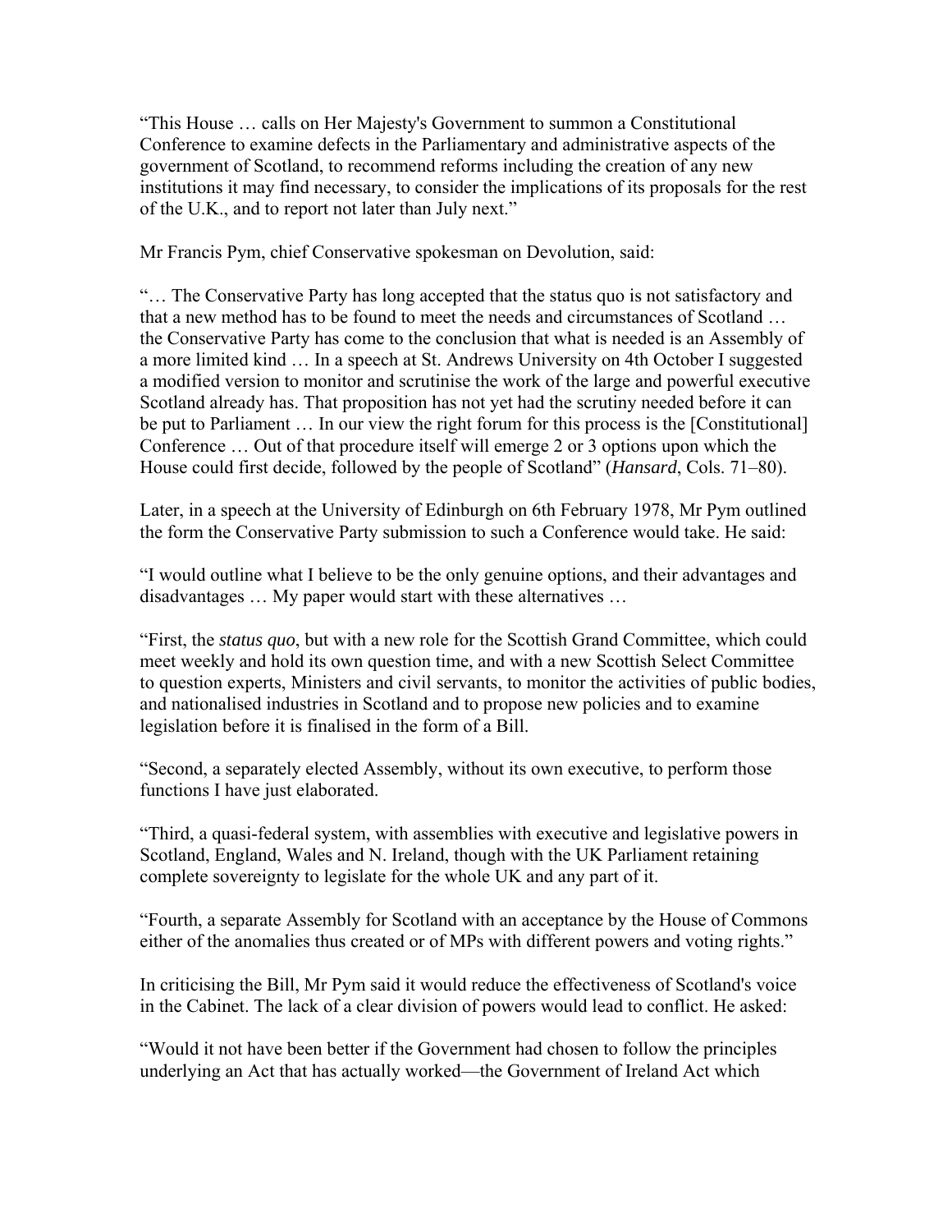"This House … calls on Her Majesty's Government to summon a Constitutional Conference to examine defects in the Parliamentary and administrative aspects of the government of Scotland, to recommend reforms including the creation of any new institutions it may find necessary, to consider the implications of its proposals for the rest of the U.K., and to report not later than July next."

Mr Francis Pym, chief Conservative spokesman on Devolution, said:

"… The Conservative Party has long accepted that the status quo is not satisfactory and that a new method has to be found to meet the needs and circumstances of Scotland … the Conservative Party has come to the conclusion that what is needed is an Assembly of a more limited kind … In a speech at St. Andrews University on 4th October I suggested a modified version to monitor and scrutinise the work of the large and powerful executive Scotland already has. That proposition has not yet had the scrutiny needed before it can be put to Parliament … In our view the right forum for this process is the [Constitutional] Conference … Out of that procedure itself will emerge 2 or 3 options upon which the House could first decide, followed by the people of Scotland" (*Hansard*, Cols. 71–80).

Later, in a speech at the University of Edinburgh on 6th February 1978, Mr Pym outlined the form the Conservative Party submission to such a Conference would take. He said:

"I would outline what I believe to be the only genuine options, and their advantages and disadvantages … My paper would start with these alternatives …

"First, the *status quo*, but with a new role for the Scottish Grand Committee, which could meet weekly and hold its own question time, and with a new Scottish Select Committee to question experts, Ministers and civil servants, to monitor the activities of public bodies, and nationalised industries in Scotland and to propose new policies and to examine legislation before it is finalised in the form of a Bill.

"Second, a separately elected Assembly, without its own executive, to perform those functions I have just elaborated.

"Third, a quasi-federal system, with assemblies with executive and legislative powers in Scotland, England, Wales and N. Ireland, though with the UK Parliament retaining complete sovereignty to legislate for the whole UK and any part of it.

"Fourth, a separate Assembly for Scotland with an acceptance by the House of Commons either of the anomalies thus created or of MPs with different powers and voting rights."

In criticising the Bill, Mr Pym said it would reduce the effectiveness of Scotland's voice in the Cabinet. The lack of a clear division of powers would lead to conflict. He asked:

"Would it not have been better if the Government had chosen to follow the principles underlying an Act that has actually worked—the Government of Ireland Act which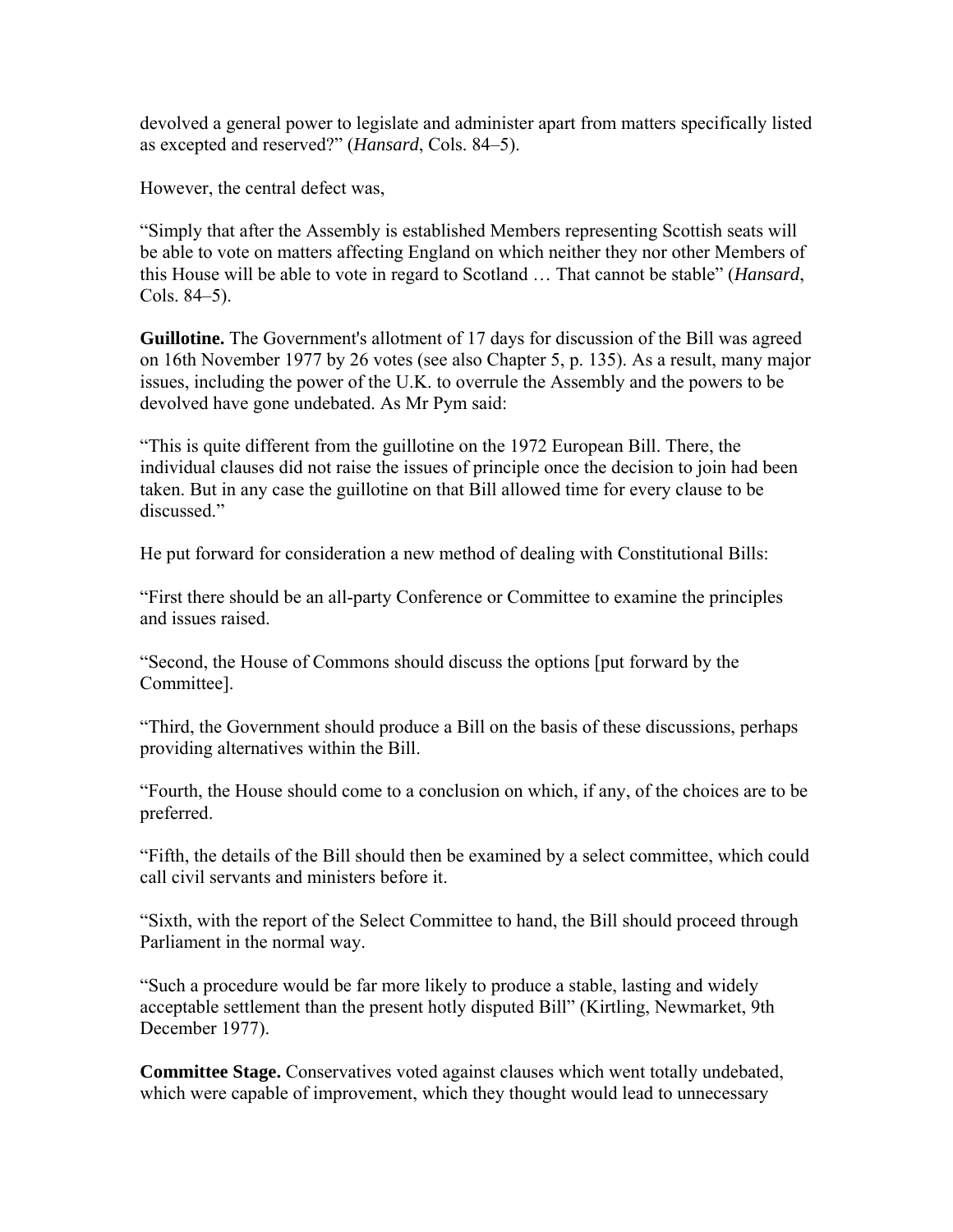devolved a general power to legislate and administer apart from matters specifically listed as excepted and reserved?" (*Hansard*, Cols. 84–5).

However, the central defect was,

"Simply that after the Assembly is established Members representing Scottish seats will be able to vote on matters affecting England on which neither they nor other Members of this House will be able to vote in regard to Scotland … That cannot be stable" (*Hansard*, Cols. 84–5).

**Guillotine.** The Government's allotment of 17 days for discussion of the Bill was agreed on 16th November 1977 by 26 votes (see also Chapter 5, p. 135). As a result, many major issues, including the power of the U.K. to overrule the Assembly and the powers to be devolved have gone undebated. As Mr Pym said:

"This is quite different from the guillotine on the 1972 European Bill. There, the individual clauses did not raise the issues of principle once the decision to join had been taken. But in any case the guillotine on that Bill allowed time for every clause to be discussed."

He put forward for consideration a new method of dealing with Constitutional Bills:

"First there should be an all-party Conference or Committee to examine the principles and issues raised.

"Second, the House of Commons should discuss the options [put forward by the Committee].

"Third, the Government should produce a Bill on the basis of these discussions, perhaps providing alternatives within the Bill.

"Fourth, the House should come to a conclusion on which, if any, of the choices are to be preferred.

"Fifth, the details of the Bill should then be examined by a select committee, which could call civil servants and ministers before it.

"Sixth, with the report of the Select Committee to hand, the Bill should proceed through Parliament in the normal way.

"Such a procedure would be far more likely to produce a stable, lasting and widely acceptable settlement than the present hotly disputed Bill" (Kirtling, Newmarket, 9th December 1977).

**Committee Stage.** Conservatives voted against clauses which went totally undebated, which were capable of improvement, which they thought would lead to unnecessary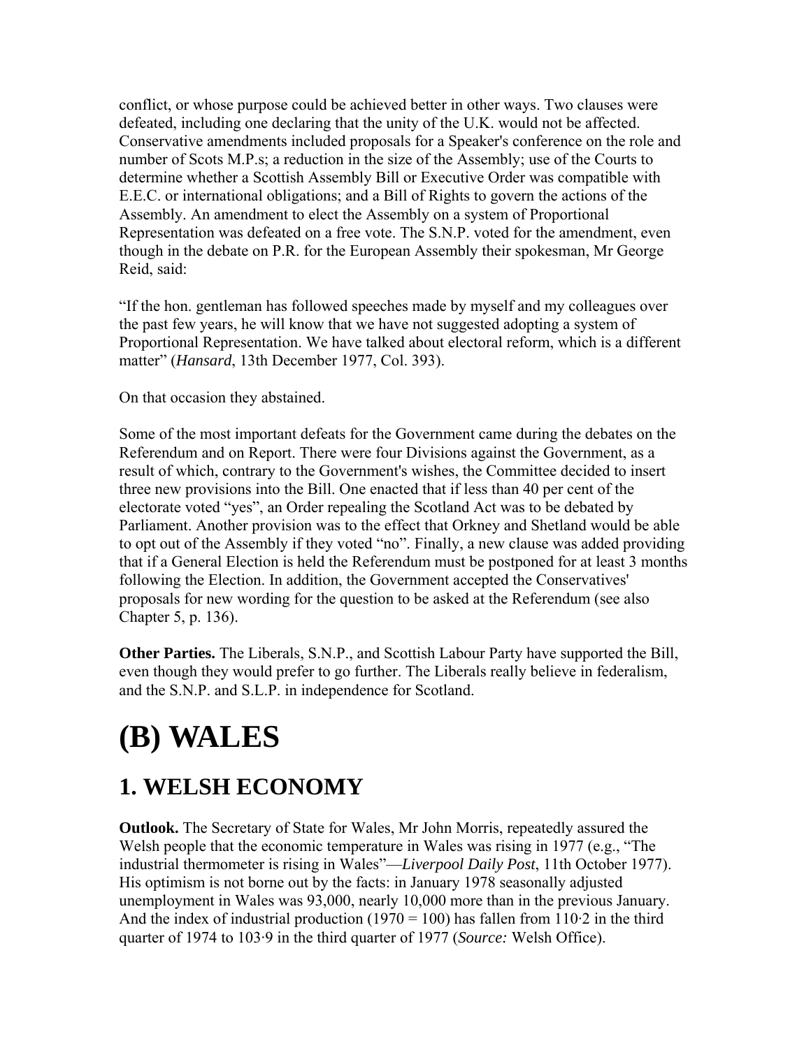conflict, or whose purpose could be achieved better in other ways. Two clauses were defeated, including one declaring that the unity of the U.K. would not be affected. Conservative amendments included proposals for a Speaker's conference on the role and number of Scots M.P.s; a reduction in the size of the Assembly; use of the Courts to determine whether a Scottish Assembly Bill or Executive Order was compatible with E.E.C. or international obligations; and a Bill of Rights to govern the actions of the Assembly. An amendment to elect the Assembly on a system of Proportional Representation was defeated on a free vote. The S.N.P. voted for the amendment, even though in the debate on P.R. for the European Assembly their spokesman, Mr George Reid, said:

"If the hon. gentleman has followed speeches made by myself and my colleagues over the past few years, he will know that we have not suggested adopting a system of Proportional Representation. We have talked about electoral reform, which is a different matter" (*Hansard*, 13th December 1977, Col. 393).

On that occasion they abstained.

Some of the most important defeats for the Government came during the debates on the Referendum and on Report. There were four Divisions against the Government, as a result of which, contrary to the Government's wishes, the Committee decided to insert three new provisions into the Bill. One enacted that if less than 40 per cent of the electorate voted "yes", an Order repealing the Scotland Act was to be debated by Parliament. Another provision was to the effect that Orkney and Shetland would be able to opt out of the Assembly if they voted "no". Finally, a new clause was added providing that if a General Election is held the Referendum must be postponed for at least 3 months following the Election. In addition, the Government accepted the Conservatives' proposals for new wording for the question to be asked at the Referendum (see also Chapter 5, p. 136).

**Other Parties.** The Liberals, S.N.P., and Scottish Labour Party have supported the Bill, even though they would prefer to go further. The Liberals really believe in federalism, and the S.N.P. and S.L.P. in independence for Scotland.

# (B) WALES

## 1. WELSH ECONOMY

**Outlook.** The Secretary of State for Wales, Mr John Morris, repeatedly assured the Welsh people that the economic temperature in Wales was rising in 1977 (e.g., "The industrial thermometer is rising in Wales"—*Liverpool Daily Post*, 11th October 1977). His optimism is not borne out by the facts: in January 1978 seasonally adjusted unemployment in Wales was 93,000, nearly 10,000 more than in the previous January. And the index of industrial production (1970 = 100) has fallen from 110·2 in the third quarter of 1974 to 103·9 in the third quarter of 1977 (*Source:* Welsh Office).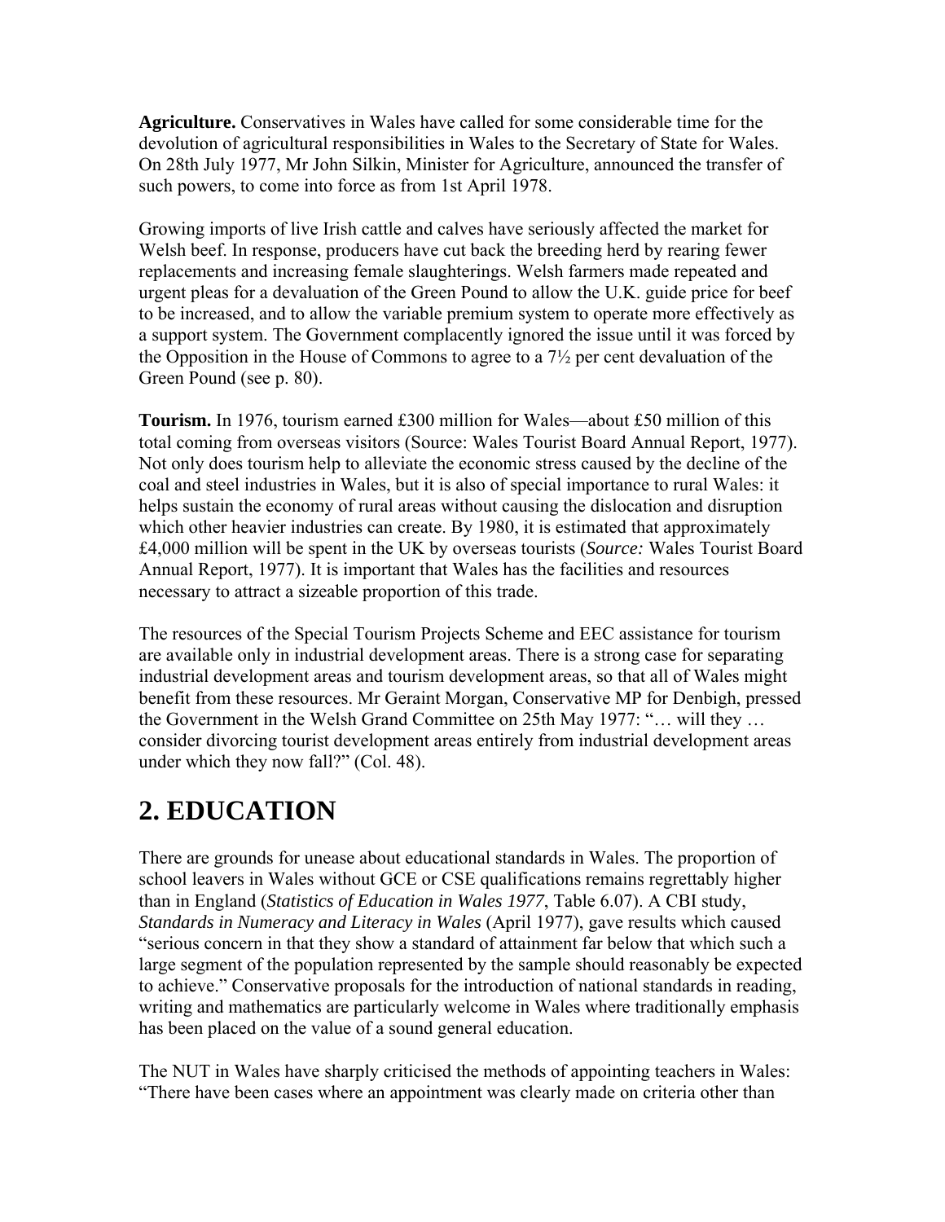**Agriculture.** Conservatives in Wales have called for some considerable time for the devolution of agricultural responsibilities in Wales to the Secretary of State for Wales. On 28th July 1977, Mr John Silkin, Minister for Agriculture, announced the transfer of such powers, to come into force as from 1st April 1978.

Growing imports of live Irish cattle and calves have seriously affected the market for Welsh beef. In response, producers have cut back the breeding herd by rearing fewer replacements and increasing female slaughterings. Welsh farmers made repeated and urgent pleas for a devaluation of the Green Pound to allow the U.K. guide price for beef to be increased, and to allow the variable premium system to operate more effectively as a support system. The Government complacently ignored the issue until it was forced by the Opposition in the House of Commons to agree to a 7½ per cent devaluation of the Green Pound (see p. 80).

**Tourism.** In 1976, tourism earned £300 million for Wales—about £50 million of this total coming from overseas visitors (Source: Wales Tourist Board Annual Report, 1977). Not only does tourism help to alleviate the economic stress caused by the decline of the coal and steel industries in Wales, but it is also of special importance to rural Wales: it helps sustain the economy of rural areas without causing the dislocation and disruption which other heavier industries can create. By 1980, it is estimated that approximately £4,000 million will be spent in the UK by overseas tourists (*Source:* Wales Tourist Board Annual Report, 1977). It is important that Wales has the facilities and resources necessary to attract a sizeable proportion of this trade.

The resources of the Special Tourism Projects Scheme and EEC assistance for tourism are available only in industrial development areas. There is a strong case for separating industrial development areas and tourism development areas, so that all of Wales might benefit from these resources. Mr Geraint Morgan, Conservative MP for Denbigh, pressed the Government in the Welsh Grand Committee on 25th May 1977: "… will they … consider divorcing tourist development areas entirely from industrial development areas under which they now fall?" (Col. 48).

## 2. EDUCATION

There are grounds for unease about educational standards in Wales. The proportion of school leavers in Wales without GCE or CSE qualifications remains regrettably higher than in England (*Statistics of Education in Wales 1977*, Table 6.07). A CBI study, *Standards in Numeracy and Literacy in Wales* (April 1977), gave results which caused "serious concern in that they show a standard of attainment far below that which such a large segment of the population represented by the sample should reasonably be expected to achieve." Conservative proposals for the introduction of national standards in reading, writing and mathematics are particularly welcome in Wales where traditionally emphasis has been placed on the value of a sound general education.

The NUT in Wales have sharply criticised the methods of appointing teachers in Wales: "There have been cases where an appointment was clearly made on criteria other than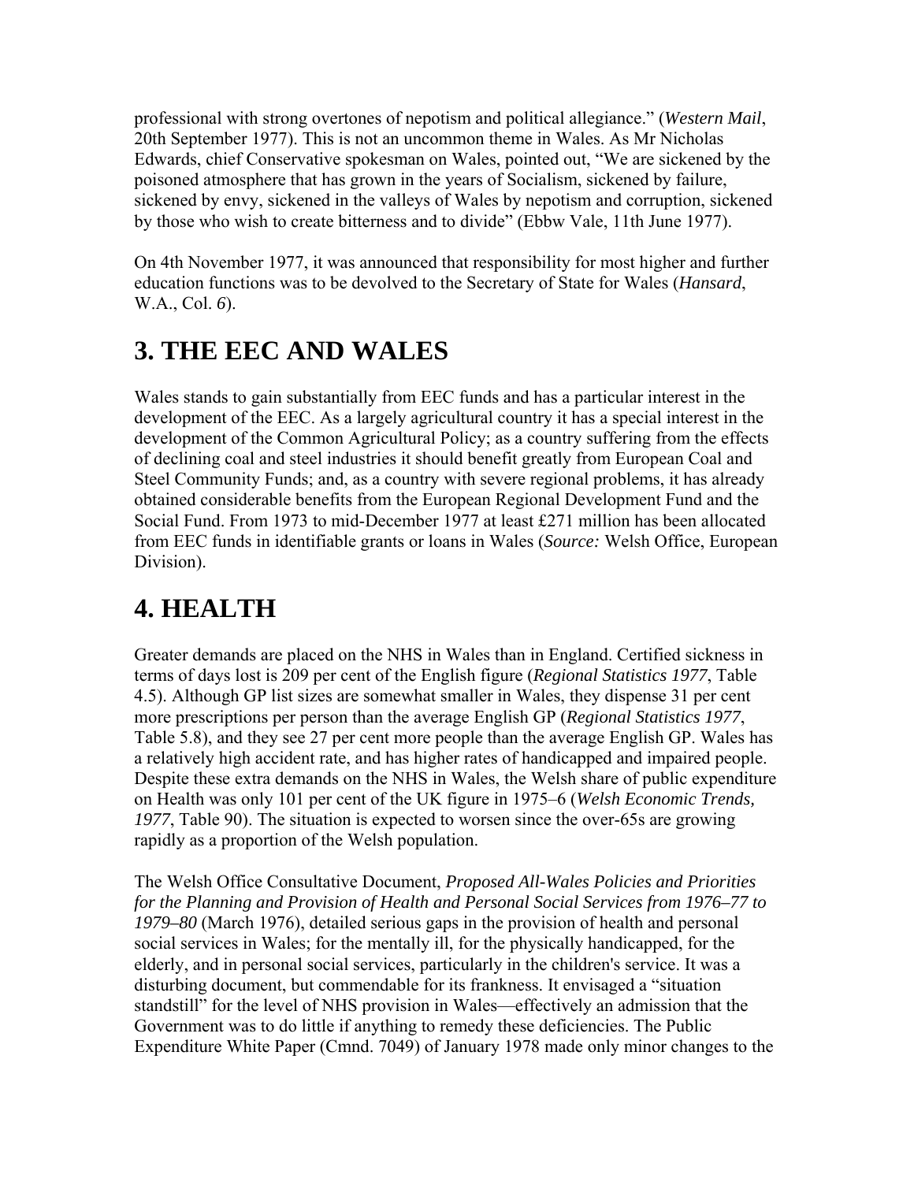professional with strong overtones of nepotism and political allegiance." (*Western Mail*, 20th September 1977). This is not an uncommon theme in Wales. As Mr Nicholas Edwards, chief Conservative spokesman on Wales, pointed out, "We are sickened by the poisoned atmosphere that has grown in the years of Socialism, sickened by failure, sickened by envy, sickened in the valleys of Wales by nepotism and corruption, sickened by those who wish to create bitterness and to divide" (Ebbw Vale, 11th June 1977).

On 4th November 1977, it was announced that responsibility for most higher and further education functions was to be devolved to the Secretary of State for Wales (*Hansard*, W.A., Col. *6*).

## 3. THE EEC AND WALES

Wales stands to gain substantially from EEC funds and has a particular interest in the development of the EEC. As a largely agricultural country it has a special interest in the development of the Common Agricultural Policy; as a country suffering from the effects of declining coal and steel industries it should benefit greatly from European Coal and Steel Community Funds; and, as a country with severe regional problems, it has already obtained considerable benefits from the European Regional Development Fund and the Social Fund. From 1973 to mid-December 1977 at least £271 million has been allocated from EEC funds in identifiable grants or loans in Wales (*Source:* Welsh Office, European Division).

## 4. HEALTH

Greater demands are placed on the NHS in Wales than in England. Certified sickness in terms of days lost is 209 per cent of the English figure (*Regional Statistics 1977*, Table 4.5). Although GP list sizes are somewhat smaller in Wales, they dispense 31 per cent more prescriptions per person than the average English GP (*Regional Statistics 1977*, Table 5.8), and they see 27 per cent more people than the average English GP. Wales has a relatively high accident rate, and has higher rates of handicapped and impaired people. Despite these extra demands on the NHS in Wales, the Welsh share of public expenditure on Health was only 101 per cent of the UK figure in 1975–6 (*Welsh Economic Trends, 1977*, Table 90). The situation is expected to worsen since the over-65s are growing rapidly as a proportion of the Welsh population.

The Welsh Office Consultative Document, *Proposed All-Wales Policies and Priorities for the Planning and Provision of Health and Personal Social Services from 1976–77 to 1979–80* (March 1976), detailed serious gaps in the provision of health and personal social services in Wales; for the mentally ill, for the physically handicapped, for the elderly, and in personal social services, particularly in the children's service. It was a disturbing document, but commendable for its frankness. It envisaged a "situation standstill" for the level of NHS provision in Wales—effectively an admission that the Government was to do little if anything to remedy these deficiencies. The Public Expenditure White Paper (Cmnd. 7049) of January 1978 made only minor changes to the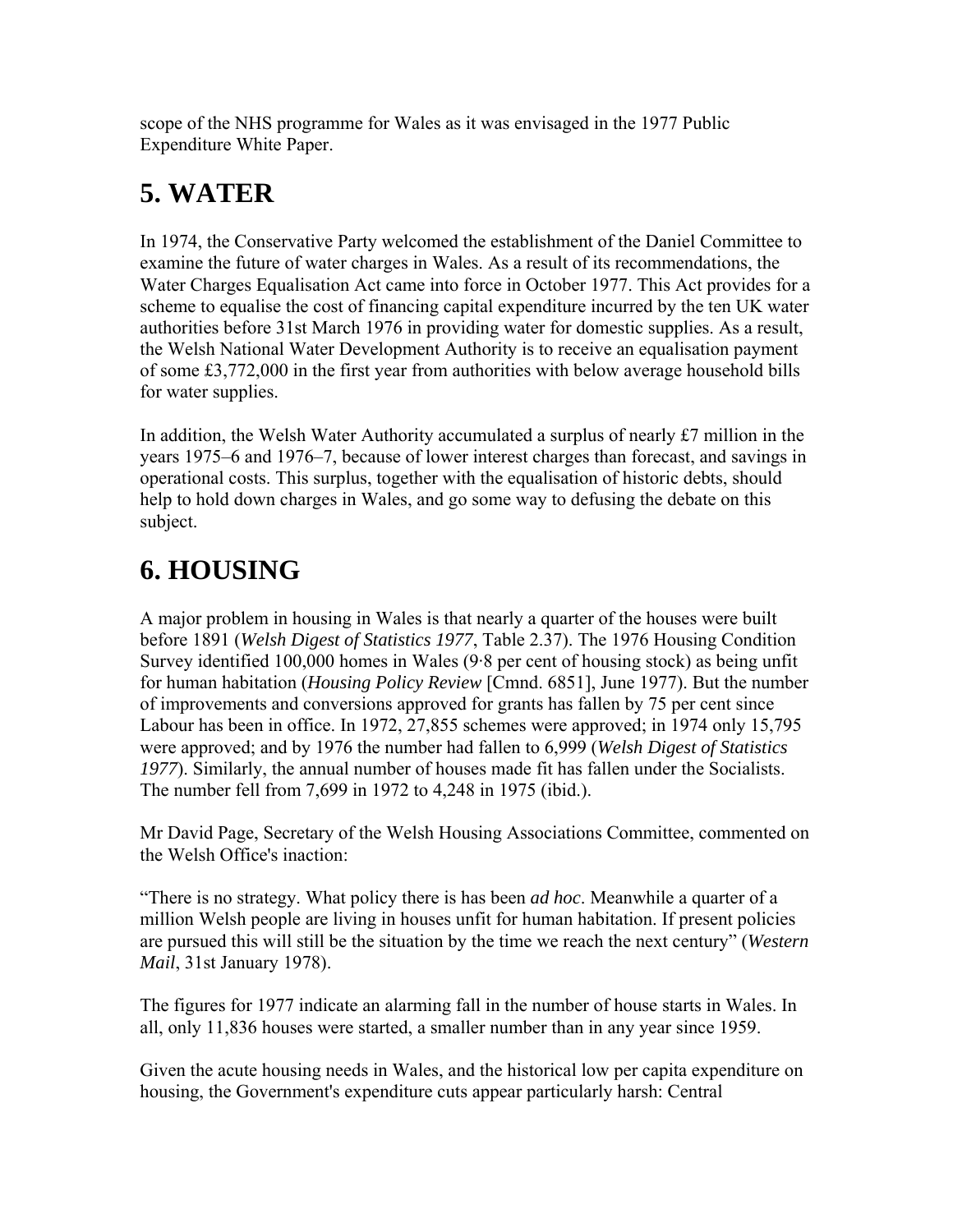scope of the NHS programme for Wales as it was envisaged in the 1977 Public Expenditure White Paper.

# 5. WATER

In 1974, the Conservative Party welcomed the establishment of the Daniel Committee to examine the future of water charges in Wales. As a result of its recommendations, the Water Charges Equalisation Act came into force in October 1977. This Act provides for a scheme to equalise the cost of financing capital expenditure incurred by the ten UK water authorities before 31st March 1976 in providing water for domestic supplies. As a result, the Welsh National Water Development Authority is to receive an equalisation payment of some £3,772,000 in the first year from authorities with below average household bills for water supplies.

In addition, the Welsh Water Authority accumulated a surplus of nearly £7 million in the years 1975–6 and 1976–7, because of lower interest charges than forecast, and savings in operational costs. This surplus, together with the equalisation of historic debts, should help to hold down charges in Wales, and go some way to defusing the debate on this subject.

# 6. HOUSING

A major problem in housing in Wales is that nearly a quarter of the houses were built before 1891 (*Welsh Digest of Statistics 1977*, Table 2.37). The 1976 Housing Condition Survey identified 100,000 homes in Wales (9·8 per cent of housing stock) as being unfit for human habitation (*Housing Policy Review* [Cmnd. 6851], June 1977). But the number of improvements and conversions approved for grants has fallen by 75 per cent since Labour has been in office. In 1972, 27,855 schemes were approved; in 1974 only 15,795 were approved; and by 1976 the number had fallen to 6,999 (*Welsh Digest of Statistics 1977*). Similarly, the annual number of houses made fit has fallen under the Socialists. The number fell from 7,699 in 1972 to 4,248 in 1975 (ibid.).

Mr David Page, Secretary of the Welsh Housing Associations Committee, commented on the Welsh Office's inaction:

“There is no strategy. What policy there is has been *ad hoc*. Meanwhile a quarter of a million Welsh people are living in houses unfit for human habitation. If present policies are pursued this will still be the situation by the time we reach the next century” (*Western Mail*, 31st January 1978).

The figures for 1977 indicate an alarming fall in the number of house starts in Wales. In all, only 11,836 houses were started, a smaller number than in any year since 1959.

Given the acute housing needs in Wales, and the historical low per capita expenditure on housing, the Government's expenditure cuts appear particularly harsh: Central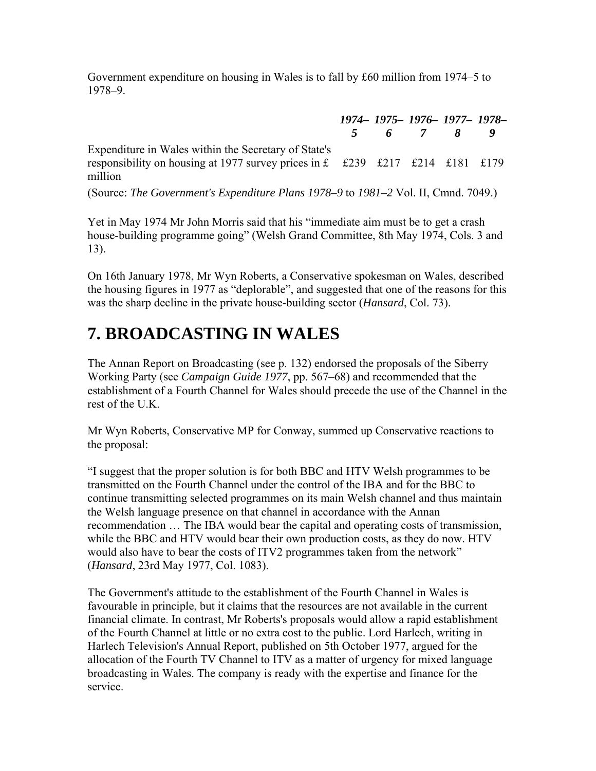Government expenditure on housing in Wales is to fall by £60 million from 1974–5 to 1978–9.

| | *1974–5* | *1975–6* | *1976–7* | *1977–8* | *1978–9* |
|---|---|---|---|---|---|
| Expenditure in Wales within the Secretary of State's responsibility on housing at 1977 survey prices in £ million | £239 | £217 | £214 | £181 | £179 |

(Source: *The Government's Expenditure Plans 1978–9* to *1981–2* Vol. II, Cmnd. 7049.)

Yet in May 1974 Mr John Morris said that his "immediate aim must be to get a crash house-building programme going" (Welsh Grand Committee, 8th May 1974, Cols. 3 and 13).

On 16th January 1978, Mr Wyn Roberts, a Conservative spokesman on Wales, described the housing figures in 1977 as "deplorable", and suggested that one of the reasons for this was the sharp decline in the private house-building sector (*Hansard*, Col. 73).

# 7. BROADCASTING IN WALES

The Annan Report on Broadcasting (see p. 132) endorsed the proposals of the Siberry Working Party (see *Campaign Guide 1977*, pp. 567–68) and recommended that the establishment of a Fourth Channel for Wales should precede the use of the Channel in the rest of the U.K.

Mr Wyn Roberts, Conservative MP for Conway, summed up Conservative reactions to the proposal:

"I suggest that the proper solution is for both BBC and HTV Welsh programmes to be transmitted on the Fourth Channel under the control of the IBA and for the BBC to continue transmitting selected programmes on its main Welsh channel and thus maintain the Welsh language presence on that channel in accordance with the Annan recommendation … The IBA would bear the capital and operating costs of transmission, while the BBC and HTV would bear their own production costs, as they do now. HTV would also have to bear the costs of ITV2 programmes taken from the network" (*Hansard*, 23rd May 1977, Col. 1083).

The Government's attitude to the establishment of the Fourth Channel in Wales is favourable in principle, but it claims that the resources are not available in the current financial climate. In contrast, Mr Roberts's proposals would allow a rapid establishment of the Fourth Channel at little or no extra cost to the public. Lord Harlech, writing in Harlech Television's Annual Report, published on 5th October 1977, argued for the allocation of the Fourth TV Channel to ITV as a matter of urgency for mixed language broadcasting in Wales. The company is ready with the expertise and finance for the service.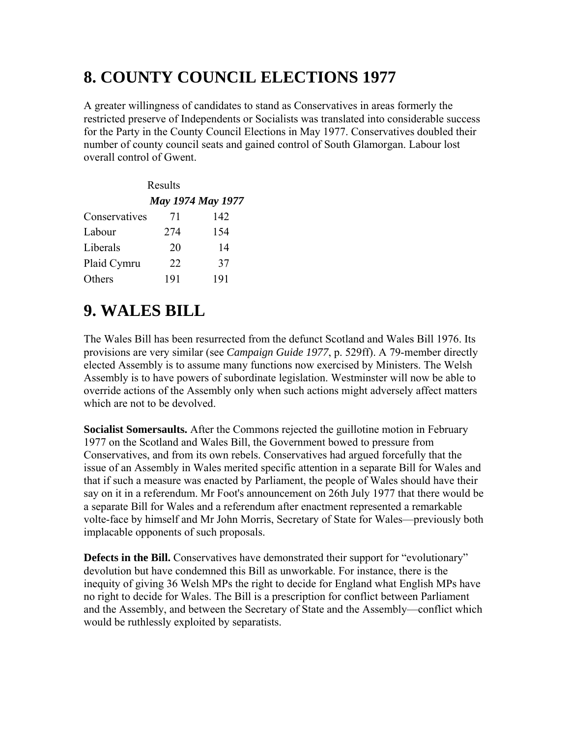## 8. COUNTY COUNCIL ELECTIONS 1977

A greater willingness of candidates to stand as Conservatives in areas formerly the restricted preserve of Independents or Socialists was translated into considerable success for the Party in the County Council Elections in May 1977. Conservatives doubled their number of county council seats and gained control of South Glamorgan. Labour lost overall control of Gwent.

| Results | | |
|---|---|---|
| | ***May 1974*** | ***May 1977*** |
| Conservatives | 71 | 142 |
| Labour | 274 | 154 |
| Liberals | 20 | 14 |
| Plaid Cymru | 22 | 37 |
| Others | 191 | 191 |

## 9. WALES BILL

The Wales Bill has been resurrected from the defunct Scotland and Wales Bill 1976. Its provisions are very similar (see *Campaign Guide 1977*, p. 529ff). A 79-member directly elected Assembly is to assume many functions now exercised by Ministers. The Welsh Assembly is to have powers of subordinate legislation. Westminster will now be able to override actions of the Assembly only when such actions might adversely affect matters which are not to be devolved.

**Socialist Somersaults.** After the Commons rejected the guillotine motion in February 1977 on the Scotland and Wales Bill, the Government bowed to pressure from Conservatives, and from its own rebels. Conservatives had argued forcefully that the issue of an Assembly in Wales merited specific attention in a separate Bill for Wales and that if such a measure was enacted by Parliament, the people of Wales should have their say on it in a referendum. Mr Foot's announcement on 26th July 1977 that there would be a separate Bill for Wales and a referendum after enactment represented a remarkable volte-face by himself and Mr John Morris, Secretary of State for Wales—previously both implacable opponents of such proposals.

**Defects in the Bill.** Conservatives have demonstrated their support for "evolutionary" devolution but have condemned this Bill as unworkable. For instance, there is the inequity of giving 36 Welsh MPs the right to decide for England what English MPs have no right to decide for Wales. The Bill is a prescription for conflict between Parliament and the Assembly, and between the Secretary of State and the Assembly—conflict which would be ruthlessly exploited by separatists.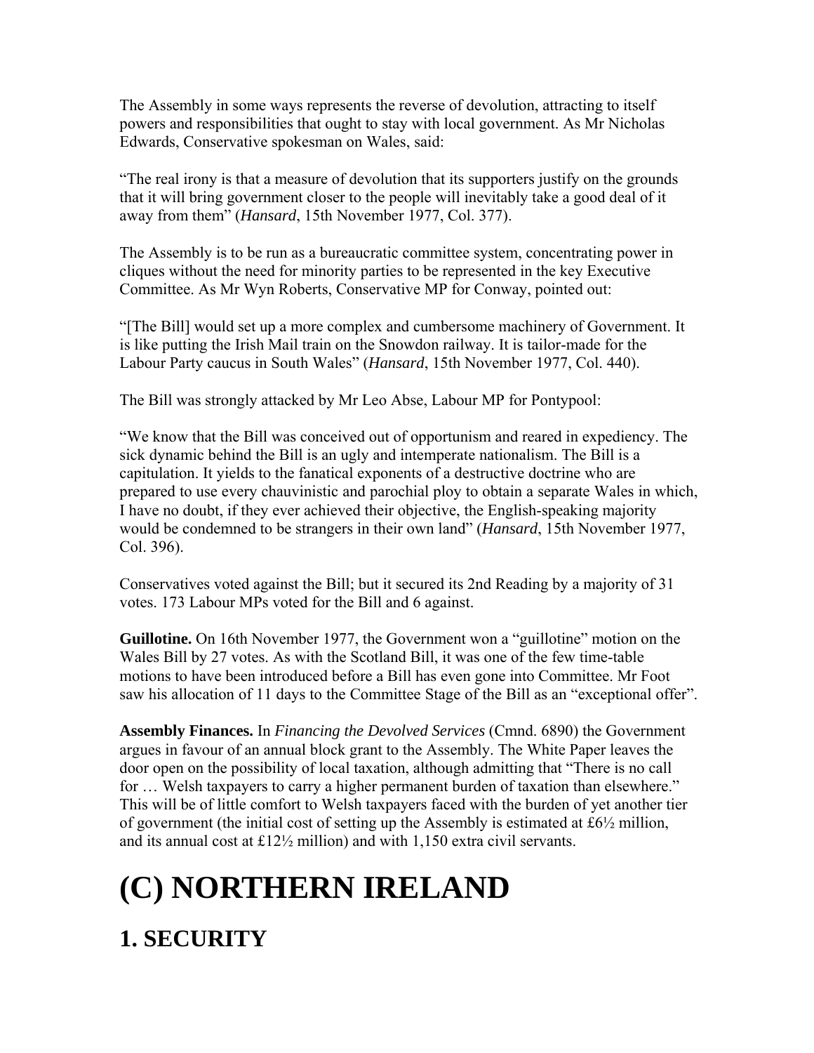The Assembly in some ways represents the reverse of devolution, attracting to itself powers and responsibilities that ought to stay with local government. As Mr Nicholas Edwards, Conservative spokesman on Wales, said:

"The real irony is that a measure of devolution that its supporters justify on the grounds that it will bring government closer to the people will inevitably take a good deal of it away from them" (*Hansard*, 15th November 1977, Col. 377).

The Assembly is to be run as a bureaucratic committee system, concentrating power in cliques without the need for minority parties to be represented in the key Executive Committee. As Mr Wyn Roberts, Conservative MP for Conway, pointed out:

"[The Bill] would set up a more complex and cumbersome machinery of Government. It is like putting the Irish Mail train on the Snowdon railway. It is tailor-made for the Labour Party caucus in South Wales" (*Hansard*, 15th November 1977, Col. 440).

The Bill was strongly attacked by Mr Leo Abse, Labour MP for Pontypool:

"We know that the Bill was conceived out of opportunism and reared in expediency. The sick dynamic behind the Bill is an ugly and intemperate nationalism. The Bill is a capitulation. It yields to the fanatical exponents of a destructive doctrine who are prepared to use every chauvinistic and parochial ploy to obtain a separate Wales in which, I have no doubt, if they ever achieved their objective, the English-speaking majority would be condemned to be strangers in their own land" (*Hansard*, 15th November 1977, Col. 396).

Conservatives voted against the Bill; but it secured its 2nd Reading by a majority of 31 votes. 173 Labour MPs voted for the Bill and 6 against.

**Guillotine.** On 16th November 1977, the Government won a "guillotine" motion on the Wales Bill by 27 votes. As with the Scotland Bill, it was one of the few time-table motions to have been introduced before a Bill has even gone into Committee. Mr Foot saw his allocation of 11 days to the Committee Stage of the Bill as an "exceptional offer".

**Assembly Finances.** In *Financing the Devolved Services* (Cmnd. 6890) the Government argues in favour of an annual block grant to the Assembly. The White Paper leaves the door open on the possibility of local taxation, although admitting that "There is no call for … Welsh taxpayers to carry a higher permanent burden of taxation than elsewhere." This will be of little comfort to Welsh taxpayers faced with the burden of yet another tier of government (the initial cost of setting up the Assembly is estimated at £6½ million, and its annual cost at £12½ million) and with 1,150 extra civil servants.

# (C) NORTHERN IRELAND

## 1. SECURITY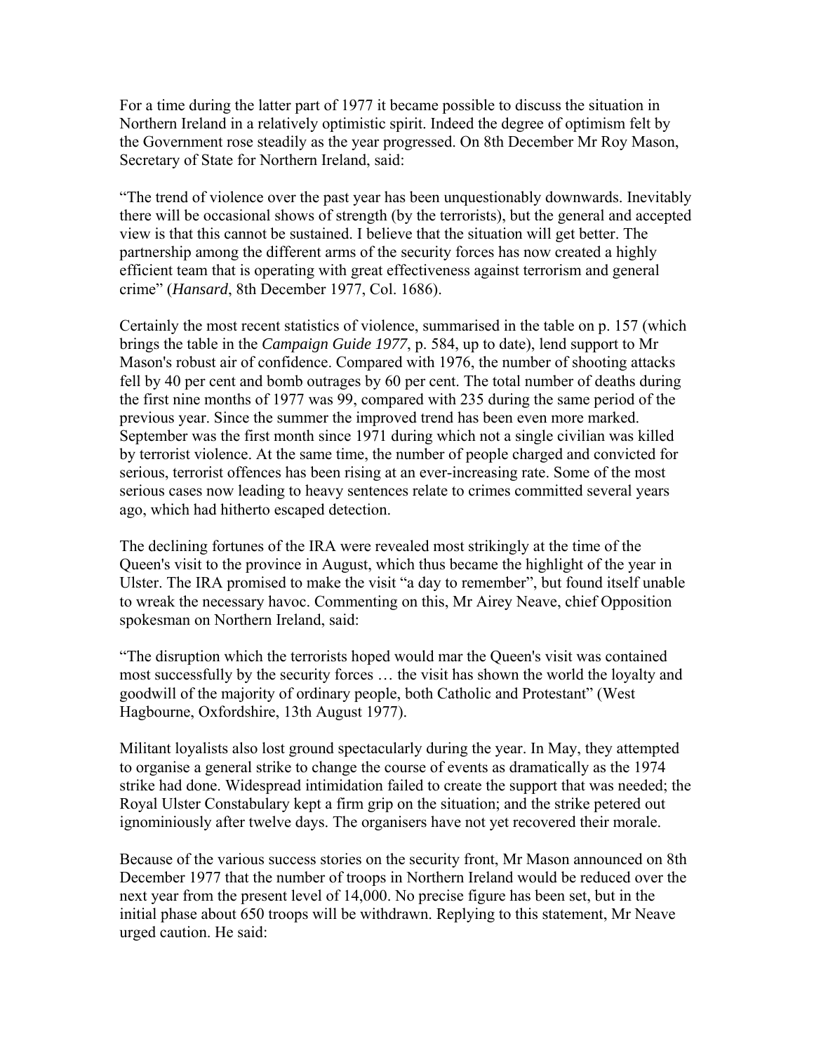For a time during the latter part of 1977 it became possible to discuss the situation in Northern Ireland in a relatively optimistic spirit. Indeed the degree of optimism felt by the Government rose steadily as the year progressed. On 8th December Mr Roy Mason, Secretary of State for Northern Ireland, said:

"The trend of violence over the past year has been unquestionably downwards. Inevitably there will be occasional shows of strength (by the terrorists), but the general and accepted view is that this cannot be sustained. I believe that the situation will get better. The partnership among the different arms of the security forces has now created a highly efficient team that is operating with great effectiveness against terrorism and general crime" (*Hansard*, 8th December 1977, Col. 1686).

Certainly the most recent statistics of violence, summarised in the table on p. 157 (which brings the table in the *Campaign Guide 1977*, p. 584, up to date), lend support to Mr Mason's robust air of confidence. Compared with 1976, the number of shooting attacks fell by 40 per cent and bomb outrages by 60 per cent. The total number of deaths during the first nine months of 1977 was 99, compared with 235 during the same period of the previous year. Since the summer the improved trend has been even more marked. September was the first month since 1971 during which not a single civilian was killed by terrorist violence. At the same time, the number of people charged and convicted for serious, terrorist offences has been rising at an ever-increasing rate. Some of the most serious cases now leading to heavy sentences relate to crimes committed several years ago, which had hitherto escaped detection.

The declining fortunes of the IRA were revealed most strikingly at the time of the Queen's visit to the province in August, which thus became the highlight of the year in Ulster. The IRA promised to make the visit "a day to remember", but found itself unable to wreak the necessary havoc. Commenting on this, Mr Airey Neave, chief Opposition spokesman on Northern Ireland, said:

"The disruption which the terrorists hoped would mar the Queen's visit was contained most successfully by the security forces … the visit has shown the world the loyalty and goodwill of the majority of ordinary people, both Catholic and Protestant" (West Hagbourne, Oxfordshire, 13th August 1977).

Militant loyalists also lost ground spectacularly during the year. In May, they attempted to organise a general strike to change the course of events as dramatically as the 1974 strike had done. Widespread intimidation failed to create the support that was needed; the Royal Ulster Constabulary kept a firm grip on the situation; and the strike petered out ignominiously after twelve days. The organisers have not yet recovered their morale.

Because of the various success stories on the security front, Mr Mason announced on 8th December 1977 that the number of troops in Northern Ireland would be reduced over the next year from the present level of 14,000. No precise figure has been set, but in the initial phase about 650 troops will be withdrawn. Replying to this statement, Mr Neave urged caution. He said: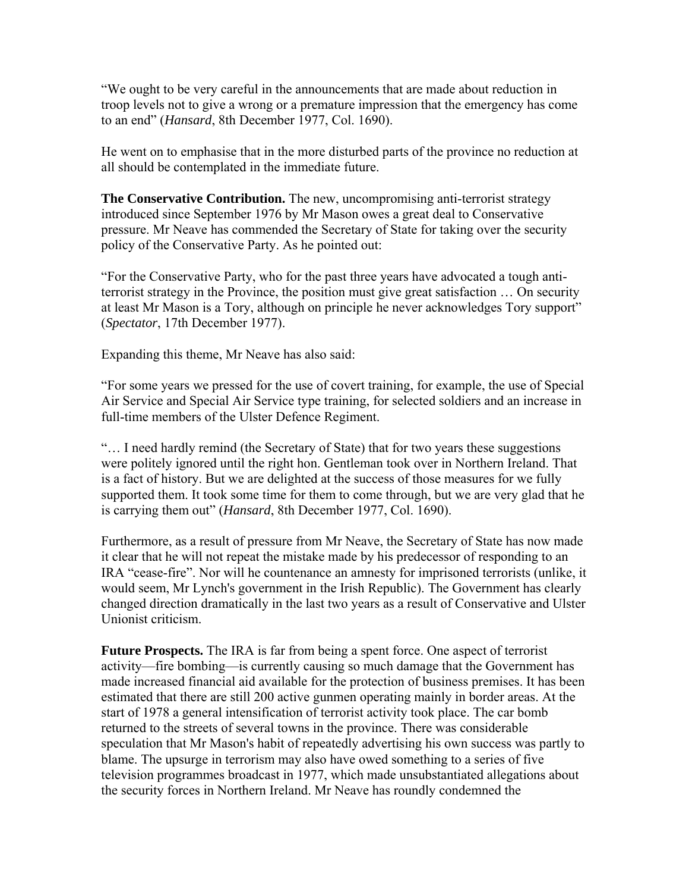"We ought to be very careful in the announcements that are made about reduction in troop levels not to give a wrong or a premature impression that the emergency has come to an end" (*Hansard*, 8th December 1977, Col. 1690).

He went on to emphasise that in the more disturbed parts of the province no reduction at all should be contemplated in the immediate future.

**The Conservative Contribution.** The new, uncompromising anti-terrorist strategy introduced since September 1976 by Mr Mason owes a great deal to Conservative pressure. Mr Neave has commended the Secretary of State for taking over the security policy of the Conservative Party. As he pointed out:

"For the Conservative Party, who for the past three years have advocated a tough anti-terrorist strategy in the Province, the position must give great satisfaction … On security at least Mr Mason is a Tory, although on principle he never acknowledges Tory support" (*Spectator*, 17th December 1977).

Expanding this theme, Mr Neave has also said:

"For some years we pressed for the use of covert training, for example, the use of Special Air Service and Special Air Service type training, for selected soldiers and an increase in full-time members of the Ulster Defence Regiment.

"… I need hardly remind (the Secretary of State) that for two years these suggestions were politely ignored until the right hon. Gentleman took over in Northern Ireland. That is a fact of history. But we are delighted at the success of those measures for we fully supported them. It took some time for them to come through, but we are very glad that he is carrying them out" (*Hansard*, 8th December 1977, Col. 1690).

Furthermore, as a result of pressure from Mr Neave, the Secretary of State has now made it clear that he will not repeat the mistake made by his predecessor of responding to an IRA "cease-fire". Nor will he countenance an amnesty for imprisoned terrorists (unlike, it would seem, Mr Lynch's government in the Irish Republic). The Government has clearly changed direction dramatically in the last two years as a result of Conservative and Ulster Unionist criticism.

**Future Prospects.** The IRA is far from being a spent force. One aspect of terrorist activity—fire bombing—is currently causing so much damage that the Government has made increased financial aid available for the protection of business premises. It has been estimated that there are still 200 active gunmen operating mainly in border areas. At the start of 1978 a general intensification of terrorist activity took place. The car bomb returned to the streets of several towns in the province. There was considerable speculation that Mr Mason's habit of repeatedly advertising his own success was partly to blame. The upsurge in terrorism may also have owed something to a series of five television programmes broadcast in 1977, which made unsubstantiated allegations about the security forces in Northern Ireland. Mr Neave has roundly condemned the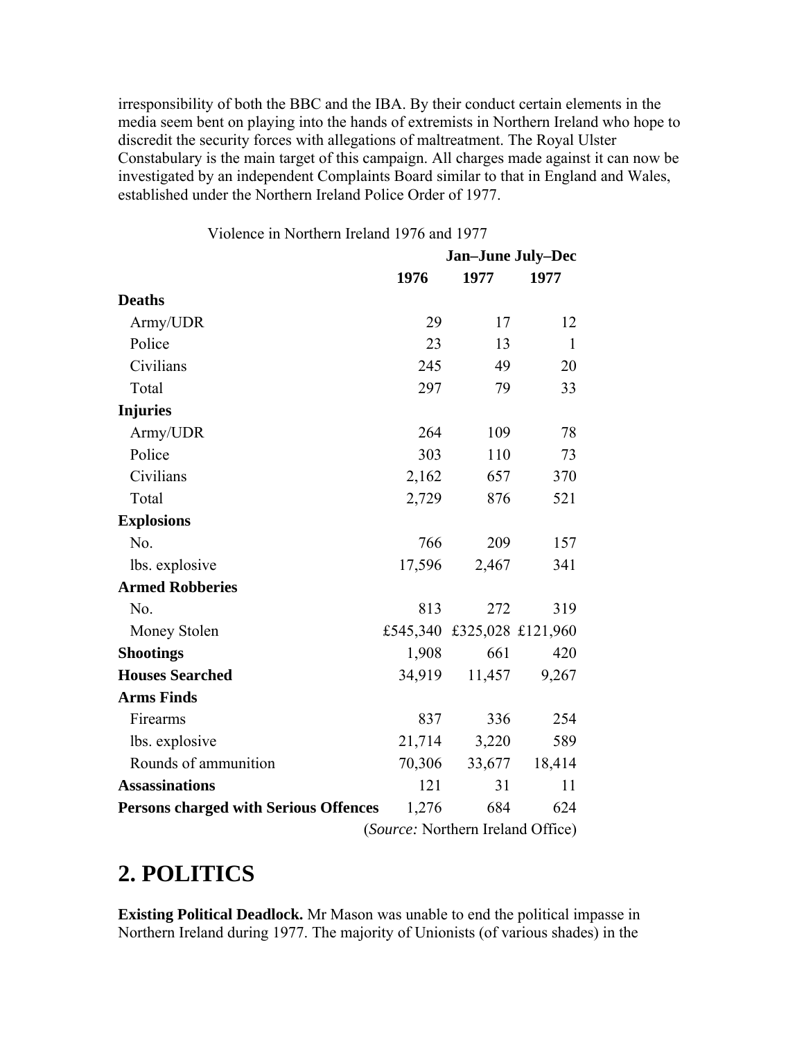irresponsibility of both the BBC and the IBA. By their conduct certain elements in the media seem bent on playing into the hands of extremists in Northern Ireland who hope to discredit the security forces with allegations of maltreatment. The Royal Ulster Constabulary is the main target of this campaign. All charges made against it can now be investigated by an independent Complaints Board similar to that in England and Wales, established under the Northern Ireland Police Order of 1977.

Violence in Northern Ireland 1976 and 1977

| | | Jan–June | July–Dec |
|---|---|---|---|
| | **1976** | **1977** | **1977** |
| **Deaths** | | | |
| Army/UDR | 29 | 17 | 12 |
| Police | 23 | 13 | 1 |
| Civilians | 245 | 49 | 20 |
| Total | 297 | 79 | 33 |
| **Injuries** | | | |
| Army/UDR | 264 | 109 | 78 |
| Police | 303 | 110 | 73 |
| Civilians | 2,162 | 657 | 370 |
| Total | 2,729 | 876 | 521 |
| **Explosions** | | | |
| No. | 766 | 209 | 157 |
| lbs. explosive | 17,596 | 2,467 | 341 |
| **Armed Robberies** | | | |
| No. | 813 | 272 | 319 |
| Money Stolen | £545,340 | £325,028 | £121,960 |
| **Shootings** | 1,908 | 661 | 420 |
| **Houses Searched** | 34,919 | 11,457 | 9,267 |
| **Arms Finds** | | | |
| Firearms | 837 | 336 | 254 |
| lbs. explosive | 21,714 | 3,220 | 589 |
| Rounds of ammunition | 70,306 | 33,677 | 18,414 |
| **Assassinations** | 121 | 31 | 11 |
| **Persons charged with Serious Offences** | 1,276 | 684 | 624 |

(*Source:* Northern Ireland Office)

## 2. POLITICS

**Existing Political Deadlock.** Mr Mason was unable to end the political impasse in Northern Ireland during 1977. The majority of Unionists (of various shades) in the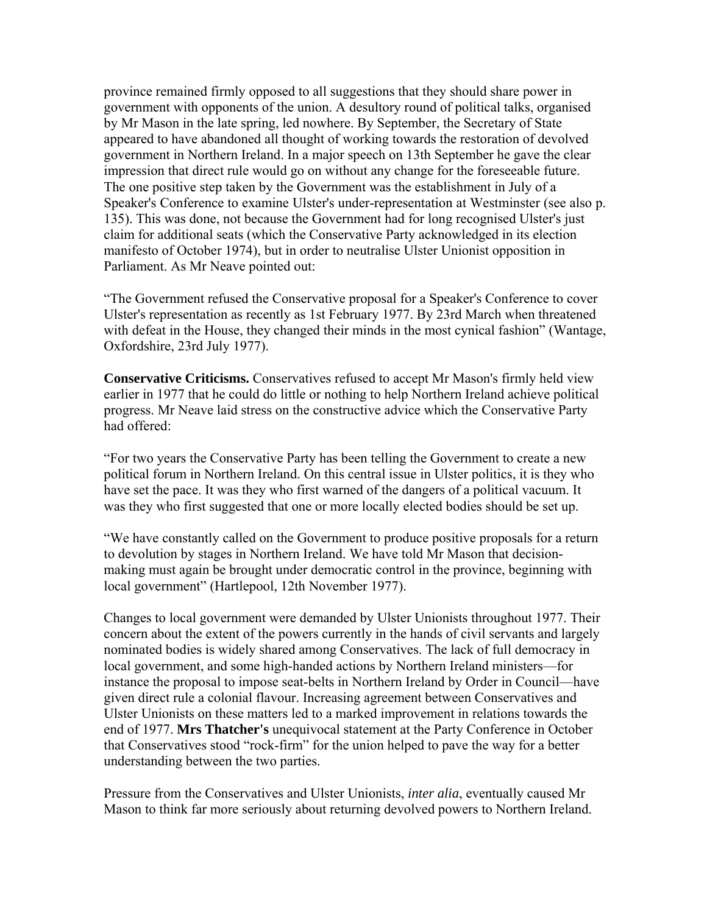province remained firmly opposed to all suggestions that they should share power in government with opponents of the union. A desultory round of political talks, organised by Mr Mason in the late spring, led nowhere. By September, the Secretary of State appeared to have abandoned all thought of working towards the restoration of devolved government in Northern Ireland. In a major speech on 13th September he gave the clear impression that direct rule would go on without any change for the foreseeable future. The one positive step taken by the Government was the establishment in July of a Speaker's Conference to examine Ulster's under-representation at Westminster (see also p. 135). This was done, not because the Government had for long recognised Ulster's just claim for additional seats (which the Conservative Party acknowledged in its election manifesto of October 1974), but in order to neutralise Ulster Unionist opposition in Parliament. As Mr Neave pointed out:

"The Government refused the Conservative proposal for a Speaker's Conference to cover Ulster's representation as recently as 1st February 1977. By 23rd March when threatened with defeat in the House, they changed their minds in the most cynical fashion" (Wantage, Oxfordshire, 23rd July 1977).

**Conservative Criticisms.** Conservatives refused to accept Mr Mason's firmly held view earlier in 1977 that he could do little or nothing to help Northern Ireland achieve political progress. Mr Neave laid stress on the constructive advice which the Conservative Party had offered:

"For two years the Conservative Party has been telling the Government to create a new political forum in Northern Ireland. On this central issue in Ulster politics, it is they who have set the pace. It was they who first warned of the dangers of a political vacuum. It was they who first suggested that one or more locally elected bodies should be set up.

"We have constantly called on the Government to produce positive proposals for a return to devolution by stages in Northern Ireland. We have told Mr Mason that decision-making must again be brought under democratic control in the province, beginning with local government" (Hartlepool, 12th November 1977).

Changes to local government were demanded by Ulster Unionists throughout 1977. Their concern about the extent of the powers currently in the hands of civil servants and largely nominated bodies is widely shared among Conservatives. The lack of full democracy in local government, and some high-handed actions by Northern Ireland ministers—for instance the proposal to impose seat-belts in Northern Ireland by Order in Council—have given direct rule a colonial flavour. Increasing agreement between Conservatives and Ulster Unionists on these matters led to a marked improvement in relations towards the end of 1977. **Mrs Thatcher's** unequivocal statement at the Party Conference in October that Conservatives stood "rock-firm" for the union helped to pave the way for a better understanding between the two parties.

Pressure from the Conservatives and Ulster Unionists, *inter alia*, eventually caused Mr Mason to think far more seriously about returning devolved powers to Northern Ireland.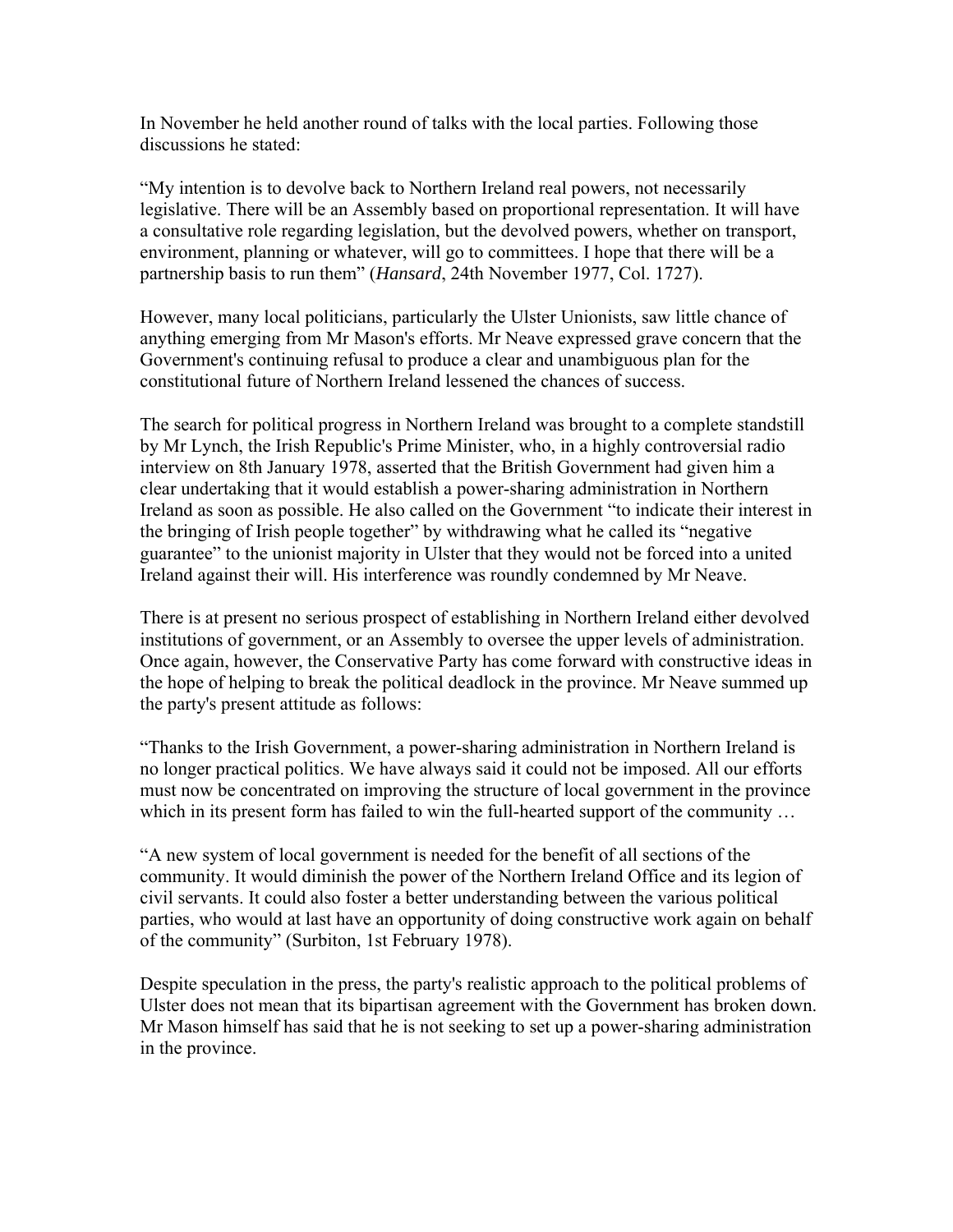In November he held another round of talks with the local parties. Following those discussions he stated:

"My intention is to devolve back to Northern Ireland real powers, not necessarily legislative. There will be an Assembly based on proportional representation. It will have a consultative role regarding legislation, but the devolved powers, whether on transport, environment, planning or whatever, will go to committees. I hope that there will be a partnership basis to run them" (*Hansard*, 24th November 1977, Col. 1727).

However, many local politicians, particularly the Ulster Unionists, saw little chance of anything emerging from Mr Mason's efforts. Mr Neave expressed grave concern that the Government's continuing refusal to produce a clear and unambiguous plan for the constitutional future of Northern Ireland lessened the chances of success.

The search for political progress in Northern Ireland was brought to a complete standstill by Mr Lynch, the Irish Republic's Prime Minister, who, in a highly controversial radio interview on 8th January 1978, asserted that the British Government had given him a clear undertaking that it would establish a power-sharing administration in Northern Ireland as soon as possible. He also called on the Government "to indicate their interest in the bringing of Irish people together" by withdrawing what he called its "negative guarantee" to the unionist majority in Ulster that they would not be forced into a united Ireland against their will. His interference was roundly condemned by Mr Neave.

There is at present no serious prospect of establishing in Northern Ireland either devolved institutions of government, or an Assembly to oversee the upper levels of administration. Once again, however, the Conservative Party has come forward with constructive ideas in the hope of helping to break the political deadlock in the province. Mr Neave summed up the party's present attitude as follows:

"Thanks to the Irish Government, a power-sharing administration in Northern Ireland is no longer practical politics. We have always said it could not be imposed. All our efforts must now be concentrated on improving the structure of local government in the province which in its present form has failed to win the full-hearted support of the community …

"A new system of local government is needed for the benefit of all sections of the community. It would diminish the power of the Northern Ireland Office and its legion of civil servants. It could also foster a better understanding between the various political parties, who would at last have an opportunity of doing constructive work again on behalf of the community" (Surbiton, 1st February 1978).

Despite speculation in the press, the party's realistic approach to the political problems of Ulster does not mean that its bipartisan agreement with the Government has broken down. Mr Mason himself has said that he is not seeking to set up a power-sharing administration in the province.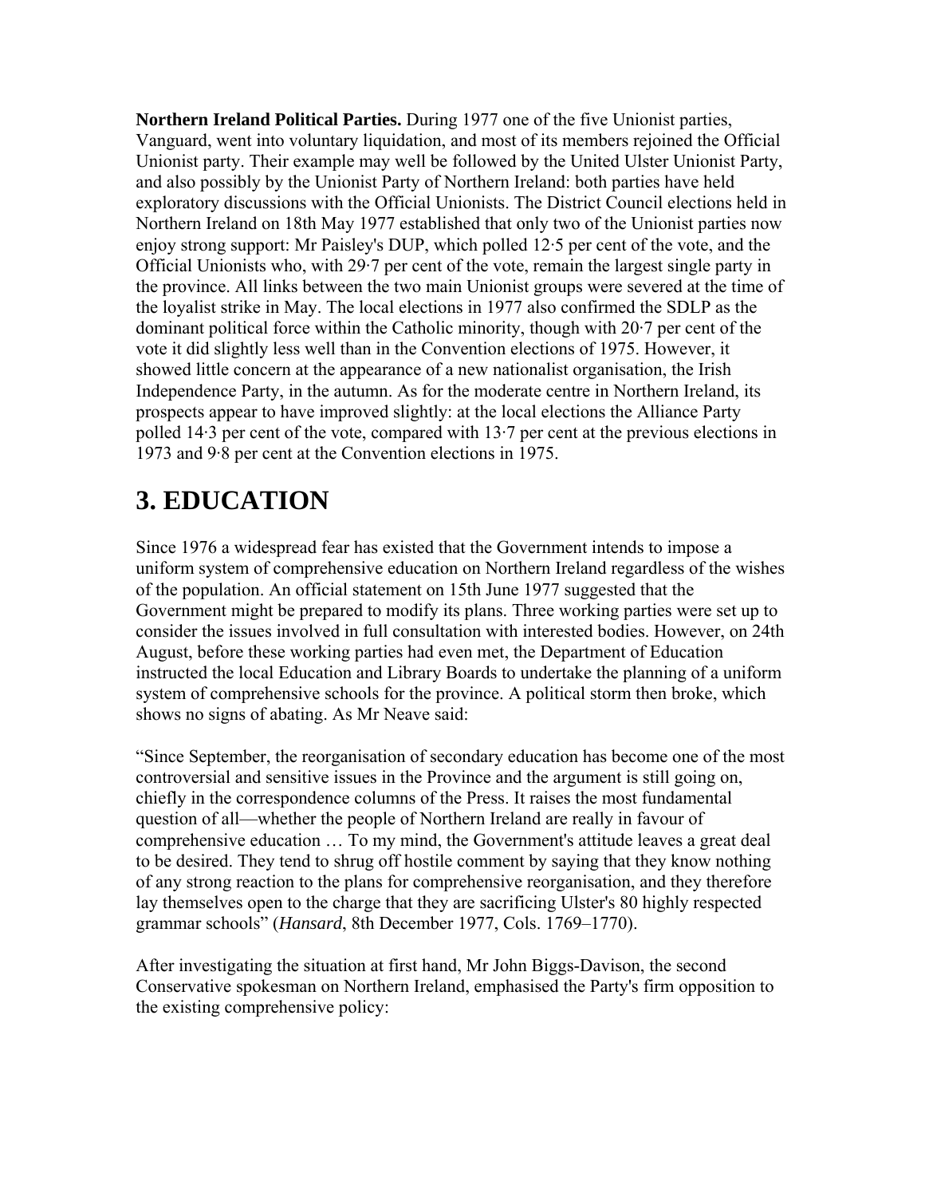**Northern Ireland Political Parties.** During 1977 one of the five Unionist parties, Vanguard, went into voluntary liquidation, and most of its members rejoined the Official Unionist party. Their example may well be followed by the United Ulster Unionist Party, and also possibly by the Unionist Party of Northern Ireland: both parties have held exploratory discussions with the Official Unionists. The District Council elections held in Northern Ireland on 18th May 1977 established that only two of the Unionist parties now enjoy strong support: Mr Paisley's DUP, which polled 12·5 per cent of the vote, and the Official Unionists who, with 29·7 per cent of the vote, remain the largest single party in the province. All links between the two main Unionist groups were severed at the time of the loyalist strike in May. The local elections in 1977 also confirmed the SDLP as the dominant political force within the Catholic minority, though with 20·7 per cent of the vote it did slightly less well than in the Convention elections of 1975. However, it showed little concern at the appearance of a new nationalist organisation, the Irish Independence Party, in the autumn. As for the moderate centre in Northern Ireland, its prospects appear to have improved slightly: at the local elections the Alliance Party polled 14·3 per cent of the vote, compared with 13·7 per cent at the previous elections in 1973 and 9·8 per cent at the Convention elections in 1975.

## 3. EDUCATION

Since 1976 a widespread fear has existed that the Government intends to impose a uniform system of comprehensive education on Northern Ireland regardless of the wishes of the population. An official statement on 15th June 1977 suggested that the Government might be prepared to modify its plans. Three working parties were set up to consider the issues involved in full consultation with interested bodies. However, on 24th August, before these working parties had even met, the Department of Education instructed the local Education and Library Boards to undertake the planning of a uniform system of comprehensive schools for the province. A political storm then broke, which shows no signs of abating. As Mr Neave said:

"Since September, the reorganisation of secondary education has become one of the most controversial and sensitive issues in the Province and the argument is still going on, chiefly in the correspondence columns of the Press. It raises the most fundamental question of all—whether the people of Northern Ireland are really in favour of comprehensive education … To my mind, the Government's attitude leaves a great deal to be desired. They tend to shrug off hostile comment by saying that they know nothing of any strong reaction to the plans for comprehensive reorganisation, and they therefore lay themselves open to the charge that they are sacrificing Ulster's 80 highly respected grammar schools" (*Hansard*, 8th December 1977, Cols. 1769–1770).

After investigating the situation at first hand, Mr John Biggs-Davison, the second Conservative spokesman on Northern Ireland, emphasised the Party's firm opposition to the existing comprehensive policy: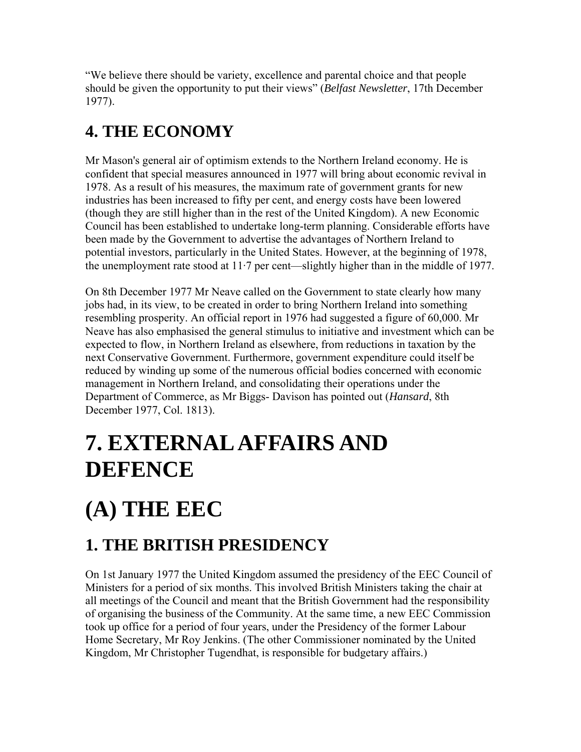"We believe there should be variety, excellence and parental choice and that people should be given the opportunity to put their views" (*Belfast Newsletter*, 17th December 1977).

## 4. THE ECONOMY

Mr Mason's general air of optimism extends to the Northern Ireland economy. He is confident that special measures announced in 1977 will bring about economic revival in 1978. As a result of his measures, the maximum rate of government grants for new industries has been increased to fifty per cent, and energy costs have been lowered (though they are still higher than in the rest of the United Kingdom). A new Economic Council has been established to undertake long-term planning. Considerable efforts have been made by the Government to advertise the advantages of Northern Ireland to potential investors, particularly in the United States. However, at the beginning of 1978, the unemployment rate stood at 11·7 per cent—slightly higher than in the middle of 1977.

On 8th December 1977 Mr Neave called on the Government to state clearly how many jobs had, in its view, to be created in order to bring Northern Ireland into something resembling prosperity. An official report in 1976 had suggested a figure of 60,000. Mr Neave has also emphasised the general stimulus to initiative and investment which can be expected to flow, in Northern Ireland as elsewhere, from reductions in taxation by the next Conservative Government. Furthermore, government expenditure could itself be reduced by winding up some of the numerous official bodies concerned with economic management in Northern Ireland, and consolidating their operations under the Department of Commerce, as Mr Biggs- Davison has pointed out (*Hansard*, 8th December 1977, Col. 1813).

# 7. EXTERNAL AFFAIRS AND DEFENCE

# (A) THE EEC

## 1. THE BRITISH PRESIDENCY

On 1st January 1977 the United Kingdom assumed the presidency of the EEC Council of Ministers for a period of six months. This involved British Ministers taking the chair at all meetings of the Council and meant that the British Government had the responsibility of organising the business of the Community. At the same time, a new EEC Commission took up office for a period of four years, under the Presidency of the former Labour Home Secretary, Mr Roy Jenkins. (The other Commissioner nominated by the United Kingdom, Mr Christopher Tugendhat, is responsible for budgetary affairs.)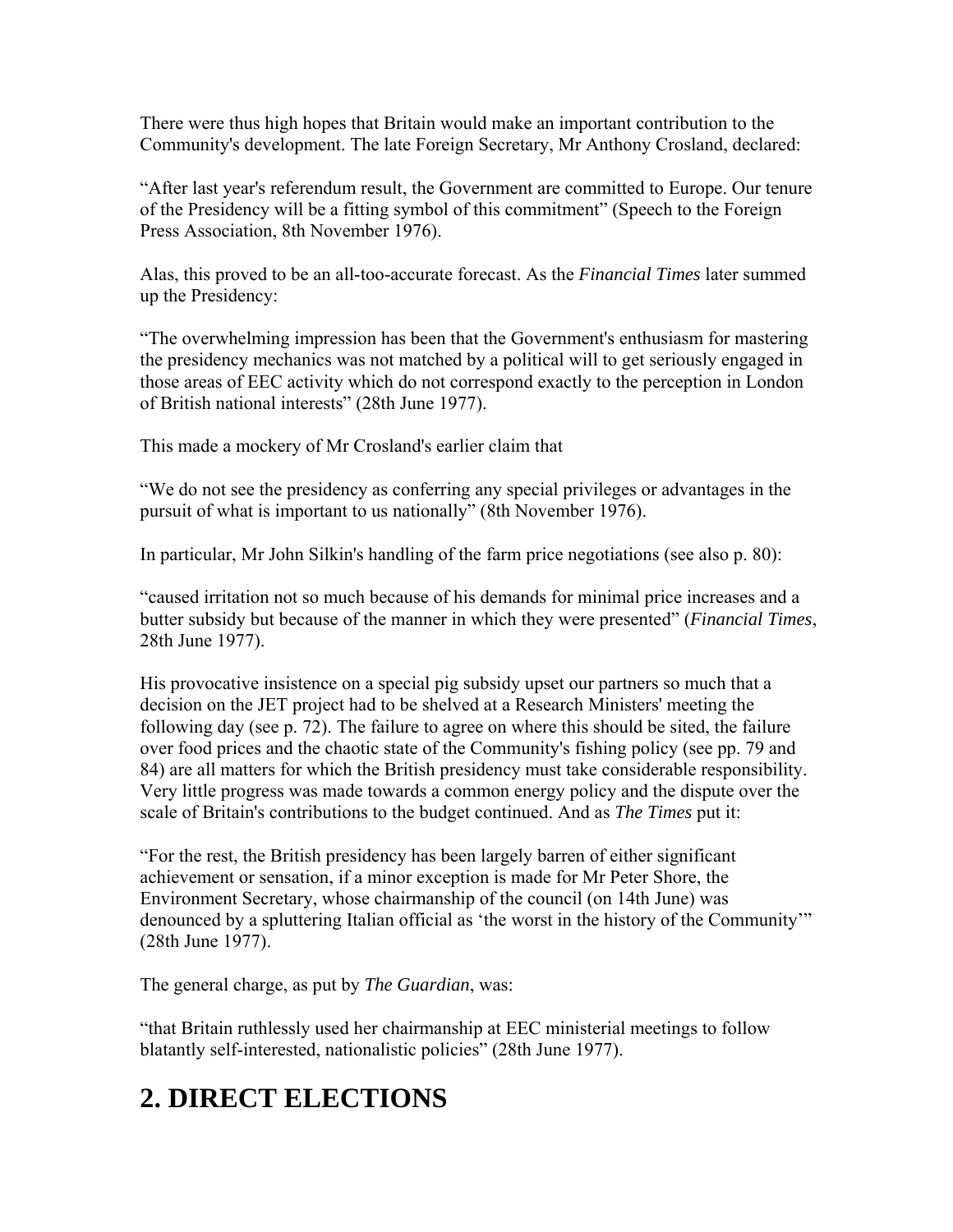There were thus high hopes that Britain would make an important contribution to the Community's development. The late Foreign Secretary, Mr Anthony Crosland, declared:

"After last year's referendum result, the Government are committed to Europe. Our tenure of the Presidency will be a fitting symbol of this commitment" (Speech to the Foreign Press Association, 8th November 1976).

Alas, this proved to be an all-too-accurate forecast. As the *Financial Times* later summed up the Presidency:

"The overwhelming impression has been that the Government's enthusiasm for mastering the presidency mechanics was not matched by a political will to get seriously engaged in those areas of EEC activity which do not correspond exactly to the perception in London of British national interests" (28th June 1977).

This made a mockery of Mr Crosland's earlier claim that

"We do not see the presidency as conferring any special privileges or advantages in the pursuit of what is important to us nationally" (8th November 1976).

In particular, Mr John Silkin's handling of the farm price negotiations (see also p. 80):

"caused irritation not so much because of his demands for minimal price increases and a butter subsidy but because of the manner in which they were presented" (*Financial Times*, 28th June 1977).

His provocative insistence on a special pig subsidy upset our partners so much that a decision on the JET project had to be shelved at a Research Ministers' meeting the following day (see p. 72). The failure to agree on where this should be sited, the failure over food prices and the chaotic state of the Community's fishing policy (see pp. 79 and 84) are all matters for which the British presidency must take considerable responsibility. Very little progress was made towards a common energy policy and the dispute over the scale of Britain's contributions to the budget continued. And as *The Times* put it:

"For the rest, the British presidency has been largely barren of either significant achievement or sensation, if a minor exception is made for Mr Peter Shore, the Environment Secretary, whose chairmanship of the council (on 14th June) was denounced by a spluttering Italian official as 'the worst in the history of the Community'" (28th June 1977).

The general charge, as put by *The Guardian*, was:

"that Britain ruthlessly used her chairmanship at EEC ministerial meetings to follow blatantly self-interested, nationalistic policies" (28th June 1977).

## 2. DIRECT ELECTIONS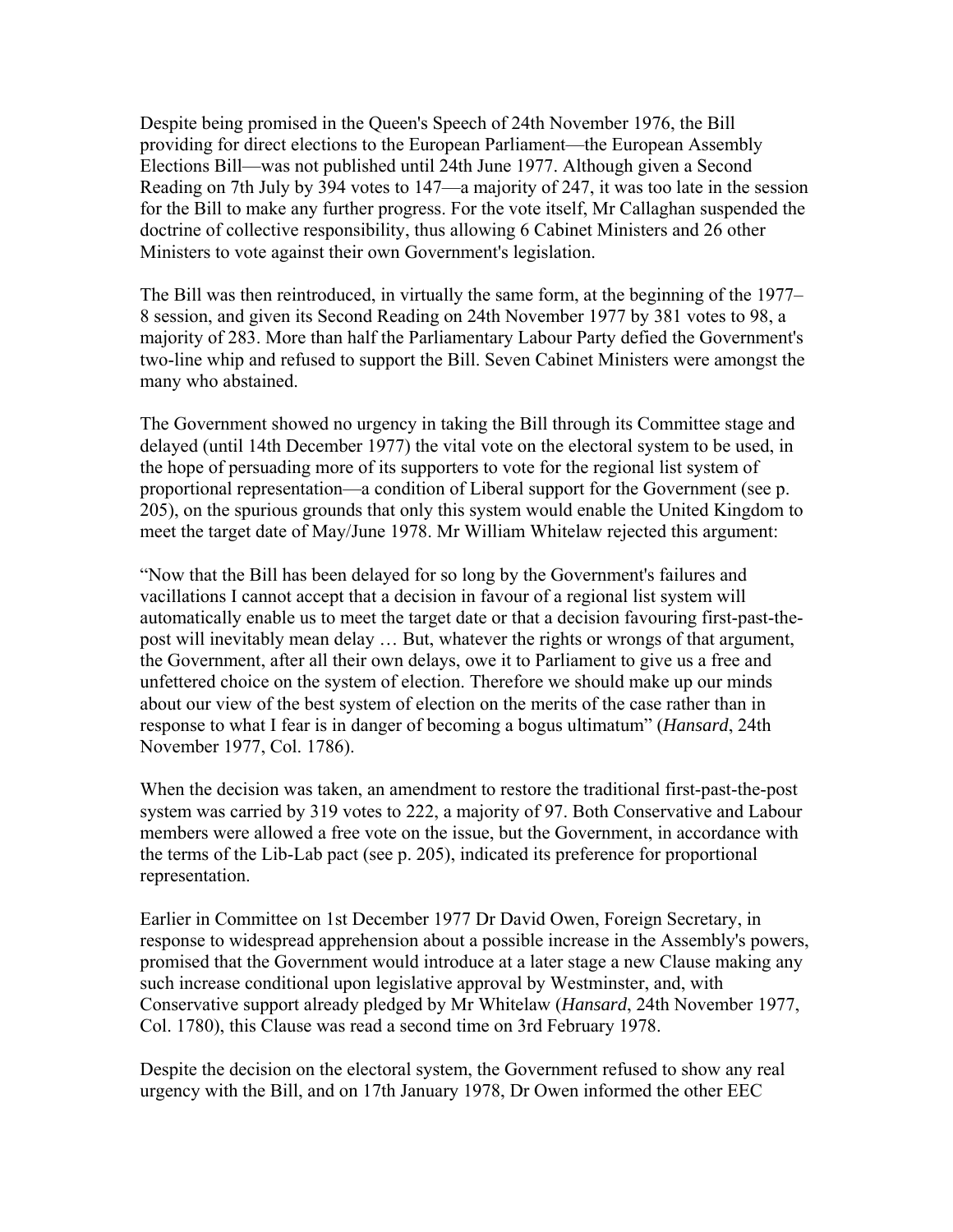Despite being promised in the Queen's Speech of 24th November 1976, the Bill providing for direct elections to the European Parliament—the European Assembly Elections Bill—was not published until 24th June 1977. Although given a Second Reading on 7th July by 394 votes to 147—a majority of 247, it was too late in the session for the Bill to make any further progress. For the vote itself, Mr Callaghan suspended the doctrine of collective responsibility, thus allowing 6 Cabinet Ministers and 26 other Ministers to vote against their own Government's legislation.

The Bill was then reintroduced, in virtually the same form, at the beginning of the 1977–8 session, and given its Second Reading on 24th November 1977 by 381 votes to 98, a majority of 283. More than half the Parliamentary Labour Party defied the Government's two-line whip and refused to support the Bill. Seven Cabinet Ministers were amongst the many who abstained.

The Government showed no urgency in taking the Bill through its Committee stage and delayed (until 14th December 1977) the vital vote on the electoral system to be used, in the hope of persuading more of its supporters to vote for the regional list system of proportional representation—a condition of Liberal support for the Government (see p. 205), on the spurious grounds that only this system would enable the United Kingdom to meet the target date of May/June 1978. Mr William Whitelaw rejected this argument:

"Now that the Bill has been delayed for so long by the Government's failures and vacillations I cannot accept that a decision in favour of a regional list system will automatically enable us to meet the target date or that a decision favouring first-past-the-post will inevitably mean delay … But, whatever the rights or wrongs of that argument, the Government, after all their own delays, owe it to Parliament to give us a free and unfettered choice on the system of election. Therefore we should make up our minds about our view of the best system of election on the merits of the case rather than in response to what I fear is in danger of becoming a bogus ultimatum" (*Hansard*, 24th November 1977, Col. 1786).

When the decision was taken, an amendment to restore the traditional first-past-the-post system was carried by 319 votes to 222, a majority of 97. Both Conservative and Labour members were allowed a free vote on the issue, but the Government, in accordance with the terms of the Lib-Lab pact (see p. 205), indicated its preference for proportional representation.

Earlier in Committee on 1st December 1977 Dr David Owen, Foreign Secretary, in response to widespread apprehension about a possible increase in the Assembly's powers, promised that the Government would introduce at a later stage a new Clause making any such increase conditional upon legislative approval by Westminster, and, with Conservative support already pledged by Mr Whitelaw (*Hansard*, 24th November 1977, Col. 1780), this Clause was read a second time on 3rd February 1978.

Despite the decision on the electoral system, the Government refused to show any real urgency with the Bill, and on 17th January 1978, Dr Owen informed the other EEC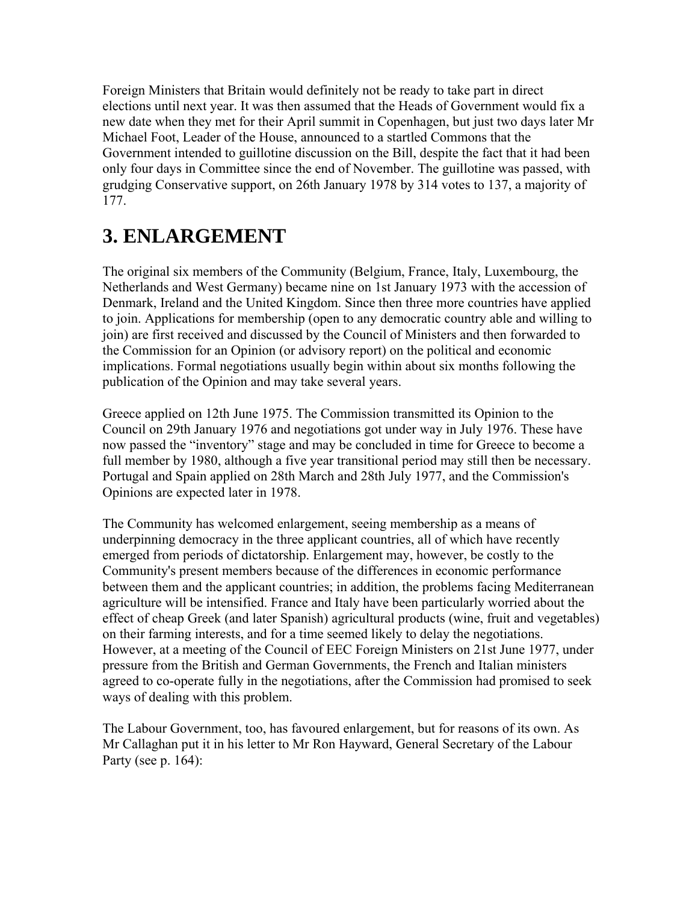Foreign Ministers that Britain would definitely not be ready to take part in direct elections until next year. It was then assumed that the Heads of Government would fix a new date when they met for their April summit in Copenhagen, but just two days later Mr Michael Foot, Leader of the House, announced to a startled Commons that the Government intended to guillotine discussion on the Bill, despite the fact that it had been only four days in Committee since the end of November. The guillotine was passed, with grudging Conservative support, on 26th January 1978 by 314 votes to 137, a majority of 177.

# 3. ENLARGEMENT

The original six members of the Community (Belgium, France, Italy, Luxembourg, the Netherlands and West Germany) became nine on 1st January 1973 with the accession of Denmark, Ireland and the United Kingdom. Since then three more countries have applied to join. Applications for membership (open to any democratic country able and willing to join) are first received and discussed by the Council of Ministers and then forwarded to the Commission for an Opinion (or advisory report) on the political and economic implications. Formal negotiations usually begin within about six months following the publication of the Opinion and may take several years.

Greece applied on 12th June 1975. The Commission transmitted its Opinion to the Council on 29th January 1976 and negotiations got under way in July 1976. These have now passed the "inventory" stage and may be concluded in time for Greece to become a full member by 1980, although a five year transitional period may still then be necessary. Portugal and Spain applied on 28th March and 28th July 1977, and the Commission's Opinions are expected later in 1978.

The Community has welcomed enlargement, seeing membership as a means of underpinning democracy in the three applicant countries, all of which have recently emerged from periods of dictatorship. Enlargement may, however, be costly to the Community's present members because of the differences in economic performance between them and the applicant countries; in addition, the problems facing Mediterranean agriculture will be intensified. France and Italy have been particularly worried about the effect of cheap Greek (and later Spanish) agricultural products (wine, fruit and vegetables) on their farming interests, and for a time seemed likely to delay the negotiations. However, at a meeting of the Council of EEC Foreign Ministers on 21st June 1977, under pressure from the British and German Governments, the French and Italian ministers agreed to co-operate fully in the negotiations, after the Commission had promised to seek ways of dealing with this problem.

The Labour Government, too, has favoured enlargement, but for reasons of its own. As Mr Callaghan put it in his letter to Mr Ron Hayward, General Secretary of the Labour Party (see p. 164):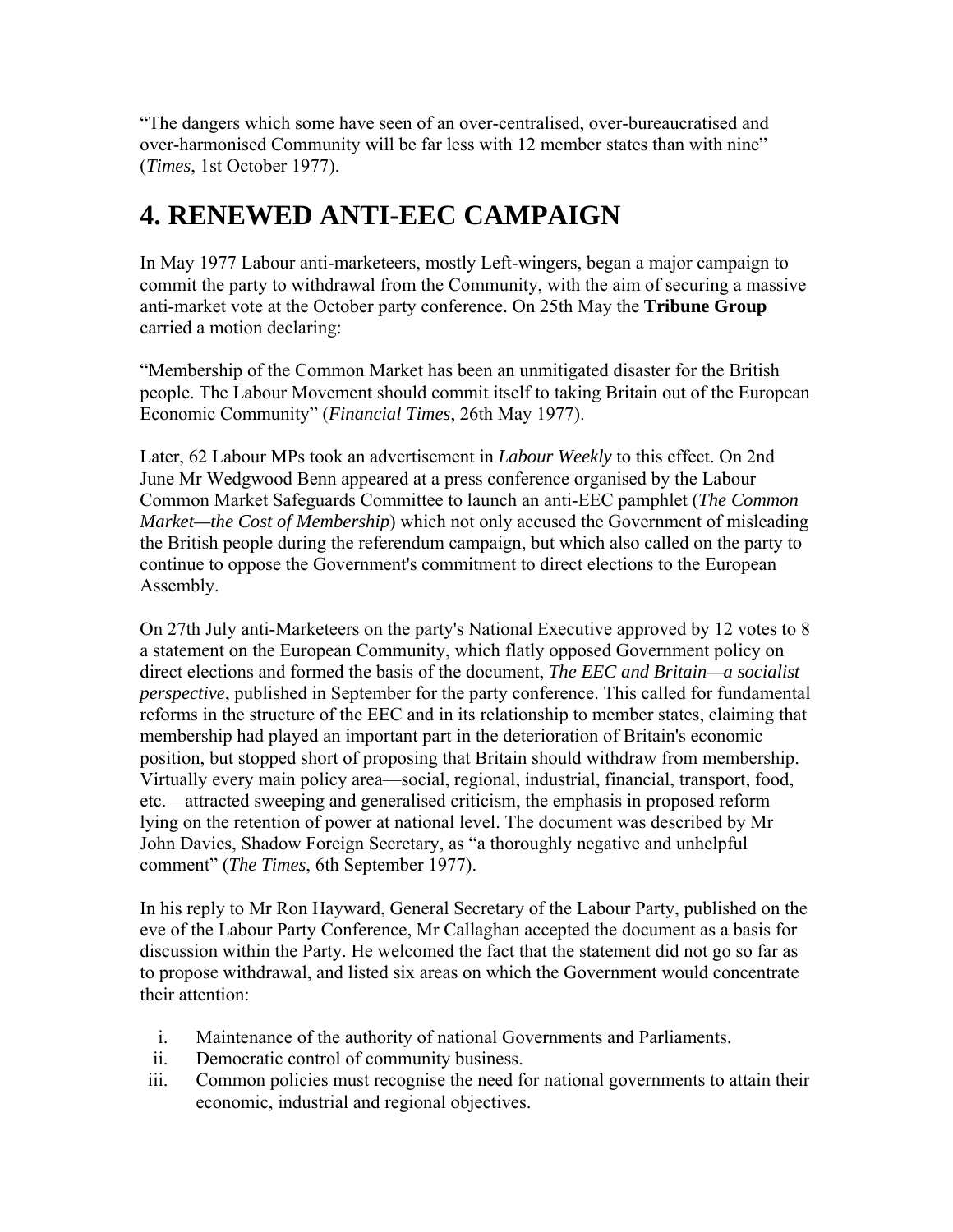"The dangers which some have seen of an over-centralised, over-bureaucratised and over-harmonised Community will be far less with 12 member states than with nine" (*Times*, 1st October 1977).

# 4. RENEWED ANTI-EEC CAMPAIGN

In May 1977 Labour anti-marketeers, mostly Left-wingers, began a major campaign to commit the party to withdrawal from the Community, with the aim of securing a massive anti-market vote at the October party conference. On 25th May the **Tribune Group** carried a motion declaring:

"Membership of the Common Market has been an unmitigated disaster for the British people. The Labour Movement should commit itself to taking Britain out of the European Economic Community" (*Financial Times*, 26th May 1977).

Later, 62 Labour MPs took an advertisement in *Labour Weekly* to this effect. On 2nd June Mr Wedgwood Benn appeared at a press conference organised by the Labour Common Market Safeguards Committee to launch an anti-EEC pamphlet (*The Common Market—the Cost of Membership*) which not only accused the Government of misleading the British people during the referendum campaign, but which also called on the party to continue to oppose the Government's commitment to direct elections to the European Assembly.

On 27th July anti-Marketeers on the party's National Executive approved by 12 votes to 8 a statement on the European Community, which flatly opposed Government policy on direct elections and formed the basis of the document, *The EEC and Britain—a socialist perspective*, published in September for the party conference. This called for fundamental reforms in the structure of the EEC and in its relationship to member states, claiming that membership had played an important part in the deterioration of Britain's economic position, but stopped short of proposing that Britain should withdraw from membership. Virtually every main policy area—social, regional, industrial, financial, transport, food, etc.—attracted sweeping and generalised criticism, the emphasis in proposed reform lying on the retention of power at national level. The document was described by Mr John Davies, Shadow Foreign Secretary, as "a thoroughly negative and unhelpful comment" (*The Times*, 6th September 1977).

In his reply to Mr Ron Hayward, General Secretary of the Labour Party, published on the eve of the Labour Party Conference, Mr Callaghan accepted the document as a basis for discussion within the Party. He welcomed the fact that the statement did not go so far as to propose withdrawal, and listed six areas on which the Government would concentrate their attention:

i. Maintenance of the authority of national Governments and Parliaments.
ii. Democratic control of community business.
iii. Common policies must recognise the need for national governments to attain their economic, industrial and regional objectives.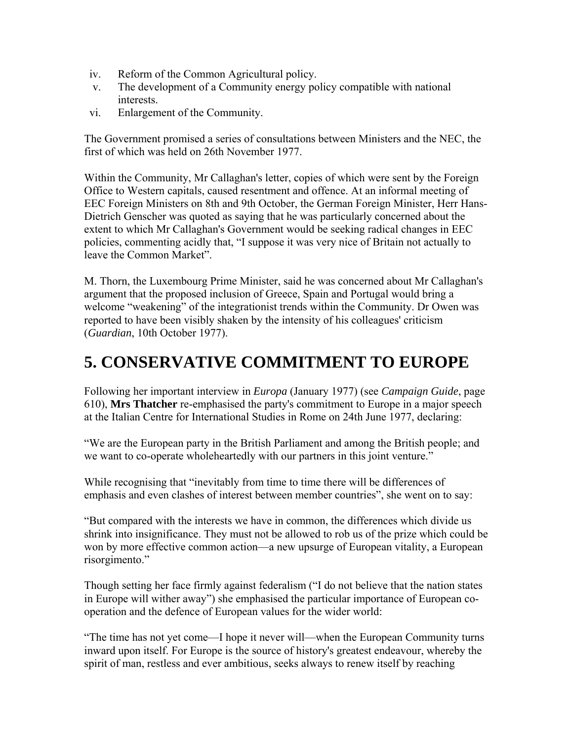iv. Reform of the Common Agricultural policy.
v. The development of a Community energy policy compatible with national interests.
vi. Enlargement of the Community.

The Government promised a series of consultations between Ministers and the NEC, the first of which was held on 26th November 1977.

Within the Community, Mr Callaghan's letter, copies of which were sent by the Foreign Office to Western capitals, caused resentment and offence. At an informal meeting of EEC Foreign Ministers on 8th and 9th October, the German Foreign Minister, Herr Hans-Dietrich Genscher was quoted as saying that he was particularly concerned about the extent to which Mr Callaghan's Government would be seeking radical changes in EEC policies, commenting acidly that, "I suppose it was very nice of Britain not actually to leave the Common Market".

M. Thorn, the Luxembourg Prime Minister, said he was concerned about Mr Callaghan's argument that the proposed inclusion of Greece, Spain and Portugal would bring a welcome "weakening" of the integrationist trends within the Community. Dr Owen was reported to have been visibly shaken by the intensity of his colleagues' criticism (*Guardian*, 10th October 1977).

# 5. CONSERVATIVE COMMITMENT TO EUROPE

Following her important interview in *Europa* (January 1977) (see *Campaign Guide*, page 610), **Mrs Thatcher** re-emphasised the party's commitment to Europe in a major speech at the Italian Centre for International Studies in Rome on 24th June 1977, declaring:

"We are the European party in the British Parliament and among the British people; and we want to co-operate wholeheartedly with our partners in this joint venture."

While recognising that "inevitably from time to time there will be differences of emphasis and even clashes of interest between member countries", she went on to say:

"But compared with the interests we have in common, the differences which divide us shrink into insignificance. They must not be allowed to rob us of the prize which could be won by more effective common action—a new upsurge of European vitality, a European risorgimento."

Though setting her face firmly against federalism ("I do not believe that the nation states in Europe will wither away") she emphasised the particular importance of European co-operation and the defence of European values for the wider world:

"The time has not yet come—I hope it never will—when the European Community turns inward upon itself. For Europe is the source of history's greatest endeavour, whereby the spirit of man, restless and ever ambitious, seeks always to renew itself by reaching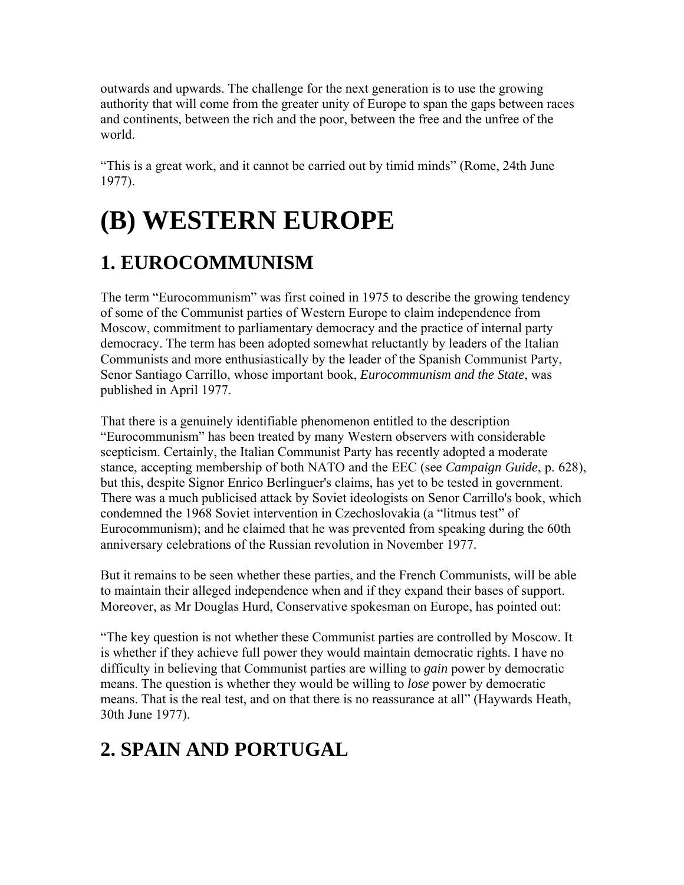outwards and upwards. The challenge for the next generation is to use the growing authority that will come from the greater unity of Europe to span the gaps between races and continents, between the rich and the poor, between the free and the unfree of the world.

"This is a great work, and it cannot be carried out by timid minds" (Rome, 24th June 1977).

# (B) WESTERN EUROPE

## 1. EUROCOMMUNISM

The term "Eurocommunism" was first coined in 1975 to describe the growing tendency of some of the Communist parties of Western Europe to claim independence from Moscow, commitment to parliamentary democracy and the practice of internal party democracy. The term has been adopted somewhat reluctantly by leaders of the Italian Communists and more enthusiastically by the leader of the Spanish Communist Party, Senor Santiago Carrillo, whose important book, *Eurocommunism and the State*, was published in April 1977.

That there is a genuinely identifiable phenomenon entitled to the description "Eurocommunism" has been treated by many Western observers with considerable scepticism. Certainly, the Italian Communist Party has recently adopted a moderate stance, accepting membership of both NATO and the EEC (see *Campaign Guide*, p. 628), but this, despite Signor Enrico Berlinguer's claims, has yet to be tested in government. There was a much publicised attack by Soviet ideologists on Senor Carrillo's book, which condemned the 1968 Soviet intervention in Czechoslovakia (a "litmus test" of Eurocommunism); and he claimed that he was prevented from speaking during the 60th anniversary celebrations of the Russian revolution in November 1977.

But it remains to be seen whether these parties, and the French Communists, will be able to maintain their alleged independence when and if they expand their bases of support. Moreover, as Mr Douglas Hurd, Conservative spokesman on Europe, has pointed out:

"The key question is not whether these Communist parties are controlled by Moscow. It is whether if they achieve full power they would maintain democratic rights. I have no difficulty in believing that Communist parties are willing to *gain* power by democratic means. The question is whether they would be willing to *lose* power by democratic means. That is the real test, and on that there is no reassurance at all" (Haywards Heath, 30th June 1977).

## 2. SPAIN AND PORTUGAL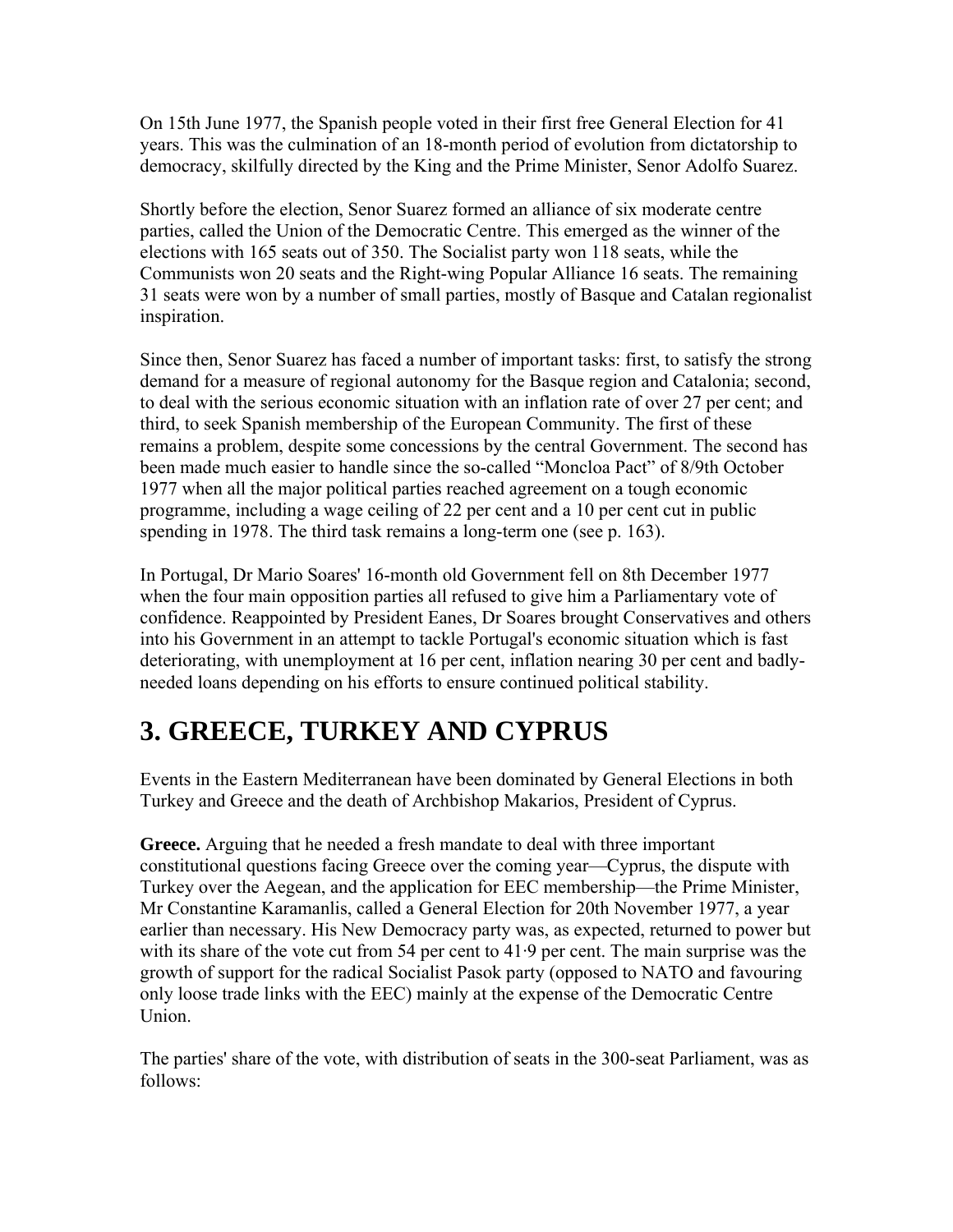On 15th June 1977, the Spanish people voted in their first free General Election for 41 years. This was the culmination of an 18-month period of evolution from dictatorship to democracy, skilfully directed by the King and the Prime Minister, Senor Adolfo Suarez.

Shortly before the election, Senor Suarez formed an alliance of six moderate centre parties, called the Union of the Democratic Centre. This emerged as the winner of the elections with 165 seats out of 350. The Socialist party won 118 seats, while the Communists won 20 seats and the Right-wing Popular Alliance 16 seats. The remaining 31 seats were won by a number of small parties, mostly of Basque and Catalan regionalist inspiration.

Since then, Senor Suarez has faced a number of important tasks: first, to satisfy the strong demand for a measure of regional autonomy for the Basque region and Catalonia; second, to deal with the serious economic situation with an inflation rate of over 27 per cent; and third, to seek Spanish membership of the European Community. The first of these remains a problem, despite some concessions by the central Government. The second has been made much easier to handle since the so-called "Moncloa Pact" of 8/9th October 1977 when all the major political parties reached agreement on a tough economic programme, including a wage ceiling of 22 per cent and a 10 per cent cut in public spending in 1978. The third task remains a long-term one (see p. 163).

In Portugal, Dr Mario Soares' 16-month old Government fell on 8th December 1977 when the four main opposition parties all refused to give him a Parliamentary vote of confidence. Reappointed by President Eanes, Dr Soares brought Conservatives and others into his Government in an attempt to tackle Portugal's economic situation which is fast deteriorating, with unemployment at 16 per cent, inflation nearing 30 per cent and badly-needed loans depending on his efforts to ensure continued political stability.

## 3. GREECE, TURKEY AND CYPRUS

Events in the Eastern Mediterranean have been dominated by General Elections in both Turkey and Greece and the death of Archbishop Makarios, President of Cyprus.

**Greece.** Arguing that he needed a fresh mandate to deal with three important constitutional questions facing Greece over the coming year—Cyprus, the dispute with Turkey over the Aegean, and the application for EEC membership—the Prime Minister, Mr Constantine Karamanlis, called a General Election for 20th November 1977, a year earlier than necessary. His New Democracy party was, as expected, returned to power but with its share of the vote cut from 54 per cent to 41·9 per cent. The main surprise was the growth of support for the radical Socialist Pasok party (opposed to NATO and favouring only loose trade links with the EEC) mainly at the expense of the Democratic Centre Union.

The parties' share of the vote, with distribution of seats in the 300-seat Parliament, was as follows: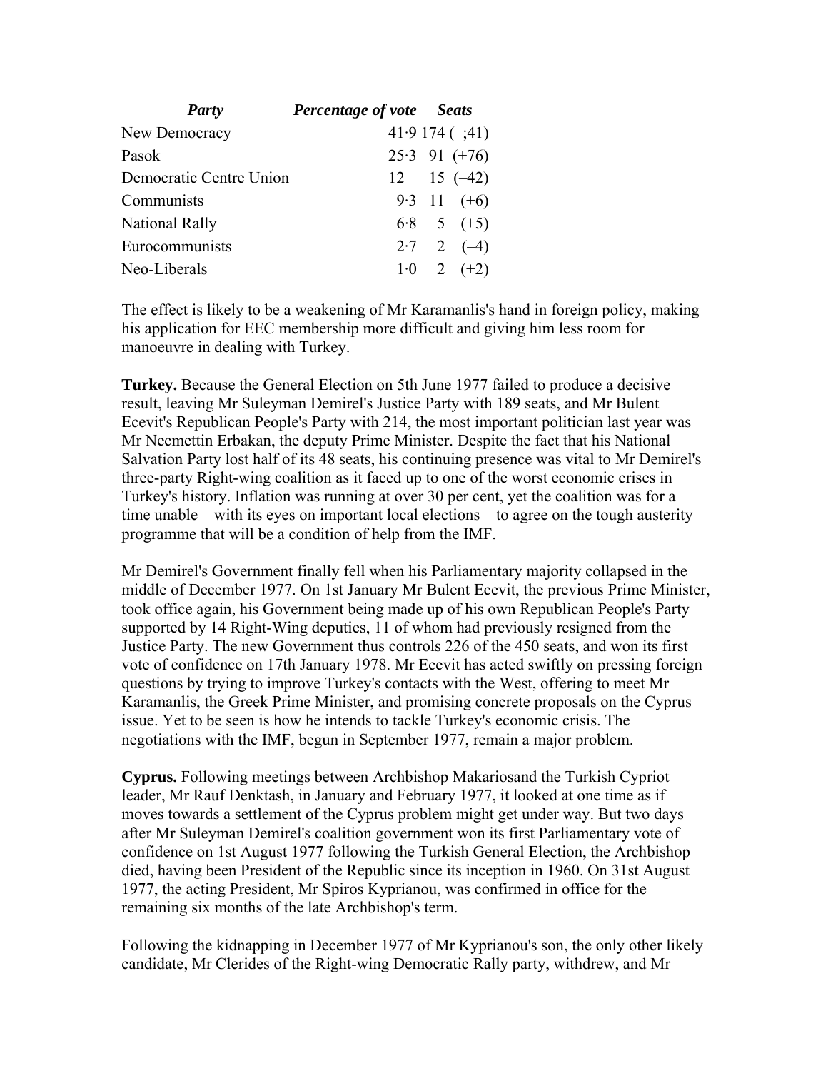| *Party* | *Percentage of vote* | *Seats* |
|---|---|---|
| New Democracy | 41·9 | 174 (–;41) |
| Pasok | 25·3 | 91 (+76) |
| Democratic Centre Union | 12 | 15 (–42) |
| Communists | 9·3 | 11 (+6) |
| National Rally | 6·8 | 5 (+5) |
| Eurocommunists | 2·7 | 2 (–4) |
| Neo-Liberals | 1·0 | 2 (+2) |

The effect is likely to be a weakening of Mr Karamanlis's hand in foreign policy, making his application for EEC membership more difficult and giving him less room for manoeuvre in dealing with Turkey.

**Turkey.** Because the General Election on 5th June 1977 failed to produce a decisive result, leaving Mr Suleyman Demirel's Justice Party with 189 seats, and Mr Bulent Ecevit's Republican People's Party with 214, the most important politician last year was Mr Necmettin Erbakan, the deputy Prime Minister. Despite the fact that his National Salvation Party lost half of its 48 seats, his continuing presence was vital to Mr Demirel's three-party Right-wing coalition as it faced up to one of the worst economic crises in Turkey's history. Inflation was running at over 30 per cent, yet the coalition was for a time unable—with its eyes on important local elections—to agree on the tough austerity programme that will be a condition of help from the IMF.

Mr Demirel's Government finally fell when his Parliamentary majority collapsed in the middle of December 1977. On 1st January Mr Bulent Ecevit, the previous Prime Minister, took office again, his Government being made up of his own Republican People's Party supported by 14 Right-Wing deputies, 11 of whom had previously resigned from the Justice Party. The new Government thus controls 226 of the 450 seats, and won its first vote of confidence on 17th January 1978. Mr Ecevit has acted swiftly on pressing foreign questions by trying to improve Turkey's contacts with the West, offering to meet Mr Karamanlis, the Greek Prime Minister, and promising concrete proposals on the Cyprus issue. Yet to be seen is how he intends to tackle Turkey's economic crisis. The negotiations with the IMF, begun in September 1977, remain a major problem.

**Cyprus.** Following meetings between Archbishop Makariosand the Turkish Cypriot leader, Mr Rauf Denktash, in January and February 1977, it looked at one time as if moves towards a settlement of the Cyprus problem might get under way. But two days after Mr Suleyman Demirel's coalition government won its first Parliamentary vote of confidence on 1st August 1977 following the Turkish General Election, the Archbishop died, having been President of the Republic since its inception in 1960. On 31st August 1977, the acting President, Mr Spiros Kyprianou, was confirmed in office for the remaining six months of the late Archbishop's term.

Following the kidnapping in December 1977 of Mr Kyprianou's son, the only other likely candidate, Mr Clerides of the Right-wing Democratic Rally party, withdrew, and Mr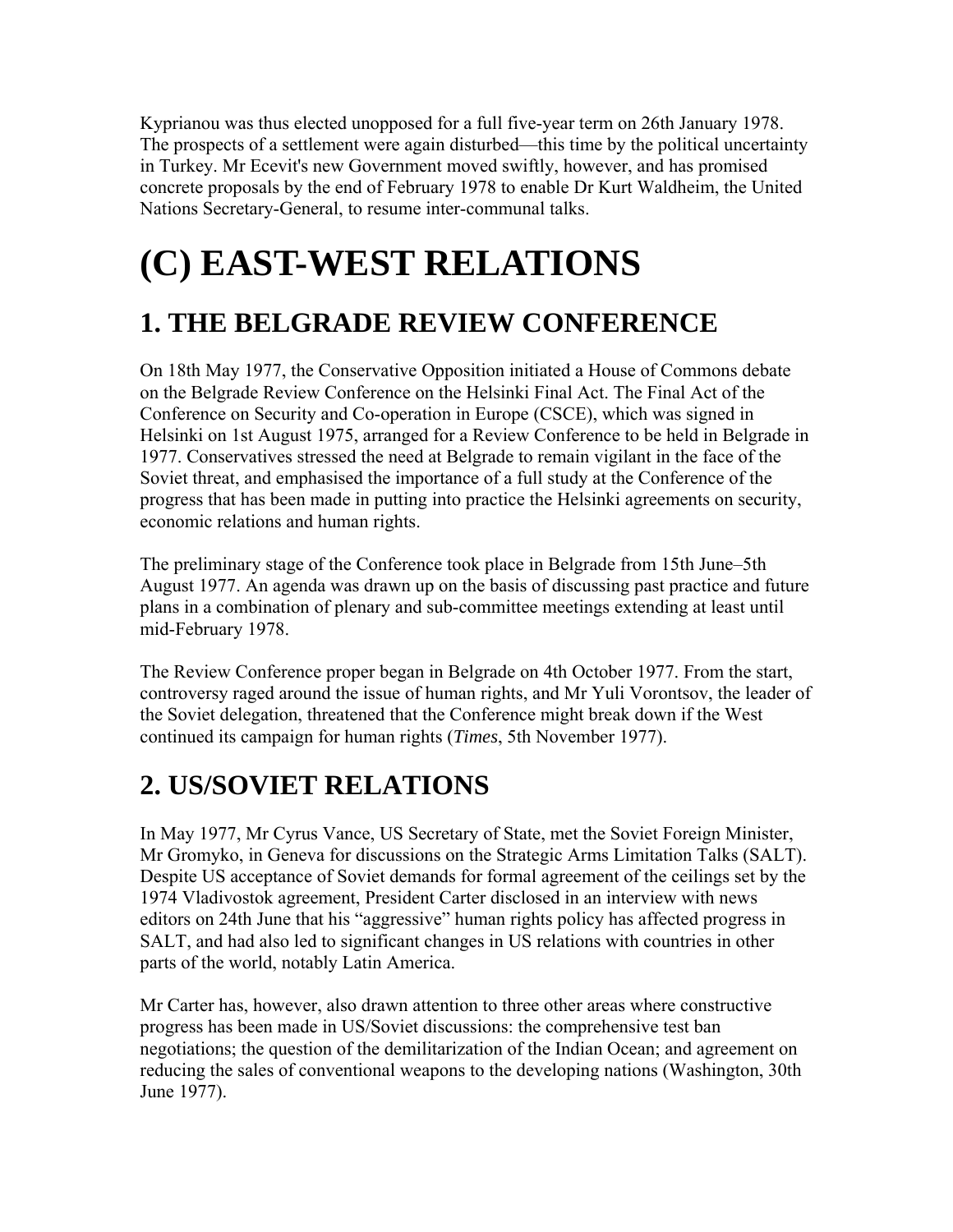Kyprianou was thus elected unopposed for a full five-year term on 26th January 1978. The prospects of a settlement were again disturbed—this time by the political uncertainty in Turkey. Mr Ecevit's new Government moved swiftly, however, and has promised concrete proposals by the end of February 1978 to enable Dr Kurt Waldheim, the United Nations Secretary-General, to resume inter-communal talks.

# (C) EAST-WEST RELATIONS

## 1. THE BELGRADE REVIEW CONFERENCE

On 18th May 1977, the Conservative Opposition initiated a House of Commons debate on the Belgrade Review Conference on the Helsinki Final Act. The Final Act of the Conference on Security and Co-operation in Europe (CSCE), which was signed in Helsinki on 1st August 1975, arranged for a Review Conference to be held in Belgrade in 1977. Conservatives stressed the need at Belgrade to remain vigilant in the face of the Soviet threat, and emphasised the importance of a full study at the Conference of the progress that has been made in putting into practice the Helsinki agreements on security, economic relations and human rights.

The preliminary stage of the Conference took place in Belgrade from 15th June–5th August 1977. An agenda was drawn up on the basis of discussing past practice and future plans in a combination of plenary and sub-committee meetings extending at least until mid-February 1978.

The Review Conference proper began in Belgrade on 4th October 1977. From the start, controversy raged around the issue of human rights, and Mr Yuli Vorontsov, the leader of the Soviet delegation, threatened that the Conference might break down if the West continued its campaign for human rights (*Times*, 5th November 1977).

## 2. US/SOVIET RELATIONS

In May 1977, Mr Cyrus Vance, US Secretary of State, met the Soviet Foreign Minister, Mr Gromyko, in Geneva for discussions on the Strategic Arms Limitation Talks (SALT). Despite US acceptance of Soviet demands for formal agreement of the ceilings set by the 1974 Vladivostok agreement, President Carter disclosed in an interview with news editors on 24th June that his "aggressive" human rights policy has affected progress in SALT, and had also led to significant changes in US relations with countries in other parts of the world, notably Latin America.

Mr Carter has, however, also drawn attention to three other areas where constructive progress has been made in US/Soviet discussions: the comprehensive test ban negotiations; the question of the demilitarization of the Indian Ocean; and agreement on reducing the sales of conventional weapons to the developing nations (Washington, 30th June 1977).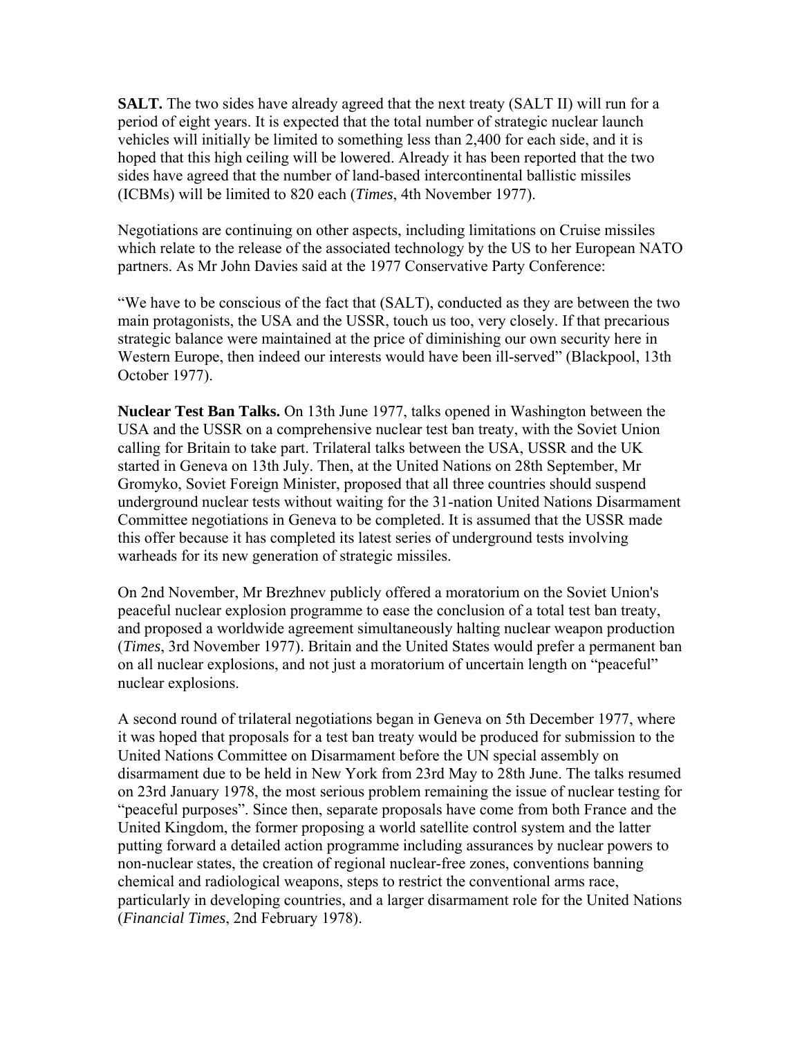**SALT.** The two sides have already agreed that the next treaty (SALT II) will run for a period of eight years. It is expected that the total number of strategic nuclear launch vehicles will initially be limited to something less than 2,400 for each side, and it is hoped that this high ceiling will be lowered. Already it has been reported that the two sides have agreed that the number of land-based intercontinental ballistic missiles (ICBMs) will be limited to 820 each (*Times*, 4th November 1977).

Negotiations are continuing on other aspects, including limitations on Cruise missiles which relate to the release of the associated technology by the US to her European NATO partners. As Mr John Davies said at the 1977 Conservative Party Conference:

"We have to be conscious of the fact that (SALT), conducted as they are between the two main protagonists, the USA and the USSR, touch us too, very closely. If that precarious strategic balance were maintained at the price of diminishing our own security here in Western Europe, then indeed our interests would have been ill-served" (Blackpool, 13th October 1977).

**Nuclear Test Ban Talks.** On 13th June 1977, talks opened in Washington between the USA and the USSR on a comprehensive nuclear test ban treaty, with the Soviet Union calling for Britain to take part. Trilateral talks between the USA, USSR and the UK started in Geneva on 13th July. Then, at the United Nations on 28th September, Mr Gromyko, Soviet Foreign Minister, proposed that all three countries should suspend underground nuclear tests without waiting for the 31-nation United Nations Disarmament Committee negotiations in Geneva to be completed. It is assumed that the USSR made this offer because it has completed its latest series of underground tests involving warheads for its new generation of strategic missiles.

On 2nd November, Mr Brezhnev publicly offered a moratorium on the Soviet Union's peaceful nuclear explosion programme to ease the conclusion of a total test ban treaty, and proposed a worldwide agreement simultaneously halting nuclear weapon production (*Times*, 3rd November 1977). Britain and the United States would prefer a permanent ban on all nuclear explosions, and not just a moratorium of uncertain length on "peaceful" nuclear explosions.

A second round of trilateral negotiations began in Geneva on 5th December 1977, where it was hoped that proposals for a test ban treaty would be produced for submission to the United Nations Committee on Disarmament before the UN special assembly on disarmament due to be held in New York from 23rd May to 28th June. The talks resumed on 23rd January 1978, the most serious problem remaining the issue of nuclear testing for "peaceful purposes". Since then, separate proposals have come from both France and the United Kingdom, the former proposing a world satellite control system and the latter putting forward a detailed action programme including assurances by nuclear powers to non-nuclear states, the creation of regional nuclear-free zones, conventions banning chemical and radiological weapons, steps to restrict the conventional arms race, particularly in developing countries, and a larger disarmament role for the United Nations (*Financial Times*, 2nd February 1978).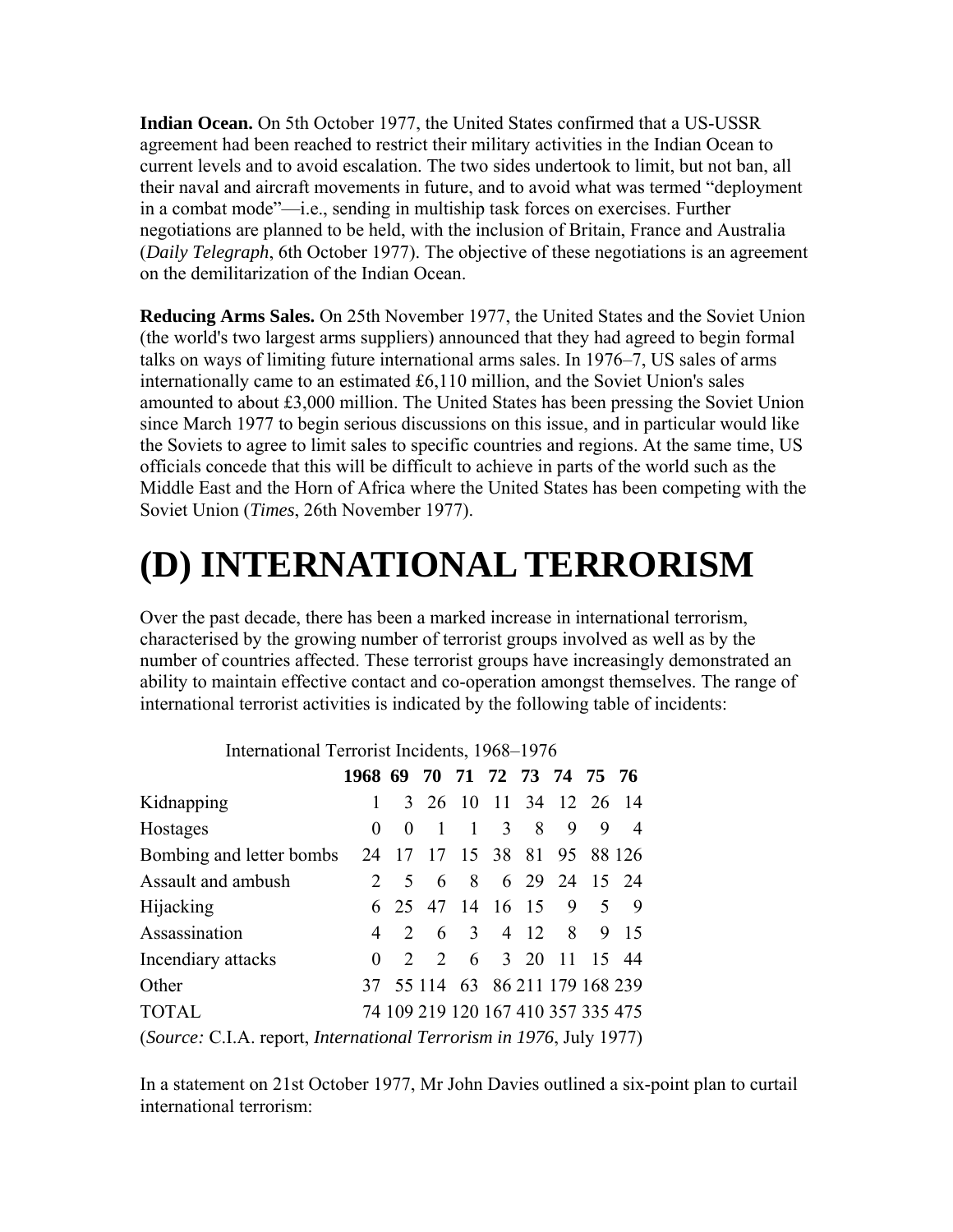**Indian Ocean.** On 5th October 1977, the United States confirmed that a US-USSR agreement had been reached to restrict their military activities in the Indian Ocean to current levels and to avoid escalation. The two sides undertook to limit, but not ban, all their naval and aircraft movements in future, and to avoid what was termed "deployment in a combat mode"—i.e., sending in multiship task forces on exercises. Further negotiations are planned to be held, with the inclusion of Britain, France and Australia (*Daily Telegraph*, 6th October 1977). The objective of these negotiations is an agreement on the demilitarization of the Indian Ocean.

**Reducing Arms Sales.** On 25th November 1977, the United States and the Soviet Union (the world's two largest arms suppliers) announced that they had agreed to begin formal talks on ways of limiting future international arms sales. In 1976–7, US sales of arms internationally came to an estimated £6,110 million, and the Soviet Union's sales amounted to about £3,000 million. The United States has been pressing the Soviet Union since March 1977 to begin serious discussions on this issue, and in particular would like the Soviets to agree to limit sales to specific countries and regions. At the same time, US officials concede that this will be difficult to achieve in parts of the world such as the Middle East and the Horn of Africa where the United States has been competing with the Soviet Union (*Times*, 26th November 1977).

# (D) INTERNATIONAL TERRORISM

Over the past decade, there has been a marked increase in international terrorism, characterised by the growing number of terrorist groups involved as well as by the number of countries affected. These terrorist groups have increasingly demonstrated an ability to maintain effective contact and co-operation amongst themselves. The range of international terrorist activities is indicated by the following table of incidents:

International Terrorist Incidents, 1968–1976

| | 1968 | 69 | 70 | 71 | 72 | 73 | 74 | 75 | 76 |
|---|---|---|---|---|---|---|---|---|---|
| Kidnapping | 1 | 3 | 26 | 10 | 11 | 34 | 12 | 26 | 14 |
| Hostages | 0 | 0 | 1 | 1 | 3 | 8 | 9 | 9 | 4 |
| Bombing and letter bombs | 24 | 17 | 17 | 15 | 38 | 81 | 95 | 88 | 126 |
| Assault and ambush | 2 | 5 | 6 | 8 | 6 | 29 | 24 | 15 | 24 |
| Hijacking | 6 | 25 | 47 | 14 | 16 | 15 | 9 | 5 | 9 |
| Assassination | 4 | 2 | 6 | 3 | 4 | 12 | 8 | 9 | 15 |
| Incendiary attacks | 0 | 2 | 2 | 6 | 3 | 20 | 11 | 15 | 44 |
| Other | 37 | 55 | 114 | 63 | 86 | 211 | 179 | 168 | 239 |
| TOTAL | 74 | 109 | 219 | 120 | 167 | 410 | 357 | 335 | 475 |

(*Source:* C.I.A. report, *International Terrorism in 1976*, July 1977)

In a statement on 21st October 1977, Mr John Davies outlined a six-point plan to curtail international terrorism: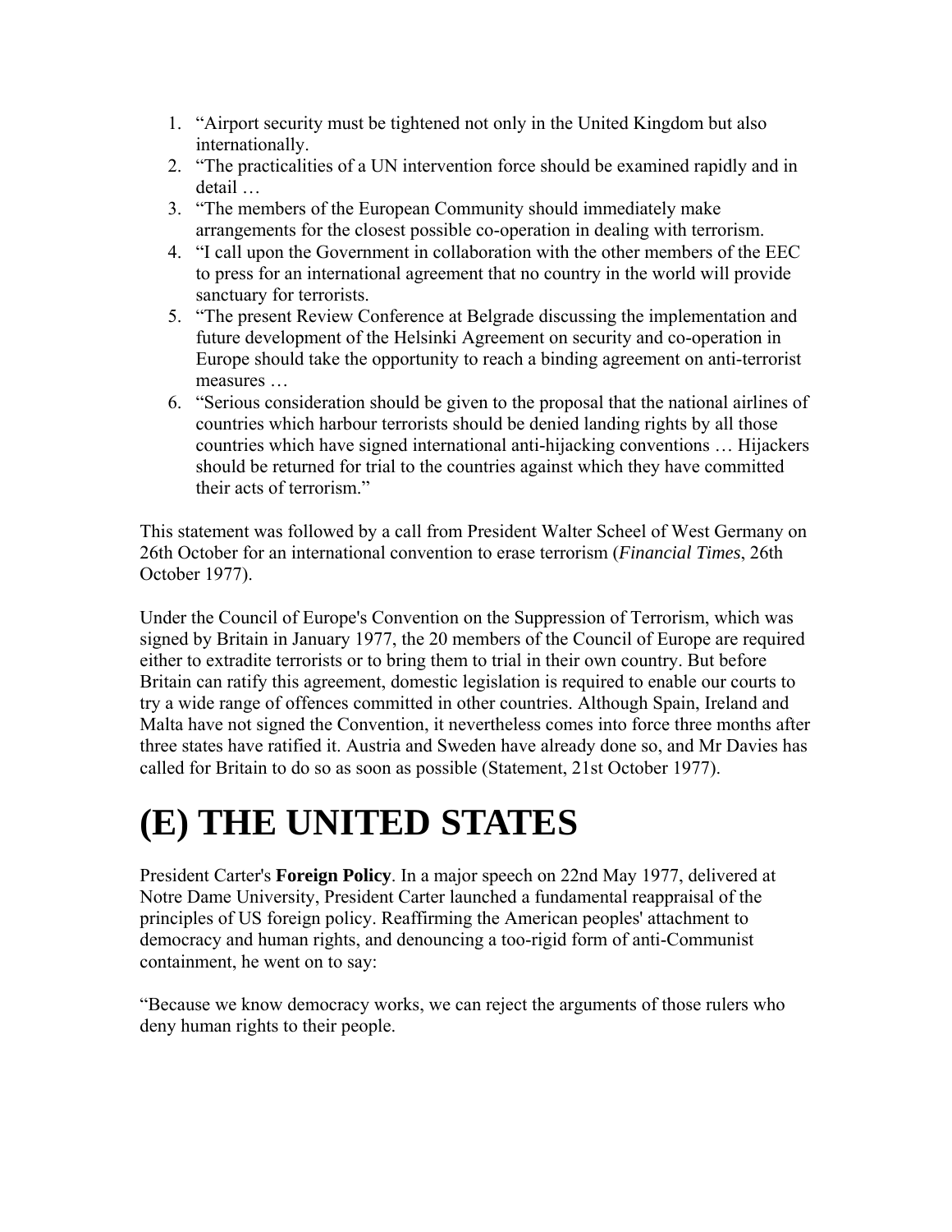1. “Airport security must be tightened not only in the United Kingdom but also internationally.
2. “The practicalities of a UN intervention force should be examined rapidly and in detail …
3. “The members of the European Community should immediately make arrangements for the closest possible co-operation in dealing with terrorism.
4. “I call upon the Government in collaboration with the other members of the EEC to press for an international agreement that no country in the world will provide sanctuary for terrorists.
5. “The present Review Conference at Belgrade discussing the implementation and future development of the Helsinki Agreement on security and co-operation in Europe should take the opportunity to reach a binding agreement on anti-terrorist measures …
6. “Serious consideration should be given to the proposal that the national airlines of countries which harbour terrorists should be denied landing rights by all those countries which have signed international anti-hijacking conventions … Hijackers should be returned for trial to the countries against which they have committed their acts of terrorism.”

This statement was followed by a call from President Walter Scheel of West Germany on 26th October for an international convention to erase terrorism (*Financial Times*, 26th October 1977).

Under the Council of Europe's Convention on the Suppression of Terrorism, which was signed by Britain in January 1977, the 20 members of the Council of Europe are required either to extradite terrorists or to bring them to trial in their own country. But before Britain can ratify this agreement, domestic legislation is required to enable our courts to try a wide range of offences committed in other countries. Although Spain, Ireland and Malta have not signed the Convention, it nevertheless comes into force three months after three states have ratified it. Austria and Sweden have already done so, and Mr Davies has called for Britain to do so as soon as possible (Statement, 21st October 1977).

# (E) THE UNITED STATES

President Carter's **Foreign Policy**. In a major speech on 22nd May 1977, delivered at Notre Dame University, President Carter launched a fundamental reappraisal of the principles of US foreign policy. Reaffirming the American peoples' attachment to democracy and human rights, and denouncing a too-rigid form of anti-Communist containment, he went on to say:

“Because we know democracy works, we can reject the arguments of those rulers who deny human rights to their people.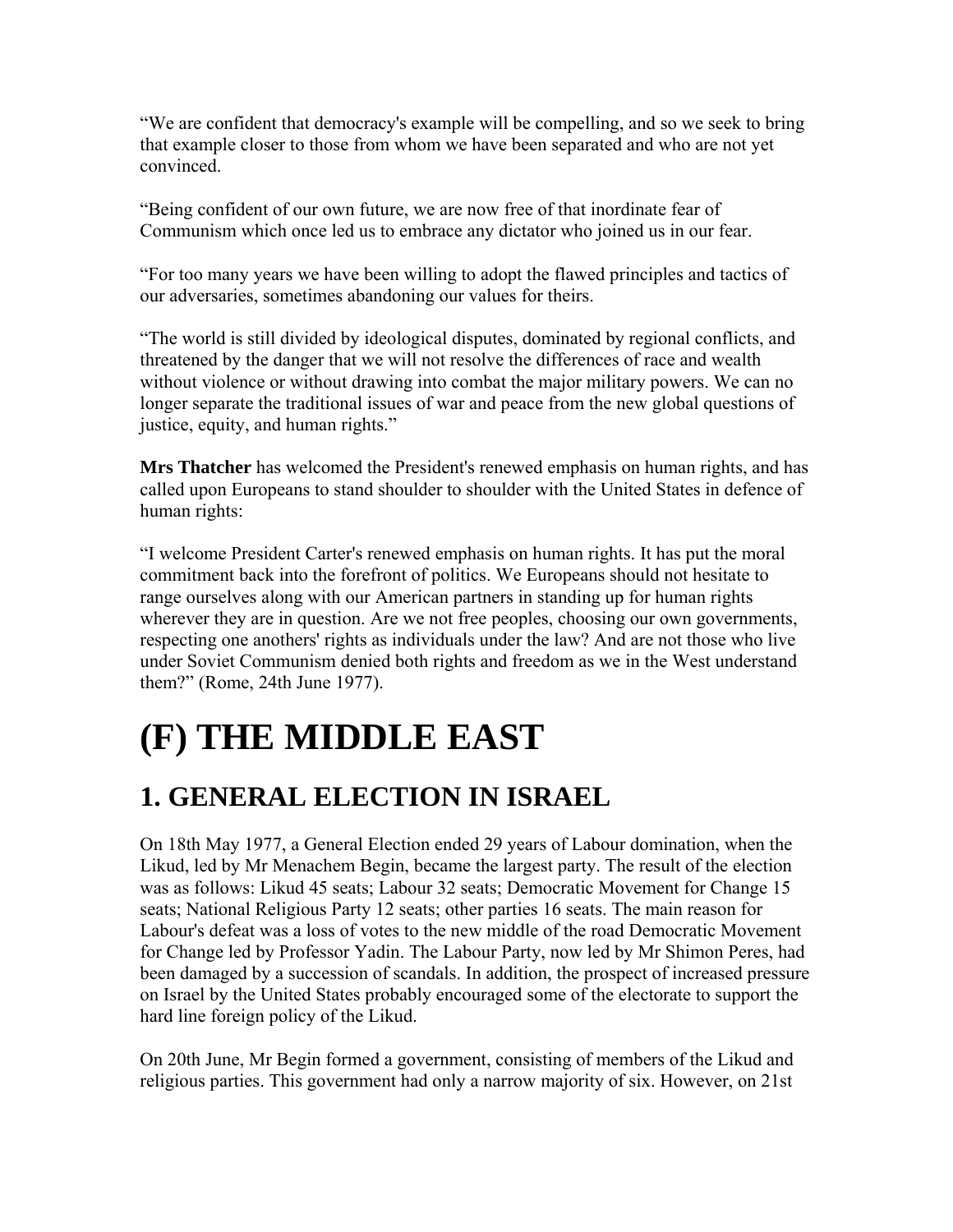"We are confident that democracy's example will be compelling, and so we seek to bring that example closer to those from whom we have been separated and who are not yet convinced.

"Being confident of our own future, we are now free of that inordinate fear of Communism which once led us to embrace any dictator who joined us in our fear.

"For too many years we have been willing to adopt the flawed principles and tactics of our adversaries, sometimes abandoning our values for theirs.

"The world is still divided by ideological disputes, dominated by regional conflicts, and threatened by the danger that we will not resolve the differences of race and wealth without violence or without drawing into combat the major military powers. We can no longer separate the traditional issues of war and peace from the new global questions of justice, equity, and human rights."

**Mrs Thatcher** has welcomed the President's renewed emphasis on human rights, and has called upon Europeans to stand shoulder to shoulder with the United States in defence of human rights:

"I welcome President Carter's renewed emphasis on human rights. It has put the moral commitment back into the forefront of politics. We Europeans should not hesitate to range ourselves along with our American partners in standing up for human rights wherever they are in question. Are we not free peoples, choosing our own governments, respecting one anothers' rights as individuals under the law? And are not those who live under Soviet Communism denied both rights and freedom as we in the West understand them?" (Rome, 24th June 1977).

# (F) THE MIDDLE EAST

## 1. GENERAL ELECTION IN ISRAEL

On 18th May 1977, a General Election ended 29 years of Labour domination, when the Likud, led by Mr Menachem Begin, became the largest party. The result of the election was as follows: Likud 45 seats; Labour 32 seats; Democratic Movement for Change 15 seats; National Religious Party 12 seats; other parties 16 seats. The main reason for Labour's defeat was a loss of votes to the new middle of the road Democratic Movement for Change led by Professor Yadin. The Labour Party, now led by Mr Shimon Peres, had been damaged by a succession of scandals. In addition, the prospect of increased pressure on Israel by the United States probably encouraged some of the electorate to support the hard line foreign policy of the Likud.

On 20th June, Mr Begin formed a government, consisting of members of the Likud and religious parties. This government had only a narrow majority of six. However, on 21st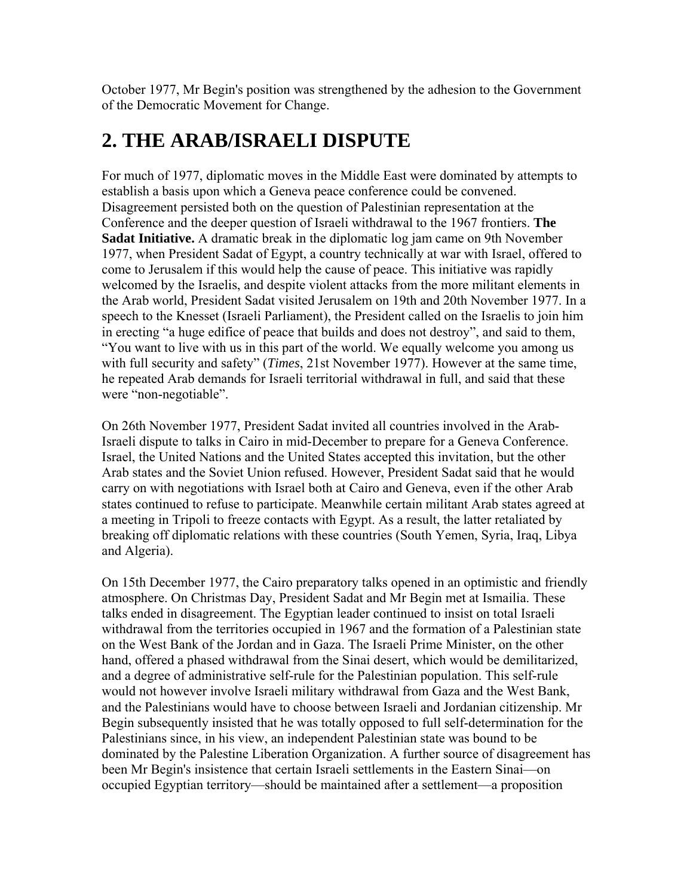October 1977, Mr Begin's position was strengthened by the adhesion to the Government of the Democratic Movement for Change.

## 2. THE ARAB/ISRAELI DISPUTE

For much of 1977, diplomatic moves in the Middle East were dominated by attempts to establish a basis upon which a Geneva peace conference could be convened. Disagreement persisted both on the question of Palestinian representation at the Conference and the deeper question of Israeli withdrawal to the 1967 frontiers. **The Sadat Initiative.** A dramatic break in the diplomatic log jam came on 9th November 1977, when President Sadat of Egypt, a country technically at war with Israel, offered to come to Jerusalem if this would help the cause of peace. This initiative was rapidly welcomed by the Israelis, and despite violent attacks from the more militant elements in the Arab world, President Sadat visited Jerusalem on 19th and 20th November 1977. In a speech to the Knesset (Israeli Parliament), the President called on the Israelis to join him in erecting "a huge edifice of peace that builds and does not destroy", and said to them, "You want to live with us in this part of the world. We equally welcome you among us with full security and safety" (*Times*, 21st November 1977). However at the same time, he repeated Arab demands for Israeli territorial withdrawal in full, and said that these were "non-negotiable".

On 26th November 1977, President Sadat invited all countries involved in the Arab-Israeli dispute to talks in Cairo in mid-December to prepare for a Geneva Conference. Israel, the United Nations and the United States accepted this invitation, but the other Arab states and the Soviet Union refused. However, President Sadat said that he would carry on with negotiations with Israel both at Cairo and Geneva, even if the other Arab states continued to refuse to participate. Meanwhile certain militant Arab states agreed at a meeting in Tripoli to freeze contacts with Egypt. As a result, the latter retaliated by breaking off diplomatic relations with these countries (South Yemen, Syria, Iraq, Libya and Algeria).

On 15th December 1977, the Cairo preparatory talks opened in an optimistic and friendly atmosphere. On Christmas Day, President Sadat and Mr Begin met at Ismailia. These talks ended in disagreement. The Egyptian leader continued to insist on total Israeli withdrawal from the territories occupied in 1967 and the formation of a Palestinian state on the West Bank of the Jordan and in Gaza. The Israeli Prime Minister, on the other hand, offered a phased withdrawal from the Sinai desert, which would be demilitarized, and a degree of administrative self-rule for the Palestinian population. This self-rule would not however involve Israeli military withdrawal from Gaza and the West Bank, and the Palestinians would have to choose between Israeli and Jordanian citizenship. Mr Begin subsequently insisted that he was totally opposed to full self-determination for the Palestinians since, in his view, an independent Palestinian state was bound to be dominated by the Palestine Liberation Organization. A further source of disagreement has been Mr Begin's insistence that certain Israeli settlements in the Eastern Sinai—on occupied Egyptian territory—should be maintained after a settlement—a proposition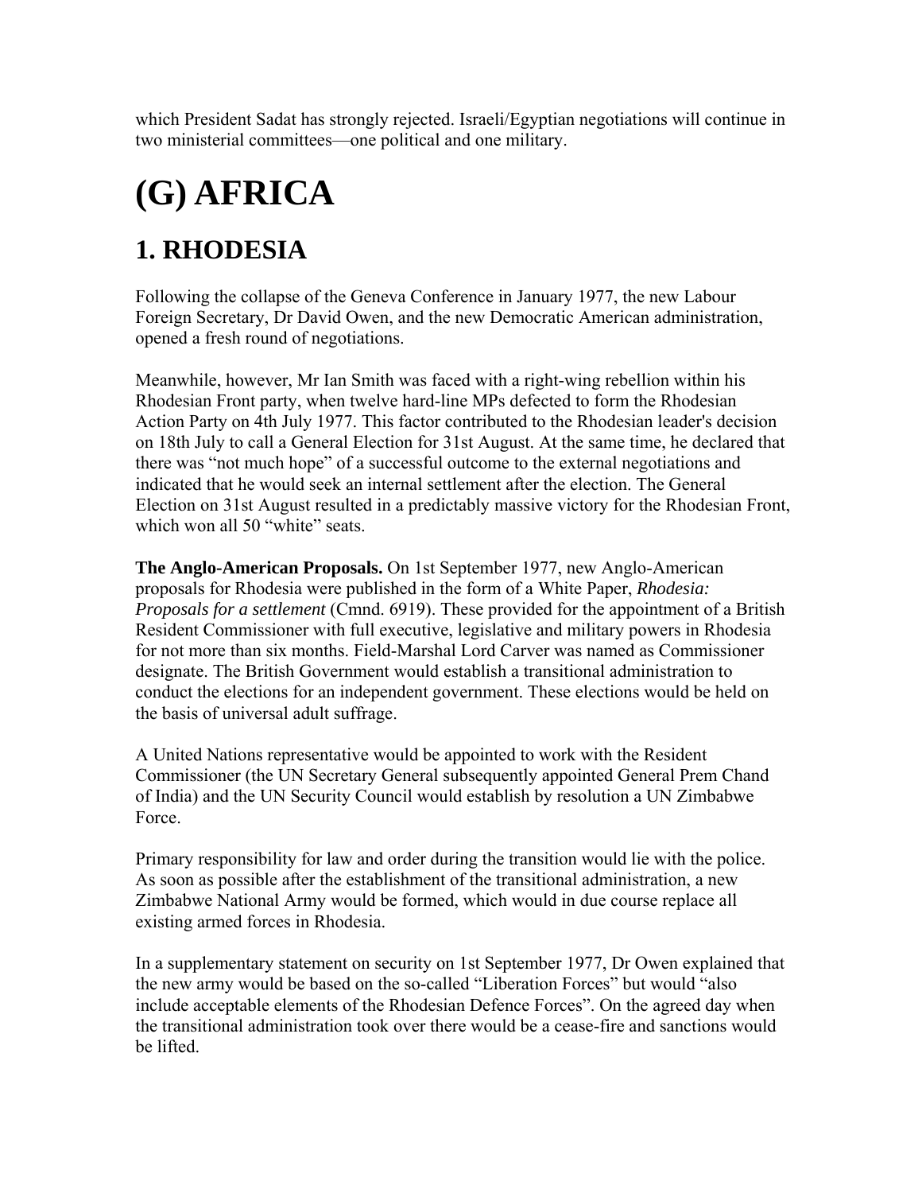which President Sadat has strongly rejected. Israeli/Egyptian negotiations will continue in two ministerial committees—one political and one military.

# (G) AFRICA

## 1. RHODESIA

Following the collapse of the Geneva Conference in January 1977, the new Labour Foreign Secretary, Dr David Owen, and the new Democratic American administration, opened a fresh round of negotiations.

Meanwhile, however, Mr Ian Smith was faced with a right-wing rebellion within his Rhodesian Front party, when twelve hard-line MPs defected to form the Rhodesian Action Party on 4th July 1977. This factor contributed to the Rhodesian leader's decision on 18th July to call a General Election for 31st August. At the same time, he declared that there was "not much hope" of a successful outcome to the external negotiations and indicated that he would seek an internal settlement after the election. The General Election on 31st August resulted in a predictably massive victory for the Rhodesian Front, which won all 50 "white" seats.

**The Anglo-American Proposals.** On 1st September 1977, new Anglo-American proposals for Rhodesia were published in the form of a White Paper, *Rhodesia: Proposals for a settlement* (Cmnd. 6919). These provided for the appointment of a British Resident Commissioner with full executive, legislative and military powers in Rhodesia for not more than six months. Field-Marshal Lord Carver was named as Commissioner designate. The British Government would establish a transitional administration to conduct the elections for an independent government. These elections would be held on the basis of universal adult suffrage.

A United Nations representative would be appointed to work with the Resident Commissioner (the UN Secretary General subsequently appointed General Prem Chand of India) and the UN Security Council would establish by resolution a UN Zimbabwe Force.

Primary responsibility for law and order during the transition would lie with the police. As soon as possible after the establishment of the transitional administration, a new Zimbabwe National Army would be formed, which would in due course replace all existing armed forces in Rhodesia.

In a supplementary statement on security on 1st September 1977, Dr Owen explained that the new army would be based on the so-called "Liberation Forces" but would "also include acceptable elements of the Rhodesian Defence Forces". On the agreed day when the transitional administration took over there would be a cease-fire and sanctions would be lifted.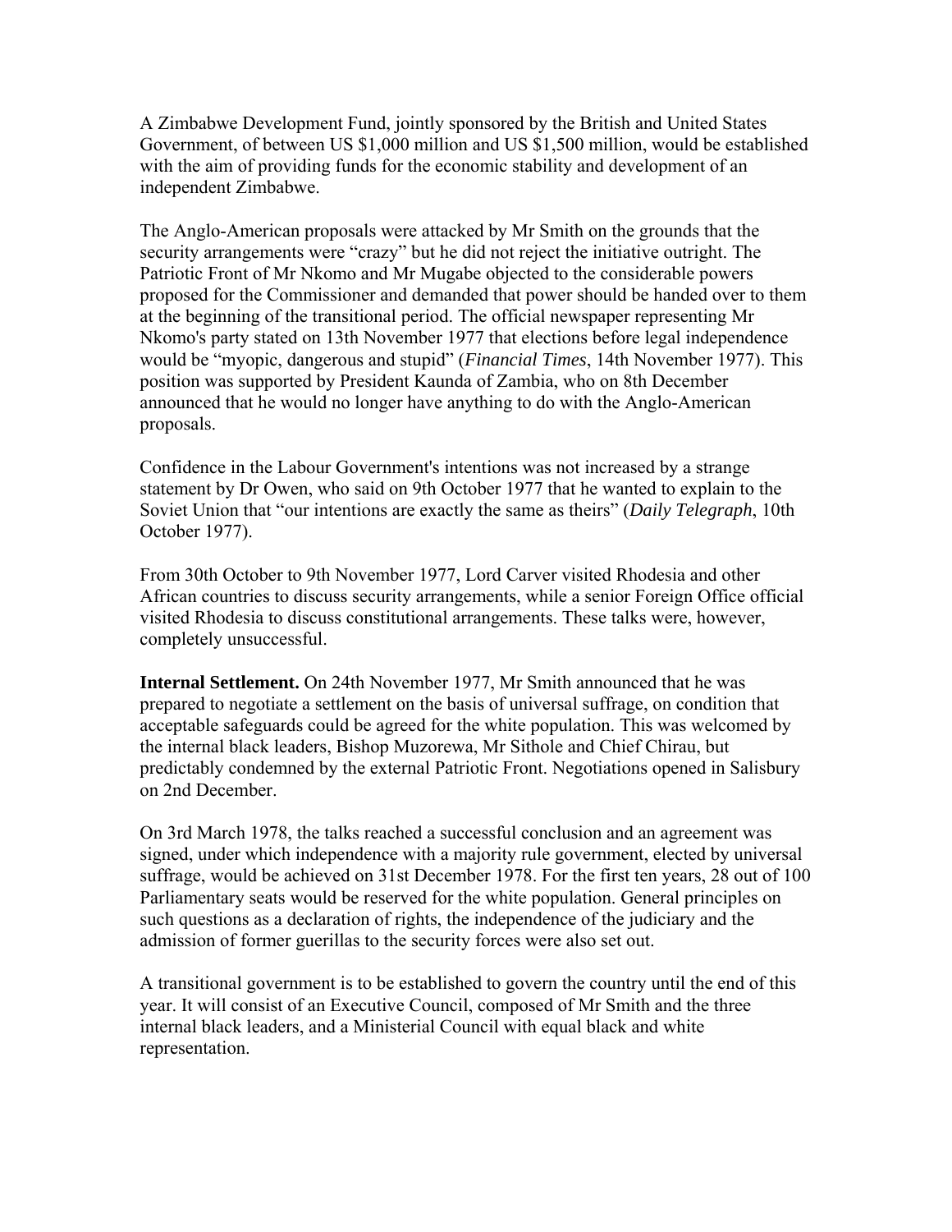A Zimbabwe Development Fund, jointly sponsored by the British and United States Government, of between US $1,000 million and US $1,500 million, would be established with the aim of providing funds for the economic stability and development of an independent Zimbabwe.

The Anglo-American proposals were attacked by Mr Smith on the grounds that the security arrangements were "crazy" but he did not reject the initiative outright. The Patriotic Front of Mr Nkomo and Mr Mugabe objected to the considerable powers proposed for the Commissioner and demanded that power should be handed over to them at the beginning of the transitional period. The official newspaper representing Mr Nkomo's party stated on 13th November 1977 that elections before legal independence would be "myopic, dangerous and stupid" (*Financial Times*, 14th November 1977). This position was supported by President Kaunda of Zambia, who on 8th December announced that he would no longer have anything to do with the Anglo-American proposals.

Confidence in the Labour Government's intentions was not increased by a strange statement by Dr Owen, who said on 9th October 1977 that he wanted to explain to the Soviet Union that "our intentions are exactly the same as theirs" (*Daily Telegraph*, 10th October 1977).

From 30th October to 9th November 1977, Lord Carver visited Rhodesia and other African countries to discuss security arrangements, while a senior Foreign Office official visited Rhodesia to discuss constitutional arrangements. These talks were, however, completely unsuccessful.

**Internal Settlement.** On 24th November 1977, Mr Smith announced that he was prepared to negotiate a settlement on the basis of universal suffrage, on condition that acceptable safeguards could be agreed for the white population. This was welcomed by the internal black leaders, Bishop Muzorewa, Mr Sithole and Chief Chirau, but predictably condemned by the external Patriotic Front. Negotiations opened in Salisbury on 2nd December.

On 3rd March 1978, the talks reached a successful conclusion and an agreement was signed, under which independence with a majority rule government, elected by universal suffrage, would be achieved on 31st December 1978. For the first ten years, 28 out of 100 Parliamentary seats would be reserved for the white population. General principles on such questions as a declaration of rights, the independence of the judiciary and the admission of former guerillas to the security forces were also set out.

A transitional government is to be established to govern the country until the end of this year. It will consist of an Executive Council, composed of Mr Smith and the three internal black leaders, and a Ministerial Council with equal black and white representation.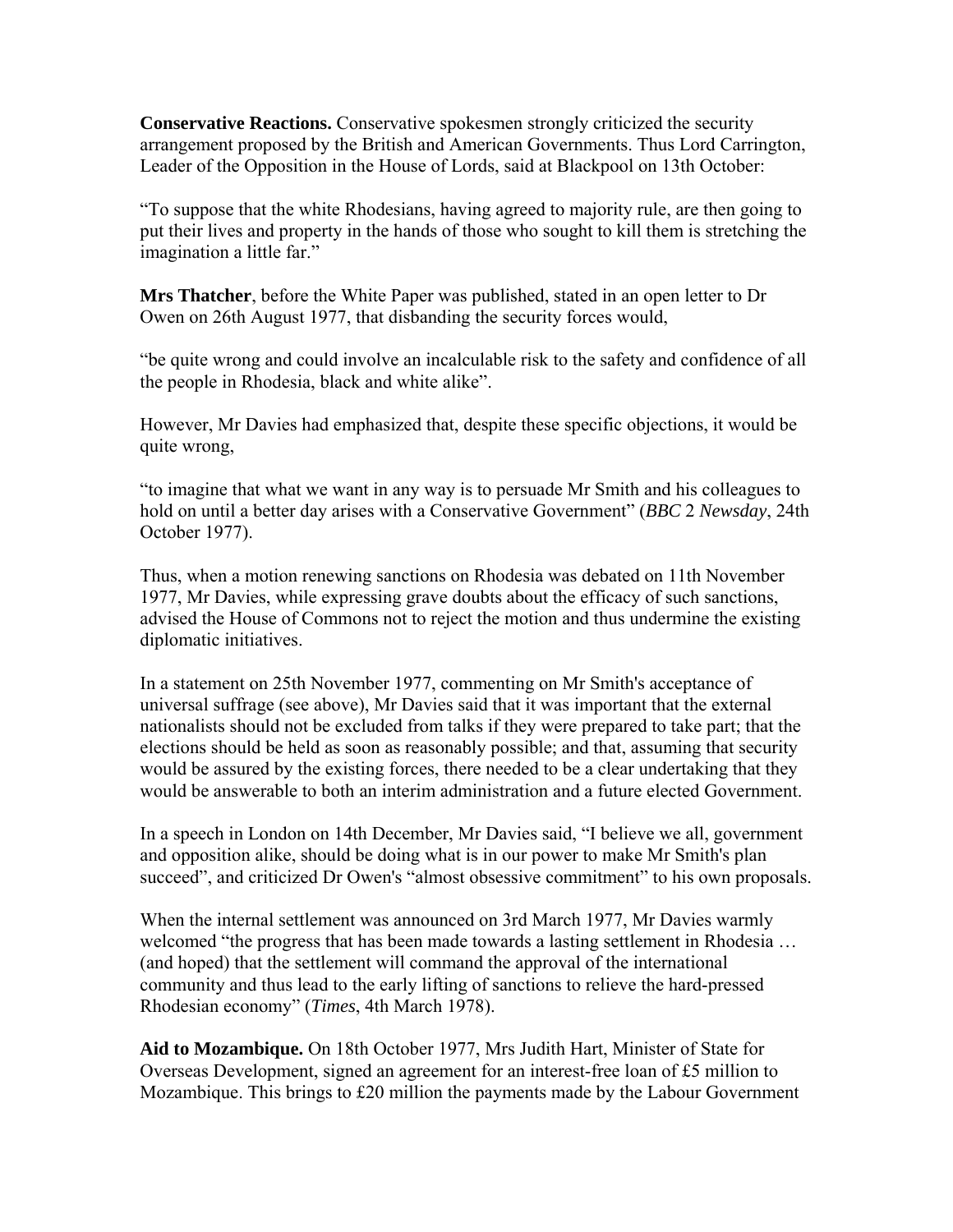**Conservative Reactions.** Conservative spokesmen strongly criticized the security arrangement proposed by the British and American Governments. Thus Lord Carrington, Leader of the Opposition in the House of Lords, said at Blackpool on 13th October:

"To suppose that the white Rhodesians, having agreed to majority rule, are then going to put their lives and property in the hands of those who sought to kill them is stretching the imagination a little far."

**Mrs Thatcher**, before the White Paper was published, stated in an open letter to Dr Owen on 26th August 1977, that disbanding the security forces would,

"be quite wrong and could involve an incalculable risk to the safety and confidence of all the people in Rhodesia, black and white alike".

However, Mr Davies had emphasized that, despite these specific objections, it would be quite wrong,

"to imagine that what we want in any way is to persuade Mr Smith and his colleagues to hold on until a better day arises with a Conservative Government" (*BBC* 2 *Newsday*, 24th October 1977).

Thus, when a motion renewing sanctions on Rhodesia was debated on 11th November 1977, Mr Davies, while expressing grave doubts about the efficacy of such sanctions, advised the House of Commons not to reject the motion and thus undermine the existing diplomatic initiatives.

In a statement on 25th November 1977, commenting on Mr Smith's acceptance of universal suffrage (see above), Mr Davies said that it was important that the external nationalists should not be excluded from talks if they were prepared to take part; that the elections should be held as soon as reasonably possible; and that, assuming that security would be assured by the existing forces, there needed to be a clear undertaking that they would be answerable to both an interim administration and a future elected Government.

In a speech in London on 14th December, Mr Davies said, "I believe we all, government and opposition alike, should be doing what is in our power to make Mr Smith's plan succeed", and criticized Dr Owen's "almost obsessive commitment" to his own proposals.

When the internal settlement was announced on 3rd March 1977, Mr Davies warmly welcomed "the progress that has been made towards a lasting settlement in Rhodesia … (and hoped) that the settlement will command the approval of the international community and thus lead to the early lifting of sanctions to relieve the hard-pressed Rhodesian economy" (*Times*, 4th March 1978).

**Aid to Mozambique.** On 18th October 1977, Mrs Judith Hart, Minister of State for Overseas Development, signed an agreement for an interest-free loan of £5 million to Mozambique. This brings to £20 million the payments made by the Labour Government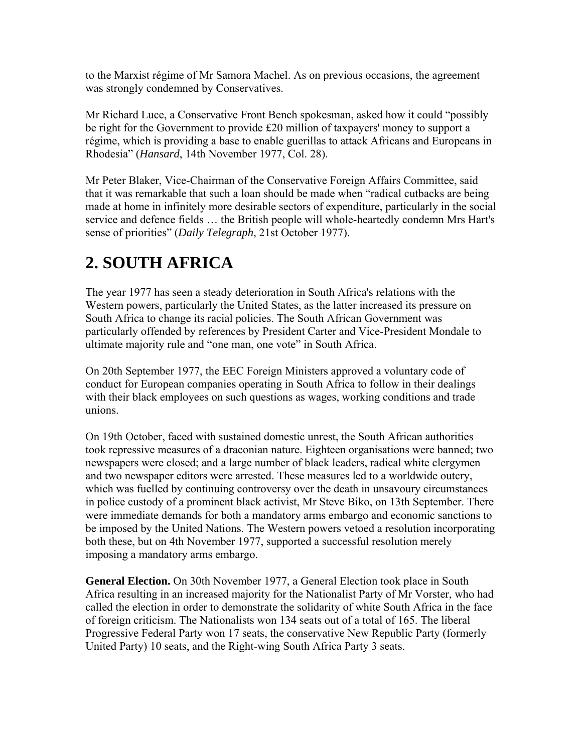to the Marxist régime of Mr Samora Machel. As on previous occasions, the agreement was strongly condemned by Conservatives.

Mr Richard Luce, a Conservative Front Bench spokesman, asked how it could "possibly be right for the Government to provide £20 million of taxpayers' money to support a régime, which is providing a base to enable guerillas to attack Africans and Europeans in Rhodesia" (*Hansard*, 14th November 1977, Col. 28).

Mr Peter Blaker, Vice-Chairman of the Conservative Foreign Affairs Committee, said that it was remarkable that such a loan should be made when "radical cutbacks are being made at home in infinitely more desirable sectors of expenditure, particularly in the social service and defence fields … the British people will whole-heartedly condemn Mrs Hart's sense of priorities" (*Daily Telegraph*, 21st October 1977).

# 2. SOUTH AFRICA

The year 1977 has seen a steady deterioration in South Africa's relations with the Western powers, particularly the United States, as the latter increased its pressure on South Africa to change its racial policies. The South African Government was particularly offended by references by President Carter and Vice-President Mondale to ultimate majority rule and "one man, one vote" in South Africa.

On 20th September 1977, the EEC Foreign Ministers approved a voluntary code of conduct for European companies operating in South Africa to follow in their dealings with their black employees on such questions as wages, working conditions and trade unions.

On 19th October, faced with sustained domestic unrest, the South African authorities took repressive measures of a draconian nature. Eighteen organisations were banned; two newspapers were closed; and a large number of black leaders, radical white clergymen and two newspaper editors were arrested. These measures led to a worldwide outcry, which was fuelled by continuing controversy over the death in unsavoury circumstances in police custody of a prominent black activist, Mr Steve Biko, on 13th September. There were immediate demands for both a mandatory arms embargo and economic sanctions to be imposed by the United Nations. The Western powers vetoed a resolution incorporating both these, but on 4th November 1977, supported a successful resolution merely imposing a mandatory arms embargo.

**General Election.** On 30th November 1977, a General Election took place in South Africa resulting in an increased majority for the Nationalist Party of Mr Vorster, who had called the election in order to demonstrate the solidarity of white South Africa in the face of foreign criticism. The Nationalists won 134 seats out of a total of 165. The liberal Progressive Federal Party won 17 seats, the conservative New Republic Party (formerly United Party) 10 seats, and the Right-wing South Africa Party 3 seats.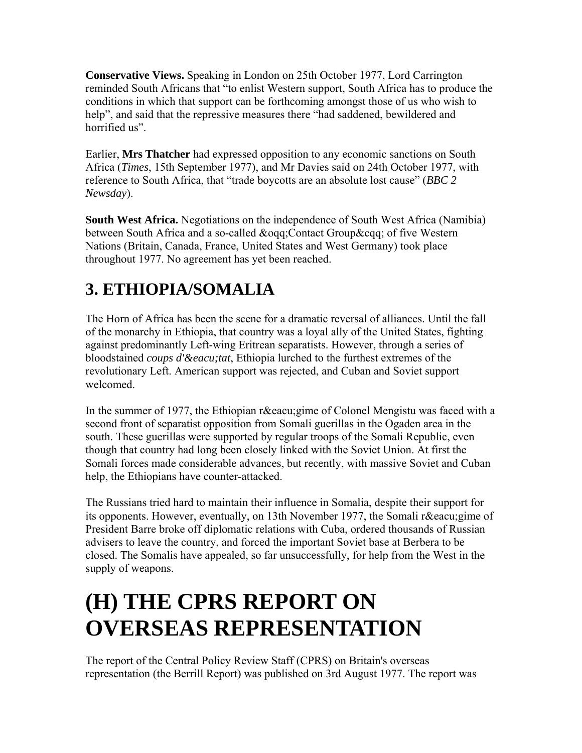**Conservative Views.** Speaking in London on 25th October 1977, Lord Carrington reminded South Africans that "to enlist Western support, South Africa has to produce the conditions in which that support can be forthcoming amongst those of us who wish to help", and said that the repressive measures there "had saddened, bewildered and horrified us".

Earlier, **Mrs Thatcher** had expressed opposition to any economic sanctions on South Africa (*Times*, 15th September 1977), and Mr Davies said on 24th October 1977, with reference to South Africa, that "trade boycotts are an absolute lost cause" (*BBC 2 Newsday*).

**South West Africa.** Negotiations on the independence of South West Africa (Namibia) between South Africa and a so-called &oqq;Contact Group&cqq; of five Western Nations (Britain, Canada, France, United States and West Germany) took place throughout 1977. No agreement has yet been reached.

## 3. ETHIOPIA/SOMALIA

The Horn of Africa has been the scene for a dramatic reversal of alliances. Until the fall of the monarchy in Ethiopia, that country was a loyal ally of the United States, fighting against predominantly Left-wing Eritrean separatists. However, through a series of bloodstained *coups d'&eacu;tat*, Ethiopia lurched to the furthest extremes of the revolutionary Left. American support was rejected, and Cuban and Soviet support welcomed.

In the summer of 1977, the Ethiopian r&eacu;gime of Colonel Mengistu was faced with a second front of separatist opposition from Somali guerillas in the Ogaden area in the south. These guerillas were supported by regular troops of the Somali Republic, even though that country had long been closely linked with the Soviet Union. At first the Somali forces made considerable advances, but recently, with massive Soviet and Cuban help, the Ethiopians have counter-attacked.

The Russians tried hard to maintain their influence in Somalia, despite their support for its opponents. However, eventually, on 13th November 1977, the Somali r&eacu;gime of President Barre broke off diplomatic relations with Cuba, ordered thousands of Russian advisers to leave the country, and forced the important Soviet base at Berbera to be closed. The Somalis have appealed, so far unsuccessfully, for help from the West in the supply of weapons.

# (H) THE CPRS REPORT ON OVERSEAS REPRESENTATION

The report of the Central Policy Review Staff (CPRS) on Britain's overseas representation (the Berrill Report) was published on 3rd August 1977. The report was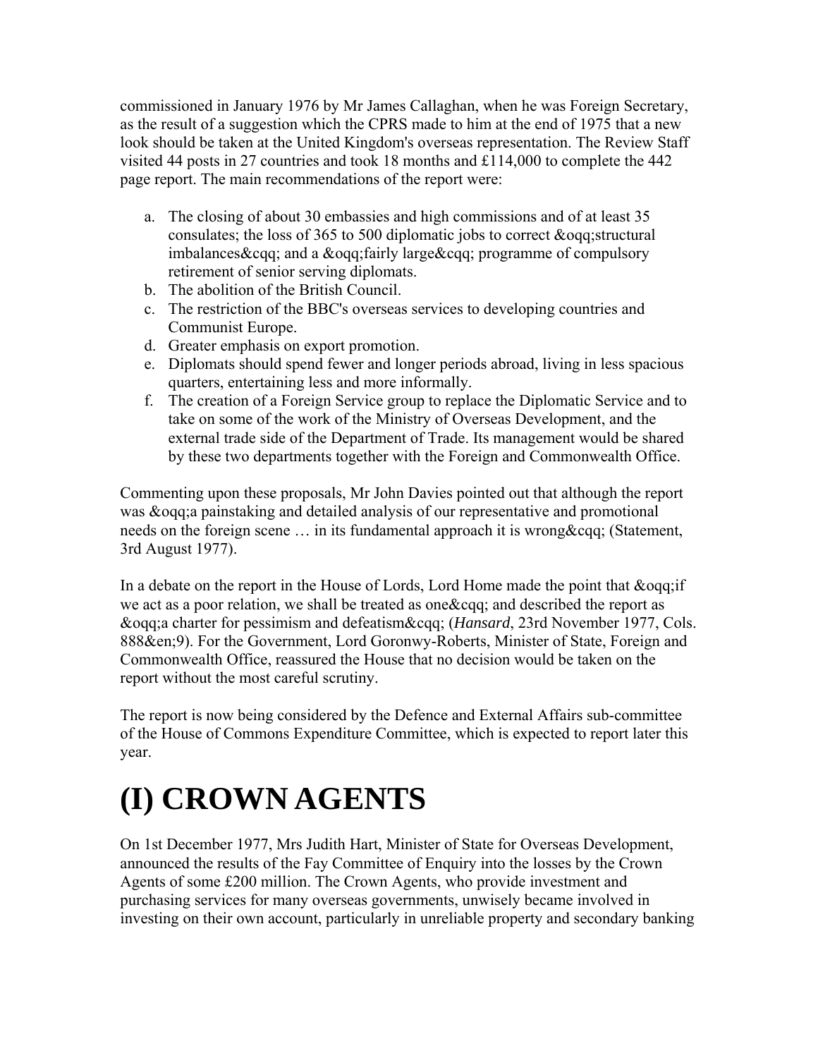commissioned in January 1976 by Mr James Callaghan, when he was Foreign Secretary, as the result of a suggestion which the CPRS made to him at the end of 1975 that a new look should be taken at the United Kingdom's overseas representation. The Review Staff visited 44 posts in 27 countries and took 18 months and £114,000 to complete the 442 page report. The main recommendations of the report were:

a. The closing of about 30 embassies and high commissions and of at least 35 consulates; the loss of 365 to 500 diplomatic jobs to correct &oqq;structural imbalances&cqq; and a &oqq;fairly large&cqq; programme of compulsory retirement of senior serving diplomats.
b. The abolition of the British Council.
c. The restriction of the BBC's overseas services to developing countries and Communist Europe.
d. Greater emphasis on export promotion.
e. Diplomats should spend fewer and longer periods abroad, living in less spacious quarters, entertaining less and more informally.
f. The creation of a Foreign Service group to replace the Diplomatic Service and to take on some of the work of the Ministry of Overseas Development, and the external trade side of the Department of Trade. Its management would be shared by these two departments together with the Foreign and Commonwealth Office.

Commenting upon these proposals, Mr John Davies pointed out that although the report was &oqq;a painstaking and detailed analysis of our representative and promotional needs on the foreign scene … in its fundamental approach it is wrong&cqq; (Statement, 3rd August 1977).

In a debate on the report in the House of Lords, Lord Home made the point that &oqq;if we act as a poor relation, we shall be treated as one&cqq; and described the report as &oqq;a charter for pessimism and defeatism&cqq; (*Hansard*, 23rd November 1977, Cols. 888&en;9). For the Government, Lord Goronwy-Roberts, Minister of State, Foreign and Commonwealth Office, reassured the House that no decision would be taken on the report without the most careful scrutiny.

The report is now being considered by the Defence and External Affairs sub-committee of the House of Commons Expenditure Committee, which is expected to report later this year.

# (I) CROWN AGENTS

On 1st December 1977, Mrs Judith Hart, Minister of State for Overseas Development, announced the results of the Fay Committee of Enquiry into the losses by the Crown Agents of some £200 million. The Crown Agents, who provide investment and purchasing services for many overseas governments, unwisely became involved in investing on their own account, particularly in unreliable property and secondary banking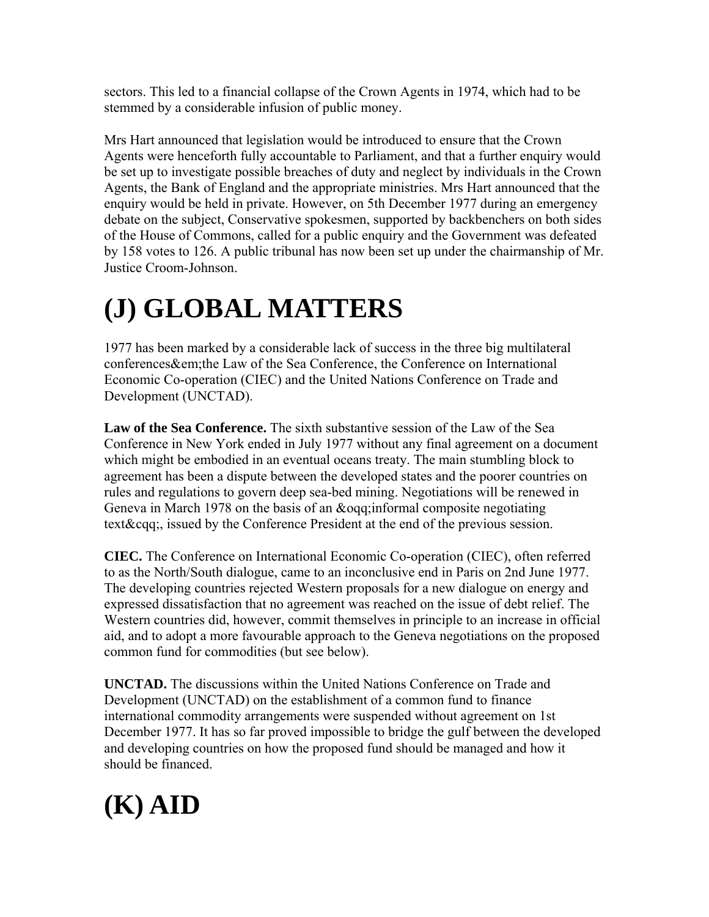sectors. This led to a financial collapse of the Crown Agents in 1974, which had to be stemmed by a considerable infusion of public money.

Mrs Hart announced that legislation would be introduced to ensure that the Crown Agents were henceforth fully accountable to Parliament, and that a further enquiry would be set up to investigate possible breaches of duty and neglect by individuals in the Crown Agents, the Bank of England and the appropriate ministries. Mrs Hart announced that the enquiry would be held in private. However, on 5th December 1977 during an emergency debate on the subject, Conservative spokesmen, supported by backbenchers on both sides of the House of Commons, called for a public enquiry and the Government was defeated by 158 votes to 126. A public tribunal has now been set up under the chairmanship of Mr. Justice Croom-Johnson.

# (J) GLOBAL MATTERS

1977 has been marked by a considerable lack of success in the three big multilateral conferences&em;the Law of the Sea Conference, the Conference on International Economic Co-operation (CIEC) and the United Nations Conference on Trade and Development (UNCTAD).

**Law of the Sea Conference.** The sixth substantive session of the Law of the Sea Conference in New York ended in July 1977 without any final agreement on a document which might be embodied in an eventual oceans treaty. The main stumbling block to agreement has been a dispute between the developed states and the poorer countries on rules and regulations to govern deep sea-bed mining. Negotiations will be renewed in Geneva in March 1978 on the basis of an &oqq;informal composite negotiating text&cqq;, issued by the Conference President at the end of the previous session.

**CIEC.** The Conference on International Economic Co-operation (CIEC), often referred to as the North/South dialogue, came to an inconclusive end in Paris on 2nd June 1977. The developing countries rejected Western proposals for a new dialogue on energy and expressed dissatisfaction that no agreement was reached on the issue of debt relief. The Western countries did, however, commit themselves in principle to an increase in official aid, and to adopt a more favourable approach to the Geneva negotiations on the proposed common fund for commodities (but see below).

**UNCTAD.** The discussions within the United Nations Conference on Trade and Development (UNCTAD) on the establishment of a common fund to finance international commodity arrangements were suspended without agreement on 1st December 1977. It has so far proved impossible to bridge the gulf between the developed and developing countries on how the proposed fund should be managed and how it should be financed.

# (K) AID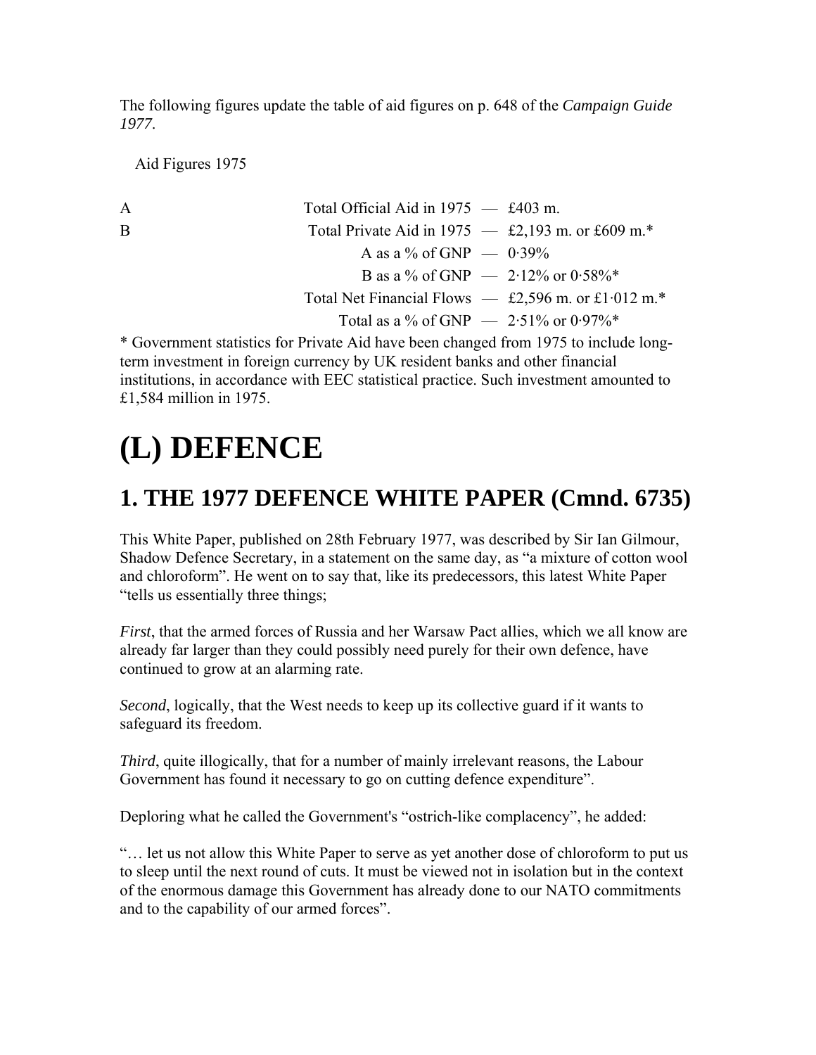The following figures update the table of aid figures on p. 648 of the *Campaign Guide 1977*.

Aid Figures 1975

| | | | |
|---|---|---|---|
| A | Total Official Aid in 1975 | — | £403 m. |
| B | Total Private Aid in 1975 | — | £2,193 m. or £609 m.* |
| | A as a % of GNP | — | 0·39% |
| | B as a % of GNP | — | 2·12% or 0·58%* |
| | Total Net Financial Flows | — | £2,596 m. or £1·012 m.* |
| | Total as a % of GNP | — | 2·51% or 0·97%* |

* Government statistics for Private Aid have been changed from 1975 to include long-term investment in foreign currency by UK resident banks and other financial institutions, in accordance with EEC statistical practice. Such investment amounted to £1,584 million in 1975.

# (L) DEFENCE

## 1. THE 1977 DEFENCE WHITE PAPER (Cmnd. 6735)

This White Paper, published on 28th February 1977, was described by Sir Ian Gilmour, Shadow Defence Secretary, in a statement on the same day, as "a mixture of cotton wool and chloroform". He went on to say that, like its predecessors, this latest White Paper "tells us essentially three things;

*First*, that the armed forces of Russia and her Warsaw Pact allies, which we all know are already far larger than they could possibly need purely for their own defence, have continued to grow at an alarming rate.

*Second*, logically, that the West needs to keep up its collective guard if it wants to safeguard its freedom.

*Third*, quite illogically, that for a number of mainly irrelevant reasons, the Labour Government has found it necessary to go on cutting defence expenditure".

Deploring what he called the Government's "ostrich-like complacency", he added:

"… let us not allow this White Paper to serve as yet another dose of chloroform to put us to sleep until the next round of cuts. It must be viewed not in isolation but in the context of the enormous damage this Government has already done to our NATO commitments and to the capability of our armed forces".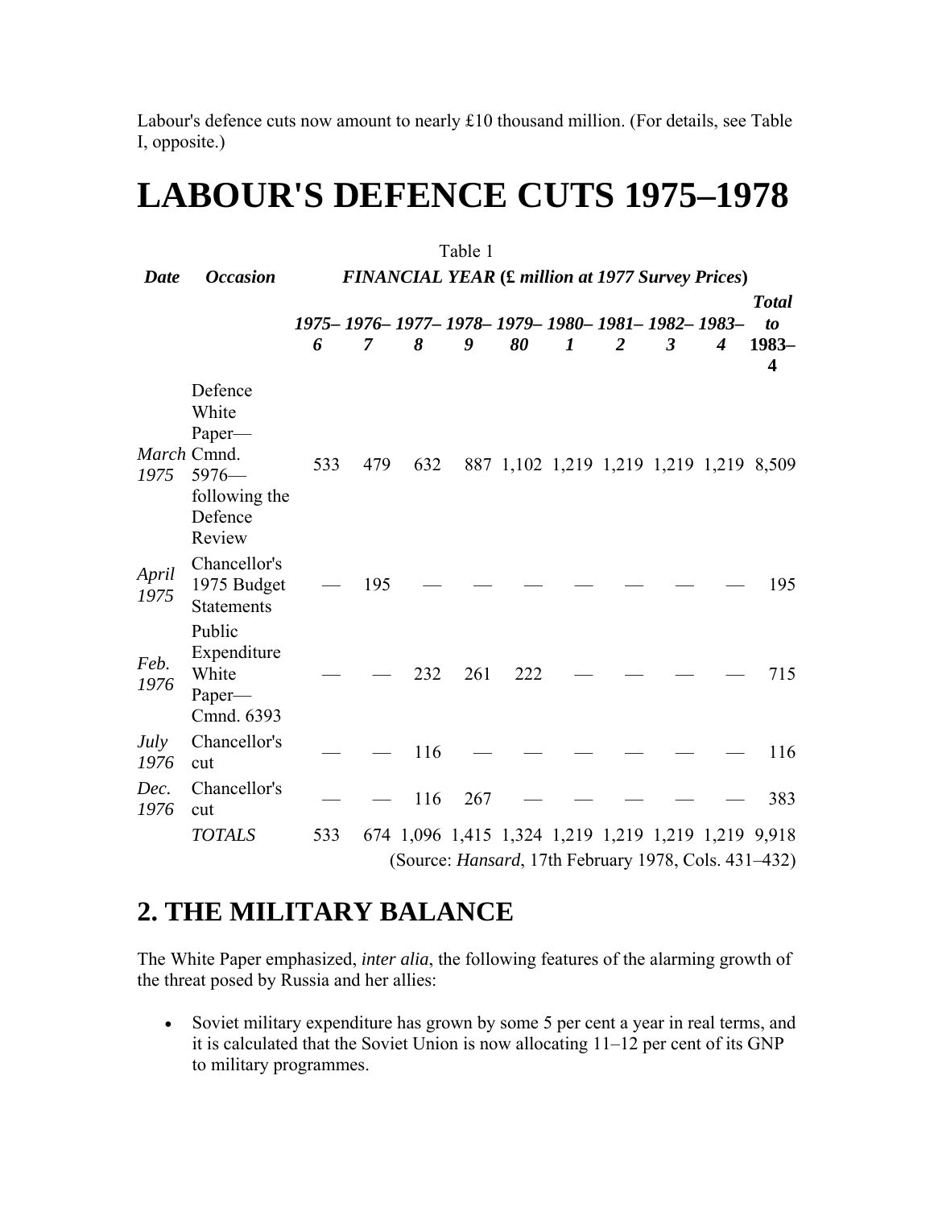Labour's defence cuts now amount to nearly £10 thousand million. (For details, see Table I, opposite.)

# LABOUR'S DEFENCE CUTS 1975–1978

Table 1

| *Date* | *Occasion* | ***FINANCIAL YEAR (£ million at 1977 Survey Prices)*** | | | | | | | | | |
|---|---|---|---|---|---|---|---|---|---|---|---|
| | | ***1975–6*** | ***1976–7*** | ***1977–8*** | ***1978–9*** | ***1979–80*** | ***1980–1*** | ***1981–2*** | ***1982–3*** | ***1983–4*** | ***Total to 1983–4*** |
| *March 1975* | Defence White Paper—Cmnd. 5976—following the Defence Review | 533 | 479 | 632 | 887 | 1,102 | 1,219 | 1,219 | 1,219 | 1,219 | 8,509 |
| *April 1975* | Chancellor's 1975 Budget Statements | — | 195 | — | — | — | — | — | — | — | 195 |
| *Feb. 1976* | Public Expenditure White Paper—Cmnd. 6393 | — | — | 232 | 261 | 222 | — | — | — | — | 715 |
| *July 1976* | Chancellor's cut | — | — | 116 | — | — | — | — | — | — | 116 |
| *Dec. 1976* | Chancellor's cut | — | — | 116 | 267 | — | — | — | — | — | 383 |
| | *TOTALS* | 533 | 674 | 1,096 | 1,415 | 1,324 | 1,219 | 1,219 | 1,219 | 1,219 | 9,918 |

(Source: *Hansard*, 17th February 1978, Cols. 431–432)

## 2. THE MILITARY BALANCE

The White Paper emphasized, *inter alia*, the following features of the alarming growth of the threat posed by Russia and her allies:

- Soviet military expenditure has grown by some 5 per cent a year in real terms, and it is calculated that the Soviet Union is now allocating 11–12 per cent of its GNP to military programmes.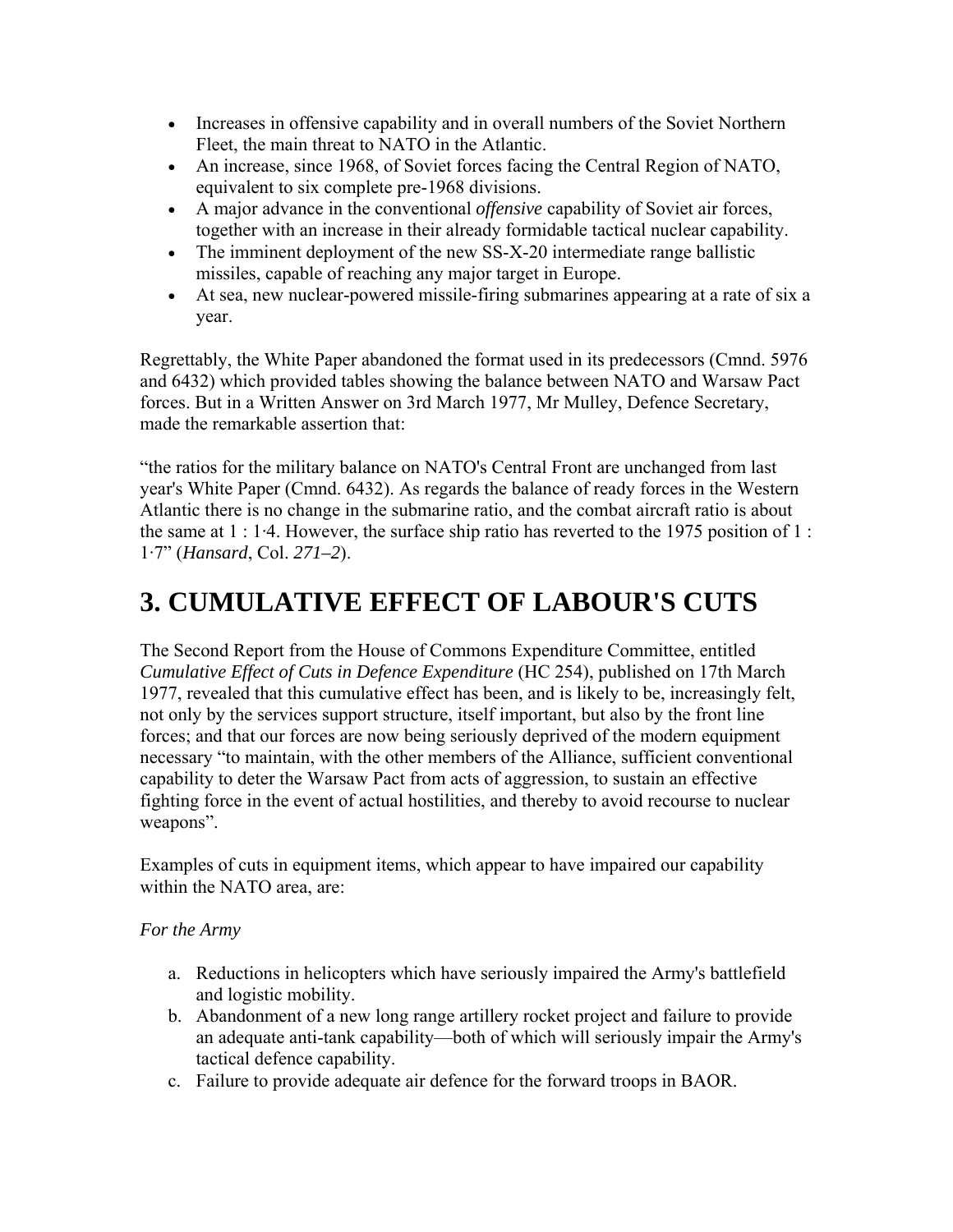- Increases in offensive capability and in overall numbers of the Soviet Northern Fleet, the main threat to NATO in the Atlantic.
- An increase, since 1968, of Soviet forces facing the Central Region of NATO, equivalent to six complete pre-1968 divisions.
- A major advance in the conventional *offensive* capability of Soviet air forces, together with an increase in their already formidable tactical nuclear capability.
- The imminent deployment of the new SS-X-20 intermediate range ballistic missiles, capable of reaching any major target in Europe.
- At sea, new nuclear-powered missile-firing submarines appearing at a rate of six a year.

Regrettably, the White Paper abandoned the format used in its predecessors (Cmnd. 5976 and 6432) which provided tables showing the balance between NATO and Warsaw Pact forces. But in a Written Answer on 3rd March 1977, Mr Mulley, Defence Secretary, made the remarkable assertion that:

"the ratios for the military balance on NATO's Central Front are unchanged from last year's White Paper (Cmnd. 6432). As regards the balance of ready forces in the Western Atlantic there is no change in the submarine ratio, and the combat aircraft ratio is about the same at 1 : 1·4. However, the surface ship ratio has reverted to the 1975 position of 1 : 1·7" (*Hansard*, Col. *271–2*).

# 3. CUMULATIVE EFFECT OF LABOUR'S CUTS

The Second Report from the House of Commons Expenditure Committee, entitled *Cumulative Effect of Cuts in Defence Expenditure* (HC 254), published on 17th March 1977, revealed that this cumulative effect has been, and is likely to be, increasingly felt, not only by the services support structure, itself important, but also by the front line forces; and that our forces are now being seriously deprived of the modern equipment necessary "to maintain, with the other members of the Alliance, sufficient conventional capability to deter the Warsaw Pact from acts of aggression, to sustain an effective fighting force in the event of actual hostilities, and thereby to avoid recourse to nuclear weapons".

Examples of cuts in equipment items, which appear to have impaired our capability within the NATO area, are:

*For the Army*

a. Reductions in helicopters which have seriously impaired the Army's battlefield and logistic mobility.
b. Abandonment of a new long range artillery rocket project and failure to provide an adequate anti-tank capability—both of which will seriously impair the Army's tactical defence capability.
c. Failure to provide adequate air defence for the forward troops in BAOR.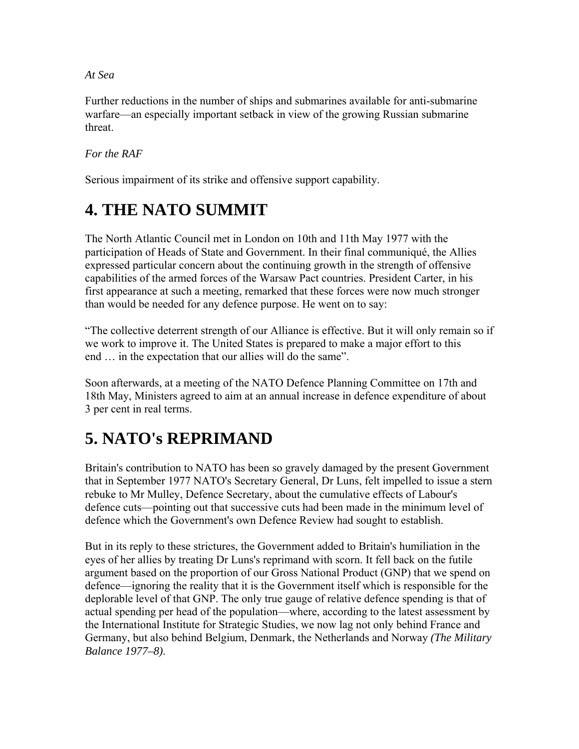*At Sea*

Further reductions in the number of ships and submarines available for anti-submarine warfare—an especially important setback in view of the growing Russian submarine threat.

*For the RAF*

Serious impairment of its strike and offensive support capability.

## 4. THE NATO SUMMIT

The North Atlantic Council met in London on 10th and 11th May 1977 with the participation of Heads of State and Government. In their final communiqué, the Allies expressed particular concern about the continuing growth in the strength of offensive capabilities of the armed forces of the Warsaw Pact countries. President Carter, in his first appearance at such a meeting, remarked that these forces were now much stronger than would be needed for any defence purpose. He went on to say:

“The collective deterrent strength of our Alliance is effective. But it will only remain so if we work to improve it. The United States is prepared to make a major effort to this end … in the expectation that our allies will do the same”.

Soon afterwards, at a meeting of the NATO Defence Planning Committee on 17th and 18th May, Ministers agreed to aim at an annual increase in defence expenditure of about 3 per cent in real terms.

## 5. NATO's REPRIMAND

Britain's contribution to NATO has been so gravely damaged by the present Government that in September 1977 NATO's Secretary General, Dr Luns, felt impelled to issue a stern rebuke to Mr Mulley, Defence Secretary, about the cumulative effects of Labour's defence cuts—pointing out that successive cuts had been made in the minimum level of defence which the Government's own Defence Review had sought to establish.

But in its reply to these strictures, the Government added to Britain's humiliation in the eyes of her allies by treating Dr Luns's reprimand with scorn. It fell back on the futile argument based on the proportion of our Gross National Product (GNP) that we spend on defence—ignoring the reality that it is the Government itself which is responsible for the deplorable level of that GNP. The only true gauge of relative defence spending is that of actual spending per head of the population—where, according to the latest assessment by the International Institute for Strategic Studies, we now lag not only behind France and Germany, but also behind Belgium, Denmark, the Netherlands and Norway *(The Military Balance 1977–8)*.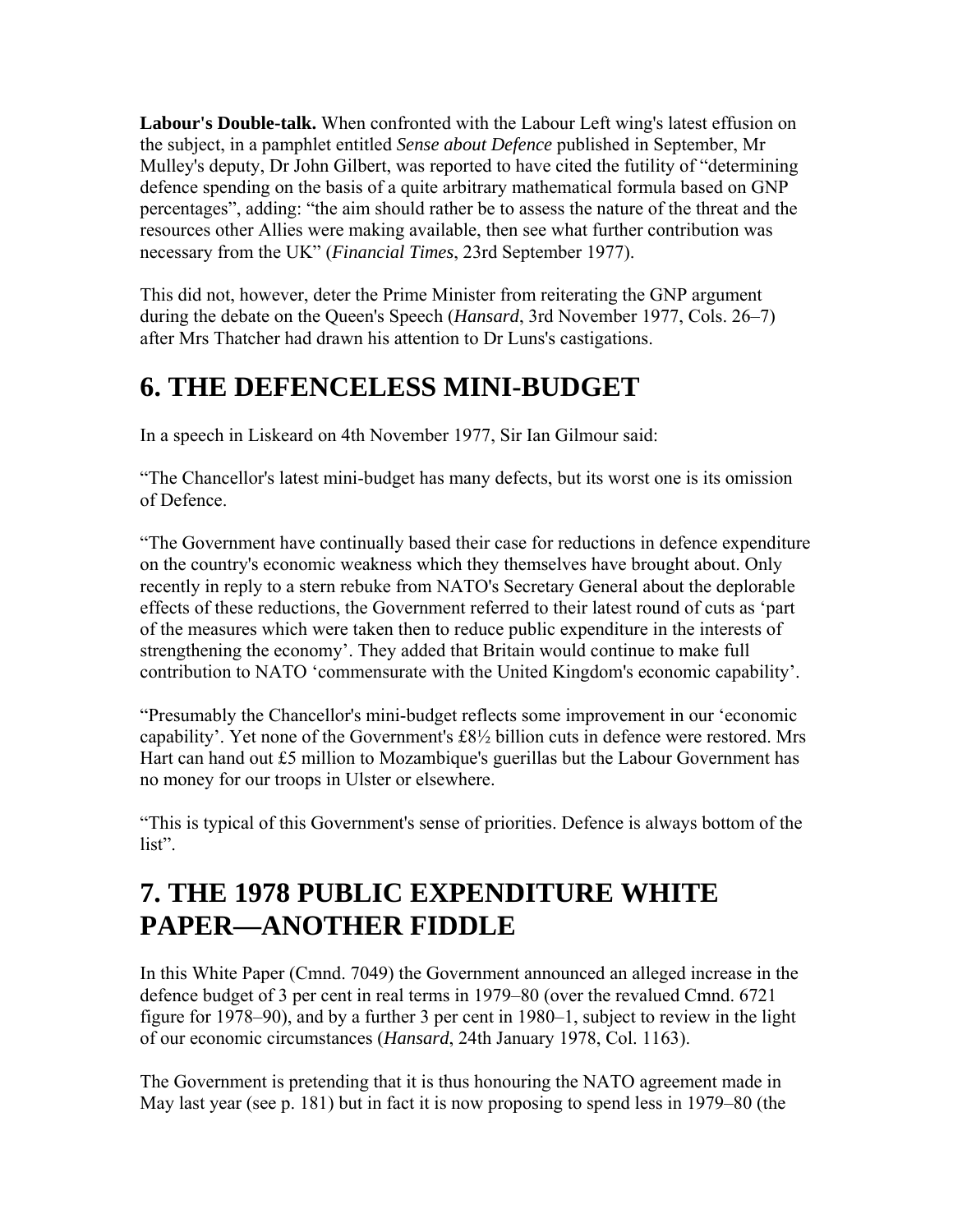**Labour's Double-talk.** When confronted with the Labour Left wing's latest effusion on the subject, in a pamphlet entitled *Sense about Defence* published in September, Mr Mulley's deputy, Dr John Gilbert, was reported to have cited the futility of "determining defence spending on the basis of a quite arbitrary mathematical formula based on GNP percentages", adding: "the aim should rather be to assess the nature of the threat and the resources other Allies were making available, then see what further contribution was necessary from the UK" (*Financial Times*, 23rd September 1977).

This did not, however, deter the Prime Minister from reiterating the GNP argument during the debate on the Queen's Speech (*Hansard*, 3rd November 1977, Cols. 26–7) after Mrs Thatcher had drawn his attention to Dr Luns's castigations.

## 6. THE DEFENCELESS MINI-BUDGET

In a speech in Liskeard on 4th November 1977, Sir Ian Gilmour said:

"The Chancellor's latest mini-budget has many defects, but its worst one is its omission of Defence.

"The Government have continually based their case for reductions in defence expenditure on the country's economic weakness which they themselves have brought about. Only recently in reply to a stern rebuke from NATO's Secretary General about the deplorable effects of these reductions, the Government referred to their latest round of cuts as 'part of the measures which were taken then to reduce public expenditure in the interests of strengthening the economy'. They added that Britain would continue to make full contribution to NATO 'commensurate with the United Kingdom's economic capability'.

"Presumably the Chancellor's mini-budget reflects some improvement in our 'economic capability'. Yet none of the Government's £8½ billion cuts in defence were restored. Mrs Hart can hand out £5 million to Mozambique's guerillas but the Labour Government has no money for our troops in Ulster or elsewhere.

"This is typical of this Government's sense of priorities. Defence is always bottom of the list".

## 7. THE 1978 PUBLIC EXPENDITURE WHITE PAPER—ANOTHER FIDDLE

In this White Paper (Cmnd. 7049) the Government announced an alleged increase in the defence budget of 3 per cent in real terms in 1979–80 (over the revalued Cmnd. 6721 figure for 1978–90), and by a further 3 per cent in 1980–1, subject to review in the light of our economic circumstances (*Hansard*, 24th January 1978, Col. 1163).

The Government is pretending that it is thus honouring the NATO agreement made in May last year (see p. 181) but in fact it is now proposing to spend less in 1979–80 (the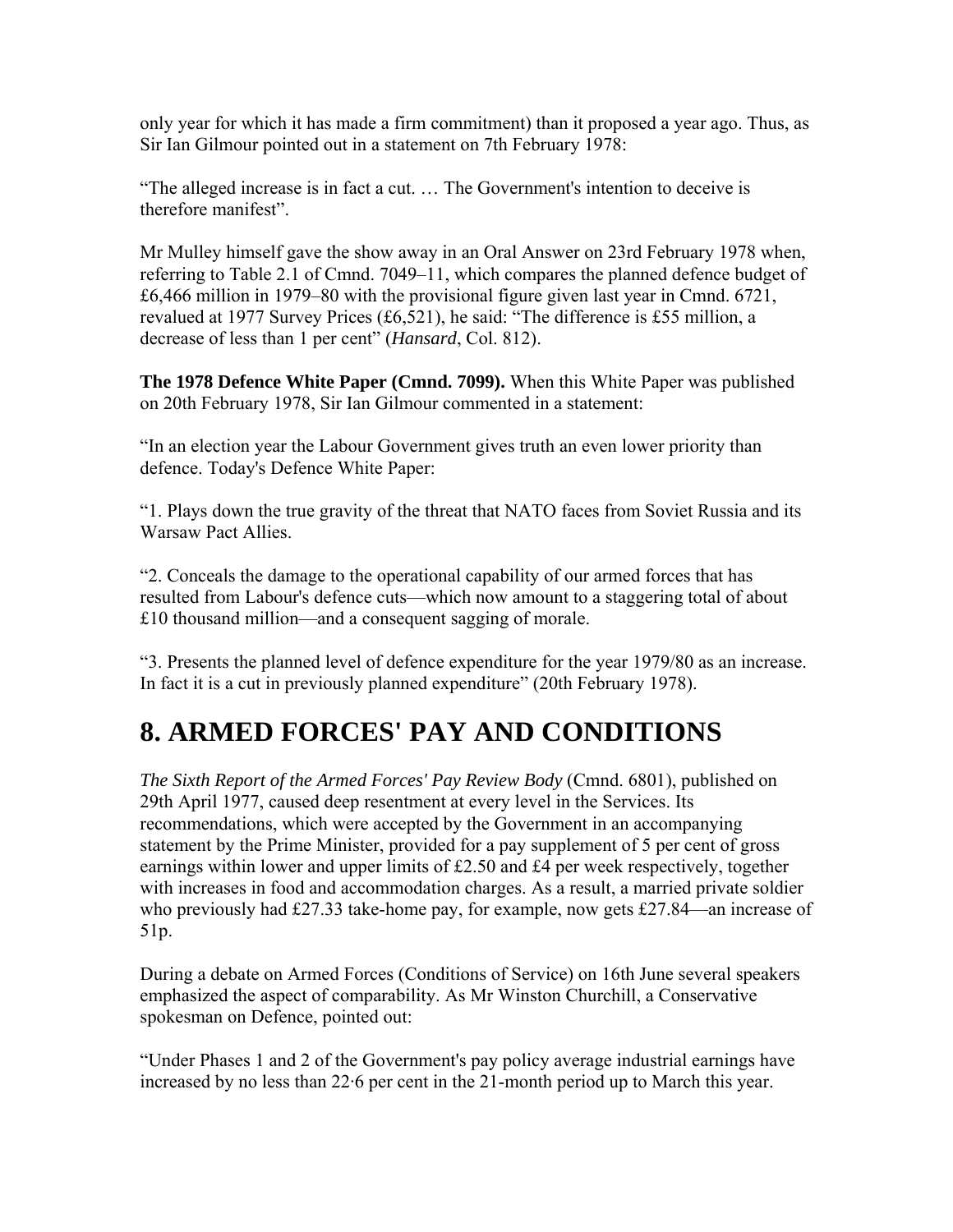only year for which it has made a firm commitment) than it proposed a year ago. Thus, as Sir Ian Gilmour pointed out in a statement on 7th February 1978:

"The alleged increase is in fact a cut. … The Government's intention to deceive is therefore manifest".

Mr Mulley himself gave the show away in an Oral Answer on 23rd February 1978 when, referring to Table 2.1 of Cmnd. 7049–11, which compares the planned defence budget of £6,466 million in 1979–80 with the provisional figure given last year in Cmnd. 6721, revalued at 1977 Survey Prices (£6,521), he said: "The difference is £55 million, a decrease of less than 1 per cent" (*Hansard*, Col. 812).

**The 1978 Defence White Paper (Cmnd. 7099).** When this White Paper was published on 20th February 1978, Sir Ian Gilmour commented in a statement:

"In an election year the Labour Government gives truth an even lower priority than defence. Today's Defence White Paper:

"1. Plays down the true gravity of the threat that NATO faces from Soviet Russia and its Warsaw Pact Allies.

"2. Conceals the damage to the operational capability of our armed forces that has resulted from Labour's defence cuts—which now amount to a staggering total of about £10 thousand million—and a consequent sagging of morale.

"3. Presents the planned level of defence expenditure for the year 1979/80 as an increase. In fact it is a cut in previously planned expenditure" (20th February 1978).

## 8. ARMED FORCES' PAY AND CONDITIONS

*The Sixth Report of the Armed Forces' Pay Review Body* (Cmnd. 6801), published on 29th April 1977, caused deep resentment at every level in the Services. Its recommendations, which were accepted by the Government in an accompanying statement by the Prime Minister, provided for a pay supplement of 5 per cent of gross earnings within lower and upper limits of £2.50 and £4 per week respectively, together with increases in food and accommodation charges. As a result, a married private soldier who previously had £27.33 take-home pay, for example, now gets £27.84—an increase of 51p.

During a debate on Armed Forces (Conditions of Service) on 16th June several speakers emphasized the aspect of comparability. As Mr Winston Churchill, a Conservative spokesman on Defence, pointed out:

"Under Phases 1 and 2 of the Government's pay policy average industrial earnings have increased by no less than 22·6 per cent in the 21-month period up to March this year.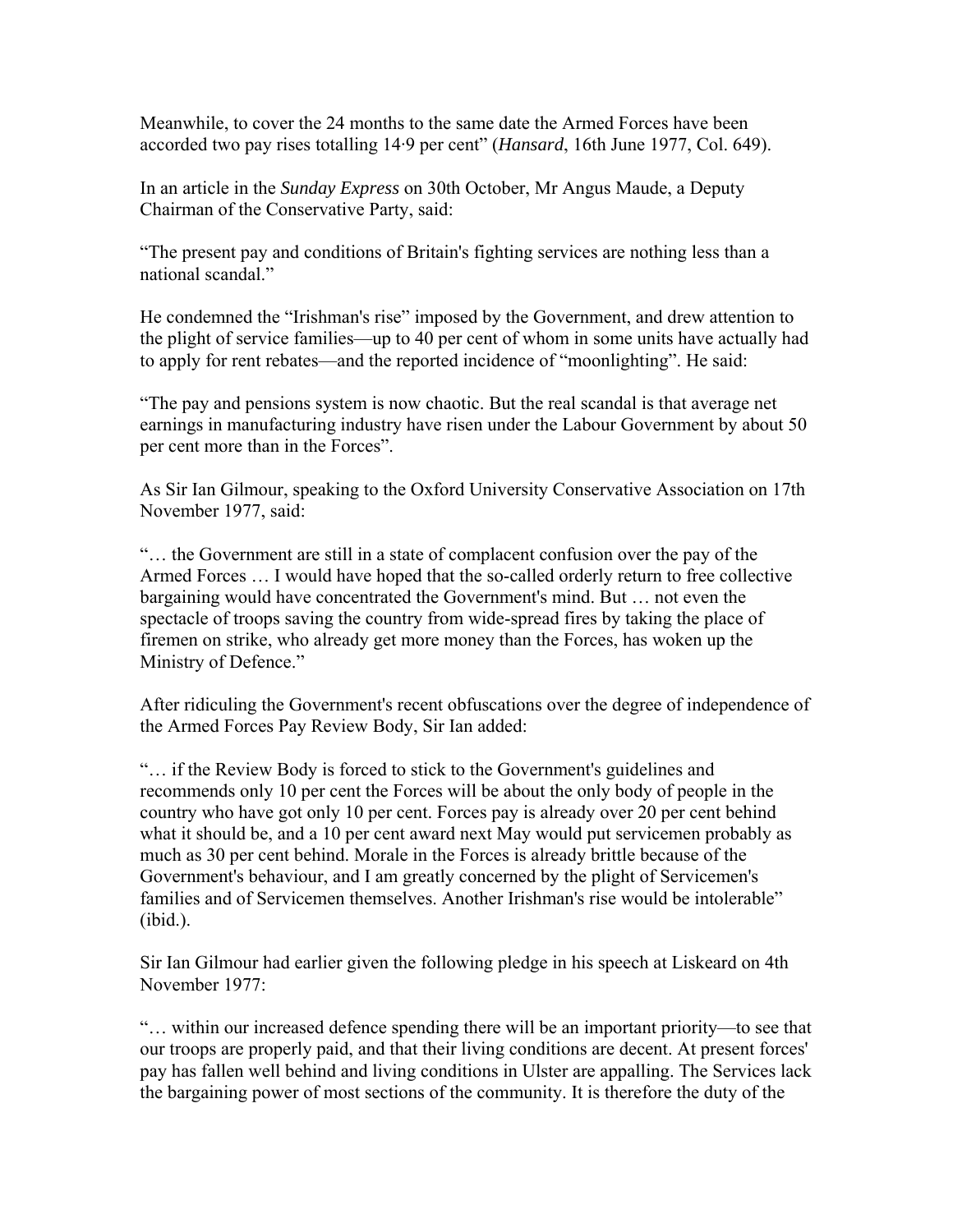Meanwhile, to cover the 24 months to the same date the Armed Forces have been accorded two pay rises totalling 14·9 per cent" (*Hansard*, 16th June 1977, Col. 649).

In an article in the *Sunday Express* on 30th October, Mr Angus Maude, a Deputy Chairman of the Conservative Party, said:

"The present pay and conditions of Britain's fighting services are nothing less than a national scandal."

He condemned the "Irishman's rise" imposed by the Government, and drew attention to the plight of service families—up to 40 per cent of whom in some units have actually had to apply for rent rebates—and the reported incidence of "moonlighting". He said:

"The pay and pensions system is now chaotic. But the real scandal is that average net earnings in manufacturing industry have risen under the Labour Government by about 50 per cent more than in the Forces".

As Sir Ian Gilmour, speaking to the Oxford University Conservative Association on 17th November 1977, said:

"… the Government are still in a state of complacent confusion over the pay of the Armed Forces … I would have hoped that the so-called orderly return to free collective bargaining would have concentrated the Government's mind. But … not even the spectacle of troops saving the country from wide-spread fires by taking the place of firemen on strike, who already get more money than the Forces, has woken up the Ministry of Defence."

After ridiculing the Government's recent obfuscations over the degree of independence of the Armed Forces Pay Review Body, Sir Ian added:

"… if the Review Body is forced to stick to the Government's guidelines and recommends only 10 per cent the Forces will be about the only body of people in the country who have got only 10 per cent. Forces pay is already over 20 per cent behind what it should be, and a 10 per cent award next May would put servicemen probably as much as 30 per cent behind. Morale in the Forces is already brittle because of the Government's behaviour, and I am greatly concerned by the plight of Servicemen's families and of Servicemen themselves. Another Irishman's rise would be intolerable" (ibid.).

Sir Ian Gilmour had earlier given the following pledge in his speech at Liskeard on 4th November 1977:

"… within our increased defence spending there will be an important priority—to see that our troops are properly paid, and that their living conditions are decent. At present forces' pay has fallen well behind and living conditions in Ulster are appalling. The Services lack the bargaining power of most sections of the community. It is therefore the duty of the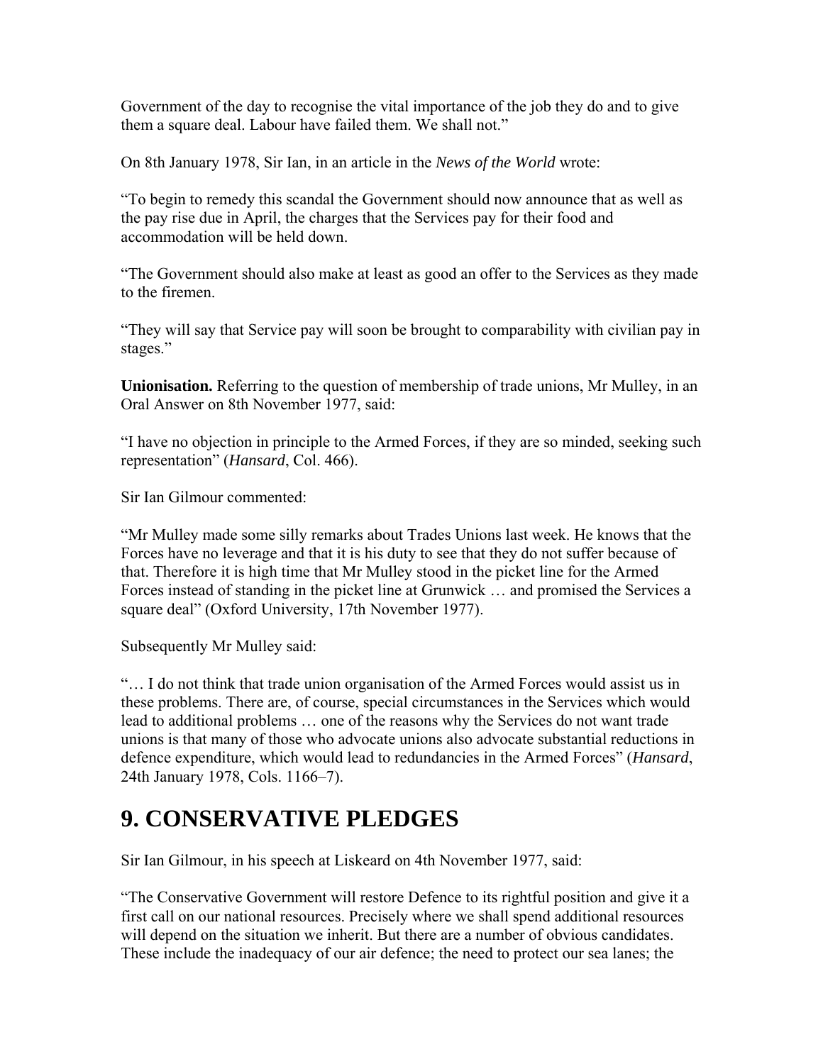Government of the day to recognise the vital importance of the job they do and to give them a square deal. Labour have failed them. We shall not."

On 8th January 1978, Sir Ian, in an article in the *News of the World* wrote:

"To begin to remedy this scandal the Government should now announce that as well as the pay rise due in April, the charges that the Services pay for their food and accommodation will be held down.

"The Government should also make at least as good an offer to the Services as they made to the firemen.

"They will say that Service pay will soon be brought to comparability with civilian pay in stages."

**Unionisation.** Referring to the question of membership of trade unions, Mr Mulley, in an Oral Answer on 8th November 1977, said:

"I have no objection in principle to the Armed Forces, if they are so minded, seeking such representation" (*Hansard*, Col. 466).

Sir Ian Gilmour commented:

"Mr Mulley made some silly remarks about Trades Unions last week. He knows that the Forces have no leverage and that it is his duty to see that they do not suffer because of that. Therefore it is high time that Mr Mulley stood in the picket line for the Armed Forces instead of standing in the picket line at Grunwick … and promised the Services a square deal" (Oxford University, 17th November 1977).

Subsequently Mr Mulley said:

"… I do not think that trade union organisation of the Armed Forces would assist us in these problems. There are, of course, special circumstances in the Services which would lead to additional problems … one of the reasons why the Services do not want trade unions is that many of those who advocate unions also advocate substantial reductions in defence expenditure, which would lead to redundancies in the Armed Forces" (*Hansard*, 24th January 1978, Cols. 1166–7).

## 9. CONSERVATIVE PLEDGES

Sir Ian Gilmour, in his speech at Liskeard on 4th November 1977, said:

"The Conservative Government will restore Defence to its rightful position and give it a first call on our national resources. Precisely where we shall spend additional resources will depend on the situation we inherit. But there are a number of obvious candidates. These include the inadequacy of our air defence; the need to protect our sea lanes; the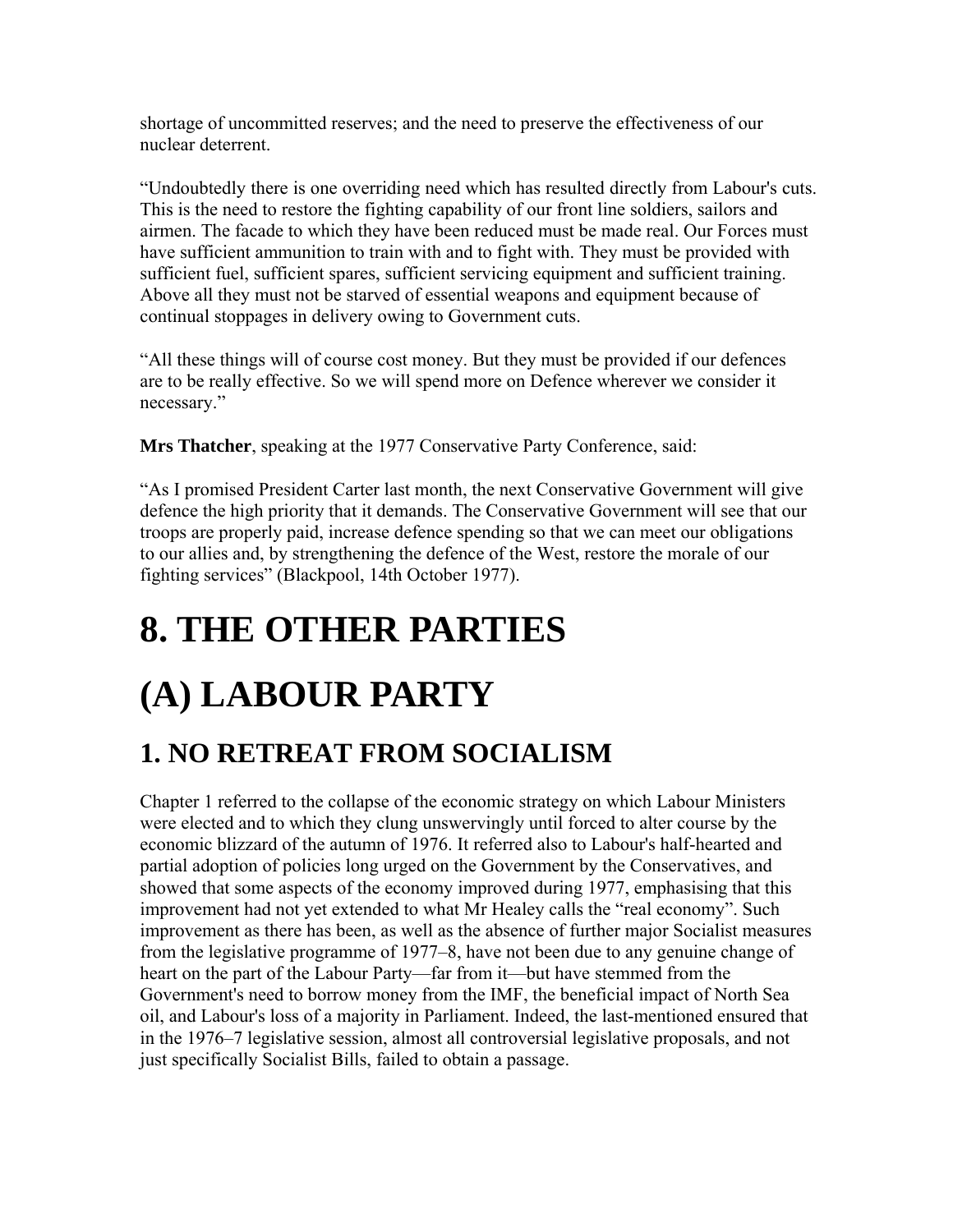shortage of uncommitted reserves; and the need to preserve the effectiveness of our nuclear deterrent.

“Undoubtedly there is one overriding need which has resulted directly from Labour's cuts. This is the need to restore the fighting capability of our front line soldiers, sailors and airmen. The facade to which they have been reduced must be made real. Our Forces must have sufficient ammunition to train with and to fight with. They must be provided with sufficient fuel, sufficient spares, sufficient servicing equipment and sufficient training. Above all they must not be starved of essential weapons and equipment because of continual stoppages in delivery owing to Government cuts.

“All these things will of course cost money. But they must be provided if our defences are to be really effective. So we will spend more on Defence wherever we consider it necessary.”

**Mrs Thatcher**, speaking at the 1977 Conservative Party Conference, said:

“As I promised President Carter last month, the next Conservative Government will give defence the high priority that it demands. The Conservative Government will see that our troops are properly paid, increase defence spending so that we can meet our obligations to our allies and, by strengthening the defence of the West, restore the morale of our fighting services” (Blackpool, 14th October 1977).

# 8. THE OTHER PARTIES

# (A) LABOUR PARTY

## 1. NO RETREAT FROM SOCIALISM

Chapter 1 referred to the collapse of the economic strategy on which Labour Ministers were elected and to which they clung unswervingly until forced to alter course by the economic blizzard of the autumn of 1976. It referred also to Labour's half-hearted and partial adoption of policies long urged on the Government by the Conservatives, and showed that some aspects of the economy improved during 1977, emphasising that this improvement had not yet extended to what Mr Healey calls the “real economy”. Such improvement as there has been, as well as the absence of further major Socialist measures from the legislative programme of 1977–8, have not been due to any genuine change of heart on the part of the Labour Party—far from it—but have stemmed from the Government's need to borrow money from the IMF, the beneficial impact of North Sea oil, and Labour's loss of a majority in Parliament. Indeed, the last-mentioned ensured that in the 1976–7 legislative session, almost all controversial legislative proposals, and not just specifically Socialist Bills, failed to obtain a passage.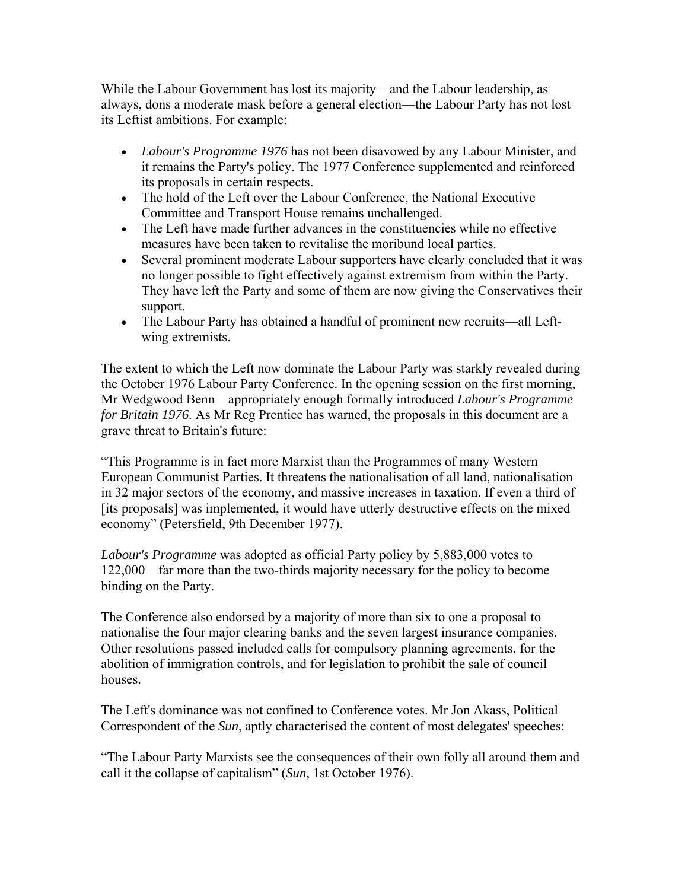While the Labour Government has lost its majority—and the Labour leadership, as always, dons a moderate mask before a general election—the Labour Party has not lost its Leftist ambitions. For example:

- *Labour's Programme 1976* has not been disavowed by any Labour Minister, and it remains the Party's policy. The 1977 Conference supplemented and reinforced its proposals in certain respects.
- The hold of the Left over the Labour Conference, the National Executive Committee and Transport House remains unchallenged.
- The Left have made further advances in the constituencies while no effective measures have been taken to revitalise the moribund local parties.
- Several prominent moderate Labour supporters have clearly concluded that it was no longer possible to fight effectively against extremism from within the Party. They have left the Party and some of them are now giving the Conservatives their support.
- The Labour Party has obtained a handful of prominent new recruits—all Left-wing extremists.

The extent to which the Left now dominate the Labour Party was starkly revealed during the October 1976 Labour Party Conference. In the opening session on the first morning, Mr Wedgwood Benn—appropriately enough formally introduced *Labour's Programme for Britain 1976*. As Mr Reg Prentice has warned, the proposals in this document are a grave threat to Britain's future:

"This Programme is in fact more Marxist than the Programmes of many Western European Communist Parties. It threatens the nationalisation of all land, nationalisation in 32 major sectors of the economy, and massive increases in taxation. If even a third of [its proposals] was implemented, it would have utterly destructive effects on the mixed economy" (Petersfield, 9th December 1977).

*Labour's Programme* was adopted as official Party policy by 5,883,000 votes to 122,000—far more than the two-thirds majority necessary for the policy to become binding on the Party.

The Conference also endorsed by a majority of more than six to one a proposal to nationalise the four major clearing banks and the seven largest insurance companies. Other resolutions passed included calls for compulsory planning agreements, for the abolition of immigration controls, and for legislation to prohibit the sale of council houses.

The Left's dominance was not confined to Conference votes. Mr Jon Akass, Political Correspondent of the *Sun*, aptly characterised the content of most delegates' speeches:

"The Labour Party Marxists see the consequences of their own folly all around them and call it the collapse of capitalism" (*Sun*, 1st October 1976).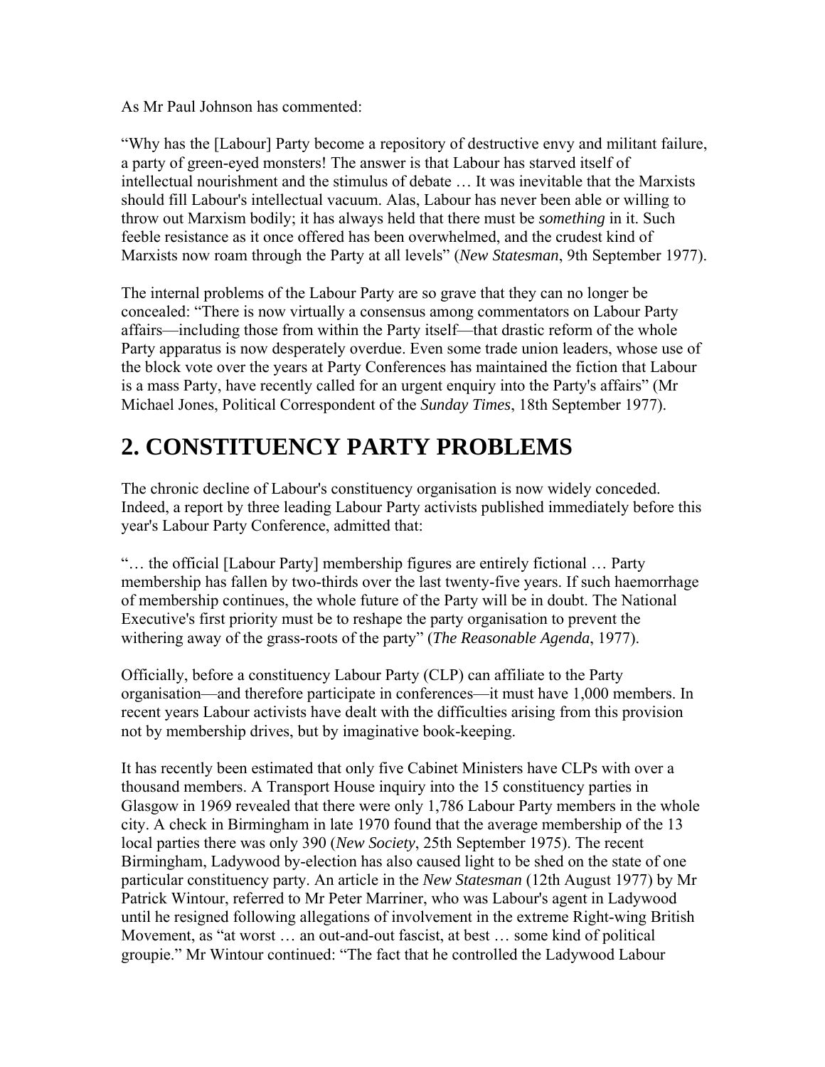As Mr Paul Johnson has commented:

“Why has the [Labour] Party become a repository of destructive envy and militant failure, a party of green-eyed monsters! The answer is that Labour has starved itself of intellectual nourishment and the stimulus of debate … It was inevitable that the Marxists should fill Labour's intellectual vacuum. Alas, Labour has never been able or willing to throw out Marxism bodily; it has always held that there must be *something* in it. Such feeble resistance as it once offered has been overwhelmed, and the crudest kind of Marxists now roam through the Party at all levels” (*New Statesman*, 9th September 1977).

The internal problems of the Labour Party are so grave that they can no longer be concealed: “There is now virtually a consensus among commentators on Labour Party affairs—including those from within the Party itself—that drastic reform of the whole Party apparatus is now desperately overdue. Even some trade union leaders, whose use of the block vote over the years at Party Conferences has maintained the fiction that Labour is a mass Party, have recently called for an urgent enquiry into the Party's affairs” (Mr Michael Jones, Political Correspondent of the *Sunday Times*, 18th September 1977).

## 2. CONSTITUENCY PARTY PROBLEMS

The chronic decline of Labour's constituency organisation is now widely conceded. Indeed, a report by three leading Labour Party activists published immediately before this year's Labour Party Conference, admitted that:

“… the official [Labour Party] membership figures are entirely fictional … Party membership has fallen by two-thirds over the last twenty-five years. If such haemorrhage of membership continues, the whole future of the Party will be in doubt. The National Executive's first priority must be to reshape the party organisation to prevent the withering away of the grass-roots of the party” (*The Reasonable Agenda*, 1977).

Officially, before a constituency Labour Party (CLP) can affiliate to the Party organisation—and therefore participate in conferences—it must have 1,000 members. In recent years Labour activists have dealt with the difficulties arising from this provision not by membership drives, but by imaginative book-keeping.

It has recently been estimated that only five Cabinet Ministers have CLPs with over a thousand members. A Transport House inquiry into the 15 constituency parties in Glasgow in 1969 revealed that there were only 1,786 Labour Party members in the whole city. A check in Birmingham in late 1970 found that the average membership of the 13 local parties there was only 390 (*New Society*, 25th September 1975). The recent Birmingham, Ladywood by-election has also caused light to be shed on the state of one particular constituency party. An article in the *New Statesman* (12th August 1977) by Mr Patrick Wintour, referred to Mr Peter Marriner, who was Labour's agent in Ladywood until he resigned following allegations of involvement in the extreme Right-wing British Movement, as “at worst … an out-and-out fascist, at best … some kind of political groupie.” Mr Wintour continued: “The fact that he controlled the Ladywood Labour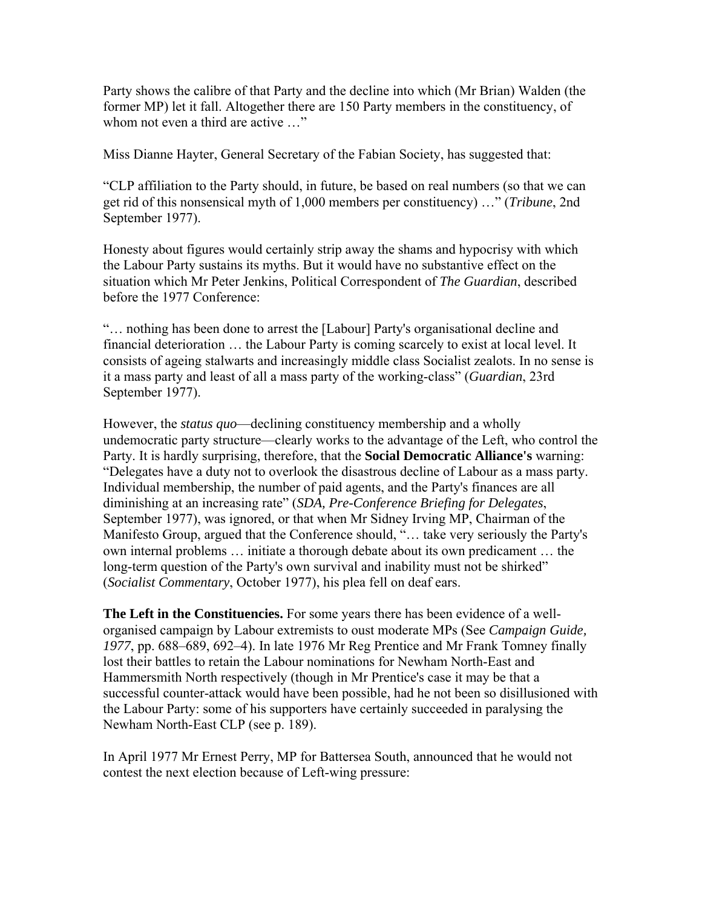Party shows the calibre of that Party and the decline into which (Mr Brian) Walden (the former MP) let it fall. Altogether there are 150 Party members in the constituency, of whom not even a third are active …"

Miss Dianne Hayter, General Secretary of the Fabian Society, has suggested that:

"CLP affiliation to the Party should, in future, be based on real numbers (so that we can get rid of this nonsensical myth of 1,000 members per constituency) …" (*Tribune*, 2nd September 1977).

Honesty about figures would certainly strip away the shams and hypocrisy with which the Labour Party sustains its myths. But it would have no substantive effect on the situation which Mr Peter Jenkins, Political Correspondent of *The Guardian*, described before the 1977 Conference:

"… nothing has been done to arrest the [Labour] Party's organisational decline and financial deterioration … the Labour Party is coming scarcely to exist at local level. It consists of ageing stalwarts and increasingly middle class Socialist zealots. In no sense is it a mass party and least of all a mass party of the working-class" (*Guardian*, 23rd September 1977).

However, the *status quo*—declining constituency membership and a wholly undemocratic party structure—clearly works to the advantage of the Left, who control the Party. It is hardly surprising, therefore, that the **Social Democratic Alliance's** warning: "Delegates have a duty not to overlook the disastrous decline of Labour as a mass party. Individual membership, the number of paid agents, and the Party's finances are all diminishing at an increasing rate" (*SDA, Pre-Conference Briefing for Delegates*, September 1977), was ignored, or that when Mr Sidney Irving MP, Chairman of the Manifesto Group, argued that the Conference should, "… take very seriously the Party's own internal problems … initiate a thorough debate about its own predicament … the long-term question of the Party's own survival and inability must not be shirked" (*Socialist Commentary*, October 1977), his plea fell on deaf ears.

**The Left in the Constituencies.** For some years there has been evidence of a well-organised campaign by Labour extremists to oust moderate MPs (See *Campaign Guide, 1977*, pp. 688–689, 692–4). In late 1976 Mr Reg Prentice and Mr Frank Tomney finally lost their battles to retain the Labour nominations for Newham North-East and Hammersmith North respectively (though in Mr Prentice's case it may be that a successful counter-attack would have been possible, had he not been so disillusioned with the Labour Party: some of his supporters have certainly succeeded in paralysing the Newham North-East CLP (see p. 189).

In April 1977 Mr Ernest Perry, MP for Battersea South, announced that he would not contest the next election because of Left-wing pressure: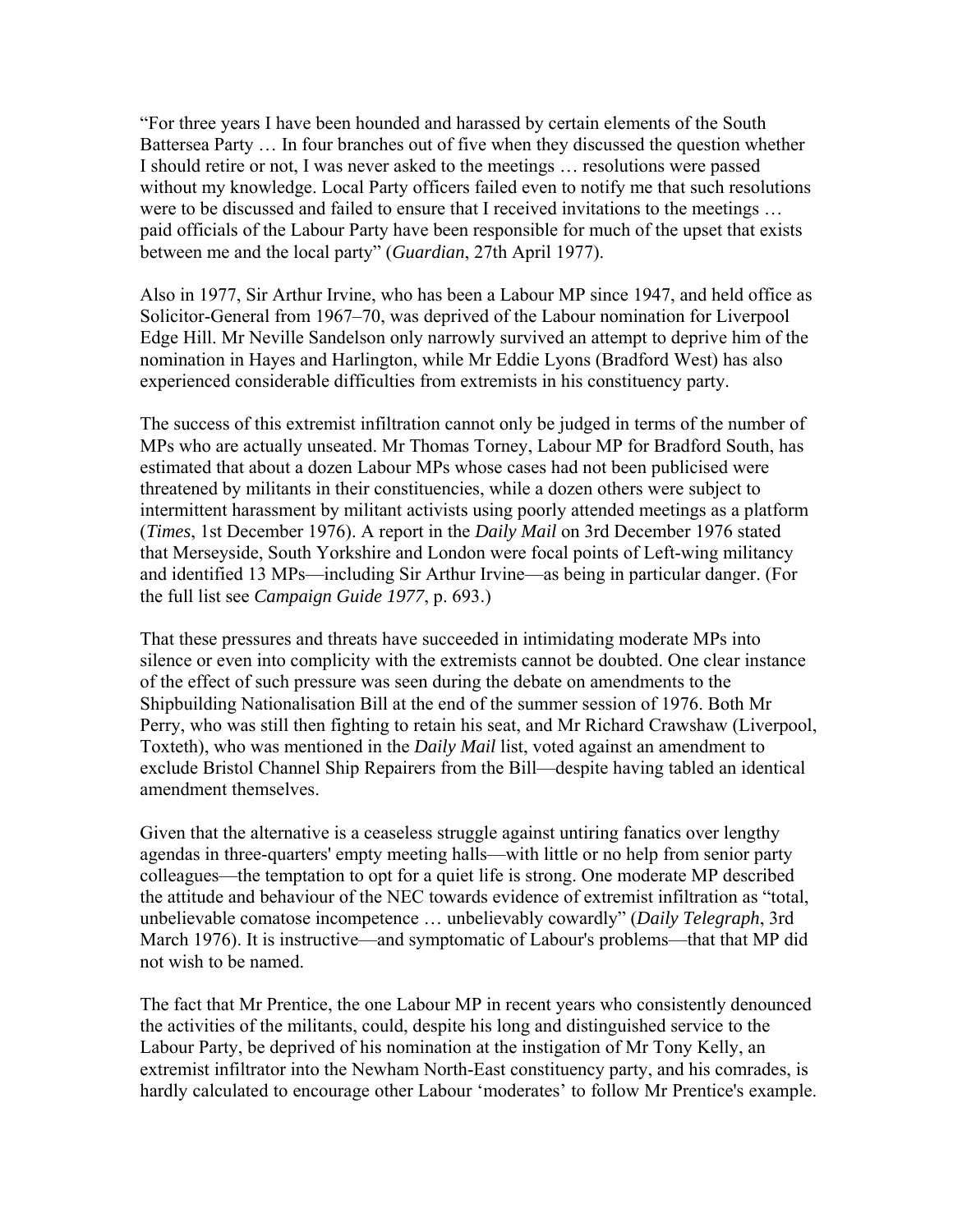"For three years I have been hounded and harassed by certain elements of the South Battersea Party … In four branches out of five when they discussed the question whether I should retire or not, I was never asked to the meetings … resolutions were passed without my knowledge. Local Party officers failed even to notify me that such resolutions were to be discussed and failed to ensure that I received invitations to the meetings … paid officials of the Labour Party have been responsible for much of the upset that exists between me and the local party" (*Guardian*, 27th April 1977).

Also in 1977, Sir Arthur Irvine, who has been a Labour MP since 1947, and held office as Solicitor-General from 1967–70, was deprived of the Labour nomination for Liverpool Edge Hill. Mr Neville Sandelson only narrowly survived an attempt to deprive him of the nomination in Hayes and Harlington, while Mr Eddie Lyons (Bradford West) has also experienced considerable difficulties from extremists in his constituency party.

The success of this extremist infiltration cannot only be judged in terms of the number of MPs who are actually unseated. Mr Thomas Torney, Labour MP for Bradford South, has estimated that about a dozen Labour MPs whose cases had not been publicised were threatened by militants in their constituencies, while a dozen others were subject to intermittent harassment by militant activists using poorly attended meetings as a platform (*Times*, 1st December 1976). A report in the *Daily Mail* on 3rd December 1976 stated that Merseyside, South Yorkshire and London were focal points of Left-wing militancy and identified 13 MPs—including Sir Arthur Irvine—as being in particular danger. (For the full list see *Campaign Guide 1977*, p. 693.)

That these pressures and threats have succeeded in intimidating moderate MPs into silence or even into complicity with the extremists cannot be doubted. One clear instance of the effect of such pressure was seen during the debate on amendments to the Shipbuilding Nationalisation Bill at the end of the summer session of 1976. Both Mr Perry, who was still then fighting to retain his seat, and Mr Richard Crawshaw (Liverpool, Toxteth), who was mentioned in the *Daily Mail* list, voted against an amendment to exclude Bristol Channel Ship Repairers from the Bill—despite having tabled an identical amendment themselves.

Given that the alternative is a ceaseless struggle against untiring fanatics over lengthy agendas in three-quarters' empty meeting halls—with little or no help from senior party colleagues—the temptation to opt for a quiet life is strong. One moderate MP described the attitude and behaviour of the NEC towards evidence of extremist infiltration as "total, unbelievable comatose incompetence … unbelievably cowardly" (*Daily Telegraph*, 3rd March 1976). It is instructive—and symptomatic of Labour's problems—that that MP did not wish to be named.

The fact that Mr Prentice, the one Labour MP in recent years who consistently denounced the activities of the militants, could, despite his long and distinguished service to the Labour Party, be deprived of his nomination at the instigation of Mr Tony Kelly, an extremist infiltrator into the Newham North-East constituency party, and his comrades, is hardly calculated to encourage other Labour 'moderates' to follow Mr Prentice's example.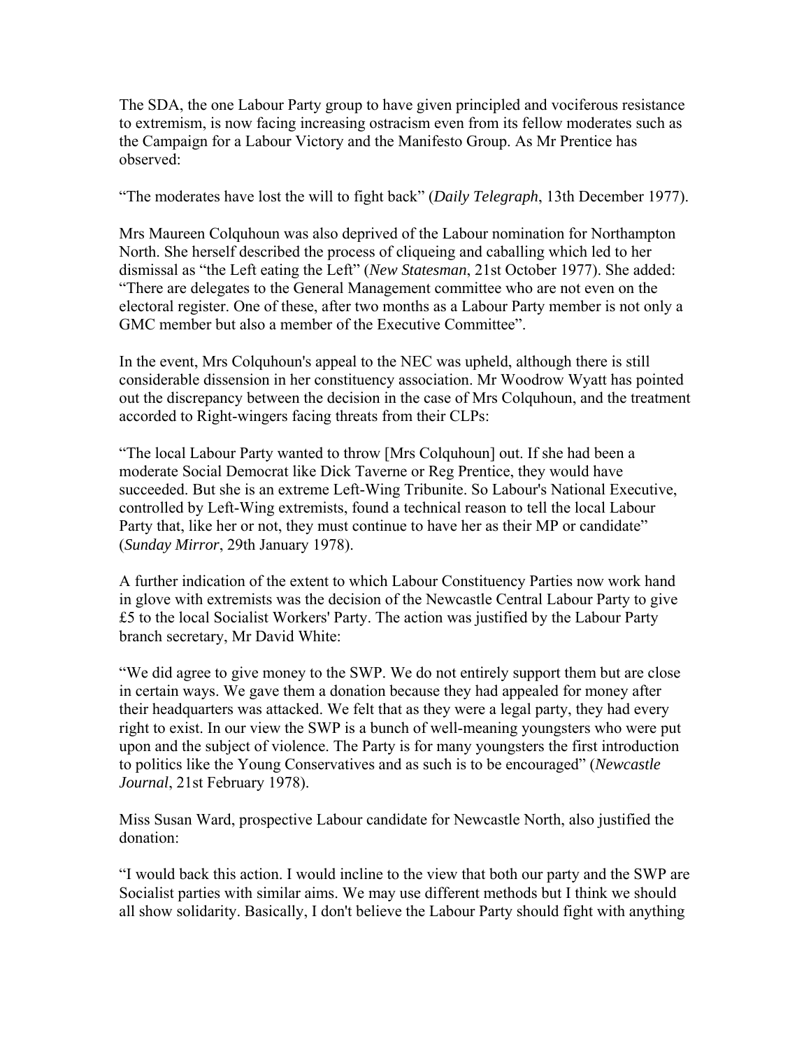The SDA, the one Labour Party group to have given principled and vociferous resistance to extremism, is now facing increasing ostracism even from its fellow moderates such as the Campaign for a Labour Victory and the Manifesto Group. As Mr Prentice has observed:

"The moderates have lost the will to fight back" (*Daily Telegraph*, 13th December 1977).

Mrs Maureen Colquhoun was also deprived of the Labour nomination for Northampton North. She herself described the process of cliqueing and caballing which led to her dismissal as "the Left eating the Left" (*New Statesman*, 21st October 1977). She added: "There are delegates to the General Management committee who are not even on the electoral register. One of these, after two months as a Labour Party member is not only a GMC member but also a member of the Executive Committee".

In the event, Mrs Colquhoun's appeal to the NEC was upheld, although there is still considerable dissension in her constituency association. Mr Woodrow Wyatt has pointed out the discrepancy between the decision in the case of Mrs Colquhoun, and the treatment accorded to Right-wingers facing threats from their CLPs:

"The local Labour Party wanted to throw [Mrs Colquhoun] out. If she had been a moderate Social Democrat like Dick Taverne or Reg Prentice, they would have succeeded. But she is an extreme Left-Wing Tribunite. So Labour's National Executive, controlled by Left-Wing extremists, found a technical reason to tell the local Labour Party that, like her or not, they must continue to have her as their MP or candidate" (*Sunday Mirror*, 29th January 1978).

A further indication of the extent to which Labour Constituency Parties now work hand in glove with extremists was the decision of the Newcastle Central Labour Party to give £5 to the local Socialist Workers' Party. The action was justified by the Labour Party branch secretary, Mr David White:

"We did agree to give money to the SWP. We do not entirely support them but are close in certain ways. We gave them a donation because they had appealed for money after their headquarters was attacked. We felt that as they were a legal party, they had every right to exist. In our view the SWP is a bunch of well-meaning youngsters who were put upon and the subject of violence. The Party is for many youngsters the first introduction to politics like the Young Conservatives and as such is to be encouraged" (*Newcastle Journal*, 21st February 1978).

Miss Susan Ward, prospective Labour candidate for Newcastle North, also justified the donation:

"I would back this action. I would incline to the view that both our party and the SWP are Socialist parties with similar aims. We may use different methods but I think we should all show solidarity. Basically, I don't believe the Labour Party should fight with anything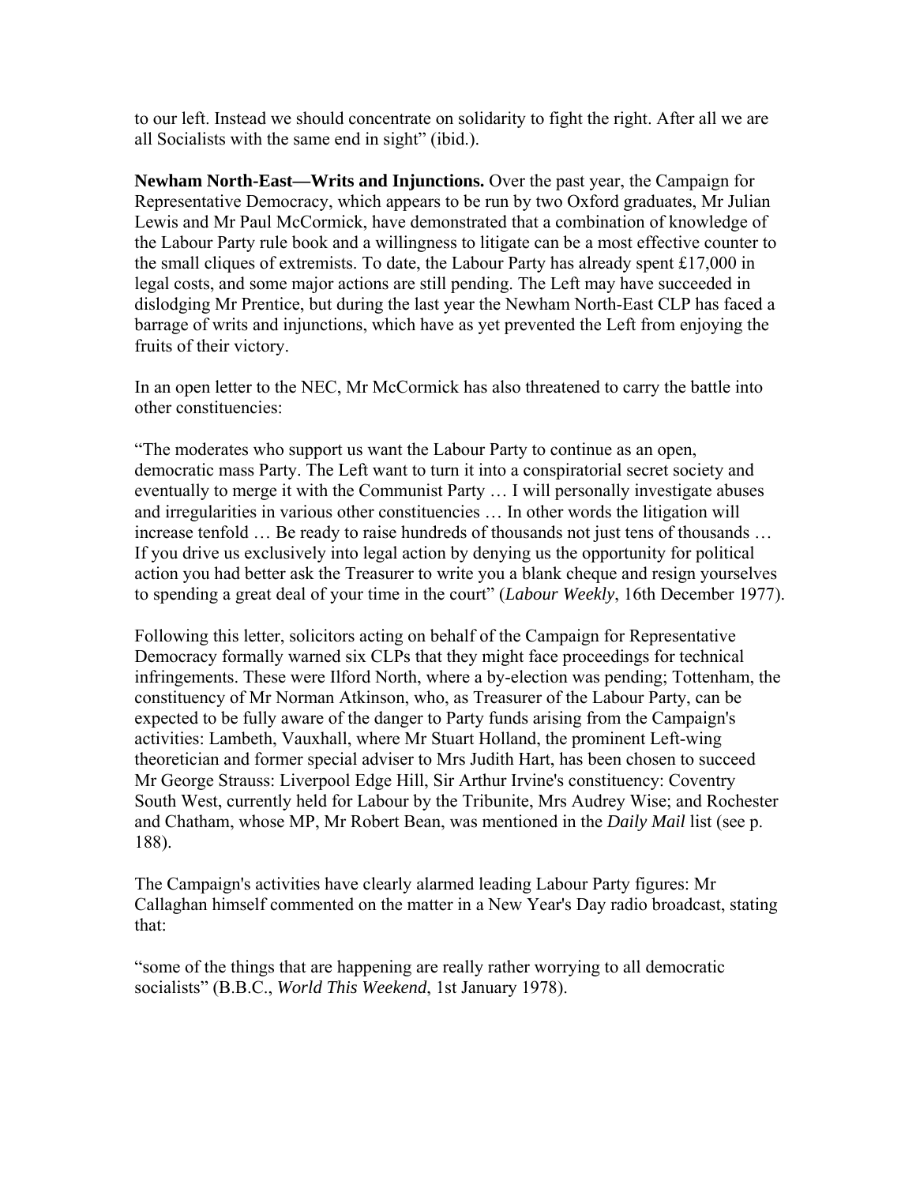to our left. Instead we should concentrate on solidarity to fight the right. After all we are all Socialists with the same end in sight" (ibid.).

**Newham North-East—Writs and Injunctions.** Over the past year, the Campaign for Representative Democracy, which appears to be run by two Oxford graduates, Mr Julian Lewis and Mr Paul McCormick, have demonstrated that a combination of knowledge of the Labour Party rule book and a willingness to litigate can be a most effective counter to the small cliques of extremists. To date, the Labour Party has already spent £17,000 in legal costs, and some major actions are still pending. The Left may have succeeded in dislodging Mr Prentice, but during the last year the Newham North-East CLP has faced a barrage of writs and injunctions, which have as yet prevented the Left from enjoying the fruits of their victory.

In an open letter to the NEC, Mr McCormick has also threatened to carry the battle into other constituencies:

"The moderates who support us want the Labour Party to continue as an open, democratic mass Party. The Left want to turn it into a conspiratorial secret society and eventually to merge it with the Communist Party … I will personally investigate abuses and irregularities in various other constituencies … In other words the litigation will increase tenfold … Be ready to raise hundreds of thousands not just tens of thousands … If you drive us exclusively into legal action by denying us the opportunity for political action you had better ask the Treasurer to write you a blank cheque and resign yourselves to spending a great deal of your time in the court" (*Labour Weekly*, 16th December 1977).

Following this letter, solicitors acting on behalf of the Campaign for Representative Democracy formally warned six CLPs that they might face proceedings for technical infringements. These were Ilford North, where a by-election was pending; Tottenham, the constituency of Mr Norman Atkinson, who, as Treasurer of the Labour Party, can be expected to be fully aware of the danger to Party funds arising from the Campaign's activities: Lambeth, Vauxhall, where Mr Stuart Holland, the prominent Left-wing theoretician and former special adviser to Mrs Judith Hart, has been chosen to succeed Mr George Strauss: Liverpool Edge Hill, Sir Arthur Irvine's constituency: Coventry South West, currently held for Labour by the Tribunite, Mrs Audrey Wise; and Rochester and Chatham, whose MP, Mr Robert Bean, was mentioned in the *Daily Mail* list (see p. 188).

The Campaign's activities have clearly alarmed leading Labour Party figures: Mr Callaghan himself commented on the matter in a New Year's Day radio broadcast, stating that:

"some of the things that are happening are really rather worrying to all democratic socialists" (B.B.C., *World This Weekend*, 1st January 1978).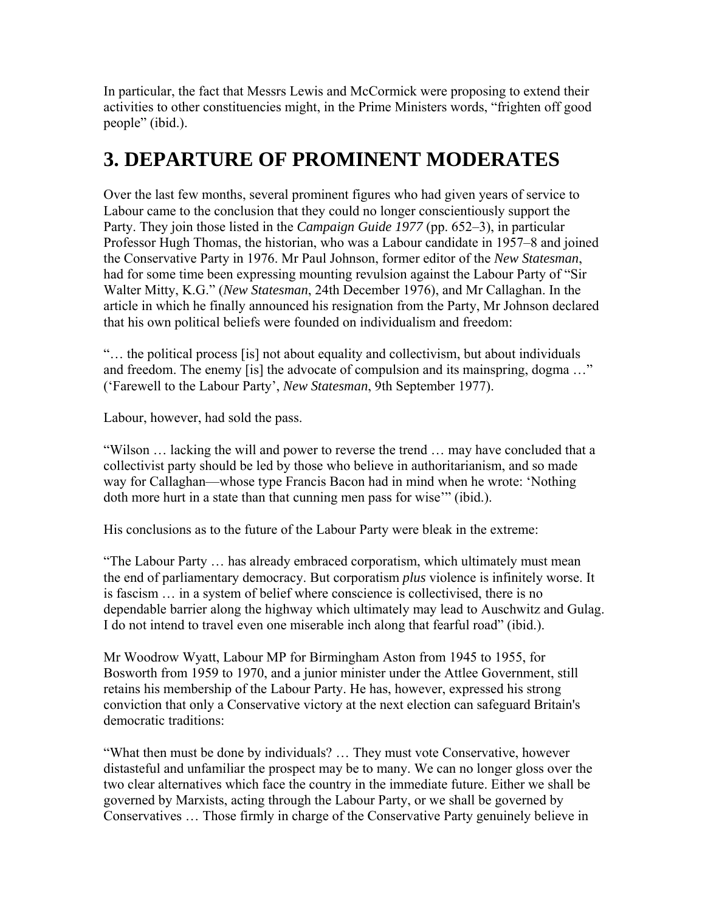In particular, the fact that Messrs Lewis and McCormick were proposing to extend their activities to other constituencies might, in the Prime Ministers words, "frighten off good people" (ibid.).

## 3. DEPARTURE OF PROMINENT MODERATES

Over the last few months, several prominent figures who had given years of service to Labour came to the conclusion that they could no longer conscientiously support the Party. They join those listed in the *Campaign Guide 1977* (pp. 652–3), in particular Professor Hugh Thomas, the historian, who was a Labour candidate in 1957–8 and joined the Conservative Party in 1976. Mr Paul Johnson, former editor of the *New Statesman*, had for some time been expressing mounting revulsion against the Labour Party of "Sir Walter Mitty, K.G." (*New Statesman*, 24th December 1976), and Mr Callaghan. In the article in which he finally announced his resignation from the Party, Mr Johnson declared that his own political beliefs were founded on individualism and freedom:

"… the political process [is] not about equality and collectivism, but about individuals and freedom. The enemy [is] the advocate of compulsion and its mainspring, dogma …" ('Farewell to the Labour Party', *New Statesman*, 9th September 1977).

Labour, however, had sold the pass.

"Wilson … lacking the will and power to reverse the trend … may have concluded that a collectivist party should be led by those who believe in authoritarianism, and so made way for Callaghan—whose type Francis Bacon had in mind when he wrote: 'Nothing doth more hurt in a state than that cunning men pass for wise'" (ibid.).

His conclusions as to the future of the Labour Party were bleak in the extreme:

"The Labour Party … has already embraced corporatism, which ultimately must mean the end of parliamentary democracy. But corporatism *plus* violence is infinitely worse. It is fascism … in a system of belief where conscience is collectivised, there is no dependable barrier along the highway which ultimately may lead to Auschwitz and Gulag. I do not intend to travel even one miserable inch along that fearful road" (ibid.).

Mr Woodrow Wyatt, Labour MP for Birmingham Aston from 1945 to 1955, for Bosworth from 1959 to 1970, and a junior minister under the Attlee Government, still retains his membership of the Labour Party. He has, however, expressed his strong conviction that only a Conservative victory at the next election can safeguard Britain's democratic traditions:

"What then must be done by individuals? … They must vote Conservative, however distasteful and unfamiliar the prospect may be to many. We can no longer gloss over the two clear alternatives which face the country in the immediate future. Either we shall be governed by Marxists, acting through the Labour Party, or we shall be governed by Conservatives … Those firmly in charge of the Conservative Party genuinely believe in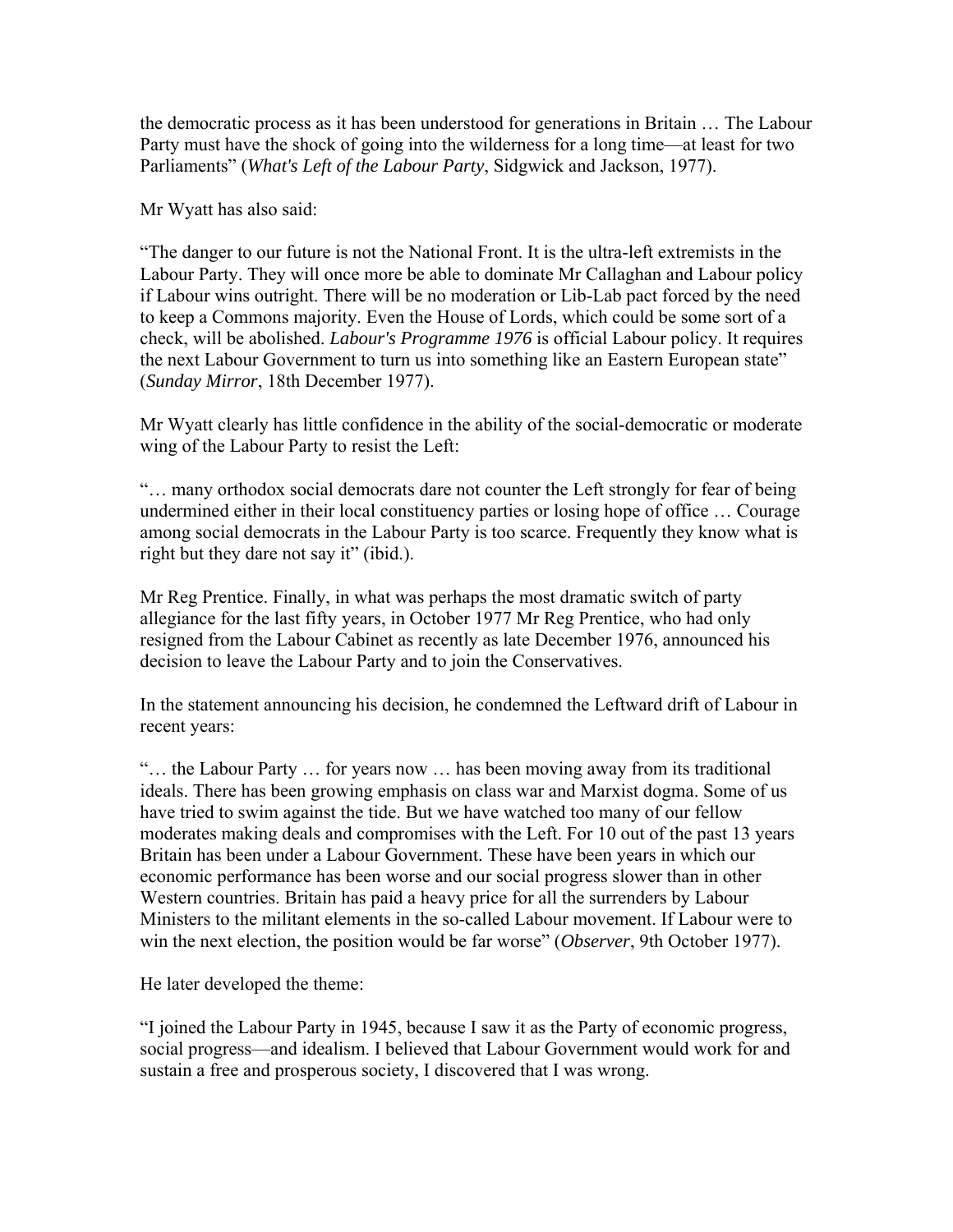the democratic process as it has been understood for generations in Britain … The Labour Party must have the shock of going into the wilderness for a long time—at least for two Parliaments" (*What's Left of the Labour Party*, Sidgwick and Jackson, 1977).

Mr Wyatt has also said:

"The danger to our future is not the National Front. It is the ultra-left extremists in the Labour Party. They will once more be able to dominate Mr Callaghan and Labour policy if Labour wins outright. There will be no moderation or Lib-Lab pact forced by the need to keep a Commons majority. Even the House of Lords, which could be some sort of a check, will be abolished. *Labour's Programme 1976* is official Labour policy. It requires the next Labour Government to turn us into something like an Eastern European state" (*Sunday Mirror*, 18th December 1977).

Mr Wyatt clearly has little confidence in the ability of the social-democratic or moderate wing of the Labour Party to resist the Left:

"… many orthodox social democrats dare not counter the Left strongly for fear of being undermined either in their local constituency parties or losing hope of office … Courage among social democrats in the Labour Party is too scarce. Frequently they know what is right but they dare not say it" (ibid.).

Mr Reg Prentice. Finally, in what was perhaps the most dramatic switch of party allegiance for the last fifty years, in October 1977 Mr Reg Prentice, who had only resigned from the Labour Cabinet as recently as late December 1976, announced his decision to leave the Labour Party and to join the Conservatives.

In the statement announcing his decision, he condemned the Leftward drift of Labour in recent years:

"… the Labour Party … for years now … has been moving away from its traditional ideals. There has been growing emphasis on class war and Marxist dogma. Some of us have tried to swim against the tide. But we have watched too many of our fellow moderates making deals and compromises with the Left. For 10 out of the past 13 years Britain has been under a Labour Government. These have been years in which our economic performance has been worse and our social progress slower than in other Western countries. Britain has paid a heavy price for all the surrenders by Labour Ministers to the militant elements in the so-called Labour movement. If Labour were to win the next election, the position would be far worse" (*Observer*, 9th October 1977).

He later developed the theme:

"I joined the Labour Party in 1945, because I saw it as the Party of economic progress, social progress—and idealism. I believed that Labour Government would work for and sustain a free and prosperous society, I discovered that I was wrong.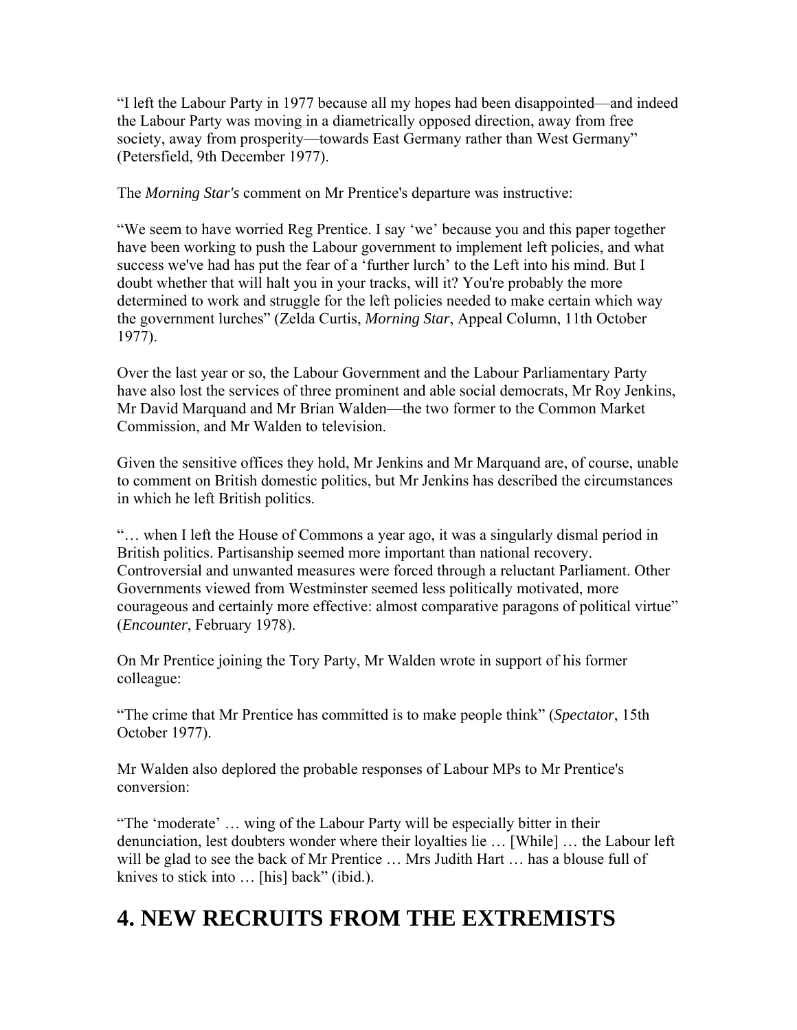"I left the Labour Party in 1977 because all my hopes had been disappointed—and indeed the Labour Party was moving in a diametrically opposed direction, away from free society, away from prosperity—towards East Germany rather than West Germany" (Petersfield, 9th December 1977).

The *Morning Star's* comment on Mr Prentice's departure was instructive:

"We seem to have worried Reg Prentice. I say 'we' because you and this paper together have been working to push the Labour government to implement left policies, and what success we've had has put the fear of a 'further lurch' to the Left into his mind. But I doubt whether that will halt you in your tracks, will it? You're probably the more determined to work and struggle for the left policies needed to make certain which way the government lurches" (Zelda Curtis, *Morning Star*, Appeal Column, 11th October 1977).

Over the last year or so, the Labour Government and the Labour Parliamentary Party have also lost the services of three prominent and able social democrats, Mr Roy Jenkins, Mr David Marquand and Mr Brian Walden—the two former to the Common Market Commission, and Mr Walden to television.

Given the sensitive offices they hold, Mr Jenkins and Mr Marquand are, of course, unable to comment on British domestic politics, but Mr Jenkins has described the circumstances in which he left British politics.

"… when I left the House of Commons a year ago, it was a singularly dismal period in British politics. Partisanship seemed more important than national recovery. Controversial and unwanted measures were forced through a reluctant Parliament. Other Governments viewed from Westminster seemed less politically motivated, more courageous and certainly more effective: almost comparative paragons of political virtue" (*Encounter*, February 1978).

On Mr Prentice joining the Tory Party, Mr Walden wrote in support of his former colleague:

"The crime that Mr Prentice has committed is to make people think" (*Spectator*, 15th October 1977).

Mr Walden also deplored the probable responses of Labour MPs to Mr Prentice's conversion:

"The 'moderate' … wing of the Labour Party will be especially bitter in their denunciation, lest doubters wonder where their loyalties lie … [While] … the Labour left will be glad to see the back of Mr Prentice … Mrs Judith Hart … has a blouse full of knives to stick into … [his] back" (ibid.).

# 4. NEW RECRUITS FROM THE EXTREMISTS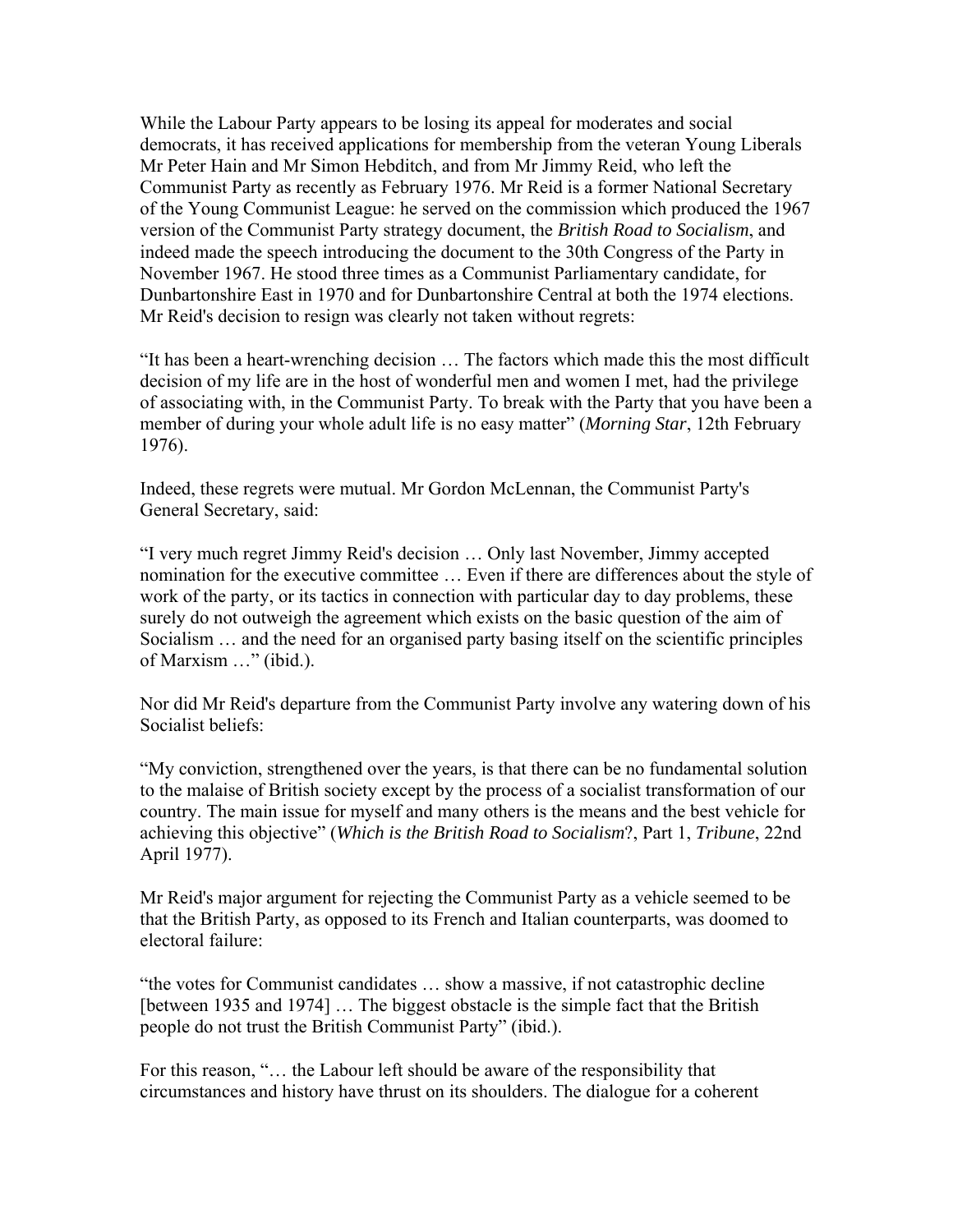While the Labour Party appears to be losing its appeal for moderates and social democrats, it has received applications for membership from the veteran Young Liberals Mr Peter Hain and Mr Simon Hebditch, and from Mr Jimmy Reid, who left the Communist Party as recently as February 1976. Mr Reid is a former National Secretary of the Young Communist League: he served on the commission which produced the 1967 version of the Communist Party strategy document, the *British Road to Socialism*, and indeed made the speech introducing the document to the 30th Congress of the Party in November 1967. He stood three times as a Communist Parliamentary candidate, for Dunbartonshire East in 1970 and for Dunbartonshire Central at both the 1974 elections. Mr Reid's decision to resign was clearly not taken without regrets:

"It has been a heart-wrenching decision … The factors which made this the most difficult decision of my life are in the host of wonderful men and women I met, had the privilege of associating with, in the Communist Party. To break with the Party that you have been a member of during your whole adult life is no easy matter" (*Morning Star*, 12th February 1976).

Indeed, these regrets were mutual. Mr Gordon McLennan, the Communist Party's General Secretary, said:

"I very much regret Jimmy Reid's decision … Only last November, Jimmy accepted nomination for the executive committee … Even if there are differences about the style of work of the party, or its tactics in connection with particular day to day problems, these surely do not outweigh the agreement which exists on the basic question of the aim of Socialism … and the need for an organised party basing itself on the scientific principles of Marxism …" (ibid.).

Nor did Mr Reid's departure from the Communist Party involve any watering down of his Socialist beliefs:

"My conviction, strengthened over the years, is that there can be no fundamental solution to the malaise of British society except by the process of a socialist transformation of our country. The main issue for myself and many others is the means and the best vehicle for achieving this objective" (*Which is the British Road to Socialism*?, Part 1, *Tribune*, 22nd April 1977).

Mr Reid's major argument for rejecting the Communist Party as a vehicle seemed to be that the British Party, as opposed to its French and Italian counterparts, was doomed to electoral failure:

"the votes for Communist candidates … show a massive, if not catastrophic decline [between 1935 and 1974] … The biggest obstacle is the simple fact that the British people do not trust the British Communist Party" (ibid.).

For this reason, "… the Labour left should be aware of the responsibility that circumstances and history have thrust on its shoulders. The dialogue for a coherent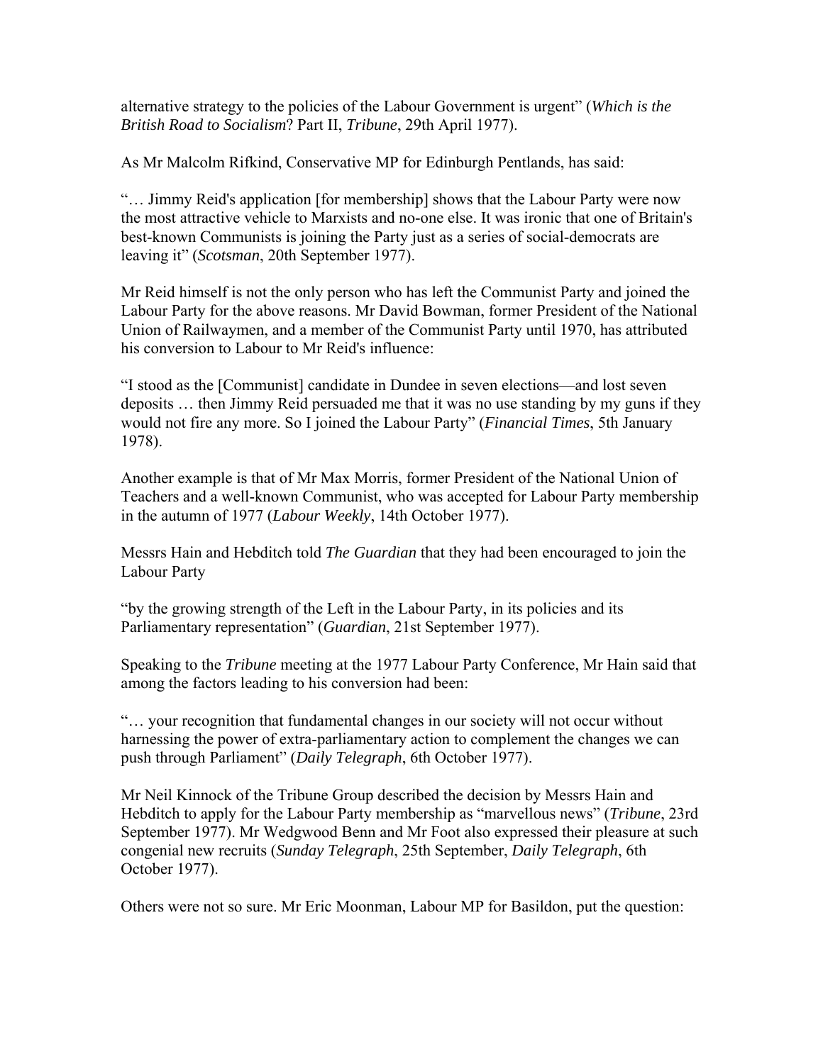alternative strategy to the policies of the Labour Government is urgent" (*Which is the British Road to Socialism*? Part II, *Tribune*, 29th April 1977).

As Mr Malcolm Rifkind, Conservative MP for Edinburgh Pentlands, has said:

"… Jimmy Reid's application [for membership] shows that the Labour Party were now the most attractive vehicle to Marxists and no-one else. It was ironic that one of Britain's best-known Communists is joining the Party just as a series of social-democrats are leaving it" (*Scotsman*, 20th September 1977).

Mr Reid himself is not the only person who has left the Communist Party and joined the Labour Party for the above reasons. Mr David Bowman, former President of the National Union of Railwaymen, and a member of the Communist Party until 1970, has attributed his conversion to Labour to Mr Reid's influence:

"I stood as the [Communist] candidate in Dundee in seven elections—and lost seven deposits … then Jimmy Reid persuaded me that it was no use standing by my guns if they would not fire any more. So I joined the Labour Party" (*Financial Times*, 5th January 1978).

Another example is that of Mr Max Morris, former President of the National Union of Teachers and a well-known Communist, who was accepted for Labour Party membership in the autumn of 1977 (*Labour Weekly*, 14th October 1977).

Messrs Hain and Hebditch told *The Guardian* that they had been encouraged to join the Labour Party

"by the growing strength of the Left in the Labour Party, in its policies and its Parliamentary representation" (*Guardian*, 21st September 1977).

Speaking to the *Tribune* meeting at the 1977 Labour Party Conference, Mr Hain said that among the factors leading to his conversion had been:

"… your recognition that fundamental changes in our society will not occur without harnessing the power of extra-parliamentary action to complement the changes we can push through Parliament" (*Daily Telegraph*, 6th October 1977).

Mr Neil Kinnock of the Tribune Group described the decision by Messrs Hain and Hebditch to apply for the Labour Party membership as "marvellous news" (*Tribune*, 23rd September 1977). Mr Wedgwood Benn and Mr Foot also expressed their pleasure at such congenial new recruits (*Sunday Telegraph*, 25th September, *Daily Telegraph*, 6th October 1977).

Others were not so sure. Mr Eric Moonman, Labour MP for Basildon, put the question: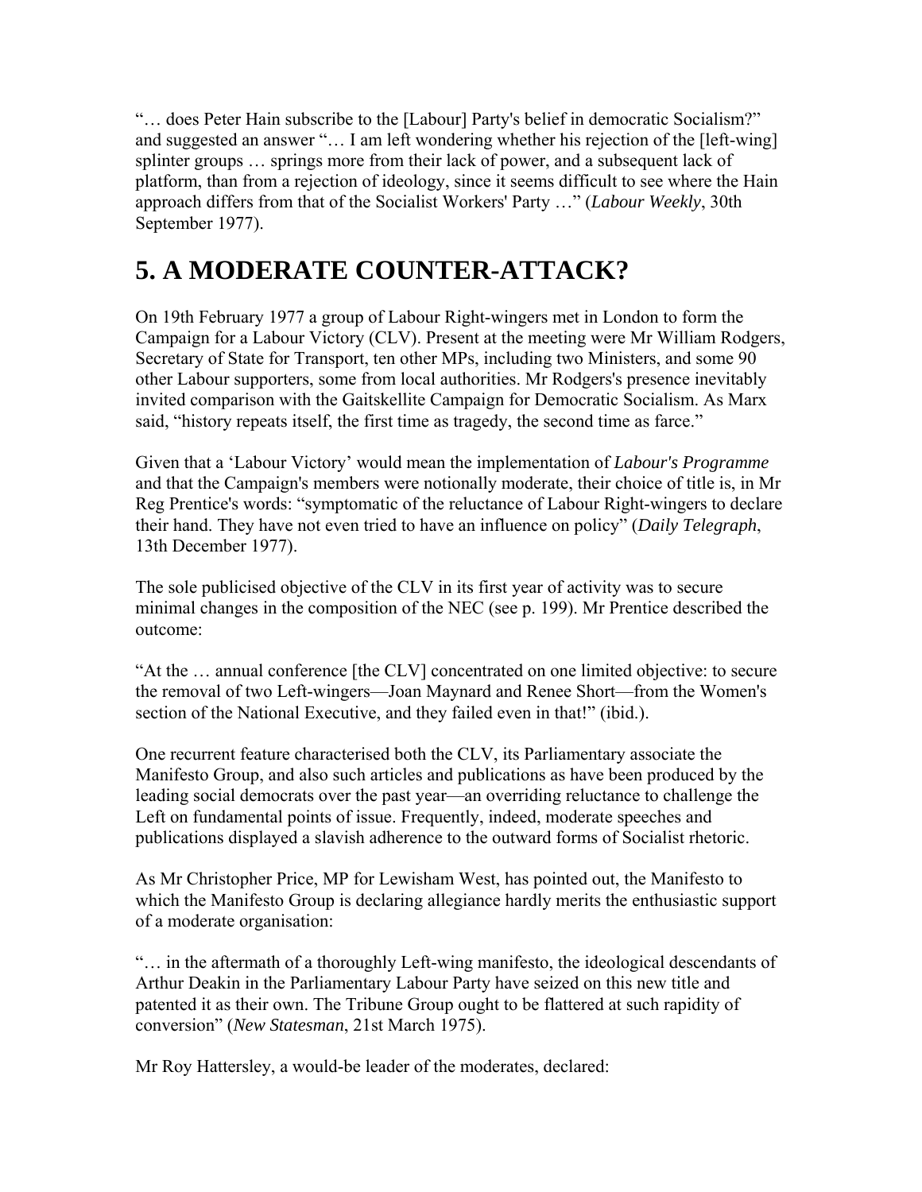"… does Peter Hain subscribe to the [Labour] Party's belief in democratic Socialism?" and suggested an answer "… I am left wondering whether his rejection of the [left-wing] splinter groups … springs more from their lack of power, and a subsequent lack of platform, than from a rejection of ideology, since it seems difficult to see where the Hain approach differs from that of the Socialist Workers' Party …" (*Labour Weekly*, 30th September 1977).

# 5. A MODERATE COUNTER-ATTACK?

On 19th February 1977 a group of Labour Right-wingers met in London to form the Campaign for a Labour Victory (CLV). Present at the meeting were Mr William Rodgers, Secretary of State for Transport, ten other MPs, including two Ministers, and some 90 other Labour supporters, some from local authorities. Mr Rodgers's presence inevitably invited comparison with the Gaitskellite Campaign for Democratic Socialism. As Marx said, "history repeats itself, the first time as tragedy, the second time as farce."

Given that a 'Labour Victory' would mean the implementation of *Labour's Programme* and that the Campaign's members were notionally moderate, their choice of title is, in Mr Reg Prentice's words: "symptomatic of the reluctance of Labour Right-wingers to declare their hand. They have not even tried to have an influence on policy" (*Daily Telegraph*, 13th December 1977).

The sole publicised objective of the CLV in its first year of activity was to secure minimal changes in the composition of the NEC (see p. 199). Mr Prentice described the outcome:

"At the … annual conference [the CLV] concentrated on one limited objective: to secure the removal of two Left-wingers—Joan Maynard and Renee Short—from the Women's section of the National Executive, and they failed even in that!" (ibid.).

One recurrent feature characterised both the CLV, its Parliamentary associate the Manifesto Group, and also such articles and publications as have been produced by the leading social democrats over the past year—an overriding reluctance to challenge the Left on fundamental points of issue. Frequently, indeed, moderate speeches and publications displayed a slavish adherence to the outward forms of Socialist rhetoric.

As Mr Christopher Price, MP for Lewisham West, has pointed out, the Manifesto to which the Manifesto Group is declaring allegiance hardly merits the enthusiastic support of a moderate organisation:

"… in the aftermath of a thoroughly Left-wing manifesto, the ideological descendants of Arthur Deakin in the Parliamentary Labour Party have seized on this new title and patented it as their own. The Tribune Group ought to be flattered at such rapidity of conversion" (*New Statesman*, 21st March 1975).

Mr Roy Hattersley, a would-be leader of the moderates, declared: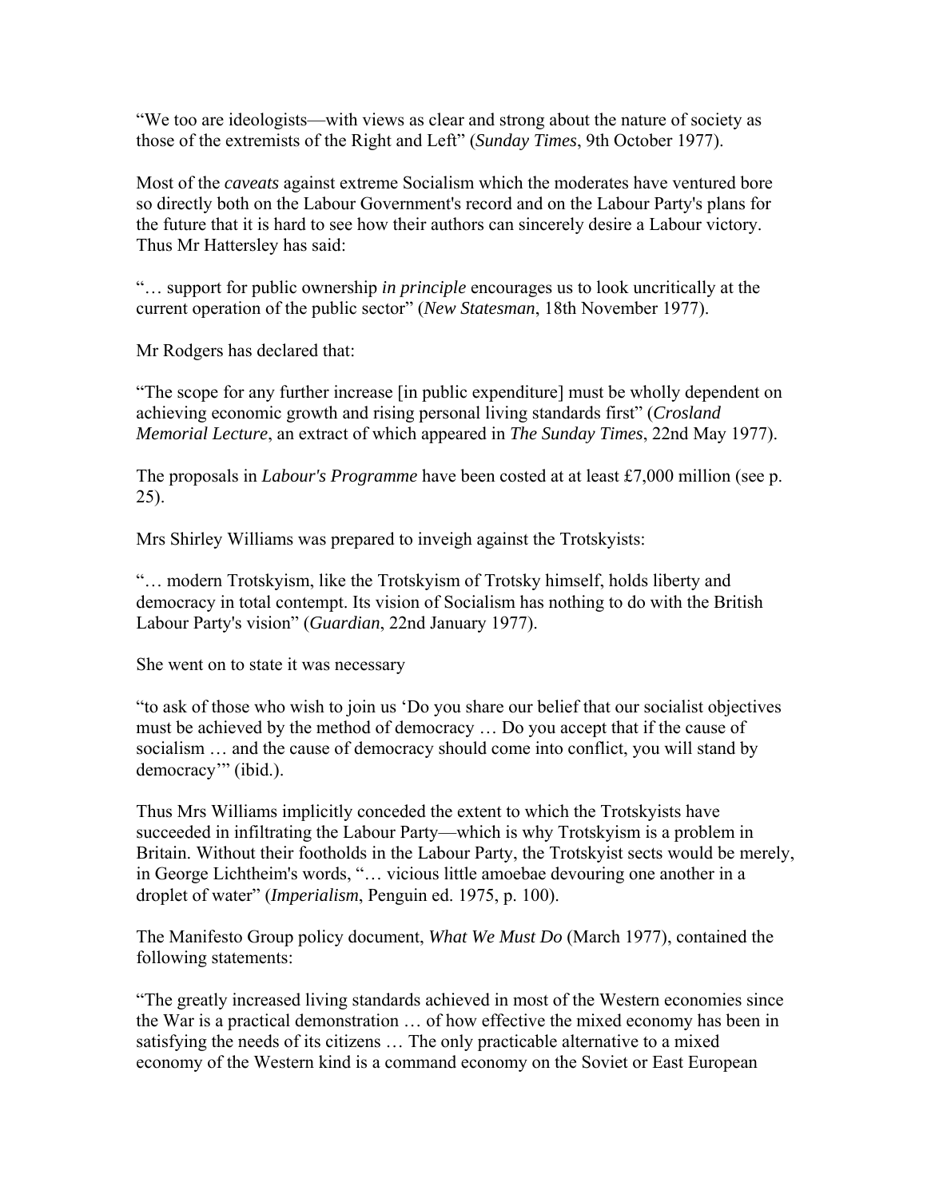"We too are ideologists—with views as clear and strong about the nature of society as those of the extremists of the Right and Left" (*Sunday Times*, 9th October 1977).

Most of the *caveats* against extreme Socialism which the moderates have ventured bore so directly both on the Labour Government's record and on the Labour Party's plans for the future that it is hard to see how their authors can sincerely desire a Labour victory. Thus Mr Hattersley has said:

"… support for public ownership *in principle* encourages us to look uncritically at the current operation of the public sector" (*New Statesman*, 18th November 1977).

Mr Rodgers has declared that:

"The scope for any further increase [in public expenditure] must be wholly dependent on achieving economic growth and rising personal living standards first" (*Crosland Memorial Lecture*, an extract of which appeared in *The Sunday Times*, 22nd May 1977).

The proposals in *Labour's Programme* have been costed at at least £7,000 million (see p. 25).

Mrs Shirley Williams was prepared to inveigh against the Trotskyists:

"… modern Trotskyism, like the Trotskyism of Trotsky himself, holds liberty and democracy in total contempt. Its vision of Socialism has nothing to do with the British Labour Party's vision" (*Guardian*, 22nd January 1977).

She went on to state it was necessary

"to ask of those who wish to join us 'Do you share our belief that our socialist objectives must be achieved by the method of democracy … Do you accept that if the cause of socialism … and the cause of democracy should come into conflict, you will stand by democracy'" (ibid.).

Thus Mrs Williams implicitly conceded the extent to which the Trotskyists have succeeded in infiltrating the Labour Party—which is why Trotskyism is a problem in Britain. Without their footholds in the Labour Party, the Trotskyist sects would be merely, in George Lichtheim's words, "… vicious little amoebae devouring one another in a droplet of water" (*Imperialism*, Penguin ed. 1975, p. 100).

The Manifesto Group policy document, *What We Must Do* (March 1977), contained the following statements:

"The greatly increased living standards achieved in most of the Western economies since the War is a practical demonstration … of how effective the mixed economy has been in satisfying the needs of its citizens … The only practicable alternative to a mixed economy of the Western kind is a command economy on the Soviet or East European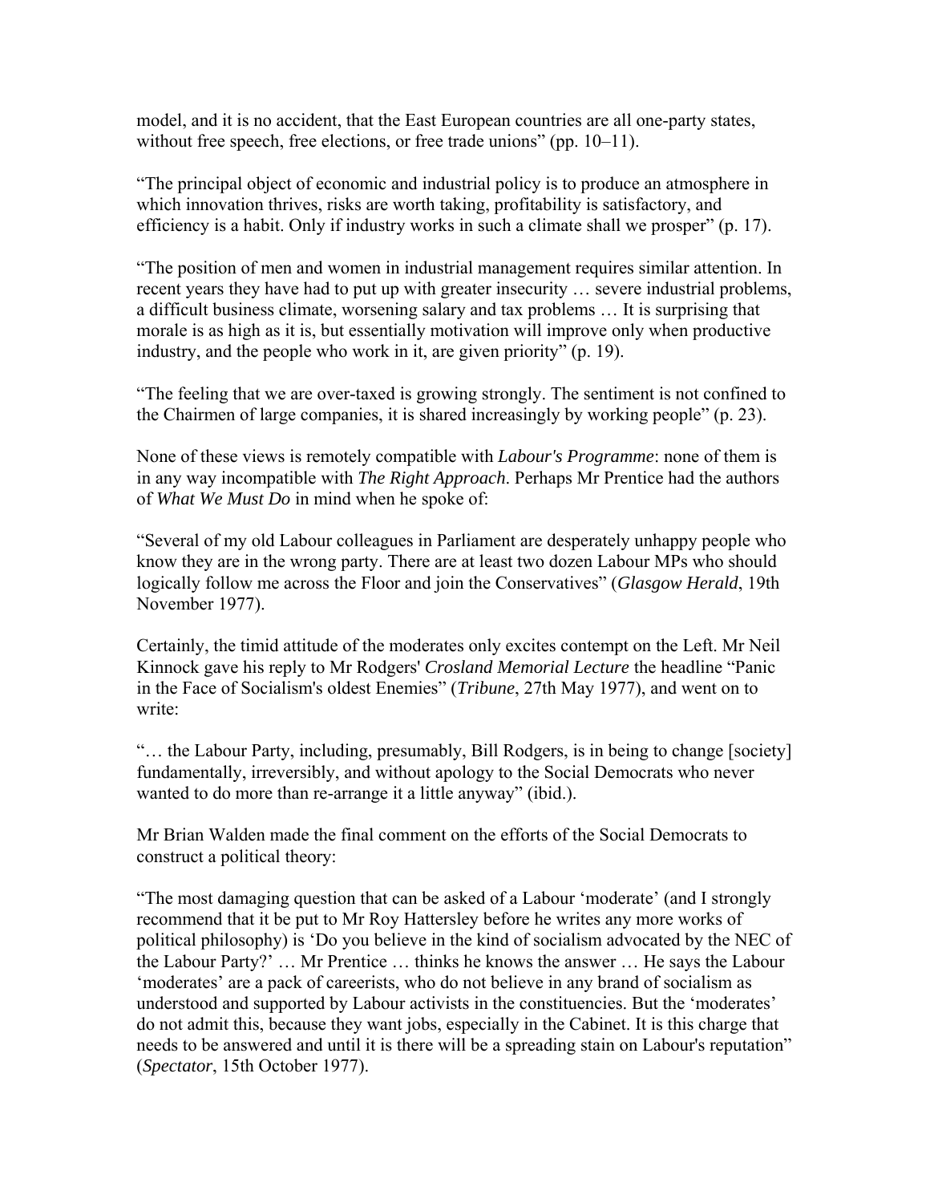model, and it is no accident, that the East European countries are all one-party states, without free speech, free elections, or free trade unions" (pp. 10–11).

"The principal object of economic and industrial policy is to produce an atmosphere in which innovation thrives, risks are worth taking, profitability is satisfactory, and efficiency is a habit. Only if industry works in such a climate shall we prosper" (p. 17).

"The position of men and women in industrial management requires similar attention. In recent years they have had to put up with greater insecurity … severe industrial problems, a difficult business climate, worsening salary and tax problems … It is surprising that morale is as high as it is, but essentially motivation will improve only when productive industry, and the people who work in it, are given priority" (p. 19).

"The feeling that we are over-taxed is growing strongly. The sentiment is not confined to the Chairmen of large companies, it is shared increasingly by working people" (p. 23).

None of these views is remotely compatible with *Labour's Programme*: none of them is in any way incompatible with *The Right Approach*. Perhaps Mr Prentice had the authors of *What We Must Do* in mind when he spoke of:

"Several of my old Labour colleagues in Parliament are desperately unhappy people who know they are in the wrong party. There are at least two dozen Labour MPs who should logically follow me across the Floor and join the Conservatives" (*Glasgow Herald*, 19th November 1977).

Certainly, the timid attitude of the moderates only excites contempt on the Left. Mr Neil Kinnock gave his reply to Mr Rodgers' *Crosland Memorial Lecture* the headline "Panic in the Face of Socialism's oldest Enemies" (*Tribune*, 27th May 1977), and went on to write:

"… the Labour Party, including, presumably, Bill Rodgers, is in being to change [society] fundamentally, irreversibly, and without apology to the Social Democrats who never wanted to do more than re-arrange it a little anyway" (ibid.).

Mr Brian Walden made the final comment on the efforts of the Social Democrats to construct a political theory:

"The most damaging question that can be asked of a Labour 'moderate' (and I strongly recommend that it be put to Mr Roy Hattersley before he writes any more works of political philosophy) is 'Do you believe in the kind of socialism advocated by the NEC of the Labour Party?' … Mr Prentice … thinks he knows the answer … He says the Labour 'moderates' are a pack of careerists, who do not believe in any brand of socialism as understood and supported by Labour activists in the constituencies. But the 'moderates' do not admit this, because they want jobs, especially in the Cabinet. It is this charge that needs to be answered and until it is there will be a spreading stain on Labour's reputation" (*Spectator*, 15th October 1977).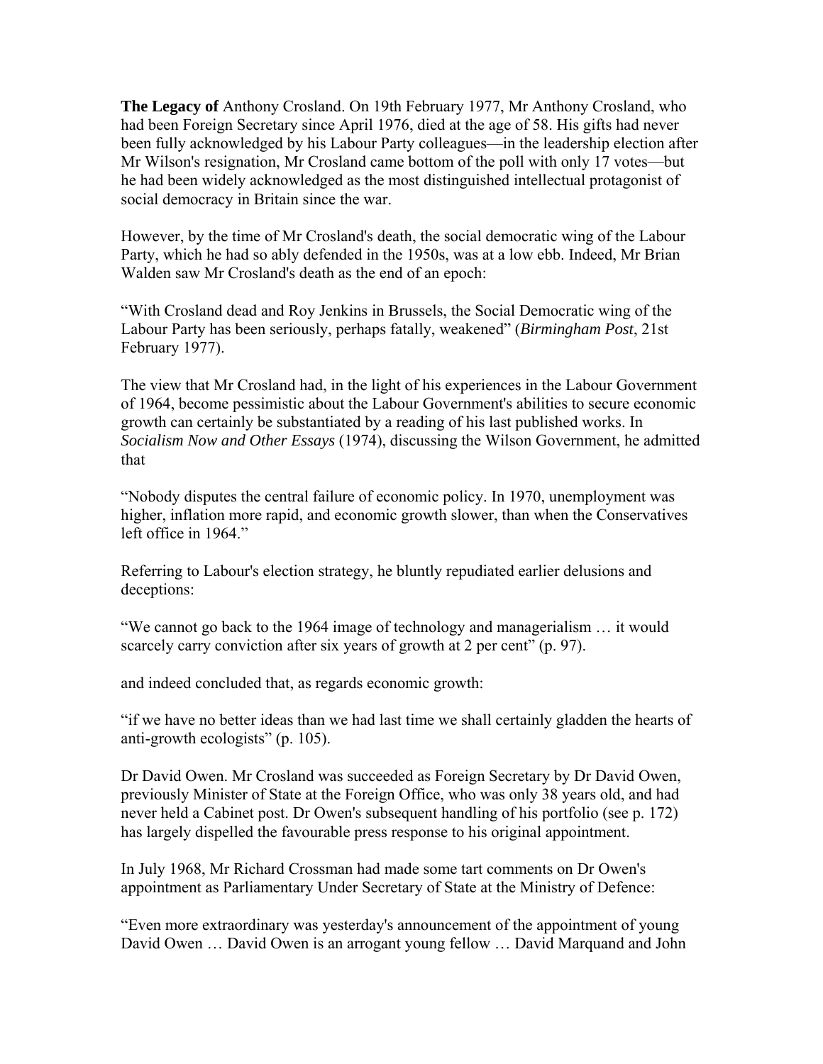**The Legacy of** Anthony Crosland. On 19th February 1977, Mr Anthony Crosland, who had been Foreign Secretary since April 1976, died at the age of 58. His gifts had never been fully acknowledged by his Labour Party colleagues—in the leadership election after Mr Wilson's resignation, Mr Crosland came bottom of the poll with only 17 votes—but he had been widely acknowledged as the most distinguished intellectual protagonist of social democracy in Britain since the war.

However, by the time of Mr Crosland's death, the social democratic wing of the Labour Party, which he had so ably defended in the 1950s, was at a low ebb. Indeed, Mr Brian Walden saw Mr Crosland's death as the end of an epoch:

"With Crosland dead and Roy Jenkins in Brussels, the Social Democratic wing of the Labour Party has been seriously, perhaps fatally, weakened" (*Birmingham Post*, 21st February 1977).

The view that Mr Crosland had, in the light of his experiences in the Labour Government of 1964, become pessimistic about the Labour Government's abilities to secure economic growth can certainly be substantiated by a reading of his last published works. In *Socialism Now and Other Essays* (1974), discussing the Wilson Government, he admitted that

"Nobody disputes the central failure of economic policy. In 1970, unemployment was higher, inflation more rapid, and economic growth slower, than when the Conservatives left office in 1964."

Referring to Labour's election strategy, he bluntly repudiated earlier delusions and deceptions:

"We cannot go back to the 1964 image of technology and managerialism … it would scarcely carry conviction after six years of growth at 2 per cent" (p. 97).

and indeed concluded that, as regards economic growth:

"if we have no better ideas than we had last time we shall certainly gladden the hearts of anti-growth ecologists" (p. 105).

Dr David Owen. Mr Crosland was succeeded as Foreign Secretary by Dr David Owen, previously Minister of State at the Foreign Office, who was only 38 years old, and had never held a Cabinet post. Dr Owen's subsequent handling of his portfolio (see p. 172) has largely dispelled the favourable press response to his original appointment.

In July 1968, Mr Richard Crossman had made some tart comments on Dr Owen's appointment as Parliamentary Under Secretary of State at the Ministry of Defence:

"Even more extraordinary was yesterday's announcement of the appointment of young David Owen … David Owen is an arrogant young fellow … David Marquand and John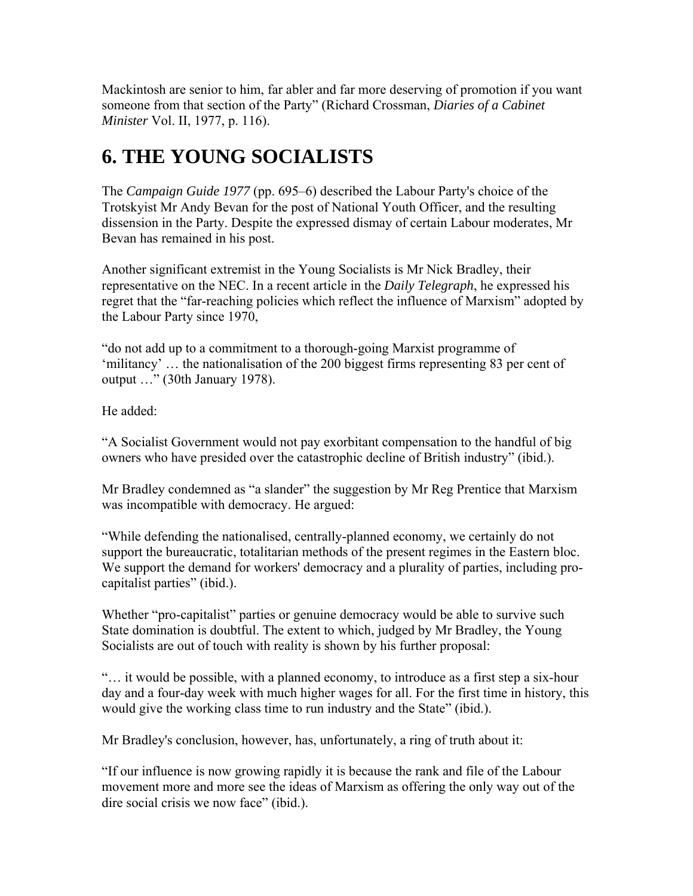Mackintosh are senior to him, far abler and far more deserving of promotion if you want someone from that section of the Party" (Richard Crossman, *Diaries of a Cabinet Minister* Vol. II, 1977, p. 116).

## 6. THE YOUNG SOCIALISTS

The *Campaign Guide 1977* (pp. 695–6) described the Labour Party's choice of the Trotskyist Mr Andy Bevan for the post of National Youth Officer, and the resulting dissension in the Party. Despite the expressed dismay of certain Labour moderates, Mr Bevan has remained in his post.

Another significant extremist in the Young Socialists is Mr Nick Bradley, their representative on the NEC. In a recent article in the *Daily Telegraph*, he expressed his regret that the "far-reaching policies which reflect the influence of Marxism" adopted by the Labour Party since 1970,

"do not add up to a commitment to a thorough-going Marxist programme of 'militancy' … the nationalisation of the 200 biggest firms representing 83 per cent of output …" (30th January 1978).

He added:

"A Socialist Government would not pay exorbitant compensation to the handful of big owners who have presided over the catastrophic decline of British industry" (ibid.).

Mr Bradley condemned as "a slander" the suggestion by Mr Reg Prentice that Marxism was incompatible with democracy. He argued:

"While defending the nationalised, centrally-planned economy, we certainly do not support the bureaucratic, totalitarian methods of the present regimes in the Eastern bloc. We support the demand for workers' democracy and a plurality of parties, including pro-capitalist parties" (ibid.).

Whether "pro-capitalist" parties or genuine democracy would be able to survive such State domination is doubtful. The extent to which, judged by Mr Bradley, the Young Socialists are out of touch with reality is shown by his further proposal:

"… it would be possible, with a planned economy, to introduce as a first step a six-hour day and a four-day week with much higher wages for all. For the first time in history, this would give the working class time to run industry and the State" (ibid.).

Mr Bradley's conclusion, however, has, unfortunately, a ring of truth about it:

"If our influence is now growing rapidly it is because the rank and file of the Labour movement more and more see the ideas of Marxism as offering the only way out of the dire social crisis we now face" (ibid.).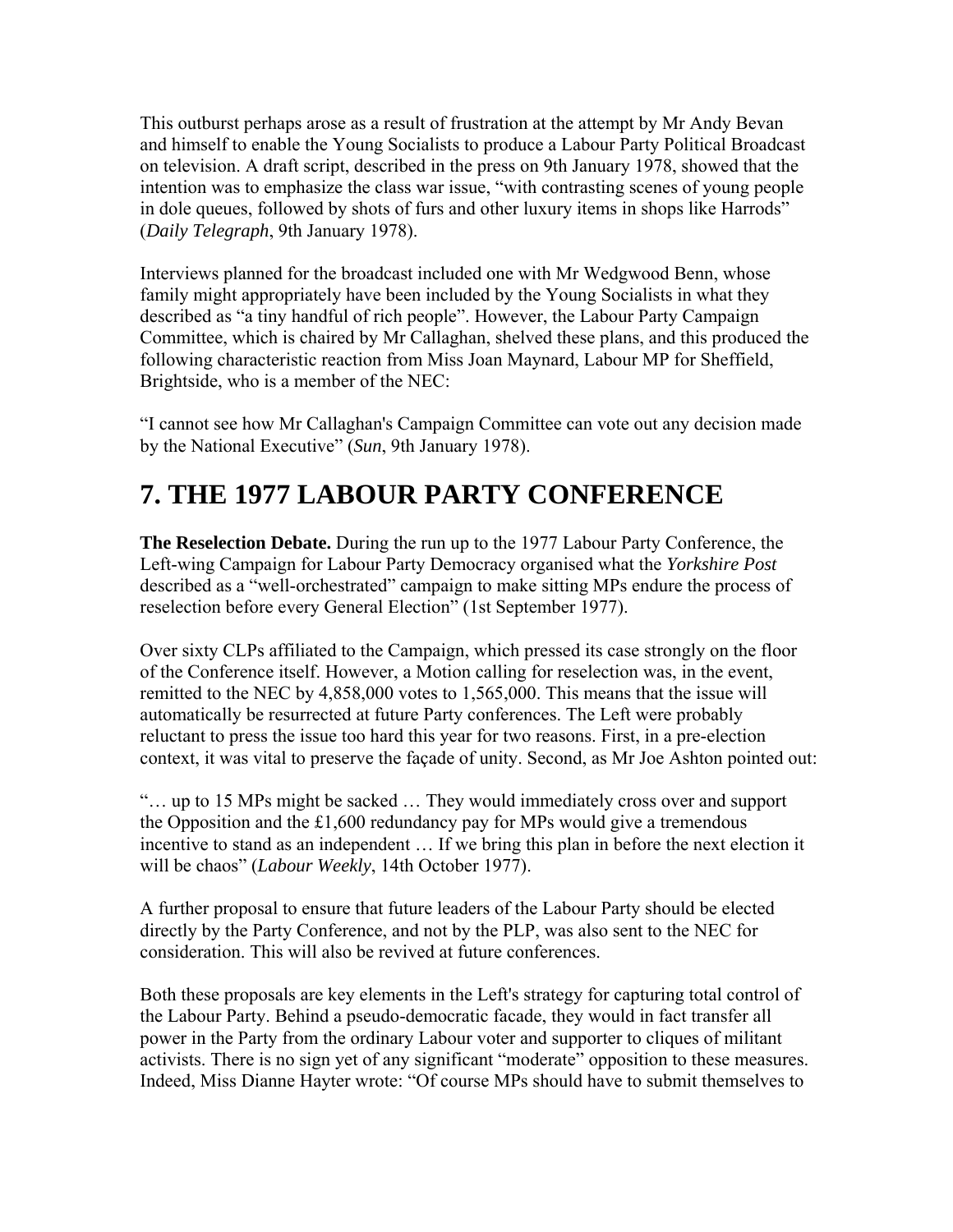This outburst perhaps arose as a result of frustration at the attempt by Mr Andy Bevan and himself to enable the Young Socialists to produce a Labour Party Political Broadcast on television. A draft script, described in the press on 9th January 1978, showed that the intention was to emphasize the class war issue, "with contrasting scenes of young people in dole queues, followed by shots of furs and other luxury items in shops like Harrods" (*Daily Telegraph*, 9th January 1978).

Interviews planned for the broadcast included one with Mr Wedgwood Benn, whose family might appropriately have been included by the Young Socialists in what they described as "a tiny handful of rich people". However, the Labour Party Campaign Committee, which is chaired by Mr Callaghan, shelved these plans, and this produced the following characteristic reaction from Miss Joan Maynard, Labour MP for Sheffield, Brightside, who is a member of the NEC:

"I cannot see how Mr Callaghan's Campaign Committee can vote out any decision made by the National Executive" (*Sun*, 9th January 1978).

# 7. THE 1977 LABOUR PARTY CONFERENCE

**The Reselection Debate.** During the run up to the 1977 Labour Party Conference, the Left-wing Campaign for Labour Party Democracy organised what the *Yorkshire Post* described as a "well-orchestrated" campaign to make sitting MPs endure the process of reselection before every General Election" (1st September 1977).

Over sixty CLPs affiliated to the Campaign, which pressed its case strongly on the floor of the Conference itself. However, a Motion calling for reselection was, in the event, remitted to the NEC by 4,858,000 votes to 1,565,000. This means that the issue will automatically be resurrected at future Party conferences. The Left were probably reluctant to press the issue too hard this year for two reasons. First, in a pre-election context, it was vital to preserve the façade of unity. Second, as Mr Joe Ashton pointed out:

"… up to 15 MPs might be sacked … They would immediately cross over and support the Opposition and the £1,600 redundancy pay for MPs would give a tremendous incentive to stand as an independent … If we bring this plan in before the next election it will be chaos" (*Labour Weekly*, 14th October 1977).

A further proposal to ensure that future leaders of the Labour Party should be elected directly by the Party Conference, and not by the PLP, was also sent to the NEC for consideration. This will also be revived at future conferences.

Both these proposals are key elements in the Left's strategy for capturing total control of the Labour Party. Behind a pseudo-democratic facade, they would in fact transfer all power in the Party from the ordinary Labour voter and supporter to cliques of militant activists. There is no sign yet of any significant "moderate" opposition to these measures. Indeed, Miss Dianne Hayter wrote: "Of course MPs should have to submit themselves to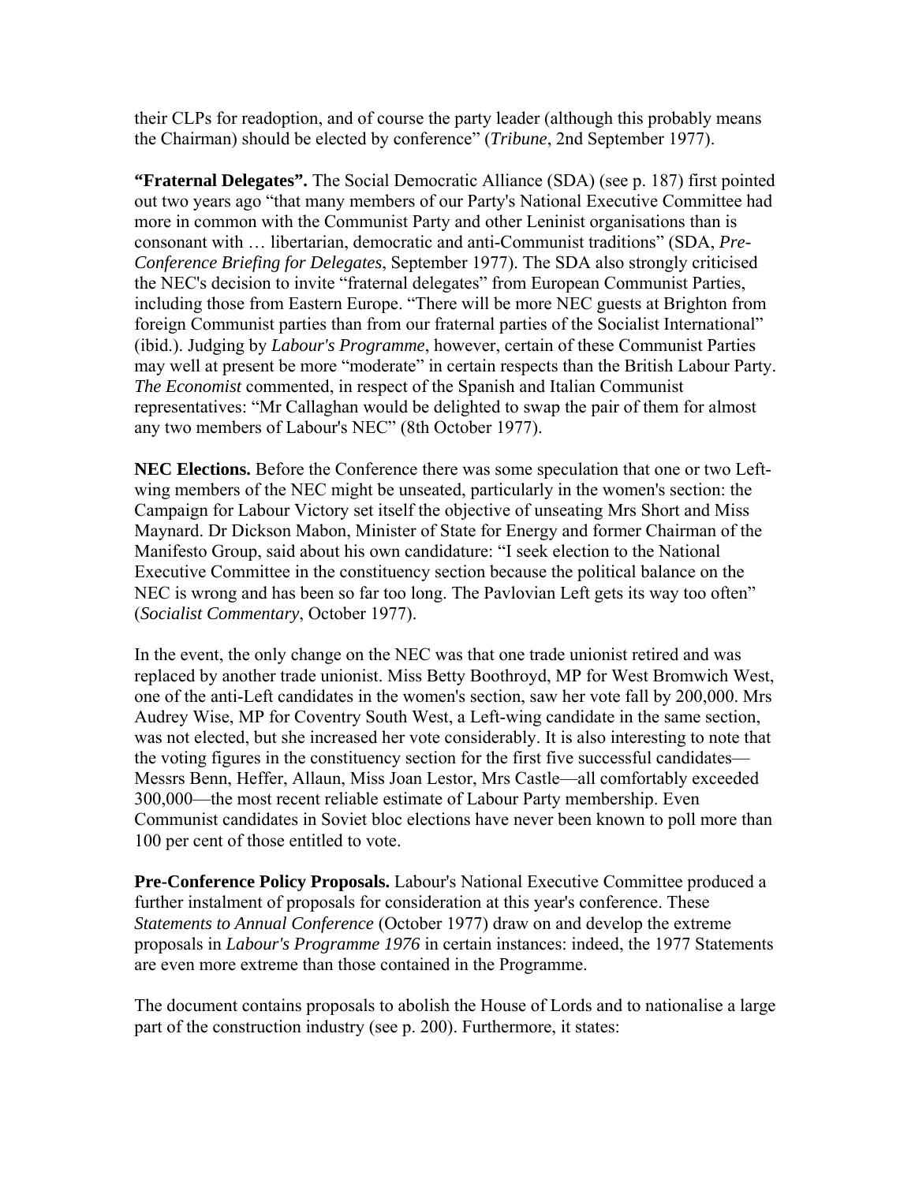their CLPs for readoption, and of course the party leader (although this probably means the Chairman) should be elected by conference" (*Tribune*, 2nd September 1977).

**"Fraternal Delegates".** The Social Democratic Alliance (SDA) (see p. 187) first pointed out two years ago "that many members of our Party's National Executive Committee had more in common with the Communist Party and other Leninist organisations than is consonant with … libertarian, democratic and anti-Communist traditions" (SDA, *Pre-Conference Briefing for Delegates*, September 1977). The SDA also strongly criticised the NEC's decision to invite "fraternal delegates" from European Communist Parties, including those from Eastern Europe. "There will be more NEC guests at Brighton from foreign Communist parties than from our fraternal parties of the Socialist International" (ibid.). Judging by *Labour's Programme*, however, certain of these Communist Parties may well at present be more "moderate" in certain respects than the British Labour Party. *The Economist* commented, in respect of the Spanish and Italian Communist representatives: "Mr Callaghan would be delighted to swap the pair of them for almost any two members of Labour's NEC" (8th October 1977).

**NEC Elections.** Before the Conference there was some speculation that one or two Left-wing members of the NEC might be unseated, particularly in the women's section: the Campaign for Labour Victory set itself the objective of unseating Mrs Short and Miss Maynard. Dr Dickson Mabon, Minister of State for Energy and former Chairman of the Manifesto Group, said about his own candidature: "I seek election to the National Executive Committee in the constituency section because the political balance on the NEC is wrong and has been so far too long. The Pavlovian Left gets its way too often" (*Socialist Commentary*, October 1977).

In the event, the only change on the NEC was that one trade unionist retired and was replaced by another trade unionist. Miss Betty Boothroyd, MP for West Bromwich West, one of the anti-Left candidates in the women's section, saw her vote fall by 200,000. Mrs Audrey Wise, MP for Coventry South West, a Left-wing candidate in the same section, was not elected, but she increased her vote considerably. It is also interesting to note that the voting figures in the constituency section for the first five successful candidates—Messrs Benn, Heffer, Allaun, Miss Joan Lestor, Mrs Castle—all comfortably exceeded 300,000—the most recent reliable estimate of Labour Party membership. Even Communist candidates in Soviet bloc elections have never been known to poll more than 100 per cent of those entitled to vote.

**Pre-Conference Policy Proposals.** Labour's National Executive Committee produced a further instalment of proposals for consideration at this year's conference. These *Statements to Annual Conference* (October 1977) draw on and develop the extreme proposals in *Labour's Programme 1976* in certain instances: indeed, the 1977 Statements are even more extreme than those contained in the Programme.

The document contains proposals to abolish the House of Lords and to nationalise a large part of the construction industry (see p. 200). Furthermore, it states: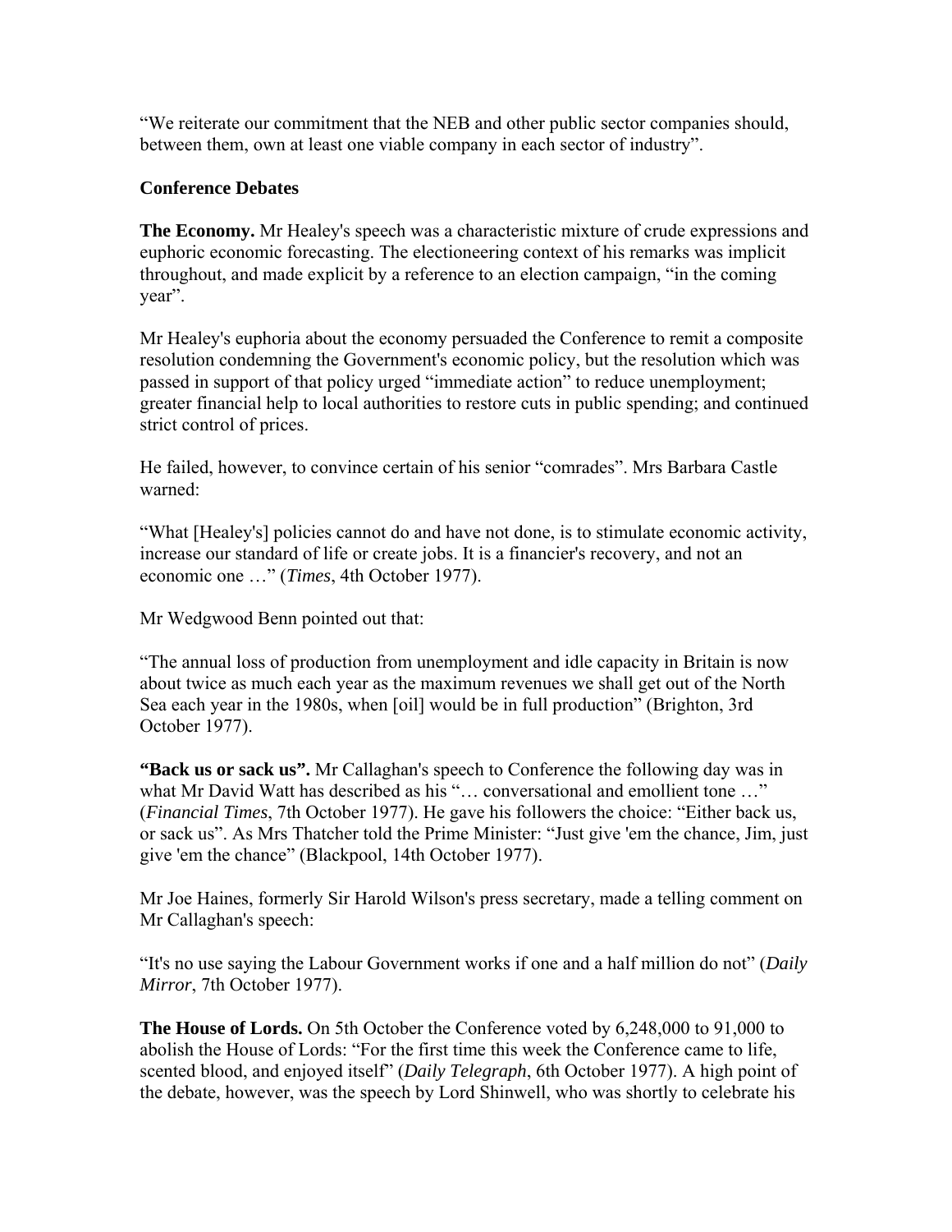"We reiterate our commitment that the NEB and other public sector companies should, between them, own at least one viable company in each sector of industry".

**Conference Debates**

**The Economy.** Mr Healey's speech was a characteristic mixture of crude expressions and euphoric economic forecasting. The electioneering context of his remarks was implicit throughout, and made explicit by a reference to an election campaign, "in the coming year".

Mr Healey's euphoria about the economy persuaded the Conference to remit a composite resolution condemning the Government's economic policy, but the resolution which was passed in support of that policy urged "immediate action" to reduce unemployment; greater financial help to local authorities to restore cuts in public spending; and continued strict control of prices.

He failed, however, to convince certain of his senior "comrades". Mrs Barbara Castle warned:

"What [Healey's] policies cannot do and have not done, is to stimulate economic activity, increase our standard of life or create jobs. It is a financier's recovery, and not an economic one …" (*Times*, 4th October 1977).

Mr Wedgwood Benn pointed out that:

"The annual loss of production from unemployment and idle capacity in Britain is now about twice as much each year as the maximum revenues we shall get out of the North Sea each year in the 1980s, when [oil] would be in full production" (Brighton, 3rd October 1977).

**"Back us or sack us".** Mr Callaghan's speech to Conference the following day was in what Mr David Watt has described as his "… conversational and emollient tone …" (*Financial Times*, 7th October 1977). He gave his followers the choice: "Either back us, or sack us". As Mrs Thatcher told the Prime Minister: "Just give 'em the chance, Jim, just give 'em the chance" (Blackpool, 14th October 1977).

Mr Joe Haines, formerly Sir Harold Wilson's press secretary, made a telling comment on Mr Callaghan's speech:

"It's no use saying the Labour Government works if one and a half million do not" (*Daily Mirror*, 7th October 1977).

**The House of Lords.** On 5th October the Conference voted by 6,248,000 to 91,000 to abolish the House of Lords: "For the first time this week the Conference came to life, scented blood, and enjoyed itself" (*Daily Telegraph*, 6th October 1977). A high point of the debate, however, was the speech by Lord Shinwell, who was shortly to celebrate his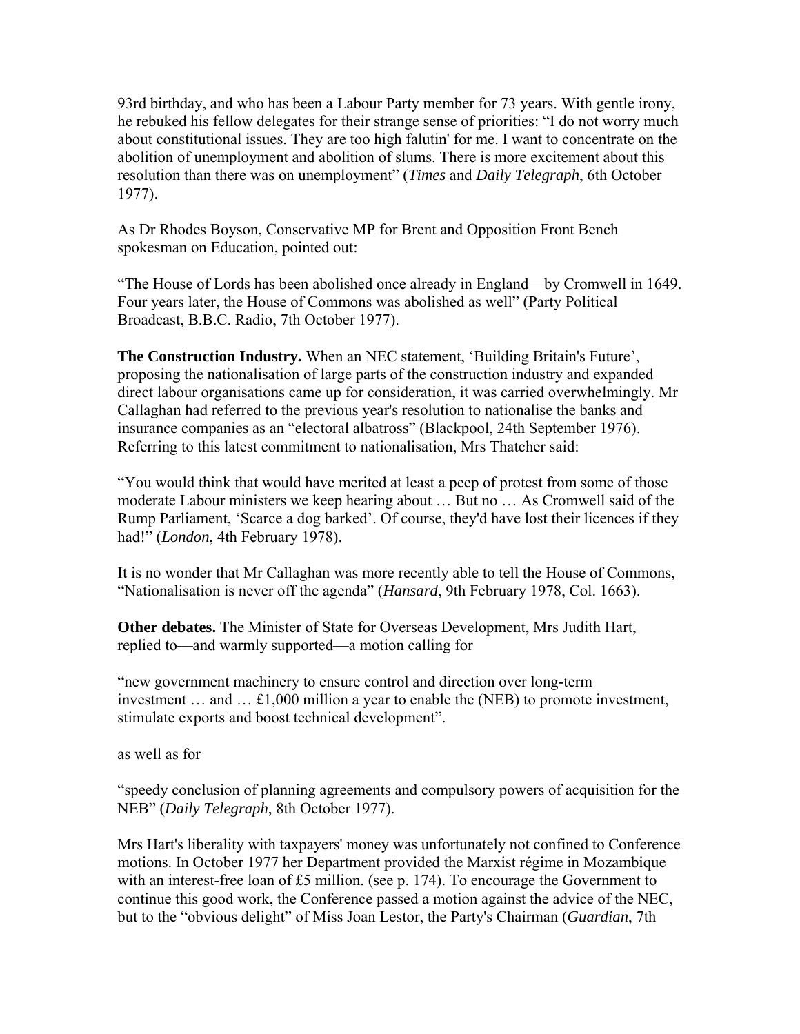93rd birthday, and who has been a Labour Party member for 73 years. With gentle irony, he rebuked his fellow delegates for their strange sense of priorities: "I do not worry much about constitutional issues. They are too high falutin' for me. I want to concentrate on the abolition of unemployment and abolition of slums. There is more excitement about this resolution than there was on unemployment" (*Times* and *Daily Telegraph*, 6th October 1977).

As Dr Rhodes Boyson, Conservative MP for Brent and Opposition Front Bench spokesman on Education, pointed out:

"The House of Lords has been abolished once already in England—by Cromwell in 1649. Four years later, the House of Commons was abolished as well" (Party Political Broadcast, B.B.C. Radio, 7th October 1977).

**The Construction Industry.** When an NEC statement, 'Building Britain's Future', proposing the nationalisation of large parts of the construction industry and expanded direct labour organisations came up for consideration, it was carried overwhelmingly. Mr Callaghan had referred to the previous year's resolution to nationalise the banks and insurance companies as an "electoral albatross" (Blackpool, 24th September 1976). Referring to this latest commitment to nationalisation, Mrs Thatcher said:

"You would think that would have merited at least a peep of protest from some of those moderate Labour ministers we keep hearing about … But no … As Cromwell said of the Rump Parliament, 'Scarce a dog barked'. Of course, they'd have lost their licences if they had!" (*London*, 4th February 1978).

It is no wonder that Mr Callaghan was more recently able to tell the House of Commons, "Nationalisation is never off the agenda" (*Hansard*, 9th February 1978, Col. 1663).

**Other debates.** The Minister of State for Overseas Development, Mrs Judith Hart, replied to—and warmly supported—a motion calling for

"new government machinery to ensure control and direction over long-term investment … and … £1,000 million a year to enable the (NEB) to promote investment, stimulate exports and boost technical development".

as well as for

"speedy conclusion of planning agreements and compulsory powers of acquisition for the NEB" (*Daily Telegraph*, 8th October 1977).

Mrs Hart's liberality with taxpayers' money was unfortunately not confined to Conference motions. In October 1977 her Department provided the Marxist régime in Mozambique with an interest-free loan of £5 million. (see p. 174). To encourage the Government to continue this good work, the Conference passed a motion against the advice of the NEC, but to the "obvious delight" of Miss Joan Lestor, the Party's Chairman (*Guardian*, 7th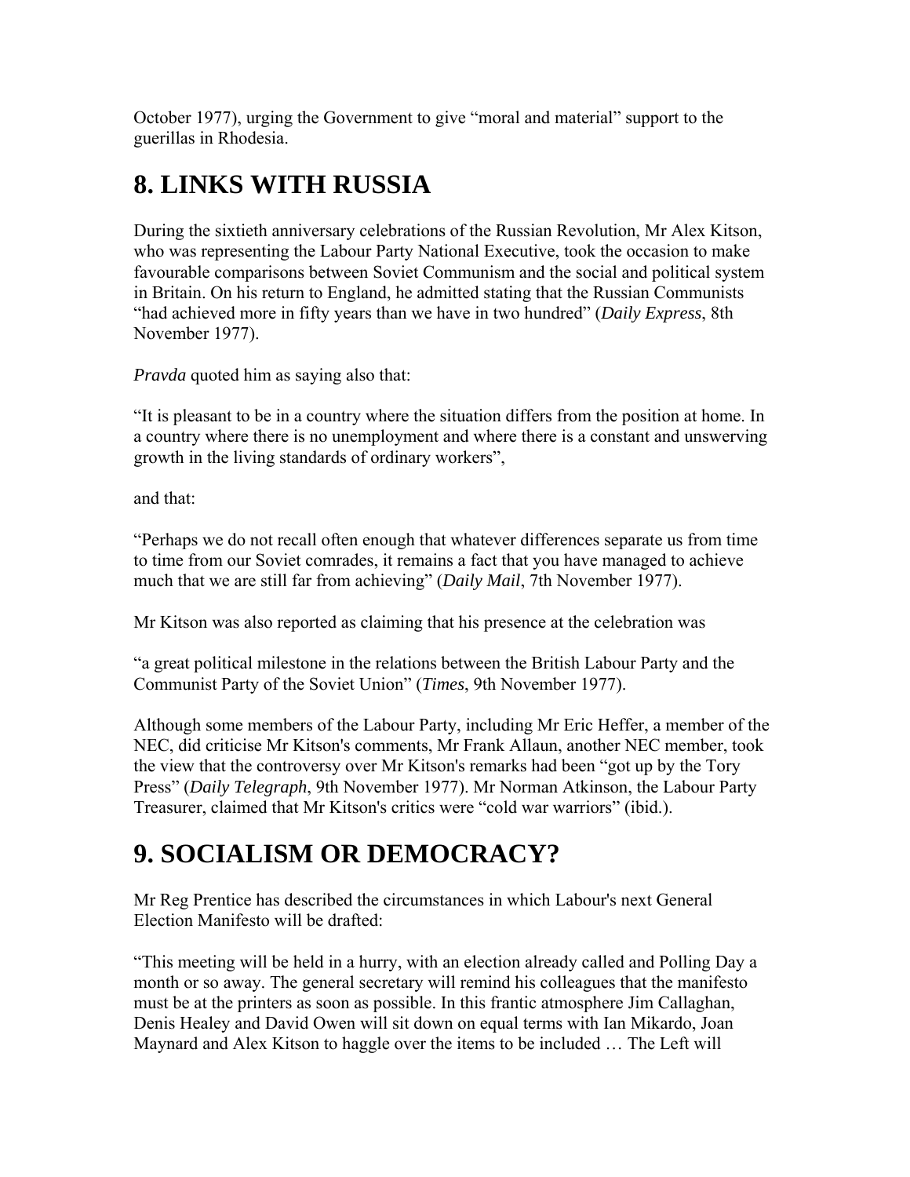October 1977), urging the Government to give "moral and material" support to the guerillas in Rhodesia.

## 8. LINKS WITH RUSSIA

During the sixtieth anniversary celebrations of the Russian Revolution, Mr Alex Kitson, who was representing the Labour Party National Executive, took the occasion to make favourable comparisons between Soviet Communism and the social and political system in Britain. On his return to England, he admitted stating that the Russian Communists "had achieved more in fifty years than we have in two hundred" (*Daily Express*, 8th November 1977).

*Pravda* quoted him as saying also that:

"It is pleasant to be in a country where the situation differs from the position at home. In a country where there is no unemployment and where there is a constant and unswerving growth in the living standards of ordinary workers",

and that:

"Perhaps we do not recall often enough that whatever differences separate us from time to time from our Soviet comrades, it remains a fact that you have managed to achieve much that we are still far from achieving" (*Daily Mail*, 7th November 1977).

Mr Kitson was also reported as claiming that his presence at the celebration was

"a great political milestone in the relations between the British Labour Party and the Communist Party of the Soviet Union" (*Times*, 9th November 1977).

Although some members of the Labour Party, including Mr Eric Heffer, a member of the NEC, did criticise Mr Kitson's comments, Mr Frank Allaun, another NEC member, took the view that the controversy over Mr Kitson's remarks had been "got up by the Tory Press" (*Daily Telegraph*, 9th November 1977). Mr Norman Atkinson, the Labour Party Treasurer, claimed that Mr Kitson's critics were "cold war warriors" (ibid.).

## 9. SOCIALISM OR DEMOCRACY?

Mr Reg Prentice has described the circumstances in which Labour's next General Election Manifesto will be drafted:

"This meeting will be held in a hurry, with an election already called and Polling Day a month or so away. The general secretary will remind his colleagues that the manifesto must be at the printers as soon as possible. In this frantic atmosphere Jim Callaghan, Denis Healey and David Owen will sit down on equal terms with Ian Mikardo, Joan Maynard and Alex Kitson to haggle over the items to be included … The Left will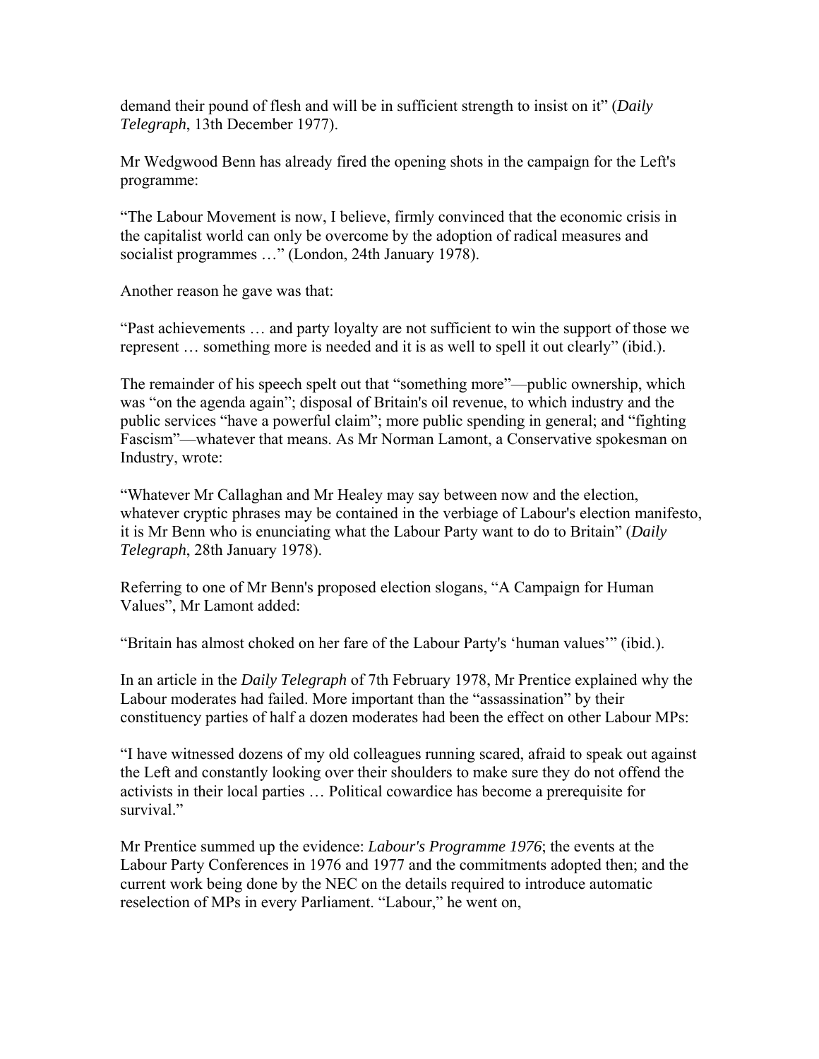demand their pound of flesh and will be in sufficient strength to insist on it" (*Daily Telegraph*, 13th December 1977).

Mr Wedgwood Benn has already fired the opening shots in the campaign for the Left's programme:

"The Labour Movement is now, I believe, firmly convinced that the economic crisis in the capitalist world can only be overcome by the adoption of radical measures and socialist programmes …" (London, 24th January 1978).

Another reason he gave was that:

"Past achievements … and party loyalty are not sufficient to win the support of those we represent … something more is needed and it is as well to spell it out clearly" (ibid.).

The remainder of his speech spelt out that "something more"—public ownership, which was "on the agenda again"; disposal of Britain's oil revenue, to which industry and the public services "have a powerful claim"; more public spending in general; and "fighting Fascism"—whatever that means. As Mr Norman Lamont, a Conservative spokesman on Industry, wrote:

"Whatever Mr Callaghan and Mr Healey may say between now and the election, whatever cryptic phrases may be contained in the verbiage of Labour's election manifesto, it is Mr Benn who is enunciating what the Labour Party want to do to Britain" (*Daily Telegraph*, 28th January 1978).

Referring to one of Mr Benn's proposed election slogans, "A Campaign for Human Values", Mr Lamont added:

"Britain has almost choked on her fare of the Labour Party's 'human values'" (ibid.).

In an article in the *Daily Telegraph* of 7th February 1978, Mr Prentice explained why the Labour moderates had failed. More important than the "assassination" by their constituency parties of half a dozen moderates had been the effect on other Labour MPs:

"I have witnessed dozens of my old colleagues running scared, afraid to speak out against the Left and constantly looking over their shoulders to make sure they do not offend the activists in their local parties … Political cowardice has become a prerequisite for survival."

Mr Prentice summed up the evidence: *Labour's Programme 1976*; the events at the Labour Party Conferences in 1976 and 1977 and the commitments adopted then; and the current work being done by the NEC on the details required to introduce automatic reselection of MPs in every Parliament. "Labour," he went on,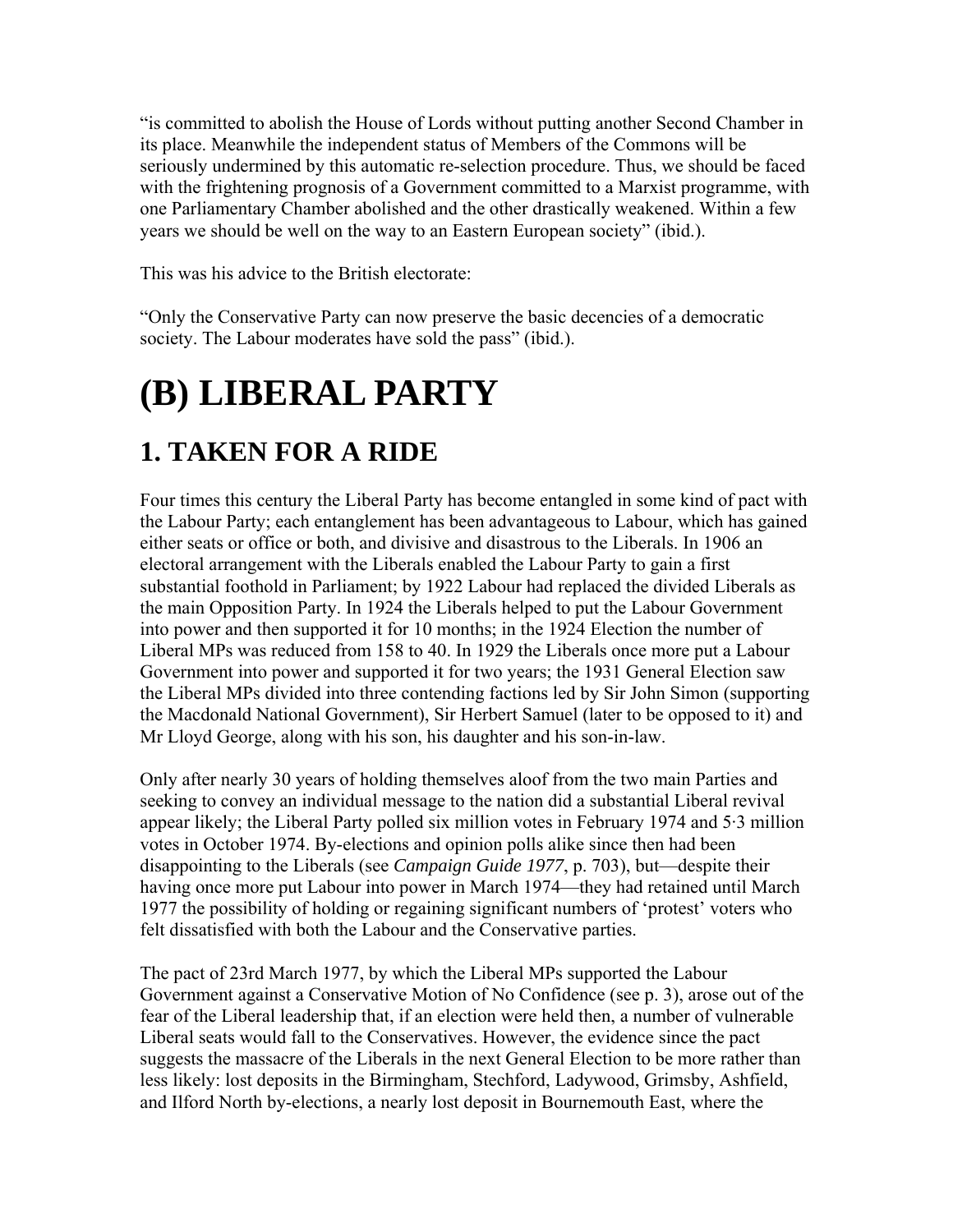"is committed to abolish the House of Lords without putting another Second Chamber in its place. Meanwhile the independent status of Members of the Commons will be seriously undermined by this automatic re-selection procedure. Thus, we should be faced with the frightening prognosis of a Government committed to a Marxist programme, with one Parliamentary Chamber abolished and the other drastically weakened. Within a few years we should be well on the way to an Eastern European society" (ibid.).

This was his advice to the British electorate:

"Only the Conservative Party can now preserve the basic decencies of a democratic society. The Labour moderates have sold the pass" (ibid.).

# (B) LIBERAL PARTY

## 1. TAKEN FOR A RIDE

Four times this century the Liberal Party has become entangled in some kind of pact with the Labour Party; each entanglement has been advantageous to Labour, which has gained either seats or office or both, and divisive and disastrous to the Liberals. In 1906 an electoral arrangement with the Liberals enabled the Labour Party to gain a first substantial foothold in Parliament; by 1922 Labour had replaced the divided Liberals as the main Opposition Party. In 1924 the Liberals helped to put the Labour Government into power and then supported it for 10 months; in the 1924 Election the number of Liberal MPs was reduced from 158 to 40. In 1929 the Liberals once more put a Labour Government into power and supported it for two years; the 1931 General Election saw the Liberal MPs divided into three contending factions led by Sir John Simon (supporting the Macdonald National Government), Sir Herbert Samuel (later to be opposed to it) and Mr Lloyd George, along with his son, his daughter and his son-in-law.

Only after nearly 30 years of holding themselves aloof from the two main Parties and seeking to convey an individual message to the nation did a substantial Liberal revival appear likely; the Liberal Party polled six million votes in February 1974 and 5·3 million votes in October 1974. By-elections and opinion polls alike since then had been disappointing to the Liberals (see *Campaign Guide 1977*, p. 703), but—despite their having once more put Labour into power in March 1974—they had retained until March 1977 the possibility of holding or regaining significant numbers of 'protest' voters who felt dissatisfied with both the Labour and the Conservative parties.

The pact of 23rd March 1977, by which the Liberal MPs supported the Labour Government against a Conservative Motion of No Confidence (see p. 3), arose out of the fear of the Liberal leadership that, if an election were held then, a number of vulnerable Liberal seats would fall to the Conservatives. However, the evidence since the pact suggests the massacre of the Liberals in the next General Election to be more rather than less likely: lost deposits in the Birmingham, Stechford, Ladywood, Grimsby, Ashfield, and Ilford North by-elections, a nearly lost deposit in Bournemouth East, where the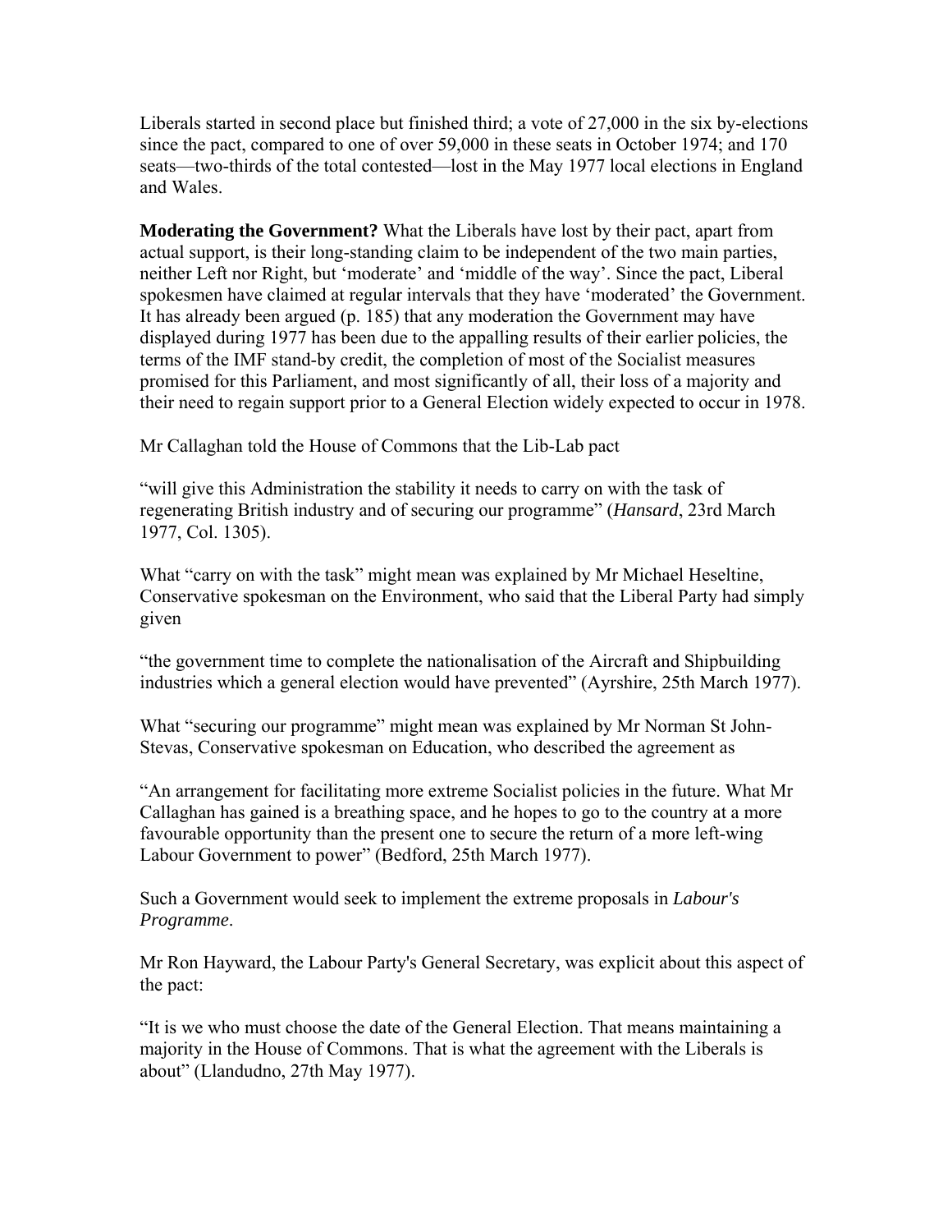Liberals started in second place but finished third; a vote of 27,000 in the six by-elections since the pact, compared to one of over 59,000 in these seats in October 1974; and 170 seats—two-thirds of the total contested—lost in the May 1977 local elections in England and Wales.

**Moderating the Government?** What the Liberals have lost by their pact, apart from actual support, is their long-standing claim to be independent of the two main parties, neither Left nor Right, but 'moderate' and 'middle of the way'. Since the pact, Liberal spokesmen have claimed at regular intervals that they have 'moderated' the Government. It has already been argued (p. 185) that any moderation the Government may have displayed during 1977 has been due to the appalling results of their earlier policies, the terms of the IMF stand-by credit, the completion of most of the Socialist measures promised for this Parliament, and most significantly of all, their loss of a majority and their need to regain support prior to a General Election widely expected to occur in 1978.

Mr Callaghan told the House of Commons that the Lib-Lab pact

"will give this Administration the stability it needs to carry on with the task of regenerating British industry and of securing our programme" (*Hansard*, 23rd March 1977, Col. 1305).

What "carry on with the task" might mean was explained by Mr Michael Heseltine, Conservative spokesman on the Environment, who said that the Liberal Party had simply given

"the government time to complete the nationalisation of the Aircraft and Shipbuilding industries which a general election would have prevented" (Ayrshire, 25th March 1977).

What "securing our programme" might mean was explained by Mr Norman St John-Stevas, Conservative spokesman on Education, who described the agreement as

"An arrangement for facilitating more extreme Socialist policies in the future. What Mr Callaghan has gained is a breathing space, and he hopes to go to the country at a more favourable opportunity than the present one to secure the return of a more left-wing Labour Government to power" (Bedford, 25th March 1977).

Such a Government would seek to implement the extreme proposals in *Labour's Programme*.

Mr Ron Hayward, the Labour Party's General Secretary, was explicit about this aspect of the pact:

"It is we who must choose the date of the General Election. That means maintaining a majority in the House of Commons. That is what the agreement with the Liberals is about" (Llandudno, 27th May 1977).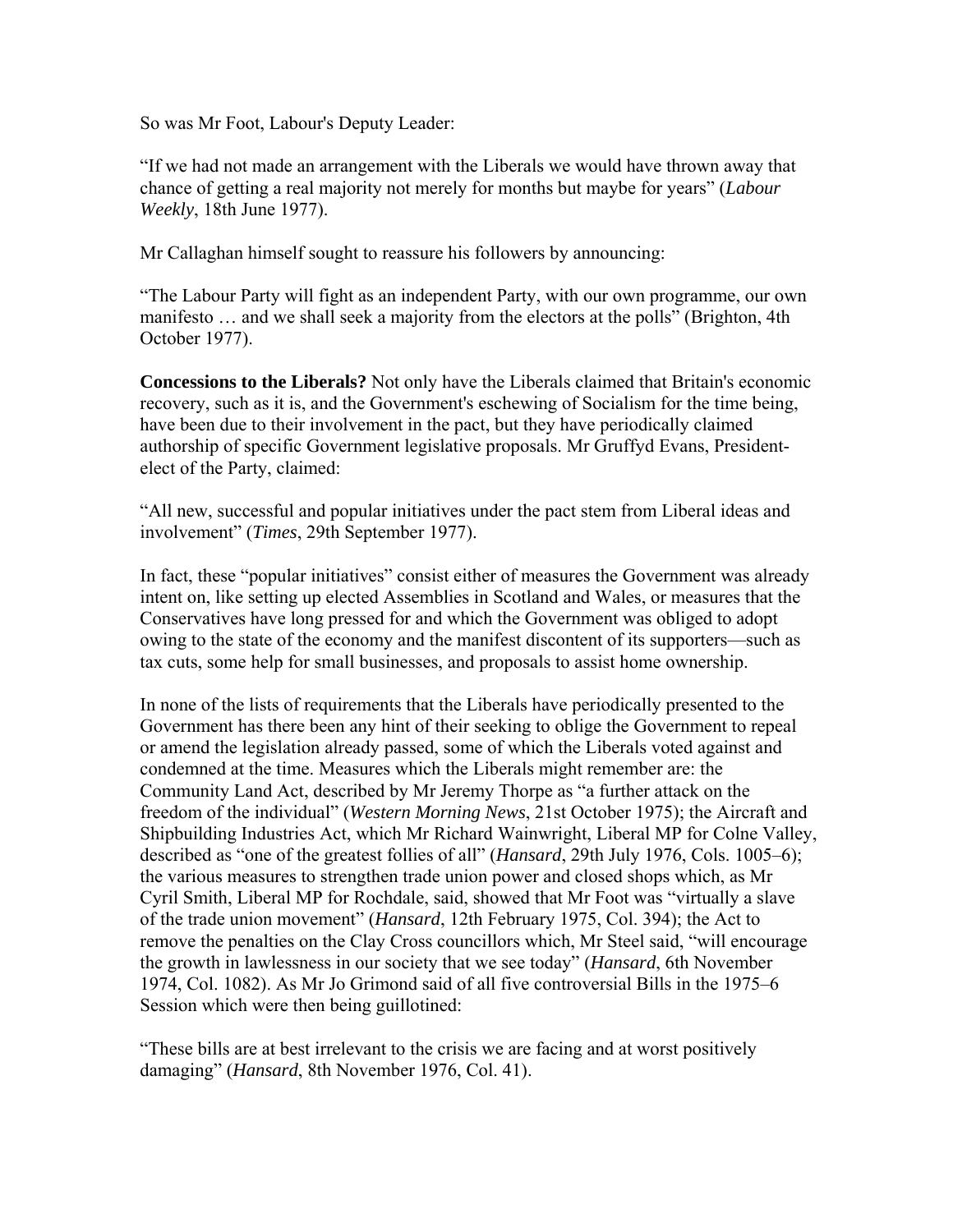So was Mr Foot, Labour's Deputy Leader:

"If we had not made an arrangement with the Liberals we would have thrown away that chance of getting a real majority not merely for months but maybe for years" (*Labour Weekly*, 18th June 1977).

Mr Callaghan himself sought to reassure his followers by announcing:

"The Labour Party will fight as an independent Party, with our own programme, our own manifesto … and we shall seek a majority from the electors at the polls" (Brighton, 4th October 1977).

**Concessions to the Liberals?** Not only have the Liberals claimed that Britain's economic recovery, such as it is, and the Government's eschewing of Socialism for the time being, have been due to their involvement in the pact, but they have periodically claimed authorship of specific Government legislative proposals. Mr Gruffyd Evans, President-elect of the Party, claimed:

"All new, successful and popular initiatives under the pact stem from Liberal ideas and involvement" (*Times*, 29th September 1977).

In fact, these "popular initiatives" consist either of measures the Government was already intent on, like setting up elected Assemblies in Scotland and Wales, or measures that the Conservatives have long pressed for and which the Government was obliged to adopt owing to the state of the economy and the manifest discontent of its supporters—such as tax cuts, some help for small businesses, and proposals to assist home ownership.

In none of the lists of requirements that the Liberals have periodically presented to the Government has there been any hint of their seeking to oblige the Government to repeal or amend the legislation already passed, some of which the Liberals voted against and condemned at the time. Measures which the Liberals might remember are: the Community Land Act, described by Mr Jeremy Thorpe as "a further attack on the freedom of the individual" (*Western Morning News*, 21st October 1975); the Aircraft and Shipbuilding Industries Act, which Mr Richard Wainwright, Liberal MP for Colne Valley, described as "one of the greatest follies of all" (*Hansard*, 29th July 1976, Cols. 1005–6); the various measures to strengthen trade union power and closed shops which, as Mr Cyril Smith, Liberal MP for Rochdale, said, showed that Mr Foot was "virtually a slave of the trade union movement" (*Hansard*, 12th February 1975, Col. 394); the Act to remove the penalties on the Clay Cross councillors which, Mr Steel said, "will encourage the growth in lawlessness in our society that we see today" (*Hansard*, 6th November 1974, Col. 1082). As Mr Jo Grimond said of all five controversial Bills in the 1975–6 Session which were then being guillotined:

"These bills are at best irrelevant to the crisis we are facing and at worst positively damaging" (*Hansard*, 8th November 1976, Col. 41).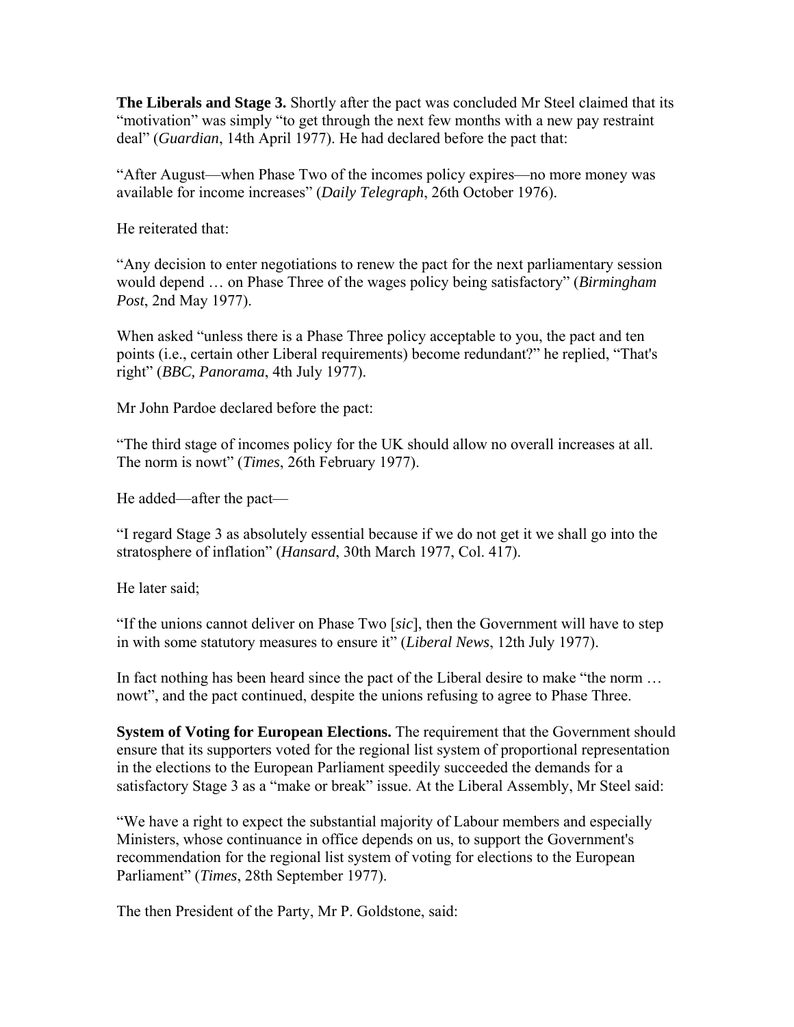**The Liberals and Stage 3.** Shortly after the pact was concluded Mr Steel claimed that its "motivation" was simply "to get through the next few months with a new pay restraint deal" (*Guardian*, 14th April 1977). He had declared before the pact that:

"After August—when Phase Two of the incomes policy expires—no more money was available for income increases" (*Daily Telegraph*, 26th October 1976).

He reiterated that:

"Any decision to enter negotiations to renew the pact for the next parliamentary session would depend … on Phase Three of the wages policy being satisfactory" (*Birmingham Post*, 2nd May 1977).

When asked "unless there is a Phase Three policy acceptable to you, the pact and ten points (i.e., certain other Liberal requirements) become redundant?" he replied, "That's right" (*BBC, Panorama*, 4th July 1977).

Mr John Pardoe declared before the pact:

"The third stage of incomes policy for the UK should allow no overall increases at all. The norm is nowt" (*Times*, 26th February 1977).

He added—after the pact—

"I regard Stage 3 as absolutely essential because if we do not get it we shall go into the stratosphere of inflation" (*Hansard*, 30th March 1977, Col. 417).

He later said;

"If the unions cannot deliver on Phase Two [*sic*], then the Government will have to step in with some statutory measures to ensure it" (*Liberal News*, 12th July 1977).

In fact nothing has been heard since the pact of the Liberal desire to make "the norm … nowt", and the pact continued, despite the unions refusing to agree to Phase Three.

**System of Voting for European Elections.** The requirement that the Government should ensure that its supporters voted for the regional list system of proportional representation in the elections to the European Parliament speedily succeeded the demands for a satisfactory Stage 3 as a "make or break" issue. At the Liberal Assembly, Mr Steel said:

"We have a right to expect the substantial majority of Labour members and especially Ministers, whose continuance in office depends on us, to support the Government's recommendation for the regional list system of voting for elections to the European Parliament" (*Times*, 28th September 1977).

The then President of the Party, Mr P. Goldstone, said: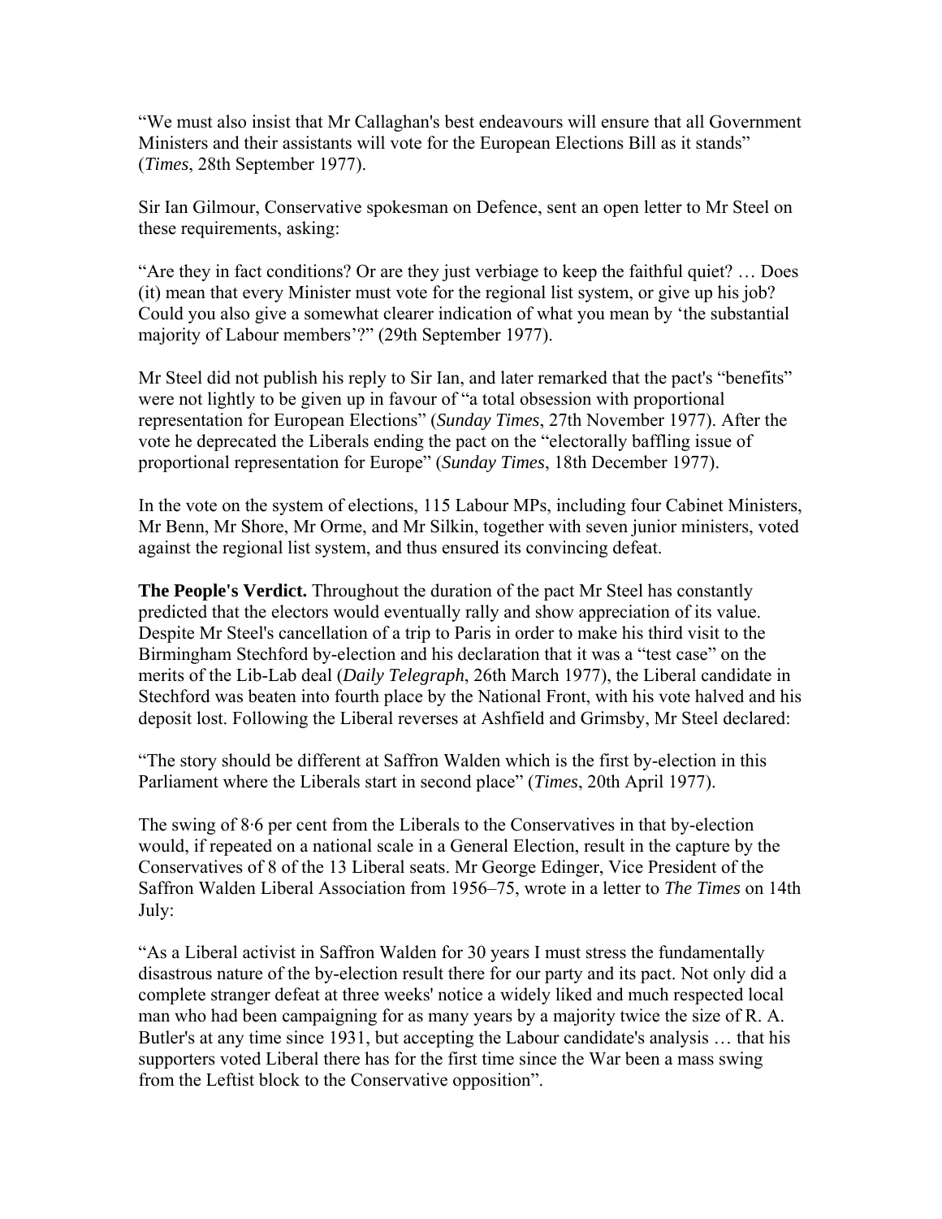"We must also insist that Mr Callaghan's best endeavours will ensure that all Government Ministers and their assistants will vote for the European Elections Bill as it stands" (*Times*, 28th September 1977).

Sir Ian Gilmour, Conservative spokesman on Defence, sent an open letter to Mr Steel on these requirements, asking:

"Are they in fact conditions? Or are they just verbiage to keep the faithful quiet? … Does (it) mean that every Minister must vote for the regional list system, or give up his job? Could you also give a somewhat clearer indication of what you mean by 'the substantial majority of Labour members'?" (29th September 1977).

Mr Steel did not publish his reply to Sir Ian, and later remarked that the pact's "benefits" were not lightly to be given up in favour of "a total obsession with proportional representation for European Elections" (*Sunday Times*, 27th November 1977). After the vote he deprecated the Liberals ending the pact on the "electorally baffling issue of proportional representation for Europe" (*Sunday Times*, 18th December 1977).

In the vote on the system of elections, 115 Labour MPs, including four Cabinet Ministers, Mr Benn, Mr Shore, Mr Orme, and Mr Silkin, together with seven junior ministers, voted against the regional list system, and thus ensured its convincing defeat.

**The People's Verdict.** Throughout the duration of the pact Mr Steel has constantly predicted that the electors would eventually rally and show appreciation of its value. Despite Mr Steel's cancellation of a trip to Paris in order to make his third visit to the Birmingham Stechford by-election and his declaration that it was a "test case" on the merits of the Lib-Lab deal (*Daily Telegraph*, 26th March 1977), the Liberal candidate in Stechford was beaten into fourth place by the National Front, with his vote halved and his deposit lost. Following the Liberal reverses at Ashfield and Grimsby, Mr Steel declared:

"The story should be different at Saffron Walden which is the first by-election in this Parliament where the Liberals start in second place" (*Times*, 20th April 1977).

The swing of 8·6 per cent from the Liberals to the Conservatives in that by-election would, if repeated on a national scale in a General Election, result in the capture by the Conservatives of 8 of the 13 Liberal seats. Mr George Edinger, Vice President of the Saffron Walden Liberal Association from 1956–75, wrote in a letter to *The Times* on 14th July:

"As a Liberal activist in Saffron Walden for 30 years I must stress the fundamentally disastrous nature of the by-election result there for our party and its pact. Not only did a complete stranger defeat at three weeks' notice a widely liked and much respected local man who had been campaigning for as many years by a majority twice the size of R. A. Butler's at any time since 1931, but accepting the Labour candidate's analysis … that his supporters voted Liberal there has for the first time since the War been a mass swing from the Leftist block to the Conservative opposition".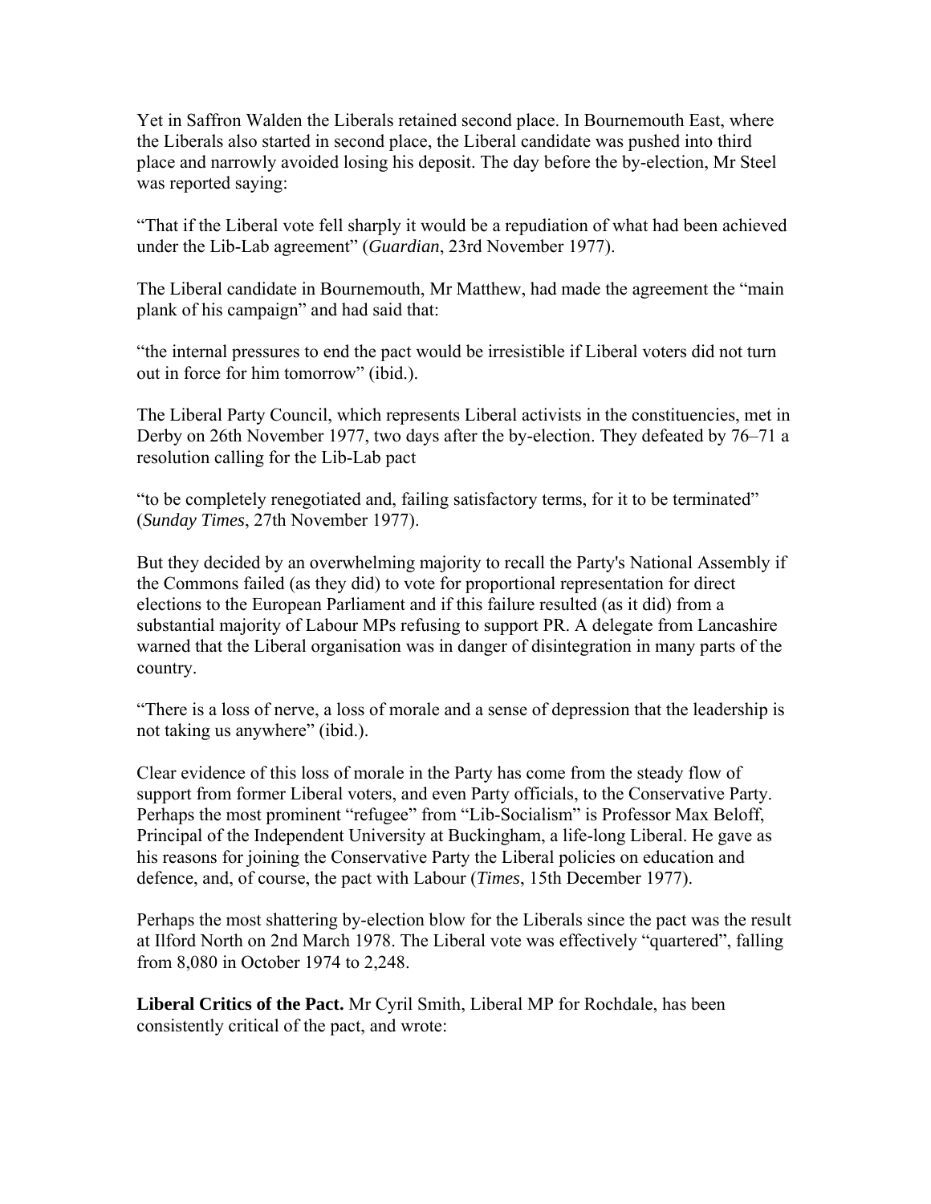Yet in Saffron Walden the Liberals retained second place. In Bournemouth East, where the Liberals also started in second place, the Liberal candidate was pushed into third place and narrowly avoided losing his deposit. The day before the by-election, Mr Steel was reported saying:

"That if the Liberal vote fell sharply it would be a repudiation of what had been achieved under the Lib-Lab agreement" (*Guardian*, 23rd November 1977).

The Liberal candidate in Bournemouth, Mr Matthew, had made the agreement the "main plank of his campaign" and had said that:

"the internal pressures to end the pact would be irresistible if Liberal voters did not turn out in force for him tomorrow" (ibid.).

The Liberal Party Council, which represents Liberal activists in the constituencies, met in Derby on 26th November 1977, two days after the by-election. They defeated by 76–71 a resolution calling for the Lib-Lab pact

"to be completely renegotiated and, failing satisfactory terms, for it to be terminated" (*Sunday Times*, 27th November 1977).

But they decided by an overwhelming majority to recall the Party's National Assembly if the Commons failed (as they did) to vote for proportional representation for direct elections to the European Parliament and if this failure resulted (as it did) from a substantial majority of Labour MPs refusing to support PR. A delegate from Lancashire warned that the Liberal organisation was in danger of disintegration in many parts of the country.

"There is a loss of nerve, a loss of morale and a sense of depression that the leadership is not taking us anywhere" (ibid.).

Clear evidence of this loss of morale in the Party has come from the steady flow of support from former Liberal voters, and even Party officials, to the Conservative Party. Perhaps the most prominent "refugee" from "Lib-Socialism" is Professor Max Beloff, Principal of the Independent University at Buckingham, a life-long Liberal. He gave as his reasons for joining the Conservative Party the Liberal policies on education and defence, and, of course, the pact with Labour (*Times*, 15th December 1977).

Perhaps the most shattering by-election blow for the Liberals since the pact was the result at Ilford North on 2nd March 1978. The Liberal vote was effectively "quartered", falling from 8,080 in October 1974 to 2,248.

**Liberal Critics of the Pact.** Mr Cyril Smith, Liberal MP for Rochdale, has been consistently critical of the pact, and wrote: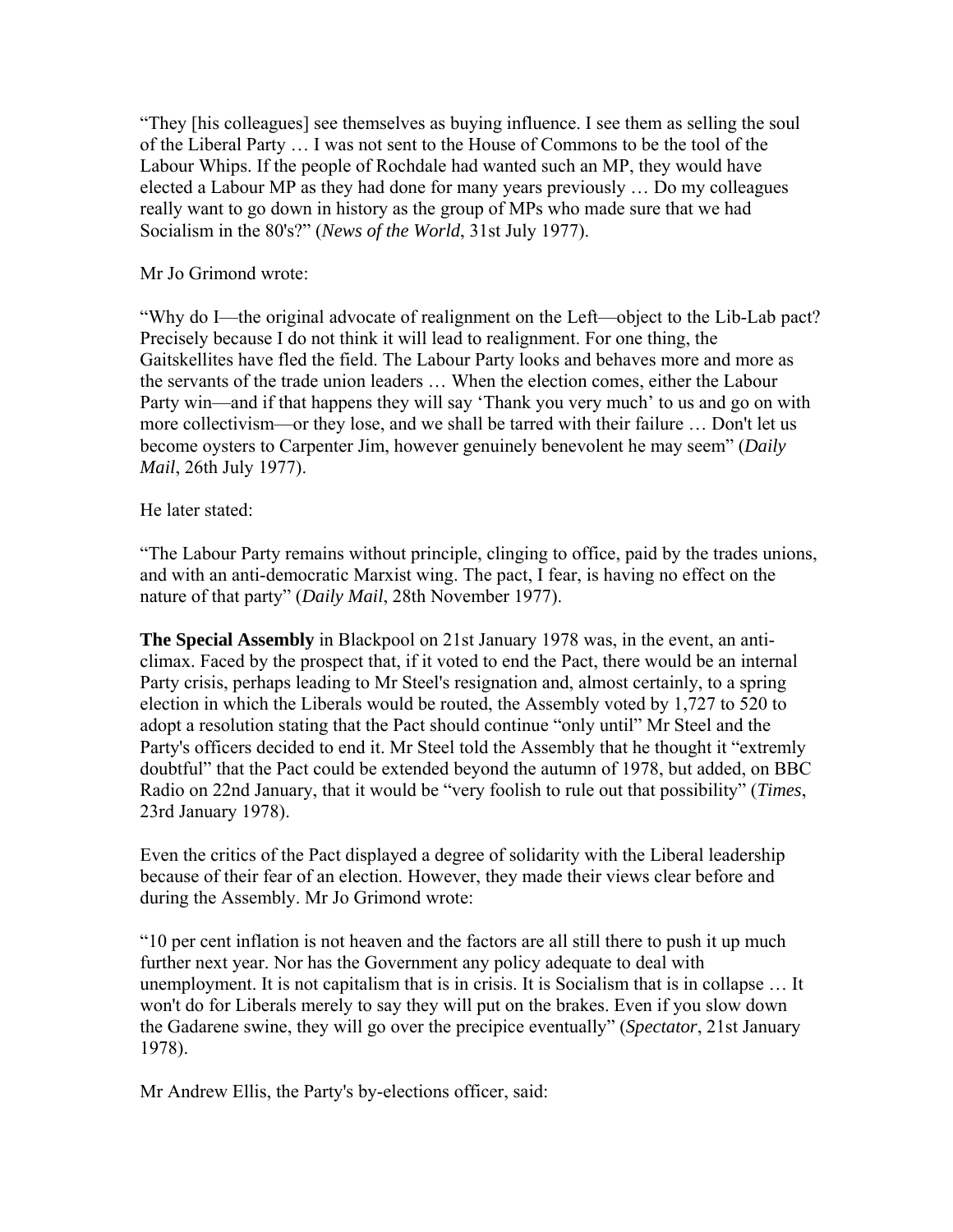"They [his colleagues] see themselves as buying influence. I see them as selling the soul of the Liberal Party … I was not sent to the House of Commons to be the tool of the Labour Whips. If the people of Rochdale had wanted such an MP, they would have elected a Labour MP as they had done for many years previously … Do my colleagues really want to go down in history as the group of MPs who made sure that we had Socialism in the 80's?" (*News of the World*, 31st July 1977).

Mr Jo Grimond wrote:

"Why do I—the original advocate of realignment on the Left—object to the Lib-Lab pact? Precisely because I do not think it will lead to realignment. For one thing, the Gaitskellites have fled the field. The Labour Party looks and behaves more and more as the servants of the trade union leaders … When the election comes, either the Labour Party win—and if that happens they will say 'Thank you very much' to us and go on with more collectivism—or they lose, and we shall be tarred with their failure … Don't let us become oysters to Carpenter Jim, however genuinely benevolent he may seem" (*Daily Mail*, 26th July 1977).

He later stated:

"The Labour Party remains without principle, clinging to office, paid by the trades unions, and with an anti-democratic Marxist wing. The pact, I fear, is having no effect on the nature of that party" (*Daily Mail*, 28th November 1977).

**The Special Assembly** in Blackpool on 21st January 1978 was, in the event, an anti-climax. Faced by the prospect that, if it voted to end the Pact, there would be an internal Party crisis, perhaps leading to Mr Steel's resignation and, almost certainly, to a spring election in which the Liberals would be routed, the Assembly voted by 1,727 to 520 to adopt a resolution stating that the Pact should continue "only until" Mr Steel and the Party's officers decided to end it. Mr Steel told the Assembly that he thought it "extremly doubtful" that the Pact could be extended beyond the autumn of 1978, but added, on BBC Radio on 22nd January, that it would be "very foolish to rule out that possibility" (*Times*, 23rd January 1978).

Even the critics of the Pact displayed a degree of solidarity with the Liberal leadership because of their fear of an election. However, they made their views clear before and during the Assembly. Mr Jo Grimond wrote:

"10 per cent inflation is not heaven and the factors are all still there to push it up much further next year. Nor has the Government any policy adequate to deal with unemployment. It is not capitalism that is in crisis. It is Socialism that is in collapse … It won't do for Liberals merely to say they will put on the brakes. Even if you slow down the Gadarene swine, they will go over the precipice eventually" (*Spectator*, 21st January 1978).

Mr Andrew Ellis, the Party's by-elections officer, said: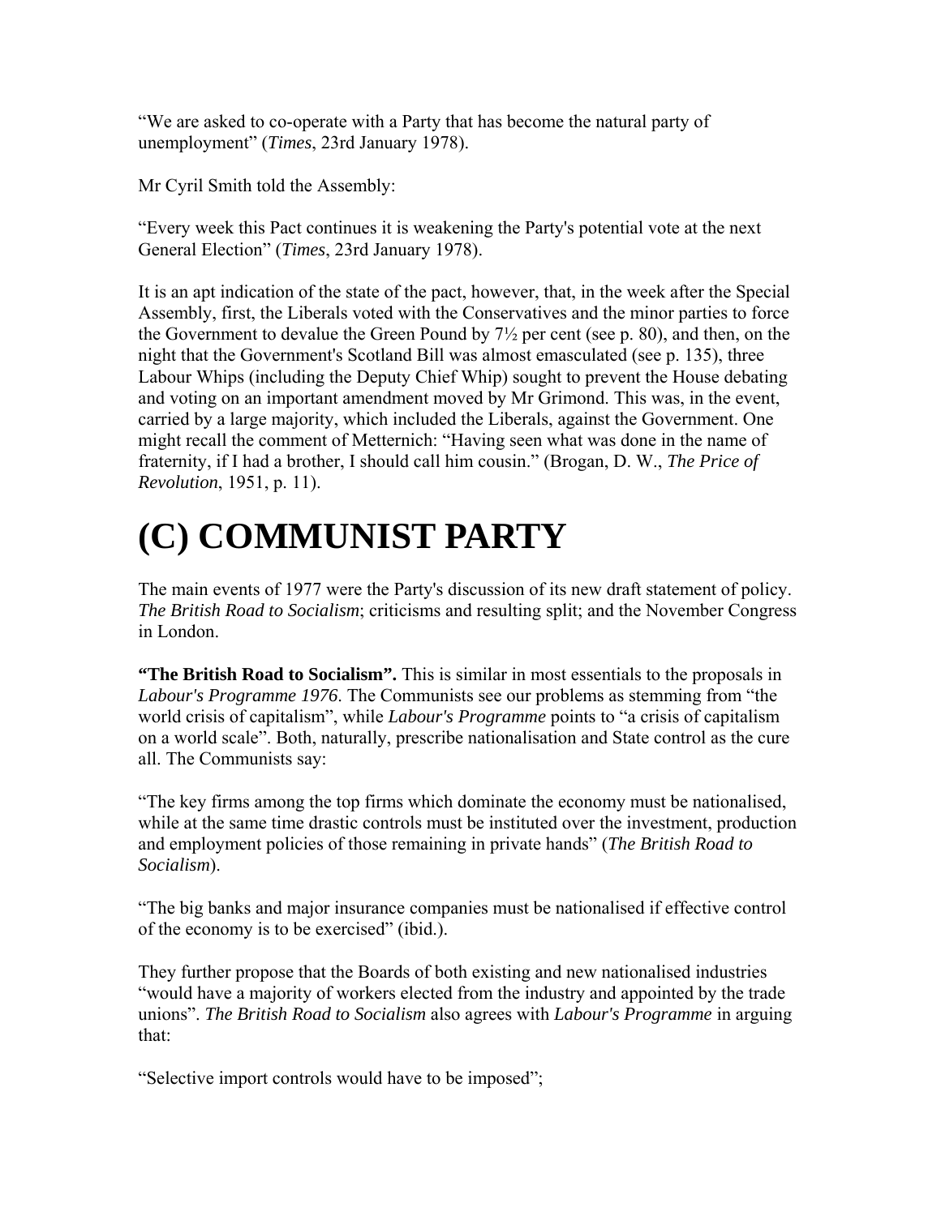"We are asked to co-operate with a Party that has become the natural party of unemployment" (*Times*, 23rd January 1978).

Mr Cyril Smith told the Assembly:

"Every week this Pact continues it is weakening the Party's potential vote at the next General Election" (*Times*, 23rd January 1978).

It is an apt indication of the state of the pact, however, that, in the week after the Special Assembly, first, the Liberals voted with the Conservatives and the minor parties to force the Government to devalue the Green Pound by 7½ per cent (see p. 80), and then, on the night that the Government's Scotland Bill was almost emasculated (see p. 135), three Labour Whips (including the Deputy Chief Whip) sought to prevent the House debating and voting on an important amendment moved by Mr Grimond. This was, in the event, carried by a large majority, which included the Liberals, against the Government. One might recall the comment of Metternich: "Having seen what was done in the name of fraternity, if I had a brother, I should call him cousin." (Brogan, D. W., *The Price of Revolution*, 1951, p. 11).

# (C) COMMUNIST PARTY

The main events of 1977 were the Party's discussion of its new draft statement of policy. *The British Road to Socialism*; criticisms and resulting split; and the November Congress in London.

**"The British Road to Socialism".** This is similar in most essentials to the proposals in *Labour's Programme 1976*. The Communists see our problems as stemming from "the world crisis of capitalism", while *Labour's Programme* points to "a crisis of capitalism on a world scale". Both, naturally, prescribe nationalisation and State control as the cure all. The Communists say:

"The key firms among the top firms which dominate the economy must be nationalised, while at the same time drastic controls must be instituted over the investment, production and employment policies of those remaining in private hands" (*The British Road to Socialism*).

"The big banks and major insurance companies must be nationalised if effective control of the economy is to be exercised" (ibid.).

They further propose that the Boards of both existing and new nationalised industries "would have a majority of workers elected from the industry and appointed by the trade unions". *The British Road to Socialism* also agrees with *Labour's Programme* in arguing that:

"Selective import controls would have to be imposed";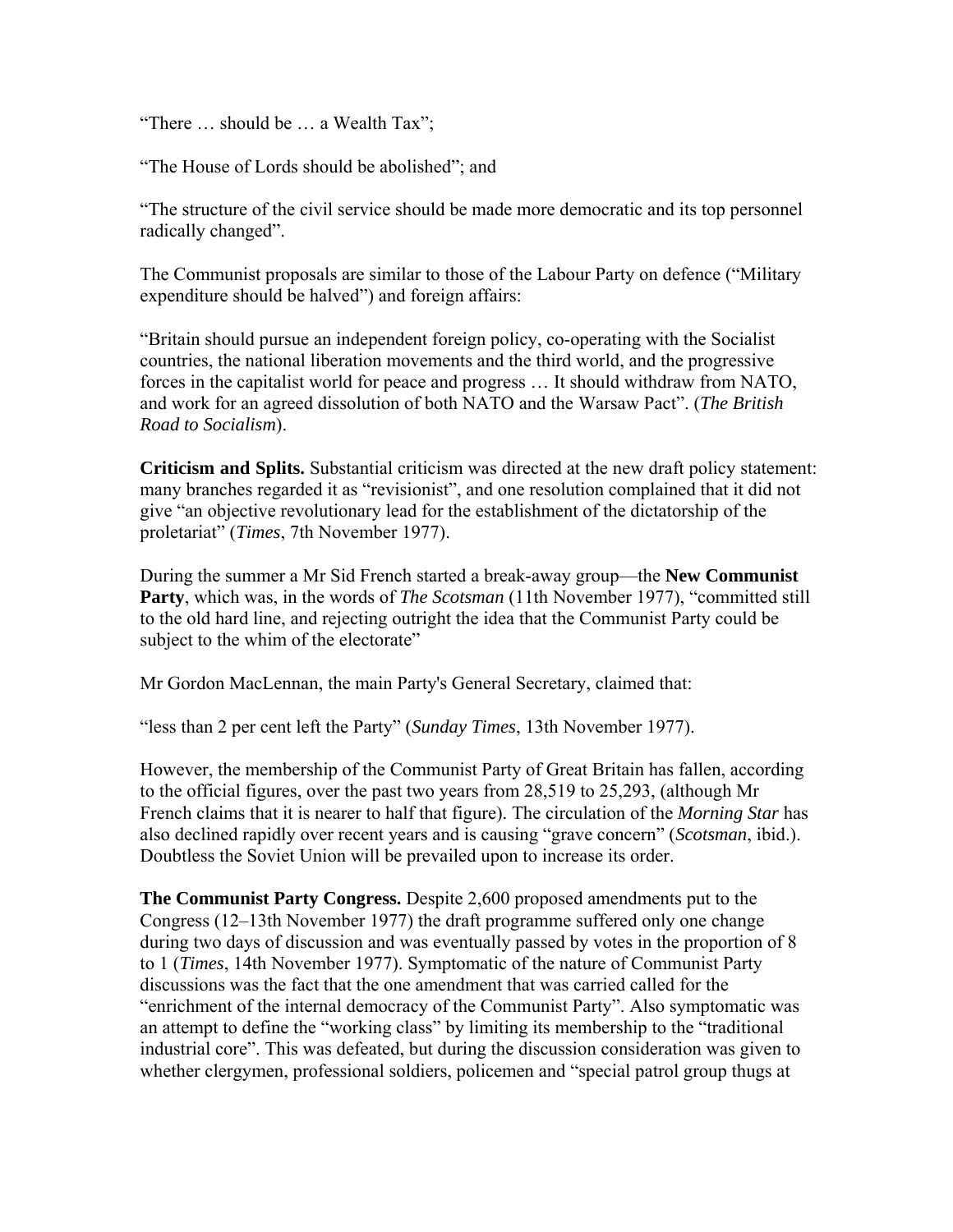"There … should be … a Wealth Tax";

"The House of Lords should be abolished"; and

"The structure of the civil service should be made more democratic and its top personnel radically changed".

The Communist proposals are similar to those of the Labour Party on defence ("Military expenditure should be halved") and foreign affairs:

"Britain should pursue an independent foreign policy, co-operating with the Socialist countries, the national liberation movements and the third world, and the progressive forces in the capitalist world for peace and progress … It should withdraw from NATO, and work for an agreed dissolution of both NATO and the Warsaw Pact". (*The British Road to Socialism*).

**Criticism and Splits.** Substantial criticism was directed at the new draft policy statement: many branches regarded it as "revisionist", and one resolution complained that it did not give "an objective revolutionary lead for the establishment of the dictatorship of the proletariat" (*Times*, 7th November 1977).

During the summer a Mr Sid French started a break-away group—the **New Communist Party**, which was, in the words of *The Scotsman* (11th November 1977), "committed still to the old hard line, and rejecting outright the idea that the Communist Party could be subject to the whim of the electorate"

Mr Gordon MacLennan, the main Party's General Secretary, claimed that:

"less than 2 per cent left the Party" (*Sunday Times*, 13th November 1977).

However, the membership of the Communist Party of Great Britain has fallen, according to the official figures, over the past two years from 28,519 to 25,293, (although Mr French claims that it is nearer to half that figure). The circulation of the *Morning Star* has also declined rapidly over recent years and is causing "grave concern" (*Scotsman*, ibid.). Doubtless the Soviet Union will be prevailed upon to increase its order.

**The Communist Party Congress.** Despite 2,600 proposed amendments put to the Congress (12–13th November 1977) the draft programme suffered only one change during two days of discussion and was eventually passed by votes in the proportion of 8 to 1 (*Times*, 14th November 1977). Symptomatic of the nature of Communist Party discussions was the fact that the one amendment that was carried called for the "enrichment of the internal democracy of the Communist Party". Also symptomatic was an attempt to define the "working class" by limiting its membership to the "traditional industrial core". This was defeated, but during the discussion consideration was given to whether clergymen, professional soldiers, policemen and "special patrol group thugs at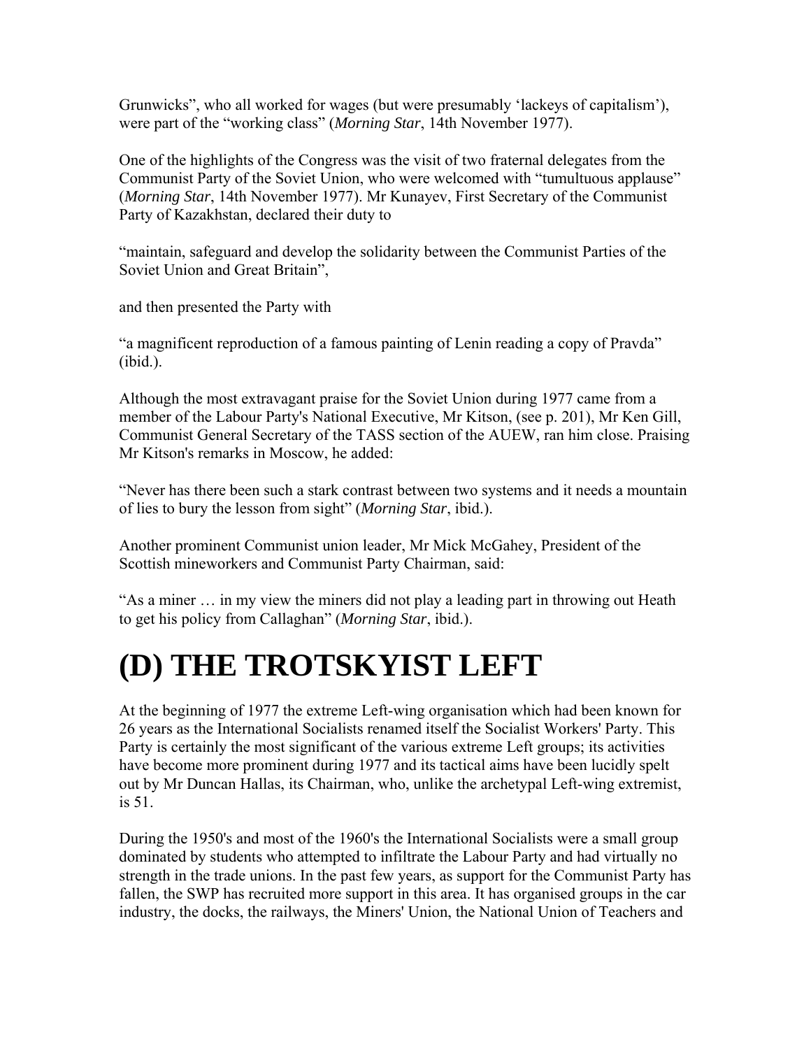Grunwicks", who all worked for wages (but were presumably 'lackeys of capitalism'), were part of the "working class" (*Morning Star*, 14th November 1977).

One of the highlights of the Congress was the visit of two fraternal delegates from the Communist Party of the Soviet Union, who were welcomed with "tumultuous applause" (*Morning Star*, 14th November 1977). Mr Kunayev, First Secretary of the Communist Party of Kazakhstan, declared their duty to

"maintain, safeguard and develop the solidarity between the Communist Parties of the Soviet Union and Great Britain",

and then presented the Party with

"a magnificent reproduction of a famous painting of Lenin reading a copy of Pravda" (ibid.).

Although the most extravagant praise for the Soviet Union during 1977 came from a member of the Labour Party's National Executive, Mr Kitson, (see p. 201), Mr Ken Gill, Communist General Secretary of the TASS section of the AUEW, ran him close. Praising Mr Kitson's remarks in Moscow, he added:

"Never has there been such a stark contrast between two systems and it needs a mountain of lies to bury the lesson from sight" (*Morning Star*, ibid.).

Another prominent Communist union leader, Mr Mick McGahey, President of the Scottish mineworkers and Communist Party Chairman, said:

"As a miner … in my view the miners did not play a leading part in throwing out Heath to get his policy from Callaghan" (*Morning Star*, ibid.).

# (D) THE TROTSKYIST LEFT

At the beginning of 1977 the extreme Left-wing organisation which had been known for 26 years as the International Socialists renamed itself the Socialist Workers' Party. This Party is certainly the most significant of the various extreme Left groups; its activities have become more prominent during 1977 and its tactical aims have been lucidly spelt out by Mr Duncan Hallas, its Chairman, who, unlike the archetypal Left-wing extremist, is 51.

During the 1950's and most of the 1960's the International Socialists were a small group dominated by students who attempted to infiltrate the Labour Party and had virtually no strength in the trade unions. In the past few years, as support for the Communist Party has fallen, the SWP has recruited more support in this area. It has organised groups in the car industry, the docks, the railways, the Miners' Union, the National Union of Teachers and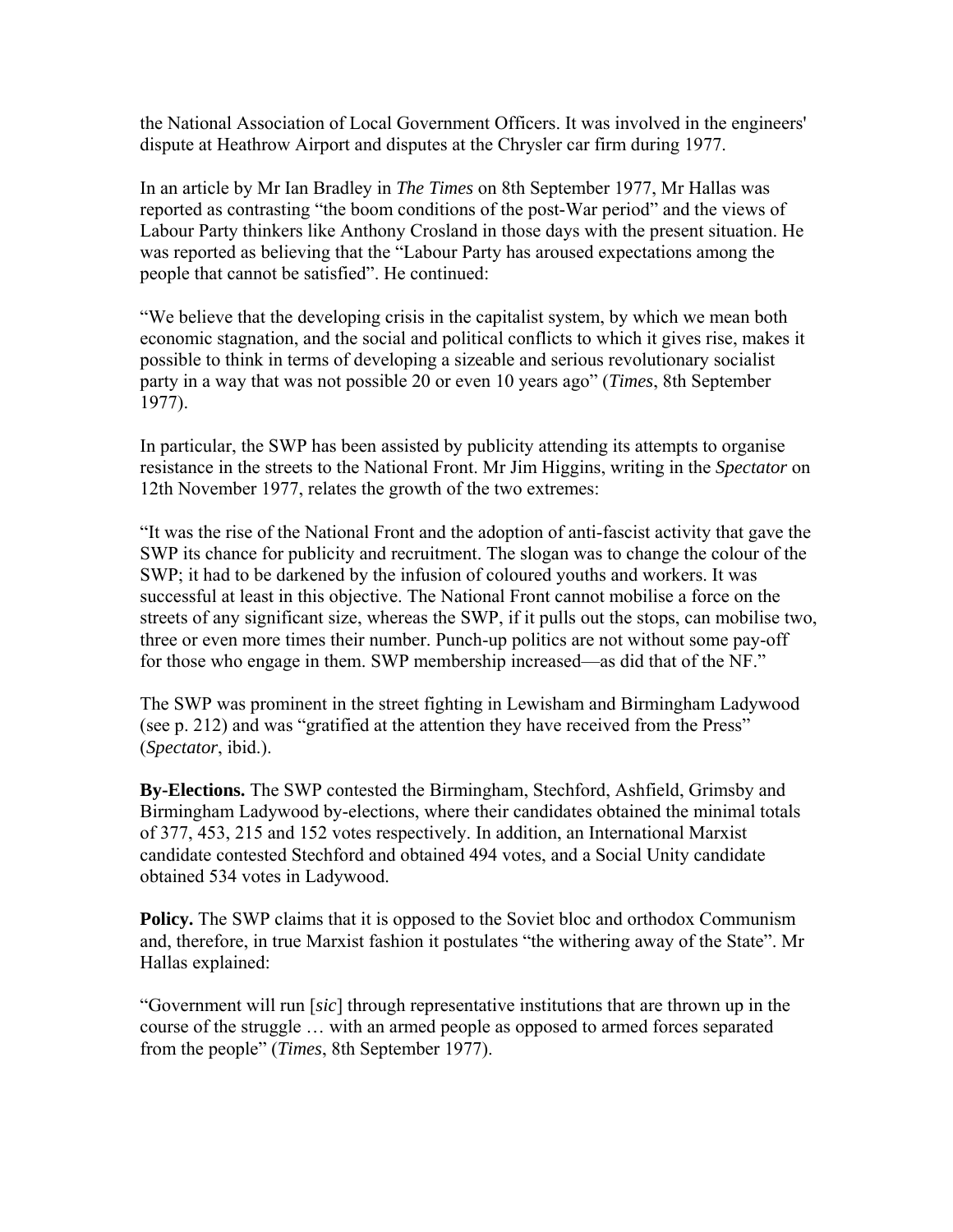the National Association of Local Government Officers. It was involved in the engineers' dispute at Heathrow Airport and disputes at the Chrysler car firm during 1977.

In an article by Mr Ian Bradley in *The Times* on 8th September 1977, Mr Hallas was reported as contrasting "the boom conditions of the post-War period" and the views of Labour Party thinkers like Anthony Crosland in those days with the present situation. He was reported as believing that the "Labour Party has aroused expectations among the people that cannot be satisfied". He continued:

"We believe that the developing crisis in the capitalist system, by which we mean both economic stagnation, and the social and political conflicts to which it gives rise, makes it possible to think in terms of developing a sizeable and serious revolutionary socialist party in a way that was not possible 20 or even 10 years ago" (*Times*, 8th September 1977).

In particular, the SWP has been assisted by publicity attending its attempts to organise resistance in the streets to the National Front. Mr Jim Higgins, writing in the *Spectator* on 12th November 1977, relates the growth of the two extremes:

"It was the rise of the National Front and the adoption of anti-fascist activity that gave the SWP its chance for publicity and recruitment. The slogan was to change the colour of the SWP; it had to be darkened by the infusion of coloured youths and workers. It was successful at least in this objective. The National Front cannot mobilise a force on the streets of any significant size, whereas the SWP, if it pulls out the stops, can mobilise two, three or even more times their number. Punch-up politics are not without some pay-off for those who engage in them. SWP membership increased—as did that of the NF."

The SWP was prominent in the street fighting in Lewisham and Birmingham Ladywood (see p. 212) and was "gratified at the attention they have received from the Press" (*Spectator*, ibid.).

**By-Elections.** The SWP contested the Birmingham, Stechford, Ashfield, Grimsby and Birmingham Ladywood by-elections, where their candidates obtained the minimal totals of 377, 453, 215 and 152 votes respectively. In addition, an International Marxist candidate contested Stechford and obtained 494 votes, and a Social Unity candidate obtained 534 votes in Ladywood.

**Policy.** The SWP claims that it is opposed to the Soviet bloc and orthodox Communism and, therefore, in true Marxist fashion it postulates "the withering away of the State". Mr Hallas explained:

"Government will run [*sic*] through representative institutions that are thrown up in the course of the struggle … with an armed people as opposed to armed forces separated from the people" (*Times*, 8th September 1977).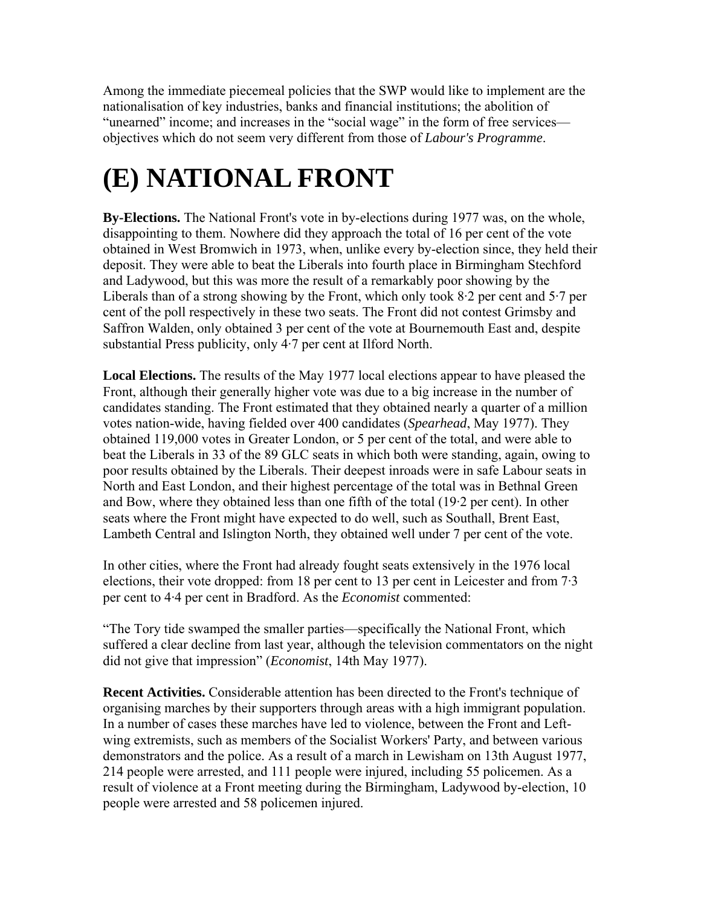Among the immediate piecemeal policies that the SWP would like to implement are the nationalisation of key industries, banks and financial institutions; the abolition of "unearned" income; and increases in the "social wage" in the form of free services—objectives which do not seem very different from those of *Labour's Programme*.

# (E) NATIONAL FRONT

**By-Elections.** The National Front's vote in by-elections during 1977 was, on the whole, disappointing to them. Nowhere did they approach the total of 16 per cent of the vote obtained in West Bromwich in 1973, when, unlike every by-election since, they held their deposit. They were able to beat the Liberals into fourth place in Birmingham Stechford and Ladywood, but this was more the result of a remarkably poor showing by the Liberals than of a strong showing by the Front, which only took 8·2 per cent and 5·7 per cent of the poll respectively in these two seats. The Front did not contest Grimsby and Saffron Walden, only obtained 3 per cent of the vote at Bournemouth East and, despite substantial Press publicity, only 4·7 per cent at Ilford North.

**Local Elections.** The results of the May 1977 local elections appear to have pleased the Front, although their generally higher vote was due to a big increase in the number of candidates standing. The Front estimated that they obtained nearly a quarter of a million votes nation-wide, having fielded over 400 candidates (*Spearhead*, May 1977). They obtained 119,000 votes in Greater London, or 5 per cent of the total, and were able to beat the Liberals in 33 of the 89 GLC seats in which both were standing, again, owing to poor results obtained by the Liberals. Their deepest inroads were in safe Labour seats in North and East London, and their highest percentage of the total was in Bethnal Green and Bow, where they obtained less than one fifth of the total (19·2 per cent). In other seats where the Front might have expected to do well, such as Southall, Brent East, Lambeth Central and Islington North, they obtained well under 7 per cent of the vote.

In other cities, where the Front had already fought seats extensively in the 1976 local elections, their vote dropped: from 18 per cent to 13 per cent in Leicester and from 7·3 per cent to 4·4 per cent in Bradford. As the *Economist* commented:

"The Tory tide swamped the smaller parties—specifically the National Front, which suffered a clear decline from last year, although the television commentators on the night did not give that impression" (*Economist*, 14th May 1977).

**Recent Activities.** Considerable attention has been directed to the Front's technique of organising marches by their supporters through areas with a high immigrant population. In a number of cases these marches have led to violence, between the Front and Left-wing extremists, such as members of the Socialist Workers' Party, and between various demonstrators and the police. As a result of a march in Lewisham on 13th August 1977, 214 people were arrested, and 111 people were injured, including 55 policemen. As a result of violence at a Front meeting during the Birmingham, Ladywood by-election, 10 people were arrested and 58 policemen injured.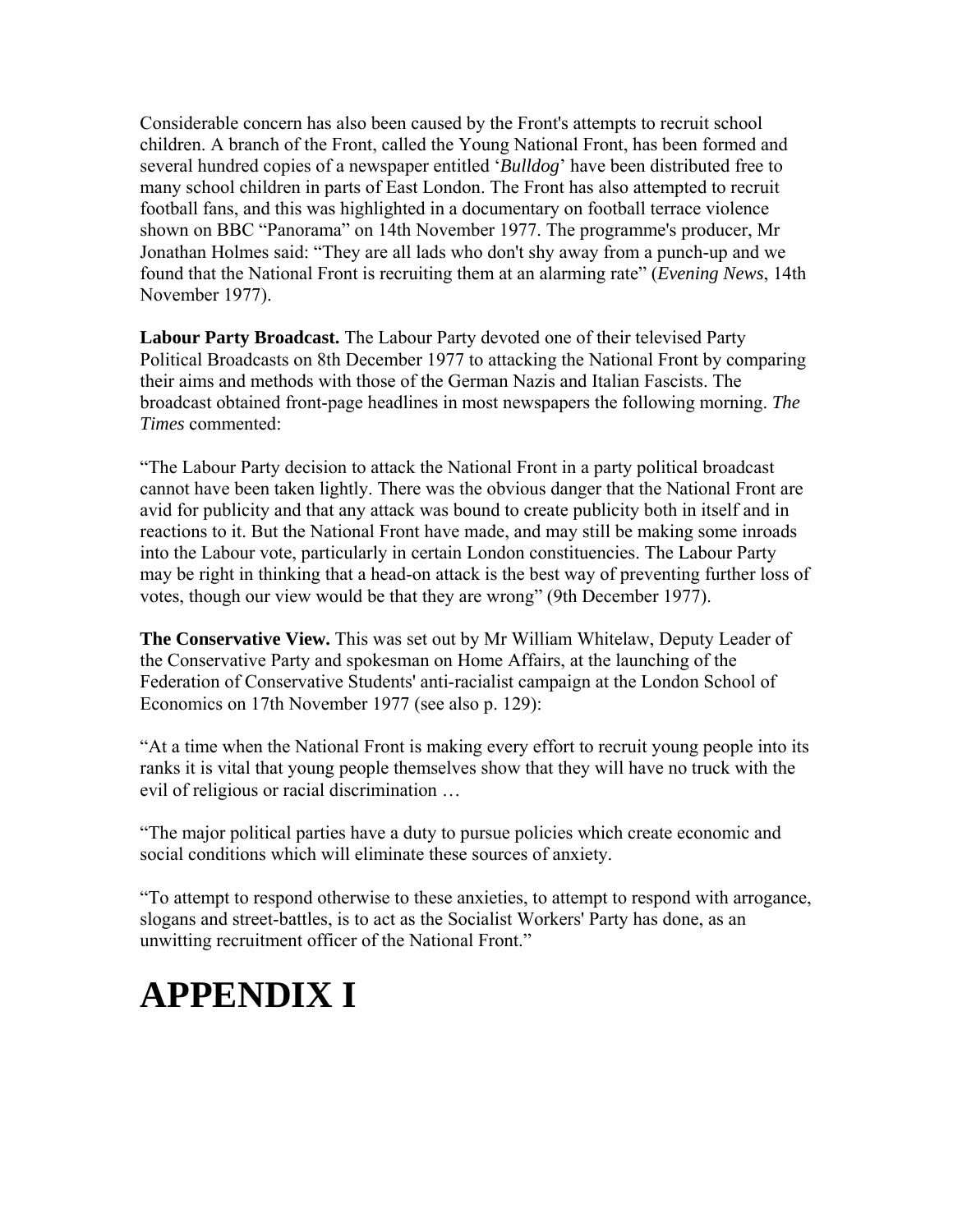Considerable concern has also been caused by the Front's attempts to recruit school children. A branch of the Front, called the Young National Front, has been formed and several hundred copies of a newspaper entitled '*Bulldog*' have been distributed free to many school children in parts of East London. The Front has also attempted to recruit football fans, and this was highlighted in a documentary on football terrace violence shown on BBC "Panorama" on 14th November 1977. The programme's producer, Mr Jonathan Holmes said: "They are all lads who don't shy away from a punch-up and we found that the National Front is recruiting them at an alarming rate" (*Evening News*, 14th November 1977).

**Labour Party Broadcast.** The Labour Party devoted one of their televised Party Political Broadcasts on 8th December 1977 to attacking the National Front by comparing their aims and methods with those of the German Nazis and Italian Fascists. The broadcast obtained front-page headlines in most newspapers the following morning. *The Times* commented:

"The Labour Party decision to attack the National Front in a party political broadcast cannot have been taken lightly. There was the obvious danger that the National Front are avid for publicity and that any attack was bound to create publicity both in itself and in reactions to it. But the National Front have made, and may still be making some inroads into the Labour vote, particularly in certain London constituencies. The Labour Party may be right in thinking that a head-on attack is the best way of preventing further loss of votes, though our view would be that they are wrong" (9th December 1977).

**The Conservative View.** This was set out by Mr William Whitelaw, Deputy Leader of the Conservative Party and spokesman on Home Affairs, at the launching of the Federation of Conservative Students' anti-racialist campaign at the London School of Economics on 17th November 1977 (see also p. 129):

"At a time when the National Front is making every effort to recruit young people into its ranks it is vital that young people themselves show that they will have no truck with the evil of religious or racial discrimination …

"The major political parties have a duty to pursue policies which create economic and social conditions which will eliminate these sources of anxiety.

"To attempt to respond otherwise to these anxieties, to attempt to respond with arrogance, slogans and street-battles, is to act as the Socialist Workers' Party has done, as an unwitting recruitment officer of the National Front."

# APPENDIX I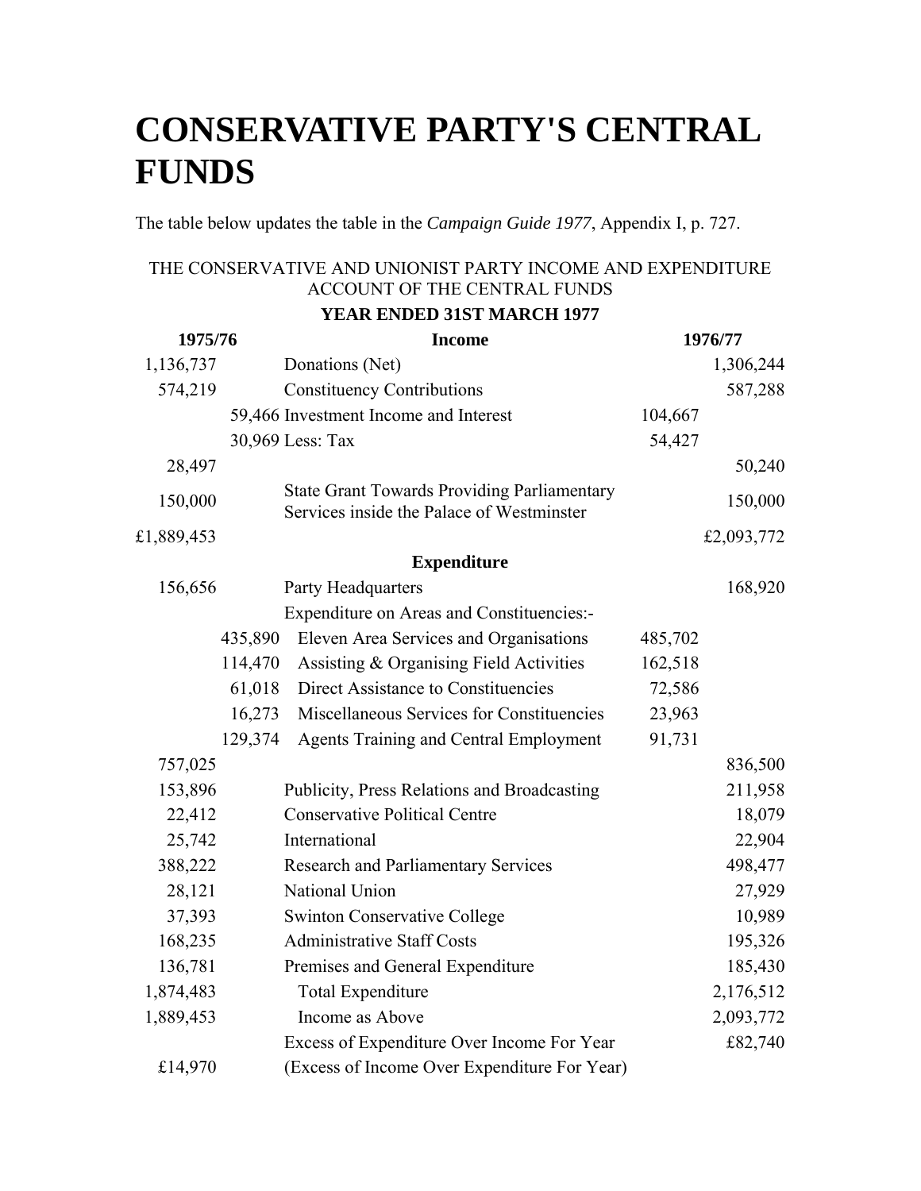# CONSERVATIVE PARTY'S CENTRAL FUNDS

The table below updates the table in the *Campaign Guide 1977*, Appendix I, p. 727.

THE CONSERVATIVE AND UNIONIST PARTY INCOME AND EXPENDITURE ACCOUNT OF THE CENTRAL FUNDS

**YEAR ENDED 31ST MARCH 1977**

| 1975/76 | | Income | | 1976/77 |
|---|---|---|---|---|
| 1,136,737 | | Donations (Net) | | 1,306,244 |
| 574,219 | | Constituency Contributions | | 587,288 |
| | 59,466 | Investment Income and Interest | 104,667 | |
| | 30,969 | Less: Tax | 54,427 | |
| 28,497 | | | | 50,240 |
| 150,000 | | State Grant Towards Providing Parliamentary Services inside the Palace of Westminster | | 150,000 |
| £1,889,453 | | | | £2,093,772 |
| | | **Expenditure** | | |
| 156,656 | | Party Headquarters | | 168,920 |
| | | Expenditure on Areas and Constituencies:- | | |
| | 435,890 | Eleven Area Services and Organisations | 485,702 | |
| | 114,470 | Assisting & Organising Field Activities | 162,518 | |
| | 61,018 | Direct Assistance to Constituencies | 72,586 | |
| | 16,273 | Miscellaneous Services for Constituencies | 23,963 | |
| | 129,374 | Agents Training and Central Employment | 91,731 | |
| 757,025 | | | | 836,500 |
| 153,896 | | Publicity, Press Relations and Broadcasting | | 211,958 |
| 22,412 | | Conservative Political Centre | | 18,079 |
| 25,742 | | International | | 22,904 |
| 388,222 | | Research and Parliamentary Services | | 498,477 |
| 28,121 | | National Union | | 27,929 |
| 37,393 | | Swinton Conservative College | | 10,989 |
| 168,235 | | Administrative Staff Costs | | 195,326 |
| 136,781 | | Premises and General Expenditure | | 185,430 |
| 1,874,483 | | Total Expenditure | | 2,176,512 |
| 1,889,453 | | Income as Above | | 2,093,772 |
| | | Excess of Expenditure Over Income For Year | | £82,740 |
| £14,970 | | (Excess of Income Over Expenditure For Year) | | |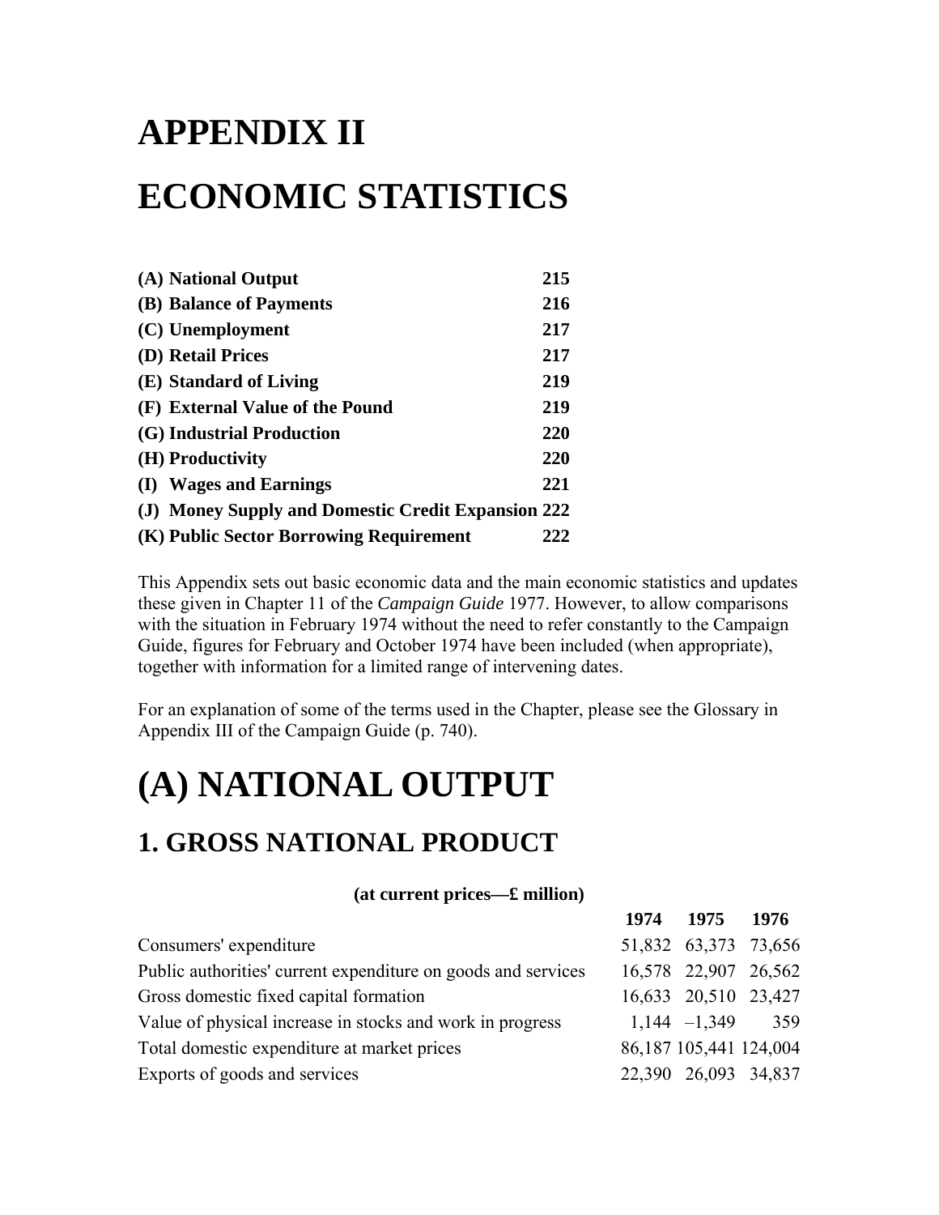# APPENDIX II

# ECONOMIC STATISTICS

| | |
|---|---|
| **(A) National Output** | **215** |
| **(B) Balance of Payments** | **216** |
| **(C) Unemployment** | **217** |
| **(D) Retail Prices** | **217** |
| **(E) Standard of Living** | **219** |
| **(F) External Value of the Pound** | **219** |
| **(G) Industrial Production** | **220** |
| **(H) Productivity** | **220** |
| **(I) Wages and Earnings** | **221** |
| **(J) Money Supply and Domestic Credit Expansion** | **222** |
| **(K) Public Sector Borrowing Requirement** | **222** |

This Appendix sets out basic economic data and the main economic statistics and updates these given in Chapter 11 of the *Campaign Guide* 1977. However, to allow comparisons with the situation in February 1974 without the need to refer constantly to the Campaign Guide, figures for February and October 1974 have been included (when appropriate), together with information for a limited range of intervening dates.

For an explanation of some of the terms used in the Chapter, please see the Glossary in Appendix III of the Campaign Guide (p. 740).

# (A) NATIONAL OUTPUT

## 1. GROSS NATIONAL PRODUCT

**(at current prices—£ million)**

| | **1974** | **1975** | **1976** |
|---|---|---|---|
| Consumers' expenditure | 51,832 | 63,373 | 73,656 |
| Public authorities' current expenditure on goods and services | 16,578 | 22,907 | 26,562 |
| Gross domestic fixed capital formation | 16,633 | 20,510 | 23,427 |
| Value of physical increase in stocks and work in progress | 1,144 | –1,349 | 359 |
| Total domestic expenditure at market prices | 86,187 | 105,441 | 124,004 |
| Exports of goods and services | 22,390 | 26,093 | 34,837 |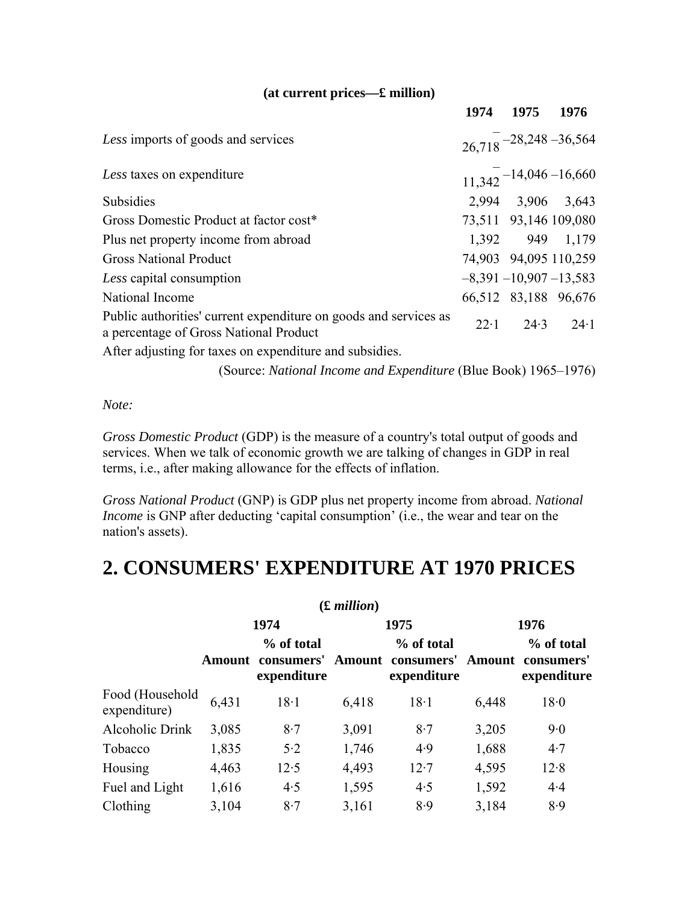**(at current prices—£ million)**

| | 1974 | 1975 | 1976 |
|---|---|---|---|
| *Less* imports of goods and services | –26,718 | –28,248 | –36,564 |
| *Less* taxes on expenditure | –11,342 | –14,046 | –16,660 |
| Subsidies | 2,994 | 3,906 | 3,643 |
| Gross Domestic Product at factor cost* | 73,511 | 93,146 | 109,080 |
| Plus net property income from abroad | 1,392 | 949 | 1,179 |
| Gross National Product | 74,903 | 94,095 | 110,259 |
| *Less* capital consumption | –8,391 | –10,907 | –13,583 |
| National Income | 66,512 | 83,188 | 96,676 |
| Public authorities' current expenditure on goods and services as a percentage of Gross National Product | 22·1 | 24·3 | 24·1 |

After adjusting for taxes on expenditure and subsidies.

(Source: *National Income and Expenditure* (Blue Book) 1965–1976)

*Note:*

*Gross Domestic Product* (GDP) is the measure of a country's total output of goods and services. When we talk of economic growth we are talking of changes in GDP in real terms, i.e., after making allowance for the effects of inflation.

*Gross National Product* (GNP) is GDP plus net property income from abroad. *National Income* is GNP after deducting 'capital consumption' (i.e., the wear and tear on the nation's assets).

## 2. CONSUMERS' EXPENDITURE AT 1970 PRICES

**(£ *million*)**

| | 1974 | | 1975 | | 1976 | |
|---|---|---|---|---|---|---|
| | **Amount** | **% of total consumers' expenditure** | **Amount** | **% of total consumers' expenditure** | **Amount** | **% of total consumers' expenditure** |
| Food (Household expenditure) | 6,431 | 18·1 | 6,418 | 18·1 | 6,448 | 18·0 |
| Alcoholic Drink | 3,085 | 8·7 | 3,091 | 8·7 | 3,205 | 9·0 |
| Tobacco | 1,835 | 5·2 | 1,746 | 4·9 | 1,688 | 4·7 |
| Housing | 4,463 | 12·5 | 4,493 | 12·7 | 4,595 | 12·8 |
| Fuel and Light | 1,616 | 4·5 | 1,595 | 4·5 | 1,592 | 4·4 |
| Clothing | 3,104 | 8·7 | 3,161 | 8·9 | 3,184 | 8·9 |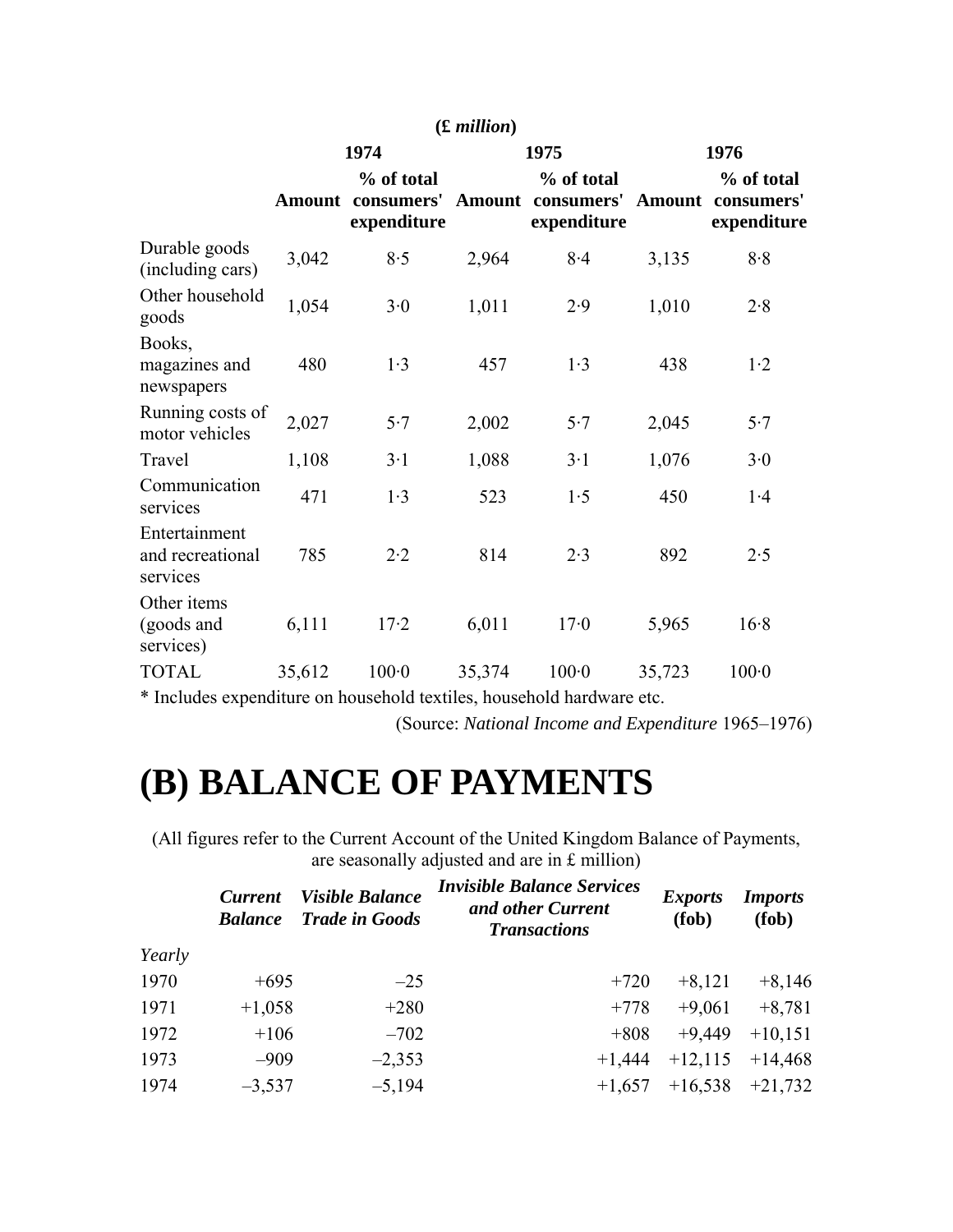(£ *million*)

| | 1974 | | 1975 | | 1976 | |
|---|---|---|---|---|---|---|
| | Amount | % of total consumers' expenditure | Amount | % of total consumers' expenditure | Amount | % of total consumers' expenditure |
| Durable goods (including cars) | 3,042 | 8·5 | 2,964 | 8·4 | 3,135 | 8·8 |
| Other household goods | 1,054 | 3·0 | 1,011 | 2·9 | 1,010 | 2·8 |
| Books, magazines and newspapers | 480 | 1·3 | 457 | 1·3 | 438 | 1·2 |
| Running costs of motor vehicles | 2,027 | 5·7 | 2,002 | 5·7 | 2,045 | 5·7 |
| Travel | 1,108 | 3·1 | 1,088 | 3·1 | 1,076 | 3·0 |
| Communication services | 471 | 1·3 | 523 | 1·5 | 450 | 1·4 |
| Entertainment and recreational services | 785 | 2·2 | 814 | 2·3 | 892 | 2·5 |
| Other items (goods and services) | 6,111 | 17·2 | 6,011 | 17·0 | 5,965 | 16·8 |
| TOTAL | 35,612 | 100·0 | 35,374 | 100·0 | 35,723 | 100·0 |

* Includes expenditure on household textiles, household hardware etc.

(Source: *National Income and Expenditure* 1965–1976)

# (B) BALANCE OF PAYMENTS

(All figures refer to the Current Account of the United Kingdom Balance of Payments, are seasonally adjusted and are in £ million)

| | ***Current Balance*** | ***Visible Balance Trade in Goods*** | ***Invisible Balance Services and other Current Transactions*** | ***Exports* (fob)** | ***Imports* (fob)** |
|---|---|---|---|---|---|
| *Yearly* | | | | | |
| 1970 | +695 | –25 | +720 | +8,121 | +8,146 |
| 1971 | +1,058 | +280 | +778 | +9,061 | +8,781 |
| 1972 | +106 | –702 | +808 | +9,449 | +10,151 |
| 1973 | –909 | –2,353 | +1,444 | +12,115 | +14,468 |
| 1974 | –3,537 | –5,194 | +1,657 | +16,538 | +21,732 |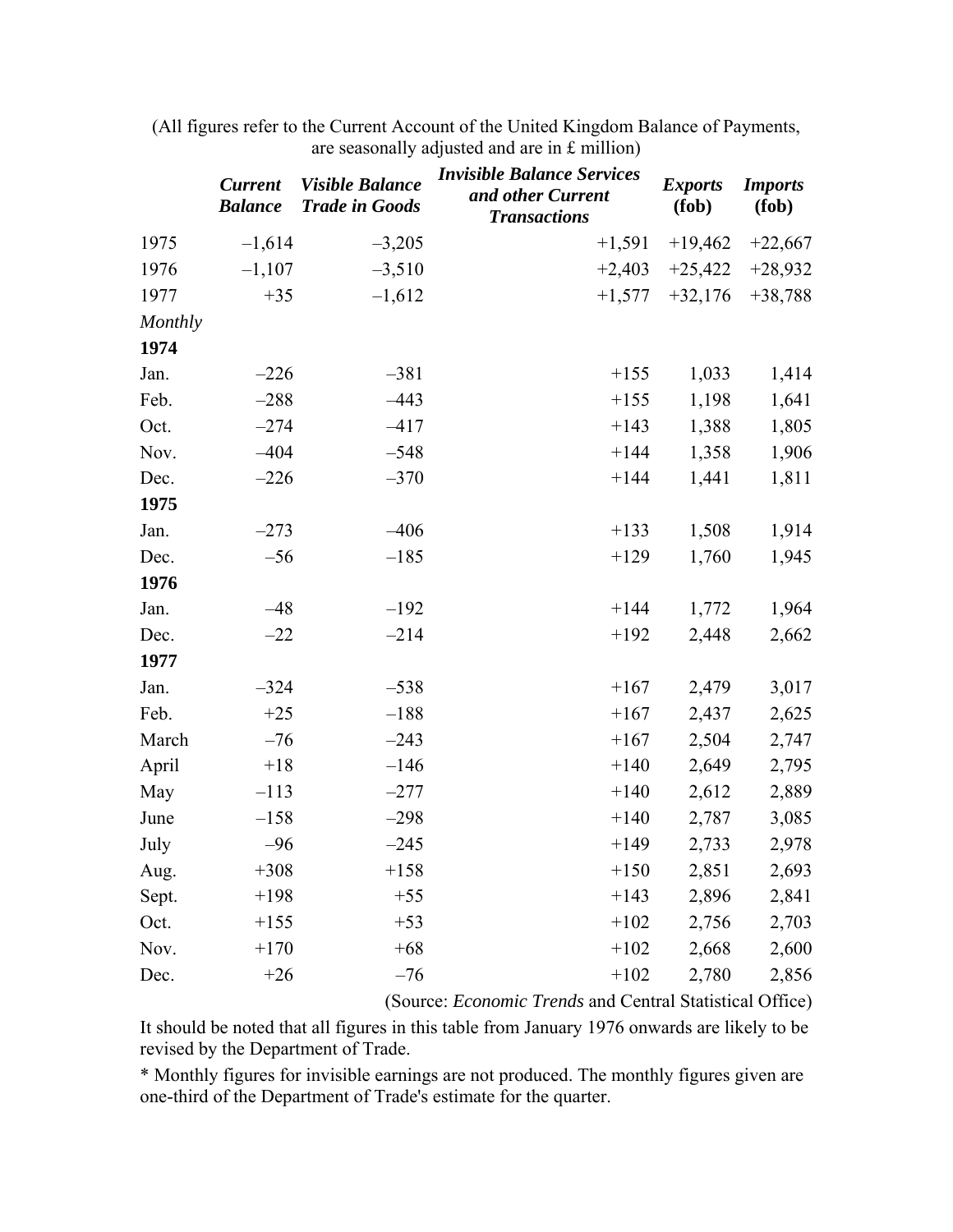(All figures refer to the Current Account of the United Kingdom Balance of Payments, are seasonally adjusted and are in £ million)

| | ***Current Balance*** | ***Visible Balance Trade in Goods*** | ***Invisible Balance Services and other Current Transactions*** | ***Exports* (fob)** | ***Imports* (fob)** |
|---|---|---|---|---|---|
| 1975 | –1,614 | –3,205 | +1,591 | +19,462 | +22,667 |
| 1976 | –1,107 | –3,510 | +2,403 | +25,422 | +28,932 |
| 1977 | +35 | –1,612 | +1,577 | +32,176 | +38,788 |
| *Monthly* | | | | | |
| **1974** | | | | | |
| Jan. | –226 | –381 | +155 | 1,033 | 1,414 |
| Feb. | –288 | –443 | +155 | 1,198 | 1,641 |
| Oct. | –274 | –417 | +143 | 1,388 | 1,805 |
| Nov. | –404 | –548 | +144 | 1,358 | 1,906 |
| Dec. | –226 | –370 | +144 | 1,441 | 1,811 |
| **1975** | | | | | |
| Jan. | –273 | –406 | +133 | 1,508 | 1,914 |
| Dec. | –56 | –185 | +129 | 1,760 | 1,945 |
| **1976** | | | | | |
| Jan. | –48 | –192 | +144 | 1,772 | 1,964 |
| Dec. | –22 | –214 | +192 | 2,448 | 2,662 |
| **1977** | | | | | |
| Jan. | –324 | –538 | +167 | 2,479 | 3,017 |
| Feb. | +25 | –188 | +167 | 2,437 | 2,625 |
| March | –76 | –243 | +167 | 2,504 | 2,747 |
| April | +18 | –146 | +140 | 2,649 | 2,795 |
| May | –113 | –277 | +140 | 2,612 | 2,889 |
| June | –158 | –298 | +140 | 2,787 | 3,085 |
| July | –96 | –245 | +149 | 2,733 | 2,978 |
| Aug. | +308 | +158 | +150 | 2,851 | 2,693 |
| Sept. | +198 | +55 | +143 | 2,896 | 2,841 |
| Oct. | +155 | +53 | +102 | 2,756 | 2,703 |
| Nov. | +170 | +68 | +102 | 2,668 | 2,600 |
| Dec. | +26 | –76 | +102 | 2,780 | 2,856 |

(Source: *Economic Trends* and Central Statistical Office)

It should be noted that all figures in this table from January 1976 onwards are likely to be revised by the Department of Trade.

* Monthly figures for invisible earnings are not produced. The monthly figures given are one-third of the Department of Trade's estimate for the quarter.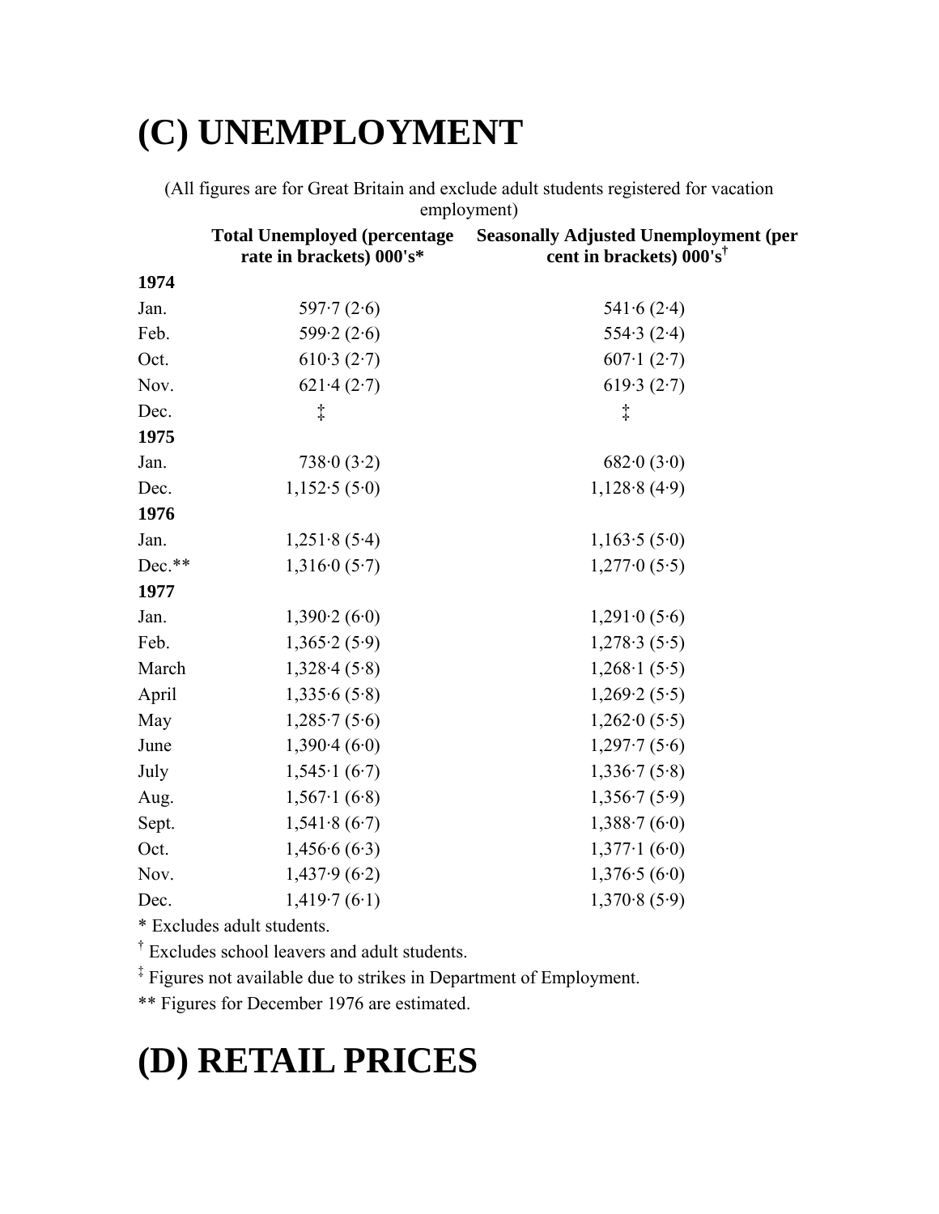# (C) UNEMPLOYMENT

(All figures are for Great Britain and exclude adult students registered for vacation employment)

| | Total Unemployed (percentage rate in brackets) 000's* | Seasonally Adjusted Unemployment (per cent in brackets) 000's† |
|---|---|---|
| **1974** | | |
| Jan. | 597·7 (2·6) | 541·6 (2·4) |
| Feb. | 599·2 (2·6) | 554·3 (2·4) |
| Oct. | 610·3 (2·7) | 607·1 (2·7) |
| Nov. | 621·4 (2·7) | 619·3 (2·7) |
| Dec. | ‡ | ‡ |
| **1975** | | |
| Jan. | 738·0 (3·2) | 682·0 (3·0) |
| Dec. | 1,152·5 (5·0) | 1,128·8 (4·9) |
| **1976** | | |
| Jan. | 1,251·8 (5·4) | 1,163·5 (5·0) |
| Dec.** | 1,316·0 (5·7) | 1,277·0 (5·5) |
| **1977** | | |
| Jan. | 1,390·2 (6·0) | 1,291·0 (5·6) |
| Feb. | 1,365·2 (5·9) | 1,278·3 (5·5) |
| March | 1,328·4 (5·8) | 1,268·1 (5·5) |
| April | 1,335·6 (5·8) | 1,269·2 (5·5) |
| May | 1,285·7 (5·6) | 1,262·0 (5·5) |
| June | 1,390·4 (6·0) | 1,297·7 (5·6) |
| July | 1,545·1 (6·7) | 1,336·7 (5·8) |
| Aug. | 1,567·1 (6·8) | 1,356·7 (5·9) |
| Sept. | 1,541·8 (6·7) | 1,388·7 (6·0) |
| Oct. | 1,456·6 (6·3) | 1,377·1 (6·0) |
| Nov. | 1,437·9 (6·2) | 1,376·5 (6·0) |
| Dec. | 1,419·7 (6·1) | 1,370·8 (5·9) |

* Excludes adult students.

† Excludes school leavers and adult students.

‡ Figures not available due to strikes in Department of Employment.

** Figures for December 1976 are estimated.

# (D) RETAIL PRICES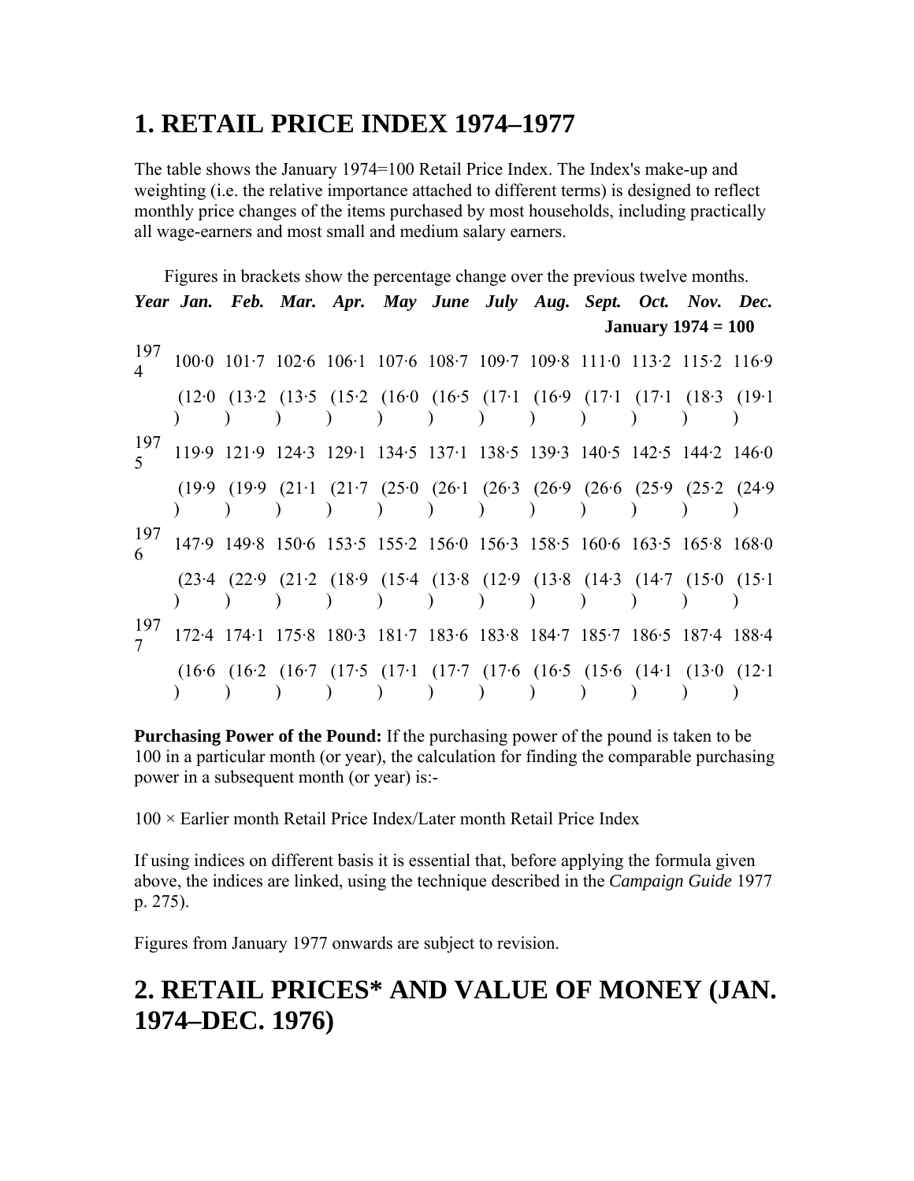## 1. RETAIL PRICE INDEX 1974–1977

The table shows the January 1974=100 Retail Price Index. The Index's make-up and weighting (i.e. the relative importance attached to different terms) is designed to reflect monthly price changes of the items purchased by most households, including practically all wage-earners and most small and medium salary earners.

Figures in brackets show the percentage change over the previous twelve months.

| *Year* | *Jan.* | *Feb.* | *Mar.* | *Apr.* | *May* | *June* | *July* | *Aug.* | *Sept.* | *Oct.* | *Nov.* | *Dec.* |
|---|---|---|---|---|---|---|---|---|---|---|---|---|
| | | | | | | | | | | | **January 1974 = 100** | |
| 1974 | 100·0 | 101·7 | 102·6 | 106·1 | 107·6 | 108·7 | 109·7 | 109·8 | 111·0 | 113·2 | 115·2 | 116·9 |
| | (12·0) | (13·2) | (13·5) | (15·2) | (16·0) | (16·5) | (17·1) | (16·9) | (17·1) | (17·1) | (18·3) | (19·1) |
| 1975 | 119·9 | 121·9 | 124·3 | 129·1 | 134·5 | 137·1 | 138·5 | 139·3 | 140·5 | 142·5 | 144·2 | 146·0 |
| | (19·9) | (19·9) | (21·1) | (21·7) | (25·0) | (26·1) | (26·3) | (26·9) | (26·6) | (25·9) | (25·2) | (24·9) |
| 1976 | 147·9 | 149·8 | 150·6 | 153·5 | 155·2 | 156·0 | 156·3 | 158·5 | 160·6 | 163·5 | 165·8 | 168·0 |
| | (23·4) | (22·9) | (21·2) | (18·9) | (15·4) | (13·8) | (12·9) | (13·8) | (14·3) | (14·7) | (15·0) | (15·1) |
| 1977 | 172·4 | 174·1 | 175·8 | 180·3 | 181·7 | 183·6 | 183·8 | 184·7 | 185·7 | 186·5 | 187·4 | 188·4 |
| | (16·6) | (16·2) | (16·7) | (17·5) | (17·1) | (17·7) | (17·6) | (16·5) | (15·6) | (14·1) | (13·0) | (12·1) |

**Purchasing Power of the Pound:** If the purchasing power of the pound is taken to be 100 in a particular month (or year), the calculation for finding the comparable purchasing power in a subsequent month (or year) is:-

100 × Earlier month Retail Price Index/Later month Retail Price Index

If using indices on different basis it is essential that, before applying the formula given above, the indices are linked, using the technique described in the *Campaign Guide* 1977 p. 275).

Figures from January 1977 onwards are subject to revision.

## 2. RETAIL PRICES* AND VALUE OF MONEY (JAN. 1974–DEC. 1976)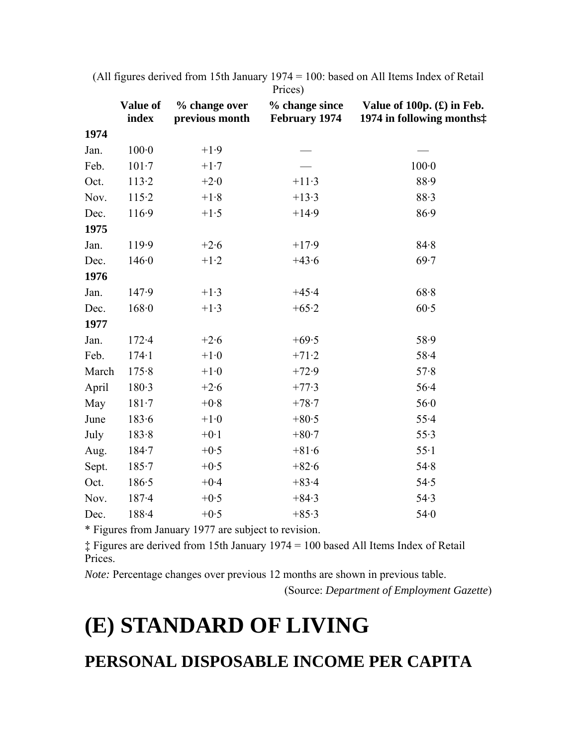(All figures derived from 15th January 1974 = 100: based on All Items Index of Retail Prices)

| | Value of index | % change over previous month | % change since February 1974 | Value of 100p. (£) in Feb. 1974 in following months‡ |
|---|---|---|---|---|
| **1974** | | | | |
| Jan. | 100·0 | +1·9 | — | — |
| Feb. | 101·7 | +1·7 | — | 100·0 |
| Oct. | 113·2 | +2·0 | +11·3 | 88·9 |
| Nov. | 115·2 | +1·8 | +13·3 | 88·3 |
| Dec. | 116·9 | +1·5 | +14·9 | 86·9 |
| **1975** | | | | |
| Jan. | 119·9 | +2·6 | +17·9 | 84·8 |
| Dec. | 146·0 | +1·2 | +43·6 | 69·7 |
| **1976** | | | | |
| Jan. | 147·9 | +1·3 | +45·4 | 68·8 |
| Dec. | 168·0 | +1·3 | +65·2 | 60·5 |
| **1977** | | | | |
| Jan. | 172·4 | +2·6 | +69·5 | 58·9 |
| Feb. | 174·1 | +1·0 | +71·2 | 58·4 |
| March | 175·8 | +1·0 | +72·9 | 57·8 |
| April | 180·3 | +2·6 | +77·3 | 56·4 |
| May | 181·7 | +0·8 | +78·7 | 56·0 |
| June | 183·6 | +1·0 | +80·5 | 55·4 |
| July | 183·8 | +0·1 | +80·7 | 55·3 |
| Aug. | 184·7 | +0·5 | +81·6 | 55·1 |
| Sept. | 185·7 | +0·5 | +82·6 | 54·8 |
| Oct. | 186·5 | +0·4 | +83·4 | 54·5 |
| Nov. | 187·4 | +0·5 | +84·3 | 54·3 |
| Dec. | 188·4 | +0·5 | +85·3 | 54·0 |

* Figures from January 1977 are subject to revision.

‡ Figures are derived from 15th January 1974 = 100 based All Items Index of Retail Prices.

*Note:* Percentage changes over previous 12 months are shown in previous table.

(Source: *Department of Employment Gazette*)

# (E) STANDARD OF LIVING

## PERSONAL DISPOSABLE INCOME PER CAPITA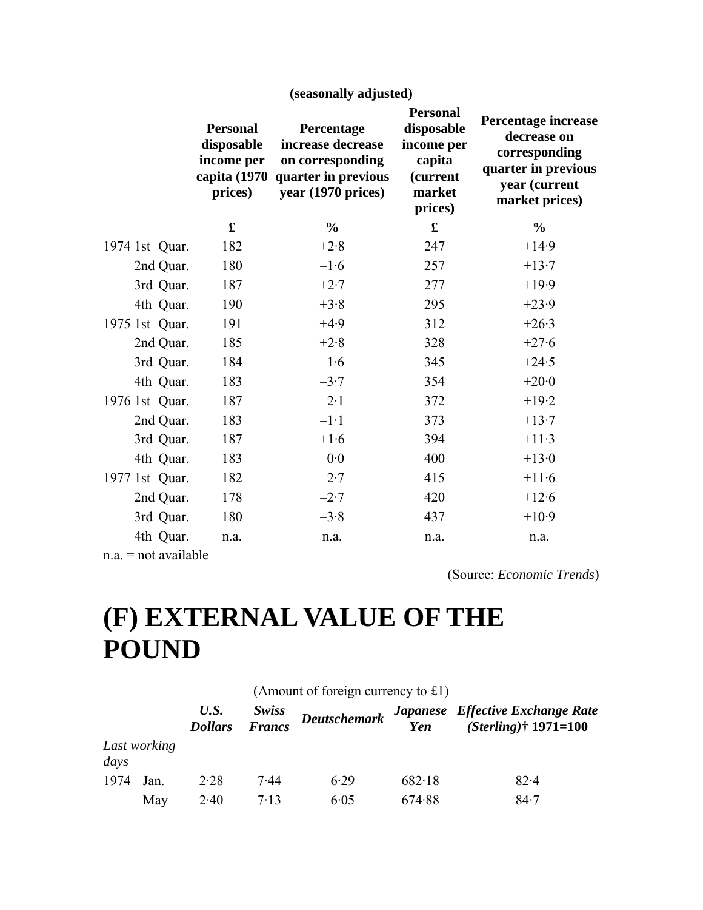(seasonally adjusted)

| | Personal disposable income per capita (1970 prices) | Percentage increase decrease on corresponding quarter in previous year (1970 prices) | Personal disposable income per capita (current market prices) | Percentage increase decrease on corresponding quarter in previous year (current market prices) |
|---|---|---|---|---|
| | £ | % | £ | % |
| 1974 1st Quar. | 182 | +2·8 | 247 | +14·9 |
| 2nd Quar. | 180 | –1·6 | 257 | +13·7 |
| 3rd Quar. | 187 | +2·7 | 277 | +19·9 |
| 4th Quar. | 190 | +3·8 | 295 | +23·9 |
| 1975 1st Quar. | 191 | +4·9 | 312 | +26·3 |
| 2nd Quar. | 185 | +2·8 | 328 | +27·6 |
| 3rd Quar. | 184 | –1·6 | 345 | +24·5 |
| 4th Quar. | 183 | –3·7 | 354 | +20·0 |
| 1976 1st Quar. | 187 | –2·1 | 372 | +19·2 |
| 2nd Quar. | 183 | –1·1 | 373 | +13·7 |
| 3rd Quar. | 187 | +1·6 | 394 | +11·3 |
| 4th Quar. | 183 | 0·0 | 400 | +13·0 |
| 1977 1st Quar. | 182 | –2·7 | 415 | +11·6 |
| 2nd Quar. | 178 | –2·7 | 420 | +12·6 |
| 3rd Quar. | 180 | –3·8 | 437 | +10·9 |
| 4th Quar. | n.a. | n.a. | n.a. | n.a. |

n.a. = not available

(Source: *Economic Trends*)

# (F) EXTERNAL VALUE OF THE POUND

(Amount of foreign currency to £1)

| | | *U.S. Dollars* | *Swiss Francs* | *Deutschemark* | *Japanese Yen* | *Effective Exchange Rate (Sterling)*† 1971=100 |
|---|---|---|---|---|---|---|
| *Last working days* | | | | | | |
| 1974 | Jan. | 2·28 | 7·44 | 6·29 | 682·18 | 82·4 |
| | May | 2·40 | 7·13 | 6·05 | 674·88 | 84·7 |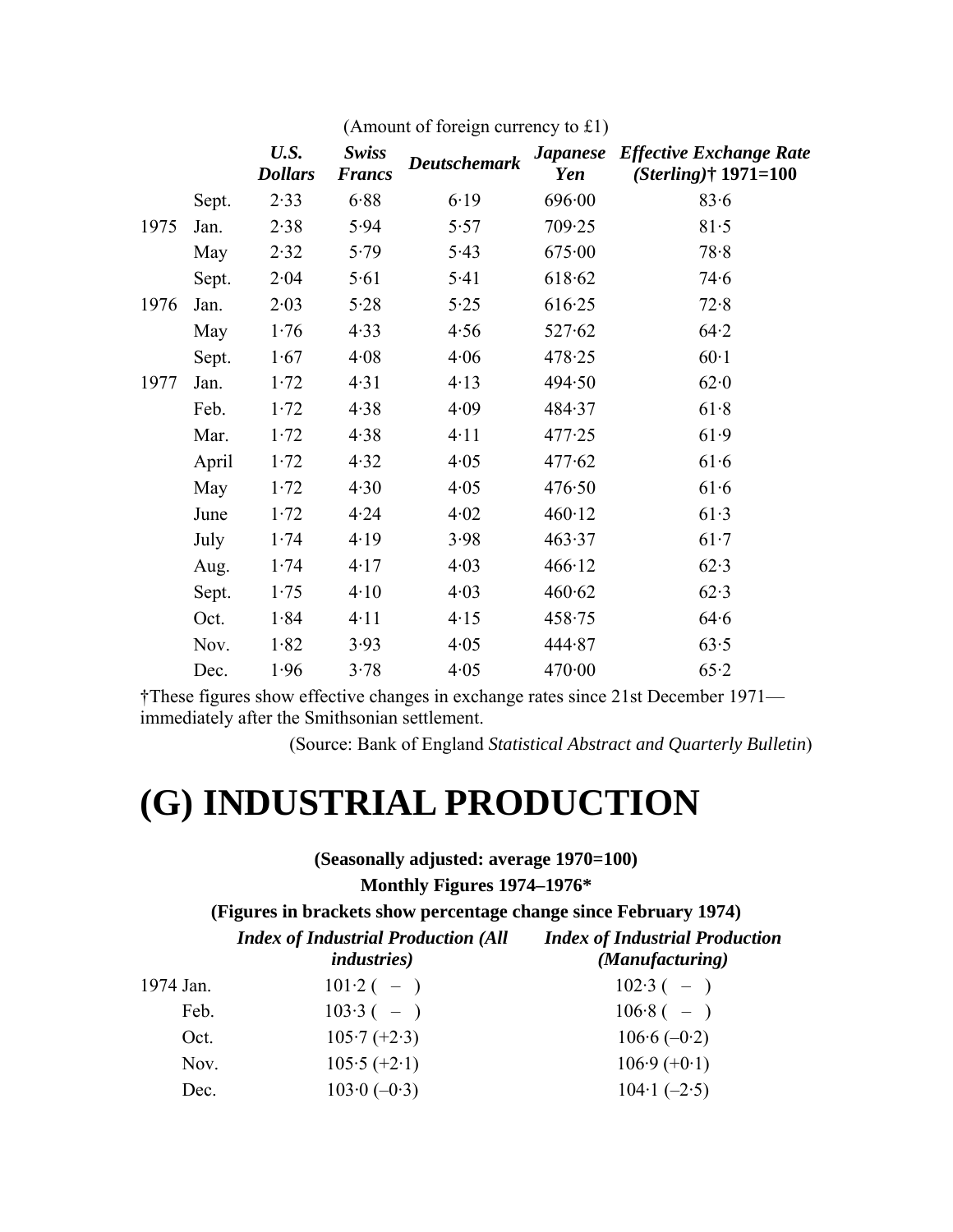(Amount of foreign currency to £1)

| | | *U.S. Dollars* | *Swiss Francs* | *Deutschemark* | *Japanese Yen* | *Effective Exchange Rate (Sterling)*† 1971=100 |
|---|---|---|---|---|---|---|
| | Sept. | 2·33 | 6·88 | 6·19 | 696·00 | 83·6 |
| 1975 | Jan. | 2·38 | 5·94 | 5·57 | 709·25 | 81·5 |
| | May | 2·32 | 5·79 | 5·43 | 675·00 | 78·8 |
| | Sept. | 2·04 | 5·61 | 5·41 | 618·62 | 74·6 |
| 1976 | Jan. | 2·03 | 5·28 | 5·25 | 616·25 | 72·8 |
| | May | 1·76 | 4·33 | 4·56 | 527·62 | 64·2 |
| | Sept. | 1·67 | 4·08 | 4·06 | 478·25 | 60·1 |
| 1977 | Jan. | 1·72 | 4·31 | 4·13 | 494·50 | 62·0 |
| | Feb. | 1·72 | 4·38 | 4·09 | 484·37 | 61·8 |
| | Mar. | 1·72 | 4·38 | 4·11 | 477·25 | 61·9 |
| | April | 1·72 | 4·32 | 4·05 | 477·62 | 61·6 |
| | May | 1·72 | 4·30 | 4·05 | 476·50 | 61·6 |
| | June | 1·72 | 4·24 | 4·02 | 460·12 | 61·3 |
| | July | 1·74 | 4·19 | 3·98 | 463·37 | 61·7 |
| | Aug. | 1·74 | 4·17 | 4·03 | 466·12 | 62·3 |
| | Sept. | 1·75 | 4·10 | 4·03 | 460·62 | 62·3 |
| | Oct. | 1·84 | 4·11 | 4·15 | 458·75 | 64·6 |
| | Nov. | 1·82 | 3·93 | 4·05 | 444·87 | 63·5 |
| | Dec. | 1·96 | 3·78 | 4·05 | 470·00 | 65·2 |

†These figures show effective changes in exchange rates since 21st December 1971—immediately after the Smithsonian settlement.

(Source: Bank of England *Statistical Abstract and Quarterly Bulletin*)

# (G) INDUSTRIAL PRODUCTION

**(Seasonally adjusted: average 1970=100)**

**Monthly Figures 1974–1976***

**(Figures in brackets show percentage change since February 1974)**

| | *Index of Industrial Production (All industries)* | *Index of Industrial Production (Manufacturing)* |
|---|---|---|
| 1974 Jan. | 101·2 ( – ) | 102·3 ( – ) |
| Feb. | 103·3 ( – ) | 106·8 ( – ) |
| Oct. | 105·7 (+2·3) | 106·6 (–0·2) |
| Nov. | 105·5 (+2·1) | 106·9 (+0·1) |
| Dec. | 103·0 (–0·3) | 104·1 (–2·5) |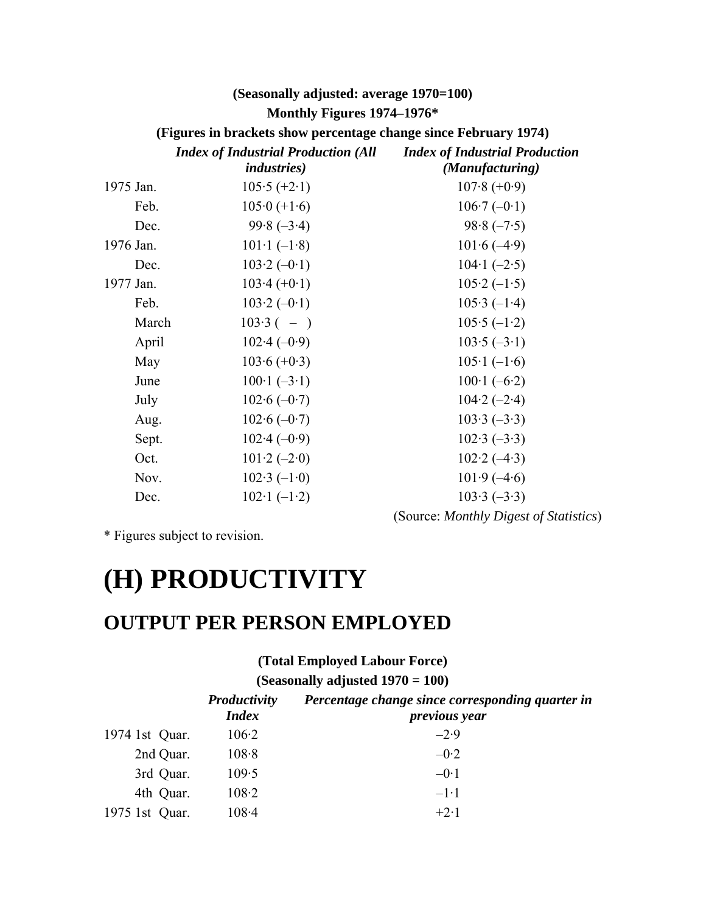**(Seasonally adjusted: average 1970=100)**

**Monthly Figures 1974–1976***

**(Figures in brackets show percentage change since February 1974)**

| | *Index of Industrial Production (All industries)* | *Index of Industrial Production (Manufacturing)* |
|---|---|---|
| 1975 Jan. | 105·5 (+2·1) | 107·8 (+0·9) |
| Feb. | 105·0 (+1·6) | 106·7 (–0·1) |
| Dec. | 99·8 (–3·4) | 98·8 (–7·5) |
| 1976 Jan. | 101·1 (–1·8) | 101·6 (–4·9) |
| Dec. | 103·2 (–0·1) | 104·1 (–2·5) |
| 1977 Jan. | 103·4 (+0·1) | 105·2 (–1·5) |
| Feb. | 103·2 (–0·1) | 105·3 (–1·4) |
| March | 103·3 ( – ) | 105·5 (–1·2) |
| April | 102·4 (–0·9) | 103·5 (–3·1) |
| May | 103·6 (+0·3) | 105·1 (–1·6) |
| June | 100·1 (–3·1) | 100·1 (–6·2) |
| July | 102·6 (–0·7) | 104·2 (–2·4) |
| Aug. | 102·6 (–0·7) | 103·3 (–3·3) |
| Sept. | 102·4 (–0·9) | 102·3 (–3·3) |
| Oct. | 101·2 (–2·0) | 102·2 (–4·3) |
| Nov. | 102·3 (–1·0) | 101·9 (–4·6) |
| Dec. | 102·1 (–1·2) | 103·3 (–3·3) |

(Source: *Monthly Digest of Statistics*)

* Figures subject to revision.

# (H) PRODUCTIVITY

## OUTPUT PER PERSON EMPLOYED

**(Total Employed Labour Force)**

**(Seasonally adjusted 1970 = 100)**

| | *Productivity Index* | *Percentage change since corresponding quarter in previous year* |
|---|---|---|
| 1974 1st Quar. | 106·2 | –2·9 |
| 2nd Quar. | 108·8 | –0·2 |
| 3rd Quar. | 109·5 | –0·1 |
| 4th Quar. | 108·2 | –1·1 |
| 1975 1st Quar. | 108·4 | +2·1 |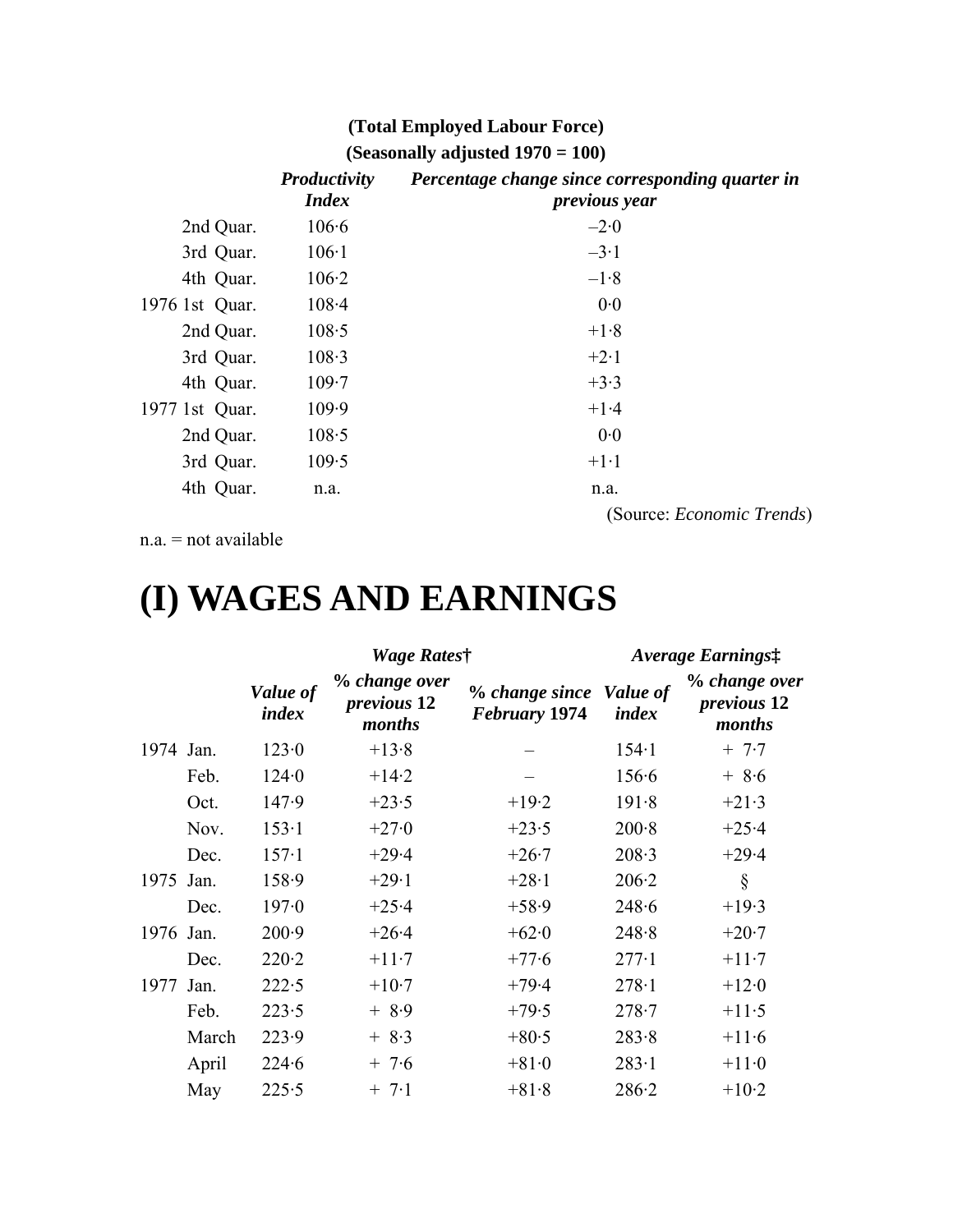**(Total Employed Labour Force)**
**(Seasonally adjusted 1970 = 100)**

| | ***Productivity Index*** | ***Percentage change since corresponding quarter in previous year*** |
|---|---|---|
| 2nd Quar. | 106·6 | –2·0 |
| 3rd Quar. | 106·1 | –3·1 |
| 4th Quar. | 106·2 | –1·8 |
| 1976 1st Quar. | 108·4 | 0·0 |
| 2nd Quar. | 108·5 | +1·8 |
| 3rd Quar. | 108·3 | +2·1 |
| 4th Quar. | 109·7 | +3·3 |
| 1977 1st Quar. | 109·9 | +1·4 |
| 2nd Quar. | 108·5 | 0·0 |
| 3rd Quar. | 109·5 | +1·1 |
| 4th Quar. | n.a. | n.a. |

(Source: *Economic Trends*)

n.a. = not available

# (I) WAGES AND EARNINGS

| | | ***Wage Rates†*** | | | ***Average Earnings‡*** | |
|---|---|---|---|---|---|---|
| | | ***Value of index*** | ***% change over previous 12 months*** | ***% change since February 1974*** | ***Value of index*** | ***% change over previous 12 months*** |
| 1974 | Jan. | 123·0 | +13·8 | – | 154·1 | + 7·7 |
| | Feb. | 124·0 | +14·2 | – | 156·6 | + 8·6 |
| | Oct. | 147·9 | +23·5 | +19·2 | 191·8 | +21·3 |
| | Nov. | 153·1 | +27·0 | +23·5 | 200·8 | +25·4 |
| | Dec. | 157·1 | +29·4 | +26·7 | 208·3 | +29·4 |
| 1975 | Jan. | 158·9 | +29·1 | +28·1 | 206·2 | § |
| | Dec. | 197·0 | +25·4 | +58·9 | 248·6 | +19·3 |
| 1976 | Jan. | 200·9 | +26·4 | +62·0 | 248·8 | +20·7 |
| | Dec. | 220·2 | +11·7 | +77·6 | 277·1 | +11·7 |
| 1977 | Jan. | 222·5 | +10·7 | +79·4 | 278·1 | +12·0 |
| | Feb. | 223·5 | + 8·9 | +79·5 | 278·7 | +11·5 |
| | March | 223·9 | + 8·3 | +80·5 | 283·8 | +11·6 |
| | April | 224·6 | + 7·6 | +81·0 | 283·1 | +11·0 |
| | May | 225·5 | + 7·1 | +81·8 | 286·2 | +10·2 |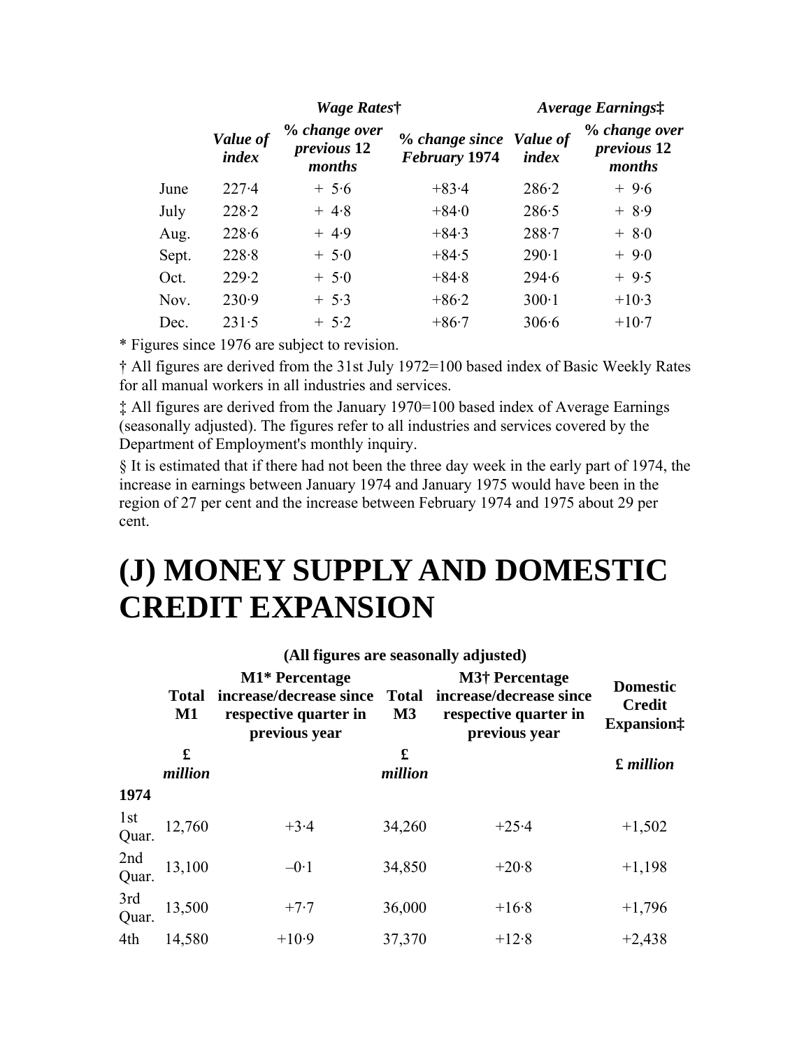| | Wage Rates† | | | Average Earnings‡ | |
|---|---|---|---|---|---|
| | *Value of index* | *% change over previous 12 months* | *% change since February 1974* | *Value of index* | *% change over previous 12 months* |
| June | 227·4 | + 5·6 | +83·4 | 286·2 | + 9·6 |
| July | 228·2 | + 4·8 | +84·0 | 286·5 | + 8·9 |
| Aug. | 228·6 | + 4·9 | +84·3 | 288·7 | + 8·0 |
| Sept. | 228·8 | + 5·0 | +84·5 | 290·1 | + 9·0 |
| Oct. | 229·2 | + 5·0 | +84·8 | 294·6 | + 9·5 |
| Nov. | 230·9 | + 5·3 | +86·2 | 300·1 | +10·3 |
| Dec. | 231·5 | + 5·2 | +86·7 | 306·6 | +10·7 |

* Figures since 1976 are subject to revision.

† All figures are derived from the 31st July 1972=100 based index of Basic Weekly Rates for all manual workers in all industries and services.

‡ All figures are derived from the January 1970=100 based index of Average Earnings (seasonally adjusted). The figures refer to all industries and services covered by the Department of Employment's monthly inquiry.

§ It is estimated that if there had not been the three day week in the early part of 1974, the increase in earnings between January 1974 and January 1975 would have been in the region of 27 per cent and the increase between February 1974 and 1975 about 29 per cent.

# (J) MONEY SUPPLY AND DOMESTIC CREDIT EXPANSION

**(All figures are seasonally adjusted)**

| | Total M1 | M1* Percentage increase/decrease since respective quarter in previous year | Total M3 | M3† Percentage increase/decrease since respective quarter in previous year | Domestic Credit Expansion‡ |
|---|---|---|---|---|---|
| | £ *million* | | £ *million* | | £ *million* |
| **1974** | | | | | |
| 1st Quar. | 12,760 | +3·4 | 34,260 | +25·4 | +1,502 |
| 2nd Quar. | 13,100 | –0·1 | 34,850 | +20·8 | +1,198 |
| 3rd Quar. | 13,500 | +7·7 | 36,000 | +16·8 | +1,796 |
| 4th | 14,580 | +10·9 | 37,370 | +12·8 | +2,438 |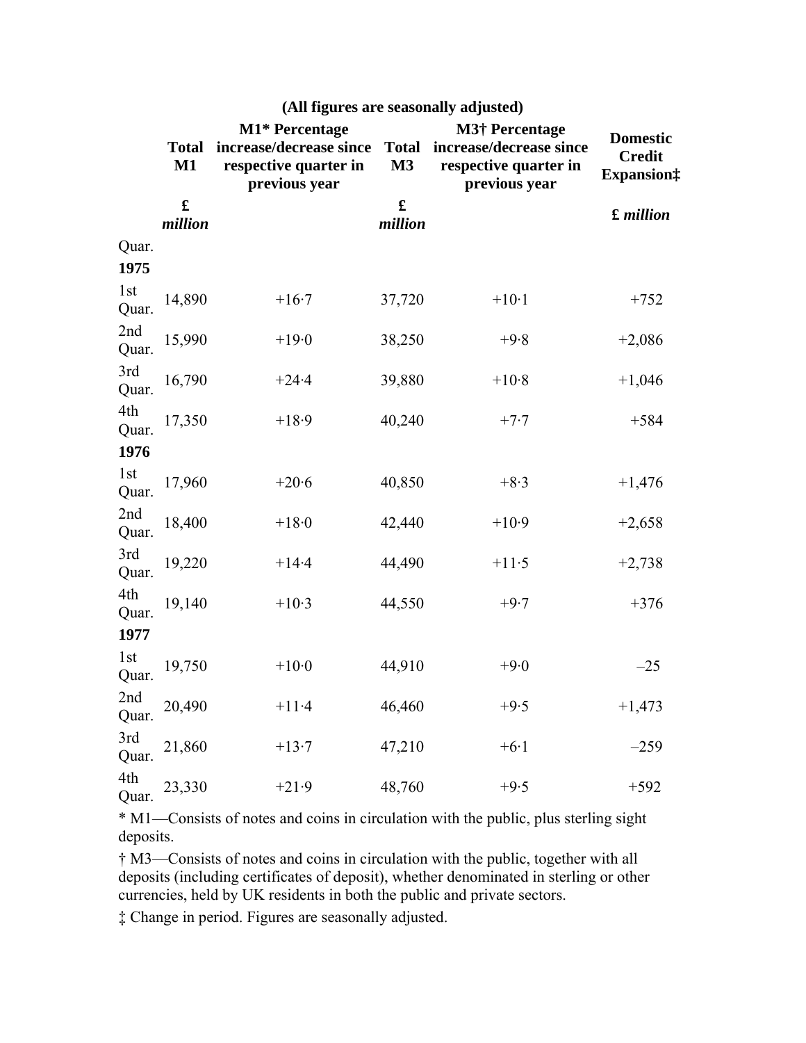**(All figures are seasonally adjusted)**

| | Total M1 | M1* Percentage increase/decrease since respective quarter in previous year | Total M3 | M3† Percentage increase/decrease since respective quarter in previous year | Domestic Credit Expansion‡ |
|---|---|---|---|---|---|
| | £ *million* | | £ *million* | | £ *million* |
| Quar. | | | | | |
| **1975** | | | | | |
| 1st Quar. | 14,890 | +16·7 | 37,720 | +10·1 | +752 |
| 2nd Quar. | 15,990 | +19·0 | 38,250 | +9·8 | +2,086 |
| 3rd Quar. | 16,790 | +24·4 | 39,880 | +10·8 | +1,046 |
| 4th Quar. | 17,350 | +18·9 | 40,240 | +7·7 | +584 |
| **1976** | | | | | |
| 1st Quar. | 17,960 | +20·6 | 40,850 | +8·3 | +1,476 |
| 2nd Quar. | 18,400 | +18·0 | 42,440 | +10·9 | +2,658 |
| 3rd Quar. | 19,220 | +14·4 | 44,490 | +11·5 | +2,738 |
| 4th Quar. | 19,140 | +10·3 | 44,550 | +9·7 | +376 |
| **1977** | | | | | |
| 1st Quar. | 19,750 | +10·0 | 44,910 | +9·0 | –25 |
| 2nd Quar. | 20,490 | +11·4 | 46,460 | +9·5 | +1,473 |
| 3rd Quar. | 21,860 | +13·7 | 47,210 | +6·1 | –259 |
| 4th Quar. | 23,330 | +21·9 | 48,760 | +9·5 | +592 |

* M1—Consists of notes and coins in circulation with the public, plus sterling sight deposits.

† M3—Consists of notes and coins in circulation with the public, together with all deposits (including certificates of deposit), whether denominated in sterling or other currencies, held by UK residents in both the public and private sectors.

‡ Change in period. Figures are seasonally adjusted.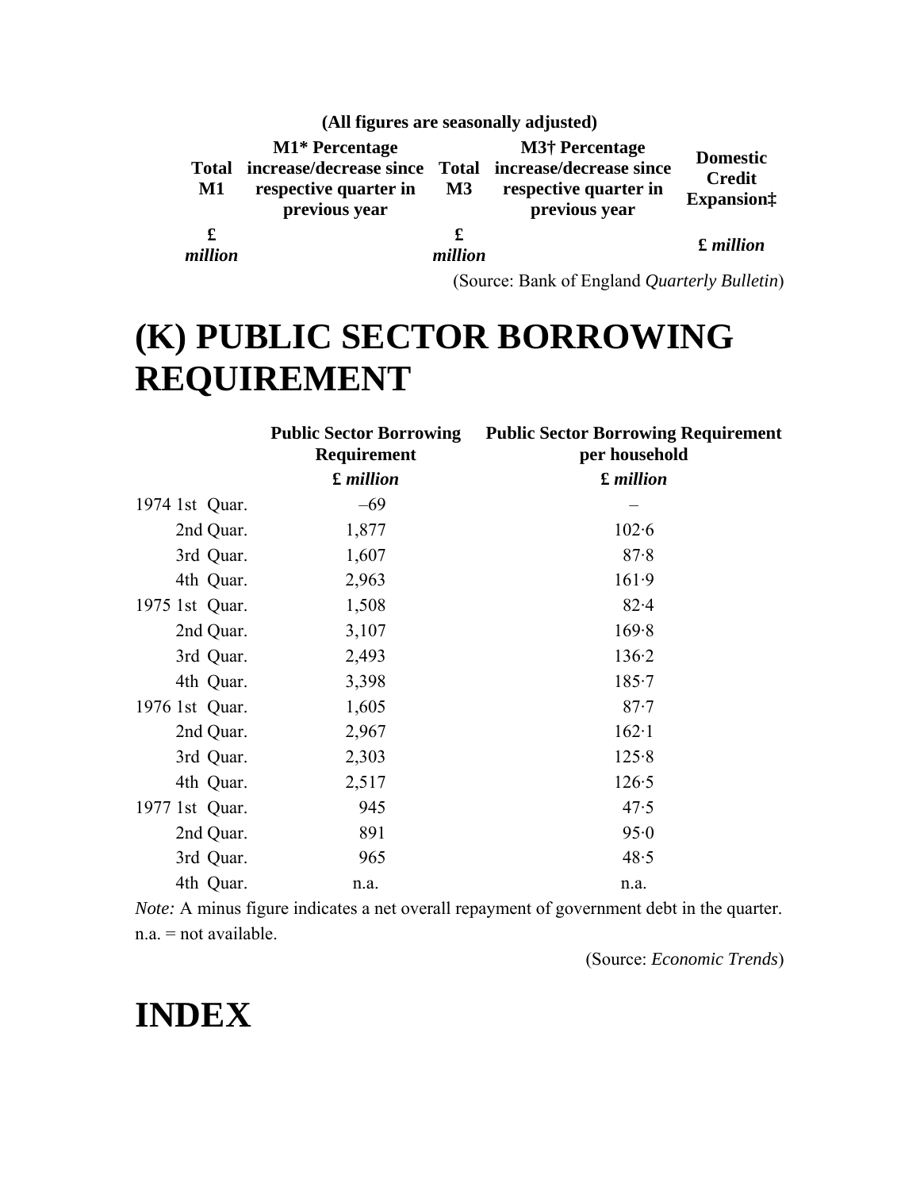(All figures are seasonally adjusted)

| Total M1 | M1* Percentage increase/decrease since respective quarter in previous year | Total M3 | M3† Percentage increase/decrease since respective quarter in previous year | Domestic Credit Expansion‡ |
|---|---|---|---|---|
| £ *million* | | £ *million* | | £ *million* |

(Source: Bank of England *Quarterly Bulletin*)

# (K) PUBLIC SECTOR BORROWING REQUIREMENT

| | Public Sector Borrowing Requirement | Public Sector Borrowing Requirement per household |
|---|---|---|
| | £ *million* | £ *million* |
| 1974 1st Quar. | –69 | – |
| 2nd Quar. | 1,877 | 102·6 |
| 3rd Quar. | 1,607 | 87·8 |
| 4th Quar. | 2,963 | 161·9 |
| 1975 1st Quar. | 1,508 | 82·4 |
| 2nd Quar. | 3,107 | 169·8 |
| 3rd Quar. | 2,493 | 136·2 |
| 4th Quar. | 3,398 | 185·7 |
| 1976 1st Quar. | 1,605 | 87·7 |
| 2nd Quar. | 2,967 | 162·1 |
| 3rd Quar. | 2,303 | 125·8 |
| 4th Quar. | 2,517 | 126·5 |
| 1977 1st Quar. | 945 | 47·5 |
| 2nd Quar. | 891 | 95·0 |
| 3rd Quar. | 965 | 48·5 |
| 4th Quar. | n.a. | n.a. |

*Note:* A minus figure indicates a net overall repayment of government debt in the quarter. n.a. = not available.

(Source: *Economic Trends*)

# INDEX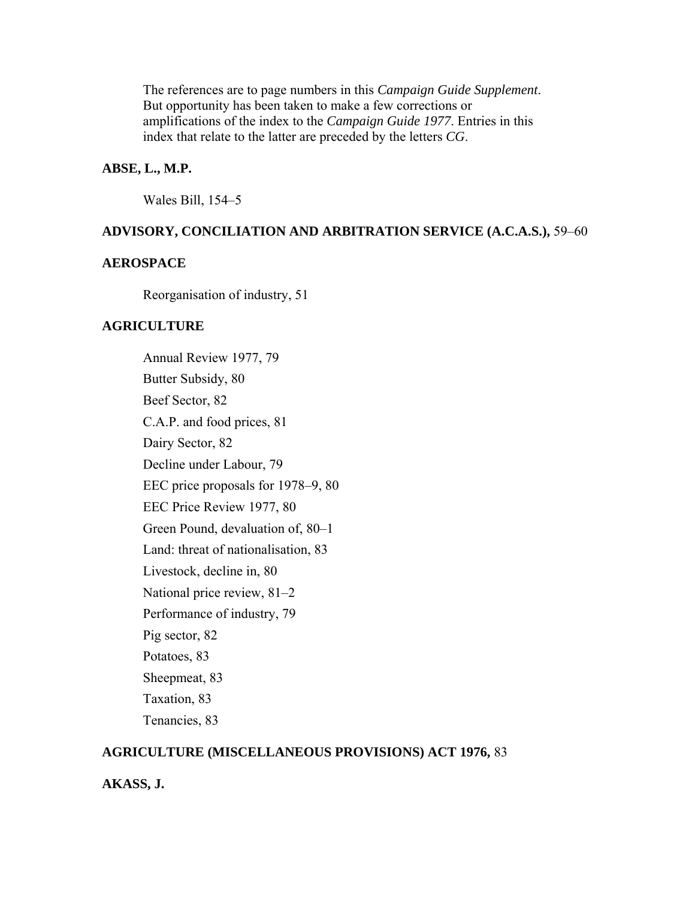The references are to page numbers in this *Campaign Guide Supplement*. But opportunity has been taken to make a few corrections or amplifications of the index to the *Campaign Guide 1977*. Entries in this index that relate to the latter are preceded by the letters *CG*.

**ABSE, L., M.P.**

Wales Bill, 154–5

**ADVISORY, CONCILIATION AND ARBITRATION SERVICE (A.C.A.S.),** 59–60

**AEROSPACE**

Reorganisation of industry, 51

**AGRICULTURE**

Annual Review 1977, 79
Butter Subsidy, 80
Beef Sector, 82
C.A.P. and food prices, 81
Dairy Sector, 82
Decline under Labour, 79
EEC price proposals for 1978–9, 80
EEC Price Review 1977, 80
Green Pound, devaluation of, 80–1
Land: threat of nationalisation, 83
Livestock, decline in, 80
National price review, 81–2
Performance of industry, 79
Pig sector, 82
Potatoes, 83
Sheepmeat, 83
Taxation, 83
Tenancies, 83

**AGRICULTURE (MISCELLANEOUS PROVISIONS) ACT 1976,** 83

**AKASS, J.**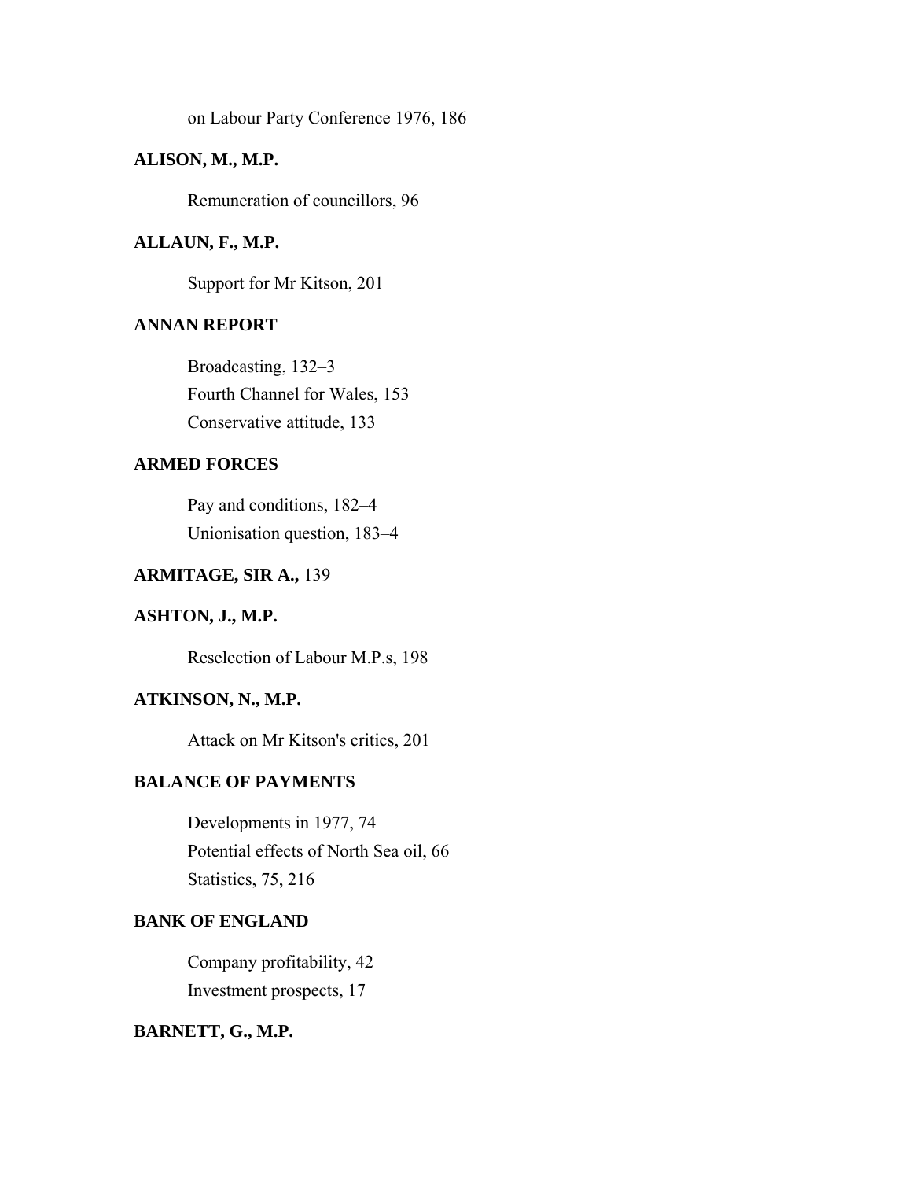on Labour Party Conference 1976, 186

**ALISON, M., M.P.**

Remuneration of councillors, 96

**ALLAUN, F., M.P.**

Support for Mr Kitson, 201

**ANNAN REPORT**

Broadcasting, 132–3
Fourth Channel for Wales, 153
Conservative attitude, 133

**ARMED FORCES**

Pay and conditions, 182–4
Unionisation question, 183–4

**ARMITAGE, SIR A.,** 139

**ASHTON, J., M.P.**

Reselection of Labour M.P.s, 198

**ATKINSON, N., M.P.**

Attack on Mr Kitson's critics, 201

**BALANCE OF PAYMENTS**

Developments in 1977, 74
Potential effects of North Sea oil, 66
Statistics, 75, 216

**BANK OF ENGLAND**

Company profitability, 42
Investment prospects, 17

**BARNETT, G., M.P.**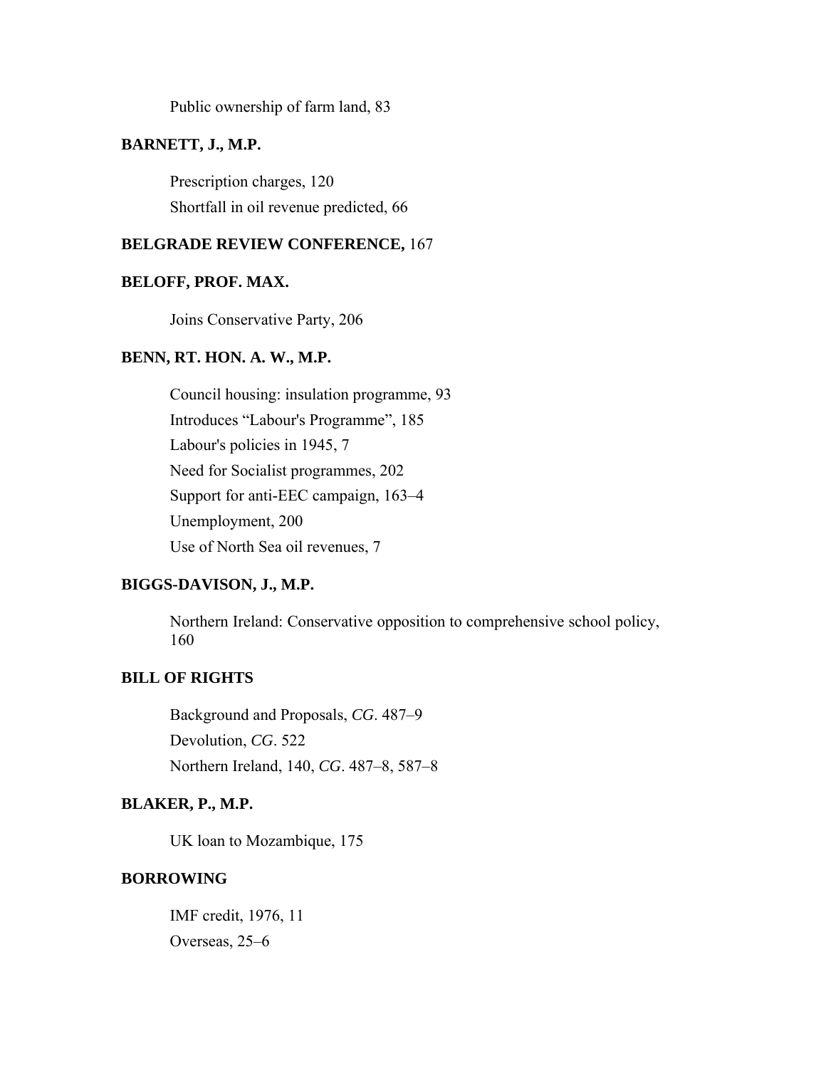Public ownership of farm land, 83

**BARNETT, J., M.P.**

Prescription charges, 120

Shortfall in oil revenue predicted, 66

**BELGRADE REVIEW CONFERENCE,** 167

**BELOFF, PROF. MAX.**

Joins Conservative Party, 206

**BENN, RT. HON. A. W., M.P.**

Council housing: insulation programme, 93

Introduces “Labour's Programme”, 185

Labour's policies in 1945, 7

Need for Socialist programmes, 202

Support for anti-EEC campaign, 163–4

Unemployment, 200

Use of North Sea oil revenues, 7

**BIGGS-DAVISON, J., M.P.**

Northern Ireland: Conservative opposition to comprehensive school policy, 160

**BILL OF RIGHTS**

Background and Proposals, *CG*. 487–9

Devolution, *CG*. 522

Northern Ireland, 140, *CG*. 487–8, 587–8

**BLAKER, P., M.P.**

UK loan to Mozambique, 175

**BORROWING**

IMF credit, 1976, 11

Overseas, 25–6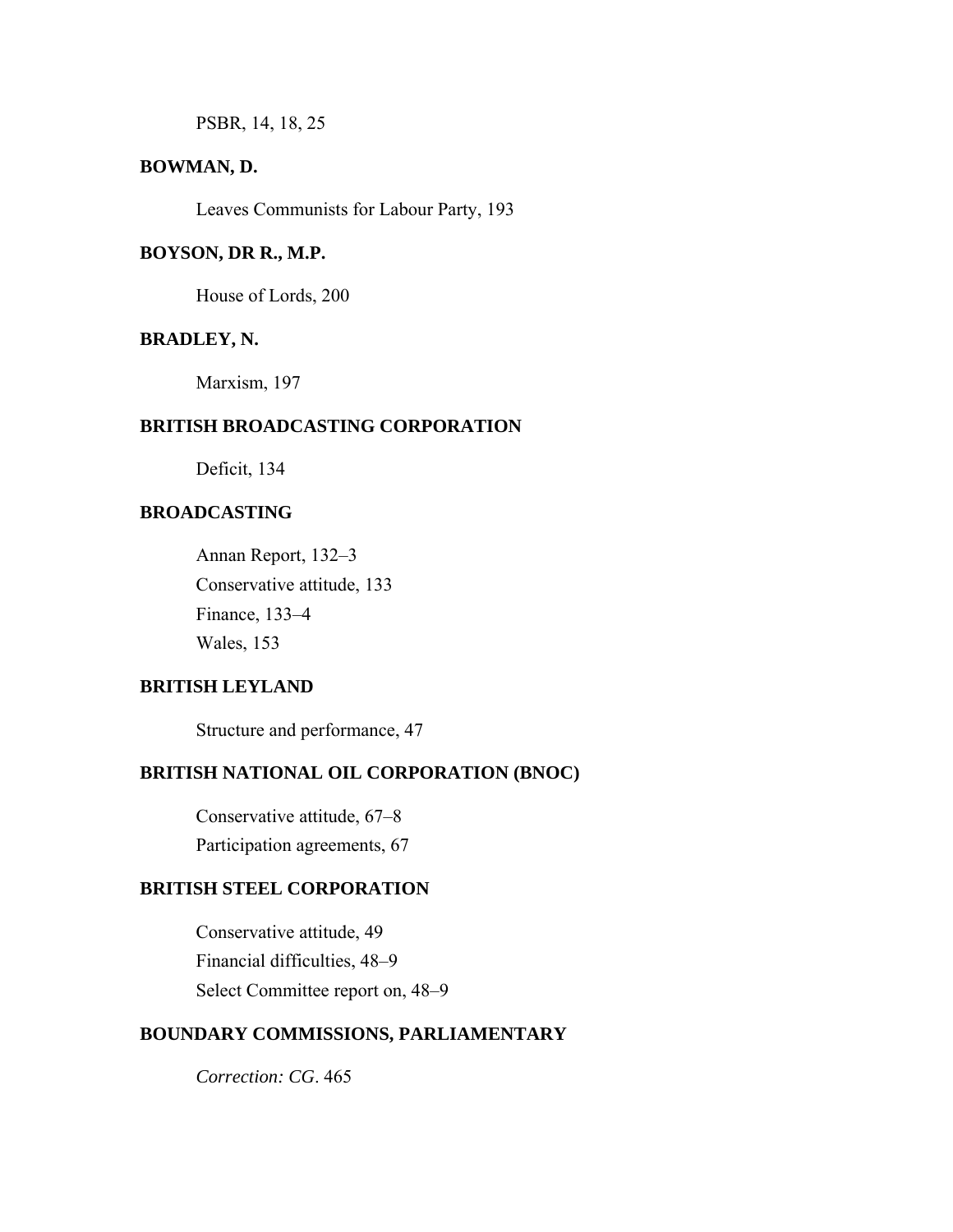PSBR, 14, 18, 25

**BOWMAN, D.**

Leaves Communists for Labour Party, 193

**BOYSON, DR R., M.P.**

House of Lords, 200

**BRADLEY, N.**

Marxism, 197

**BRITISH BROADCASTING CORPORATION**

Deficit, 134

**BROADCASTING**

Annan Report, 132–3
Conservative attitude, 133
Finance, 133–4
Wales, 153

**BRITISH LEYLAND**

Structure and performance, 47

**BRITISH NATIONAL OIL CORPORATION (BNOC)**

Conservative attitude, 67–8
Participation agreements, 67

**BRITISH STEEL CORPORATION**

Conservative attitude, 49
Financial difficulties, 48–9
Select Committee report on, 48–9

**BOUNDARY COMMISSIONS, PARLIAMENTARY**

*Correction: CG*. 465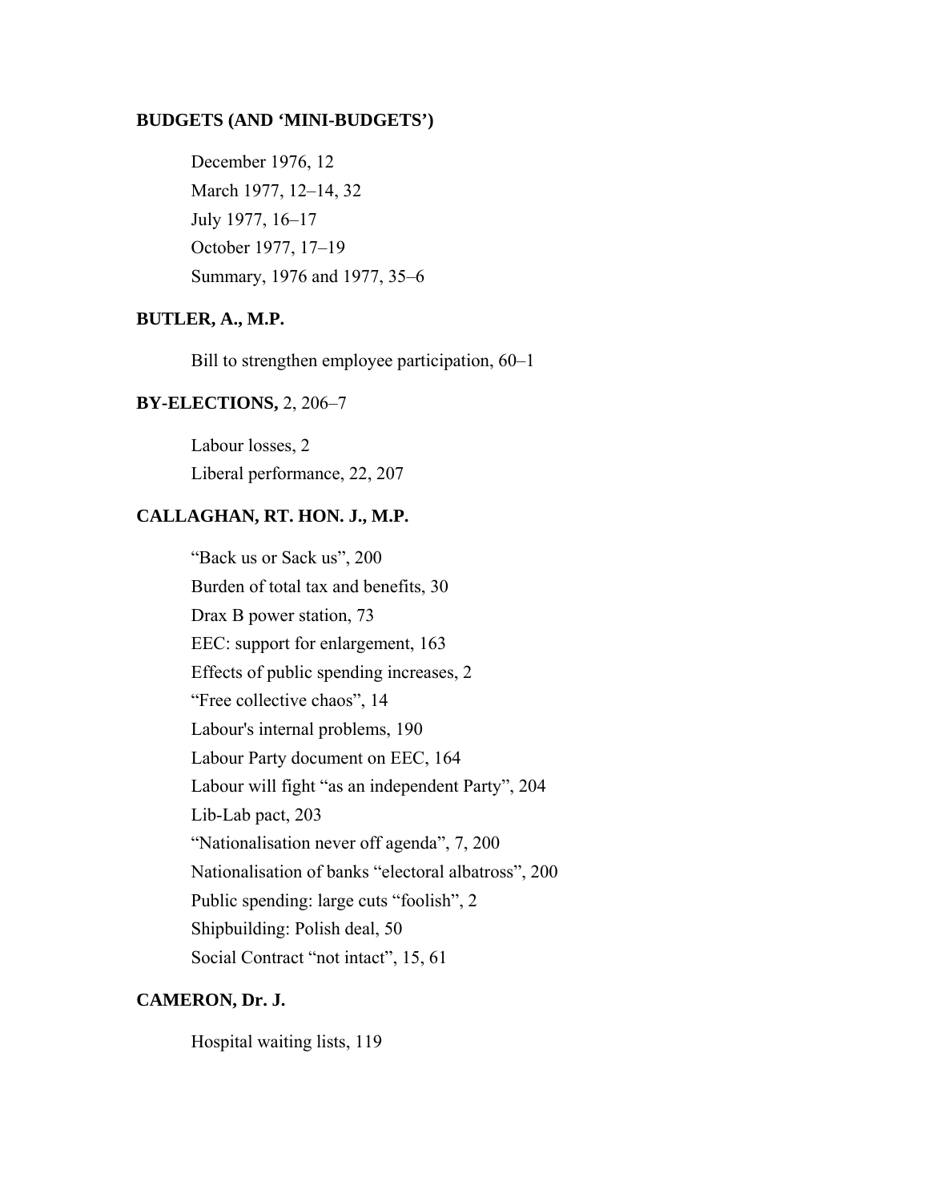**BUDGETS (AND 'MINI-BUDGETS')**

December 1976, 12
March 1977, 12–14, 32
July 1977, 16–17
October 1977, 17–19
Summary, 1976 and 1977, 35–6

**BUTLER, A., M.P.**

Bill to strengthen employee participation, 60–1

**BY-ELECTIONS,** 2, 206–7

Labour losses, 2
Liberal performance, 22, 207

**CALLAGHAN, RT. HON. J., M.P.**

"Back us or Sack us", 200
Burden of total tax and benefits, 30
Drax B power station, 73
EEC: support for enlargement, 163
Effects of public spending increases, 2
"Free collective chaos", 14
Labour's internal problems, 190
Labour Party document on EEC, 164
Labour will fight "as an independent Party", 204
Lib-Lab pact, 203
"Nationalisation never off agenda", 7, 200
Nationalisation of banks "electoral albatross", 200
Public spending: large cuts "foolish", 2
Shipbuilding: Polish deal, 50
Social Contract "not intact", 15, 61

**CAMERON, Dr. J.**

Hospital waiting lists, 119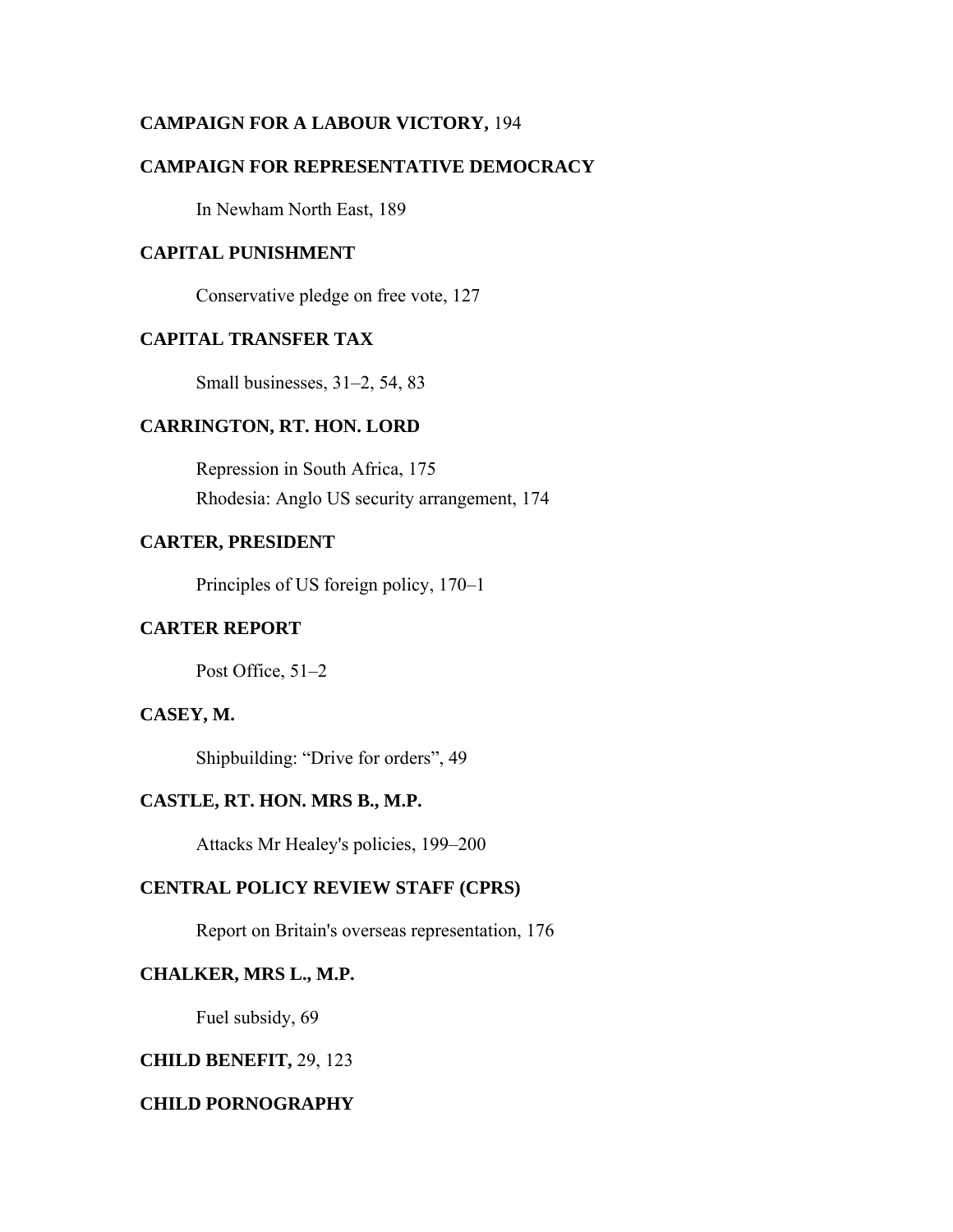**CAMPAIGN FOR A LABOUR VICTORY,** 194

**CAMPAIGN FOR REPRESENTATIVE DEMOCRACY**

In Newham North East, 189

**CAPITAL PUNISHMENT**

Conservative pledge on free vote, 127

**CAPITAL TRANSFER TAX**

Small businesses, 31–2, 54, 83

**CARRINGTON, RT. HON. LORD**

Repression in South Africa, 175

Rhodesia: Anglo US security arrangement, 174

**CARTER, PRESIDENT**

Principles of US foreign policy, 170–1

**CARTER REPORT**

Post Office, 51–2

**CASEY, M.**

Shipbuilding: "Drive for orders", 49

**CASTLE, RT. HON. MRS B., M.P.**

Attacks Mr Healey's policies, 199–200

**CENTRAL POLICY REVIEW STAFF (CPRS)**

Report on Britain's overseas representation, 176

**CHALKER, MRS L., M.P.**

Fuel subsidy, 69

**CHILD BENEFIT,** 29, 123

**CHILD PORNOGRAPHY**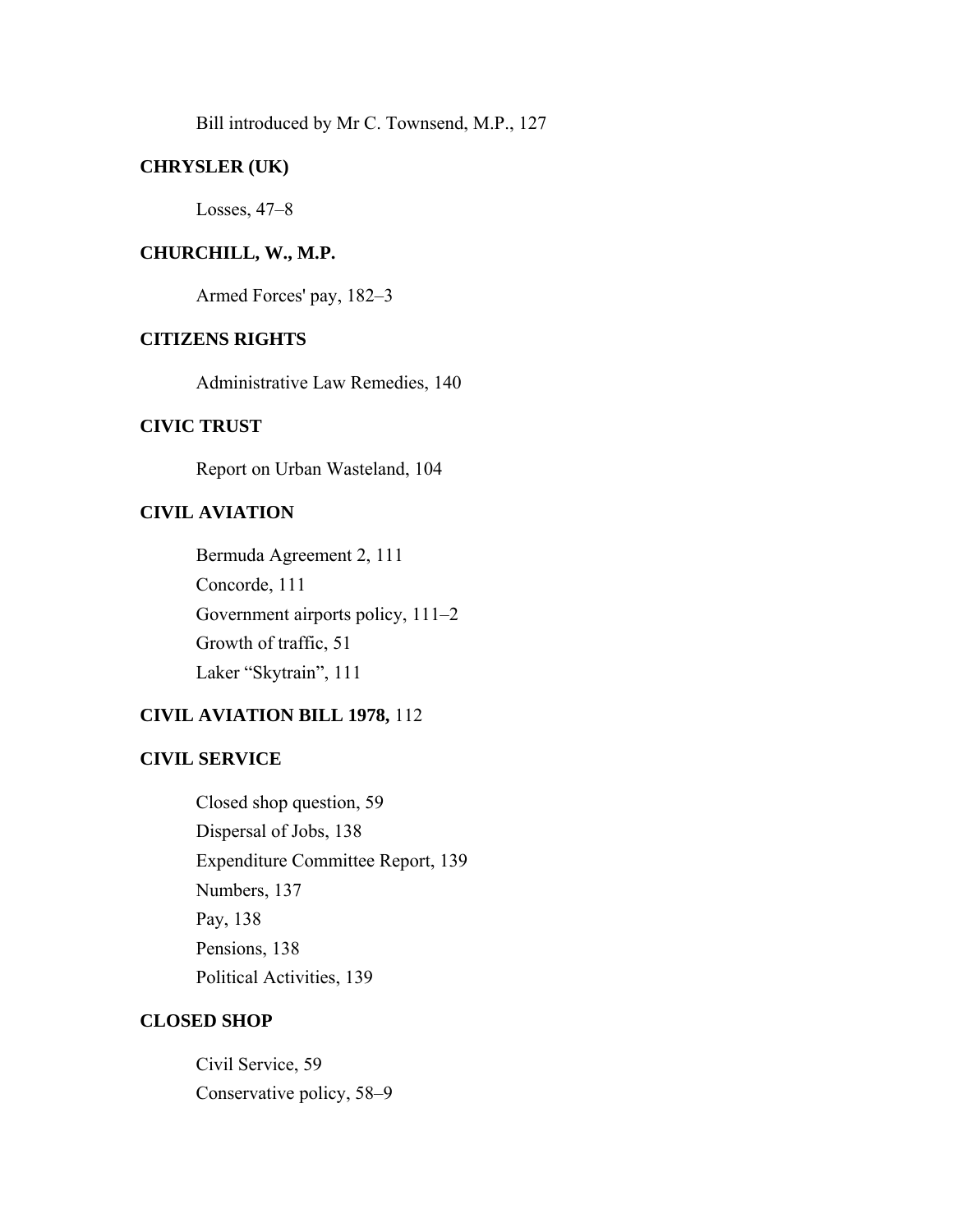Bill introduced by Mr C. Townsend, M.P., 127

**CHRYSLER (UK)**

Losses, 47–8

**CHURCHILL, W., M.P.**

Armed Forces' pay, 182–3

**CITIZENS RIGHTS**

Administrative Law Remedies, 140

**CIVIC TRUST**

Report on Urban Wasteland, 104

**CIVIL AVIATION**

Bermuda Agreement 2, 111
Concorde, 111
Government airports policy, 111–2
Growth of traffic, 51
Laker "Skytrain", 111

**CIVIL AVIATION BILL 1978,** 112

**CIVIL SERVICE**

Closed shop question, 59
Dispersal of Jobs, 138
Expenditure Committee Report, 139
Numbers, 137
Pay, 138
Pensions, 138
Political Activities, 139

**CLOSED SHOP**

Civil Service, 59
Conservative policy, 58–9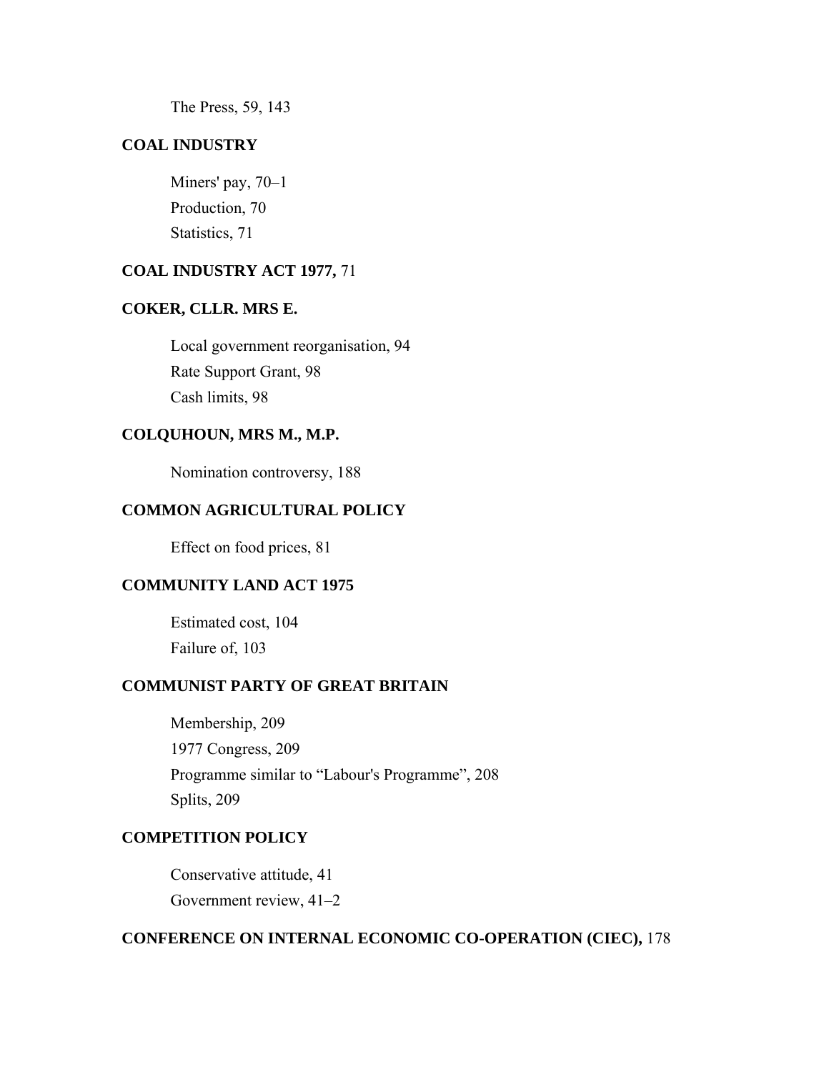The Press, 59, 143

**COAL INDUSTRY**

Miners' pay, 70–1
Production, 70
Statistics, 71

**COAL INDUSTRY ACT 1977,** 71

**COKER, CLLR. MRS E.**

Local government reorganisation, 94
Rate Support Grant, 98
Cash limits, 98

**COLQUHOUN, MRS M., M.P.**

Nomination controversy, 188

**COMMON AGRICULTURAL POLICY**

Effect on food prices, 81

**COMMUNITY LAND ACT 1975**

Estimated cost, 104
Failure of, 103

**COMMUNIST PARTY OF GREAT BRITAIN**

Membership, 209
1977 Congress, 209
Programme similar to "Labour's Programme", 208
Splits, 209

**COMPETITION POLICY**

Conservative attitude, 41
Government review, 41–2

**CONFERENCE ON INTERNAL ECONOMIC CO-OPERATION (CIEC),** 178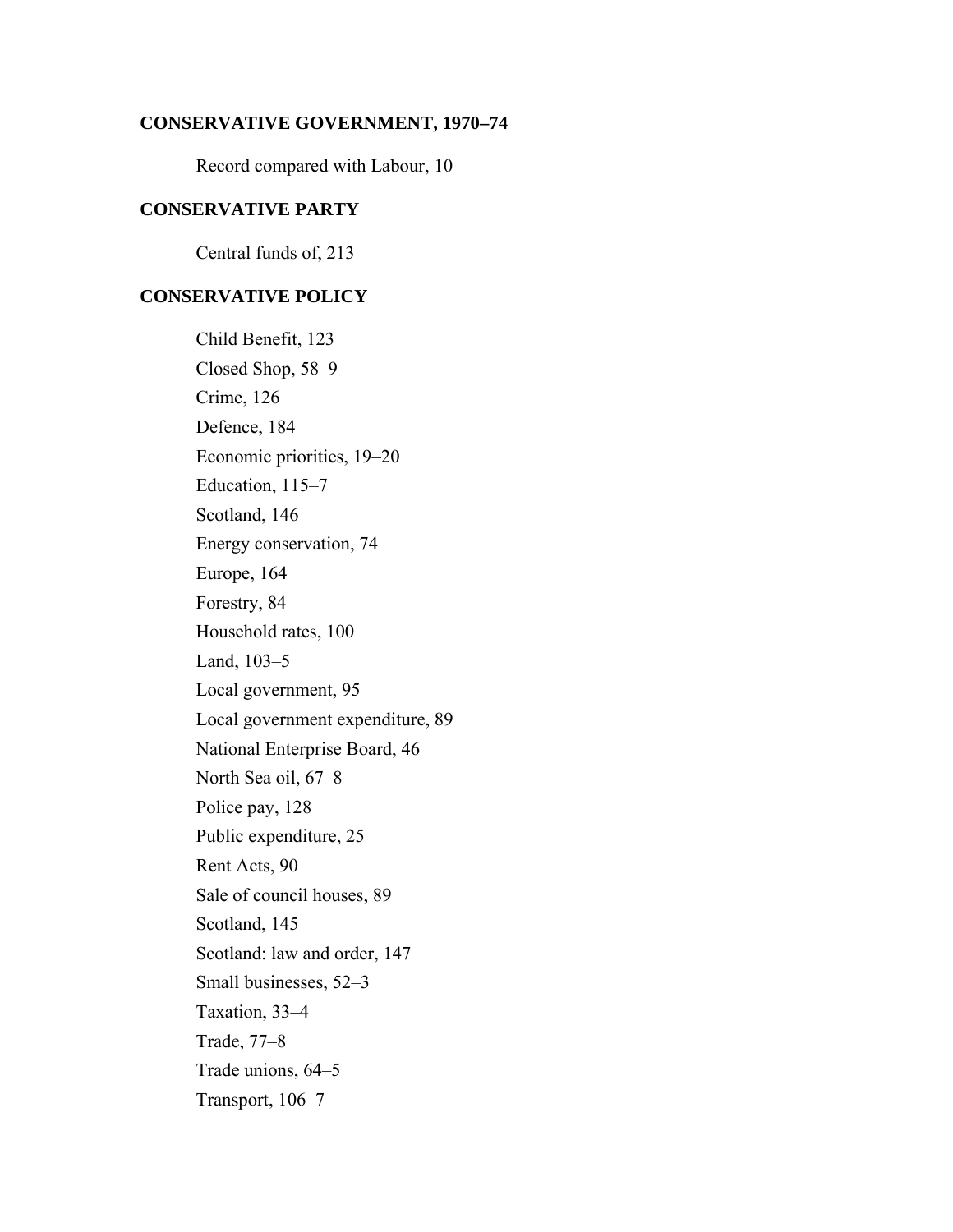**CONSERVATIVE GOVERNMENT, 1970–74**

Record compared with Labour, 10

**CONSERVATIVE PARTY**

Central funds of, 213

**CONSERVATIVE POLICY**

Child Benefit, 123

Closed Shop, 58–9

Crime, 126

Defence, 184

Economic priorities, 19–20

Education, 115–7

Scotland, 146

Energy conservation, 74

Europe, 164

Forestry, 84

Household rates, 100

Land, 103–5

Local government, 95

Local government expenditure, 89

National Enterprise Board, 46

North Sea oil, 67–8

Police pay, 128

Public expenditure, 25

Rent Acts, 90

Sale of council houses, 89

Scotland, 145

Scotland: law and order, 147

Small businesses, 52–3

Taxation, 33–4

Trade, 77–8

Trade unions, 64–5

Transport, 106–7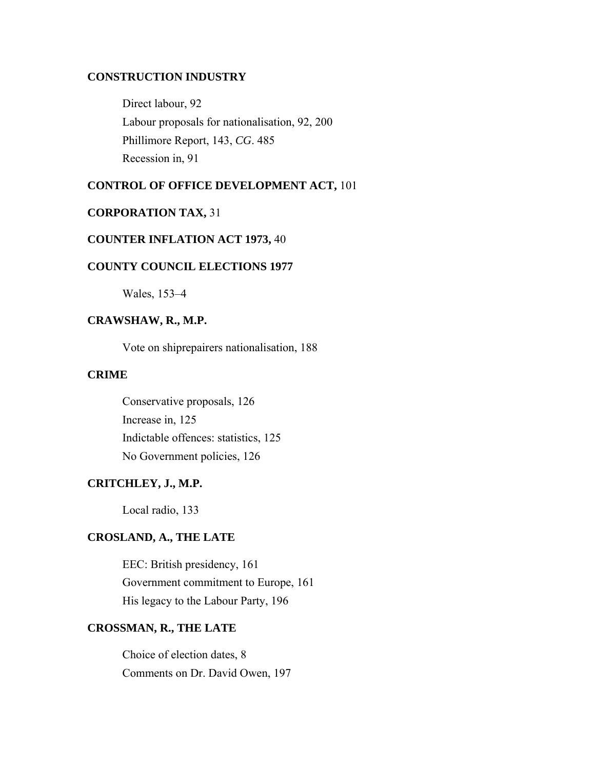**CONSTRUCTION INDUSTRY**

Direct labour, 92
Labour proposals for nationalisation, 92, 200
Phillimore Report, 143, *CG*. 485
Recession in, 91

**CONTROL OF OFFICE DEVELOPMENT ACT,** 101

**CORPORATION TAX,** 31

**COUNTER INFLATION ACT 1973,** 40

**COUNTY COUNCIL ELECTIONS 1977**

Wales, 153–4

**CRAWSHAW, R., M.P.**

Vote on shiprepairers nationalisation, 188

**CRIME**

Conservative proposals, 126
Increase in, 125
Indictable offences: statistics, 125
No Government policies, 126

**CRITCHLEY, J., M.P.**

Local radio, 133

**CROSLAND, A., THE LATE**

EEC: British presidency, 161
Government commitment to Europe, 161
His legacy to the Labour Party, 196

**CROSSMAN, R., THE LATE**

Choice of election dates, 8
Comments on Dr. David Owen, 197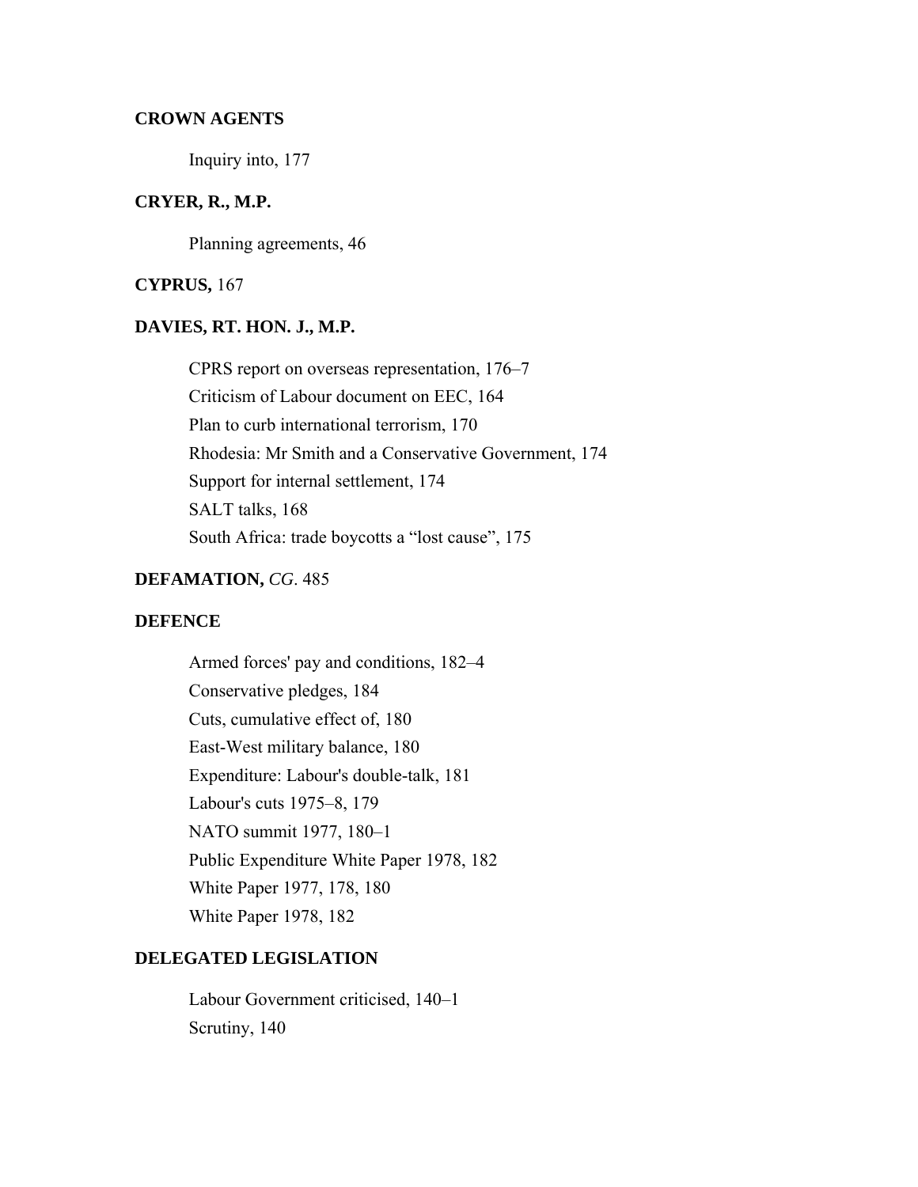**CROWN AGENTS**

Inquiry into, 177

**CRYER, R., M.P.**

Planning agreements, 46

**CYPRUS,** 167

**DAVIES, RT. HON. J., M.P.**

CPRS report on overseas representation, 176–7
Criticism of Labour document on EEC, 164
Plan to curb international terrorism, 170
Rhodesia: Mr Smith and a Conservative Government, 174
Support for internal settlement, 174
SALT talks, 168
South Africa: trade boycotts a "lost cause", 175

**DEFAMATION,** *CG*. 485

**DEFENCE**

Armed forces' pay and conditions, 182–4
Conservative pledges, 184
Cuts, cumulative effect of, 180
East-West military balance, 180
Expenditure: Labour's double-talk, 181
Labour's cuts 1975–8, 179
NATO summit 1977, 180–1
Public Expenditure White Paper 1978, 182
White Paper 1977, 178, 180
White Paper 1978, 182

**DELEGATED LEGISLATION**

Labour Government criticised, 140–1
Scrutiny, 140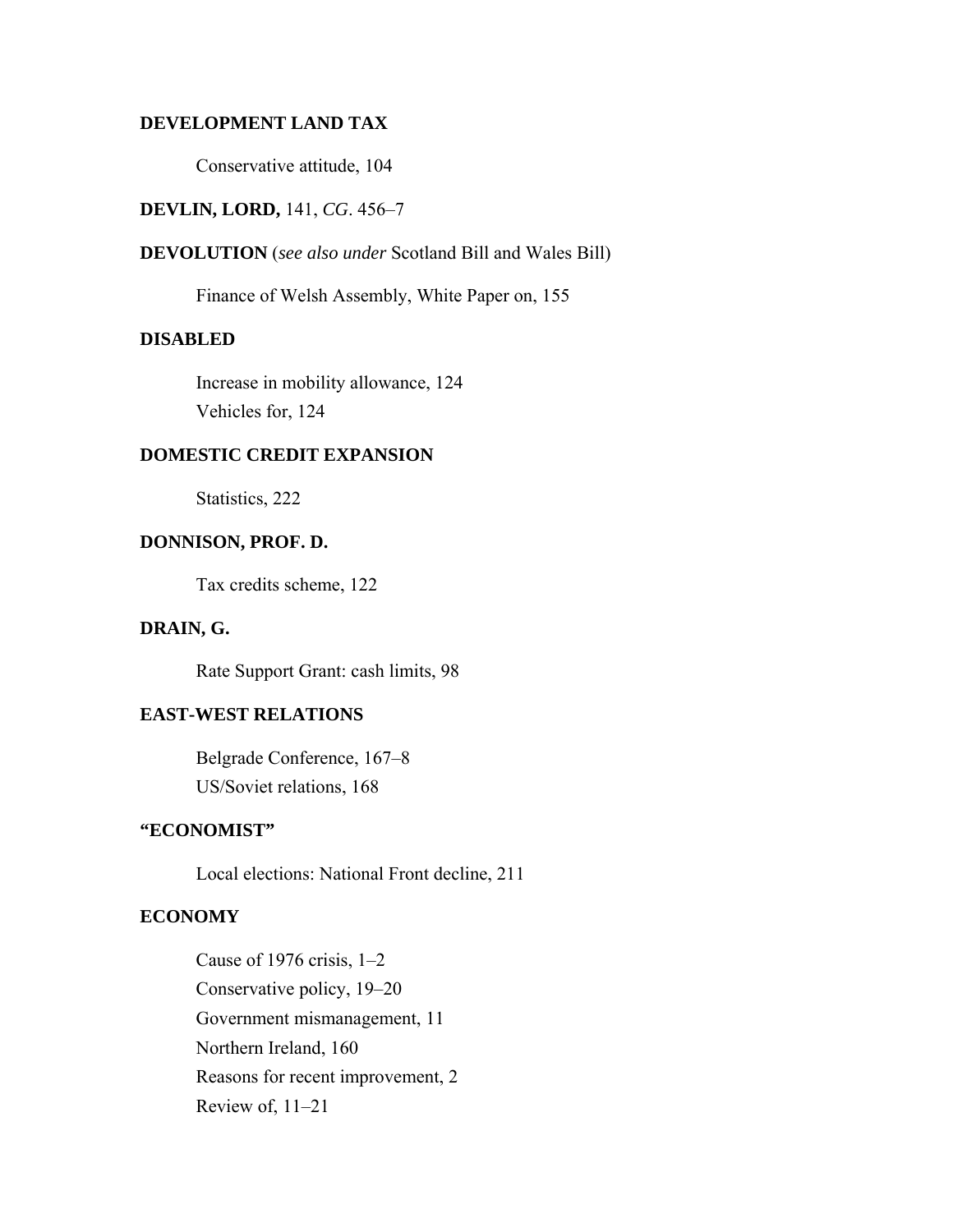**DEVELOPMENT LAND TAX**

Conservative attitude, 104

**DEVLIN, LORD,** 141, *CG*. 456–7

**DEVOLUTION** (*see also under* Scotland Bill and Wales Bill)

Finance of Welsh Assembly, White Paper on, 155

**DISABLED**

Increase in mobility allowance, 124
Vehicles for, 124

**DOMESTIC CREDIT EXPANSION**

Statistics, 222

**DONNISON, PROF. D.**

Tax credits scheme, 122

**DRAIN, G.**

Rate Support Grant: cash limits, 98

**EAST-WEST RELATIONS**

Belgrade Conference, 167–8
US/Soviet relations, 168

**"ECONOMIST"**

Local elections: National Front decline, 211

**ECONOMY**

Cause of 1976 crisis, 1–2
Conservative policy, 19–20
Government mismanagement, 11
Northern Ireland, 160
Reasons for recent improvement, 2
Review of, 11–21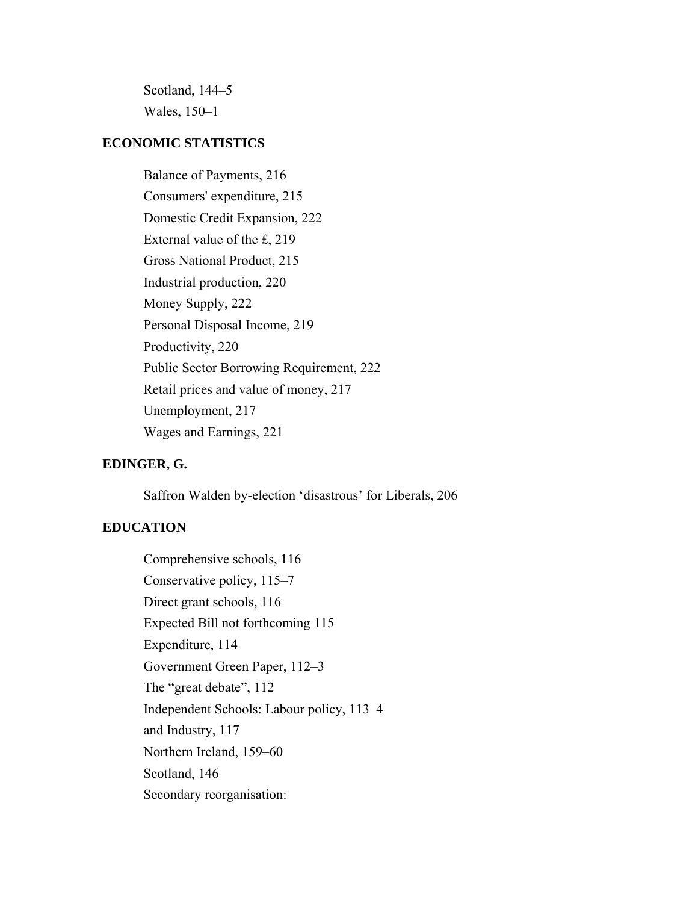Scotland, 144–5

Wales, 150–1

**ECONOMIC STATISTICS**

Balance of Payments, 216

Consumers' expenditure, 215

Domestic Credit Expansion, 222

External value of the £, 219

Gross National Product, 215

Industrial production, 220

Money Supply, 222

Personal Disposal Income, 219

Productivity, 220

Public Sector Borrowing Requirement, 222

Retail prices and value of money, 217

Unemployment, 217

Wages and Earnings, 221

**EDINGER, G.**

Saffron Walden by-election 'disastrous' for Liberals, 206

**EDUCATION**

Comprehensive schools, 116

Conservative policy, 115–7

Direct grant schools, 116

Expected Bill not forthcoming 115

Expenditure, 114

Government Green Paper, 112–3

The "great debate", 112

Independent Schools: Labour policy, 113–4

and Industry, 117

Northern Ireland, 159–60

Scotland, 146

Secondary reorganisation: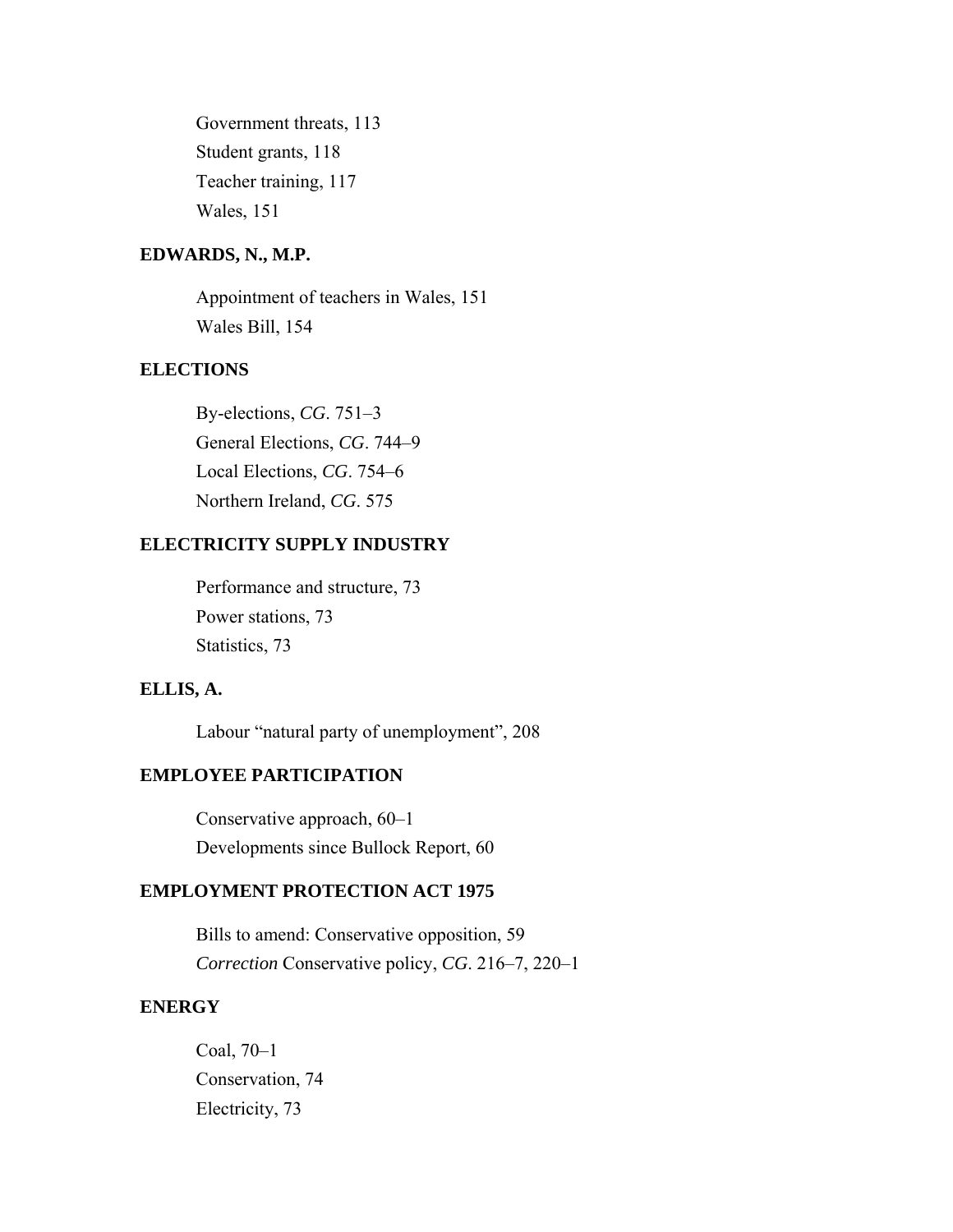Government threats, 113

Student grants, 118

Teacher training, 117

Wales, 151

**EDWARDS, N., M.P.**

Appointment of teachers in Wales, 151

Wales Bill, 154

**ELECTIONS**

By-elections, *CG*. 751–3

General Elections, *CG*. 744–9

Local Elections, *CG*. 754–6

Northern Ireland, *CG*. 575

**ELECTRICITY SUPPLY INDUSTRY**

Performance and structure, 73

Power stations, 73

Statistics, 73

**ELLIS, A.**

Labour "natural party of unemployment", 208

**EMPLOYEE PARTICIPATION**

Conservative approach, 60–1

Developments since Bullock Report, 60

**EMPLOYMENT PROTECTION ACT 1975**

Bills to amend: Conservative opposition, 59

*Correction* Conservative policy, *CG*. 216–7, 220–1

**ENERGY**

Coal, 70–1

Conservation, 74

Electricity, 73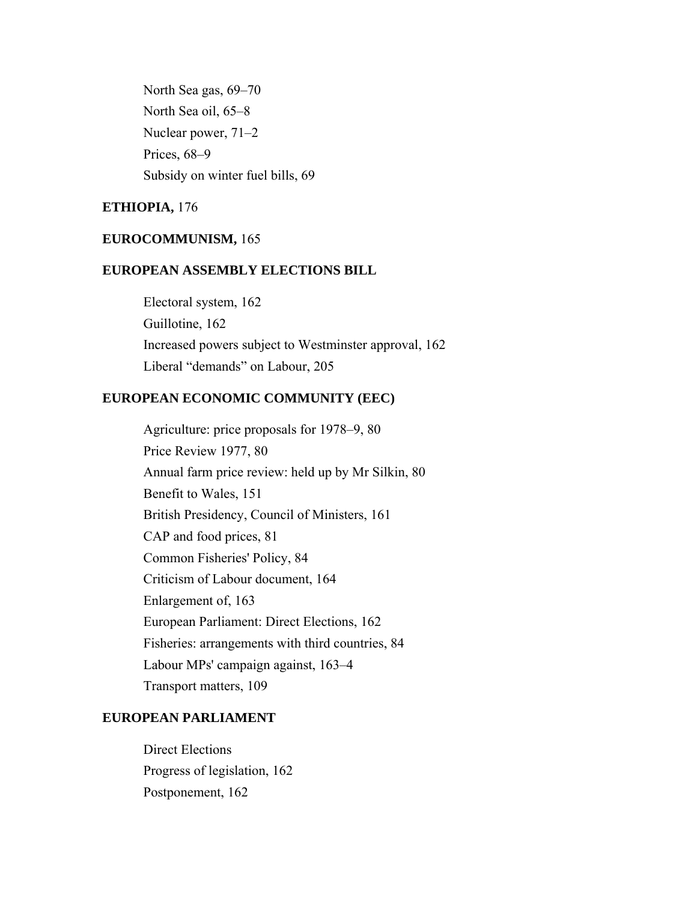North Sea gas, 69–70
North Sea oil, 65–8
Nuclear power, 71–2
Prices, 68–9
Subsidy on winter fuel bills, 69

**ETHIOPIA,** 176

**EUROCOMMUNISM,** 165

**EUROPEAN ASSEMBLY ELECTIONS BILL**

Electoral system, 162
Guillotine, 162
Increased powers subject to Westminster approval, 162
Liberal "demands" on Labour, 205

**EUROPEAN ECONOMIC COMMUNITY (EEC)**

Agriculture: price proposals for 1978–9, 80
Price Review 1977, 80
Annual farm price review: held up by Mr Silkin, 80
Benefit to Wales, 151
British Presidency, Council of Ministers, 161
CAP and food prices, 81
Common Fisheries' Policy, 84
Criticism of Labour document, 164
Enlargement of, 163
European Parliament: Direct Elections, 162
Fisheries: arrangements with third countries, 84
Labour MPs' campaign against, 163–4
Transport matters, 109

**EUROPEAN PARLIAMENT**

Direct Elections
Progress of legislation, 162
Postponement, 162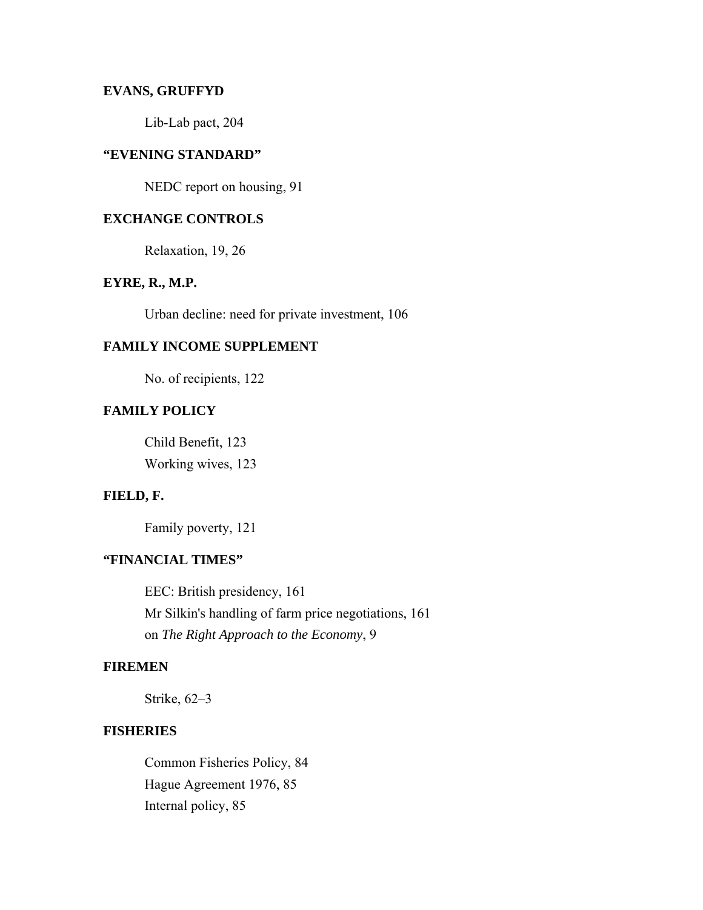**EVANS, GRUFFYD**

Lib-Lab pact, 204

**"EVENING STANDARD"**

NEDC report on housing, 91

**EXCHANGE CONTROLS**

Relaxation, 19, 26

**EYRE, R., M.P.**

Urban decline: need for private investment, 106

**FAMILY INCOME SUPPLEMENT**

No. of recipients, 122

**FAMILY POLICY**

Child Benefit, 123
Working wives, 123

**FIELD, F.**

Family poverty, 121

**"FINANCIAL TIMES"**

EEC: British presidency, 161
Mr Silkin's handling of farm price negotiations, 161
on *The Right Approach to the Economy*, 9

**FIREMEN**

Strike, 62–3

**FISHERIES**

Common Fisheries Policy, 84
Hague Agreement 1976, 85
Internal policy, 85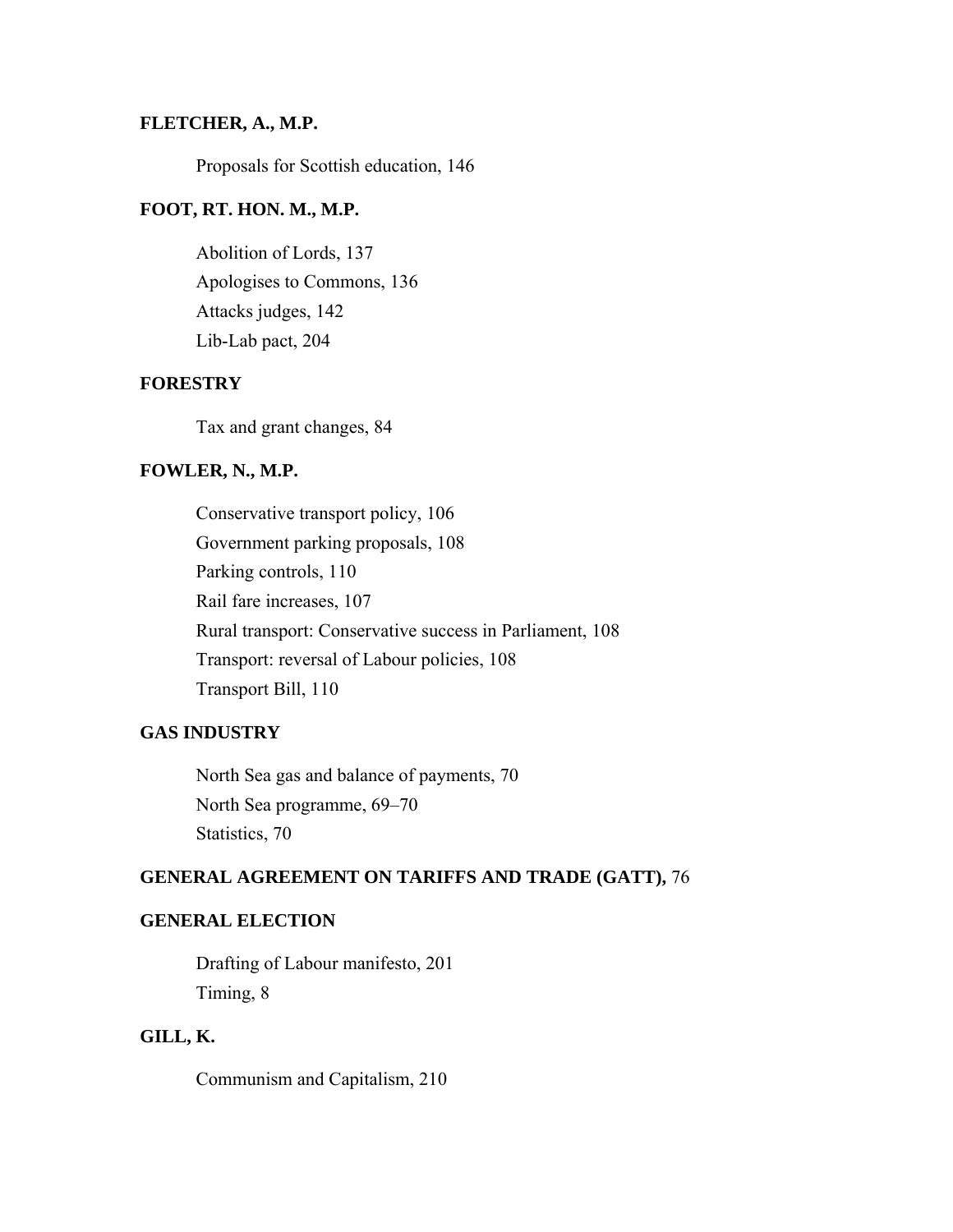**FLETCHER, A., M.P.**

Proposals for Scottish education, 146

**FOOT, RT. HON. M., M.P.**

Abolition of Lords, 137
Apologises to Commons, 136
Attacks judges, 142
Lib-Lab pact, 204

**FORESTRY**

Tax and grant changes, 84

**FOWLER, N., M.P.**

Conservative transport policy, 106
Government parking proposals, 108
Parking controls, 110
Rail fare increases, 107
Rural transport: Conservative success in Parliament, 108
Transport: reversal of Labour policies, 108
Transport Bill, 110

**GAS INDUSTRY**

North Sea gas and balance of payments, 70
North Sea programme, 69–70
Statistics, 70

**GENERAL AGREEMENT ON TARIFFS AND TRADE (GATT),** 76

**GENERAL ELECTION**

Drafting of Labour manifesto, 201
Timing, 8

**GILL, K.**

Communism and Capitalism, 210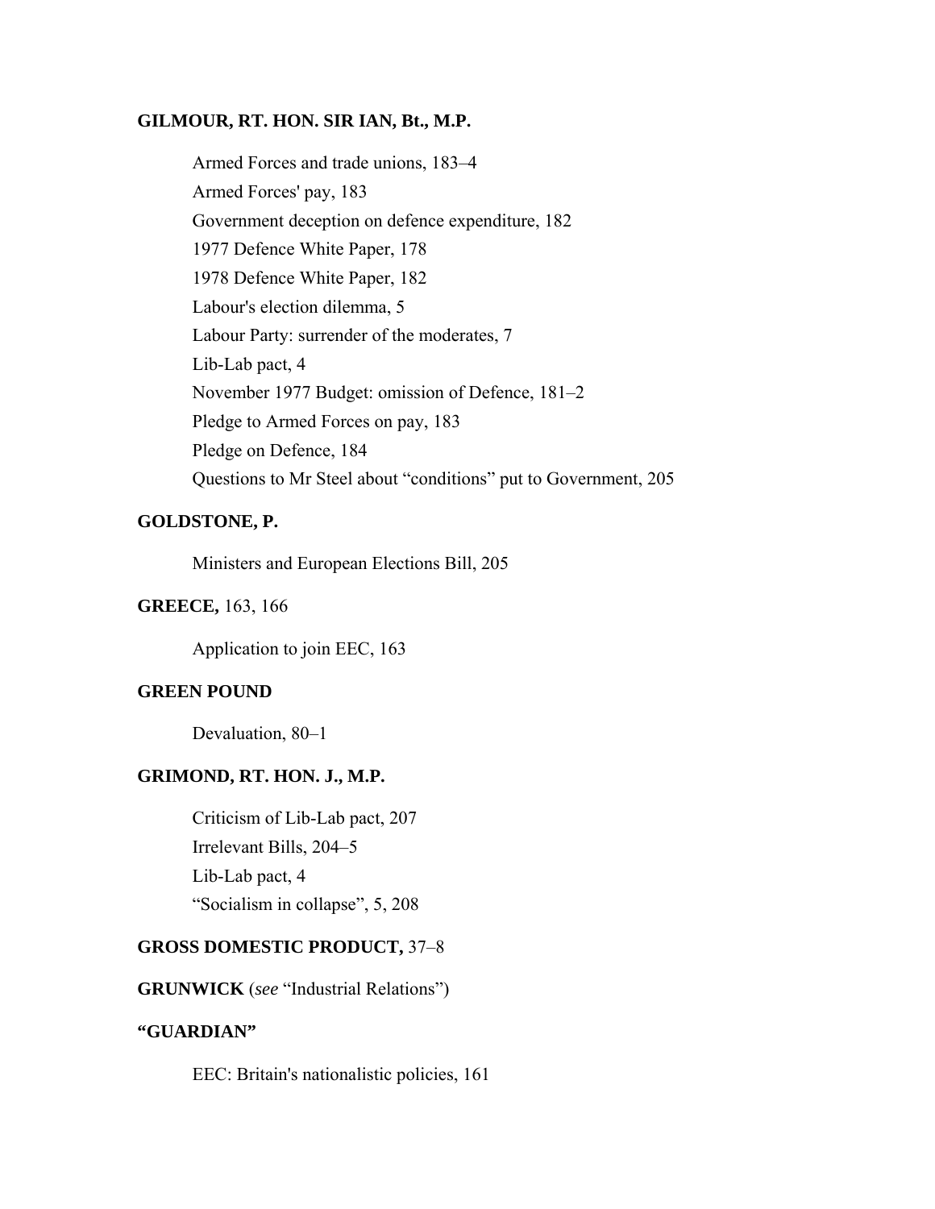**GILMOUR, RT. HON. SIR IAN, Bt., M.P.**

- Armed Forces and trade unions, 183–4
- Armed Forces' pay, 183
- Government deception on defence expenditure, 182
- 1977 Defence White Paper, 178
- 1978 Defence White Paper, 182
- Labour's election dilemma, 5
- Labour Party: surrender of the moderates, 7
- Lib-Lab pact, 4
- November 1977 Budget: omission of Defence, 181–2
- Pledge to Armed Forces on pay, 183
- Pledge on Defence, 184
- Questions to Mr Steel about "conditions" put to Government, 205

**GOLDSTONE, P.**

- Ministers and European Elections Bill, 205

**GREECE,** 163, 166

- Application to join EEC, 163

**GREEN POUND**

- Devaluation, 80–1

**GRIMOND, RT. HON. J., M.P.**

- Criticism of Lib-Lab pact, 207
- Irrelevant Bills, 204–5
- Lib-Lab pact, 4
- "Socialism in collapse", 5, 208

**GROSS DOMESTIC PRODUCT,** 37–8

**GRUNWICK** (*see* "Industrial Relations")

**"GUARDIAN"**

- EEC: Britain's nationalistic policies, 161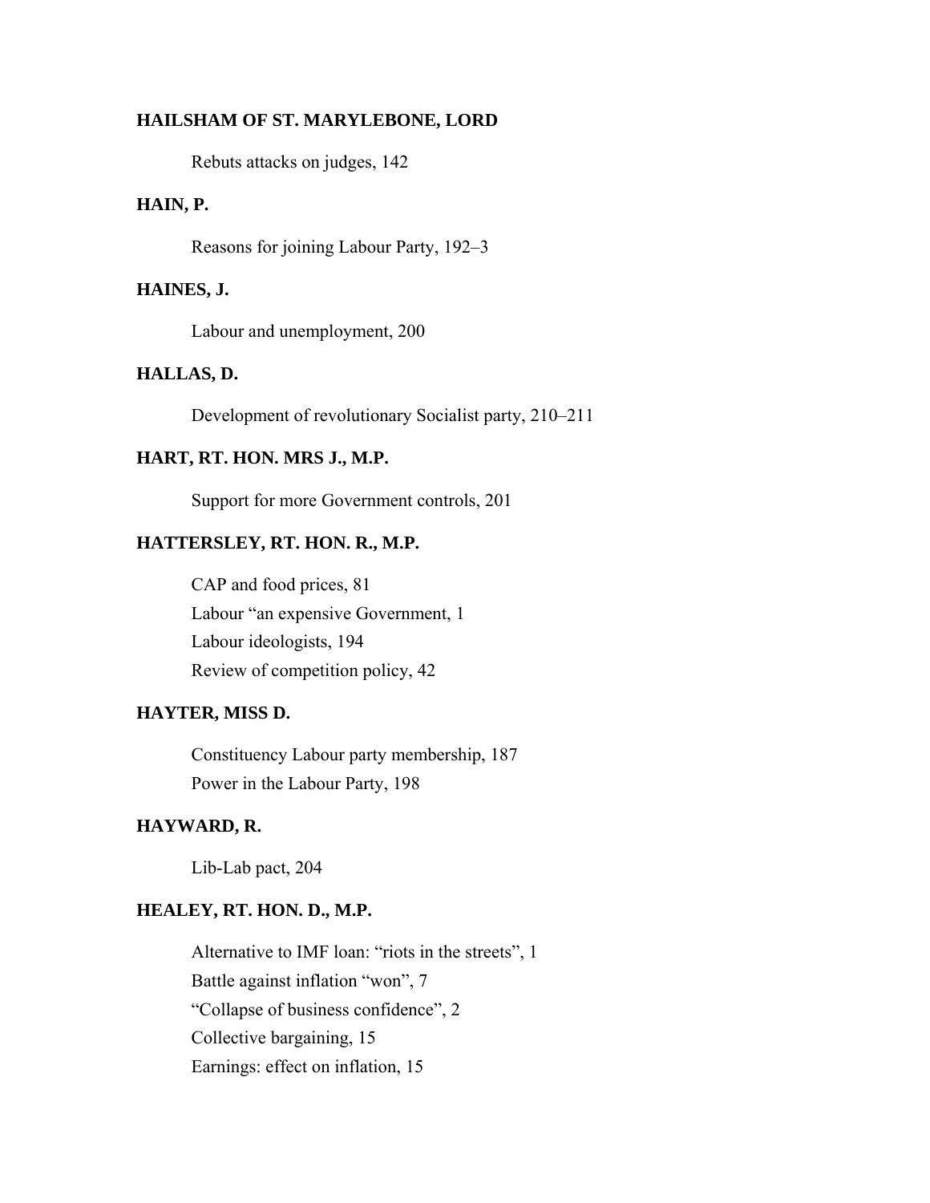**HAILSHAM OF ST. MARYLEBONE, LORD**

Rebuts attacks on judges, 142

**HAIN, P.**

Reasons for joining Labour Party, 192–3

**HAINES, J.**

Labour and unemployment, 200

**HALLAS, D.**

Development of revolutionary Socialist party, 210–211

**HART, RT. HON. MRS J., M.P.**

Support for more Government controls, 201

**HATTERSLEY, RT. HON. R., M.P.**

CAP and food prices, 81
Labour "an expensive Government, 1
Labour ideologists, 194
Review of competition policy, 42

**HAYTER, MISS D.**

Constituency Labour party membership, 187
Power in the Labour Party, 198

**HAYWARD, R.**

Lib-Lab pact, 204

**HEALEY, RT. HON. D., M.P.**

Alternative to IMF loan: "riots in the streets", 1
Battle against inflation "won", 7
"Collapse of business confidence", 2
Collective bargaining, 15
Earnings: effect on inflation, 15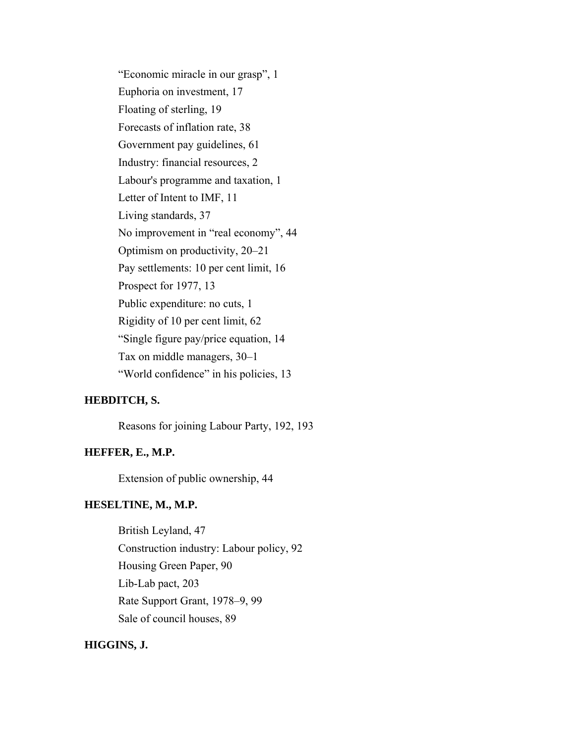"Economic miracle in our grasp", 1

Euphoria on investment, 17

Floating of sterling, 19

Forecasts of inflation rate, 38

Government pay guidelines, 61

Industry: financial resources, 2

Labour's programme and taxation, 1

Letter of Intent to IMF, 11

Living standards, 37

No improvement in "real economy", 44

Optimism on productivity, 20–21

Pay settlements: 10 per cent limit, 16

Prospect for 1977, 13

Public expenditure: no cuts, 1

Rigidity of 10 per cent limit, 62

"Single figure pay/price equation, 14

Tax on middle managers, 30–1

"World confidence" in his policies, 13

**HEBDITCH, S.**

Reasons for joining Labour Party, 192, 193

**HEFFER, E., M.P.**

Extension of public ownership, 44

**HESELTINE, M., M.P.**

British Leyland, 47

Construction industry: Labour policy, 92

Housing Green Paper, 90

Lib-Lab pact, 203

Rate Support Grant, 1978–9, 99

Sale of council houses, 89

**HIGGINS, J.**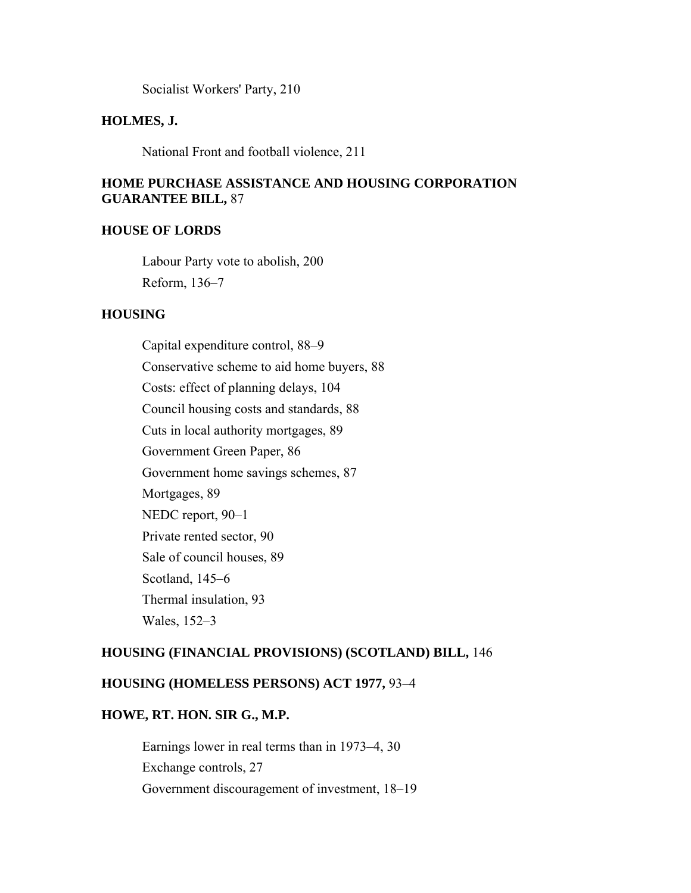Socialist Workers' Party, 210

**HOLMES, J.**

National Front and football violence, 211

**HOME PURCHASE ASSISTANCE AND HOUSING CORPORATION GUARANTEE BILL,** 87

**HOUSE OF LORDS**

Labour Party vote to abolish, 200

Reform, 136–7

**HOUSING**

Capital expenditure control, 88–9

Conservative scheme to aid home buyers, 88

Costs: effect of planning delays, 104

Council housing costs and standards, 88

Cuts in local authority mortgages, 89

Government Green Paper, 86

Government home savings schemes, 87

Mortgages, 89

NEDC report, 90–1

Private rented sector, 90

Sale of council houses, 89

Scotland, 145–6

Thermal insulation, 93

Wales, 152–3

**HOUSING (FINANCIAL PROVISIONS) (SCOTLAND) BILL,** 146

**HOUSING (HOMELESS PERSONS) ACT 1977,** 93–4

**HOWE, RT. HON. SIR G., M.P.**

Earnings lower in real terms than in 1973–4, 30

Exchange controls, 27

Government discouragement of investment, 18–19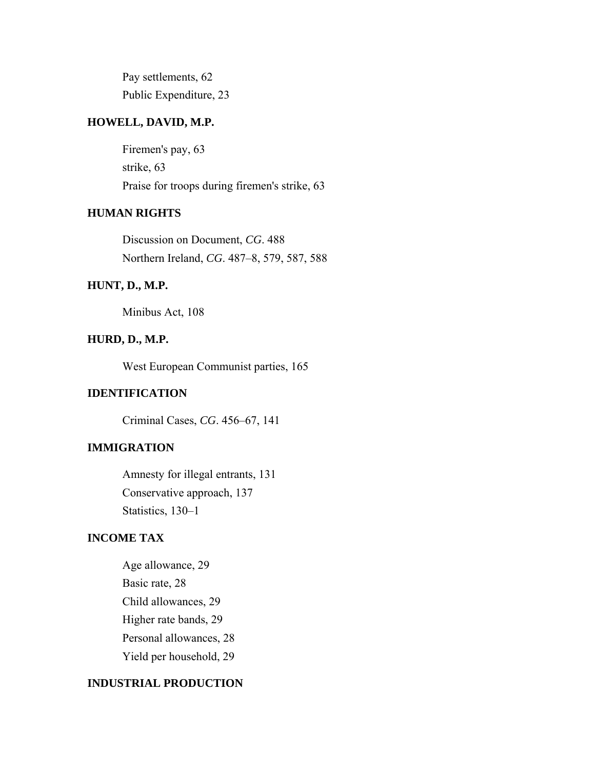Pay settlements, 62

Public Expenditure, 23

**HOWELL, DAVID, M.P.**

Firemen's pay, 63

strike, 63

Praise for troops during firemen's strike, 63

**HUMAN RIGHTS**

Discussion on Document, *CG*. 488

Northern Ireland, *CG*. 487–8, 579, 587, 588

**HUNT, D., M.P.**

Minibus Act, 108

**HURD, D., M.P.**

West European Communist parties, 165

**IDENTIFICATION**

Criminal Cases, *CG*. 456–67, 141

**IMMIGRATION**

Amnesty for illegal entrants, 131

Conservative approach, 137

Statistics, 130–1

**INCOME TAX**

Age allowance, 29

Basic rate, 28

Child allowances, 29

Higher rate bands, 29

Personal allowances, 28

Yield per household, 29

**INDUSTRIAL PRODUCTION**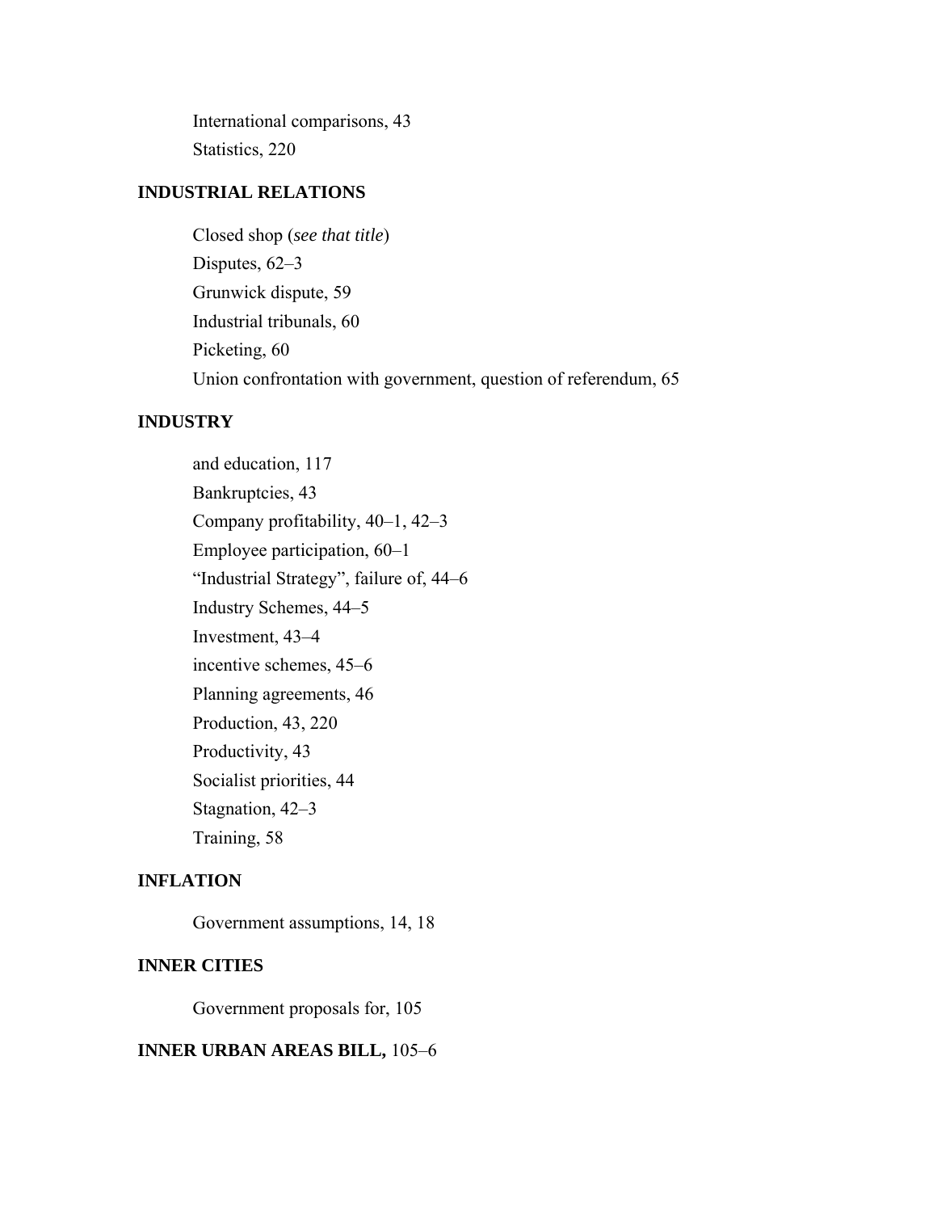International comparisons, 43
Statistics, 220

**INDUSTRIAL RELATIONS**

Closed shop (*see that title*)
Disputes, 62–3
Grunwick dispute, 59
Industrial tribunals, 60
Picketing, 60
Union confrontation with government, question of referendum, 65

**INDUSTRY**

and education, 117
Bankruptcies, 43
Company profitability, 40–1, 42–3
Employee participation, 60–1
"Industrial Strategy", failure of, 44–6
Industry Schemes, 44–5
Investment, 43–4
incentive schemes, 45–6
Planning agreements, 46
Production, 43, 220
Productivity, 43
Socialist priorities, 44
Stagnation, 42–3
Training, 58

**INFLATION**

Government assumptions, 14, 18

**INNER CITIES**

Government proposals for, 105

**INNER URBAN AREAS BILL,** 105–6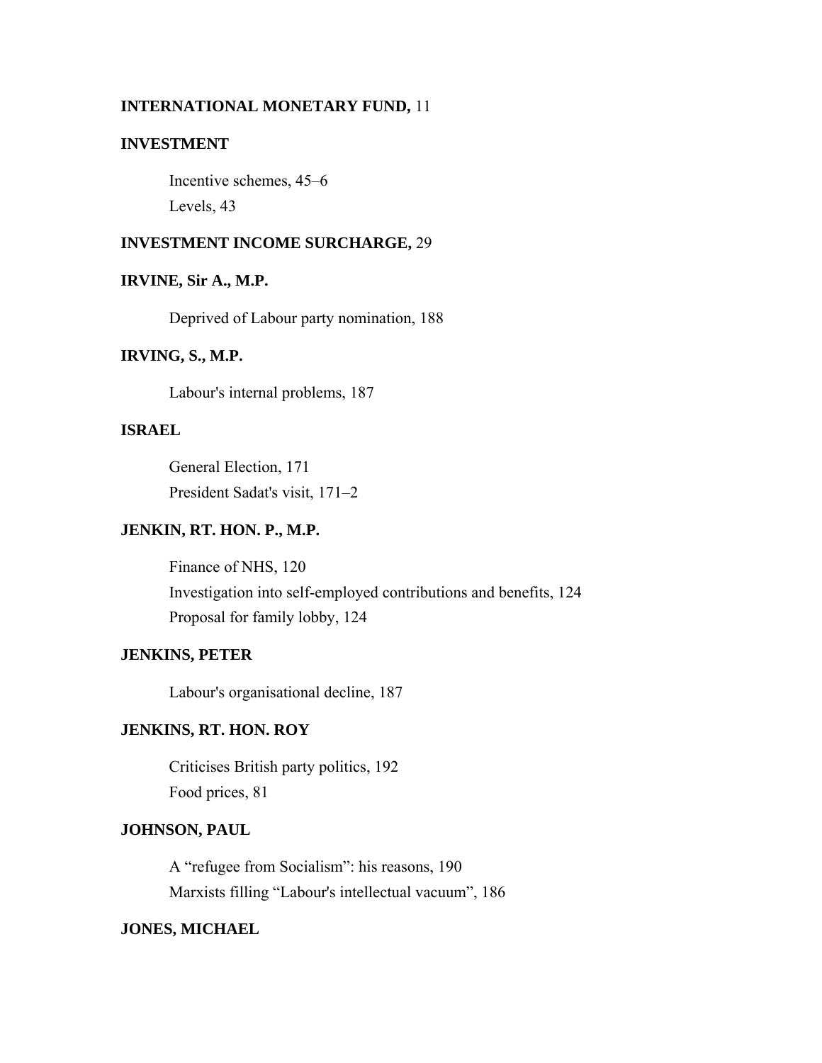**INTERNATIONAL MONETARY FUND,** 11

**INVESTMENT**

Incentive schemes, 45–6
Levels, 43

**INVESTMENT INCOME SURCHARGE,** 29

**IRVINE, Sir A., M.P.**

Deprived of Labour party nomination, 188

**IRVING, S., M.P.**

Labour's internal problems, 187

**ISRAEL**

General Election, 171
President Sadat's visit, 171–2

**JENKIN, RT. HON. P., M.P.**

Finance of NHS, 120
Investigation into self-employed contributions and benefits, 124
Proposal for family lobby, 124

**JENKINS, PETER**

Labour's organisational decline, 187

**JENKINS, RT. HON. ROY**

Criticises British party politics, 192
Food prices, 81

**JOHNSON, PAUL**

A "refugee from Socialism": his reasons, 190
Marxists filling "Labour's intellectual vacuum", 186

**JONES, MICHAEL**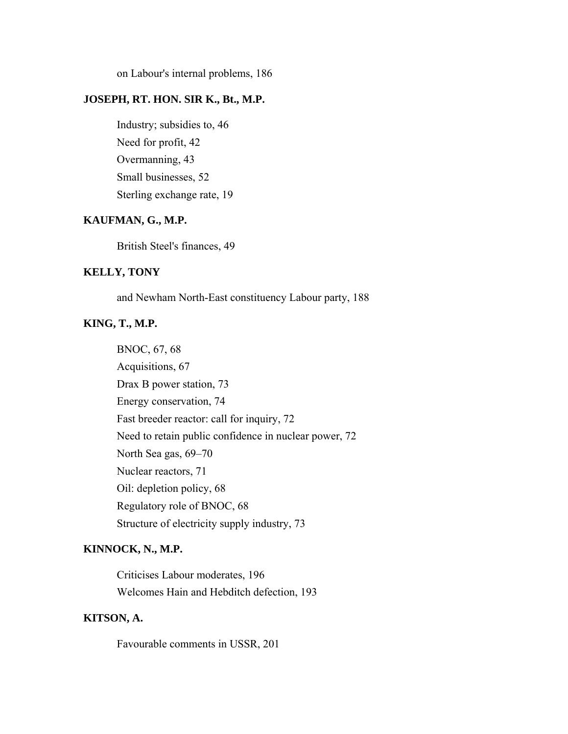on Labour's internal problems, 186

**JOSEPH, RT. HON. SIR K., Bt., M.P.**

Industry; subsidies to, 46
Need for profit, 42
Overmanning, 43
Small businesses, 52
Sterling exchange rate, 19

**KAUFMAN, G., M.P.**

British Steel's finances, 49

**KELLY, TONY**

and Newham North-East constituency Labour party, 188

**KING, T., M.P.**

BNOC, 67, 68
Acquisitions, 67
Drax B power station, 73
Energy conservation, 74
Fast breeder reactor: call for inquiry, 72
Need to retain public confidence in nuclear power, 72
North Sea gas, 69–70
Nuclear reactors, 71
Oil: depletion policy, 68
Regulatory role of BNOC, 68
Structure of electricity supply industry, 73

**KINNOCK, N., M.P.**

Criticises Labour moderates, 196
Welcomes Hain and Hebditch defection, 193

**KITSON, A.**

Favourable comments in USSR, 201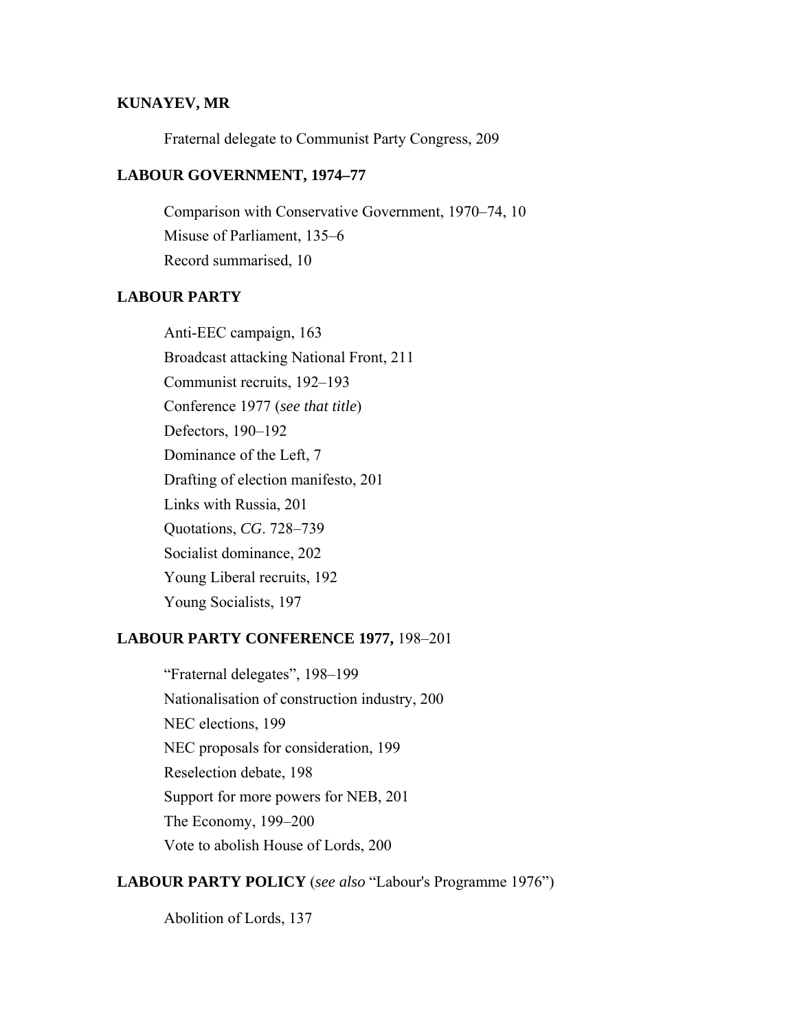**KUNAYEV, MR**

Fraternal delegate to Communist Party Congress, 209

**LABOUR GOVERNMENT, 1974–77**

Comparison with Conservative Government, 1970–74, 10
Misuse of Parliament, 135–6
Record summarised, 10

**LABOUR PARTY**

Anti-EEC campaign, 163
Broadcast attacking National Front, 211
Communist recruits, 192–193
Conference 1977 (*see that title*)
Defectors, 190–192
Dominance of the Left, 7
Drafting of election manifesto, 201
Links with Russia, 201
Quotations, *CG*. 728–739
Socialist dominance, 202
Young Liberal recruits, 192
Young Socialists, 197

**LABOUR PARTY CONFERENCE 1977,** 198–201

"Fraternal delegates", 198–199
Nationalisation of construction industry, 200
NEC elections, 199
NEC proposals for consideration, 199
Reselection debate, 198
Support for more powers for NEB, 201
The Economy, 199–200
Vote to abolish House of Lords, 200

**LABOUR PARTY POLICY** (*see also* "Labour's Programme 1976")

Abolition of Lords, 137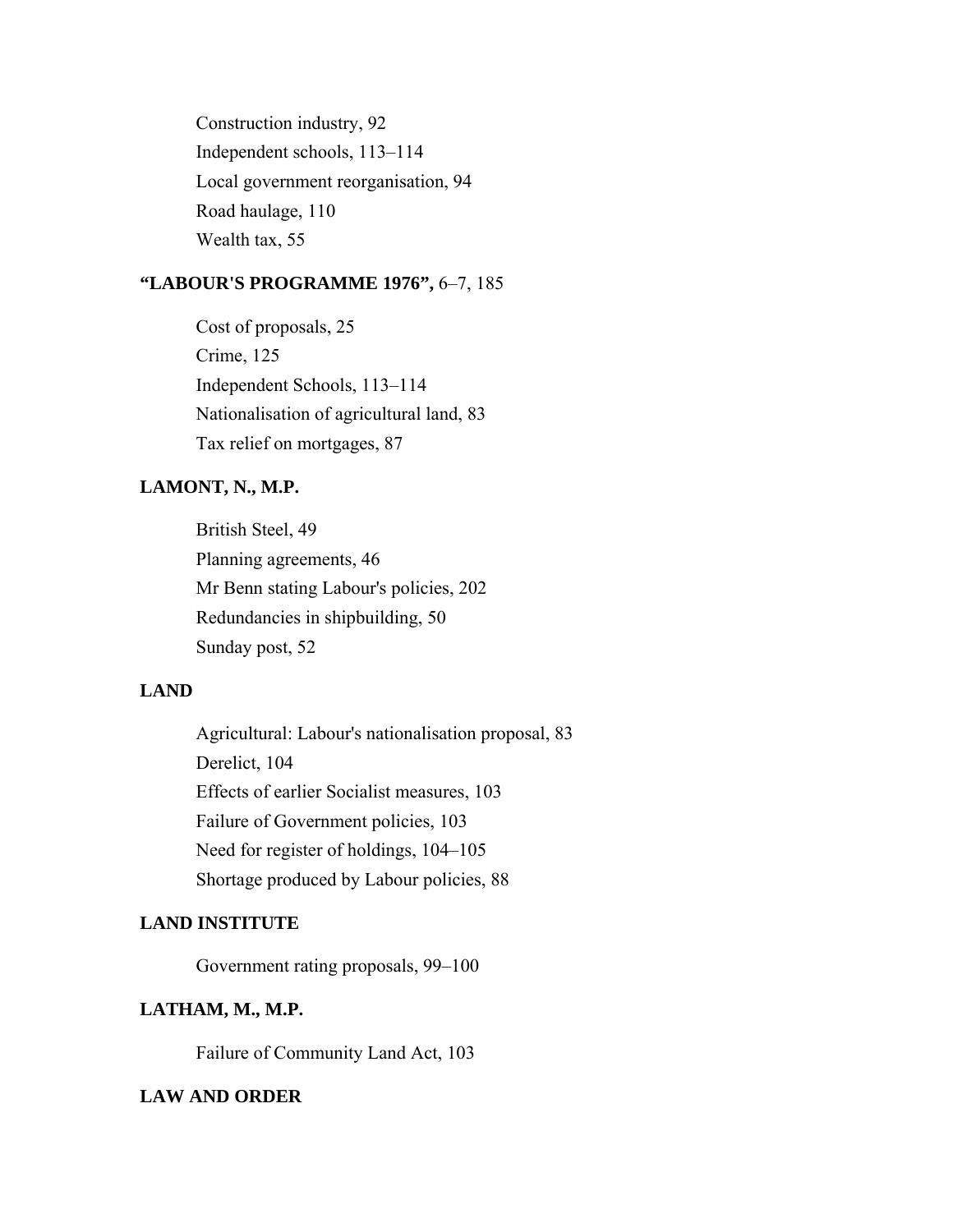Construction industry, 92

Independent schools, 113–114

Local government reorganisation, 94

Road haulage, 110

Wealth tax, 55

**"LABOUR'S PROGRAMME 1976",** 6–7, 185

Cost of proposals, 25

Crime, 125

Independent Schools, 113–114

Nationalisation of agricultural land, 83

Tax relief on mortgages, 87

**LAMONT, N., M.P.**

British Steel, 49

Planning agreements, 46

Mr Benn stating Labour's policies, 202

Redundancies in shipbuilding, 50

Sunday post, 52

**LAND**

Agricultural: Labour's nationalisation proposal, 83

Derelict, 104

Effects of earlier Socialist measures, 103

Failure of Government policies, 103

Need for register of holdings, 104–105

Shortage produced by Labour policies, 88

**LAND INSTITUTE**

Government rating proposals, 99–100

**LATHAM, M., M.P.**

Failure of Community Land Act, 103

**LAW AND ORDER**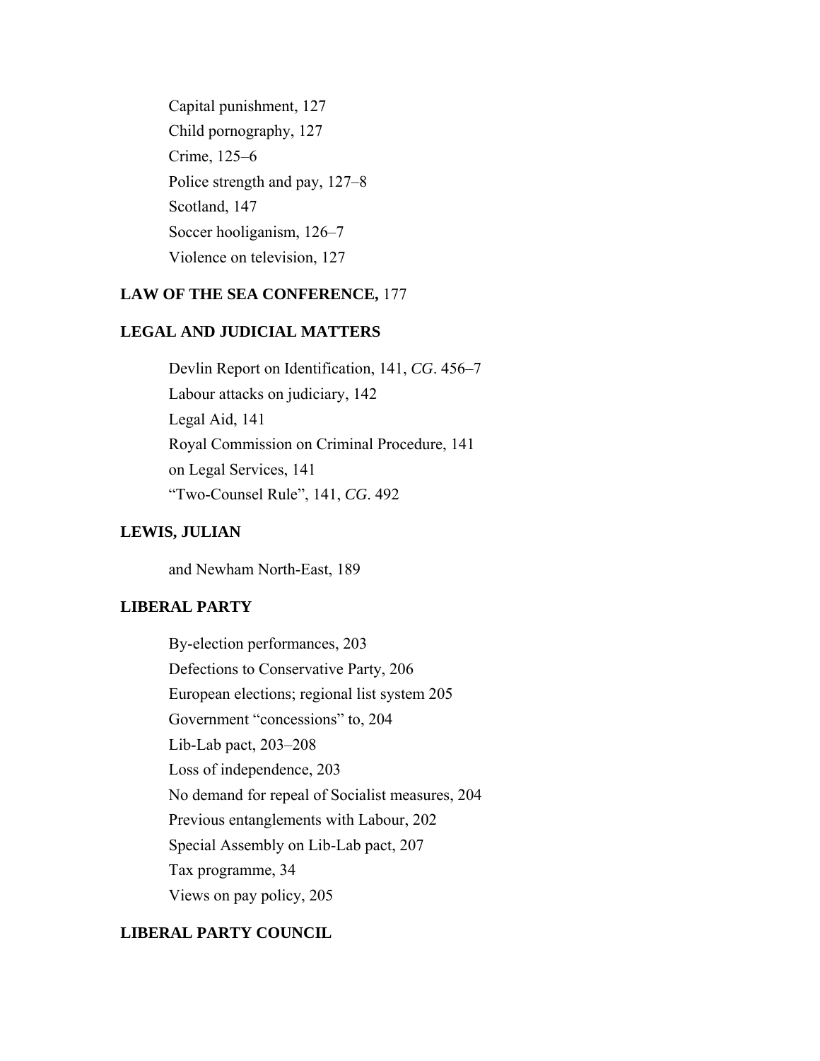Capital punishment, 127

Child pornography, 127

Crime, 125–6

Police strength and pay, 127–8

Scotland, 147

Soccer hooliganism, 126–7

Violence on television, 127

**LAW OF THE SEA CONFERENCE,** 177

**LEGAL AND JUDICIAL MATTERS**

Devlin Report on Identification, 141, *CG*. 456–7

Labour attacks on judiciary, 142

Legal Aid, 141

Royal Commission on Criminal Procedure, 141

on Legal Services, 141

"Two-Counsel Rule", 141, *CG*. 492

**LEWIS, JULIAN**

and Newham North-East, 189

**LIBERAL PARTY**

By-election performances, 203

Defections to Conservative Party, 206

European elections; regional list system 205

Government "concessions" to, 204

Lib-Lab pact, 203–208

Loss of independence, 203

No demand for repeal of Socialist measures, 204

Previous entanglements with Labour, 202

Special Assembly on Lib-Lab pact, 207

Tax programme, 34

Views on pay policy, 205

**LIBERAL PARTY COUNCIL**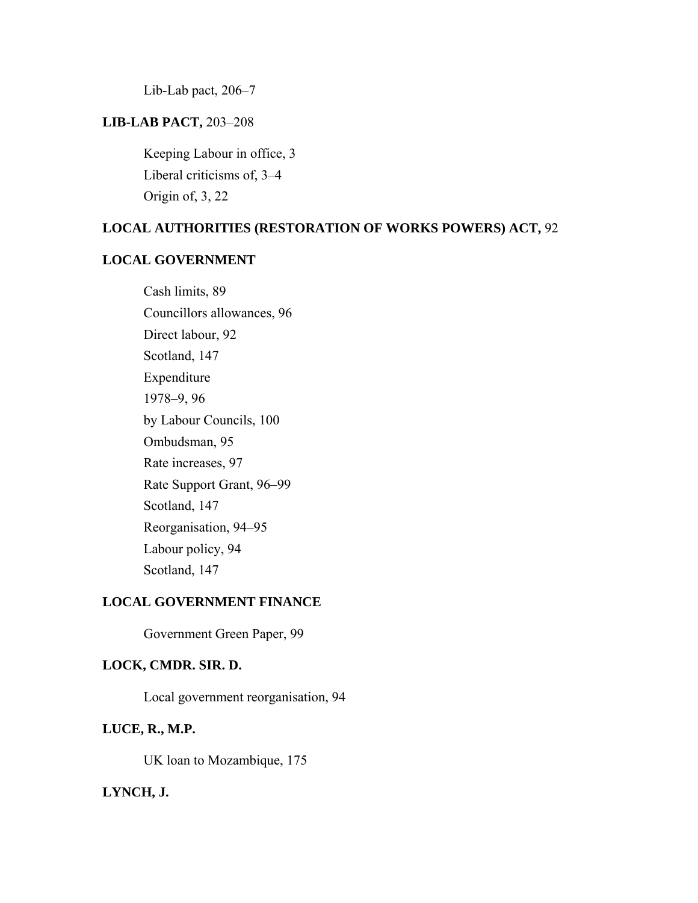Lib-Lab pact, 206–7

**LIB-LAB PACT,** 203–208

Keeping Labour in office, 3
Liberal criticisms of, 3–4
Origin of, 3, 22

**LOCAL AUTHORITIES (RESTORATION OF WORKS POWERS) ACT,** 92

**LOCAL GOVERNMENT**

Cash limits, 89
Councillors allowances, 96
Direct labour, 92
Scotland, 147
Expenditure
1978–9, 96
by Labour Councils, 100
Ombudsman, 95
Rate increases, 97
Rate Support Grant, 96–99
Scotland, 147
Reorganisation, 94–95
Labour policy, 94
Scotland, 147

**LOCAL GOVERNMENT FINANCE**

Government Green Paper, 99

**LOCK, CMDR. SIR. D.**

Local government reorganisation, 94

**LUCE, R., M.P.**

UK loan to Mozambique, 175

**LYNCH, J.**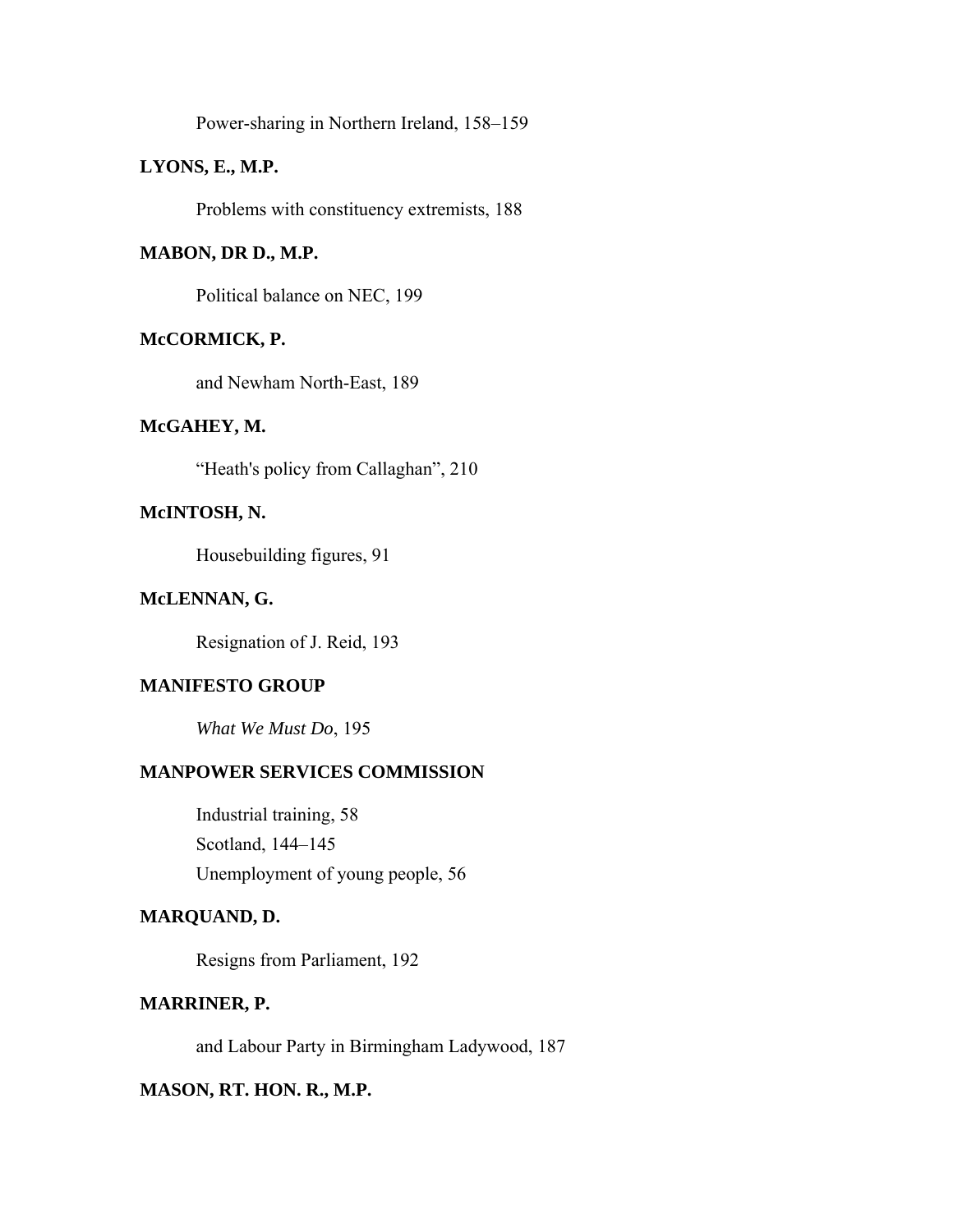Power-sharing in Northern Ireland, 158–159

**LYONS, E., M.P.**

Problems with constituency extremists, 188

**MABON, DR D., M.P.**

Political balance on NEC, 199

**McCORMICK, P.**

and Newham North-East, 189

**McGAHEY, M.**

"Heath's policy from Callaghan", 210

**McINTOSH, N.**

Housebuilding figures, 91

**McLENNAN, G.**

Resignation of J. Reid, 193

**MANIFESTO GROUP**

*What We Must Do*, 195

**MANPOWER SERVICES COMMISSION**

Industrial training, 58

Scotland, 144–145

Unemployment of young people, 56

**MARQUAND, D.**

Resigns from Parliament, 192

**MARRINER, P.**

and Labour Party in Birmingham Ladywood, 187

**MASON, RT. HON. R., M.P.**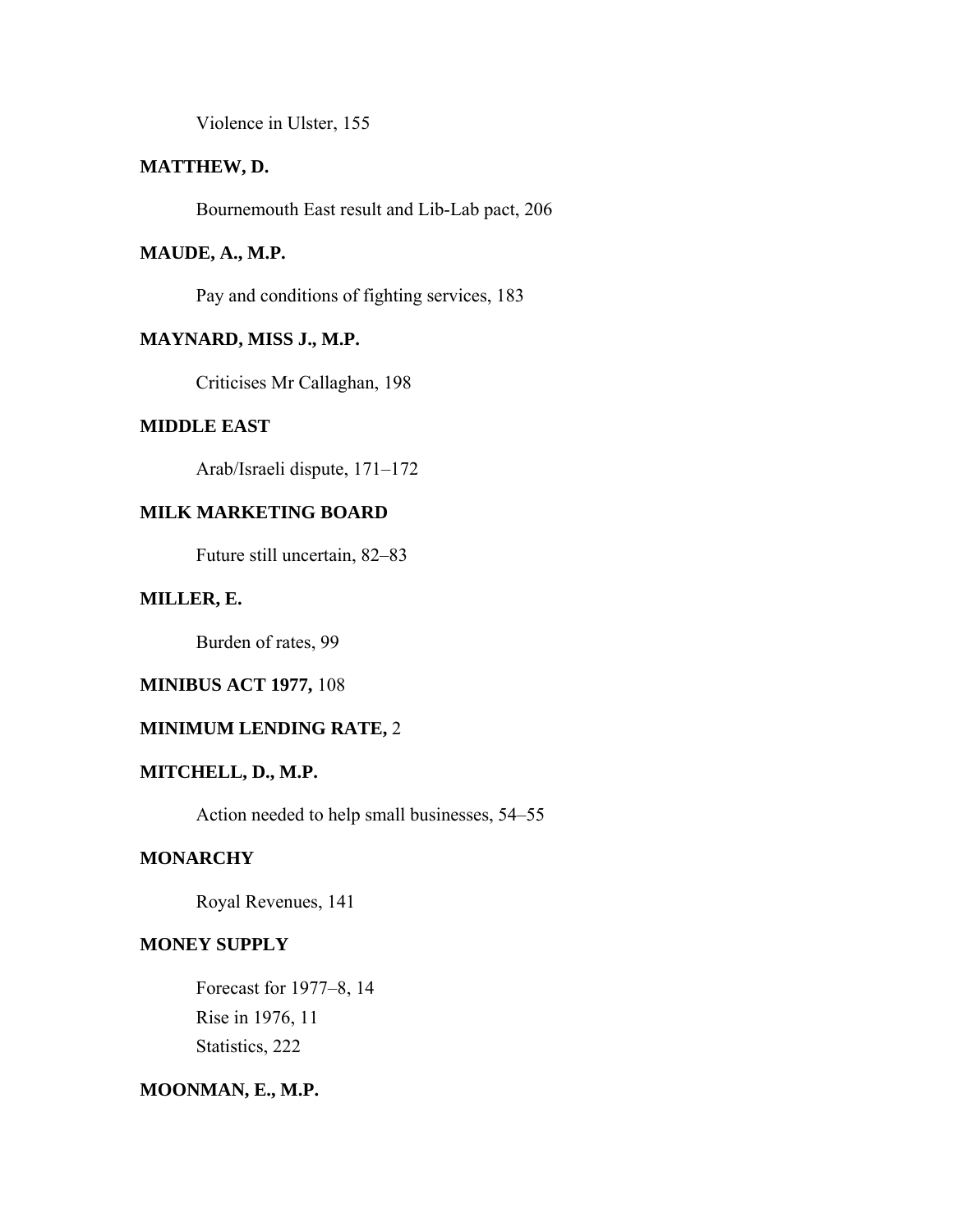Violence in Ulster, 155

**MATTHEW, D.**

Bournemouth East result and Lib-Lab pact, 206

**MAUDE, A., M.P.**

Pay and conditions of fighting services, 183

**MAYNARD, MISS J., M.P.**

Criticises Mr Callaghan, 198

**MIDDLE EAST**

Arab/Israeli dispute, 171–172

**MILK MARKETING BOARD**

Future still uncertain, 82–83

**MILLER, E.**

Burden of rates, 99

**MINIBUS ACT 1977,** 108

**MINIMUM LENDING RATE,** 2

**MITCHELL, D., M.P.**

Action needed to help small businesses, 54–55

**MONARCHY**

Royal Revenues, 141

**MONEY SUPPLY**

Forecast for 1977–8, 14
Rise in 1976, 11
Statistics, 222

**MOONMAN, E., M.P.**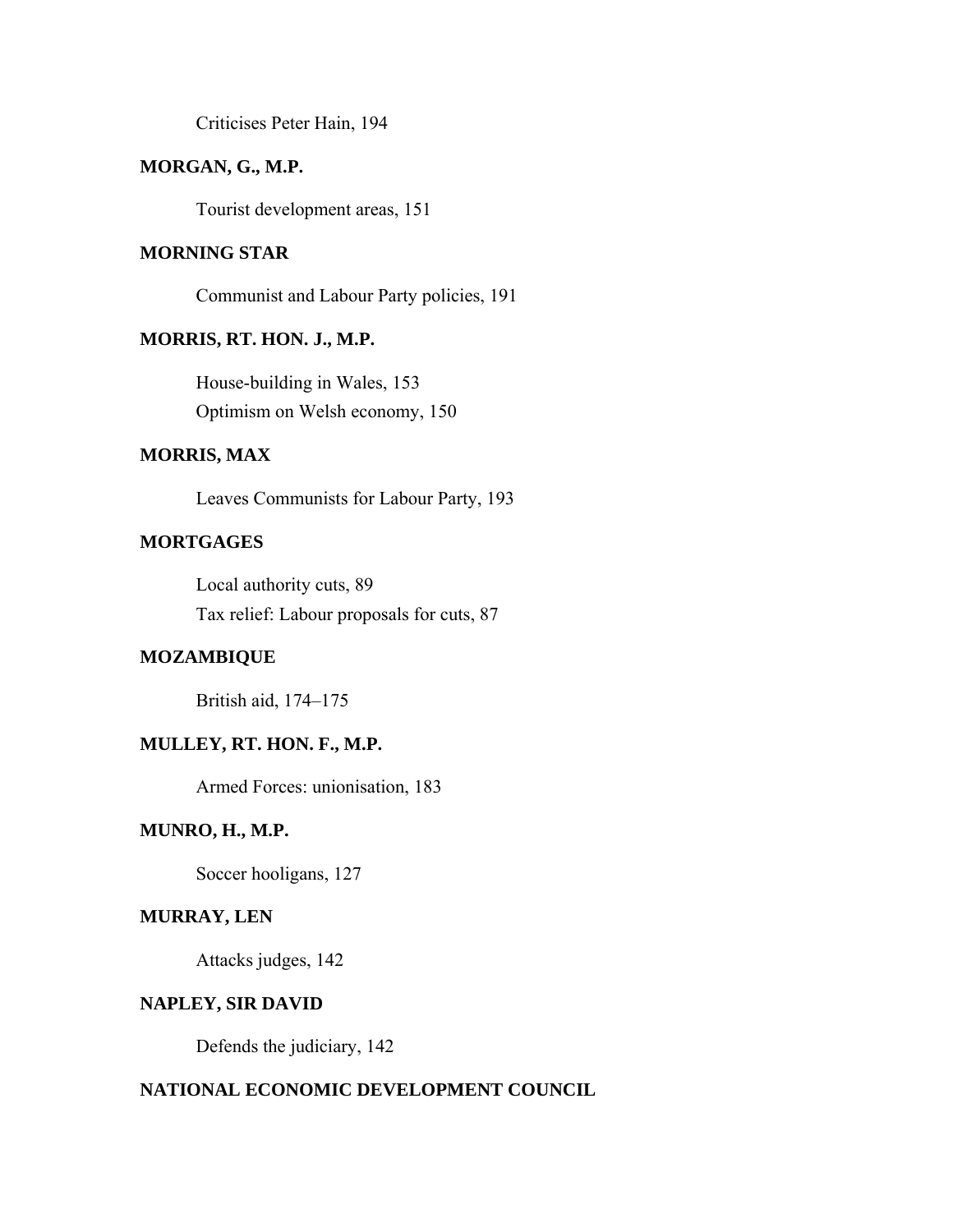Criticises Peter Hain, 194

**MORGAN, G., M.P.**

Tourist development areas, 151

**MORNING STAR**

Communist and Labour Party policies, 191

**MORRIS, RT. HON. J., M.P.**

House-building in Wales, 153
Optimism on Welsh economy, 150

**MORRIS, MAX**

Leaves Communists for Labour Party, 193

**MORTGAGES**

Local authority cuts, 89
Tax relief: Labour proposals for cuts, 87

**MOZAMBIQUE**

British aid, 174–175

**MULLEY, RT. HON. F., M.P.**

Armed Forces: unionisation, 183

**MUNRO, H., M.P.**

Soccer hooligans, 127

**MURRAY, LEN**

Attacks judges, 142

**NAPLEY, SIR DAVID**

Defends the judiciary, 142

**NATIONAL ECONOMIC DEVELOPMENT COUNCIL**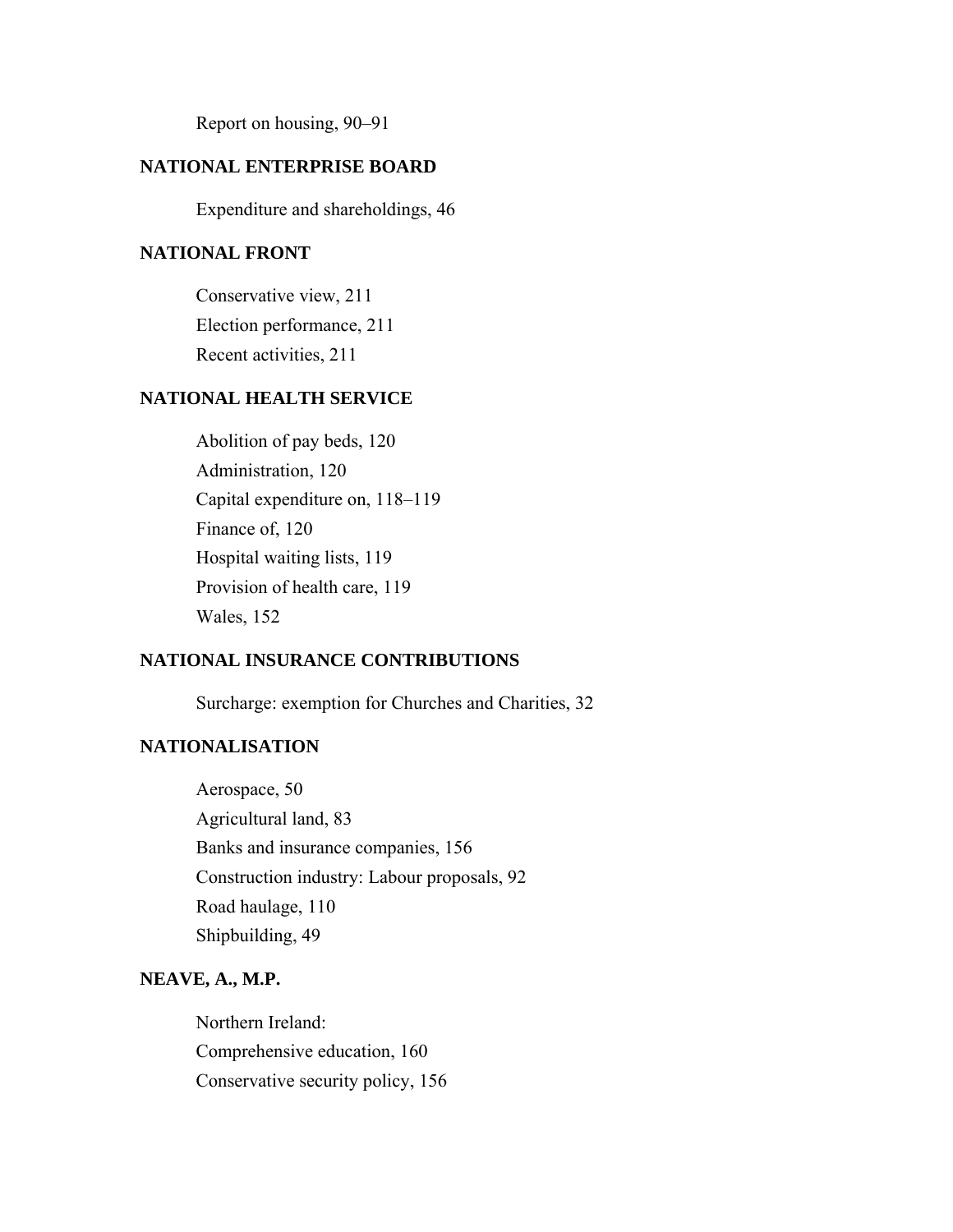Report on housing, 90–91

**NATIONAL ENTERPRISE BOARD**

Expenditure and shareholdings, 46

**NATIONAL FRONT**

Conservative view, 211
Election performance, 211
Recent activities, 211

**NATIONAL HEALTH SERVICE**

Abolition of pay beds, 120
Administration, 120
Capital expenditure on, 118–119
Finance of, 120
Hospital waiting lists, 119
Provision of health care, 119
Wales, 152

**NATIONAL INSURANCE CONTRIBUTIONS**

Surcharge: exemption for Churches and Charities, 32

**NATIONALISATION**

Aerospace, 50
Agricultural land, 83
Banks and insurance companies, 156
Construction industry: Labour proposals, 92
Road haulage, 110
Shipbuilding, 49

**NEAVE, A., M.P.**

Northern Ireland:
Comprehensive education, 160
Conservative security policy, 156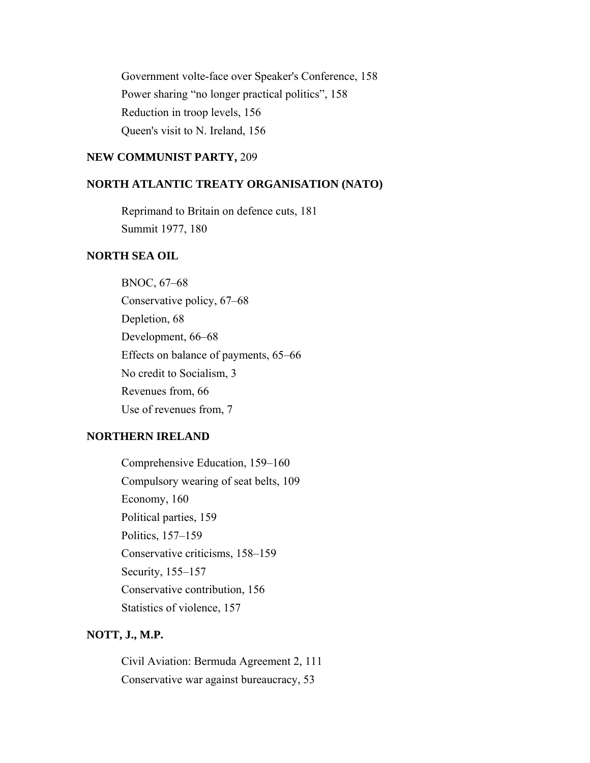Government volte-face over Speaker's Conference, 158

Power sharing "no longer practical politics", 158

Reduction in troop levels, 156

Queen's visit to N. Ireland, 156

**NEW COMMUNIST PARTY,** 209

**NORTH ATLANTIC TREATY ORGANISATION (NATO)**

Reprimand to Britain on defence cuts, 181

Summit 1977, 180

**NORTH SEA OIL**

BNOC, 67–68

Conservative policy, 67–68

Depletion, 68

Development, 66–68

Effects on balance of payments, 65–66

No credit to Socialism, 3

Revenues from, 66

Use of revenues from, 7

**NORTHERN IRELAND**

Comprehensive Education, 159–160

Compulsory wearing of seat belts, 109

Economy, 160

Political parties, 159

Politics, 157–159

Conservative criticisms, 158–159

Security, 155–157

Conservative contribution, 156

Statistics of violence, 157

**NOTT, J., M.P.**

Civil Aviation: Bermuda Agreement 2, 111

Conservative war against bureaucracy, 53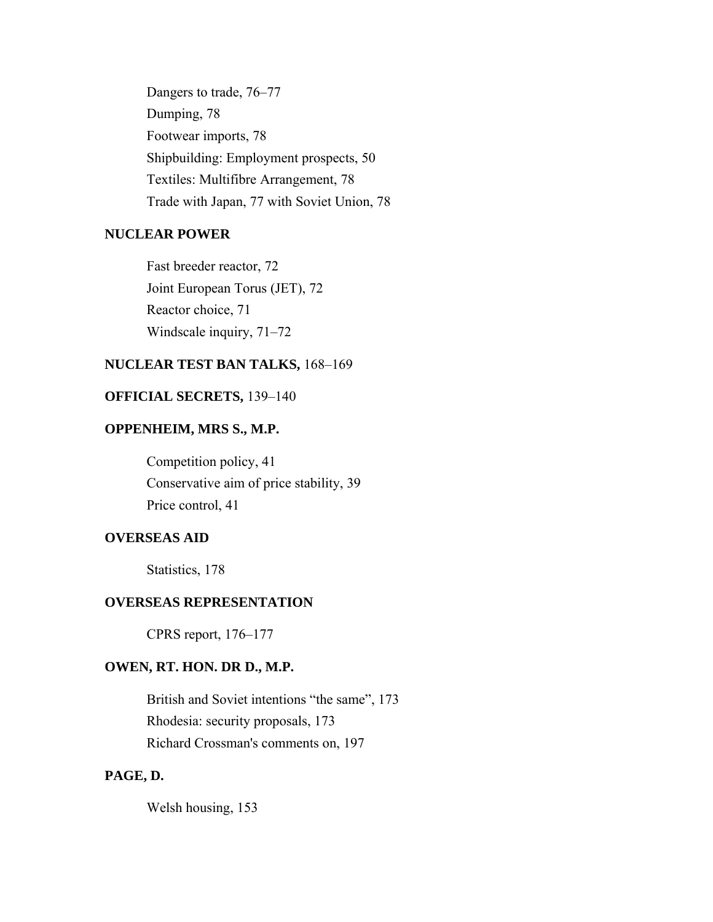Dangers to trade, 76–77

Dumping, 78

Footwear imports, 78

Shipbuilding: Employment prospects, 50

Textiles: Multifibre Arrangement, 78

Trade with Japan, 77 with Soviet Union, 78

**NUCLEAR POWER**

Fast breeder reactor, 72

Joint European Torus (JET), 72

Reactor choice, 71

Windscale inquiry, 71–72

**NUCLEAR TEST BAN TALKS,** 168–169

**OFFICIAL SECRETS,** 139–140

**OPPENHEIM, MRS S., M.P.**

Competition policy, 41

Conservative aim of price stability, 39

Price control, 41

**OVERSEAS AID**

Statistics, 178

**OVERSEAS REPRESENTATION**

CPRS report, 176–177

**OWEN, RT. HON. DR D., M.P.**

British and Soviet intentions “the same”, 173

Rhodesia: security proposals, 173

Richard Crossman's comments on, 197

**PAGE, D.**

Welsh housing, 153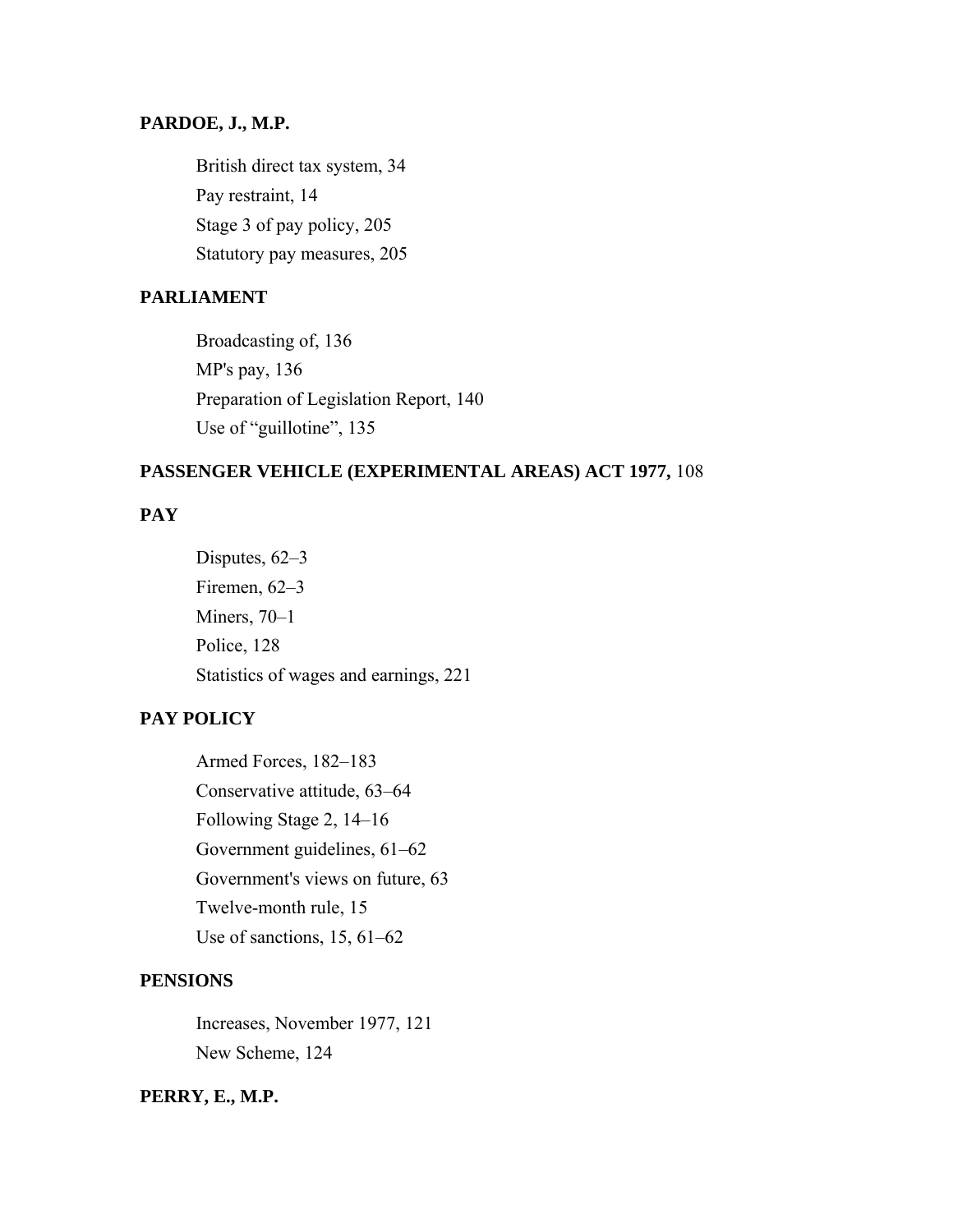**PARDOE, J., M.P.**

British direct tax system, 34

Pay restraint, 14

Stage 3 of pay policy, 205

Statutory pay measures, 205

**PARLIAMENT**

Broadcasting of, 136

MP's pay, 136

Preparation of Legislation Report, 140

Use of “guillotine”, 135

**PASSENGER VEHICLE (EXPERIMENTAL AREAS) ACT 1977,** 108

**PAY**

Disputes, 62–3

Firemen, 62–3

Miners, 70–1

Police, 128

Statistics of wages and earnings, 221

**PAY POLICY**

Armed Forces, 182–183

Conservative attitude, 63–64

Following Stage 2, 14–16

Government guidelines, 61–62

Government's views on future, 63

Twelve-month rule, 15

Use of sanctions, 15, 61–62

**PENSIONS**

Increases, November 1977, 121

New Scheme, 124

**PERRY, E., M.P.**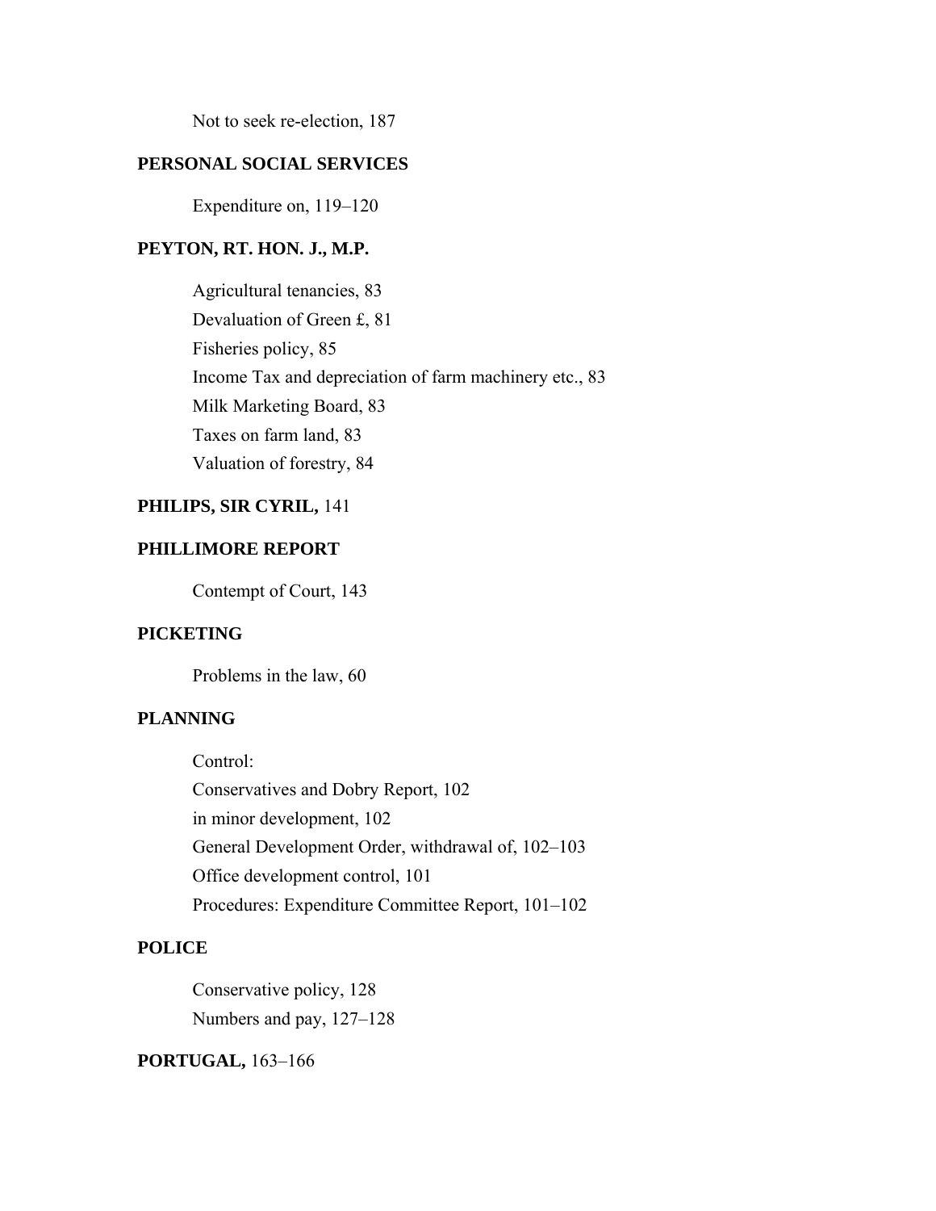Not to seek re-election, 187

**PERSONAL SOCIAL SERVICES**

Expenditure on, 119–120

**PEYTON, RT. HON. J., M.P.**

Agricultural tenancies, 83
Devaluation of Green £, 81
Fisheries policy, 85
Income Tax and depreciation of farm machinery etc., 83
Milk Marketing Board, 83
Taxes on farm land, 83
Valuation of forestry, 84

**PHILIPS, SIR CYRIL,** 141

**PHILLIMORE REPORT**

Contempt of Court, 143

**PICKETING**

Problems in the law, 60

**PLANNING**

Control:
Conservatives and Dobry Report, 102
in minor development, 102
General Development Order, withdrawal of, 102–103
Office development control, 101
Procedures: Expenditure Committee Report, 101–102

**POLICE**

Conservative policy, 128
Numbers and pay, 127–128

**PORTUGAL,** 163–166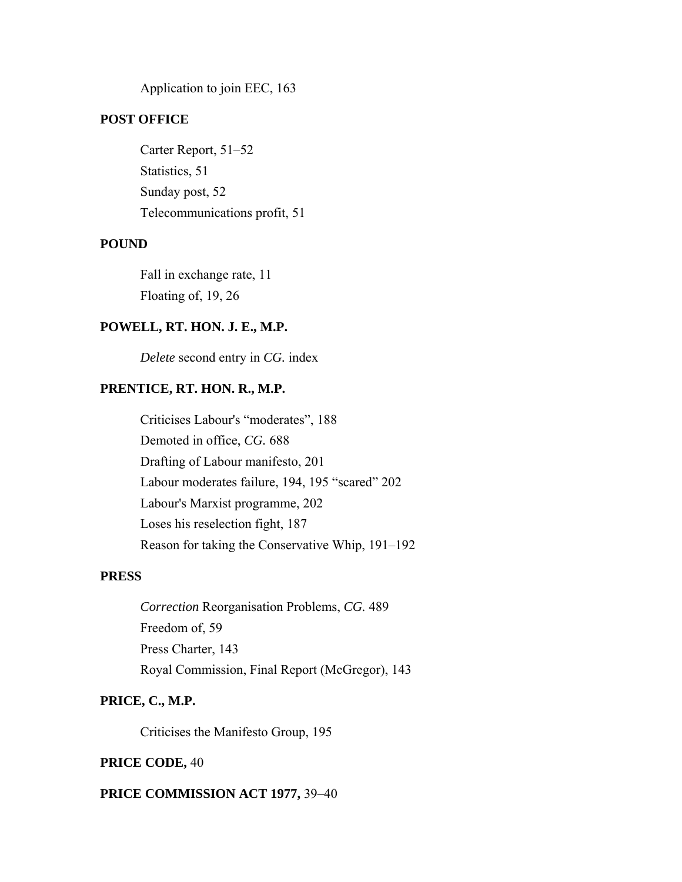Application to join EEC, 163

**POST OFFICE**

Carter Report, 51–52
Statistics, 51
Sunday post, 52
Telecommunications profit, 51

**POUND**

Fall in exchange rate, 11
Floating of, 19, 26

**POWELL, RT. HON. J. E., M.P.**

*Delete* second entry in *CG.* index

**PRENTICE, RT. HON. R., M.P.**

Criticises Labour's “moderates”, 188
Demoted in office, *CG.* 688
Drafting of Labour manifesto, 201
Labour moderates failure, 194, 195 “scared” 202
Labour's Marxist programme, 202
Loses his reselection fight, 187
Reason for taking the Conservative Whip, 191–192

**PRESS**

*Correction* Reorganisation Problems, *CG.* 489
Freedom of, 59
Press Charter, 143
Royal Commission, Final Report (McGregor), 143

**PRICE, C., M.P.**

Criticises the Manifesto Group, 195

**PRICE CODE,** 40

**PRICE COMMISSION ACT 1977,** 39–40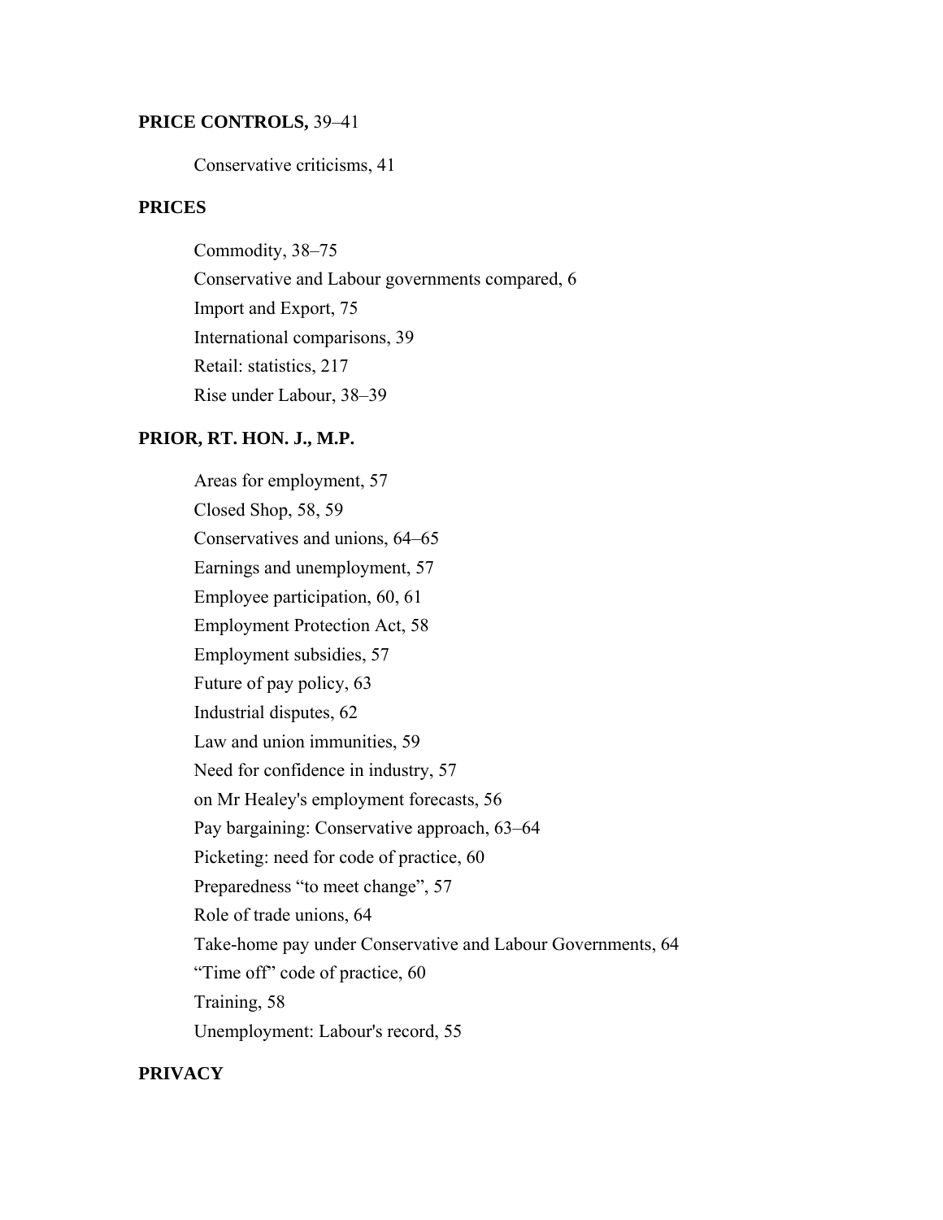**PRICE CONTROLS,** 39–41

Conservative criticisms, 41

**PRICES**

Commodity, 38–75
Conservative and Labour governments compared, 6
Import and Export, 75
International comparisons, 39
Retail: statistics, 217
Rise under Labour, 38–39

**PRIOR, RT. HON. J., M.P.**

Areas for employment, 57
Closed Shop, 58, 59
Conservatives and unions, 64–65
Earnings and unemployment, 57
Employee participation, 60, 61
Employment Protection Act, 58
Employment subsidies, 57
Future of pay policy, 63
Industrial disputes, 62
Law and union immunities, 59
Need for confidence in industry, 57
on Mr Healey's employment forecasts, 56
Pay bargaining: Conservative approach, 63–64
Picketing: need for code of practice, 60
Preparedness "to meet change", 57
Role of trade unions, 64
Take-home pay under Conservative and Labour Governments, 64
"Time off" code of practice, 60
Training, 58
Unemployment: Labour's record, 55

**PRIVACY**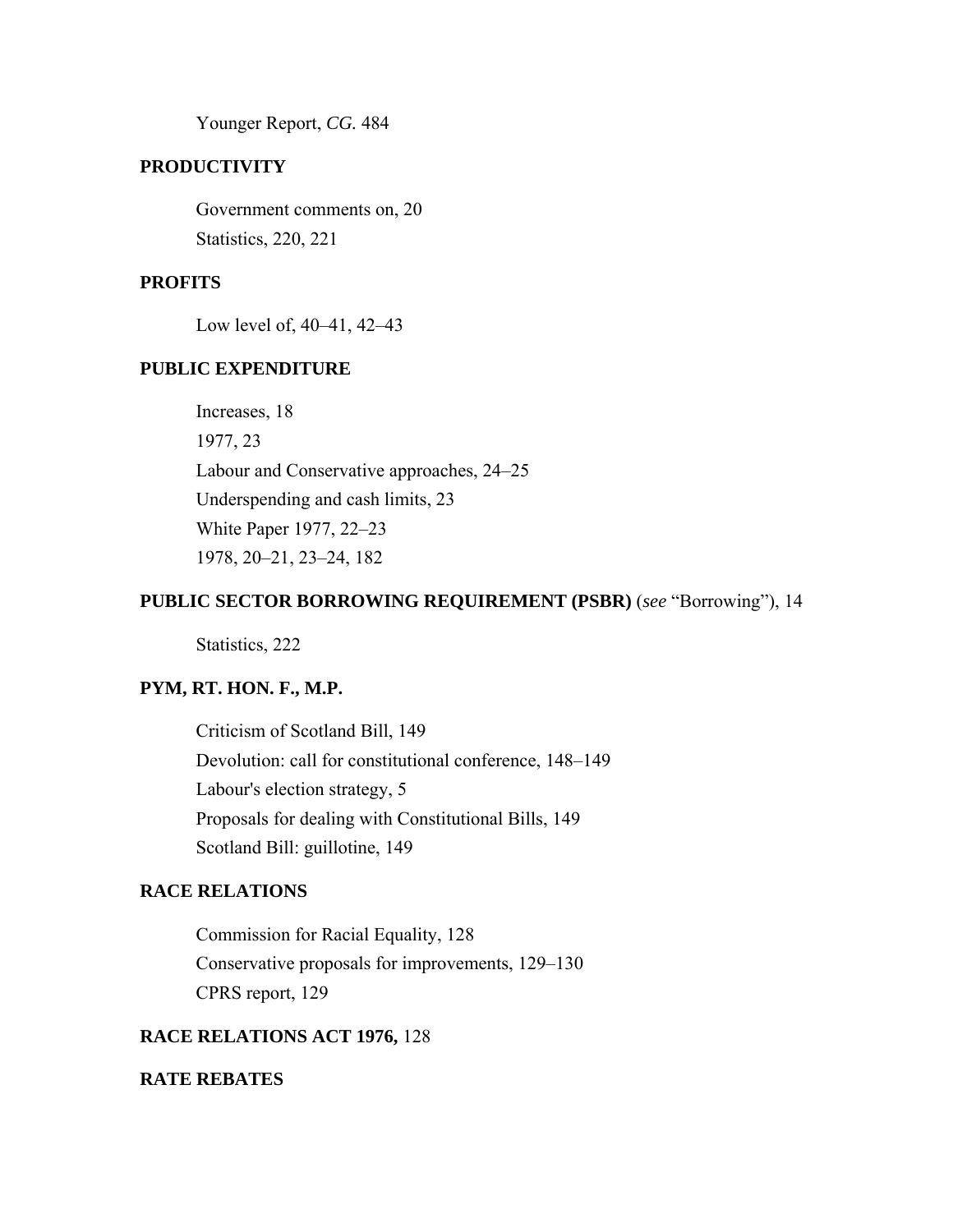Younger Report, *CG.* 484

**PRODUCTIVITY**

Government comments on, 20
Statistics, 220, 221

**PROFITS**

Low level of, 40–41, 42–43

**PUBLIC EXPENDITURE**

Increases, 18
1977, 23
Labour and Conservative approaches, 24–25
Underspending and cash limits, 23
White Paper 1977, 22–23
1978, 20–21, 23–24, 182

**PUBLIC SECTOR BORROWING REQUIREMENT (PSBR)** (*see* "Borrowing"), 14

Statistics, 222

**PYM, RT. HON. F., M.P.**

Criticism of Scotland Bill, 149
Devolution: call for constitutional conference, 148–149
Labour's election strategy, 5
Proposals for dealing with Constitutional Bills, 149
Scotland Bill: guillotine, 149

**RACE RELATIONS**

Commission for Racial Equality, 128
Conservative proposals for improvements, 129–130
CPRS report, 129

**RACE RELATIONS ACT 1976,** 128

**RATE REBATES**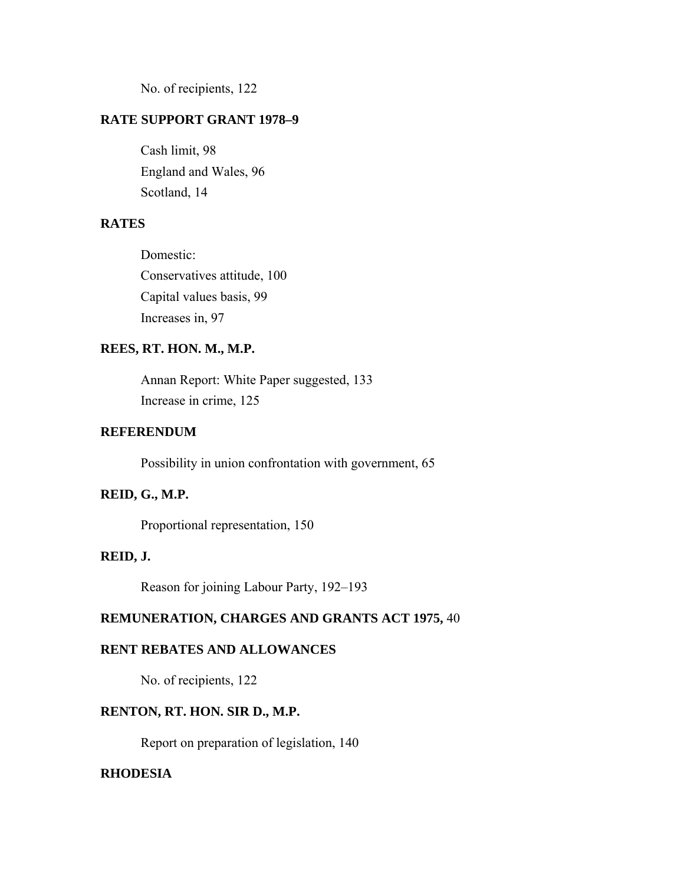No. of recipients, 122

**RATE SUPPORT GRANT 1978–9**

Cash limit, 98
England and Wales, 96
Scotland, 14

**RATES**

Domestic:
Conservatives attitude, 100
Capital values basis, 99
Increases in, 97

**REES, RT. HON. M., M.P.**

Annan Report: White Paper suggested, 133
Increase in crime, 125

**REFERENDUM**

Possibility in union confrontation with government, 65

**REID, G., M.P.**

Proportional representation, 150

**REID, J.**

Reason for joining Labour Party, 192–193

**REMUNERATION, CHARGES AND GRANTS ACT 1975,** 40

**RENT REBATES AND ALLOWANCES**

No. of recipients, 122

**RENTON, RT. HON. SIR D., M.P.**

Report on preparation of legislation, 140

**RHODESIA**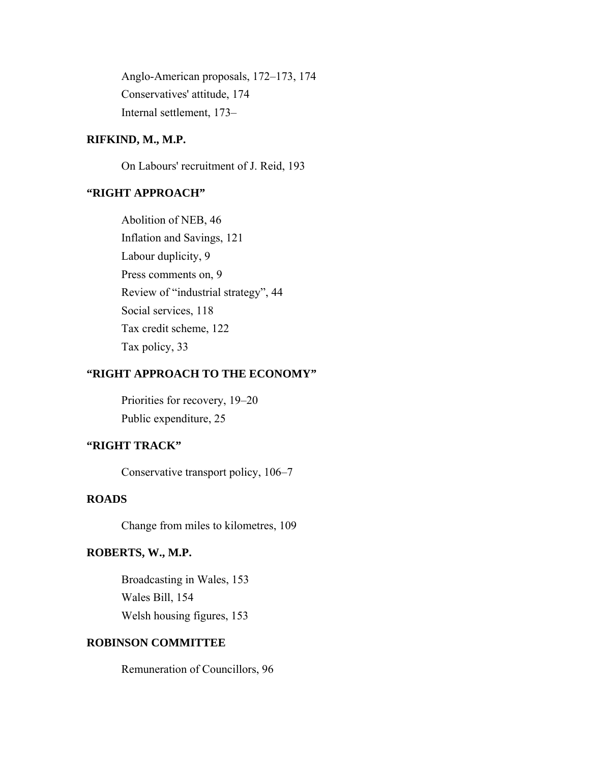Anglo-American proposals, 172–173, 174

Conservatives' attitude, 174

Internal settlement, 173–

**RIFKIND, M., M.P.**

On Labours' recruitment of J. Reid, 193

**“RIGHT APPROACH”**

Abolition of NEB, 46

Inflation and Savings, 121

Labour duplicity, 9

Press comments on, 9

Review of “industrial strategy”, 44

Social services, 118

Tax credit scheme, 122

Tax policy, 33

**“RIGHT APPROACH TO THE ECONOMY”**

Priorities for recovery, 19–20

Public expenditure, 25

**“RIGHT TRACK”**

Conservative transport policy, 106–7

**ROADS**

Change from miles to kilometres, 109

**ROBERTS, W., M.P.**

Broadcasting in Wales, 153

Wales Bill, 154

Welsh housing figures, 153

**ROBINSON COMMITTEE**

Remuneration of Councillors, 96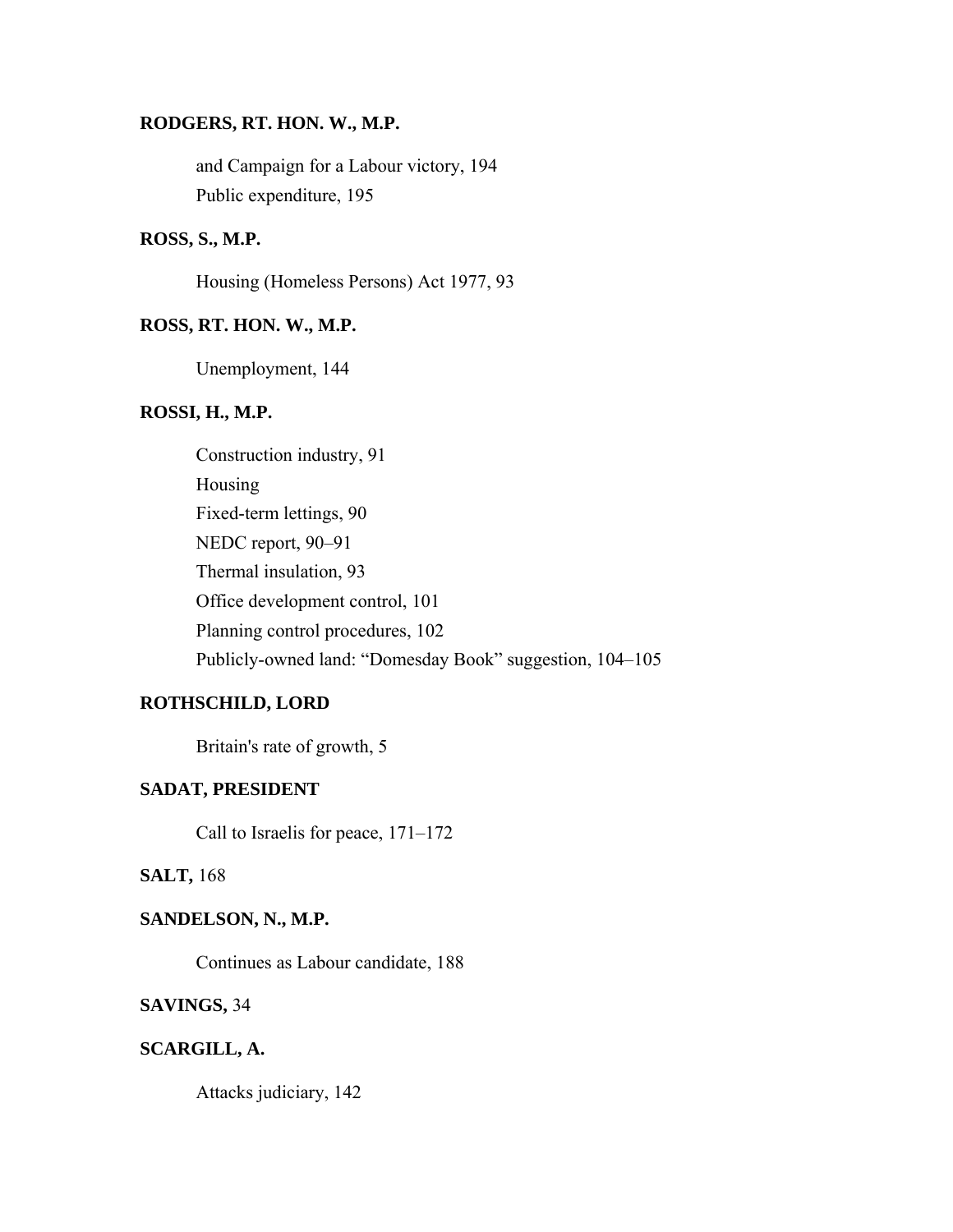**RODGERS, RT. HON. W., M.P.**

and Campaign for a Labour victory, 194
Public expenditure, 195

**ROSS, S., M.P.**

Housing (Homeless Persons) Act 1977, 93

**ROSS, RT. HON. W., M.P.**

Unemployment, 144

**ROSSI, H., M.P.**

Construction industry, 91
Housing
Fixed-term lettings, 90
NEDC report, 90–91
Thermal insulation, 93
Office development control, 101
Planning control procedures, 102
Publicly-owned land: "Domesday Book" suggestion, 104–105

**ROTHSCHILD, LORD**

Britain's rate of growth, 5

**SADAT, PRESIDENT**

Call to Israelis for peace, 171–172

**SALT,** 168

**SANDELSON, N., M.P.**

Continues as Labour candidate, 188

**SAVINGS,** 34

**SCARGILL, A.**

Attacks judiciary, 142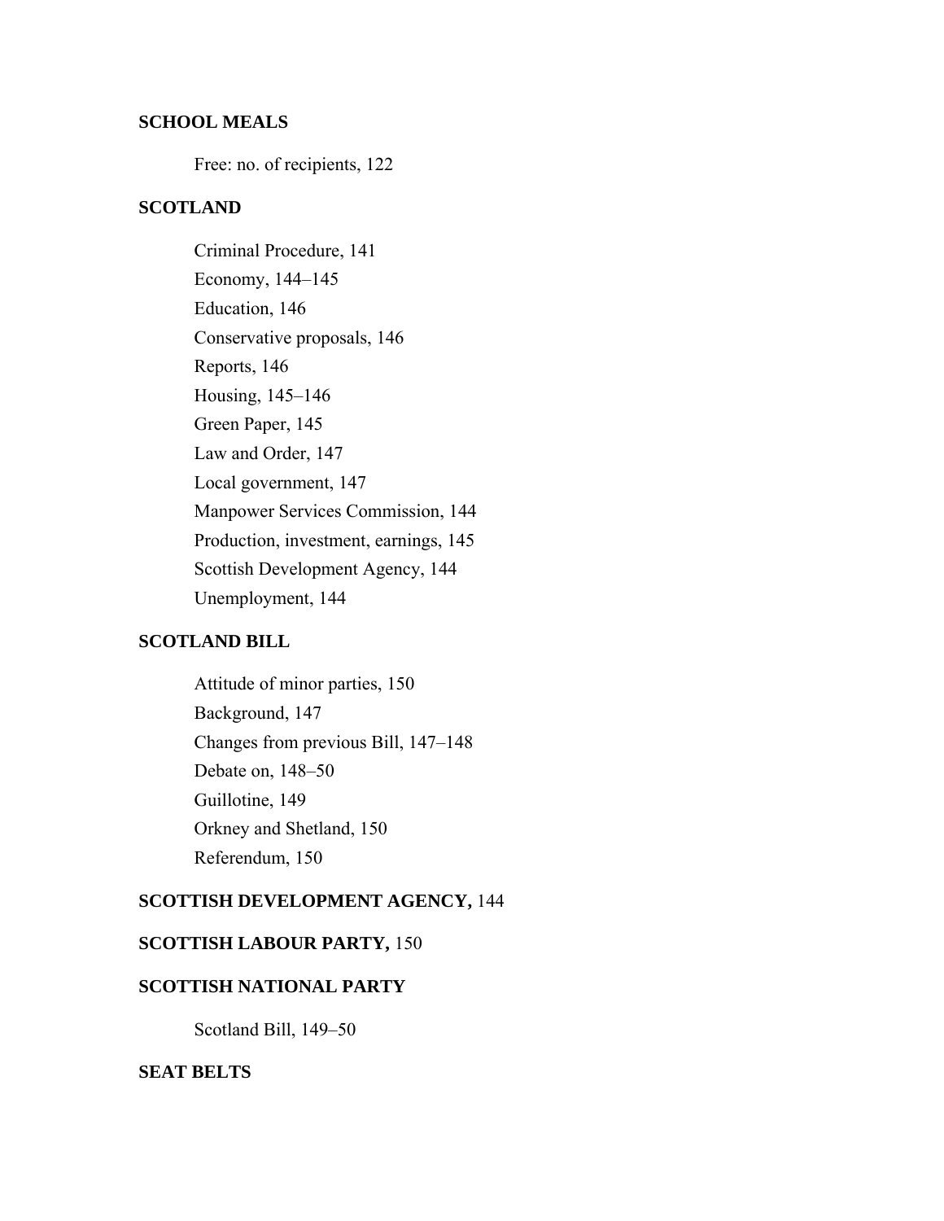**SCHOOL MEALS**

Free: no. of recipients, 122

**SCOTLAND**

Criminal Procedure, 141

Economy, 144–145

Education, 146

Conservative proposals, 146

Reports, 146

Housing, 145–146

Green Paper, 145

Law and Order, 147

Local government, 147

Manpower Services Commission, 144

Production, investment, earnings, 145

Scottish Development Agency, 144

Unemployment, 144

**SCOTLAND BILL**

Attitude of minor parties, 150

Background, 147

Changes from previous Bill, 147–148

Debate on, 148–50

Guillotine, 149

Orkney and Shetland, 150

Referendum, 150

**SCOTTISH DEVELOPMENT AGENCY,** 144

**SCOTTISH LABOUR PARTY,** 150

**SCOTTISH NATIONAL PARTY**

Scotland Bill, 149–50

**SEAT BELTS**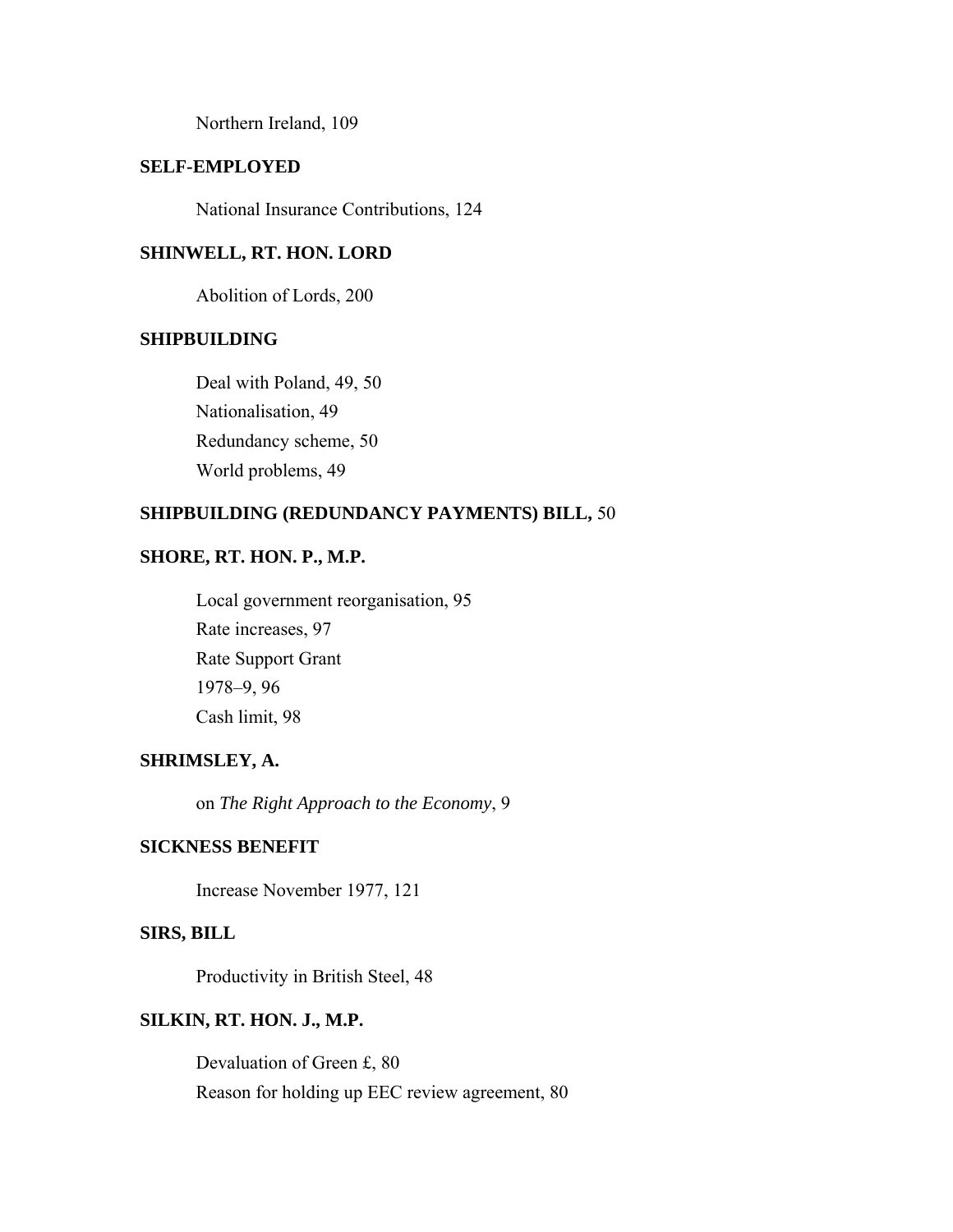Northern Ireland, 109

**SELF-EMPLOYED**

National Insurance Contributions, 124

**SHINWELL, RT. HON. LORD**

Abolition of Lords, 200

**SHIPBUILDING**

Deal with Poland, 49, 50

Nationalisation, 49

Redundancy scheme, 50

World problems, 49

**SHIPBUILDING (REDUNDANCY PAYMENTS) BILL,** 50

**SHORE, RT. HON. P., M.P.**

Local government reorganisation, 95

Rate increases, 97

Rate Support Grant

1978–9, 96

Cash limit, 98

**SHRIMSLEY, A.**

on *The Right Approach to the Economy*, 9

**SICKNESS BENEFIT**

Increase November 1977, 121

**SIRS, BILL**

Productivity in British Steel, 48

**SILKIN, RT. HON. J., M.P.**

Devaluation of Green £, 80

Reason for holding up EEC review agreement, 80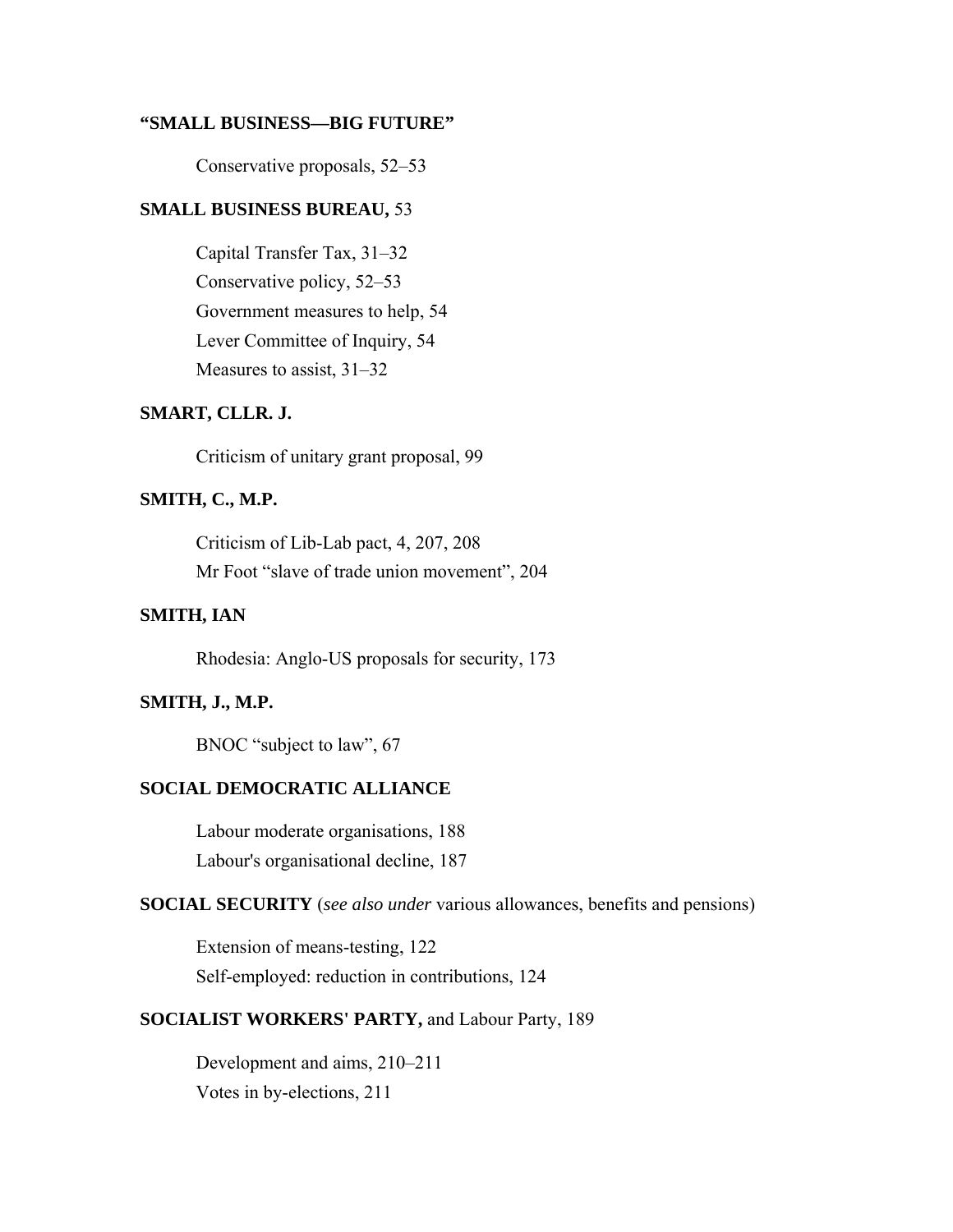**"SMALL BUSINESS—BIG FUTURE"**

Conservative proposals, 52–53

**SMALL BUSINESS BUREAU,** 53

Capital Transfer Tax, 31–32
Conservative policy, 52–53
Government measures to help, 54
Lever Committee of Inquiry, 54
Measures to assist, 31–32

**SMART, CLLR. J.**

Criticism of unitary grant proposal, 99

**SMITH, C., M.P.**

Criticism of Lib-Lab pact, 4, 207, 208
Mr Foot "slave of trade union movement", 204

**SMITH, IAN**

Rhodesia: Anglo-US proposals for security, 173

**SMITH, J., M.P.**

BNOC "subject to law", 67

**SOCIAL DEMOCRATIC ALLIANCE**

Labour moderate organisations, 188
Labour's organisational decline, 187

**SOCIAL SECURITY** (*see also under* various allowances, benefits and pensions)

Extension of means-testing, 122
Self-employed: reduction in contributions, 124

**SOCIALIST WORKERS' PARTY,** and Labour Party, 189

Development and aims, 210–211
Votes in by-elections, 211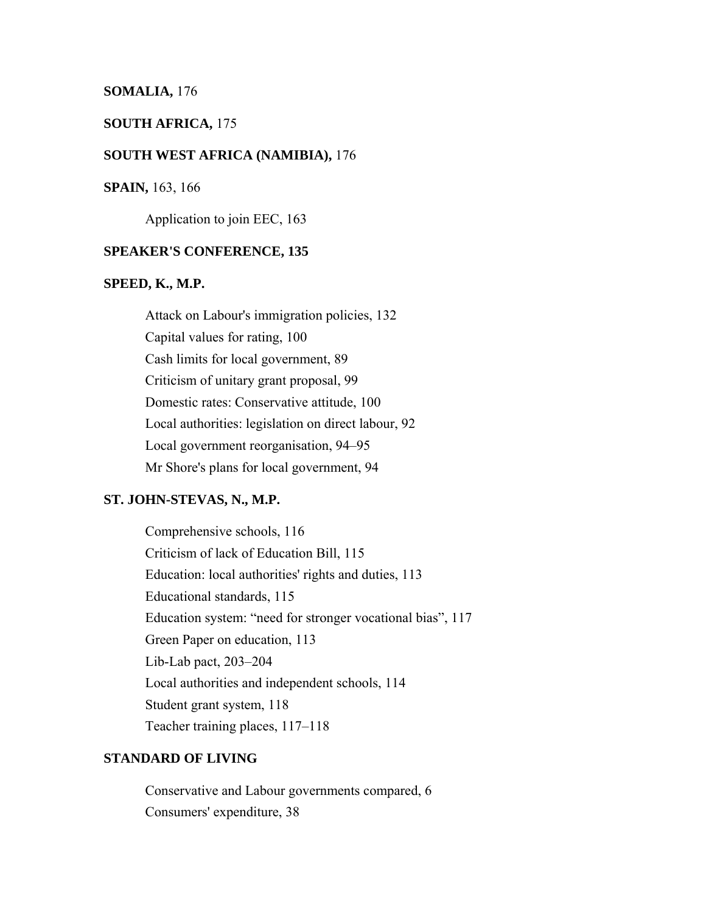**SOMALIA,** 176

**SOUTH AFRICA,** 175

**SOUTH WEST AFRICA (NAMIBIA),** 176

**SPAIN,** 163, 166

Application to join EEC, 163

**SPEAKER'S CONFERENCE, 135**

**SPEED, K., M.P.**

Attack on Labour's immigration policies, 132
Capital values for rating, 100
Cash limits for local government, 89
Criticism of unitary grant proposal, 99
Domestic rates: Conservative attitude, 100
Local authorities: legislation on direct labour, 92
Local government reorganisation, 94–95
Mr Shore's plans for local government, 94

**ST. JOHN-STEVAS, N., M.P.**

Comprehensive schools, 116
Criticism of lack of Education Bill, 115
Education: local authorities' rights and duties, 113
Educational standards, 115
Education system: "need for stronger vocational bias", 117
Green Paper on education, 113
Lib-Lab pact, 203–204
Local authorities and independent schools, 114
Student grant system, 118
Teacher training places, 117–118

**STANDARD OF LIVING**

Conservative and Labour governments compared, 6
Consumers' expenditure, 38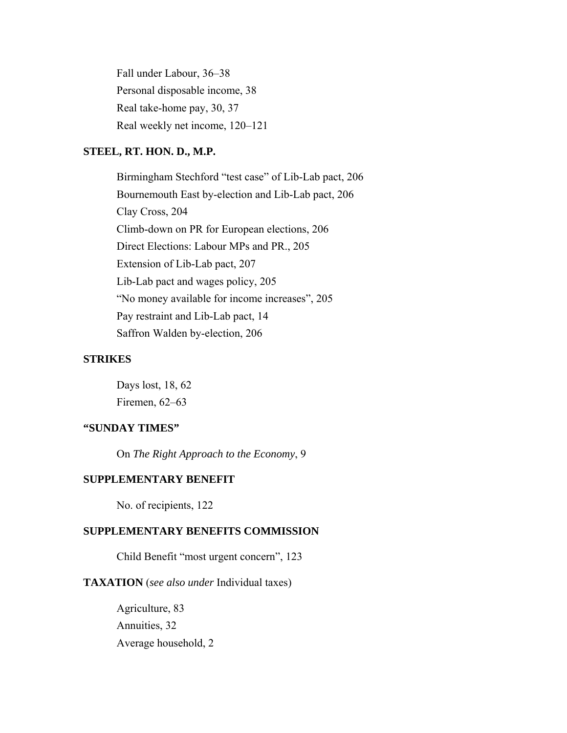Fall under Labour, 36–38

Personal disposable income, 38

Real take-home pay, 30, 37

Real weekly net income, 120–121

**STEEL, RT. HON. D., M.P.**

Birmingham Stechford "test case" of Lib-Lab pact, 206

Bournemouth East by-election and Lib-Lab pact, 206

Clay Cross, 204

Climb-down on PR for European elections, 206

Direct Elections: Labour MPs and PR., 205

Extension of Lib-Lab pact, 207

Lib-Lab pact and wages policy, 205

"No money available for income increases", 205

Pay restraint and Lib-Lab pact, 14

Saffron Walden by-election, 206

**STRIKES**

Days lost, 18, 62

Firemen, 62–63

**"SUNDAY TIMES"**

On *The Right Approach to the Economy*, 9

**SUPPLEMENTARY BENEFIT**

No. of recipients, 122

**SUPPLEMENTARY BENEFITS COMMISSION**

Child Benefit "most urgent concern", 123

**TAXATION** (*see also under* Individual taxes)

Agriculture, 83

Annuities, 32

Average household, 2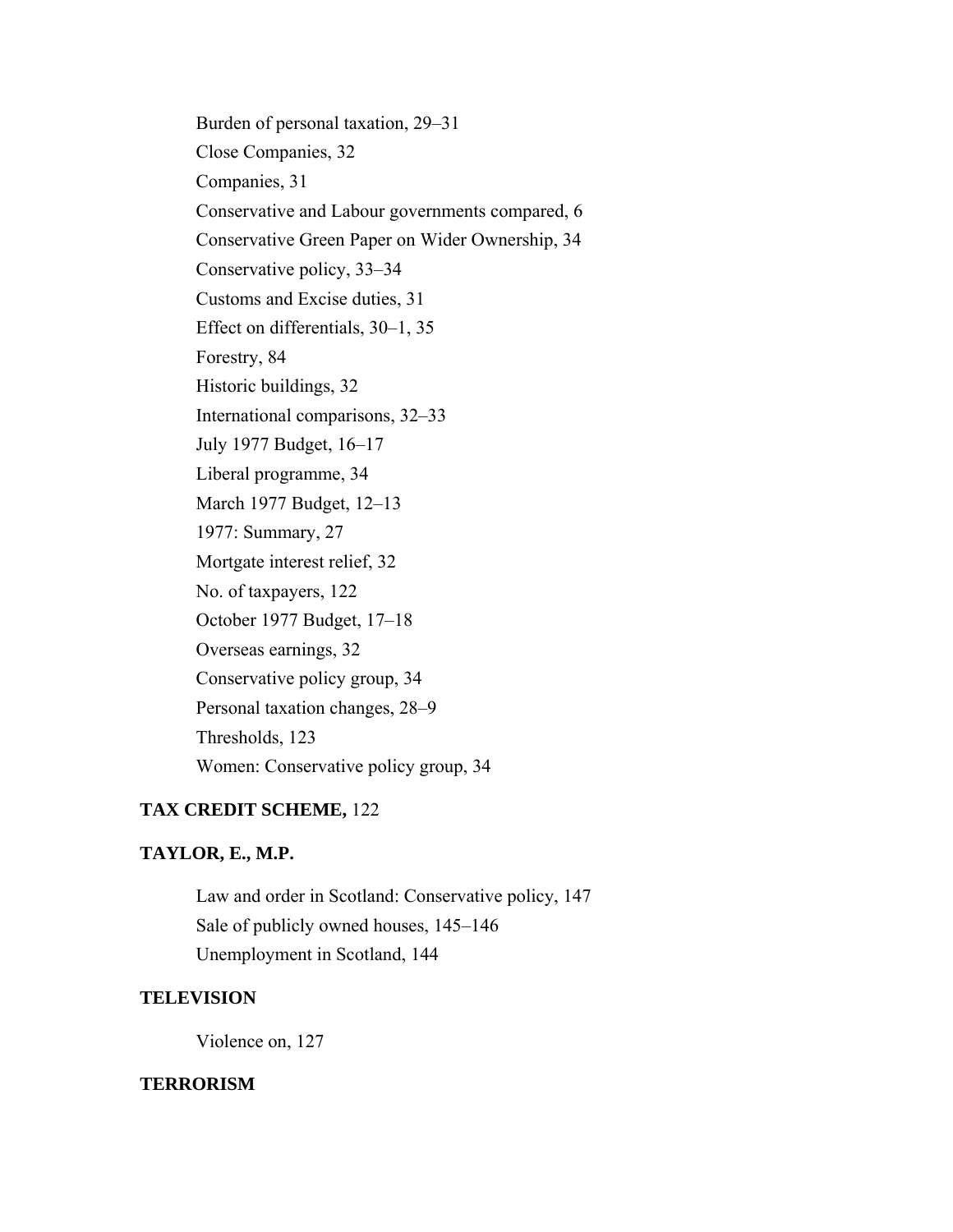Burden of personal taxation, 29–31
Close Companies, 32
Companies, 31
Conservative and Labour governments compared, 6
Conservative Green Paper on Wider Ownership, 34
Conservative policy, 33–34
Customs and Excise duties, 31
Effect on differentials, 30–1, 35
Forestry, 84
Historic buildings, 32
International comparisons, 32–33
July 1977 Budget, 16–17
Liberal programme, 34
March 1977 Budget, 12–13
1977: Summary, 27
Mortgate interest relief, 32
No. of taxpayers, 122
October 1977 Budget, 17–18
Overseas earnings, 32
Conservative policy group, 34
Personal taxation changes, 28–9
Thresholds, 123
Women: Conservative policy group, 34

**TAX CREDIT SCHEME,** 122

**TAYLOR, E., M.P.**

Law and order in Scotland: Conservative policy, 147
Sale of publicly owned houses, 145–146
Unemployment in Scotland, 144

**TELEVISION**

Violence on, 127

**TERRORISM**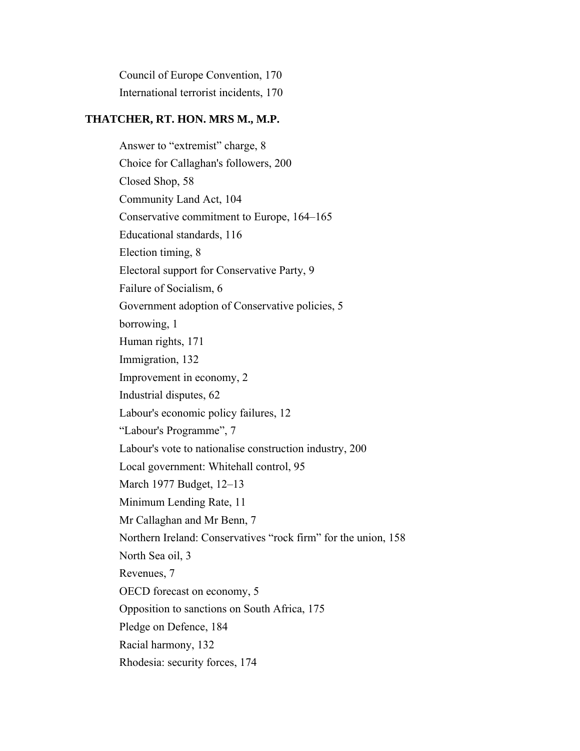Council of Europe Convention, 170

International terrorist incidents, 170

**THATCHER, RT. HON. MRS M., M.P.**

Answer to “extremist” charge, 8

Choice for Callaghan's followers, 200

Closed Shop, 58

Community Land Act, 104

Conservative commitment to Europe, 164–165

Educational standards, 116

Election timing, 8

Electoral support for Conservative Party, 9

Failure of Socialism, 6

Government adoption of Conservative policies, 5

borrowing, 1

Human rights, 171

Immigration, 132

Improvement in economy, 2

Industrial disputes, 62

Labour's economic policy failures, 12

“Labour's Programme”, 7

Labour's vote to nationalise construction industry, 200

Local government: Whitehall control, 95

March 1977 Budget, 12–13

Minimum Lending Rate, 11

Mr Callaghan and Mr Benn, 7

Northern Ireland: Conservatives “rock firm” for the union, 158

North Sea oil, 3

Revenues, 7

OECD forecast on economy, 5

Opposition to sanctions on South Africa, 175

Pledge on Defence, 184

Racial harmony, 132

Rhodesia: security forces, 174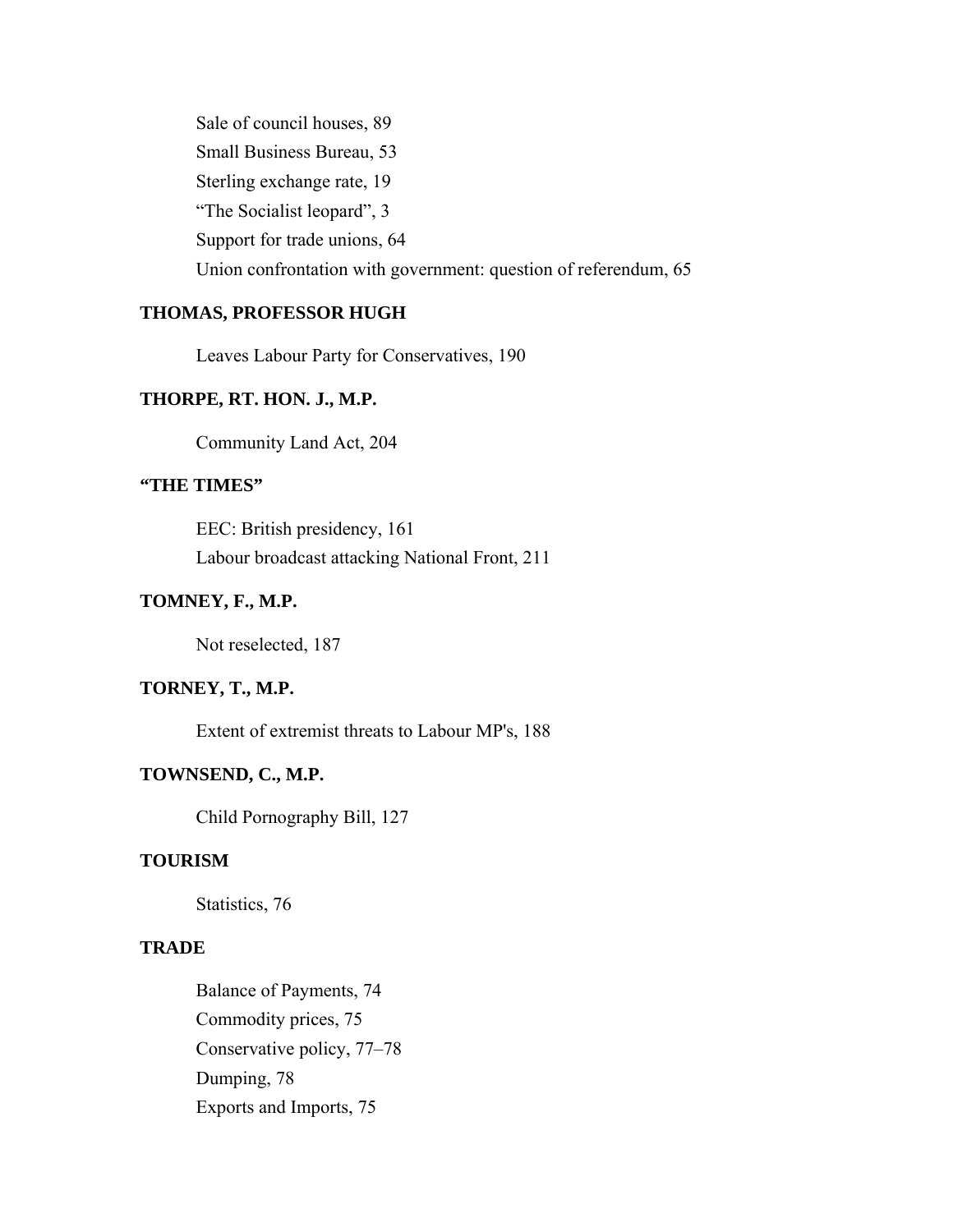Sale of council houses, 89

Small Business Bureau, 53

Sterling exchange rate, 19

"The Socialist leopard", 3

Support for trade unions, 64

Union confrontation with government: question of referendum, 65

**THOMAS, PROFESSOR HUGH**

Leaves Labour Party for Conservatives, 190

**THORPE, RT. HON. J., M.P.**

Community Land Act, 204

**"THE TIMES"**

EEC: British presidency, 161

Labour broadcast attacking National Front, 211

**TOMNEY, F., M.P.**

Not reselected, 187

**TORNEY, T., M.P.**

Extent of extremist threats to Labour MP's, 188

**TOWNSEND, C., M.P.**

Child Pornography Bill, 127

**TOURISM**

Statistics, 76

**TRADE**

Balance of Payments, 74

Commodity prices, 75

Conservative policy, 77–78

Dumping, 78

Exports and Imports, 75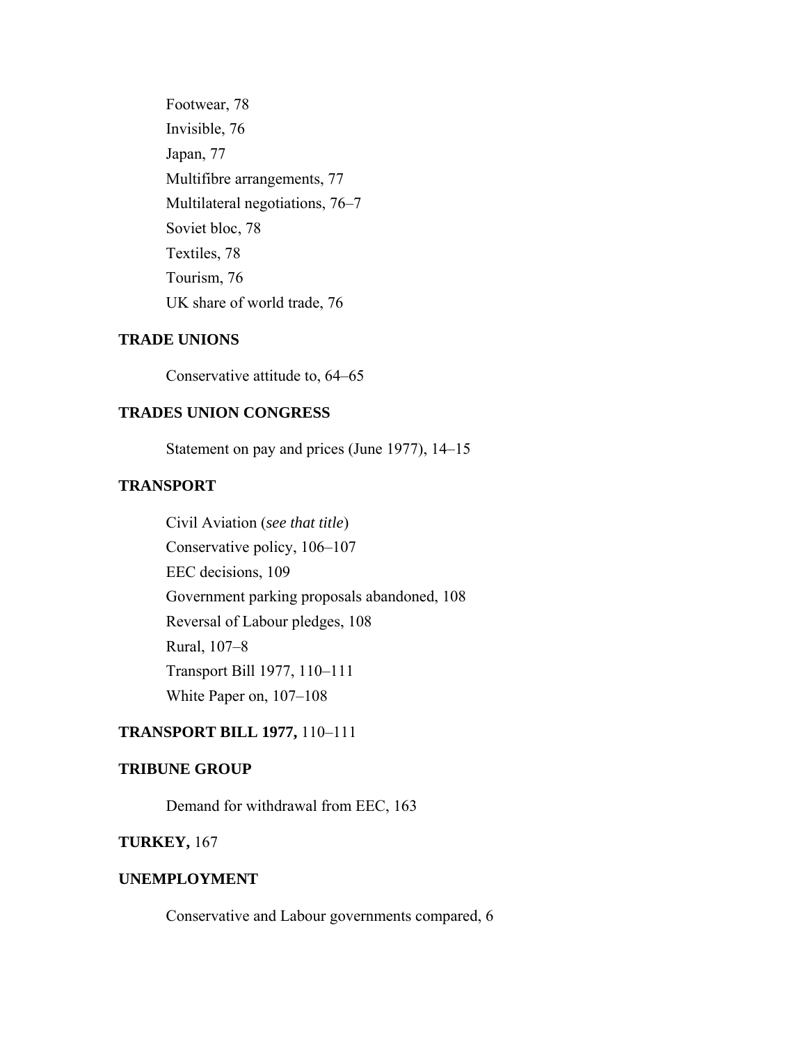Footwear, 78

Invisible, 76

Japan, 77

Multifibre arrangements, 77

Multilateral negotiations, 76–7

Soviet bloc, 78

Textiles, 78

Tourism, 76

UK share of world trade, 76

**TRADE UNIONS**

Conservative attitude to, 64–65

**TRADES UNION CONGRESS**

Statement on pay and prices (June 1977), 14–15

**TRANSPORT**

Civil Aviation (*see that title*)

Conservative policy, 106–107

EEC decisions, 109

Government parking proposals abandoned, 108

Reversal of Labour pledges, 108

Rural, 107–8

Transport Bill 1977, 110–111

White Paper on, 107–108

**TRANSPORT BILL 1977,** 110–111

**TRIBUNE GROUP**

Demand for withdrawal from EEC, 163

**TURKEY,** 167

**UNEMPLOYMENT**

Conservative and Labour governments compared, 6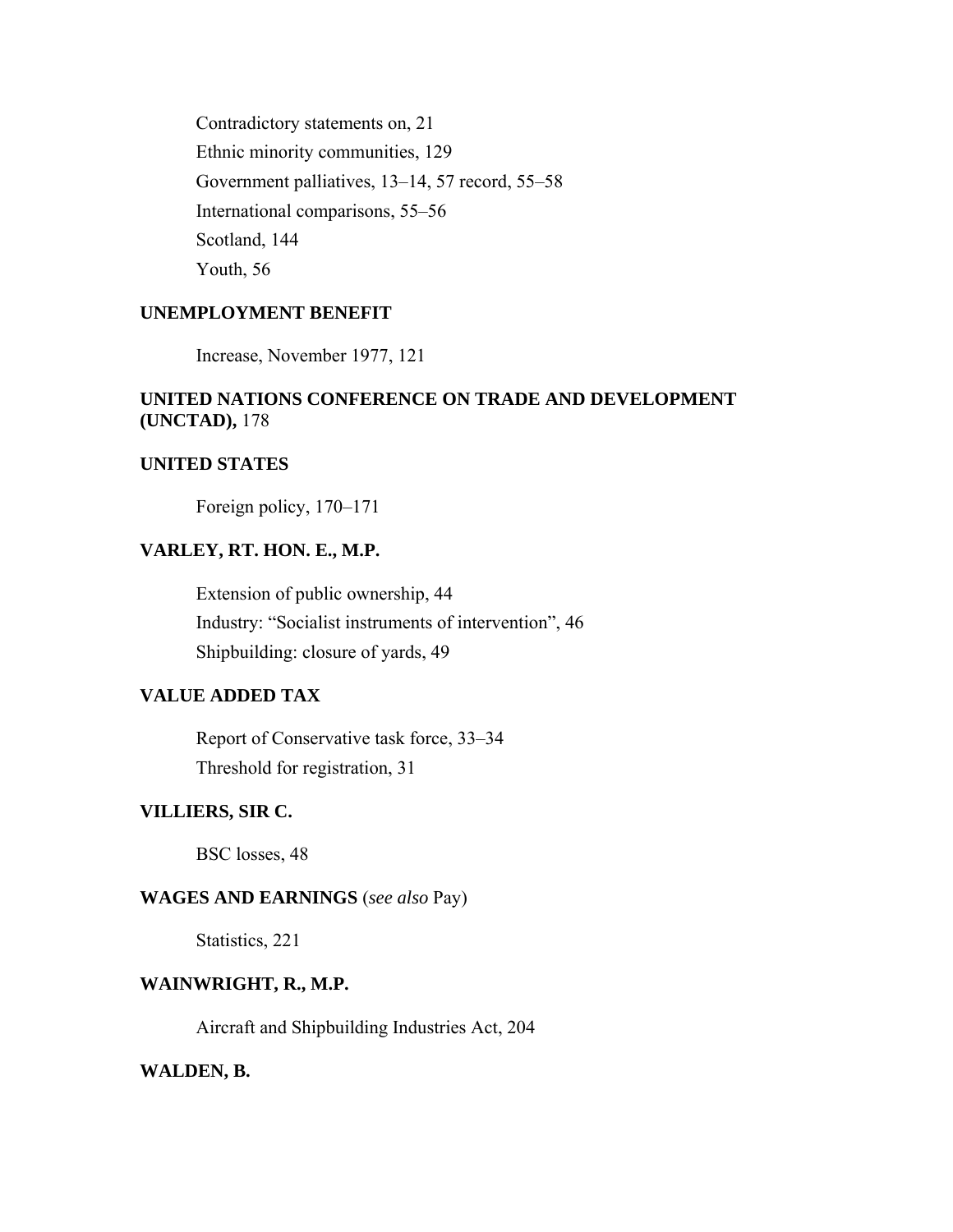Contradictory statements on, 21

Ethnic minority communities, 129

Government palliatives, 13–14, 57 record, 55–58

International comparisons, 55–56

Scotland, 144

Youth, 56

**UNEMPLOYMENT BENEFIT**

Increase, November 1977, 121

**UNITED NATIONS CONFERENCE ON TRADE AND DEVELOPMENT (UNCTAD),** 178

**UNITED STATES**

Foreign policy, 170–171

**VARLEY, RT. HON. E., M.P.**

Extension of public ownership, 44

Industry: "Socialist instruments of intervention", 46

Shipbuilding: closure of yards, 49

**VALUE ADDED TAX**

Report of Conservative task force, 33–34

Threshold for registration, 31

**VILLIERS, SIR C.**

BSC losses, 48

**WAGES AND EARNINGS** (*see also* Pay)

Statistics, 221

**WAINWRIGHT, R., M.P.**

Aircraft and Shipbuilding Industries Act, 204

**WALDEN, B.**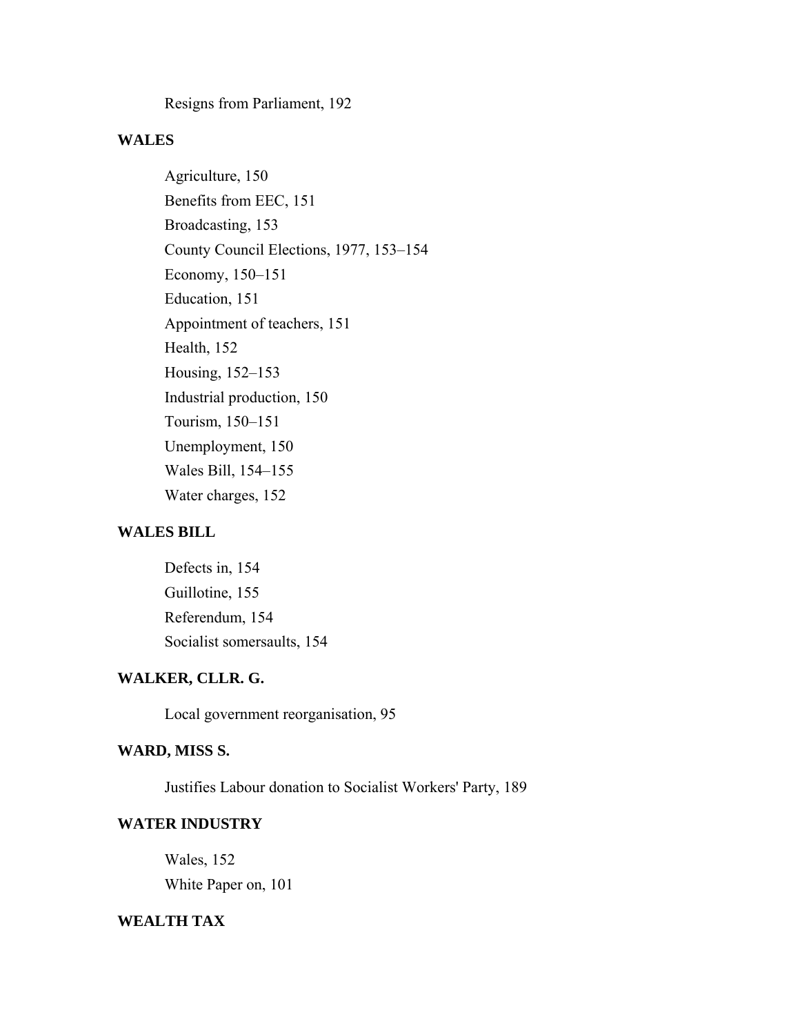Resigns from Parliament, 192

**WALES**

Agriculture, 150
Benefits from EEC, 151
Broadcasting, 153
County Council Elections, 1977, 153–154
Economy, 150–151
Education, 151
Appointment of teachers, 151
Health, 152
Housing, 152–153
Industrial production, 150
Tourism, 150–151
Unemployment, 150
Wales Bill, 154–155
Water charges, 152

**WALES BILL**

Defects in, 154
Guillotine, 155
Referendum, 154
Socialist somersaults, 154

**WALKER, CLLR. G.**

Local government reorganisation, 95

**WARD, MISS S.**

Justifies Labour donation to Socialist Workers' Party, 189

**WATER INDUSTRY**

Wales, 152
White Paper on, 101

**WEALTH TAX**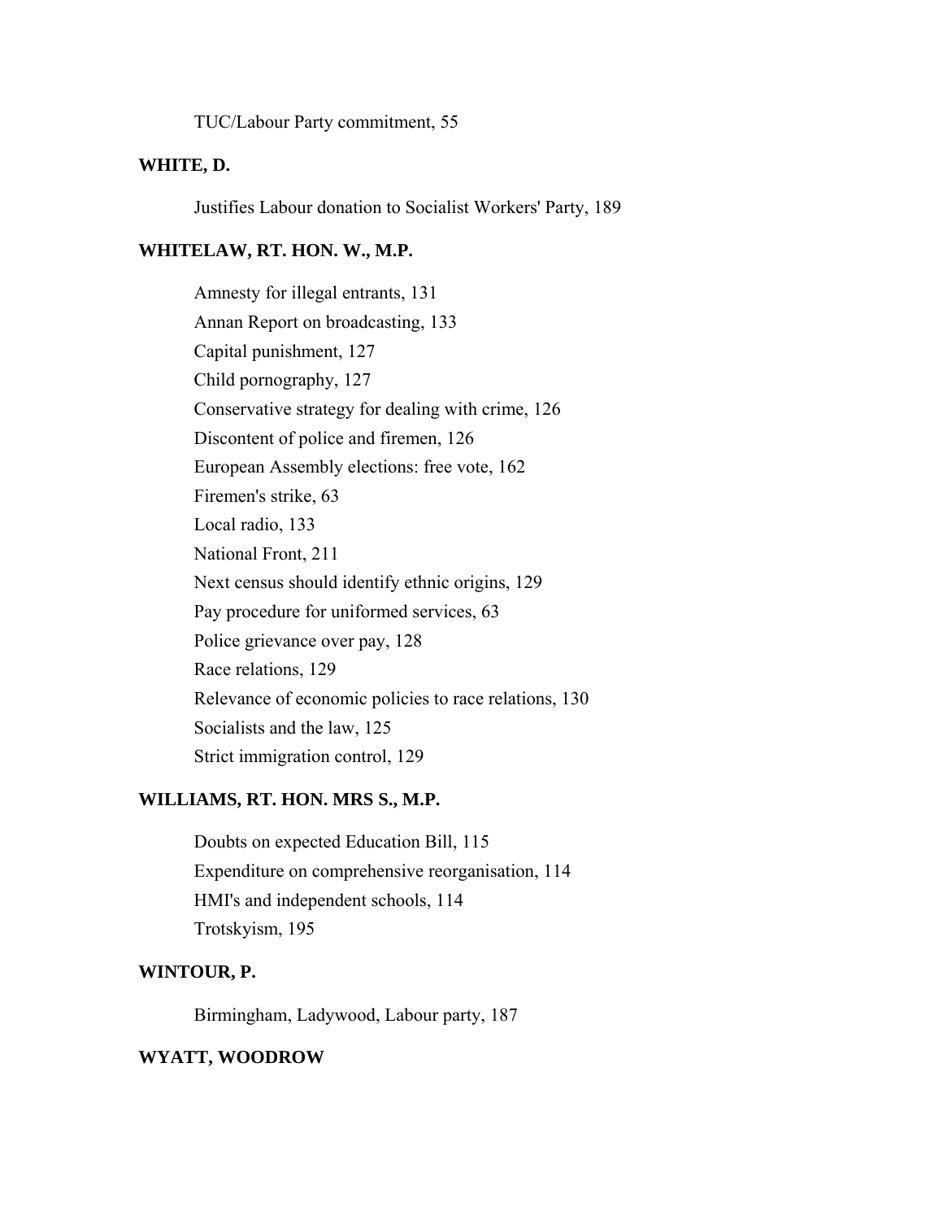TUC/Labour Party commitment, 55

**WHITE, D.**

Justifies Labour donation to Socialist Workers' Party, 189

**WHITELAW, RT. HON. W., M.P.**

Amnesty for illegal entrants, 131
Annan Report on broadcasting, 133
Capital punishment, 127
Child pornography, 127
Conservative strategy for dealing with crime, 126
Discontent of police and firemen, 126
European Assembly elections: free vote, 162
Firemen's strike, 63
Local radio, 133
National Front, 211
Next census should identify ethnic origins, 129
Pay procedure for uniformed services, 63
Police grievance over pay, 128
Race relations, 129
Relevance of economic policies to race relations, 130
Socialists and the law, 125
Strict immigration control, 129

**WILLIAMS, RT. HON. MRS S., M.P.**

Doubts on expected Education Bill, 115
Expenditure on comprehensive reorganisation, 114
HMI's and independent schools, 114
Trotskyism, 195

**WINTOUR, P.**

Birmingham, Ladywood, Labour party, 187

**WYATT, WOODROW**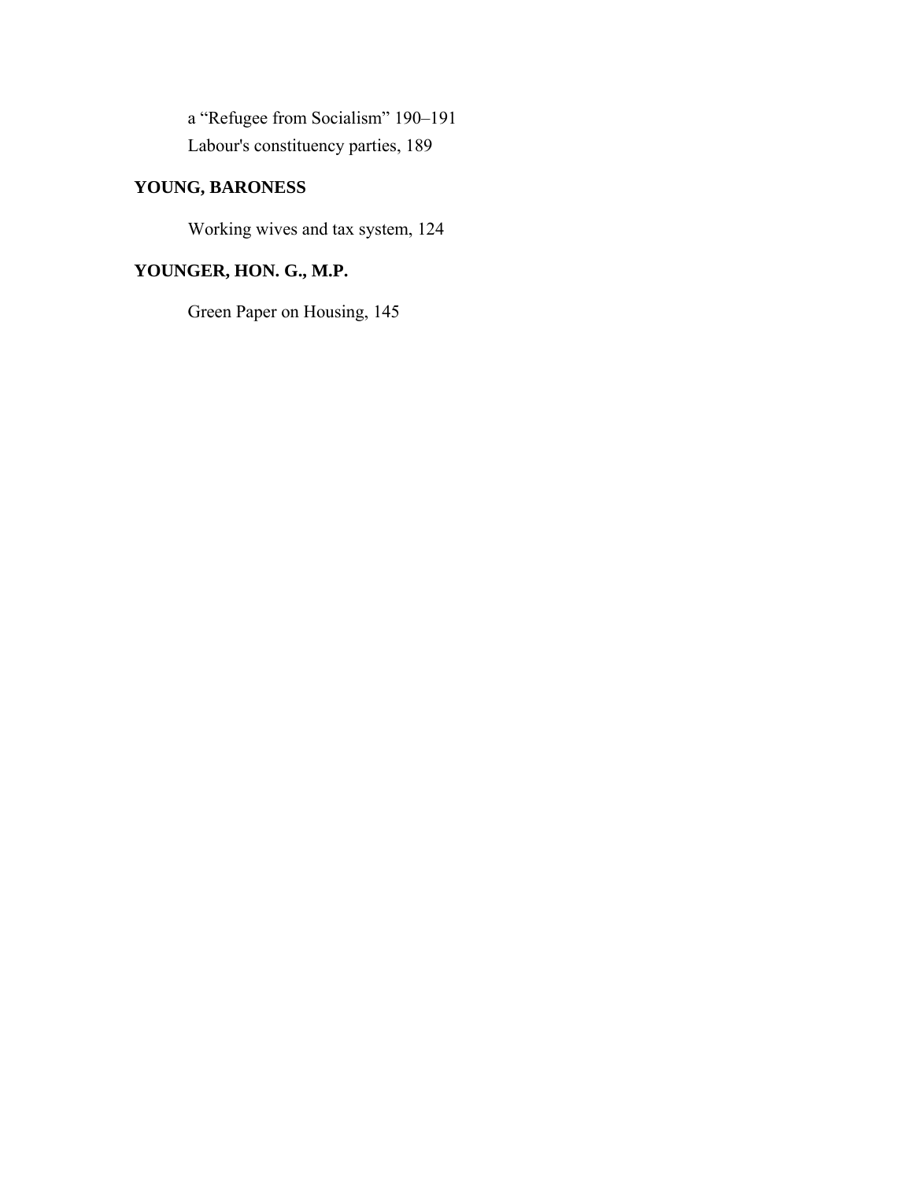a “Refugee from Socialism” 190–191
Labour's constituency parties, 189

**YOUNG, BARONESS**

Working wives and tax system, 124

**YOUNGER, HON. G., M.P.**

Green Paper on Housing, 145